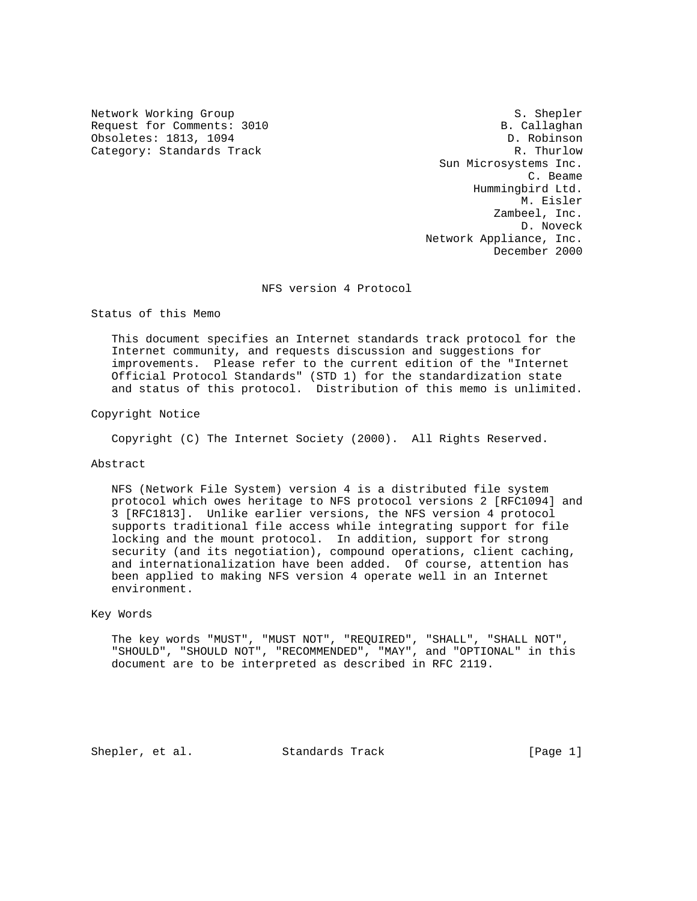Network Working Group S. Shepler
Request for Comments: 3010 B. Callaghan
Obsoletes: 1813, 1094 D. Robinson
Category: Standards Track R. Thurlow
Sun Microsystems Inc.
C. Beame
Hummingbird Ltd.
M. Eisler
Zambeel, Inc.
D. Noveck
Network Appliance, Inc.
December 2000

# NFS version 4 Protocol

## Status of this Memo

This document specifies an Internet standards track protocol for the Internet community, and requests discussion and suggestions for improvements. Please refer to the current edition of the "Internet Official Protocol Standards" (STD 1) for the standardization state and status of this protocol. Distribution of this memo is unlimited.

## Copyright Notice

Copyright (C) The Internet Society (2000). All Rights Reserved.

## Abstract

NFS (Network File System) version 4 is a distributed file system protocol which owes heritage to NFS protocol versions 2 [RFC1094] and 3 [RFC1813]. Unlike earlier versions, the NFS version 4 protocol supports traditional file access while integrating support for file locking and the mount protocol. In addition, support for strong security (and its negotiation), compound operations, client caching, and internationalization have been added. Of course, attention has been applied to making NFS version 4 operate well in an Internet environment.

## Key Words

The key words "MUST", "MUST NOT", "REQUIRED", "SHALL", "SHALL NOT", "SHOULD", "SHOULD NOT", "RECOMMENDED", "MAY", and "OPTIONAL" in this document are to be interpreted as described in RFC 2119.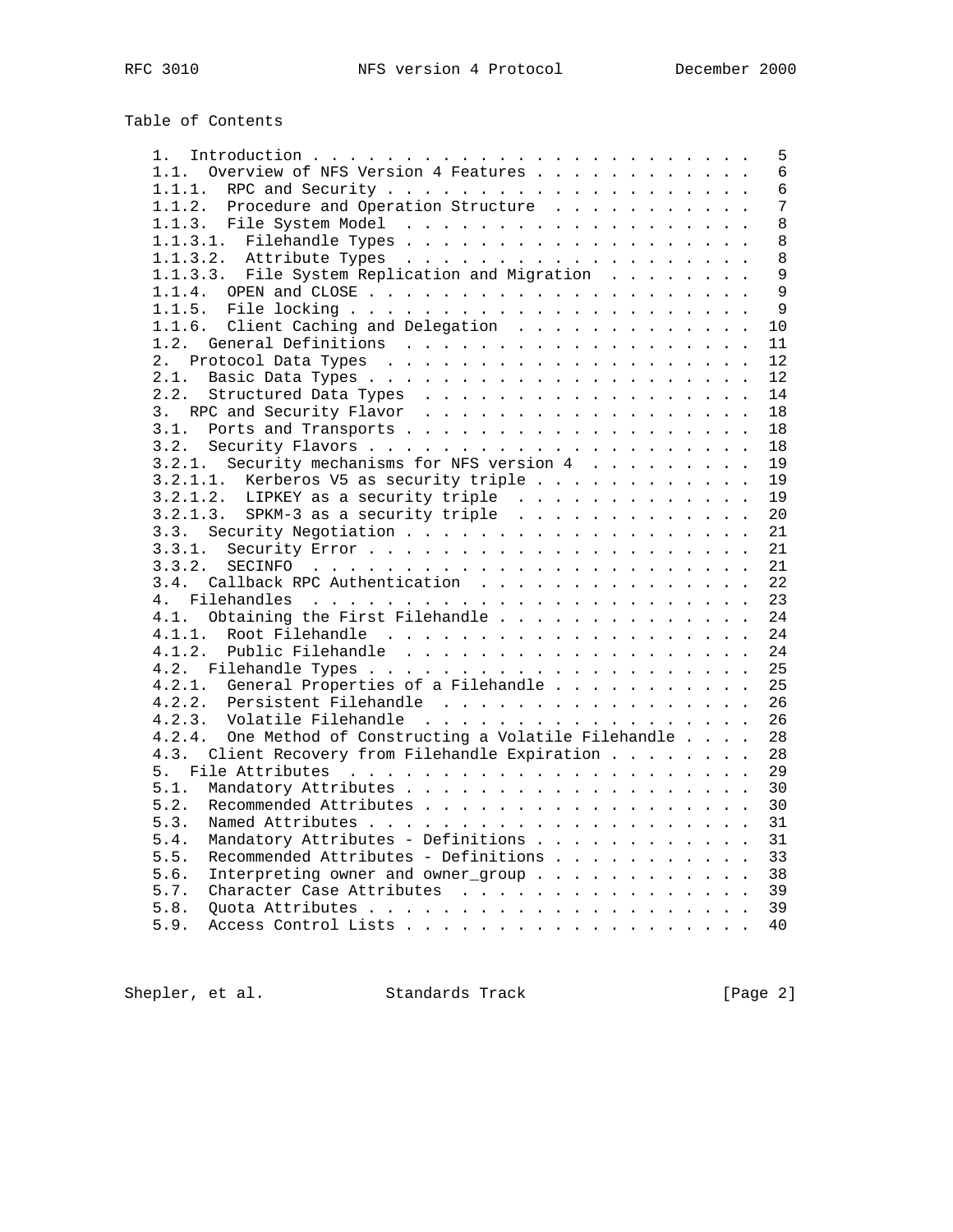Table of Contents

```
   1.  Introduction . . . . . . . . . . . . . . . . . . . . . . . .   5
   1.1.  Overview of NFS Version 4 Features . . . . . . . . . . . .   6
   1.1.1.  RPC and Security . . . . . . . . . . . . . . . . . . . .   6
   1.1.2.  Procedure and Operation Structure  . . . . . . . . . . .   7
   1.1.3.  File System Model  . . . . . . . . . . . . . . . . . . .   8
   1.1.3.1.  Filehandle Types . . . . . . . . . . . . . . . . . . .   8
   1.1.3.2.  Attribute Types  . . . . . . . . . . . . . . . . . . .   8
   1.1.3.3.  File System Replication and Migration  . . . . . . . .   9
   1.1.4.  OPEN and CLOSE . . . . . . . . . . . . . . . . . . . . .   9
   1.1.5.  File locking . . . . . . . . . . . . . . . . . . . . . .   9
   1.1.6.  Client Caching and Delegation  . . . . . . . . . . . . .  10
   1.2.  General Definitions  . . . . . . . . . . . . . . . . . . .  11
   2.  Protocol Data Types  . . . . . . . . . . . . . . . . . . . .  12
   2.1.  Basic Data Types . . . . . . . . . . . . . . . . . . . . .  12
   2.2.  Structured Data Types  . . . . . . . . . . . . . . . . . .  14
   3.  RPC and Security Flavor  . . . . . . . . . . . . . . . . . .  18
   3.1.  Ports and Transports . . . . . . . . . . . . . . . . . . .  18
   3.2.  Security Flavors . . . . . . . . . . . . . . . . . . . . .  18
   3.2.1.  Security mechanisms for NFS version 4  . . . . . . . . .  19
   3.2.1.1.  Kerberos V5 as security triple . . . . . . . . . . . .  19
   3.2.1.2.  LIPKEY as a security triple  . . . . . . . . . . . . .  19
   3.2.1.3.  SPKM-3 as a security triple  . . . . . . . . . . . . .  20
   3.3.  Security Negotiation . . . . . . . . . . . . . . . . . . .  21
   3.3.1.  Security Error . . . . . . . . . . . . . . . . . . . . .  21
   3.3.2.  SECINFO  . . . . . . . . . . . . . . . . . . . . . . . .  21
   3.4.  Callback RPC Authentication  . . . . . . . . . . . . . . .  22
   4.  Filehandles  . . . . . . . . . . . . . . . . . . . . . . . .  23
   4.1.  Obtaining the First Filehandle . . . . . . . . . . . . . .  24
   4.1.1.  Root Filehandle  . . . . . . . . . . . . . . . . . . . .  24
   4.1.2.  Public Filehandle  . . . . . . . . . . . . . . . . . . .  24
   4.2.  Filehandle Types . . . . . . . . . . . . . . . . . . . . .  25
   4.2.1.  General Properties of a Filehandle . . . . . . . . . . .  25
   4.2.2.  Persistent Filehandle  . . . . . . . . . . . . . . . . .  26
   4.2.3.  Volatile Filehandle  . . . . . . . . . . . . . . . . . .  26
   4.2.4.  One Method of Constructing a Volatile Filehandle . . . .  28
   4.3.  Client Recovery from Filehandle Expiration . . . . . . . .  28
   5.  File Attributes  . . . . . . . . . . . . . . . . . . . . . .  29
   5.1.  Mandatory Attributes . . . . . . . . . . . . . . . . . . .  30
   5.2.  Recommended Attributes . . . . . . . . . . . . . . . . . .  30
   5.3.  Named Attributes . . . . . . . . . . . . . . . . . . . . .  31
   5.4.  Mandatory Attributes - Definitions . . . . . . . . . . . .  31
   5.5.  Recommended Attributes - Definitions . . . . . . . . . . .  33
   5.6.  Interpreting owner and owner_group . . . . . . . . . . . .  38
   5.7.  Character Case Attributes  . . . . . . . . . . . . . . . .  39
   5.8.  Quota Attributes . . . . . . . . . . . . . . . . . . . . .  39
   5.9.  Access Control Lists . . . . . . . . . . . . . . . . . . .  40
```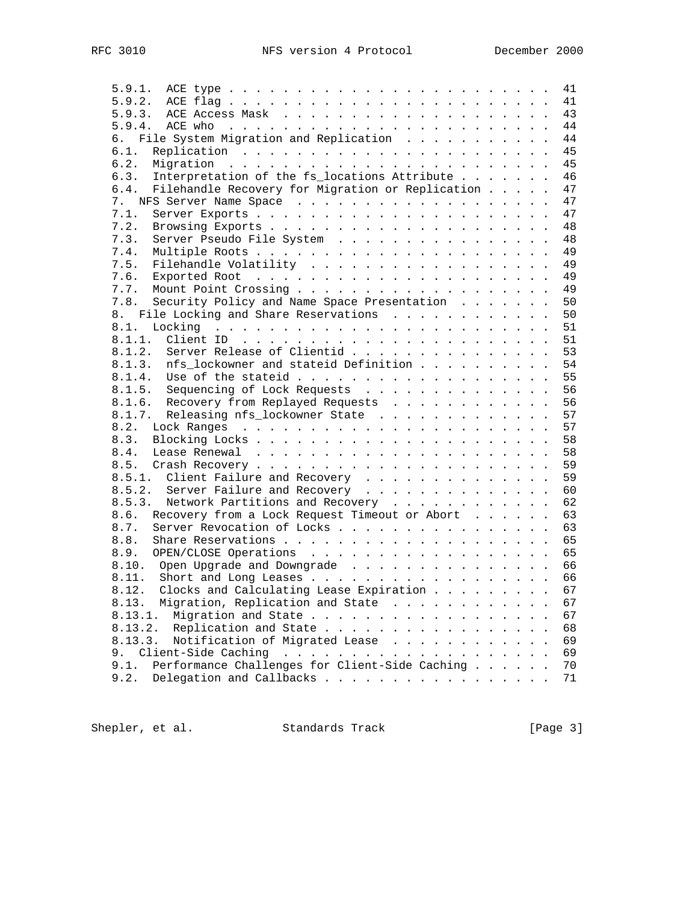```
   5.9.1.  ACE type . . . . . . . . . . . . . . . . . . . . . . . .  41
   5.9.2.  ACE flag . . . . . . . . . . . . . . . . . . . . . . . .  41
   5.9.3.  ACE Access Mask  . . . . . . . . . . . . . . . . . . . .  43
   5.9.4.  ACE who  . . . . . . . . . . . . . . . . . . . . . . . .  44
   6.  File System Migration and Replication  . . . . . . . . . . .  44
   6.1.  Replication  . . . . . . . . . . . . . . . . . . . . . . .  45
   6.2.  Migration  . . . . . . . . . . . . . . . . . . . . . . . .  45
   6.3.  Interpretation of the fs_locations Attribute . . . . . . .  46
   6.4.  Filehandle Recovery for Migration or Replication . . . . .  47
   7.  NFS Server Name Space  . . . . . . . . . . . . . . . . . . .  47
   7.1.  Server Exports . . . . . . . . . . . . . . . . . . . . . .  47
   7.2.  Browsing Exports . . . . . . . . . . . . . . . . . . . . .  48
   7.3.  Server Pseudo File System  . . . . . . . . . . . . . . . .  48
   7.4.  Multiple Roots . . . . . . . . . . . . . . . . . . . . . .  49
   7.5.  Filehandle Volatility  . . . . . . . . . . . . . . . . . .  49
   7.6.  Exported Root  . . . . . . . . . . . . . . . . . . . . . .  49
   7.7.  Mount Point Crossing . . . . . . . . . . . . . . . . . . .  49
   7.8.  Security Policy and Name Space Presentation  . . . . . . .  50
   8.  File Locking and Share Reservations  . . . . . . . . . . . .  50
   8.1.  Locking  . . . . . . . . . . . . . . . . . . . . . . . . .  51
   8.1.1.  Client ID  . . . . . . . . . . . . . . . . . . . . . . .  51
   8.1.2.  Server Release of Clientid . . . . . . . . . . . . . . .  53
   8.1.3.  nfs_lockowner and stateid Definition . . . . . . . . . .  54
   8.1.4.  Use of the stateid . . . . . . . . . . . . . . . . . . .  55
   8.1.5.  Sequencing of Lock Requests  . . . . . . . . . . . . . .  56
   8.1.6.  Recovery from Replayed Requests  . . . . . . . . . . . .  56
   8.1.7.  Releasing nfs_lockowner State  . . . . . . . . . . . . .  57
   8.2.  Lock Ranges  . . . . . . . . . . . . . . . . . . . . . . .  57
   8.3.  Blocking Locks . . . . . . . . . . . . . . . . . . . . . .  58
   8.4.  Lease Renewal  . . . . . . . . . . . . . . . . . . . . . .  58
   8.5.  Crash Recovery . . . . . . . . . . . . . . . . . . . . . .  59
   8.5.1.  Client Failure and Recovery  . . . . . . . . . . . . . .  59
   8.5.2.  Server Failure and Recovery  . . . . . . . . . . . . . .  60
   8.5.3.  Network Partitions and Recovery  . . . . . . . . . . . .  62
   8.6.  Recovery from a Lock Request Timeout or Abort  . . . . . .  63
   8.7.  Server Revocation of Locks . . . . . . . . . . . . . . . .  63
   8.8.  Share Reservations . . . . . . . . . . . . . . . . . . . .  65
   8.9.  OPEN/CLOSE Operations  . . . . . . . . . . . . . . . . . .  65
   8.10.  Open Upgrade and Downgrade  . . . . . . . . . . . . . . .  66
   8.11.  Short and Long Leases . . . . . . . . . . . . . . . . . .  66
   8.12.  Clocks and Calculating Lease Expiration . . . . . . . . .  67
   8.13.  Migration, Replication and State  . . . . . . . . . . . .  67
   8.13.1.  Migration and State . . . . . . . . . . . . . . . . . .  67
   8.13.2.  Replication and State . . . . . . . . . . . . . . . . .  68
   8.13.3.  Notification of Migrated Lease  . . . . . . . . . . . .  69
   9.  Client-Side Caching  . . . . . . . . . . . . . . . . . . . .  69
   9.1.  Performance Challenges for Client-Side Caching . . . . . .  70
   9.2.  Delegation and Callbacks . . . . . . . . . . . . . . . . .  71
```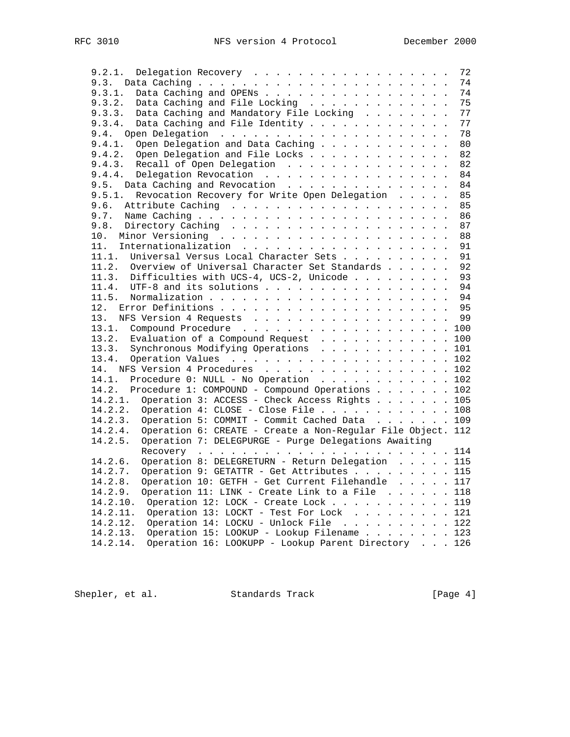```
   9.2.1.  Delegation Recovery  . . . . . . . . . . . . . . . . . .  72
   9.3.  Data Caching . . . . . . . . . . . . . . . . . . . . . . .  74
   9.3.1.  Data Caching and OPENs . . . . . . . . . . . . . . . . .  74
   9.3.2.  Data Caching and File Locking  . . . . . . . . . . . . .  75
   9.3.3.  Data Caching and Mandatory File Locking  . . . . . . . .  77
   9.3.4.  Data Caching and File Identity . . . . . . . . . . . . .  77
   9.4.  Open Delegation  . . . . . . . . . . . . . . . . . . . . .  78
   9.4.1.  Open Delegation and Data Caching . . . . . . . . . . . .  80
   9.4.2.  Open Delegation and File Locks . . . . . . . . . . . . .  82
   9.4.3.  Recall of Open Delegation  . . . . . . . . . . . . . . .  82
   9.4.4.  Delegation Revocation  . . . . . . . . . . . . . . . . .  84
   9.5.  Data Caching and Revocation  . . . . . . . . . . . . . . .  84
   9.5.1.  Revocation Recovery for Write Open Delegation  . . . . .  85
   9.6.  Attribute Caching  . . . . . . . . . . . . . . . . . . . .  85
   9.7.  Name Caching . . . . . . . . . . . . . . . . . . . . . . .  86
   9.8.  Directory Caching  . . . . . . . . . . . . . . . . . . . .  87
   10.  Minor Versioning  . . . . . . . . . . . . . . . . . . . . .  88
   11.  Internationalization  . . . . . . . . . . . . . . . . . . .  91
   11.1.  Universal Versus Local Character Sets . . . . . . . . . .  91
   11.2.  Overview of Universal Character Set Standards  . . . . . .  92
   11.3.  Difficulties with UCS-4, UCS-2, Unicode . . . . . . . . .  93
   11.4.  UTF-8 and its solutions . . . . . . . . . . . . . . . . .  94
   11.5.  Normalization . . . . . . . . . . . . . . . . . . . . . .  94
   12.  Error Definitions . . . . . . . . . . . . . . . . . . . . .  95
   13.  NFS Version 4 Requests  . . . . . . . . . . . . . . . . . .  99
   13.1.  Compound Procedure  . . . . . . . . . . . . . . . . . . . 100
   13.2.  Evaluation of a Compound Request  . . . . . . . . . . . . 100
   13.3.  Synchronous Modifying Operations  . . . . . . . . . . . . 101
   13.4.  Operation Values  . . . . . . . . . . . . . . . . . . . . 102
   14.  NFS Version 4 Procedures  . . . . . . . . . . . . . . . . . 102
   14.1.  Procedure 0: NULL - No Operation  . . . . . . . . . . . . 102
   14.2.  Procedure 1: COMPOUND - Compound Operations . . . . . . . 102
   14.2.1.  Operation 3: ACCESS - Check Access Rights . . . . . . . 105
   14.2.2.  Operation 4: CLOSE - Close File . . . . . . . . . . . . 108
   14.2.3.  Operation 5: COMMIT - Commit Cached Data  . . . . . . . 109
   14.2.4.  Operation 6: CREATE - Create a Non-Regular File Object. 112
   14.2.5.  Operation 7: DELEGPURGE - Purge Delegations Awaiting
            Recovery  . . . . . . . . . . . . . . . . . . . . . . . 114
   14.2.6.  Operation 8: DELEGRETURN - Return Delegation  . . . . . 115
   14.2.7.  Operation 9: GETATTR - Get Attributes . . . . . . . . . 115
   14.2.8.  Operation 10: GETFH - Get Current Filehandle  . . . . . 117
   14.2.9.  Operation 11: LINK - Create Link to a File  . . . . . . 118
   14.2.10.  Operation 12: LOCK - Create Lock . . . . . . . . . . . 119
   14.2.11.  Operation 13: LOCKT - Test For Lock  . . . . . . . . . 121
   14.2.12.  Operation 14: LOCKU - Unlock File  . . . . . . . . . . 122
   14.2.13.  Operation 15: LOOKUP - Lookup Filename . . . . . . . . 123
   14.2.14.  Operation 16: LOOKUPP - Lookup Parent Directory  . . . 126
```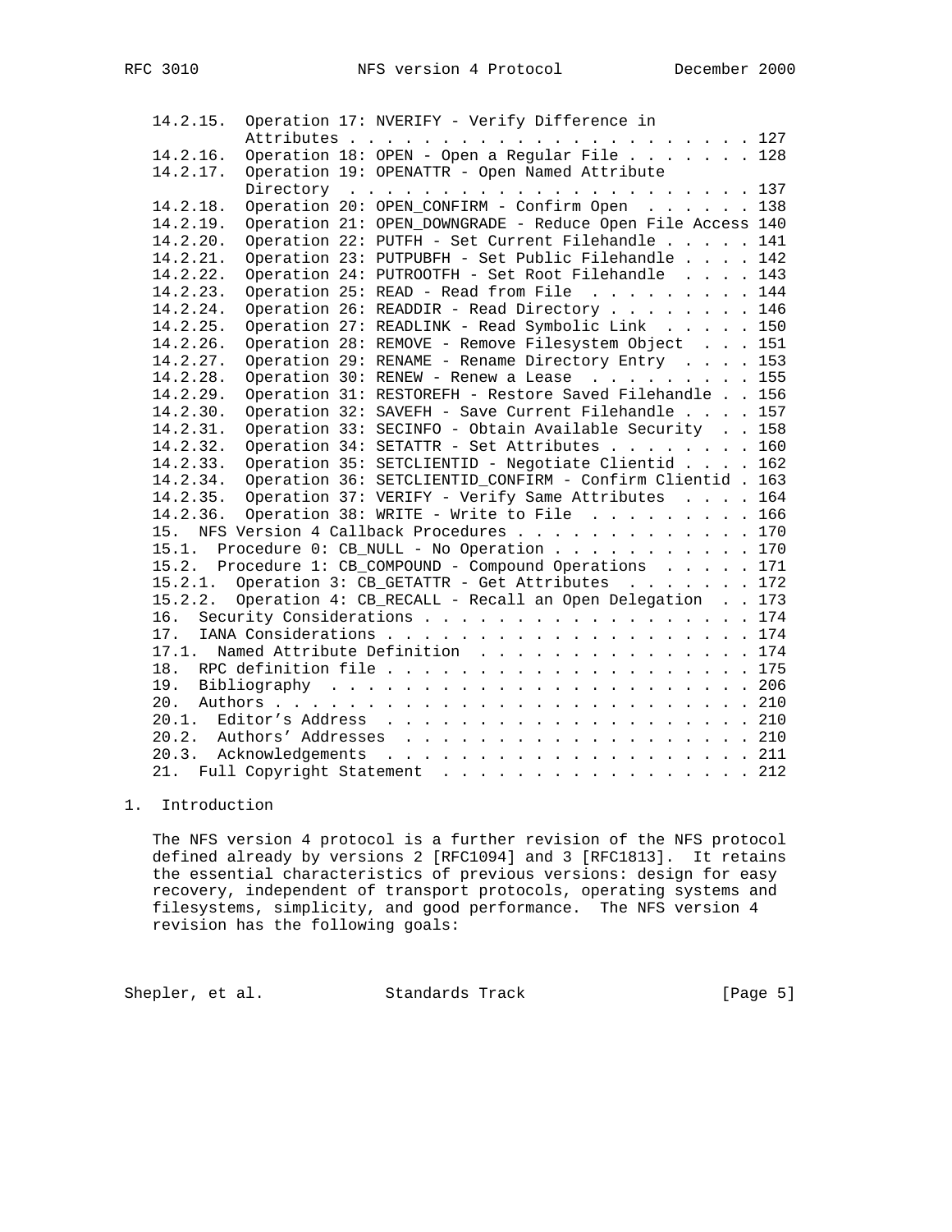```
   14.2.15.  Operation 17: NVERIFY - Verify Difference in
             Attributes . . . . . . . . . . . . . . . . . . . . . . 127
   14.2.16.  Operation 18: OPEN - Open a Regular File . . . . . . . 128
   14.2.17.  Operation 19: OPENATTR - Open Named Attribute
             Directory  . . . . . . . . . . . . . . . . . . . . . . 137
   14.2.18.  Operation 20: OPEN_CONFIRM - Confirm Open  . . . . . . 138
   14.2.19.  Operation 21: OPEN_DOWNGRADE - Reduce Open File Access 140
   14.2.20.  Operation 22: PUTFH - Set Current Filehandle . . . . . 141
   14.2.21.  Operation 23: PUTPUBFH - Set Public Filehandle . . . . 142
   14.2.22.  Operation 24: PUTROOTFH - Set Root Filehandle  . . . . 143
   14.2.23.  Operation 25: READ - Read from File  . . . . . . . . . 144
   14.2.24.  Operation 26: READDIR - Read Directory . . . . . . . . 146
   14.2.25.  Operation 27: READLINK - Read Symbolic Link  . . . . . 150
   14.2.26.  Operation 28: REMOVE - Remove Filesystem Object  . . . 151
   14.2.27.  Operation 29: RENAME - Rename Directory Entry  . . . . 153
   14.2.28.  Operation 30: RENEW - Renew a Lease  . . . . . . . . . 155
   14.2.29.  Operation 31: RESTOREFH - Restore Saved Filehandle . . 156
   14.2.30.  Operation 32: SAVEFH - Save Current Filehandle . . . . 157
   14.2.31.  Operation 33: SECINFO - Obtain Available Security  . . 158
   14.2.32.  Operation 34: SETATTR - Set Attributes . . . . . . . . 160
   14.2.33.  Operation 35: SETCLIENTID - Negotiate Clientid . . . . 162
   14.2.34.  Operation 36: SETCLIENTID_CONFIRM - Confirm Clientid . 163
   14.2.35.  Operation 37: VERIFY - Verify Same Attributes  . . . . 164
   14.2.36.  Operation 38: WRITE - Write to File  . . . . . . . . . 166
   15.  NFS Version 4 Callback Procedures . . . . . . . . . . . . . 170
   15.1.  Procedure 0: CB_NULL - No Operation . . . . . . . . . . . 170
   15.2.  Procedure 1: CB_COMPOUND - Compound Operations  . . . . . 171
   15.2.1.  Operation 3: CB_GETATTR - Get Attributes  . . . . . . . 172
   15.2.2.  Operation 4: CB_RECALL - Recall an Open Delegation  . . 173
   16.  Security Considerations . . . . . . . . . . . . . . . . . . 174
   17.  IANA Considerations . . . . . . . . . . . . . . . . . . . . 174
   17.1.  Named Attribute Definition  . . . . . . . . . . . . . . . 174
   18.  RPC definition file . . . . . . . . . . . . . . . . . . . . 175
   19.  Bibliography  . . . . . . . . . . . . . . . . . . . . . . . 206
   20.  Authors . . . . . . . . . . . . . . . . . . . . . . . . . . 210
   20.1.  Editor's Address  . . . . . . . . . . . . . . . . . . . . 210
   20.2.  Authors' Addresses  . . . . . . . . . . . . . . . . . . . 210
   20.3.  Acknowledgements  . . . . . . . . . . . . . . . . . . . . 211
   21.  Full Copyright Statement  . . . . . . . . . . . . . . . . . 212
```

# 1. Introduction

The NFS version 4 protocol is a further revision of the NFS protocol defined already by versions 2 [RFC1094] and 3 [RFC1813]. It retains the essential characteristics of previous versions: design for easy recovery, independent of transport protocols, operating systems and filesystems, simplicity, and good performance. The NFS version 4 revision has the following goals: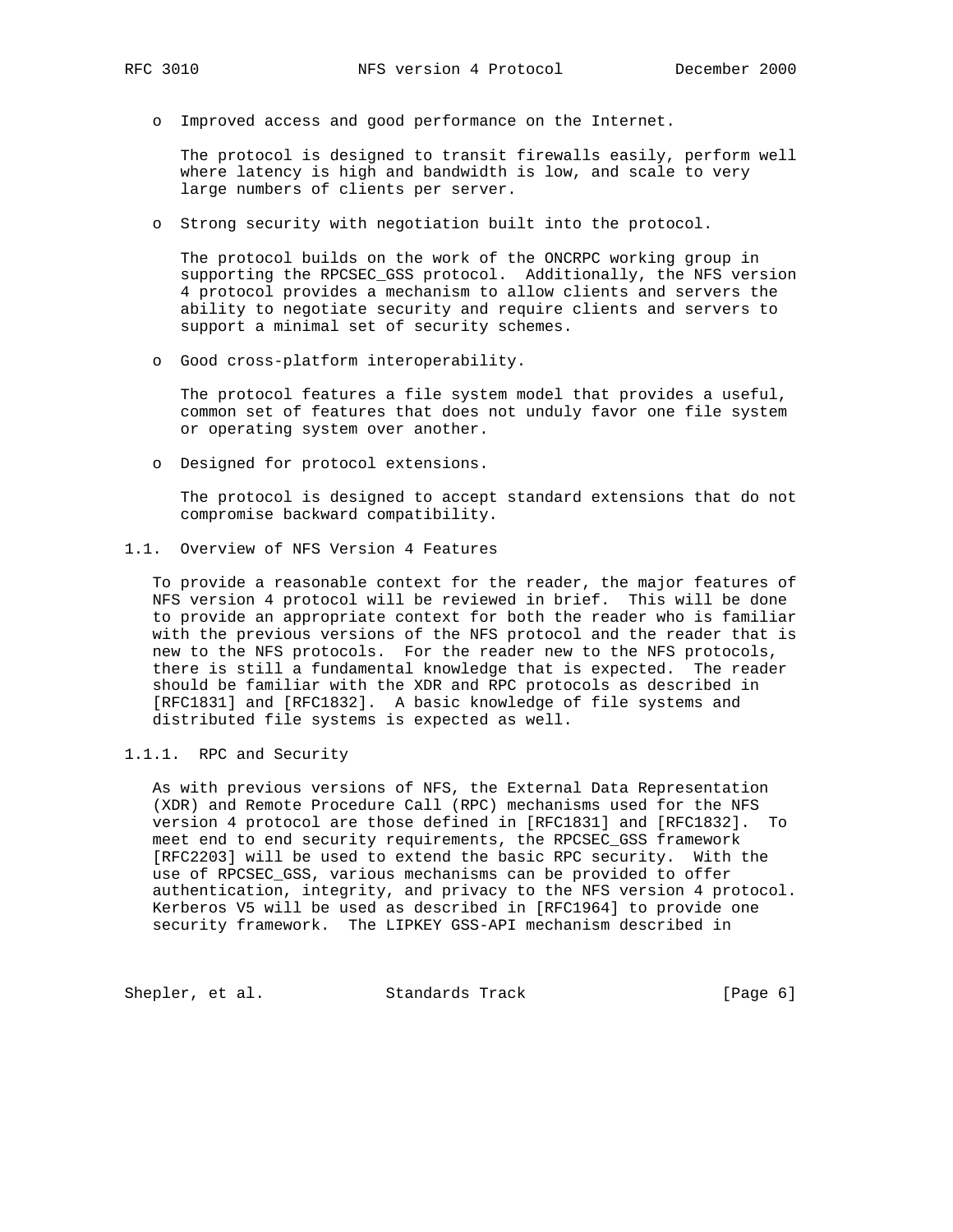- Improved access and good performance on the Internet.

  The protocol is designed to transit firewalls easily, perform well where latency is high and bandwidth is low, and scale to very large numbers of clients per server.

- Strong security with negotiation built into the protocol.

  The protocol builds on the work of the ONCRPC working group in supporting the RPCSEC_GSS protocol. Additionally, the NFS version 4 protocol provides a mechanism to allow clients and servers the ability to negotiate security and require clients and servers to support a minimal set of security schemes.

- Good cross-platform interoperability.

  The protocol features a file system model that provides a useful, common set of features that does not unduly favor one file system or operating system over another.

- Designed for protocol extensions.

  The protocol is designed to accept standard extensions that do not compromise backward compatibility.

## 1.1. Overview of NFS Version 4 Features

To provide a reasonable context for the reader, the major features of NFS version 4 protocol will be reviewed in brief. This will be done to provide an appropriate context for both the reader who is familiar with the previous versions of the NFS protocol and the reader that is new to the NFS protocols. For the reader new to the NFS protocols, there is still a fundamental knowledge that is expected. The reader should be familiar with the XDR and RPC protocols as described in [RFC1831] and [RFC1832]. A basic knowledge of file systems and distributed file systems is expected as well.

### 1.1.1. RPC and Security

As with previous versions of NFS, the External Data Representation (XDR) and Remote Procedure Call (RPC) mechanisms used for the NFS version 4 protocol are those defined in [RFC1831] and [RFC1832]. To meet end to end security requirements, the RPCSEC_GSS framework [RFC2203] will be used to extend the basic RPC security. With the use of RPCSEC_GSS, various mechanisms can be provided to offer authentication, integrity, and privacy to the NFS version 4 protocol. Kerberos V5 will be used as described in [RFC1964] to provide one security framework. The LIPKEY GSS-API mechanism described in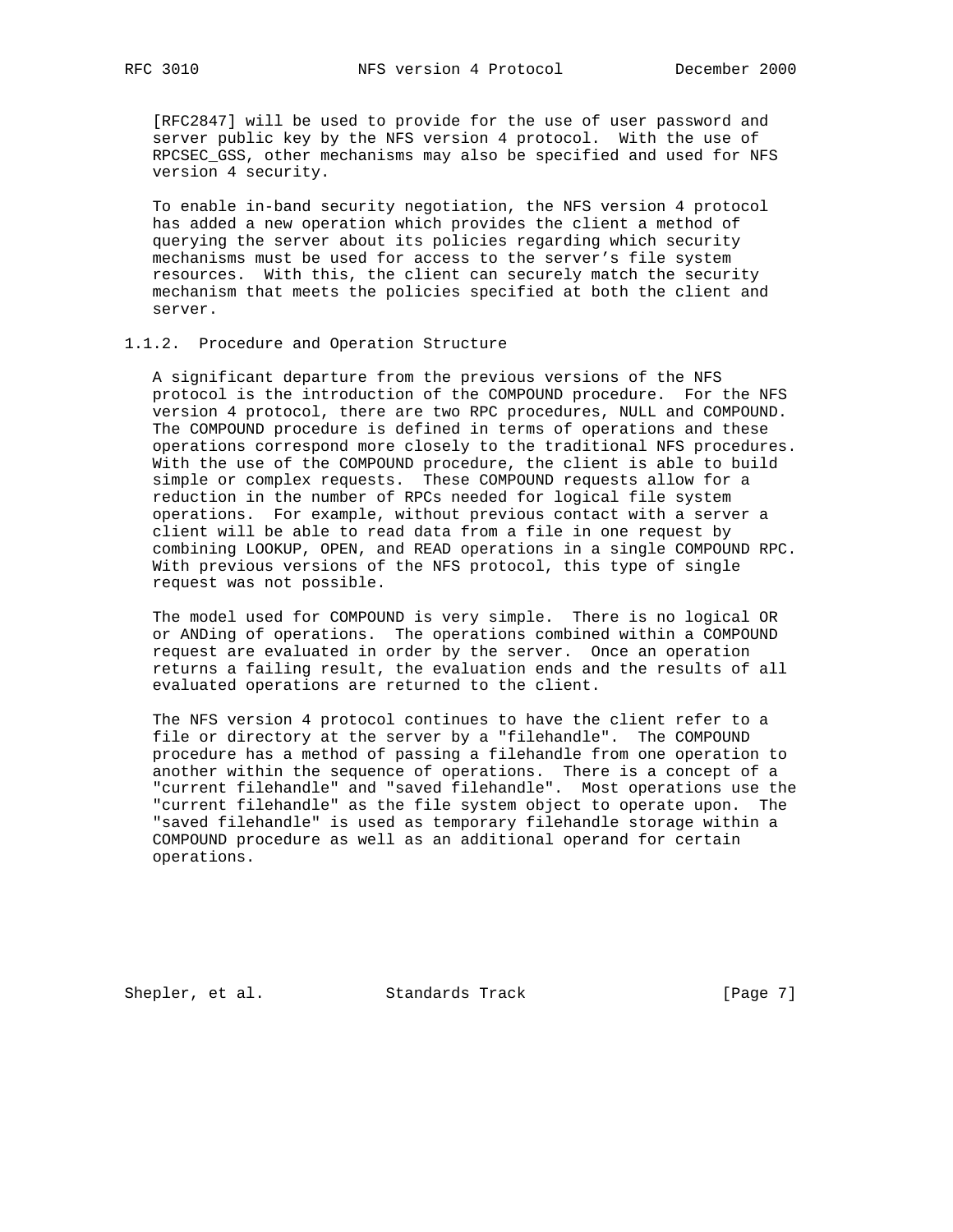[RFC2847] will be used to provide for the use of user password and server public key by the NFS version 4 protocol. With the use of RPCSEC_GSS, other mechanisms may also be specified and used for NFS version 4 security.

To enable in-band security negotiation, the NFS version 4 protocol has added a new operation which provides the client a method of querying the server about its policies regarding which security mechanisms must be used for access to the server's file system resources. With this, the client can securely match the security mechanism that meets the policies specified at both the client and server.

### 1.1.2. Procedure and Operation Structure

A significant departure from the previous versions of the NFS protocol is the introduction of the COMPOUND procedure. For the NFS version 4 protocol, there are two RPC procedures, NULL and COMPOUND. The COMPOUND procedure is defined in terms of operations and these operations correspond more closely to the traditional NFS procedures. With the use of the COMPOUND procedure, the client is able to build simple or complex requests. These COMPOUND requests allow for a reduction in the number of RPCs needed for logical file system operations. For example, without previous contact with a server a client will be able to read data from a file in one request by combining LOOKUP, OPEN, and READ operations in a single COMPOUND RPC. With previous versions of the NFS protocol, this type of single request was not possible.

The model used for COMPOUND is very simple. There is no logical OR or ANDing of operations. The operations combined within a COMPOUND request are evaluated in order by the server. Once an operation returns a failing result, the evaluation ends and the results of all evaluated operations are returned to the client.

The NFS version 4 protocol continues to have the client refer to a file or directory at the server by a "filehandle". The COMPOUND procedure has a method of passing a filehandle from one operation to another within the sequence of operations. There is a concept of a "current filehandle" and "saved filehandle". Most operations use the "current filehandle" as the file system object to operate upon. The "saved filehandle" is used as temporary filehandle storage within a COMPOUND procedure as well as an additional operand for certain operations.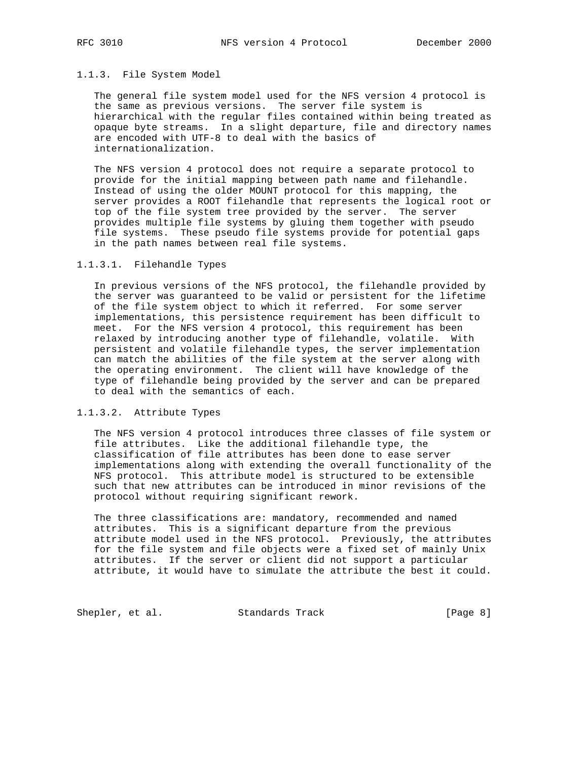### 1.1.3. File System Model

The general file system model used for the NFS version 4 protocol is the same as previous versions. The server file system is hierarchical with the regular files contained within being treated as opaque byte streams. In a slight departure, file and directory names are encoded with UTF-8 to deal with the basics of internationalization.

The NFS version 4 protocol does not require a separate protocol to provide for the initial mapping between path name and filehandle. Instead of using the older MOUNT protocol for this mapping, the server provides a ROOT filehandle that represents the logical root or top of the file system tree provided by the server. The server provides multiple file systems by gluing them together with pseudo file systems. These pseudo file systems provide for potential gaps in the path names between real file systems.

#### 1.1.3.1. Filehandle Types

In previous versions of the NFS protocol, the filehandle provided by the server was guaranteed to be valid or persistent for the lifetime of the file system object to which it referred. For some server implementations, this persistence requirement has been difficult to meet. For the NFS version 4 protocol, this requirement has been relaxed by introducing another type of filehandle, volatile. With persistent and volatile filehandle types, the server implementation can match the abilities of the file system at the server along with the operating environment. The client will have knowledge of the type of filehandle being provided by the server and can be prepared to deal with the semantics of each.

#### 1.1.3.2. Attribute Types

The NFS version 4 protocol introduces three classes of file system or file attributes. Like the additional filehandle type, the classification of file attributes has been done to ease server implementations along with extending the overall functionality of the NFS protocol. This attribute model is structured to be extensible such that new attributes can be introduced in minor revisions of the protocol without requiring significant rework.

The three classifications are: mandatory, recommended and named attributes. This is a significant departure from the previous attribute model used in the NFS protocol. Previously, the attributes for the file system and file objects were a fixed set of mainly Unix attributes. If the server or client did not support a particular attribute, it would have to simulate the attribute the best it could.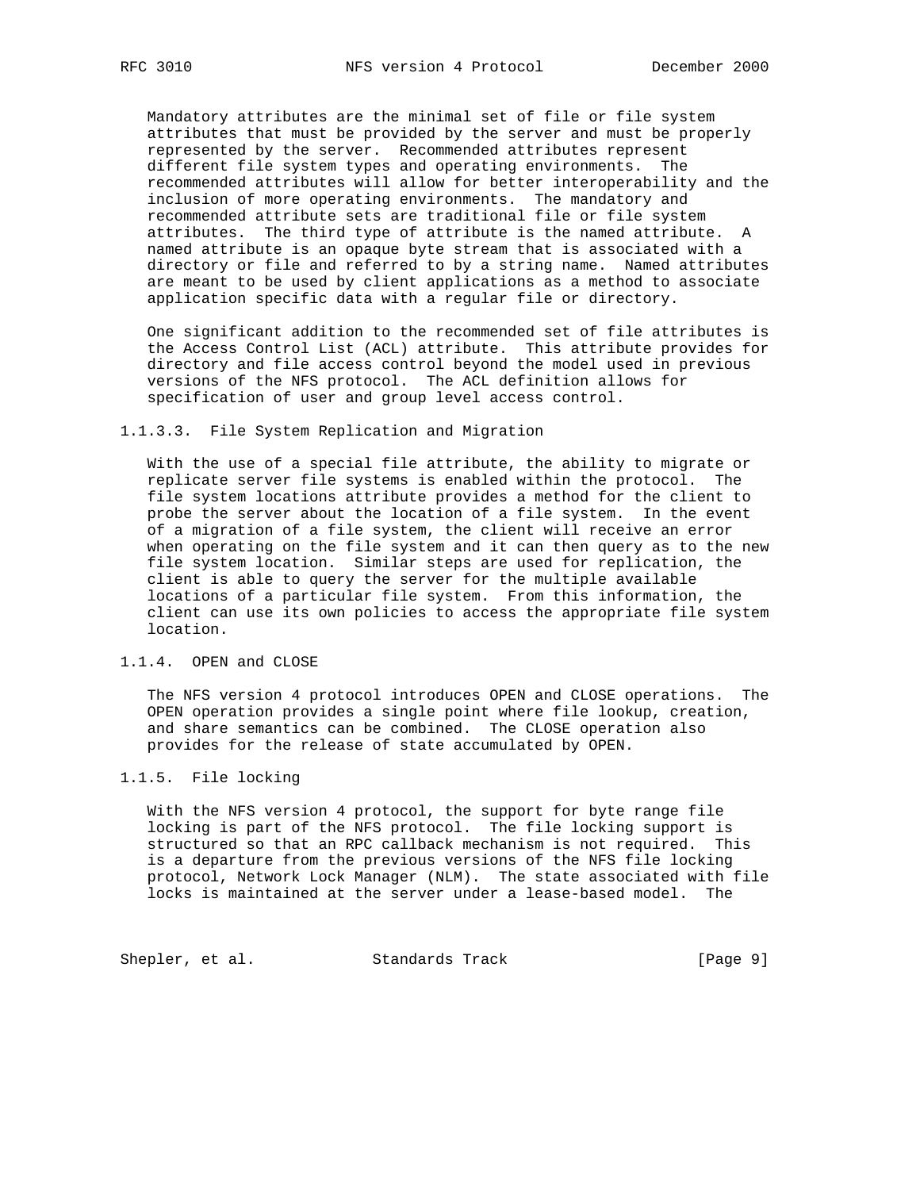Mandatory attributes are the minimal set of file or file system attributes that must be provided by the server and must be properly represented by the server. Recommended attributes represent different file system types and operating environments. The recommended attributes will allow for better interoperability and the inclusion of more operating environments. The mandatory and recommended attribute sets are traditional file or file system attributes. The third type of attribute is the named attribute. A named attribute is an opaque byte stream that is associated with a directory or file and referred to by a string name. Named attributes are meant to be used by client applications as a method to associate application specific data with a regular file or directory.

One significant addition to the recommended set of file attributes is the Access Control List (ACL) attribute. This attribute provides for directory and file access control beyond the model used in previous versions of the NFS protocol. The ACL definition allows for specification of user and group level access control.

#### 1.1.3.3. File System Replication and Migration

With the use of a special file attribute, the ability to migrate or replicate server file systems is enabled within the protocol. The file system locations attribute provides a method for the client to probe the server about the location of a file system. In the event of a migration of a file system, the client will receive an error when operating on the file system and it can then query as to the new file system location. Similar steps are used for replication, the client is able to query the server for the multiple available locations of a particular file system. From this information, the client can use its own policies to access the appropriate file system location.

### 1.1.4. OPEN and CLOSE

The NFS version 4 protocol introduces OPEN and CLOSE operations. The OPEN operation provides a single point where file lookup, creation, and share semantics can be combined. The CLOSE operation also provides for the release of state accumulated by OPEN.

### 1.1.5. File locking

With the NFS version 4 protocol, the support for byte range file locking is part of the NFS protocol. The file locking support is structured so that an RPC callback mechanism is not required. This is a departure from the previous versions of the NFS file locking protocol, Network Lock Manager (NLM). The state associated with file locks is maintained at the server under a lease-based model. The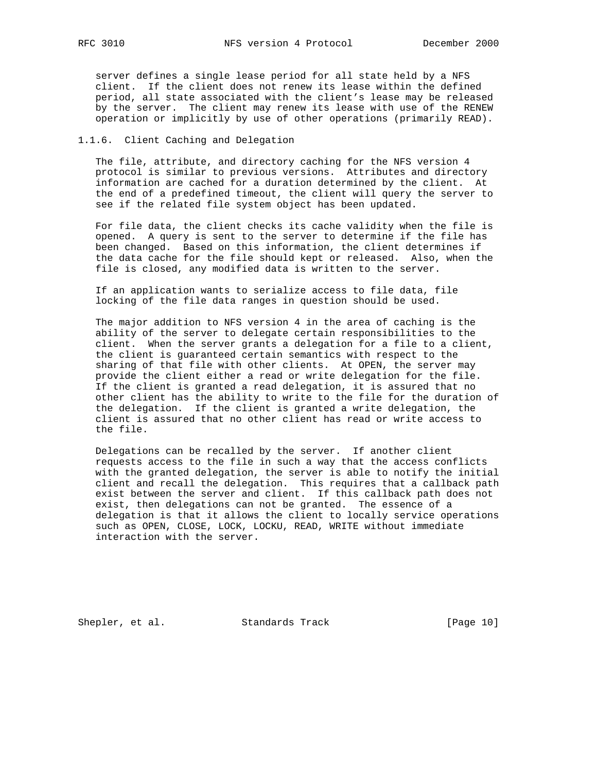server defines a single lease period for all state held by a NFS client. If the client does not renew its lease within the defined period, all state associated with the client's lease may be released by the server. The client may renew its lease with use of the RENEW operation or implicitly by use of other operations (primarily READ).

### 1.1.6. Client Caching and Delegation

The file, attribute, and directory caching for the NFS version 4 protocol is similar to previous versions. Attributes and directory information are cached for a duration determined by the client. At the end of a predefined timeout, the client will query the server to see if the related file system object has been updated.

For file data, the client checks its cache validity when the file is opened. A query is sent to the server to determine if the file has been changed. Based on this information, the client determines if the data cache for the file should kept or released. Also, when the file is closed, any modified data is written to the server.

If an application wants to serialize access to file data, file locking of the file data ranges in question should be used.

The major addition to NFS version 4 in the area of caching is the ability of the server to delegate certain responsibilities to the client. When the server grants a delegation for a file to a client, the client is guaranteed certain semantics with respect to the sharing of that file with other clients. At OPEN, the server may provide the client either a read or write delegation for the file. If the client is granted a read delegation, it is assured that no other client has the ability to write to the file for the duration of the delegation. If the client is granted a write delegation, the client is assured that no other client has read or write access to the file.

Delegations can be recalled by the server. If another client requests access to the file in such a way that the access conflicts with the granted delegation, the server is able to notify the initial client and recall the delegation. This requires that a callback path exist between the server and client. If this callback path does not exist, then delegations can not be granted. The essence of a delegation is that it allows the client to locally service operations such as OPEN, CLOSE, LOCK, LOCKU, READ, WRITE without immediate interaction with the server.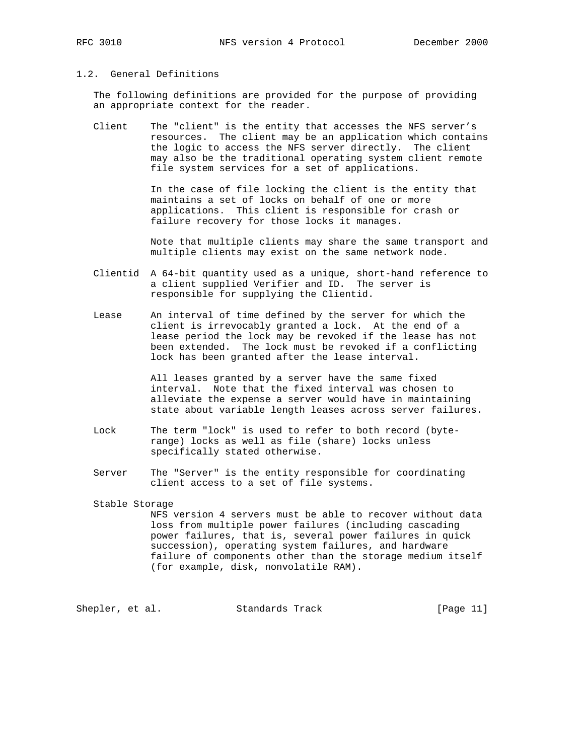## 1.2. General Definitions

The following definitions are provided for the purpose of providing an appropriate context for the reader.

**Client** The "client" is the entity that accesses the NFS server's resources. The client may be an application which contains the logic to access the NFS server directly. The client may also be the traditional operating system client remote file system services for a set of applications.

In the case of file locking the client is the entity that maintains a set of locks on behalf of one or more applications. This client is responsible for crash or failure recovery for those locks it manages.

Note that multiple clients may share the same transport and multiple clients may exist on the same network node.

**Clientid** A 64-bit quantity used as a unique, short-hand reference to a client supplied Verifier and ID. The server is responsible for supplying the Clientid.

**Lease** An interval of time defined by the server for which the client is irrevocably granted a lock. At the end of a lease period the lock may be revoked if the lease has not been extended. The lock must be revoked if a conflicting lock has been granted after the lease interval.

All leases granted by a server have the same fixed interval. Note that the fixed interval was chosen to alleviate the expense a server would have in maintaining state about variable length leases across server failures.

**Lock** The term "lock" is used to refer to both record (byte-range) locks as well as file (share) locks unless specifically stated otherwise.

**Server** The "Server" is the entity responsible for coordinating client access to a set of file systems.

**Stable Storage**
NFS version 4 servers must be able to recover without data loss from multiple power failures (including cascading power failures, that is, several power failures in quick succession), operating system failures, and hardware failure of components other than the storage medium itself (for example, disk, nonvolatile RAM).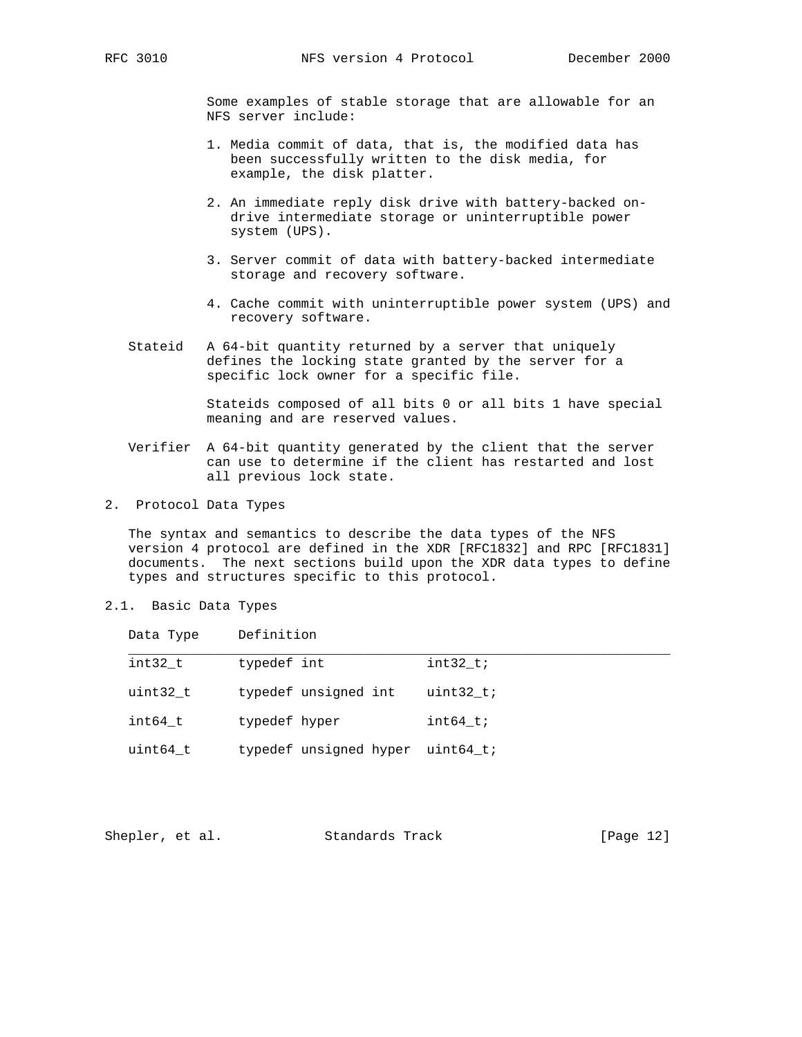Some examples of stable storage that are allowable for an NFS server include:

1. Media commit of data, that is, the modified data has been successfully written to the disk media, for example, the disk platter.

2. An immediate reply disk drive with battery-backed on-drive intermediate storage or uninterruptible power system (UPS).

3. Server commit of data with battery-backed intermediate storage and recovery software.

4. Cache commit with uninterruptible power system (UPS) and recovery software.

**Stateid** A 64-bit quantity returned by a server that uniquely defines the locking state granted by the server for a specific lock owner for a specific file.

Stateids composed of all bits 0 or all bits 1 have special meaning and are reserved values.

**Verifier** A 64-bit quantity generated by the client that the server can use to determine if the client has restarted and lost all previous lock state.

## 2. Protocol Data Types

The syntax and semantics to describe the data types of the NFS version 4 protocol are defined in the XDR [RFC1832] and RPC [RFC1831] documents. The next sections build upon the XDR data types to define types and structures specific to this protocol.

### 2.1. Basic Data Types

| Data Type | Definition |
| --- | --- |
| int32_t | `typedef int int32_t;` |
| uint32_t | `typedef unsigned int uint32_t;` |
| int64_t | `typedef hyper int64_t;` |
| uint64_t | `typedef unsigned hyper uint64_t;` |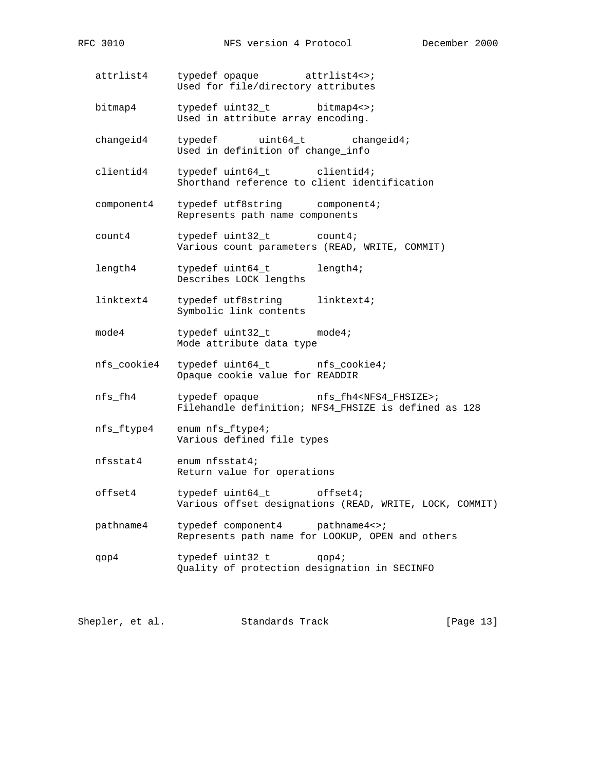```
   attrlist4     typedef opaque        attrlist4<>;
                 Used for file/directory attributes

   bitmap4       typedef uint32_t        bitmap4<>;
                 Used in attribute array encoding.

   changeid4     typedef       uint64_t        changeid4;
                 Used in definition of change_info

   clientid4     typedef uint64_t        clientid4;
                 Shorthand reference to client identification

   component4    typedef utf8string      component4;
                 Represents path name components

   count4        typedef uint32_t        count4;
                 Various count parameters (READ, WRITE, COMMIT)

   length4       typedef uint64_t        length4;
                 Describes LOCK lengths

   linktext4     typedef utf8string      linktext4;
                 Symbolic link contents

   mode4         typedef uint32_t        mode4;
                 Mode attribute data type

   nfs_cookie4   typedef uint64_t        nfs_cookie4;
                 Opaque cookie value for READDIR

   nfs_fh4       typedef opaque          nfs_fh4<NFS4_FHSIZE>;
                 Filehandle definition; NFS4_FHSIZE is defined as 128

   nfs_ftype4    enum nfs_ftype4;
                 Various defined file types

   nfsstat4      enum nfsstat4;
                 Return value for operations

   offset4       typedef uint64_t        offset4;
                 Various offset designations (READ, WRITE, LOCK, COMMIT)

   pathname4     typedef component4      pathname4<>;
                 Represents path name for LOOKUP, OPEN and others

   qop4          typedef uint32_t        qop4;
                 Quality of protection designation in SECINFO
```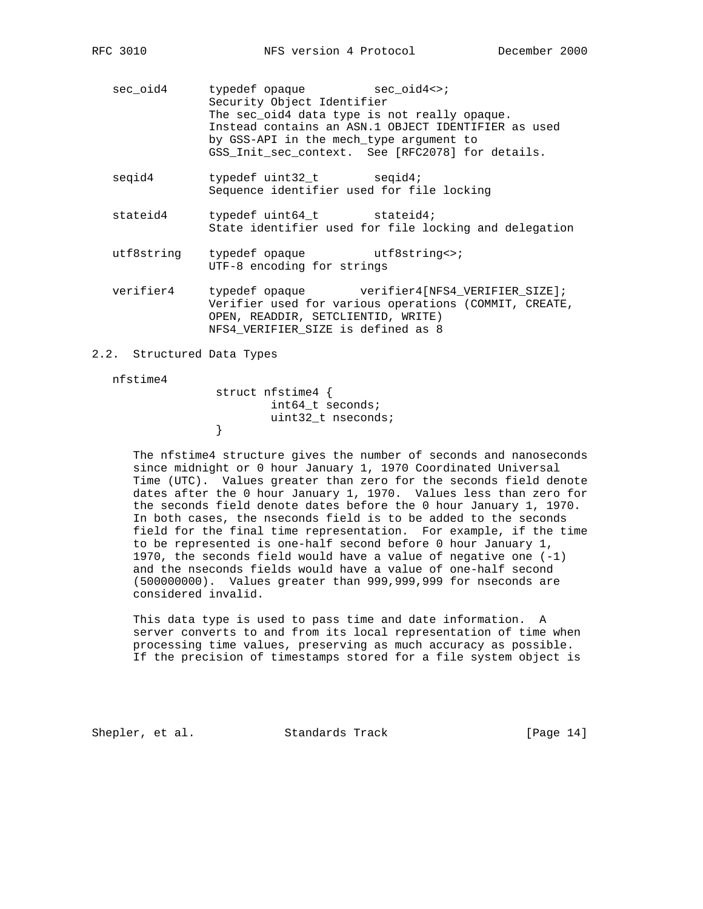sec_oid4 typedef opaque sec_oid4<>;
Security Object Identifier
The sec_oid4 data type is not really opaque. Instead contains an ASN.1 OBJECT IDENTIFIER as used by GSS-API in the mech_type argument to GSS_Init_sec_context. See [RFC2078] for details.

seqid4 typedef uint32_t seqid4;
Sequence identifier used for file locking

stateid4 typedef uint64_t stateid4;
State identifier used for file locking and delegation

utf8string typedef opaque utf8string<>;
UTF-8 encoding for strings

verifier4 typedef opaque verifier4[NFS4_VERIFIER_SIZE];
Verifier used for various operations (COMMIT, CREATE, OPEN, READDIR, SETCLIENTID, WRITE)
NFS4_VERIFIER_SIZE is defined as 8

## 2.2. Structured Data Types

nfstime4

```
struct nfstime4 {
        int64_t seconds;
        uint32_t nseconds;
}
```

The nfstime4 structure gives the number of seconds and nanoseconds since midnight or 0 hour January 1, 1970 Coordinated Universal Time (UTC). Values greater than zero for the seconds field denote dates after the 0 hour January 1, 1970. Values less than zero for the seconds field denote dates before the 0 hour January 1, 1970. In both cases, the nseconds field is to be added to the seconds field for the final time representation. For example, if the time to be represented is one-half second before 0 hour January 1, 1970, the seconds field would have a value of negative one (-1) and the nseconds fields would have a value of one-half second (500000000). Values greater than 999,999,999 for nseconds are considered invalid.

This data type is used to pass time and date information. A server converts to and from its local representation of time when processing time values, preserving as much accuracy as possible. If the precision of timestamps stored for a file system object is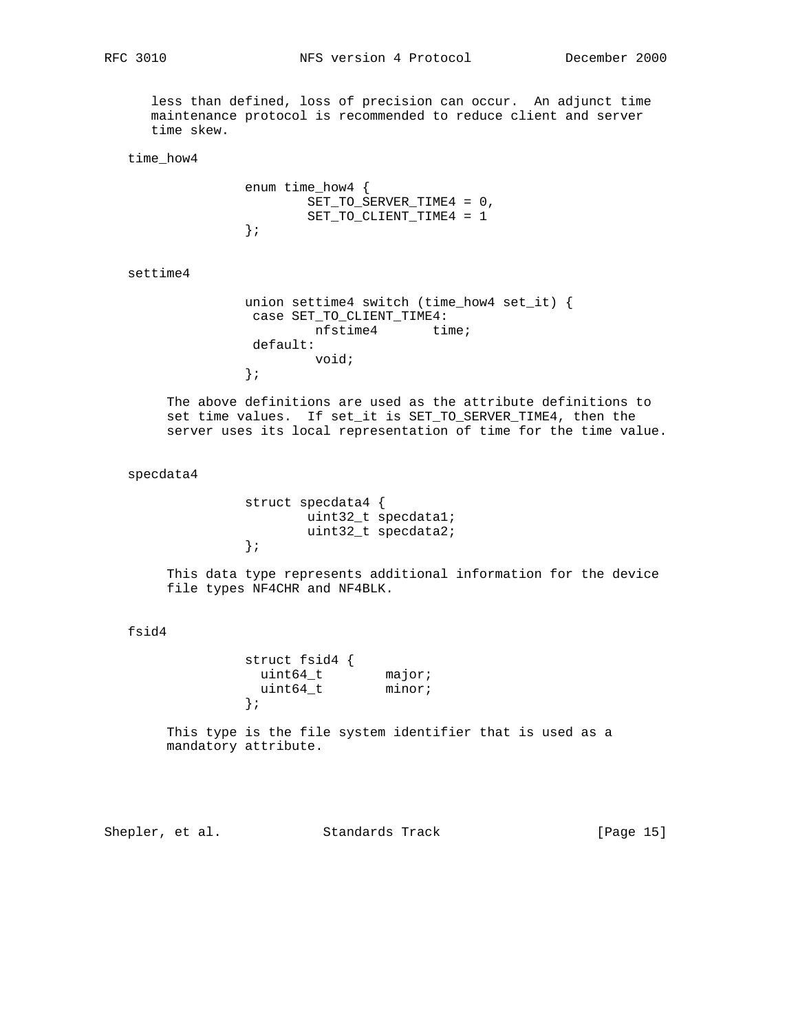less than defined, loss of precision can occur. An adjunct time maintenance protocol is recommended to reduce client and server time skew.

time_how4

```
enum time_how4 {
        SET_TO_SERVER_TIME4 = 0,
        SET_TO_CLIENT_TIME4 = 1
};
```

settime4

```
union settime4 switch (time_how4 set_it) {
 case SET_TO_CLIENT_TIME4:
         nfstime4       time;
 default:
         void;
};
```

The above definitions are used as the attribute definitions to set time values. If set_it is SET_TO_SERVER_TIME4, then the server uses its local representation of time for the time value.

specdata4

```
struct specdata4 {
        uint32_t specdata1;
        uint32_t specdata2;
};
```

This data type represents additional information for the device file types NF4CHR and NF4BLK.

fsid4

```
struct fsid4 {
  uint64_t        major;
  uint64_t        minor;
};
```

This type is the file system identifier that is used as a mandatory attribute.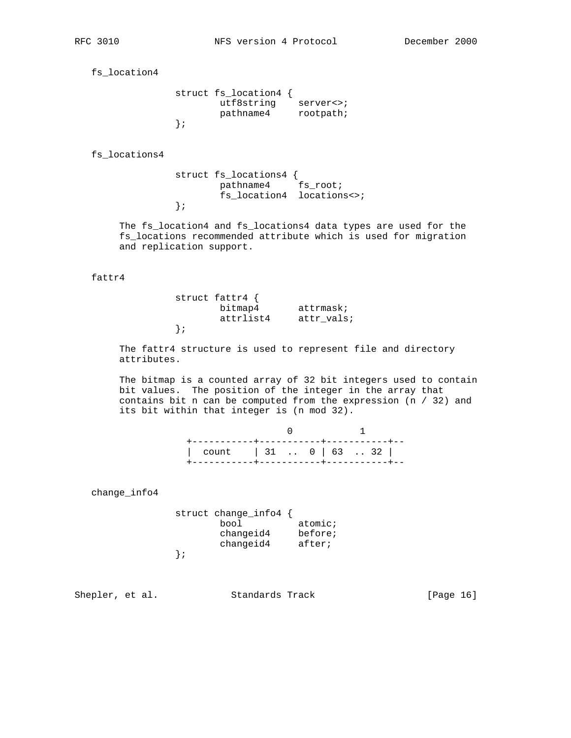fs_location4

```
struct fs_location4 {
        utf8string    server<>;
        pathname4     rootpath;
};
```

fs_locations4

```
struct fs_locations4 {
        pathname4     fs_root;
        fs_location4  locations<>;
};
```

The fs_location4 and fs_locations4 data types are used for the fs_locations recommended attribute which is used for migration and replication support.

fattr4

```
struct fattr4 {
        bitmap4       attrmask;
        attrlist4     attr_vals;
};
```

The fattr4 structure is used to represent file and directory attributes.

The bitmap is a counted array of 32 bit integers used to contain bit values. The position of the integer in the array that contains bit n can be computed from the expression (n / 32) and its bit within that integer is (n mod 32).

```
                       0           1
  +-----------+-----------+-----------+--
  |  count    | 31  ..  0 | 63  .. 32 |
  +-----------+-----------+-----------+--
```

change_info4

```
struct change_info4 {
        bool          atomic;
        changeid4     before;
        changeid4     after;
};
```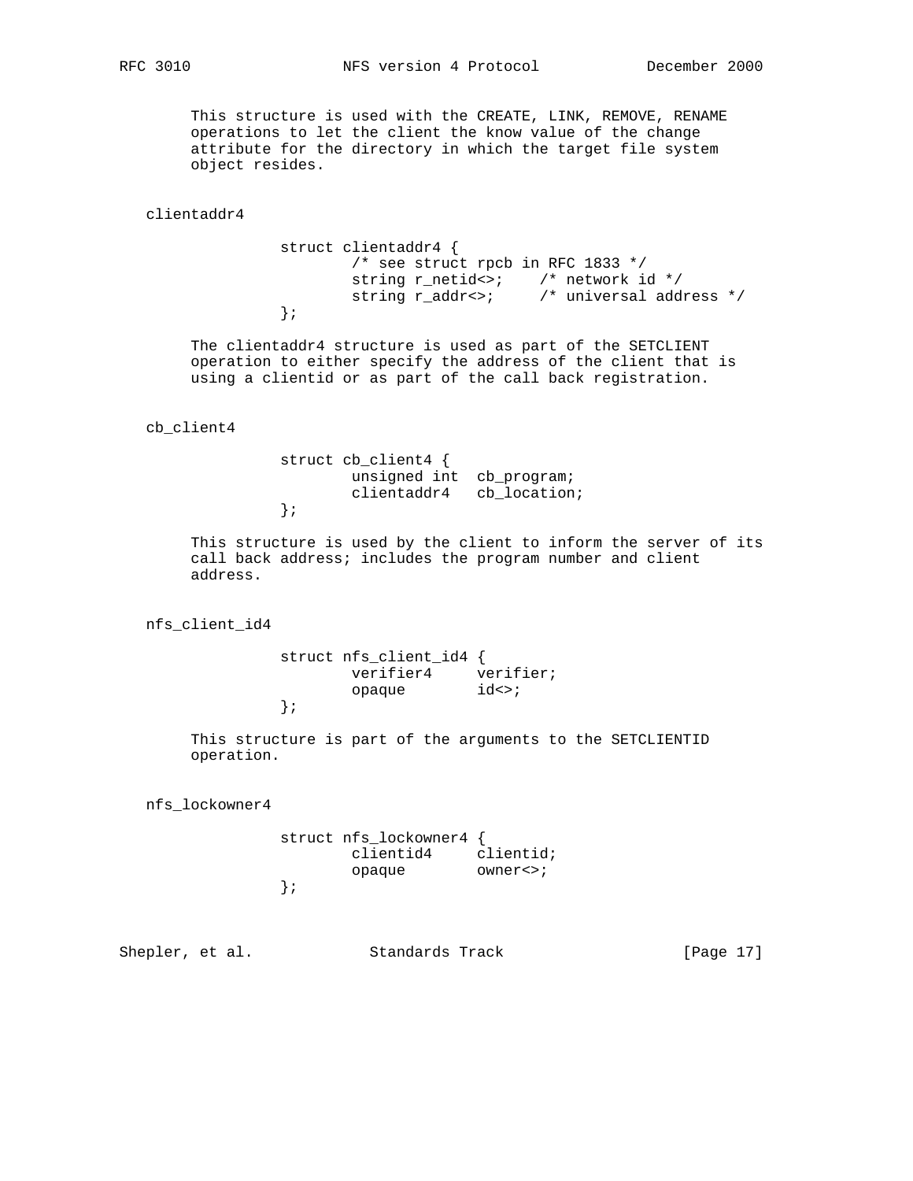This structure is used with the CREATE, LINK, REMOVE, RENAME operations to let the client the know value of the change attribute for the directory in which the target file system object resides.

clientaddr4

```
struct clientaddr4 {
        /* see struct rpcb in RFC 1833 */
        string r_netid<>;    /* network id */
        string r_addr<>;     /* universal address */
};
```

The clientaddr4 structure is used as part of the SETCLIENT operation to either specify the address of the client that is using a clientid or as part of the call back registration.

cb_client4

```
struct cb_client4 {
        unsigned int  cb_program;
        clientaddr4   cb_location;
};
```

This structure is used by the client to inform the server of its call back address; includes the program number and client address.

nfs_client_id4

```
struct nfs_client_id4 {
        verifier4     verifier;
        opaque        id<>;
};
```

This structure is part of the arguments to the SETCLIENTID operation.

nfs_lockowner4

```
struct nfs_lockowner4 {
        clientid4     clientid;
        opaque        owner<>;
};
```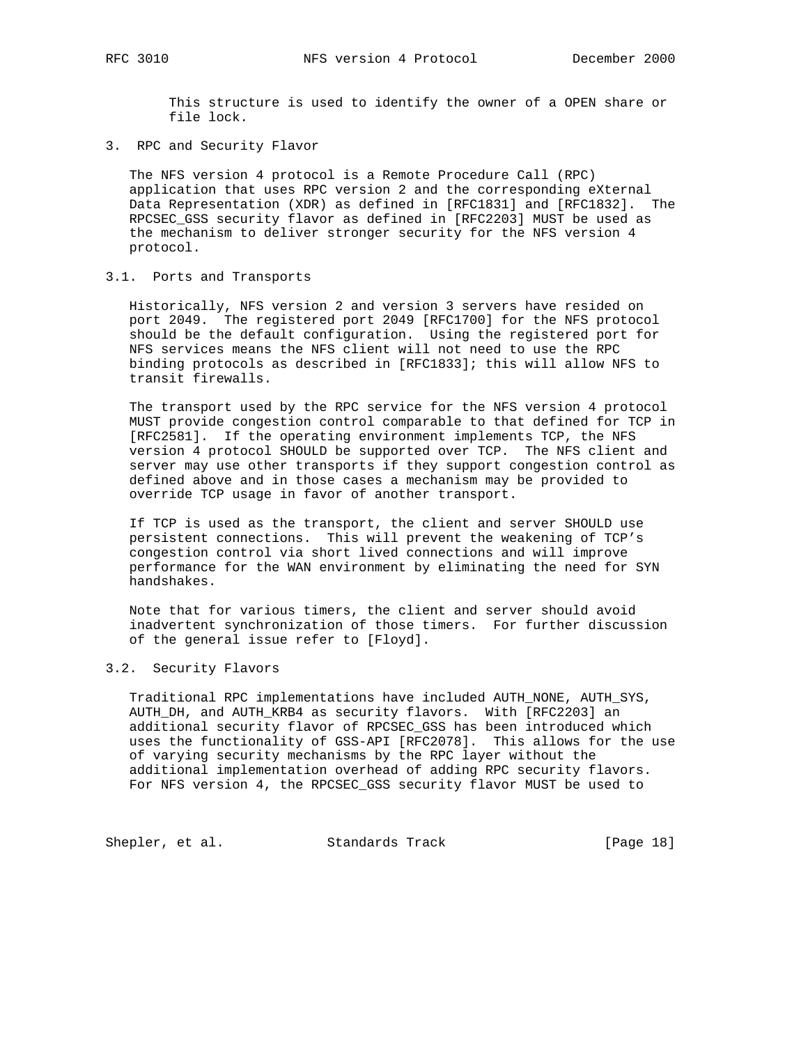This structure is used to identify the owner of a OPEN share or file lock.

# 3. RPC and Security Flavor

The NFS version 4 protocol is a Remote Procedure Call (RPC) application that uses RPC version 2 and the corresponding eXternal Data Representation (XDR) as defined in [RFC1831] and [RFC1832]. The RPCSEC_GSS security flavor as defined in [RFC2203] MUST be used as the mechanism to deliver stronger security for the NFS version 4 protocol.

## 3.1. Ports and Transports

Historically, NFS version 2 and version 3 servers have resided on port 2049. The registered port 2049 [RFC1700] for the NFS protocol should be the default configuration. Using the registered port for NFS services means the NFS client will not need to use the RPC binding protocols as described in [RFC1833]; this will allow NFS to transit firewalls.

The transport used by the RPC service for the NFS version 4 protocol MUST provide congestion control comparable to that defined for TCP in [RFC2581]. If the operating environment implements TCP, the NFS version 4 protocol SHOULD be supported over TCP. The NFS client and server may use other transports if they support congestion control as defined above and in those cases a mechanism may be provided to override TCP usage in favor of another transport.

If TCP is used as the transport, the client and server SHOULD use persistent connections. This will prevent the weakening of TCP's congestion control via short lived connections and will improve performance for the WAN environment by eliminating the need for SYN handshakes.

Note that for various timers, the client and server should avoid inadvertent synchronization of those timers. For further discussion of the general issue refer to [Floyd].

## 3.2. Security Flavors

Traditional RPC implementations have included AUTH_NONE, AUTH_SYS, AUTH_DH, and AUTH_KRB4 as security flavors. With [RFC2203] an additional security flavor of RPCSEC_GSS has been introduced which uses the functionality of GSS-API [RFC2078]. This allows for the use of varying security mechanisms by the RPC layer without the additional implementation overhead of adding RPC security flavors. For NFS version 4, the RPCSEC_GSS security flavor MUST be used to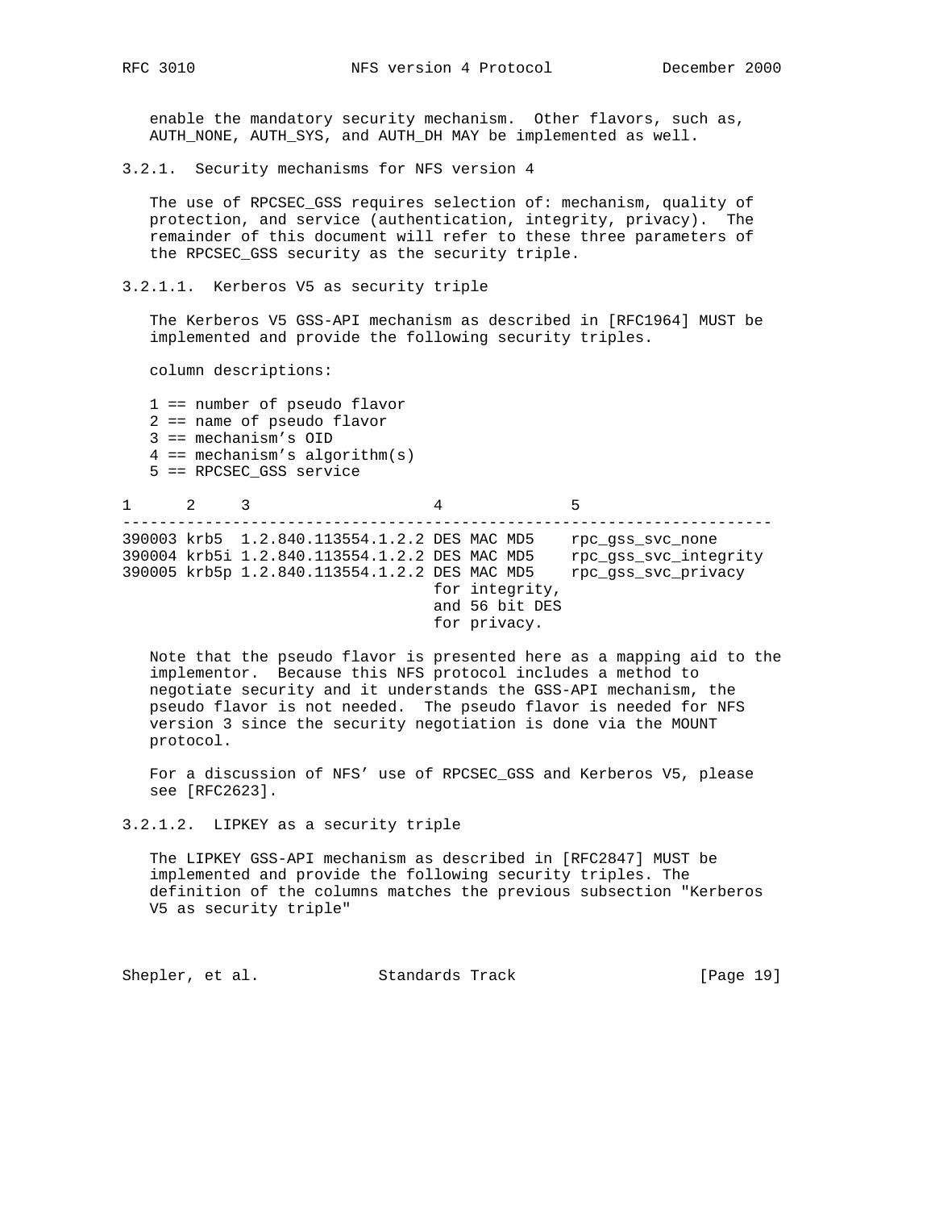enable the mandatory security mechanism. Other flavors, such as, AUTH_NONE, AUTH_SYS, and AUTH_DH MAY be implemented as well.

### 3.2.1. Security mechanisms for NFS version 4

The use of RPCSEC_GSS requires selection of: mechanism, quality of protection, and service (authentication, integrity, privacy). The remainder of this document will refer to these three parameters of the RPCSEC_GSS security as the security triple.

#### 3.2.1.1. Kerberos V5 as security triple

The Kerberos V5 GSS-API mechanism as described in [RFC1964] MUST be implemented and provide the following security triples.

column descriptions:

1 == number of pseudo flavor
2 == name of pseudo flavor
3 == mechanism's OID
4 == mechanism's algorithm(s)
5 == RPCSEC_GSS service

| 1 | 2 | 3 | 4 | 5 |
|---|---|---|---|---|
| 390003 | krb5 | 1.2.840.113554.1.2.2 | DES MAC MD5 | rpc_gss_svc_none |
| 390004 | krb5i | 1.2.840.113554.1.2.2 | DES MAC MD5 | rpc_gss_svc_integrity |
| 390005 | krb5p | 1.2.840.113554.1.2.2 | DES MAC MD5 for integrity, and 56 bit DES for privacy. | rpc_gss_svc_privacy |

Note that the pseudo flavor is presented here as a mapping aid to the implementor. Because this NFS protocol includes a method to negotiate security and it understands the GSS-API mechanism, the pseudo flavor is not needed. The pseudo flavor is needed for NFS version 3 since the security negotiation is done via the MOUNT protocol.

For a discussion of NFS' use of RPCSEC_GSS and Kerberos V5, please see [RFC2623].

#### 3.2.1.2. LIPKEY as a security triple

The LIPKEY GSS-API mechanism as described in [RFC2847] MUST be implemented and provide the following security triples. The definition of the columns matches the previous subsection "Kerberos V5 as security triple"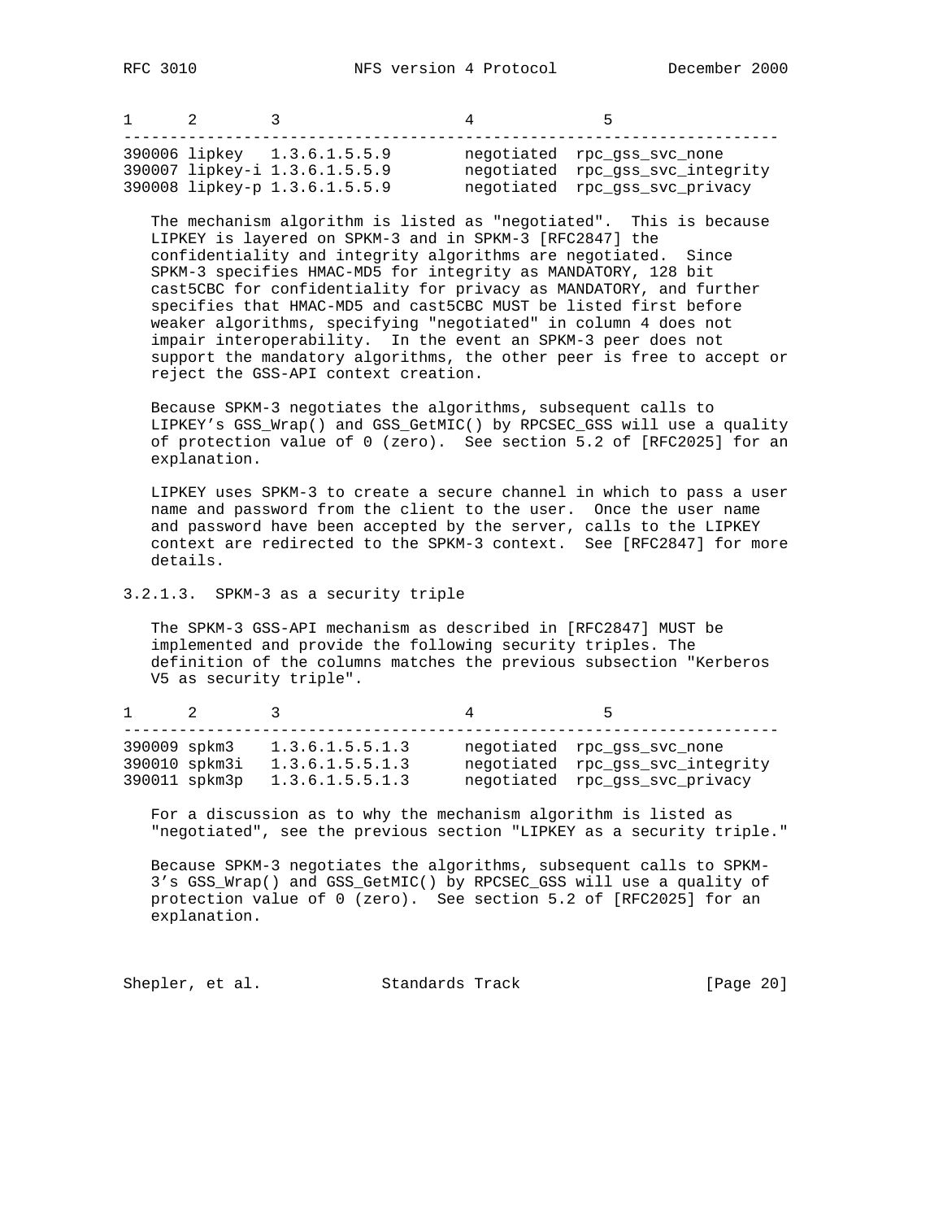| 1 | 2 | 3 | 4 | 5 |
|---|---|---|---|---|
| 390006 | lipkey | 1.3.6.1.5.5.9 | negotiated | rpc_gss_svc_none |
| 390007 | lipkey-i | 1.3.6.1.5.5.9 | negotiated | rpc_gss_svc_integrity |
| 390008 | lipkey-p | 1.3.6.1.5.5.9 | negotiated | rpc_gss_svc_privacy |

The mechanism algorithm is listed as "negotiated". This is because LIPKEY is layered on SPKM-3 and in SPKM-3 [RFC2847] the confidentiality and integrity algorithms are negotiated. Since SPKM-3 specifies HMAC-MD5 for integrity as MANDATORY, 128 bit cast5CBC for confidentiality for privacy as MANDATORY, and further specifies that HMAC-MD5 and cast5CBC MUST be listed first before weaker algorithms, specifying "negotiated" in column 4 does not impair interoperability. In the event an SPKM-3 peer does not support the mandatory algorithms, the other peer is free to accept or reject the GSS-API context creation.

Because SPKM-3 negotiates the algorithms, subsequent calls to LIPKEY's GSS_Wrap() and GSS_GetMIC() by RPCSEC_GSS will use a quality of protection value of 0 (zero). See section 5.2 of [RFC2025] for an explanation.

LIPKEY uses SPKM-3 to create a secure channel in which to pass a user name and password from the client to the user. Once the user name and password have been accepted by the server, calls to the LIPKEY context are redirected to the SPKM-3 context. See [RFC2847] for more details.

#### 3.2.1.3. SPKM-3 as a security triple

The SPKM-3 GSS-API mechanism as described in [RFC2847] MUST be implemented and provide the following security triples. The definition of the columns matches the previous subsection "Kerberos V5 as security triple".

| 1 | 2 | 3 | 4 | 5 |
|---|---|---|---|---|
| 390009 | spkm3 | 1.3.6.1.5.5.1.3 | negotiated | rpc_gss_svc_none |
| 390010 | spkm3i | 1.3.6.1.5.5.1.3 | negotiated | rpc_gss_svc_integrity |
| 390011 | spkm3p | 1.3.6.1.5.5.1.3 | negotiated | rpc_gss_svc_privacy |

For a discussion as to why the mechanism algorithm is listed as "negotiated", see the previous section "LIPKEY as a security triple."

Because SPKM-3 negotiates the algorithms, subsequent calls to SPKM-3's GSS_Wrap() and GSS_GetMIC() by RPCSEC_GSS will use a quality of protection value of 0 (zero). See section 5.2 of [RFC2025] for an explanation.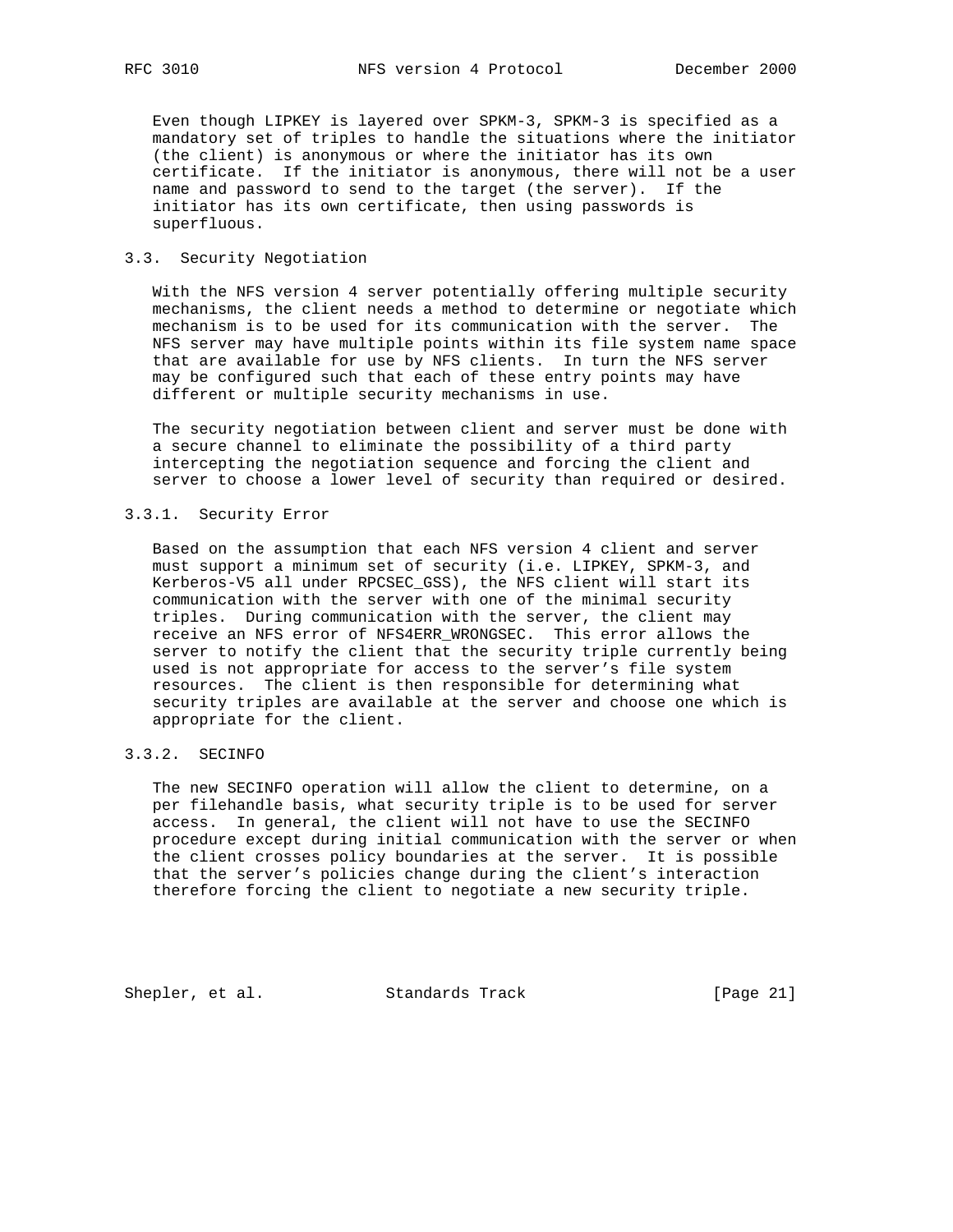Even though LIPKEY is layered over SPKM-3, SPKM-3 is specified as a mandatory set of triples to handle the situations where the initiator (the client) is anonymous or where the initiator has its own certificate. If the initiator is anonymous, there will not be a user name and password to send to the target (the server). If the initiator has its own certificate, then using passwords is superfluous.

## 3.3. Security Negotiation

With the NFS version 4 server potentially offering multiple security mechanisms, the client needs a method to determine or negotiate which mechanism is to be used for its communication with the server. The NFS server may have multiple points within its file system name space that are available for use by NFS clients. In turn the NFS server may be configured such that each of these entry points may have different or multiple security mechanisms in use.

The security negotiation between client and server must be done with a secure channel to eliminate the possibility of a third party intercepting the negotiation sequence and forcing the client and server to choose a lower level of security than required or desired.

### 3.3.1. Security Error

Based on the assumption that each NFS version 4 client and server must support a minimum set of security (i.e. LIPKEY, SPKM-3, and Kerberos-V5 all under RPCSEC_GSS), the NFS client will start its communication with the server with one of the minimal security triples. During communication with the server, the client may receive an NFS error of NFS4ERR_WRONGSEC. This error allows the server to notify the client that the security triple currently being used is not appropriate for access to the server's file system resources. The client is then responsible for determining what security triples are available at the server and choose one which is appropriate for the client.

### 3.3.2. SECINFO

The new SECINFO operation will allow the client to determine, on a per filehandle basis, what security triple is to be used for server access. In general, the client will not have to use the SECINFO procedure except during initial communication with the server or when the client crosses policy boundaries at the server. It is possible that the server's policies change during the client's interaction therefore forcing the client to negotiate a new security triple.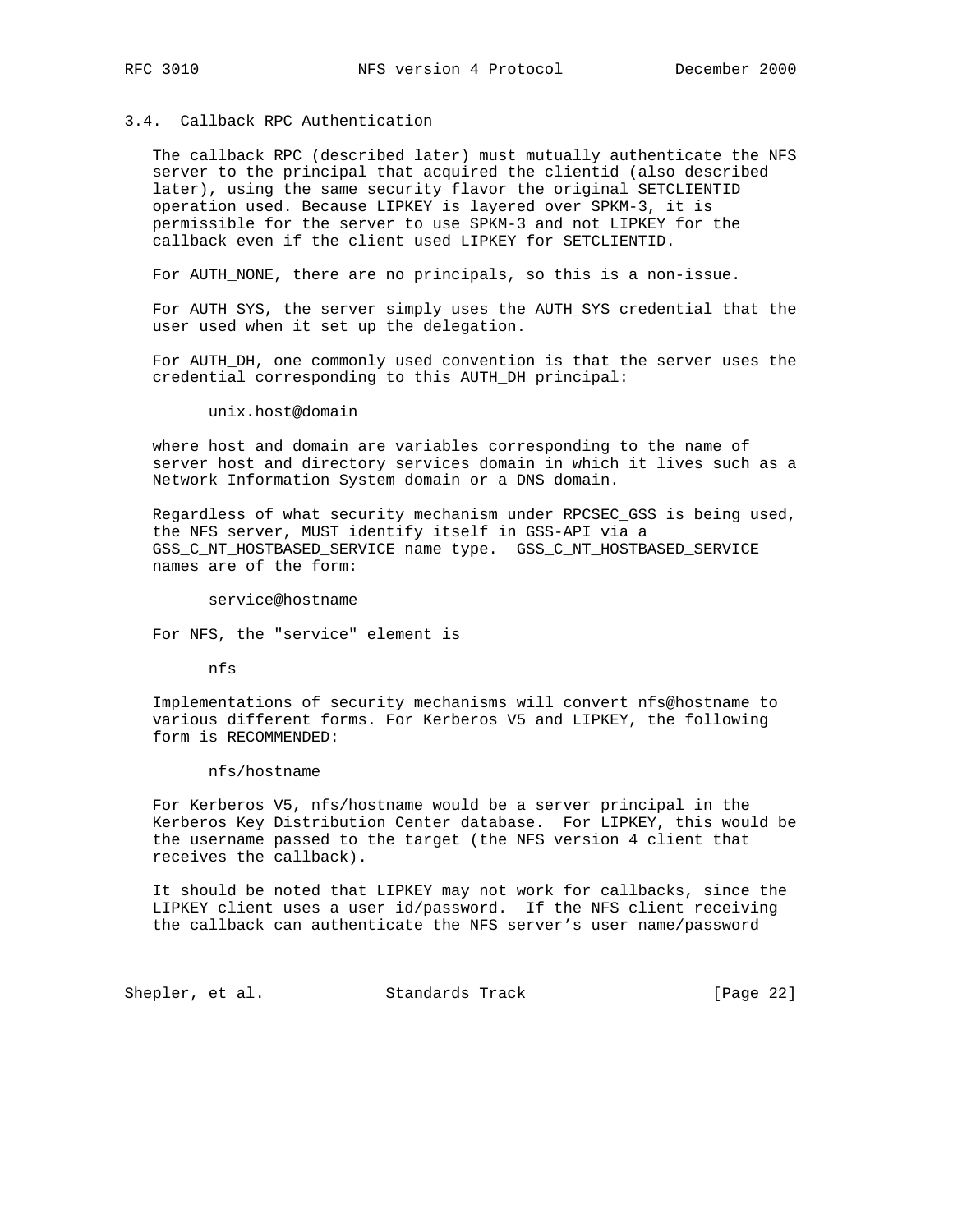### 3.4. Callback RPC Authentication

The callback RPC (described later) must mutually authenticate the NFS server to the principal that acquired the clientid (also described later), using the same security flavor the original SETCLIENTID operation used. Because LIPKEY is layered over SPKM-3, it is permissible for the server to use SPKM-3 and not LIPKEY for the callback even if the client used LIPKEY for SETCLIENTID.

For AUTH_NONE, there are no principals, so this is a non-issue.

For AUTH_SYS, the server simply uses the AUTH_SYS credential that the user used when it set up the delegation.

For AUTH_DH, one commonly used convention is that the server uses the credential corresponding to this AUTH_DH principal:

```
unix.host@domain
```

where host and domain are variables corresponding to the name of server host and directory services domain in which it lives such as a Network Information System domain or a DNS domain.

Regardless of what security mechanism under RPCSEC_GSS is being used, the NFS server, MUST identify itself in GSS-API via a GSS_C_NT_HOSTBASED_SERVICE name type. GSS_C_NT_HOSTBASED_SERVICE names are of the form:

```
service@hostname
```

For NFS, the "service" element is

```
nfs
```

Implementations of security mechanisms will convert nfs@hostname to various different forms. For Kerberos V5 and LIPKEY, the following form is RECOMMENDED:

```
nfs/hostname
```

For Kerberos V5, nfs/hostname would be a server principal in the Kerberos Key Distribution Center database. For LIPKEY, this would be the username passed to the target (the NFS version 4 client that receives the callback).

It should be noted that LIPKEY may not work for callbacks, since the LIPKEY client uses a user id/password. If the NFS client receiving the callback can authenticate the NFS server's user name/password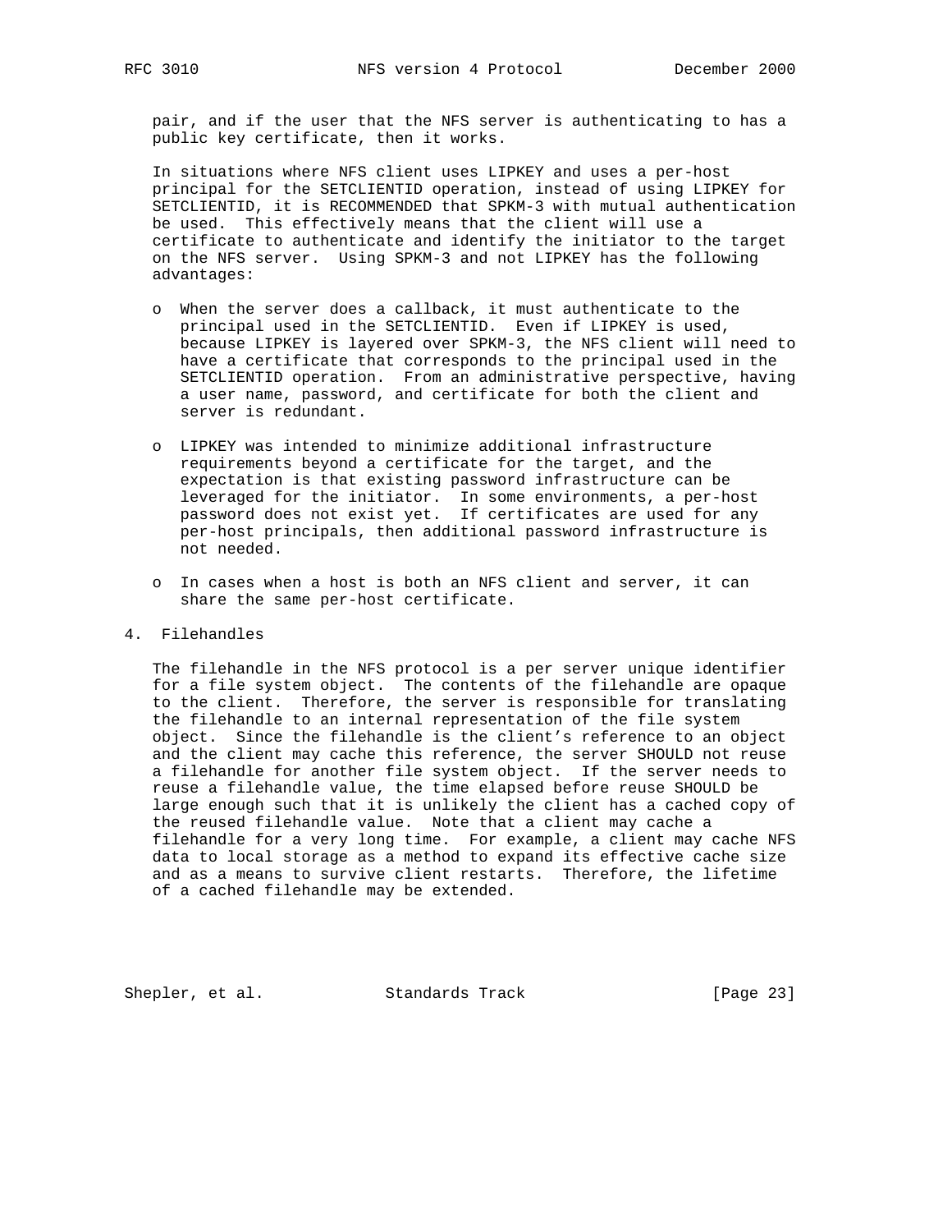pair, and if the user that the NFS server is authenticating to has a public key certificate, then it works.

In situations where NFS client uses LIPKEY and uses a per-host principal for the SETCLIENTID operation, instead of using LIPKEY for SETCLIENTID, it is RECOMMENDED that SPKM-3 with mutual authentication be used. This effectively means that the client will use a certificate to authenticate and identify the initiator to the target on the NFS server. Using SPKM-3 and not LIPKEY has the following advantages:

- When the server does a callback, it must authenticate to the principal used in the SETCLIENTID. Even if LIPKEY is used, because LIPKEY is layered over SPKM-3, the NFS client will need to have a certificate that corresponds to the principal used in the SETCLIENTID operation. From an administrative perspective, having a user name, password, and certificate for both the client and server is redundant.

- LIPKEY was intended to minimize additional infrastructure requirements beyond a certificate for the target, and the expectation is that existing password infrastructure can be leveraged for the initiator. In some environments, a per-host password does not exist yet. If certificates are used for any per-host principals, then additional password infrastructure is not needed.

- In cases when a host is both an NFS client and server, it can share the same per-host certificate.

# 4. Filehandles

The filehandle in the NFS protocol is a per server unique identifier for a file system object. The contents of the filehandle are opaque to the client. Therefore, the server is responsible for translating the filehandle to an internal representation of the file system object. Since the filehandle is the client's reference to an object and the client may cache this reference, the server SHOULD not reuse a filehandle for another file system object. If the server needs to reuse a filehandle value, the time elapsed before reuse SHOULD be large enough such that it is unlikely the client has a cached copy of the reused filehandle value. Note that a client may cache a filehandle for a very long time. For example, a client may cache NFS data to local storage as a method to expand its effective cache size and as a means to survive client restarts. Therefore, the lifetime of a cached filehandle may be extended.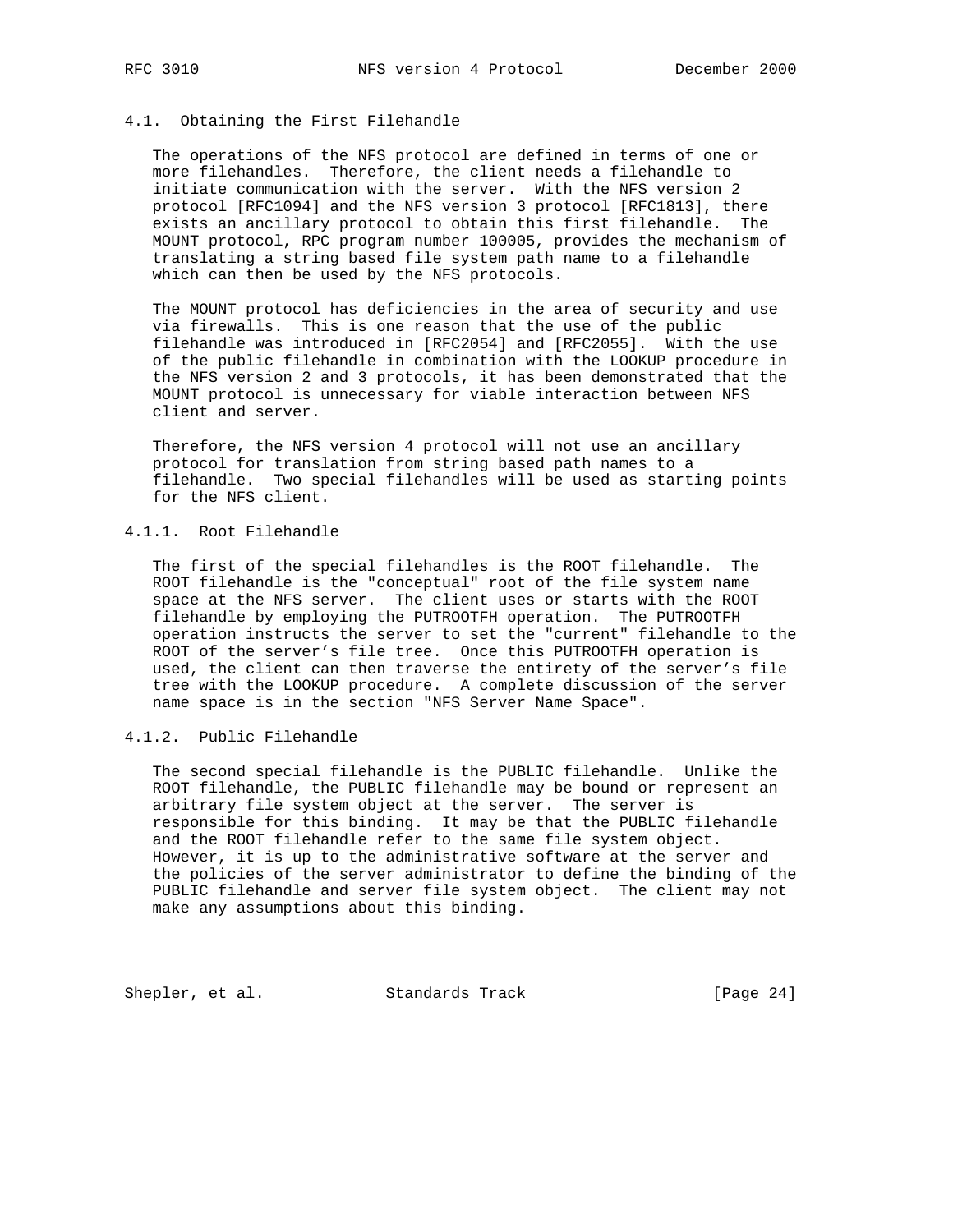### 4.1. Obtaining the First Filehandle

The operations of the NFS protocol are defined in terms of one or more filehandles. Therefore, the client needs a filehandle to initiate communication with the server. With the NFS version 2 protocol [RFC1094] and the NFS version 3 protocol [RFC1813], there exists an ancillary protocol to obtain this first filehandle. The MOUNT protocol, RPC program number 100005, provides the mechanism of translating a string based file system path name to a filehandle which can then be used by the NFS protocols.

The MOUNT protocol has deficiencies in the area of security and use via firewalls. This is one reason that the use of the public filehandle was introduced in [RFC2054] and [RFC2055]. With the use of the public filehandle in combination with the LOOKUP procedure in the NFS version 2 and 3 protocols, it has been demonstrated that the MOUNT protocol is unnecessary for viable interaction between NFS client and server.

Therefore, the NFS version 4 protocol will not use an ancillary protocol for translation from string based path names to a filehandle. Two special filehandles will be used as starting points for the NFS client.

#### 4.1.1. Root Filehandle

The first of the special filehandles is the ROOT filehandle. The ROOT filehandle is the "conceptual" root of the file system name space at the NFS server. The client uses or starts with the ROOT filehandle by employing the PUTROOTFH operation. The PUTROOTFH operation instructs the server to set the "current" filehandle to the ROOT of the server's file tree. Once this PUTROOTFH operation is used, the client can then traverse the entirety of the server's file tree with the LOOKUP procedure. A complete discussion of the server name space is in the section "NFS Server Name Space".

#### 4.1.2. Public Filehandle

The second special filehandle is the PUBLIC filehandle. Unlike the ROOT filehandle, the PUBLIC filehandle may be bound or represent an arbitrary file system object at the server. The server is responsible for this binding. It may be that the PUBLIC filehandle and the ROOT filehandle refer to the same file system object. However, it is up to the administrative software at the server and the policies of the server administrator to define the binding of the PUBLIC filehandle and server file system object. The client may not make any assumptions about this binding.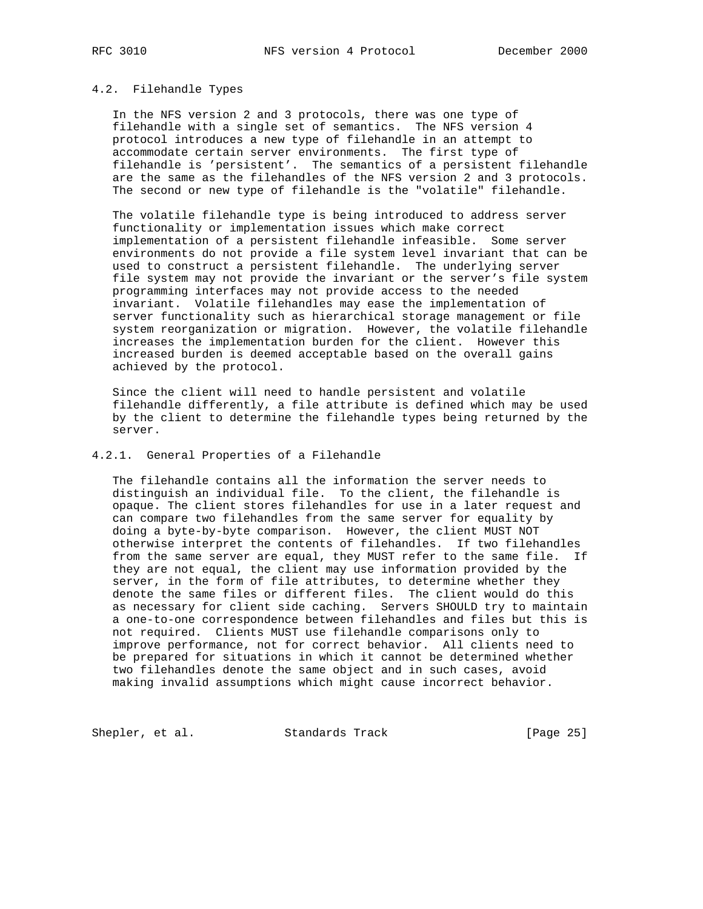### 4.2. Filehandle Types

In the NFS version 2 and 3 protocols, there was one type of filehandle with a single set of semantics. The NFS version 4 protocol introduces a new type of filehandle in an attempt to accommodate certain server environments. The first type of filehandle is 'persistent'. The semantics of a persistent filehandle are the same as the filehandles of the NFS version 2 and 3 protocols. The second or new type of filehandle is the "volatile" filehandle.

The volatile filehandle type is being introduced to address server functionality or implementation issues which make correct implementation of a persistent filehandle infeasible. Some server environments do not provide a file system level invariant that can be used to construct a persistent filehandle. The underlying server file system may not provide the invariant or the server's file system programming interfaces may not provide access to the needed invariant. Volatile filehandles may ease the implementation of server functionality such as hierarchical storage management or file system reorganization or migration. However, the volatile filehandle increases the implementation burden for the client. However this increased burden is deemed acceptable based on the overall gains achieved by the protocol.

Since the client will need to handle persistent and volatile filehandle differently, a file attribute is defined which may be used by the client to determine the filehandle types being returned by the server.

#### 4.2.1. General Properties of a Filehandle

The filehandle contains all the information the server needs to distinguish an individual file. To the client, the filehandle is opaque. The client stores filehandles for use in a later request and can compare two filehandles from the same server for equality by doing a byte-by-byte comparison. However, the client MUST NOT otherwise interpret the contents of filehandles. If two filehandles from the same server are equal, they MUST refer to the same file. If they are not equal, the client may use information provided by the server, in the form of file attributes, to determine whether they denote the same files or different files. The client would do this as necessary for client side caching. Servers SHOULD try to maintain a one-to-one correspondence between filehandles and files but this is not required. Clients MUST use filehandle comparisons only to improve performance, not for correct behavior. All clients need to be prepared for situations in which it cannot be determined whether two filehandles denote the same object and in such cases, avoid making invalid assumptions which might cause incorrect behavior.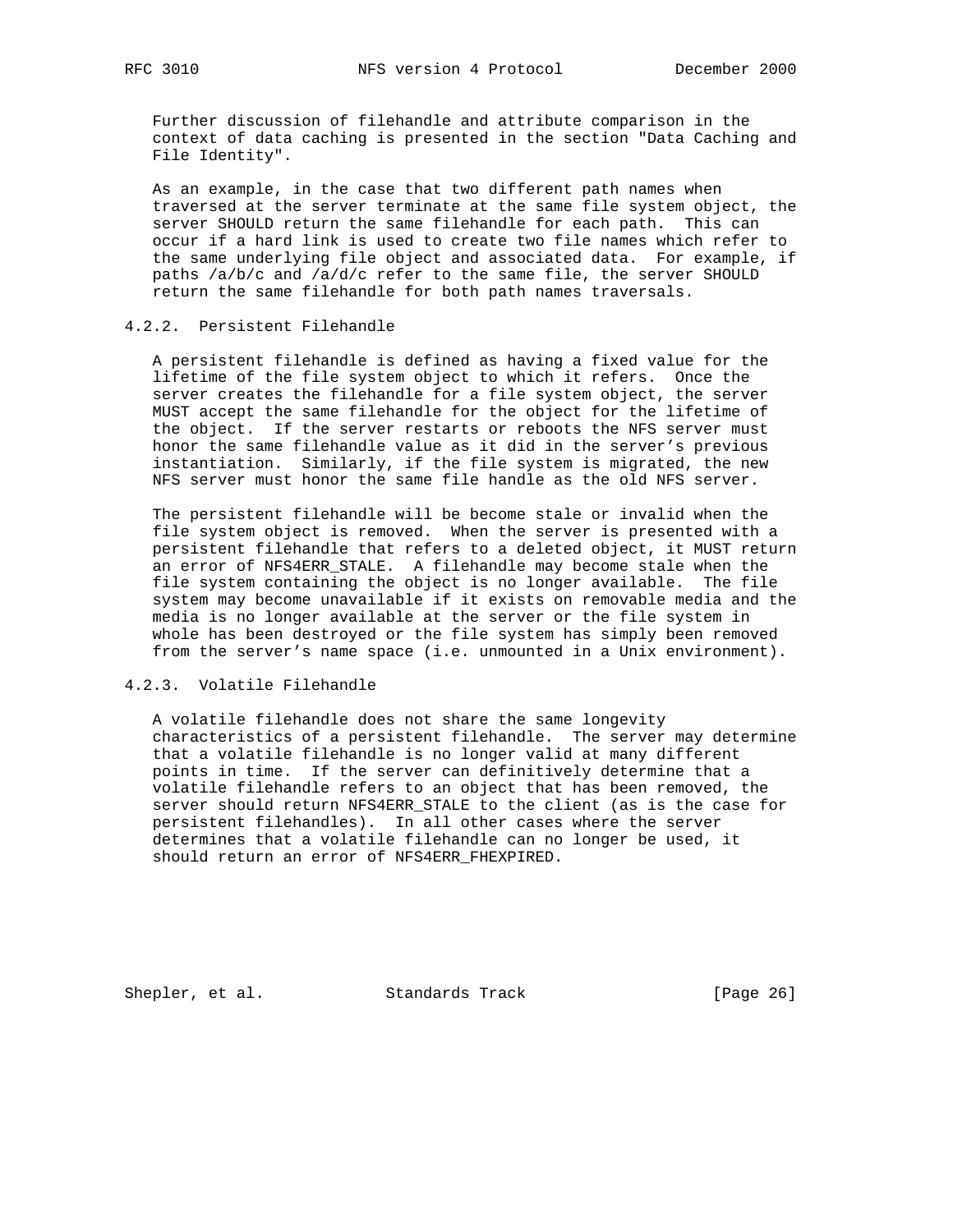Further discussion of filehandle and attribute comparison in the context of data caching is presented in the section "Data Caching and File Identity".

As an example, in the case that two different path names when traversed at the server terminate at the same file system object, the server SHOULD return the same filehandle for each path. This can occur if a hard link is used to create two file names which refer to the same underlying file object and associated data. For example, if paths /a/b/c and /a/d/c refer to the same file, the server SHOULD return the same filehandle for both path names traversals.

### 4.2.2. Persistent Filehandle

A persistent filehandle is defined as having a fixed value for the lifetime of the file system object to which it refers. Once the server creates the filehandle for a file system object, the server MUST accept the same filehandle for the object for the lifetime of the object. If the server restarts or reboots the NFS server must honor the same filehandle value as it did in the server's previous instantiation. Similarly, if the file system is migrated, the new NFS server must honor the same file handle as the old NFS server.

The persistent filehandle will be become stale or invalid when the file system object is removed. When the server is presented with a persistent filehandle that refers to a deleted object, it MUST return an error of NFS4ERR_STALE. A filehandle may become stale when the file system containing the object is no longer available. The file system may become unavailable if it exists on removable media and the media is no longer available at the server or the file system in whole has been destroyed or the file system has simply been removed from the server's name space (i.e. unmounted in a Unix environment).

### 4.2.3. Volatile Filehandle

A volatile filehandle does not share the same longevity characteristics of a persistent filehandle. The server may determine that a volatile filehandle is no longer valid at many different points in time. If the server can definitively determine that a volatile filehandle refers to an object that has been removed, the server should return NFS4ERR_STALE to the client (as is the case for persistent filehandles). In all other cases where the server determines that a volatile filehandle can no longer be used, it should return an error of NFS4ERR_FHEXPIRED.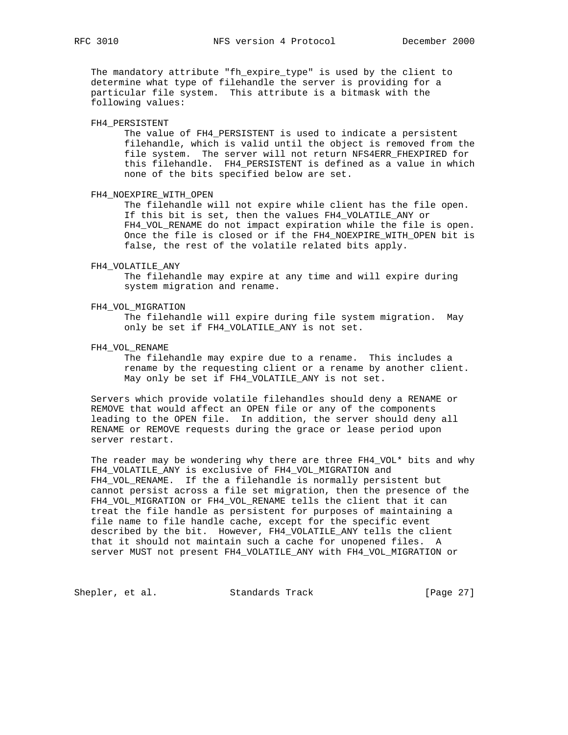The mandatory attribute "fh_expire_type" is used by the client to determine what type of filehandle the server is providing for a particular file system. This attribute is a bitmask with the following values:

FH4_PERSISTENT
: The value of FH4_PERSISTENT is used to indicate a persistent filehandle, which is valid until the object is removed from the file system. The server will not return NFS4ERR_FHEXPIRED for this filehandle. FH4_PERSISTENT is defined as a value in which none of the bits specified below are set.

FH4_NOEXPIRE_WITH_OPEN
: The filehandle will not expire while client has the file open. If this bit is set, then the values FH4_VOLATILE_ANY or FH4_VOL_RENAME do not impact expiration while the file is open. Once the file is closed or if the FH4_NOEXPIRE_WITH_OPEN bit is false, the rest of the volatile related bits apply.

FH4_VOLATILE_ANY
: The filehandle may expire at any time and will expire during system migration and rename.

FH4_VOL_MIGRATION
: The filehandle will expire during file system migration. May only be set if FH4_VOLATILE_ANY is not set.

FH4_VOL_RENAME
: The filehandle may expire due to a rename. This includes a rename by the requesting client or a rename by another client. May only be set if FH4_VOLATILE_ANY is not set.

Servers which provide volatile filehandles should deny a RENAME or REMOVE that would affect an OPEN file or any of the components leading to the OPEN file. In addition, the server should deny all RENAME or REMOVE requests during the grace or lease period upon server restart.

The reader may be wondering why there are three FH4_VOL* bits and why FH4_VOLATILE_ANY is exclusive of FH4_VOL_MIGRATION and FH4_VOL_RENAME. If the a filehandle is normally persistent but cannot persist across a file set migration, then the presence of the FH4_VOL_MIGRATION or FH4_VOL_RENAME tells the client that it can treat the file handle as persistent for purposes of maintaining a file name to file handle cache, except for the specific event described by the bit. However, FH4_VOLATILE_ANY tells the client that it should not maintain such a cache for unopened files. A server MUST not present FH4_VOLATILE_ANY with FH4_VOL_MIGRATION or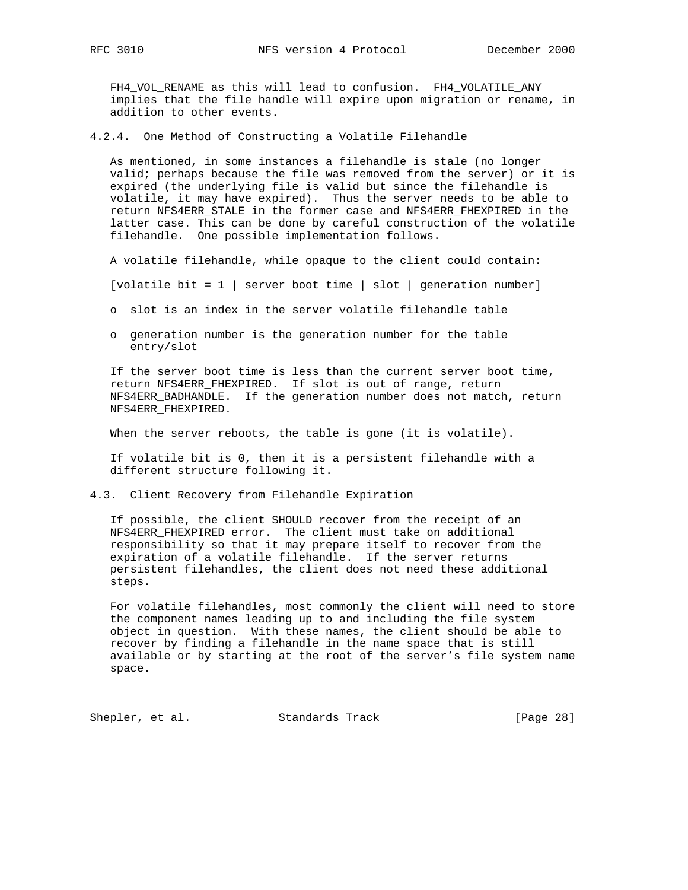FH4_VOL_RENAME as this will lead to confusion. FH4_VOLATILE_ANY implies that the file handle will expire upon migration or rename, in addition to other events.

### 4.2.4. One Method of Constructing a Volatile Filehandle

As mentioned, in some instances a filehandle is stale (no longer valid; perhaps because the file was removed from the server) or it is expired (the underlying file is valid but since the filehandle is volatile, it may have expired). Thus the server needs to be able to return NFS4ERR_STALE in the former case and NFS4ERR_FHEXPIRED in the latter case. This can be done by careful construction of the volatile filehandle. One possible implementation follows.

A volatile filehandle, while opaque to the client could contain:

[volatile bit = 1 | server boot time | slot | generation number]

- slot is an index in the server volatile filehandle table
- generation number is the generation number for the table entry/slot

If the server boot time is less than the current server boot time, return NFS4ERR_FHEXPIRED. If slot is out of range, return NFS4ERR_BADHANDLE. If the generation number does not match, return NFS4ERR_FHEXPIRED.

When the server reboots, the table is gone (it is volatile).

If volatile bit is 0, then it is a persistent filehandle with a different structure following it.

## 4.3. Client Recovery from Filehandle Expiration

If possible, the client SHOULD recover from the receipt of an NFS4ERR_FHEXPIRED error. The client must take on additional responsibility so that it may prepare itself to recover from the expiration of a volatile filehandle. If the server returns persistent filehandles, the client does not need these additional steps.

For volatile filehandles, most commonly the client will need to store the component names leading up to and including the file system object in question. With these names, the client should be able to recover by finding a filehandle in the name space that is still available or by starting at the root of the server's file system name space.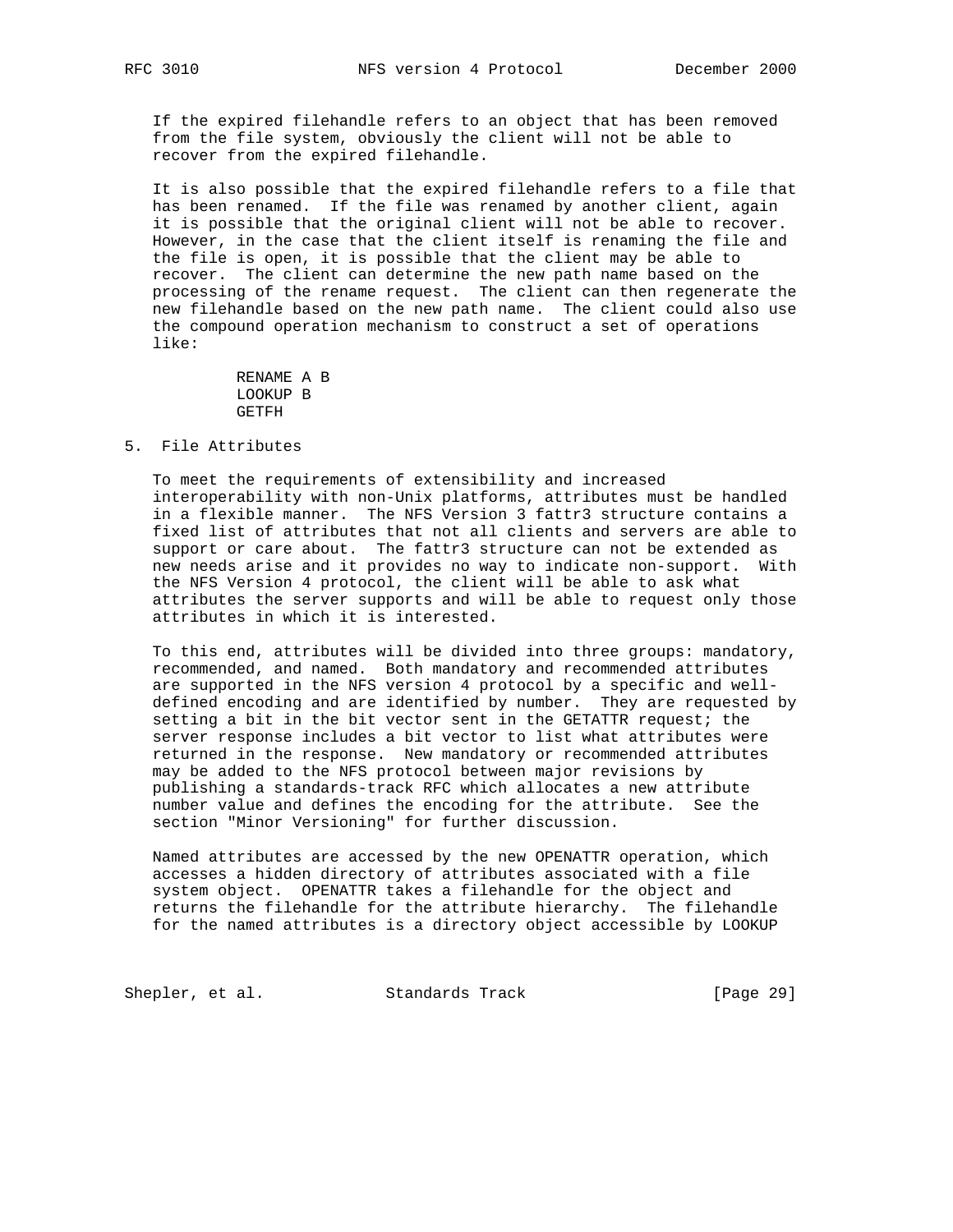If the expired filehandle refers to an object that has been removed from the file system, obviously the client will not be able to recover from the expired filehandle.

It is also possible that the expired filehandle refers to a file that has been renamed. If the file was renamed by another client, again it is possible that the original client will not be able to recover. However, in the case that the client itself is renaming the file and the file is open, it is possible that the client may be able to recover. The client can determine the new path name based on the processing of the rename request. The client can then regenerate the new filehandle based on the new path name. The client could also use the compound operation mechanism to construct a set of operations like:

```
RENAME A B
LOOKUP B
GETFH
```

## 5. File Attributes

To meet the requirements of extensibility and increased interoperability with non-Unix platforms, attributes must be handled in a flexible manner. The NFS Version 3 fattr3 structure contains a fixed list of attributes that not all clients and servers are able to support or care about. The fattr3 structure can not be extended as new needs arise and it provides no way to indicate non-support. With the NFS Version 4 protocol, the client will be able to ask what attributes the server supports and will be able to request only those attributes in which it is interested.

To this end, attributes will be divided into three groups: mandatory, recommended, and named. Both mandatory and recommended attributes are supported in the NFS version 4 protocol by a specific and well-defined encoding and are identified by number. They are requested by setting a bit in the bit vector sent in the GETATTR request; the server response includes a bit vector to list what attributes were returned in the response. New mandatory or recommended attributes may be added to the NFS protocol between major revisions by publishing a standards-track RFC which allocates a new attribute number value and defines the encoding for the attribute. See the section "Minor Versioning" for further discussion.

Named attributes are accessed by the new OPENATTR operation, which accesses a hidden directory of attributes associated with a file system object. OPENATTR takes a filehandle for the object and returns the filehandle for the attribute hierarchy. The filehandle for the named attributes is a directory object accessible by LOOKUP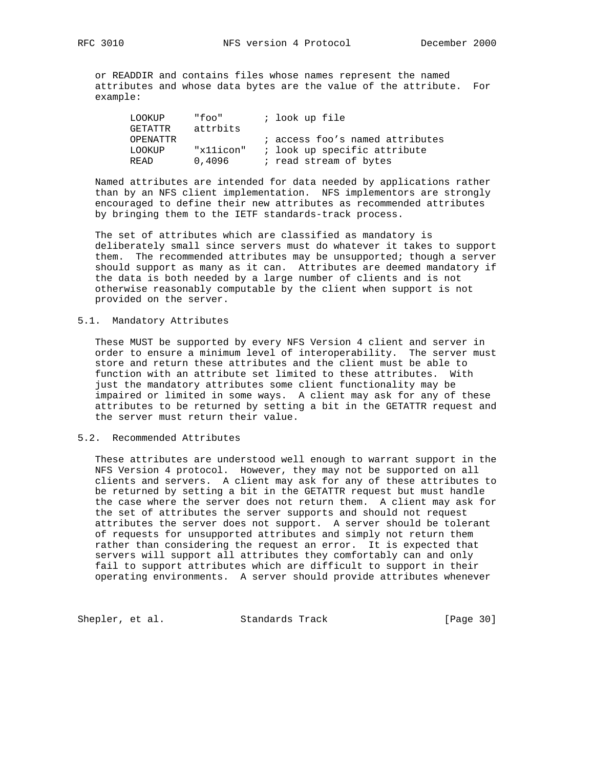or READDIR and contains files whose names represent the named attributes and whose data bytes are the value of the attribute. For example:

```
LOOKUP     "foo"       ; look up file
GETATTR    attrbits
OPENATTR               ; access foo's named attributes
LOOKUP     "x11icon"   ; look up specific attribute
READ       0,4096      ; read stream of bytes
```

Named attributes are intended for data needed by applications rather than by an NFS client implementation. NFS implementors are strongly encouraged to define their new attributes as recommended attributes by bringing them to the IETF standards-track process.

The set of attributes which are classified as mandatory is deliberately small since servers must do whatever it takes to support them. The recommended attributes may be unsupported; though a server should support as many as it can. Attributes are deemed mandatory if the data is both needed by a large number of clients and is not otherwise reasonably computable by the client when support is not provided on the server.

## 5.1. Mandatory Attributes

These MUST be supported by every NFS Version 4 client and server in order to ensure a minimum level of interoperability. The server must store and return these attributes and the client must be able to function with an attribute set limited to these attributes. With just the mandatory attributes some client functionality may be impaired or limited in some ways. A client may ask for any of these attributes to be returned by setting a bit in the GETATTR request and the server must return their value.

## 5.2. Recommended Attributes

These attributes are understood well enough to warrant support in the NFS Version 4 protocol. However, they may not be supported on all clients and servers. A client may ask for any of these attributes to be returned by setting a bit in the GETATTR request but must handle the case where the server does not return them. A client may ask for the set of attributes the server supports and should not request attributes the server does not support. A server should be tolerant of requests for unsupported attributes and simply not return them rather than considering the request an error. It is expected that servers will support all attributes they comfortably can and only fail to support attributes which are difficult to support in their operating environments. A server should provide attributes whenever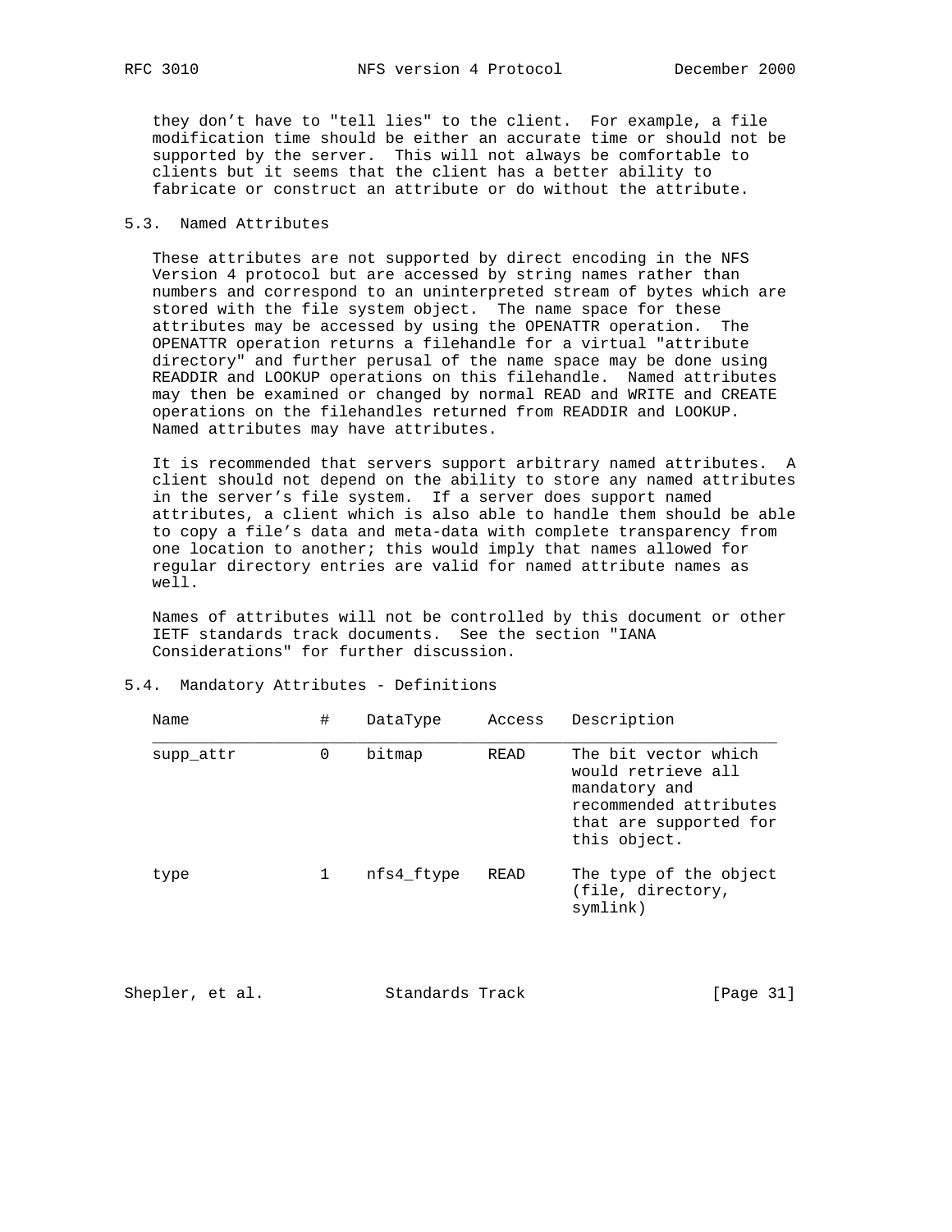they don't have to "tell lies" to the client. For example, a file modification time should be either an accurate time or should not be supported by the server. This will not always be comfortable to clients but it seems that the client has a better ability to fabricate or construct an attribute or do without the attribute.

## 5.3. Named Attributes

These attributes are not supported by direct encoding in the NFS Version 4 protocol but are accessed by string names rather than numbers and correspond to an uninterpreted stream of bytes which are stored with the file system object. The name space for these attributes may be accessed by using the OPENATTR operation. The OPENATTR operation returns a filehandle for a virtual "attribute directory" and further perusal of the name space may be done using READDIR and LOOKUP operations on this filehandle. Named attributes may then be examined or changed by normal READ and WRITE and CREATE operations on the filehandles returned from READDIR and LOOKUP. Named attributes may have attributes.

It is recommended that servers support arbitrary named attributes. A client should not depend on the ability to store any named attributes in the server's file system. If a server does support named attributes, a client which is also able to handle them should be able to copy a file's data and meta-data with complete transparency from one location to another; this would imply that names allowed for regular directory entries are valid for named attribute names as well.

Names of attributes will not be controlled by this document or other IETF standards track documents. See the section "IANA Considerations" for further discussion.

## 5.4. Mandatory Attributes - Definitions

| Name | # | DataType | Access | Description |
|---|---|---|---|---|
| supp_attr | 0 | bitmap | READ | The bit vector which would retrieve all mandatory and recommended attributes that are supported for this object. |
| type | 1 | nfs4_ftype | READ | The type of the object (file, directory, symlink) |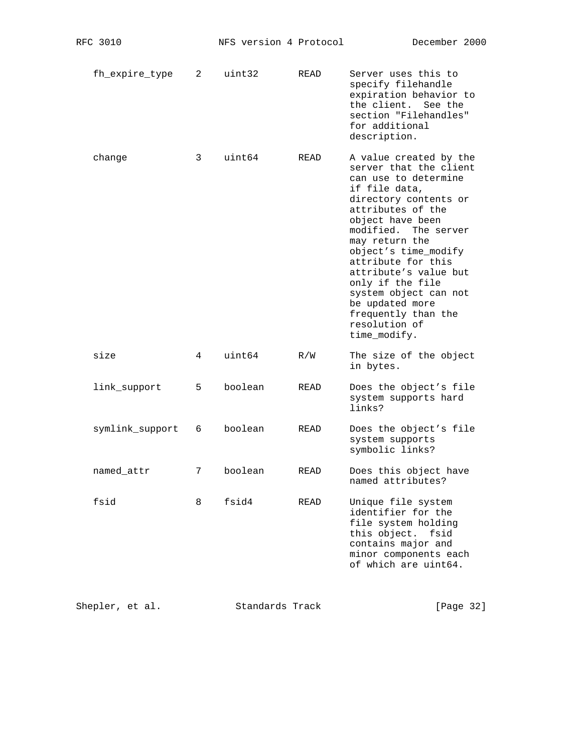| | | | | |
|---|---|---|---|---|
| fh_expire_type | 2 | uint32 | READ | Server uses this to specify filehandle expiration behavior to the client. See the section "Filehandles" for additional description. |
| change | 3 | uint64 | READ | A value created by the server that the client can use to determine if file data, directory contents or attributes of the object have been modified. The server may return the object's time_modify attribute for this attribute's value but only if the file system object can not be updated more frequently than the resolution of time_modify. |
| size | 4 | uint64 | R/W | The size of the object in bytes. |
| link_support | 5 | boolean | READ | Does the object's file system supports hard links? |
| symlink_support | 6 | boolean | READ | Does the object's file system supports symbolic links? |
| named_attr | 7 | boolean | READ | Does this object have named attributes? |
| fsid | 8 | fsid4 | READ | Unique file system identifier for the file system holding this object. fsid contains major and minor components each of which are uint64. |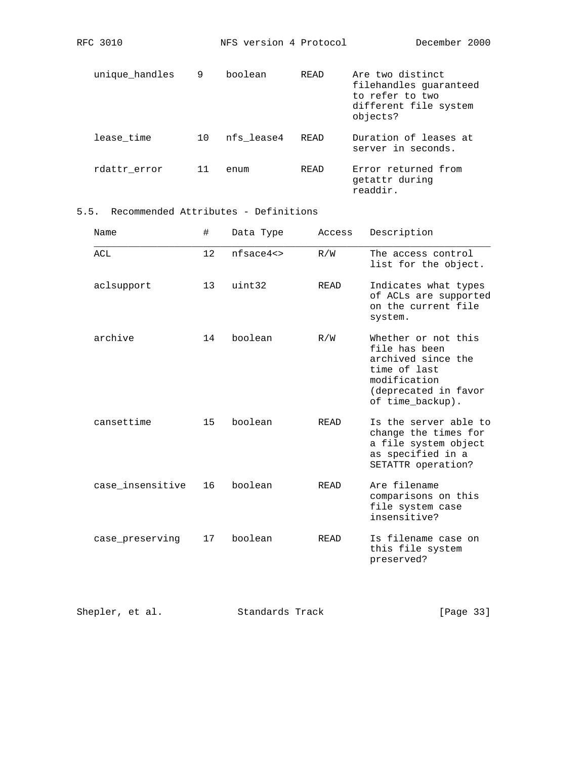| Name | # | Data Type | Access | Description |
|---|---|---|---|---|
| unique_handles | 9 | boolean | READ | Are two distinct filehandles guaranteed to refer to two different file system objects? |
| lease_time | 10 | nfs_lease4 | READ | Duration of leases at server in seconds. |
| rdattr_error | 11 | enum | READ | Error returned from getattr during readdir. |

## 5.5. Recommended Attributes - Definitions

| Name | # | Data Type | Access | Description |
|---|---|---|---|---|
| ACL | 12 | nfsace4<> | R/W | The access control list for the object. |
| aclsupport | 13 | uint32 | READ | Indicates what types of ACLs are supported on the current file system. |
| archive | 14 | boolean | R/W | Whether or not this file has been archived since the time of last modification (deprecated in favor of time_backup). |
| cansettime | 15 | boolean | READ | Is the server able to change the times for a file system object as specified in a SETATTR operation? |
| case_insensitive | 16 | boolean | READ | Are filename comparisons on this file system case insensitive? |
| case_preserving | 17 | boolean | READ | Is filename case on this file system preserved? |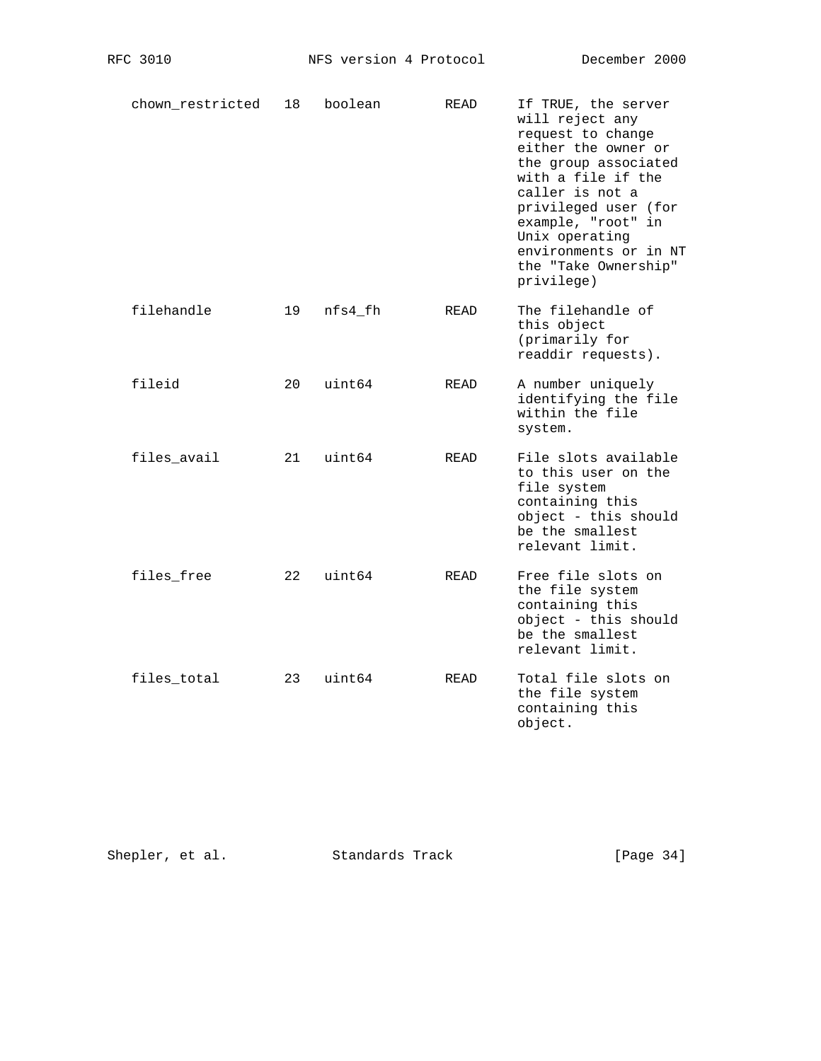| | | | | |
|---|---|---|---|---|
| chown_restricted | 18 | boolean | READ | If TRUE, the server will reject any request to change either the owner or the group associated with a file if the caller is not a privileged user (for example, "root" in Unix operating environments or in NT the "Take Ownership" privilege) |
| filehandle | 19 | nfs4_fh | READ | The filehandle of this object (primarily for readdir requests). |
| fileid | 20 | uint64 | READ | A number uniquely identifying the file within the file system. |
| files_avail | 21 | uint64 | READ | File slots available to this user on the file system containing this object - this should be the smallest relevant limit. |
| files_free | 22 | uint64 | READ | Free file slots on the file system containing this object - this should be the smallest relevant limit. |
| files_total | 23 | uint64 | READ | Total file slots on the file system containing this object. |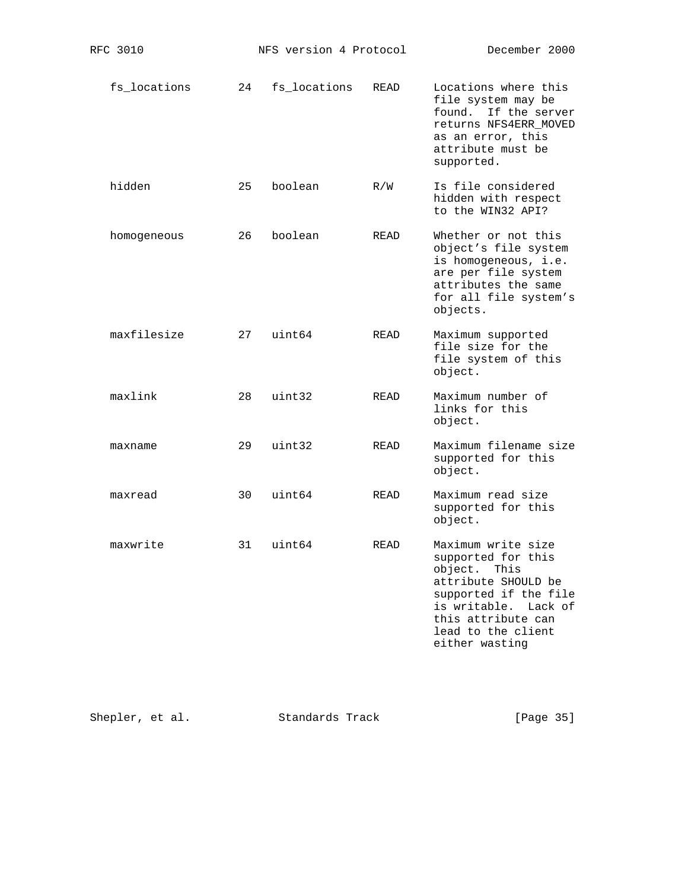| | | | | |
|---|---|---|---|---|
| fs_locations | 24 | fs_locations | READ | Locations where this file system may be found. If the server returns NFS4ERR_MOVED as an error, this attribute must be supported. |
| hidden | 25 | boolean | R/W | Is file considered hidden with respect to the WIN32 API? |
| homogeneous | 26 | boolean | READ | Whether or not this object's file system is homogeneous, i.e. are per file system attributes the same for all file system's objects. |
| maxfilesize | 27 | uint64 | READ | Maximum supported file size for the file system of this object. |
| maxlink | 28 | uint32 | READ | Maximum number of links for this object. |
| maxname | 29 | uint32 | READ | Maximum filename size supported for this object. |
| maxread | 30 | uint64 | READ | Maximum read size supported for this object. |
| maxwrite | 31 | uint64 | READ | Maximum write size supported for this object. This attribute SHOULD be supported if the file is writable. Lack of this attribute can lead to the client either wasting |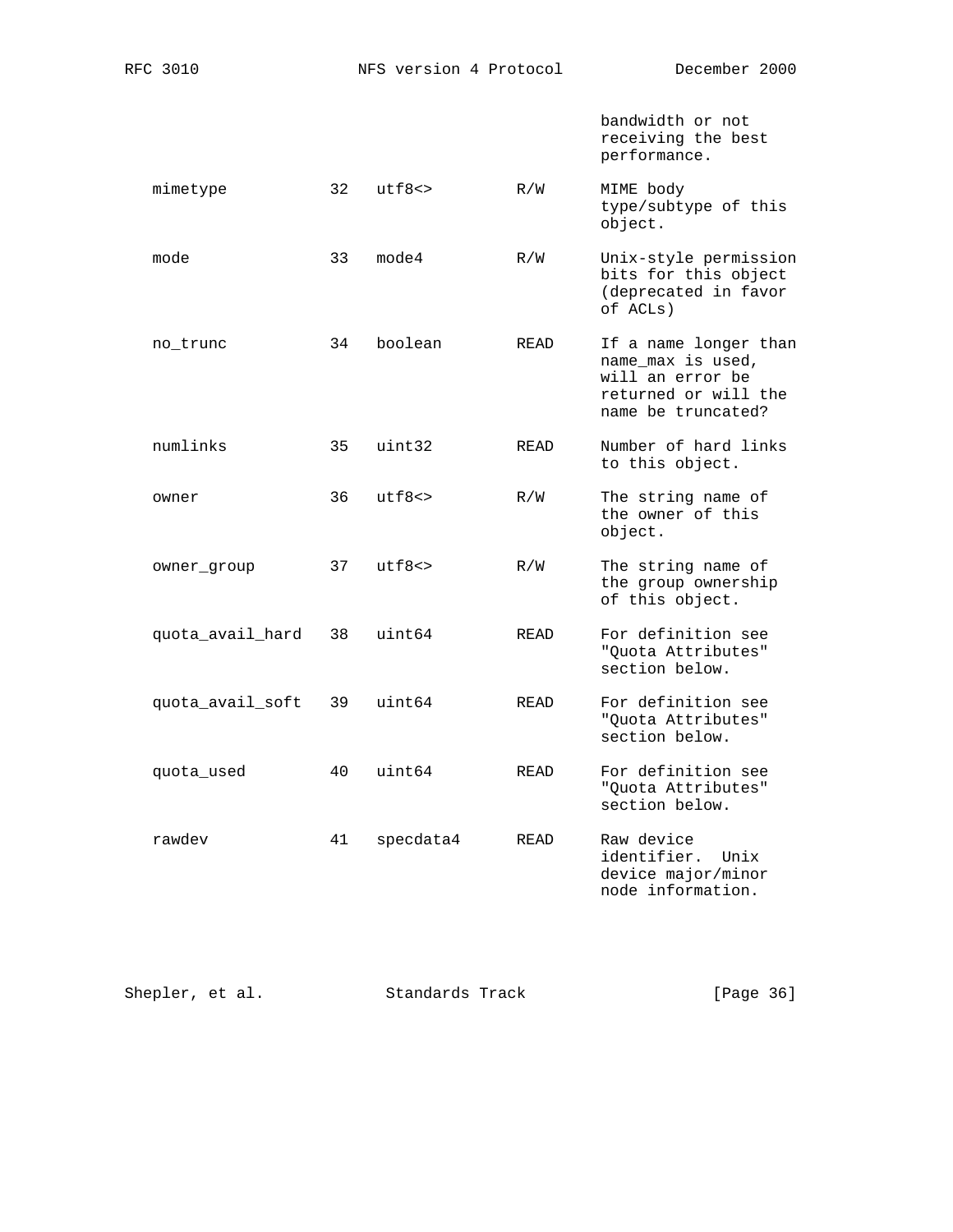| | | | | bandwidth or not receiving the best performance. |
|---|---|---|---|---|
| mimetype | 32 | utf8<> | R/W | MIME body type/subtype of this object. |
| mode | 33 | mode4 | R/W | Unix-style permission bits for this object (deprecated in favor of ACLs) |
| no_trunc | 34 | boolean | READ | If a name longer than name_max is used, will an error be returned or will the name be truncated? |
| numlinks | 35 | uint32 | READ | Number of hard links to this object. |
| owner | 36 | utf8<> | R/W | The string name of the owner of this object. |
| owner_group | 37 | utf8<> | R/W | The string name of the group ownership of this object. |
| quota_avail_hard | 38 | uint64 | READ | For definition see "Quota Attributes" section below. |
| quota_avail_soft | 39 | uint64 | READ | For definition see "Quota Attributes" section below. |
| quota_used | 40 | uint64 | READ | For definition see "Quota Attributes" section below. |
| rawdev | 41 | specdata4 | READ | Raw device identifier. Unix device major/minor node information. |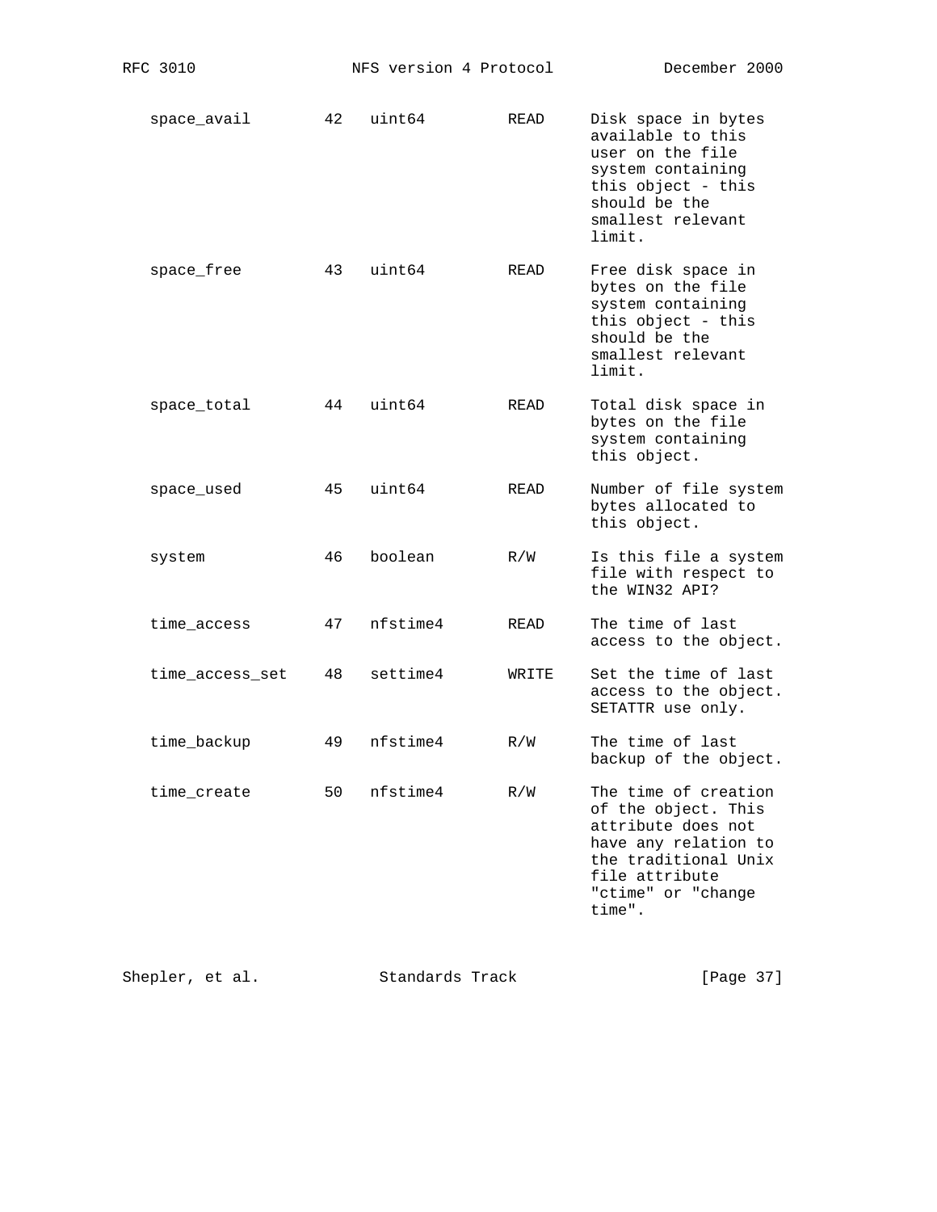| | | | | |
|---|---|---|---|---|
| space_avail | 42 | uint64 | READ | Disk space in bytes available to this user on the file system containing this object - this should be the smallest relevant limit. |
| space_free | 43 | uint64 | READ | Free disk space in bytes on the file system containing this object - this should be the smallest relevant limit. |
| space_total | 44 | uint64 | READ | Total disk space in bytes on the file system containing this object. |
| space_used | 45 | uint64 | READ | Number of file system bytes allocated to this object. |
| system | 46 | boolean | R/W | Is this file a system file with respect to the WIN32 API? |
| time_access | 47 | nfstime4 | READ | The time of last access to the object. |
| time_access_set | 48 | settime4 | WRITE | Set the time of last access to the object. SETATTR use only. |
| time_backup | 49 | nfstime4 | R/W | The time of last backup of the object. |
| time_create | 50 | nfstime4 | R/W | The time of creation of the object. This attribute does not have any relation to the traditional Unix file attribute "ctime" or "change time". |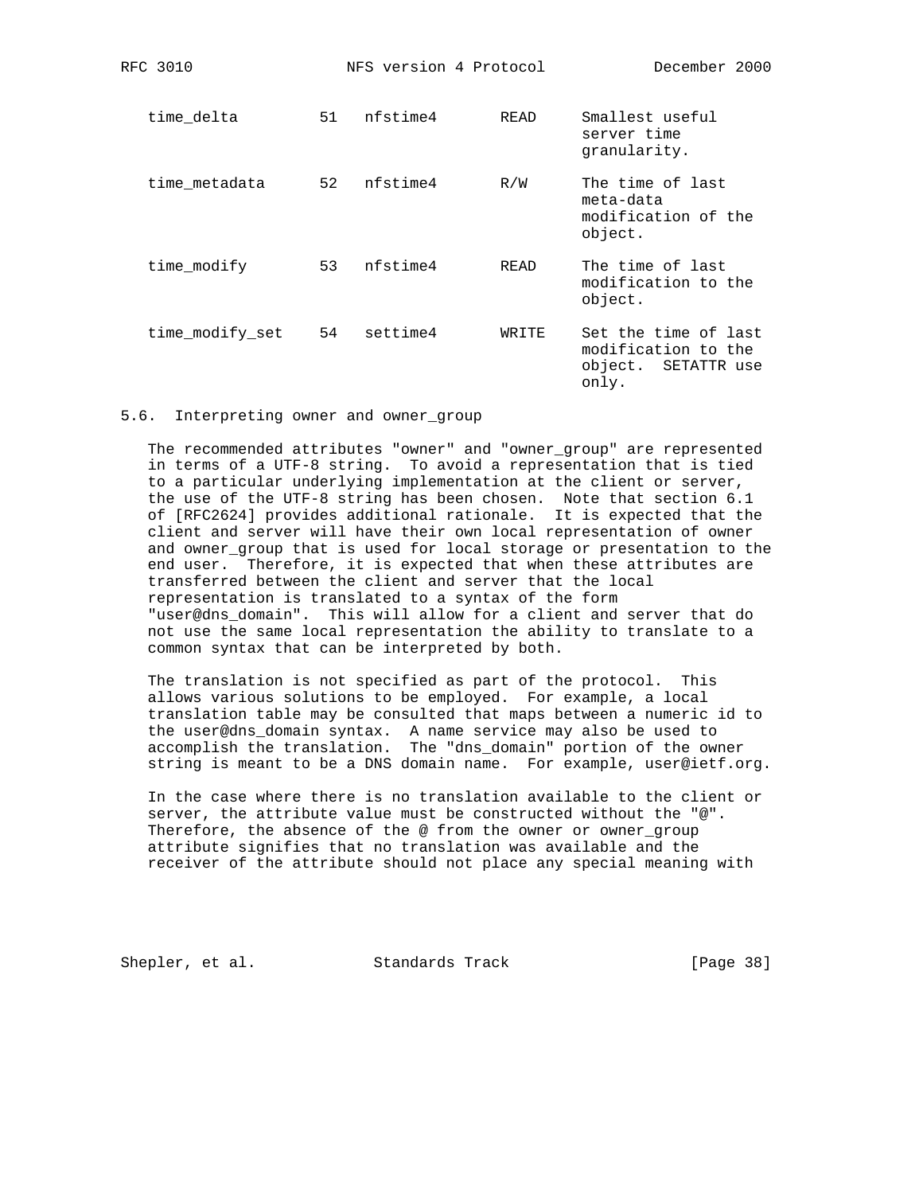| | | | | |
|---|---|---|---|---|
| time_delta | 51 | nfstime4 | READ | Smallest useful server time granularity. |
| time_metadata | 52 | nfstime4 | R/W | The time of last meta-data modification of the object. |
| time_modify | 53 | nfstime4 | READ | The time of last modification to the object. |
| time_modify_set | 54 | settime4 | WRITE | Set the time of last modification to the object. SETATTR use only. |

## 5.6. Interpreting owner and owner_group

The recommended attributes "owner" and "owner_group" are represented in terms of a UTF-8 string. To avoid a representation that is tied to a particular underlying implementation at the client or server, the use of the UTF-8 string has been chosen. Note that section 6.1 of [RFC2624] provides additional rationale. It is expected that the client and server will have their own local representation of owner and owner_group that is used for local storage or presentation to the end user. Therefore, it is expected that when these attributes are transferred between the client and server that the local representation is translated to a syntax of the form "user@dns_domain". This will allow for a client and server that do not use the same local representation the ability to translate to a common syntax that can be interpreted by both.

The translation is not specified as part of the protocol. This allows various solutions to be employed. For example, a local translation table may be consulted that maps between a numeric id to the user@dns_domain syntax. A name service may also be used to accomplish the translation. The "dns_domain" portion of the owner string is meant to be a DNS domain name. For example, user@ietf.org.

In the case where there is no translation available to the client or server, the attribute value must be constructed without the "@". Therefore, the absence of the @ from the owner or owner_group attribute signifies that no translation was available and the receiver of the attribute should not place any special meaning with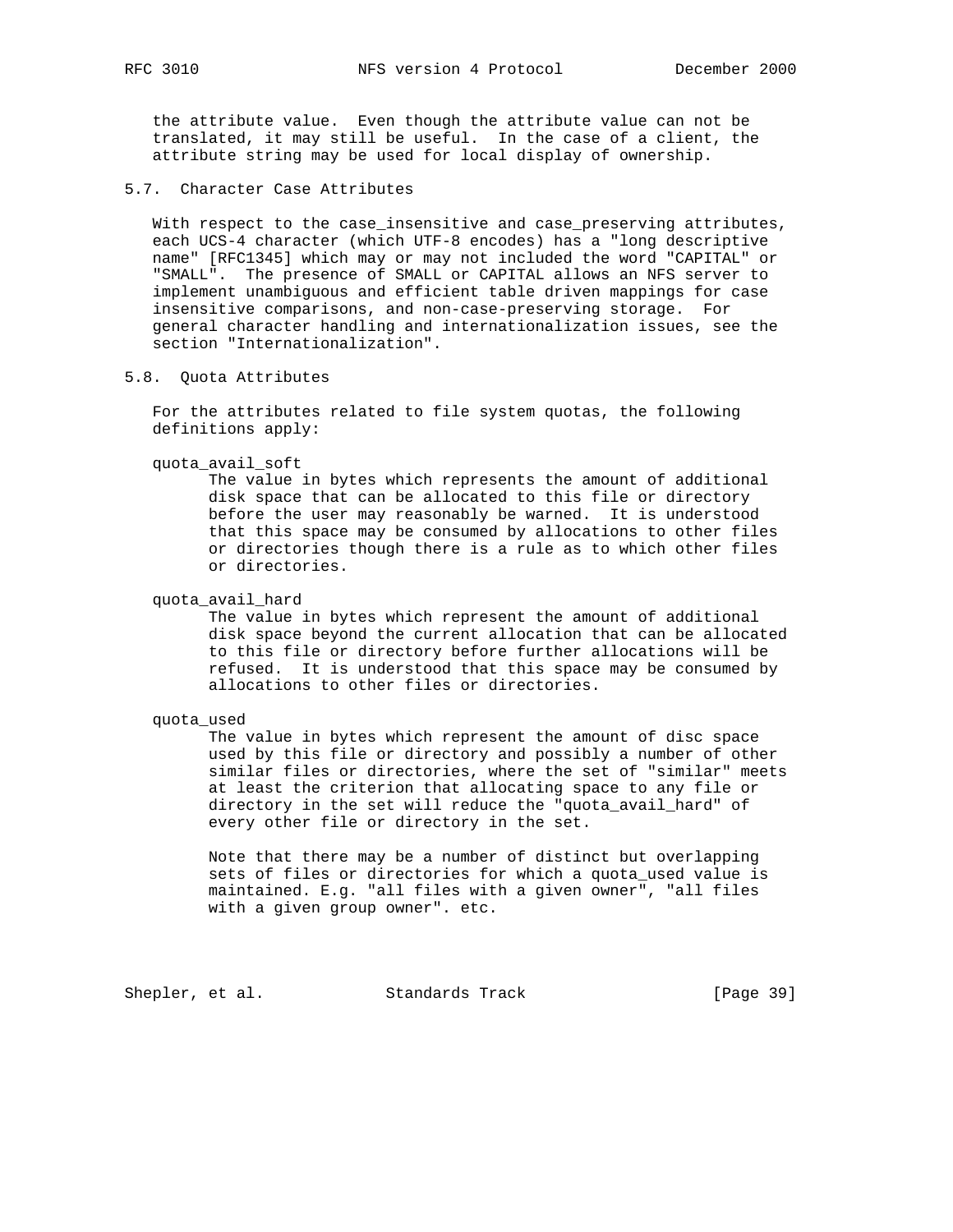the attribute value. Even though the attribute value can not be translated, it may still be useful. In the case of a client, the attribute string may be used for local display of ownership.

## 5.7. Character Case Attributes

With respect to the case_insensitive and case_preserving attributes, each UCS-4 character (which UTF-8 encodes) has a "long descriptive name" [RFC1345] which may or may not included the word "CAPITAL" or "SMALL". The presence of SMALL or CAPITAL allows an NFS server to implement unambiguous and efficient table driven mappings for case insensitive comparisons, and non-case-preserving storage. For general character handling and internationalization issues, see the section "Internationalization".

## 5.8. Quota Attributes

For the attributes related to file system quotas, the following definitions apply:

quota_avail_soft
: The value in bytes which represents the amount of additional disk space that can be allocated to this file or directory before the user may reasonably be warned. It is understood that this space may be consumed by allocations to other files or directories though there is a rule as to which other files or directories.

quota_avail_hard
: The value in bytes which represent the amount of additional disk space beyond the current allocation that can be allocated to this file or directory before further allocations will be refused. It is understood that this space may be consumed by allocations to other files or directories.

quota_used
: The value in bytes which represent the amount of disc space used by this file or directory and possibly a number of other similar files or directories, where the set of "similar" meets at least the criterion that allocating space to any file or directory in the set will reduce the "quota_avail_hard" of every other file or directory in the set.

: Note that there may be a number of distinct but overlapping sets of files or directories for which a quota_used value is maintained. E.g. "all files with a given owner", "all files with a given group owner". etc.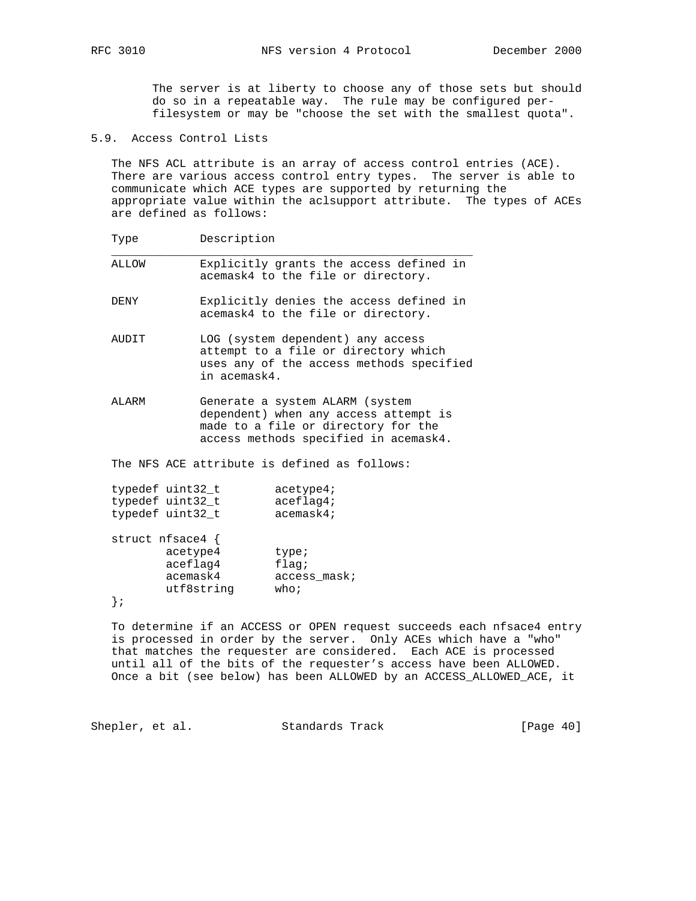The server is at liberty to choose any of those sets but should do so in a repeatable way. The rule may be configured per-filesystem or may be "choose the set with the smallest quota".

## 5.9. Access Control Lists

The NFS ACL attribute is an array of access control entries (ACE). There are various access control entry types. The server is able to communicate which ACE types are supported by returning the appropriate value within the aclsupport attribute. The types of ACEs are defined as follows:

| Type | Description |
| --- | --- |
| ALLOW | Explicitly grants the access defined in acemask4 to the file or directory. |
| DENY | Explicitly denies the access defined in acemask4 to the file or directory. |
| AUDIT | LOG (system dependent) any access attempt to a file or directory which uses any of the access methods specified in acemask4. |
| ALARM | Generate a system ALARM (system dependent) when any access attempt is made to a file or directory for the access methods specified in acemask4. |

The NFS ACE attribute is defined as follows:

```
typedef uint32_t        acetype4;
typedef uint32_t        aceflag4;
typedef uint32_t        acemask4;

struct nfsace4 {
        acetype4        type;
        aceflag4        flag;
        acemask4        access_mask;
        utf8string      who;
};
```

To determine if an ACCESS or OPEN request succeeds each nfsace4 entry is processed in order by the server. Only ACEs which have a "who" that matches the requester are considered. Each ACE is processed until all of the bits of the requester's access have been ALLOWED. Once a bit (see below) has been ALLOWED by an ACCESS_ALLOWED_ACE, it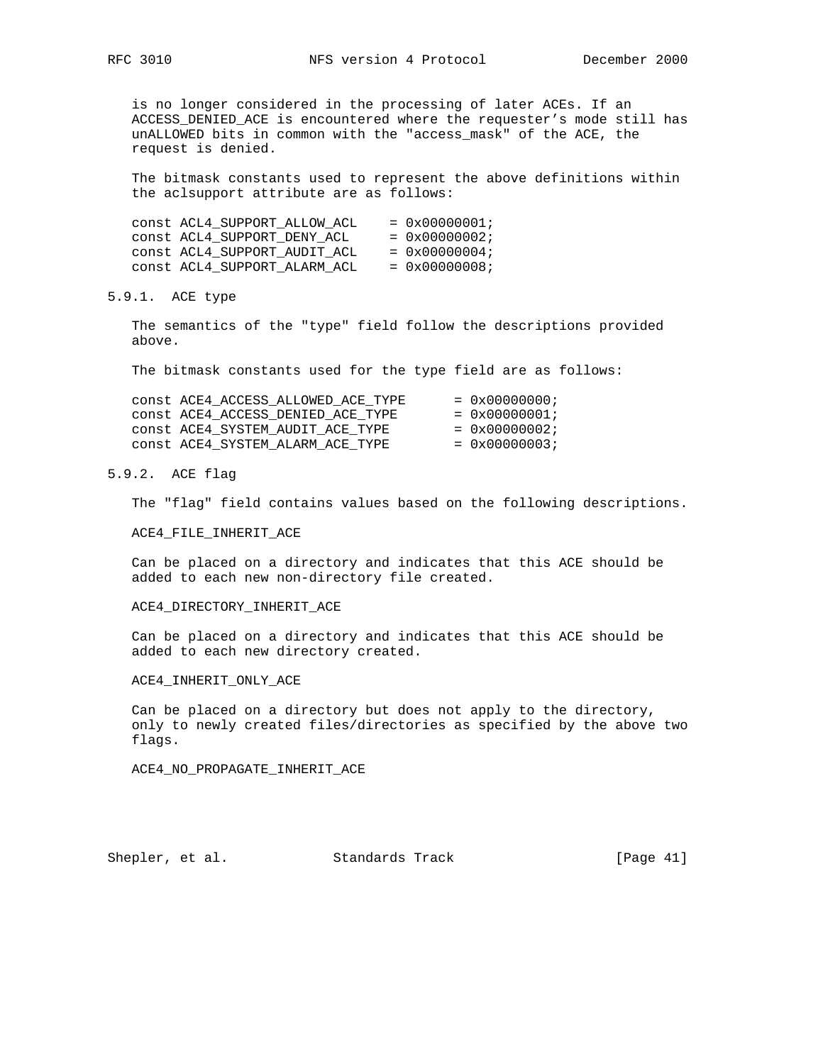is no longer considered in the processing of later ACEs. If an ACCESS_DENIED_ACE is encountered where the requester's mode still has unALLOWED bits in common with the "access_mask" of the ACE, the request is denied.

The bitmask constants used to represent the above definitions within the aclsupport attribute are as follows:

```
const ACL4_SUPPORT_ALLOW_ACL    = 0x00000001;
const ACL4_SUPPORT_DENY_ACL     = 0x00000002;
const ACL4_SUPPORT_AUDIT_ACL    = 0x00000004;
const ACL4_SUPPORT_ALARM_ACL    = 0x00000008;
```

### 5.9.1. ACE type

The semantics of the "type" field follow the descriptions provided above.

The bitmask constants used for the type field are as follows:

```
const ACE4_ACCESS_ALLOWED_ACE_TYPE      = 0x00000000;
const ACE4_ACCESS_DENIED_ACE_TYPE       = 0x00000001;
const ACE4_SYSTEM_AUDIT_ACE_TYPE        = 0x00000002;
const ACE4_SYSTEM_ALARM_ACE_TYPE        = 0x00000003;
```

### 5.9.2. ACE flag

The "flag" field contains values based on the following descriptions.

ACE4_FILE_INHERIT_ACE

Can be placed on a directory and indicates that this ACE should be added to each new non-directory file created.

ACE4_DIRECTORY_INHERIT_ACE

Can be placed on a directory and indicates that this ACE should be added to each new directory created.

ACE4_INHERIT_ONLY_ACE

Can be placed on a directory but does not apply to the directory, only to newly created files/directories as specified by the above two flags.

ACE4_NO_PROPAGATE_INHERIT_ACE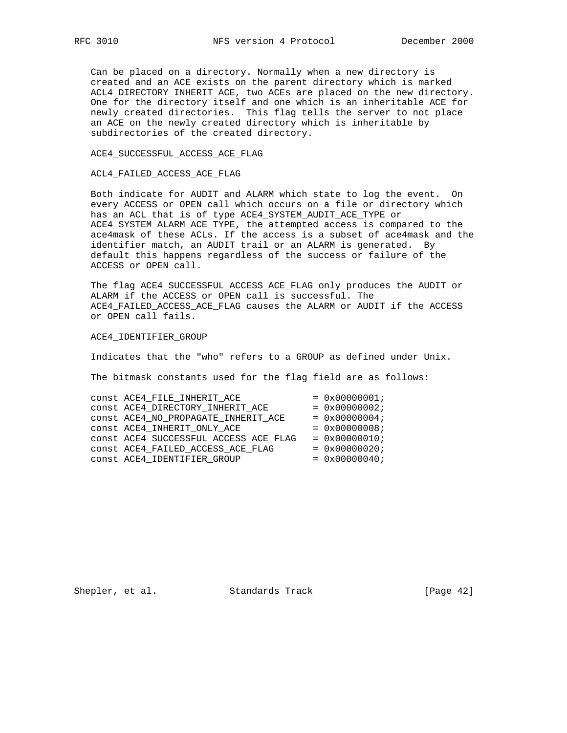Can be placed on a directory. Normally when a new directory is created and an ACE exists on the parent directory which is marked ACL4_DIRECTORY_INHERIT_ACE, two ACEs are placed on the new directory. One for the directory itself and one which is an inheritable ACE for newly created directories. This flag tells the server to not place an ACE on the newly created directory which is inheritable by subdirectories of the created directory.

ACE4_SUCCESSFUL_ACCESS_ACE_FLAG

ACL4_FAILED_ACCESS_ACE_FLAG

Both indicate for AUDIT and ALARM which state to log the event. On every ACCESS or OPEN call which occurs on a file or directory which has an ACL that is of type ACE4_SYSTEM_AUDIT_ACE_TYPE or ACE4_SYSTEM_ALARM_ACE_TYPE, the attempted access is compared to the ace4mask of these ACLs. If the access is a subset of ace4mask and the identifier match, an AUDIT trail or an ALARM is generated. By default this happens regardless of the success or failure of the ACCESS or OPEN call.

The flag ACE4_SUCCESSFUL_ACCESS_ACE_FLAG only produces the AUDIT or ALARM if the ACCESS or OPEN call is successful. The ACE4_FAILED_ACCESS_ACE_FLAG causes the ALARM or AUDIT if the ACCESS or OPEN call fails.

ACE4_IDENTIFIER_GROUP

Indicates that the "who" refers to a GROUP as defined under Unix.

The bitmask constants used for the flag field are as follows:

```
const ACE4_FILE_INHERIT_ACE             = 0x00000001;
const ACE4_DIRECTORY_INHERIT_ACE        = 0x00000002;
const ACE4_NO_PROPAGATE_INHERIT_ACE     = 0x00000004;
const ACE4_INHERIT_ONLY_ACE             = 0x00000008;
const ACE4_SUCCESSFUL_ACCESS_ACE_FLAG   = 0x00000010;
const ACE4_FAILED_ACCESS_ACE_FLAG       = 0x00000020;
const ACE4_IDENTIFIER_GROUP             = 0x00000040;
```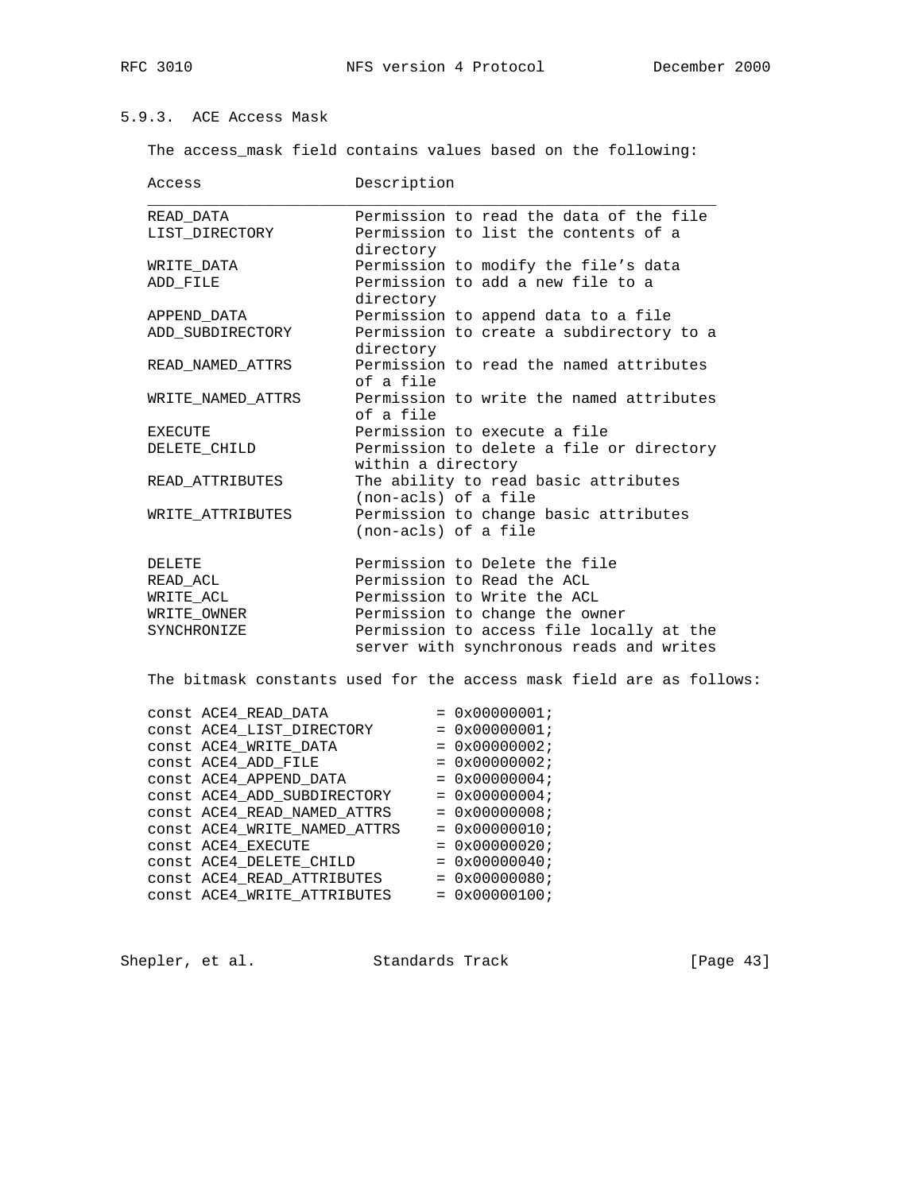### 5.9.3. ACE Access Mask

The access_mask field contains values based on the following:

| Access | Description |
| --- | --- |
| READ_DATA | Permission to read the data of the file |
| LIST_DIRECTORY | Permission to list the contents of a directory |
| WRITE_DATA | Permission to modify the file's data |
| ADD_FILE | Permission to add a new file to a directory |
| APPEND_DATA | Permission to append data to a file |
| ADD_SUBDIRECTORY | Permission to create a subdirectory to a directory |
| READ_NAMED_ATTRS | Permission to read the named attributes of a file |
| WRITE_NAMED_ATTRS | Permission to write the named attributes of a file |
| EXECUTE | Permission to execute a file |
| DELETE_CHILD | Permission to delete a file or directory within a directory |
| READ_ATTRIBUTES | The ability to read basic attributes (non-acls) of a file |
| WRITE_ATTRIBUTES | Permission to change basic attributes (non-acls) of a file |
| DELETE | Permission to Delete the file |
| READ_ACL | Permission to Read the ACL |
| WRITE_ACL | Permission to Write the ACL |
| WRITE_OWNER | Permission to change the owner |
| SYNCHRONIZE | Permission to access file locally at the server with synchronous reads and writes |

The bitmask constants used for the access mask field are as follows:

```
const ACE4_READ_DATA            = 0x00000001;
const ACE4_LIST_DIRECTORY       = 0x00000001;
const ACE4_WRITE_DATA           = 0x00000002;
const ACE4_ADD_FILE             = 0x00000002;
const ACE4_APPEND_DATA          = 0x00000004;
const ACE4_ADD_SUBDIRECTORY     = 0x00000004;
const ACE4_READ_NAMED_ATTRS     = 0x00000008;
const ACE4_WRITE_NAMED_ATTRS    = 0x00000010;
const ACE4_EXECUTE              = 0x00000020;
const ACE4_DELETE_CHILD         = 0x00000040;
const ACE4_READ_ATTRIBUTES      = 0x00000080;
const ACE4_WRITE_ATTRIBUTES     = 0x00000100;
```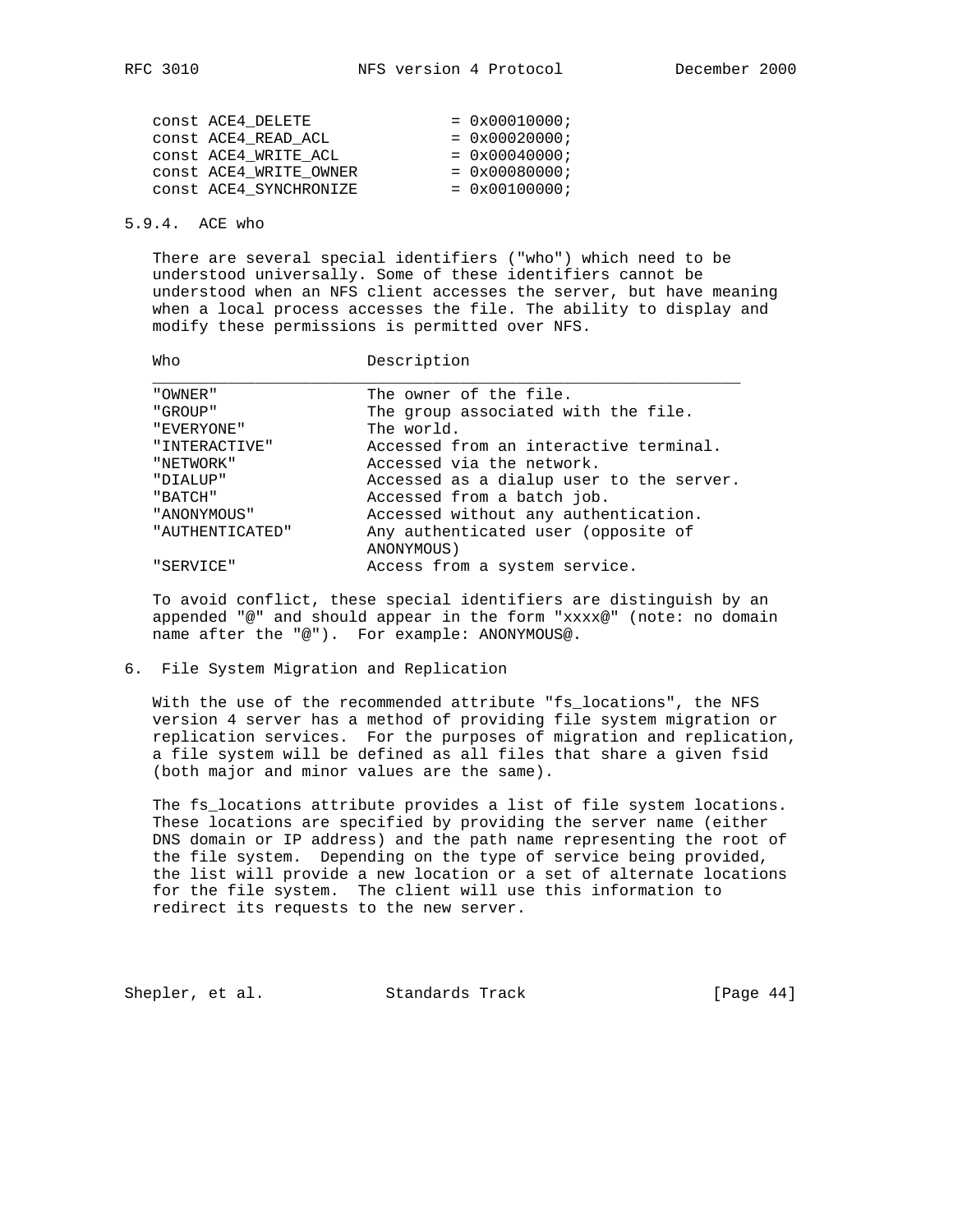```
const ACE4_DELETE             = 0x00010000;
const ACE4_READ_ACL           = 0x00020000;
const ACE4_WRITE_ACL          = 0x00040000;
const ACE4_WRITE_OWNER        = 0x00080000;
const ACE4_SYNCHRONIZE        = 0x00100000;
```

### 5.9.4. ACE who

There are several special identifiers ("who") which need to be understood universally. Some of these identifiers cannot be understood when an NFS client accesses the server, but have meaning when a local process accesses the file. The ability to display and modify these permissions is permitted over NFS.

| Who | Description |
|---|---|
| "OWNER" | The owner of the file. |
| "GROUP" | The group associated with the file. |
| "EVERYONE" | The world. |
| "INTERACTIVE" | Accessed from an interactive terminal. |
| "NETWORK" | Accessed via the network. |
| "DIALUP" | Accessed as a dialup user to the server. |
| "BATCH" | Accessed from a batch job. |
| "ANONYMOUS" | Accessed without any authentication. |
| "AUTHENTICATED" | Any authenticated user (opposite of ANONYMOUS) |
| "SERVICE" | Access from a system service. |

To avoid conflict, these special identifiers are distinguish by an appended "@" and should appear in the form "xxxx@" (note: no domain name after the "@"). For example: ANONYMOUS@.

## 6. File System Migration and Replication

With the use of the recommended attribute "fs_locations", the NFS version 4 server has a method of providing file system migration or replication services. For the purposes of migration and replication, a file system will be defined as all files that share a given fsid (both major and minor values are the same).

The fs_locations attribute provides a list of file system locations. These locations are specified by providing the server name (either DNS domain or IP address) and the path name representing the root of the file system. Depending on the type of service being provided, the list will provide a new location or a set of alternate locations for the file system. The client will use this information to redirect its requests to the new server.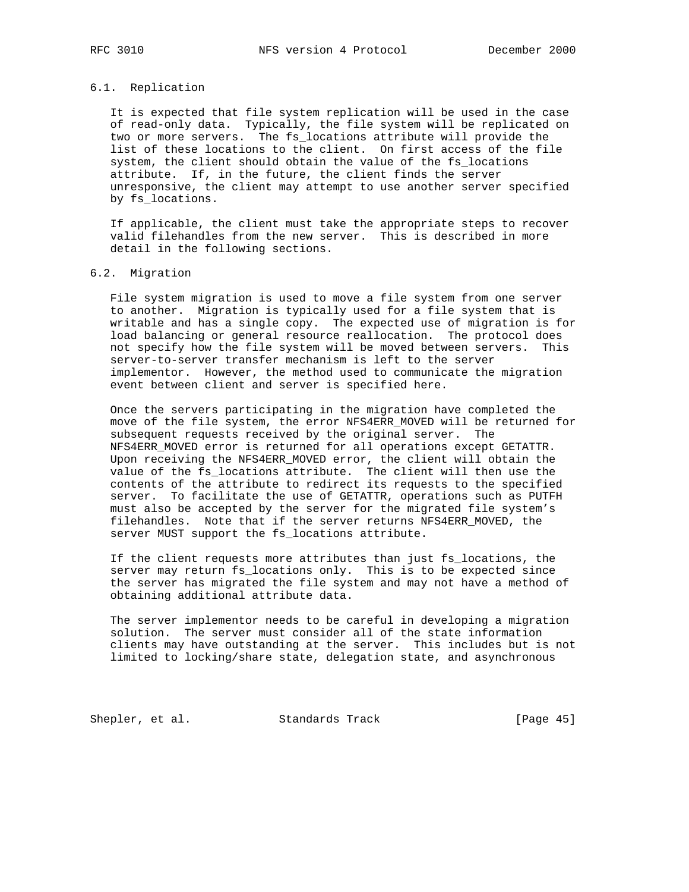## 6.1. Replication

It is expected that file system replication will be used in the case of read-only data. Typically, the file system will be replicated on two or more servers. The fs_locations attribute will provide the list of these locations to the client. On first access of the file system, the client should obtain the value of the fs_locations attribute. If, in the future, the client finds the server unresponsive, the client may attempt to use another server specified by fs_locations.

If applicable, the client must take the appropriate steps to recover valid filehandles from the new server. This is described in more detail in the following sections.

## 6.2. Migration

File system migration is used to move a file system from one server to another. Migration is typically used for a file system that is writable and has a single copy. The expected use of migration is for load balancing or general resource reallocation. The protocol does not specify how the file system will be moved between servers. This server-to-server transfer mechanism is left to the server implementor. However, the method used to communicate the migration event between client and server is specified here.

Once the servers participating in the migration have completed the move of the file system, the error NFS4ERR_MOVED will be returned for subsequent requests received by the original server. The NFS4ERR_MOVED error is returned for all operations except GETATTR. Upon receiving the NFS4ERR_MOVED error, the client will obtain the value of the fs_locations attribute. The client will then use the contents of the attribute to redirect its requests to the specified server. To facilitate the use of GETATTR, operations such as PUTFH must also be accepted by the server for the migrated file system's filehandles. Note that if the server returns NFS4ERR_MOVED, the server MUST support the fs_locations attribute.

If the client requests more attributes than just fs_locations, the server may return fs_locations only. This is to be expected since the server has migrated the file system and may not have a method of obtaining additional attribute data.

The server implementor needs to be careful in developing a migration solution. The server must consider all of the state information clients may have outstanding at the server. This includes but is not limited to locking/share state, delegation state, and asynchronous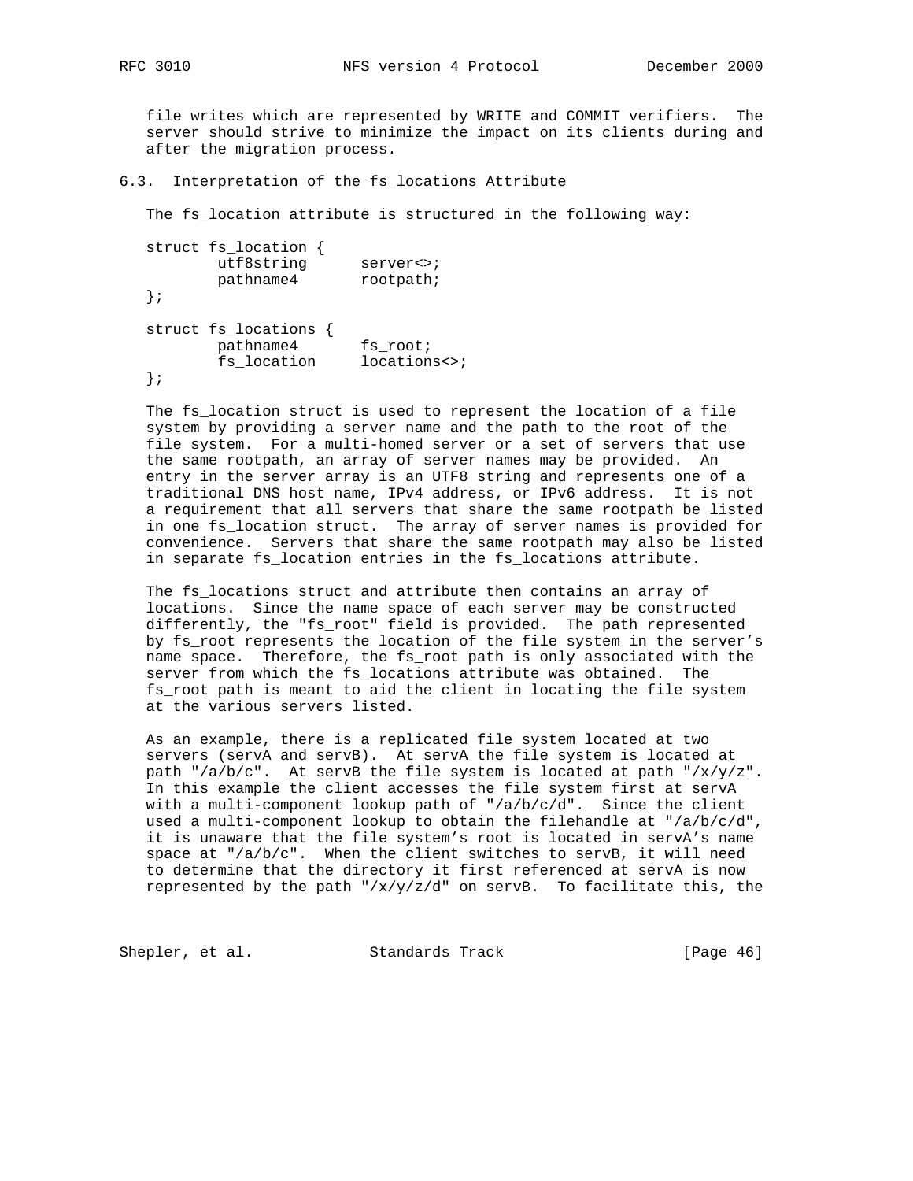file writes which are represented by WRITE and COMMIT verifiers. The server should strive to minimize the impact on its clients during and after the migration process.

## 6.3. Interpretation of the fs_locations Attribute

The fs_location attribute is structured in the following way:

```
struct fs_location {
        utf8string      server<>;
        pathname4       rootpath;
};

struct fs_locations {
        pathname4       fs_root;
        fs_location     locations<>;
};
```

The fs_location struct is used to represent the location of a file system by providing a server name and the path to the root of the file system. For a multi-homed server or a set of servers that use the same rootpath, an array of server names may be provided. An entry in the server array is an UTF8 string and represents one of a traditional DNS host name, IPv4 address, or IPv6 address. It is not a requirement that all servers that share the same rootpath be listed in one fs_location struct. The array of server names is provided for convenience. Servers that share the same rootpath may also be listed in separate fs_location entries in the fs_locations attribute.

The fs_locations struct and attribute then contains an array of locations. Since the name space of each server may be constructed differently, the "fs_root" field is provided. The path represented by fs_root represents the location of the file system in the server's name space. Therefore, the fs_root path is only associated with the server from which the fs_locations attribute was obtained. The fs_root path is meant to aid the client in locating the file system at the various servers listed.

As an example, there is a replicated file system located at two servers (servA and servB). At servA the file system is located at path "/a/b/c". At servB the file system is located at path "/x/y/z". In this example the client accesses the file system first at servA with a multi-component lookup path of "/a/b/c/d". Since the client used a multi-component lookup to obtain the filehandle at "/a/b/c/d", it is unaware that the file system's root is located in servA's name space at "/a/b/c". When the client switches to servB, it will need to determine that the directory it first referenced at servA is now represented by the path "/x/y/z/d" on servB. To facilitate this, the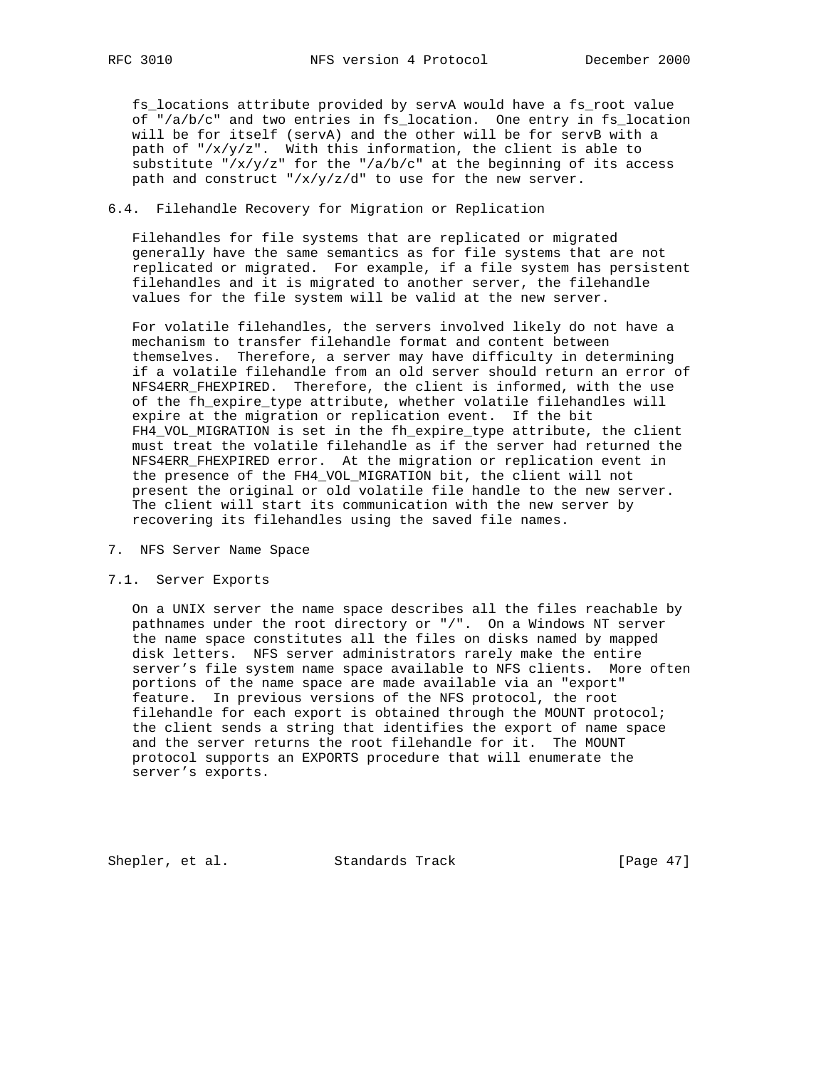fs_locations attribute provided by servA would have a fs_root value of "/a/b/c" and two entries in fs_location. One entry in fs_location will be for itself (servA) and the other will be for servB with a path of "/x/y/z". With this information, the client is able to substitute "/x/y/z" for the "/a/b/c" at the beginning of its access path and construct "/x/y/z/d" to use for the new server.

## 6.4. Filehandle Recovery for Migration or Replication

Filehandles for file systems that are replicated or migrated generally have the same semantics as for file systems that are not replicated or migrated. For example, if a file system has persistent filehandles and it is migrated to another server, the filehandle values for the file system will be valid at the new server.

For volatile filehandles, the servers involved likely do not have a mechanism to transfer filehandle format and content between themselves. Therefore, a server may have difficulty in determining if a volatile filehandle from an old server should return an error of NFS4ERR_FHEXPIRED. Therefore, the client is informed, with the use of the fh_expire_type attribute, whether volatile filehandles will expire at the migration or replication event. If the bit FH4_VOL_MIGRATION is set in the fh_expire_type attribute, the client must treat the volatile filehandle as if the server had returned the NFS4ERR_FHEXPIRED error. At the migration or replication event in the presence of the FH4_VOL_MIGRATION bit, the client will not present the original or old volatile file handle to the new server. The client will start its communication with the new server by recovering its filehandles using the saved file names.

# 7. NFS Server Name Space

## 7.1. Server Exports

On a UNIX server the name space describes all the files reachable by pathnames under the root directory or "/". On a Windows NT server the name space constitutes all the files on disks named by mapped disk letters. NFS server administrators rarely make the entire server's file system name space available to NFS clients. More often portions of the name space are made available via an "export" feature. In previous versions of the NFS protocol, the root filehandle for each export is obtained through the MOUNT protocol; the client sends a string that identifies the export of name space and the server returns the root filehandle for it. The MOUNT protocol supports an EXPORTS procedure that will enumerate the server's exports.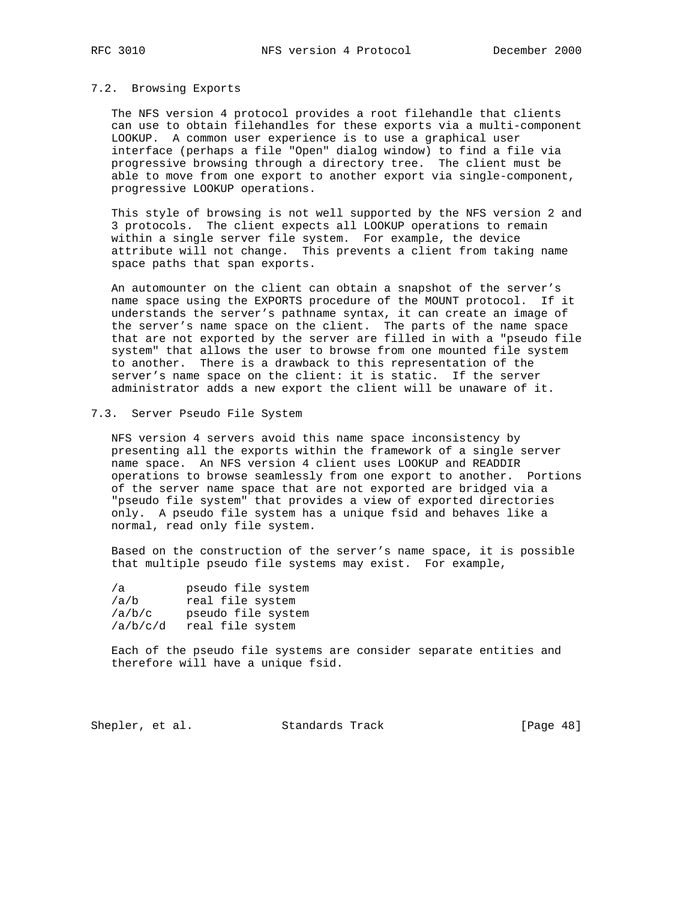### 7.2. Browsing Exports

The NFS version 4 protocol provides a root filehandle that clients can use to obtain filehandles for these exports via a multi-component LOOKUP. A common user experience is to use a graphical user interface (perhaps a file "Open" dialog window) to find a file via progressive browsing through a directory tree. The client must be able to move from one export to another export via single-component, progressive LOOKUP operations.

This style of browsing is not well supported by the NFS version 2 and 3 protocols. The client expects all LOOKUP operations to remain within a single server file system. For example, the device attribute will not change. This prevents a client from taking name space paths that span exports.

An automounter on the client can obtain a snapshot of the server's name space using the EXPORTS procedure of the MOUNT protocol. If it understands the server's pathname syntax, it can create an image of the server's name space on the client. The parts of the name space that are not exported by the server are filled in with a "pseudo file system" that allows the user to browse from one mounted file system to another. There is a drawback to this representation of the server's name space on the client: it is static. If the server administrator adds a new export the client will be unaware of it.

### 7.3. Server Pseudo File System

NFS version 4 servers avoid this name space inconsistency by presenting all the exports within the framework of a single server name space. An NFS version 4 client uses LOOKUP and READDIR operations to browse seamlessly from one export to another. Portions of the server name space that are not exported are bridged via a "pseudo file system" that provides a view of exported directories only. A pseudo file system has a unique fsid and behaves like a normal, read only file system.

Based on the construction of the server's name space, it is possible that multiple pseudo file systems may exist. For example,

```
/a         pseudo file system
/a/b       real file system
/a/b/c     pseudo file system
/a/b/c/d   real file system
```

Each of the pseudo file systems are consider separate entities and therefore will have a unique fsid.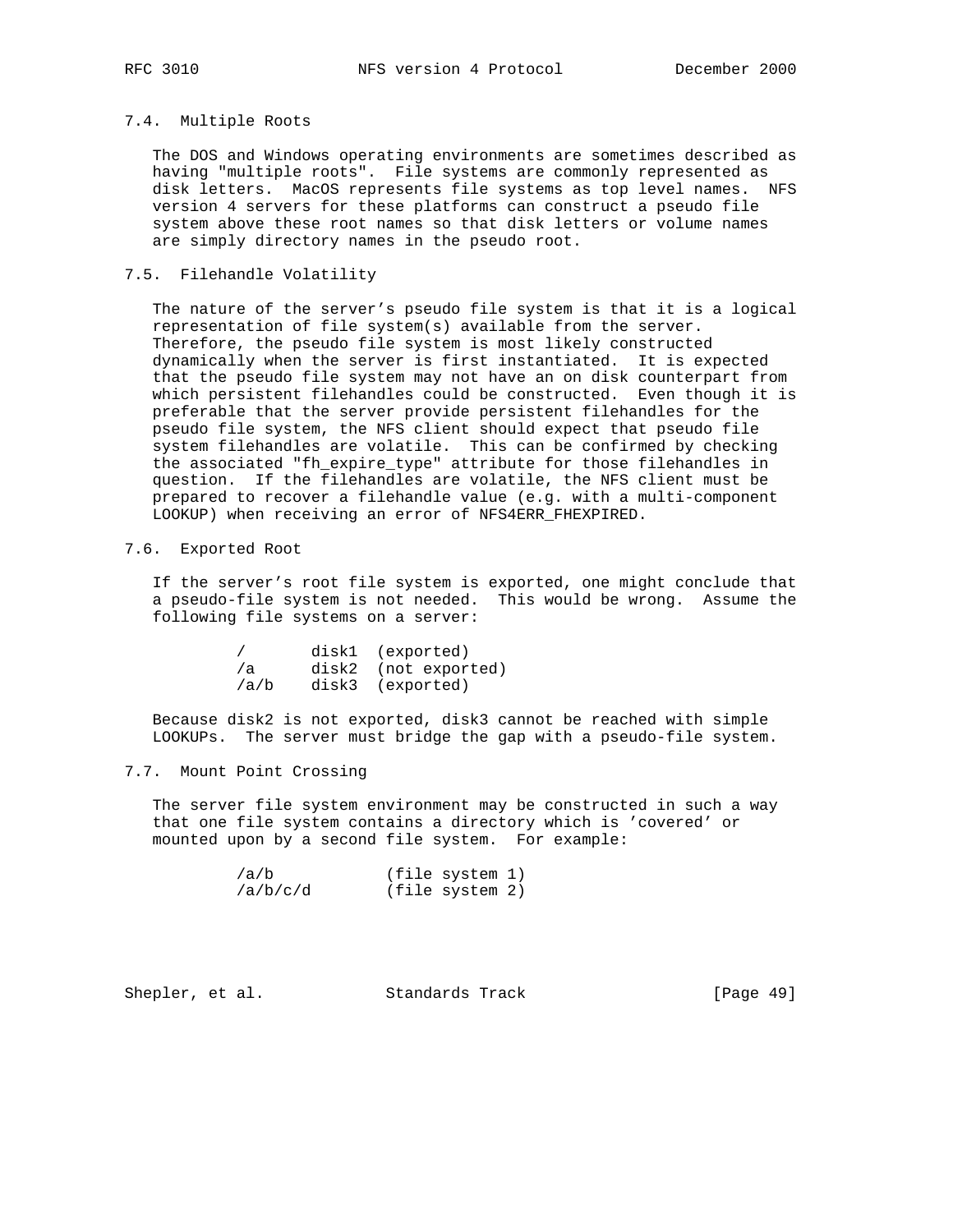### 7.4. Multiple Roots

The DOS and Windows operating environments are sometimes described as having "multiple roots". File systems are commonly represented as disk letters. MacOS represents file systems as top level names. NFS version 4 servers for these platforms can construct a pseudo file system above these root names so that disk letters or volume names are simply directory names in the pseudo root.

### 7.5. Filehandle Volatility

The nature of the server's pseudo file system is that it is a logical representation of file system(s) available from the server. Therefore, the pseudo file system is most likely constructed dynamically when the server is first instantiated. It is expected that the pseudo file system may not have an on disk counterpart from which persistent filehandles could be constructed. Even though it is preferable that the server provide persistent filehandles for the pseudo file system, the NFS client should expect that pseudo file system filehandles are volatile. This can be confirmed by checking the associated "fh_expire_type" attribute for those filehandles in question. If the filehandles are volatile, the NFS client must be prepared to recover a filehandle value (e.g. with a multi-component LOOKUP) when receiving an error of NFS4ERR_FHEXPIRED.

### 7.6. Exported Root

If the server's root file system is exported, one might conclude that a pseudo-file system is not needed. This would be wrong. Assume the following file systems on a server:

```
/       disk1  (exported)
/a      disk2  (not exported)
/a/b    disk3  (exported)
```

Because disk2 is not exported, disk3 cannot be reached with simple LOOKUPs. The server must bridge the gap with a pseudo-file system.

### 7.7. Mount Point Crossing

The server file system environment may be constructed in such a way that one file system contains a directory which is 'covered' or mounted upon by a second file system. For example:

```
/a/b            (file system 1)
/a/b/c/d        (file system 2)
```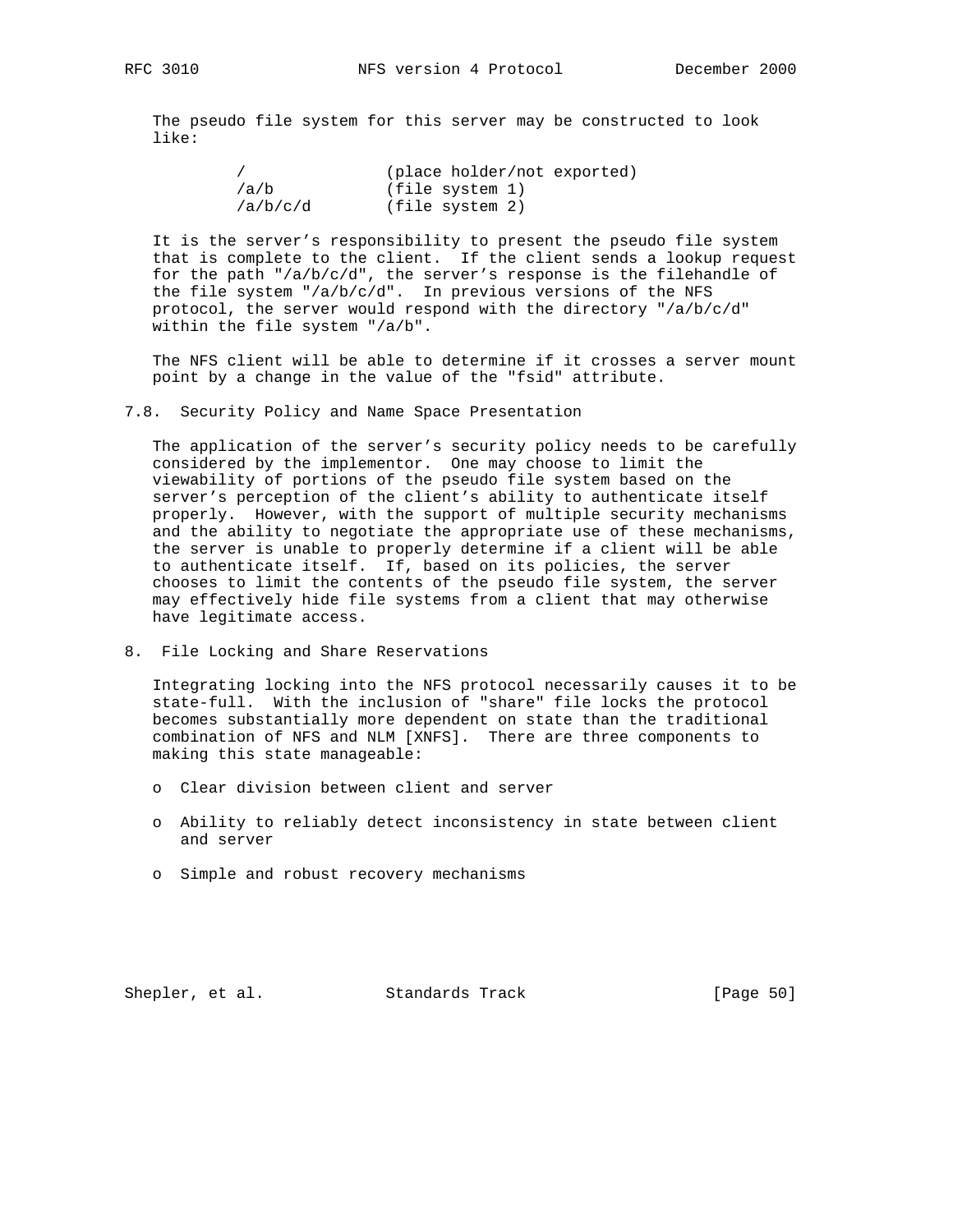The pseudo file system for this server may be constructed to look like:

```
        /               (place holder/not exported)
        /a/b            (file system 1)
        /a/b/c/d        (file system 2)
```

It is the server's responsibility to present the pseudo file system that is complete to the client. If the client sends a lookup request for the path "/a/b/c/d", the server's response is the filehandle of the file system "/a/b/c/d". In previous versions of the NFS protocol, the server would respond with the directory "/a/b/c/d" within the file system "/a/b".

The NFS client will be able to determine if it crosses a server mount point by a change in the value of the "fsid" attribute.

## 7.8. Security Policy and Name Space Presentation

The application of the server's security policy needs to be carefully considered by the implementor. One may choose to limit the viewability of portions of the pseudo file system based on the server's perception of the client's ability to authenticate itself properly. However, with the support of multiple security mechanisms and the ability to negotiate the appropriate use of these mechanisms, the server is unable to properly determine if a client will be able to authenticate itself. If, based on its policies, the server chooses to limit the contents of the pseudo file system, the server may effectively hide file systems from a client that may otherwise have legitimate access.

# 8. File Locking and Share Reservations

Integrating locking into the NFS protocol necessarily causes it to be state-full. With the inclusion of "share" file locks the protocol becomes substantially more dependent on state than the traditional combination of NFS and NLM [XNFS]. There are three components to making this state manageable:

- Clear division between client and server
- Ability to reliably detect inconsistency in state between client and server
- Simple and robust recovery mechanisms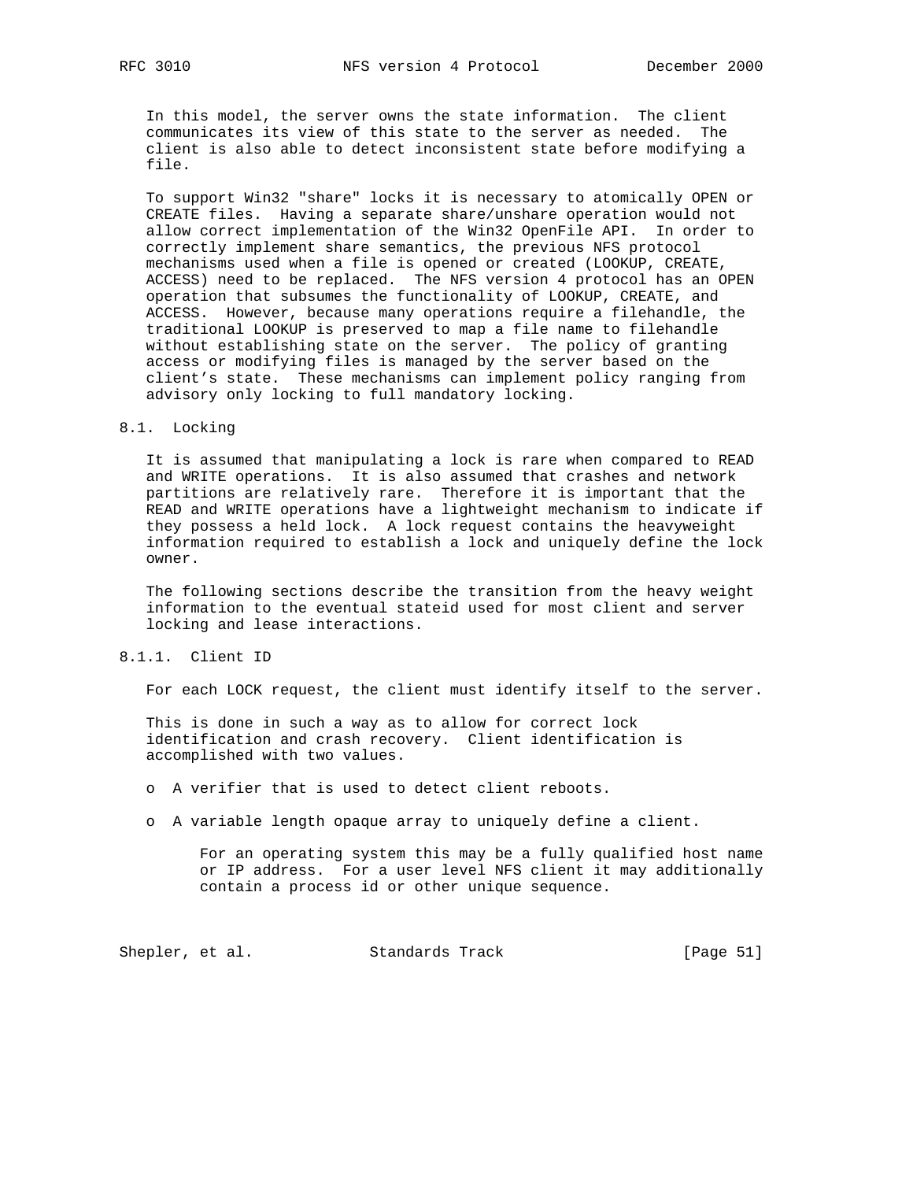In this model, the server owns the state information. The client communicates its view of this state to the server as needed. The client is also able to detect inconsistent state before modifying a file.

To support Win32 "share" locks it is necessary to atomically OPEN or CREATE files. Having a separate share/unshare operation would not allow correct implementation of the Win32 OpenFile API. In order to correctly implement share semantics, the previous NFS protocol mechanisms used when a file is opened or created (LOOKUP, CREATE, ACCESS) need to be replaced. The NFS version 4 protocol has an OPEN operation that subsumes the functionality of LOOKUP, CREATE, and ACCESS. However, because many operations require a filehandle, the traditional LOOKUP is preserved to map a file name to filehandle without establishing state on the server. The policy of granting access or modifying files is managed by the server based on the client's state. These mechanisms can implement policy ranging from advisory only locking to full mandatory locking.

## 8.1. Locking

It is assumed that manipulating a lock is rare when compared to READ and WRITE operations. It is also assumed that crashes and network partitions are relatively rare. Therefore it is important that the READ and WRITE operations have a lightweight mechanism to indicate if they possess a held lock. A lock request contains the heavyweight information required to establish a lock and uniquely define the lock owner.

The following sections describe the transition from the heavy weight information to the eventual stateid used for most client and server locking and lease interactions.

### 8.1.1. Client ID

For each LOCK request, the client must identify itself to the server.

This is done in such a way as to allow for correct lock identification and crash recovery. Client identification is accomplished with two values.

- A verifier that is used to detect client reboots.

- A variable length opaque array to uniquely define a client.

  For an operating system this may be a fully qualified host name or IP address. For a user level NFS client it may additionally contain a process id or other unique sequence.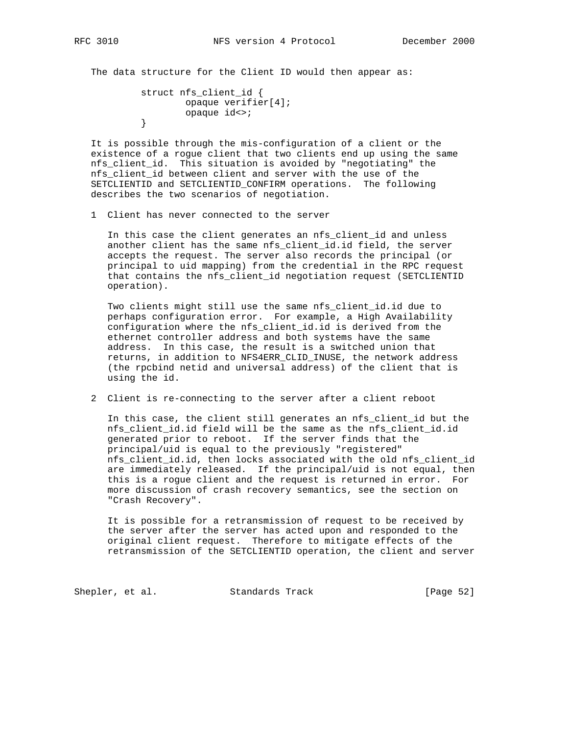The data structure for the Client ID would then appear as:

```
struct nfs_client_id {
        opaque verifier[4];
        opaque id<>;
}
```

It is possible through the mis-configuration of a client or the existence of a rogue client that two clients end up using the same nfs_client_id. This situation is avoided by "negotiating" the nfs_client_id between client and server with the use of the SETCLIENTID and SETCLIENTID_CONFIRM operations. The following describes the two scenarios of negotiation.

1 Client has never connected to the server

   In this case the client generates an nfs_client_id and unless another client has the same nfs_client_id.id field, the server accepts the request. The server also records the principal (or principal to uid mapping) from the credential in the RPC request that contains the nfs_client_id negotiation request (SETCLIENTID operation).

   Two clients might still use the same nfs_client_id.id due to perhaps configuration error. For example, a High Availability configuration where the nfs_client_id.id is derived from the ethernet controller address and both systems have the same address. In this case, the result is a switched union that returns, in addition to NFS4ERR_CLID_INUSE, the network address (the rpcbind netid and universal address) of the client that is using the id.

2 Client is re-connecting to the server after a client reboot

   In this case, the client still generates an nfs_client_id but the nfs_client_id.id field will be the same as the nfs_client_id.id generated prior to reboot. If the server finds that the principal/uid is equal to the previously "registered" nfs_client_id.id, then locks associated with the old nfs_client_id are immediately released. If the principal/uid is not equal, then this is a rogue client and the request is returned in error. For more discussion of crash recovery semantics, see the section on "Crash Recovery".

   It is possible for a retransmission of request to be received by the server after the server has acted upon and responded to the original client request. Therefore to mitigate effects of the retransmission of the SETCLIENTID operation, the client and server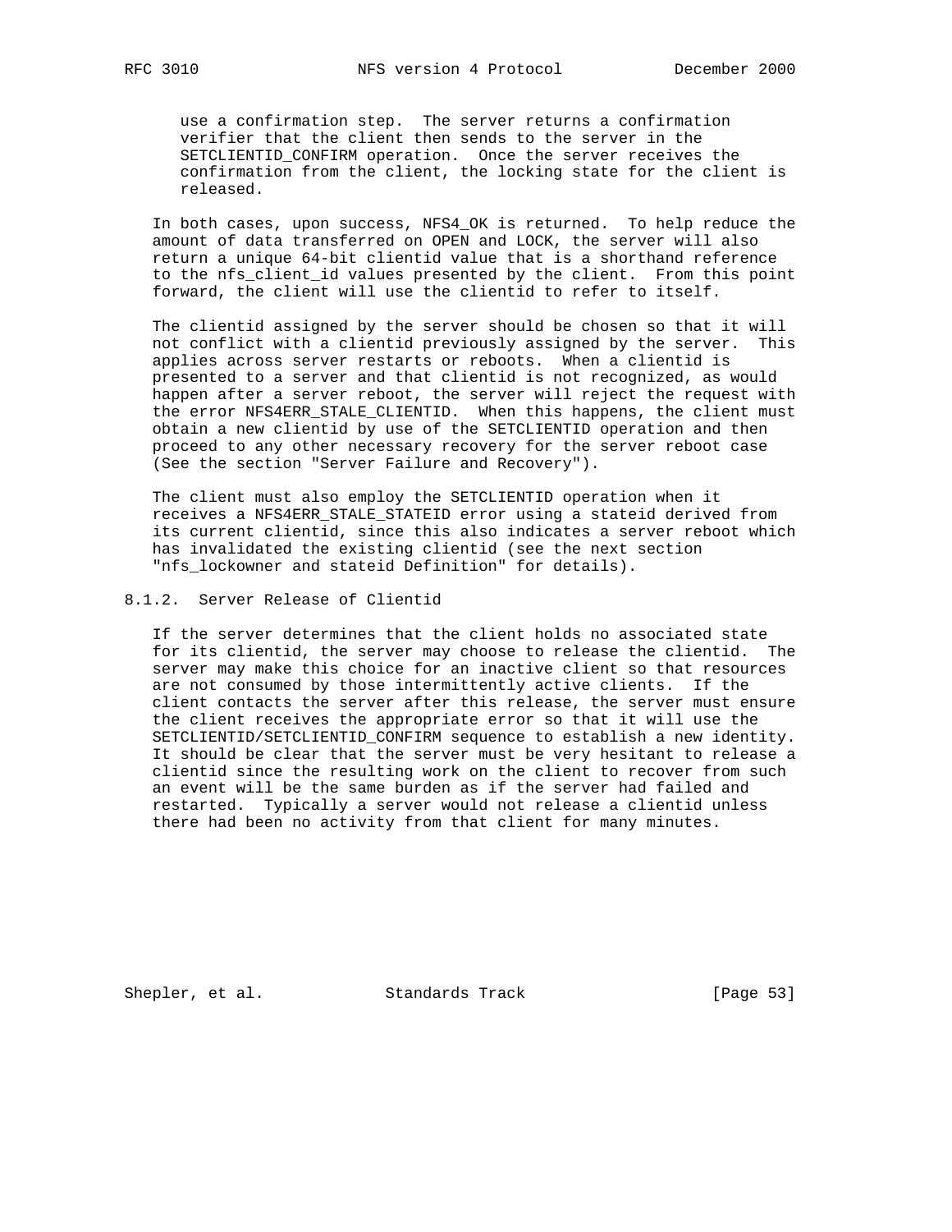use a confirmation step. The server returns a confirmation verifier that the client then sends to the server in the SETCLIENTID_CONFIRM operation. Once the server receives the confirmation from the client, the locking state for the client is released.

In both cases, upon success, NFS4_OK is returned. To help reduce the amount of data transferred on OPEN and LOCK, the server will also return a unique 64-bit clientid value that is a shorthand reference to the nfs_client_id values presented by the client. From this point forward, the client will use the clientid to refer to itself.

The clientid assigned by the server should be chosen so that it will not conflict with a clientid previously assigned by the server. This applies across server restarts or reboots. When a clientid is presented to a server and that clientid is not recognized, as would happen after a server reboot, the server will reject the request with the error NFS4ERR_STALE_CLIENTID. When this happens, the client must obtain a new clientid by use of the SETCLIENTID operation and then proceed to any other necessary recovery for the server reboot case (See the section "Server Failure and Recovery").

The client must also employ the SETCLIENTID operation when it receives a NFS4ERR_STALE_STATEID error using a stateid derived from its current clientid, since this also indicates a server reboot which has invalidated the existing clientid (see the next section "nfs_lockowner and stateid Definition" for details).

### 8.1.2. Server Release of Clientid

If the server determines that the client holds no associated state for its clientid, the server may choose to release the clientid. The server may make this choice for an inactive client so that resources are not consumed by those intermittently active clients. If the client contacts the server after this release, the server must ensure the client receives the appropriate error so that it will use the SETCLIENTID/SETCLIENTID_CONFIRM sequence to establish a new identity. It should be clear that the server must be very hesitant to release a clientid since the resulting work on the client to recover from such an event will be the same burden as if the server had failed and restarted. Typically a server would not release a clientid unless there had been no activity from that client for many minutes.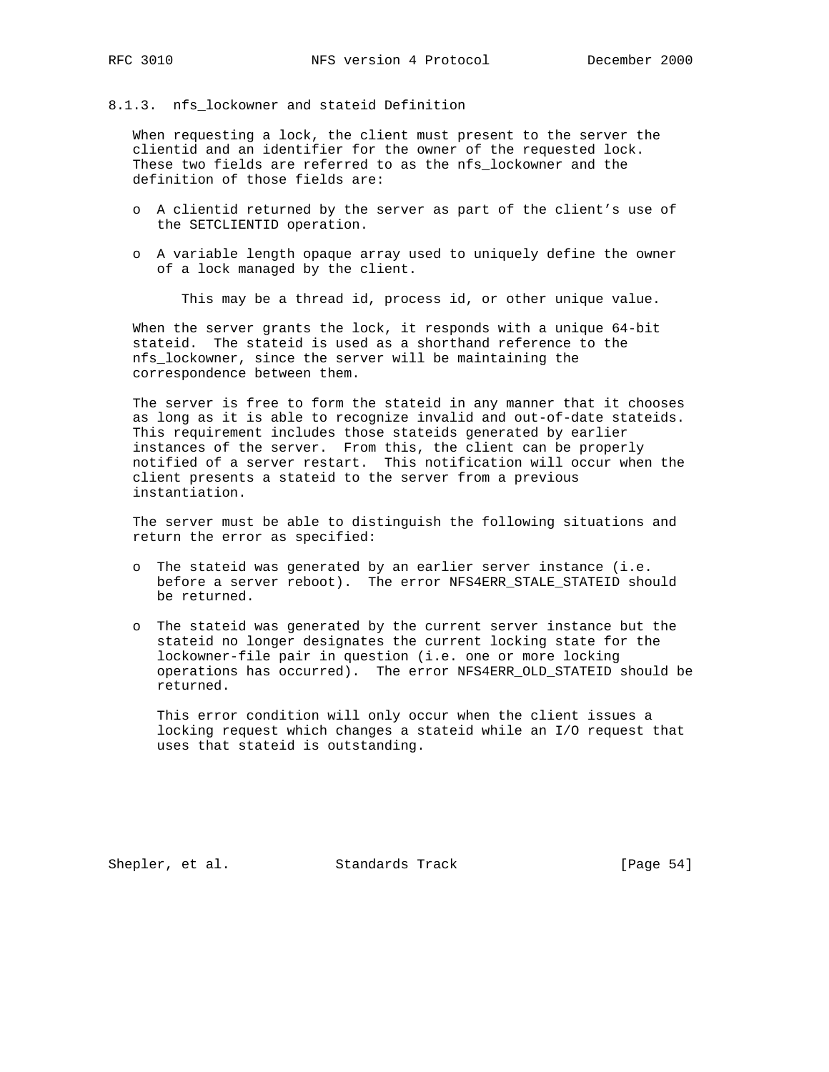### 8.1.3. nfs_lockowner and stateid Definition

When requesting a lock, the client must present to the server the clientid and an identifier for the owner of the requested lock. These two fields are referred to as the nfs_lockowner and the definition of those fields are:

- A clientid returned by the server as part of the client's use of the SETCLIENTID operation.
- A variable length opaque array used to uniquely define the owner of a lock managed by the client.

  This may be a thread id, process id, or other unique value.

When the server grants the lock, it responds with a unique 64-bit stateid. The stateid is used as a shorthand reference to the nfs_lockowner, since the server will be maintaining the correspondence between them.

The server is free to form the stateid in any manner that it chooses as long as it is able to recognize invalid and out-of-date stateids. This requirement includes those stateids generated by earlier instances of the server. From this, the client can be properly notified of a server restart. This notification will occur when the client presents a stateid to the server from a previous instantiation.

The server must be able to distinguish the following situations and return the error as specified:

- The stateid was generated by an earlier server instance (i.e. before a server reboot). The error NFS4ERR_STALE_STATEID should be returned.
- The stateid was generated by the current server instance but the stateid no longer designates the current locking state for the lockowner-file pair in question (i.e. one or more locking operations has occurred). The error NFS4ERR_OLD_STATEID should be returned.

  This error condition will only occur when the client issues a locking request which changes a stateid while an I/O request that uses that stateid is outstanding.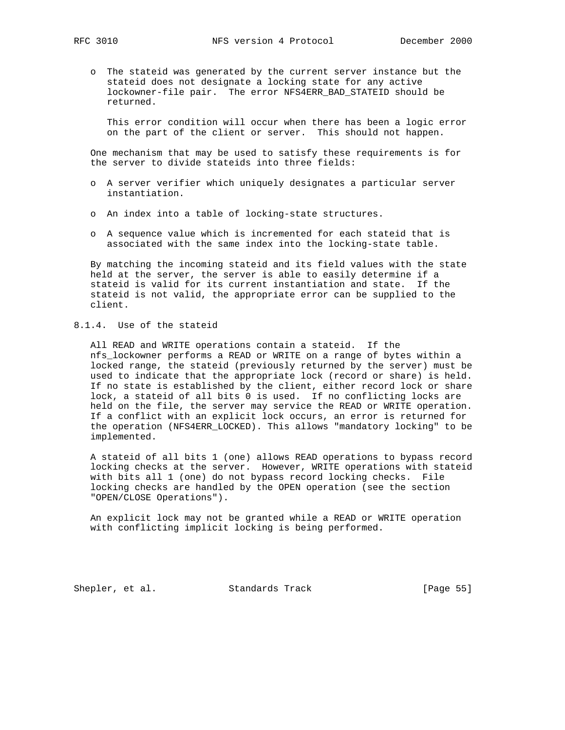- The stateid was generated by the current server instance but the stateid does not designate a locking state for any active lockowner-file pair. The error NFS4ERR_BAD_STATEID should be returned.

  This error condition will occur when there has been a logic error on the part of the client or server. This should not happen.

One mechanism that may be used to satisfy these requirements is for the server to divide stateids into three fields:

- A server verifier which uniquely designates a particular server instantiation.
- An index into a table of locking-state structures.
- A sequence value which is incremented for each stateid that is associated with the same index into the locking-state table.

By matching the incoming stateid and its field values with the state held at the server, the server is able to easily determine if a stateid is valid for its current instantiation and state. If the stateid is not valid, the appropriate error can be supplied to the client.

### 8.1.4. Use of the stateid

All READ and WRITE operations contain a stateid. If the nfs_lockowner performs a READ or WRITE on a range of bytes within a locked range, the stateid (previously returned by the server) must be used to indicate that the appropriate lock (record or share) is held. If no state is established by the client, either record lock or share lock, a stateid of all bits 0 is used. If no conflicting locks are held on the file, the server may service the READ or WRITE operation. If a conflict with an explicit lock occurs, an error is returned for the operation (NFS4ERR_LOCKED). This allows "mandatory locking" to be implemented.

A stateid of all bits 1 (one) allows READ operations to bypass record locking checks at the server. However, WRITE operations with stateid with bits all 1 (one) do not bypass record locking checks. File locking checks are handled by the OPEN operation (see the section "OPEN/CLOSE Operations").

An explicit lock may not be granted while a READ or WRITE operation with conflicting implicit locking is being performed.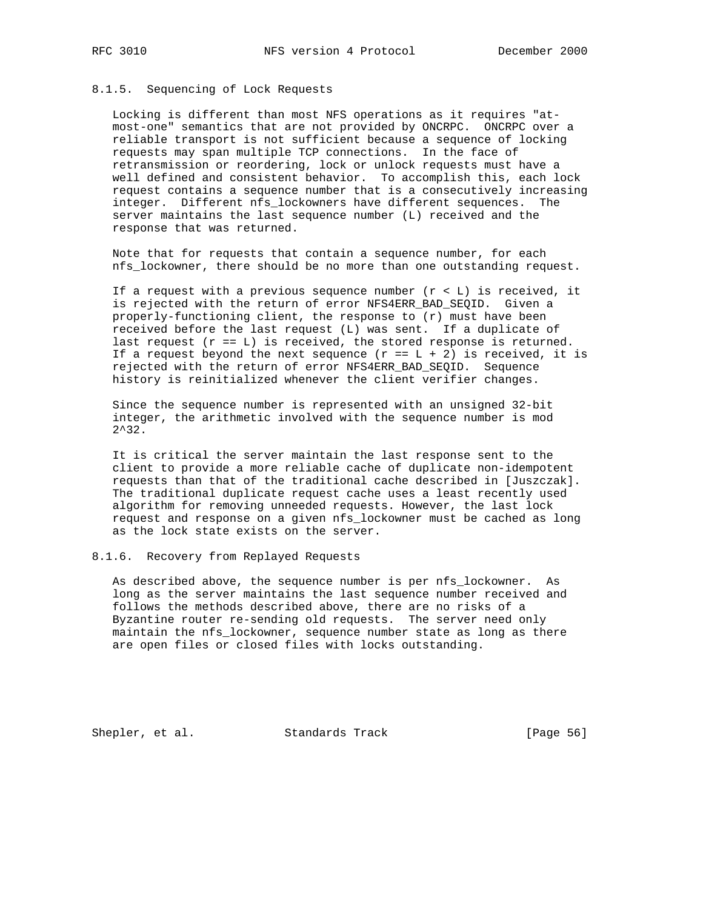### 8.1.5. Sequencing of Lock Requests

Locking is different than most NFS operations as it requires "at-most-one" semantics that are not provided by ONCRPC. ONCRPC over a reliable transport is not sufficient because a sequence of locking requests may span multiple TCP connections. In the face of retransmission or reordering, lock or unlock requests must have a well defined and consistent behavior. To accomplish this, each lock request contains a sequence number that is a consecutively increasing integer. Different nfs_lockowners have different sequences. The server maintains the last sequence number (L) received and the response that was returned.

Note that for requests that contain a sequence number, for each nfs_lockowner, there should be no more than one outstanding request.

If a request with a previous sequence number (r < L) is received, it is rejected with the return of error NFS4ERR_BAD_SEQID. Given a properly-functioning client, the response to (r) must have been received before the last request (L) was sent. If a duplicate of last request (r == L) is received, the stored response is returned. If a request beyond the next sequence (r == L + 2) is received, it is rejected with the return of error NFS4ERR_BAD_SEQID. Sequence history is reinitialized whenever the client verifier changes.

Since the sequence number is represented with an unsigned 32-bit integer, the arithmetic involved with the sequence number is mod 2^32.

It is critical the server maintain the last response sent to the client to provide a more reliable cache of duplicate non-idempotent requests than that of the traditional cache described in [Juszczak]. The traditional duplicate request cache uses a least recently used algorithm for removing unneeded requests. However, the last lock request and response on a given nfs_lockowner must be cached as long as the lock state exists on the server.

### 8.1.6. Recovery from Replayed Requests

As described above, the sequence number is per nfs_lockowner. As long as the server maintains the last sequence number received and follows the methods described above, there are no risks of a Byzantine router re-sending old requests. The server need only maintain the nfs_lockowner, sequence number state as long as there are open files or closed files with locks outstanding.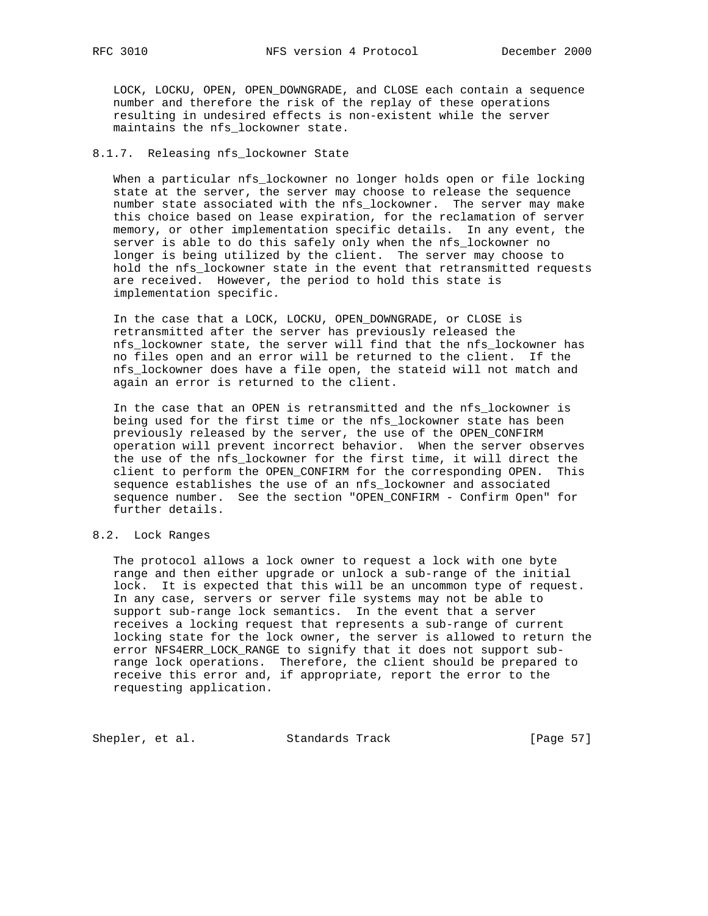LOCK, LOCKU, OPEN, OPEN_DOWNGRADE, and CLOSE each contain a sequence number and therefore the risk of the replay of these operations resulting in undesired effects is non-existent while the server maintains the nfs_lockowner state.

### 8.1.7. Releasing nfs_lockowner State

When a particular nfs_lockowner no longer holds open or file locking state at the server, the server may choose to release the sequence number state associated with the nfs_lockowner. The server may make this choice based on lease expiration, for the reclamation of server memory, or other implementation specific details. In any event, the server is able to do this safely only when the nfs_lockowner no longer is being utilized by the client. The server may choose to hold the nfs_lockowner state in the event that retransmitted requests are received. However, the period to hold this state is implementation specific.

In the case that a LOCK, LOCKU, OPEN_DOWNGRADE, or CLOSE is retransmitted after the server has previously released the nfs_lockowner state, the server will find that the nfs_lockowner has no files open and an error will be returned to the client. If the nfs_lockowner does have a file open, the stateid will not match and again an error is returned to the client.

In the case that an OPEN is retransmitted and the nfs_lockowner is being used for the first time or the nfs_lockowner state has been previously released by the server, the use of the OPEN_CONFIRM operation will prevent incorrect behavior. When the server observes the use of the nfs_lockowner for the first time, it will direct the client to perform the OPEN_CONFIRM for the corresponding OPEN. This sequence establishes the use of an nfs_lockowner and associated sequence number. See the section "OPEN_CONFIRM - Confirm Open" for further details.

## 8.2. Lock Ranges

The protocol allows a lock owner to request a lock with one byte range and then either upgrade or unlock a sub-range of the initial lock. It is expected that this will be an uncommon type of request. In any case, servers or server file systems may not be able to support sub-range lock semantics. In the event that a server receives a locking request that represents a sub-range of current locking state for the lock owner, the server is allowed to return the error NFS4ERR_LOCK_RANGE to signify that it does not support sub-range lock operations. Therefore, the client should be prepared to receive this error and, if appropriate, report the error to the requesting application.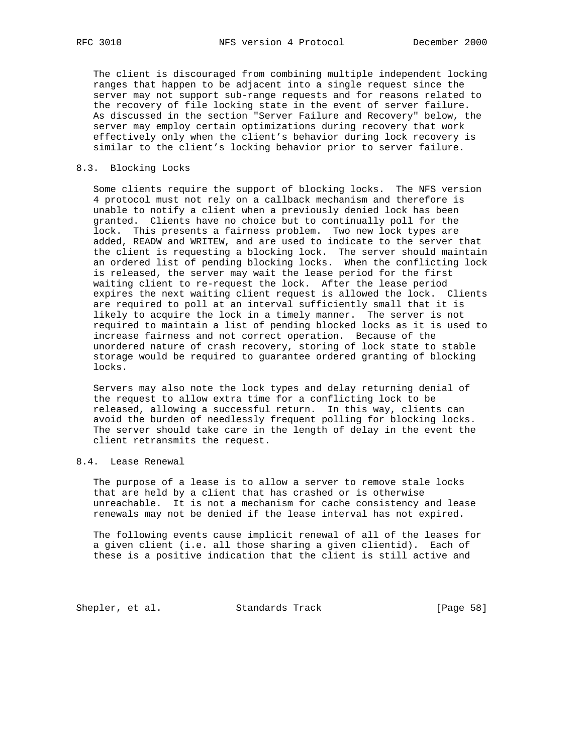The client is discouraged from combining multiple independent locking ranges that happen to be adjacent into a single request since the server may not support sub-range requests and for reasons related to the recovery of file locking state in the event of server failure. As discussed in the section "Server Failure and Recovery" below, the server may employ certain optimizations during recovery that work effectively only when the client's behavior during lock recovery is similar to the client's locking behavior prior to server failure.

## 8.3. Blocking Locks

Some clients require the support of blocking locks. The NFS version 4 protocol must not rely on a callback mechanism and therefore is unable to notify a client when a previously denied lock has been granted. Clients have no choice but to continually poll for the lock. This presents a fairness problem. Two new lock types are added, READW and WRITEW, and are used to indicate to the server that the client is requesting a blocking lock. The server should maintain an ordered list of pending blocking locks. When the conflicting lock is released, the server may wait the lease period for the first waiting client to re-request the lock. After the lease period expires the next waiting client request is allowed the lock. Clients are required to poll at an interval sufficiently small that it is likely to acquire the lock in a timely manner. The server is not required to maintain a list of pending blocked locks as it is used to increase fairness and not correct operation. Because of the unordered nature of crash recovery, storing of lock state to stable storage would be required to guarantee ordered granting of blocking locks.

Servers may also note the lock types and delay returning denial of the request to allow extra time for a conflicting lock to be released, allowing a successful return. In this way, clients can avoid the burden of needlessly frequent polling for blocking locks. The server should take care in the length of delay in the event the client retransmits the request.

## 8.4. Lease Renewal

The purpose of a lease is to allow a server to remove stale locks that are held by a client that has crashed or is otherwise unreachable. It is not a mechanism for cache consistency and lease renewals may not be denied if the lease interval has not expired.

The following events cause implicit renewal of all of the leases for a given client (i.e. all those sharing a given clientid). Each of these is a positive indication that the client is still active and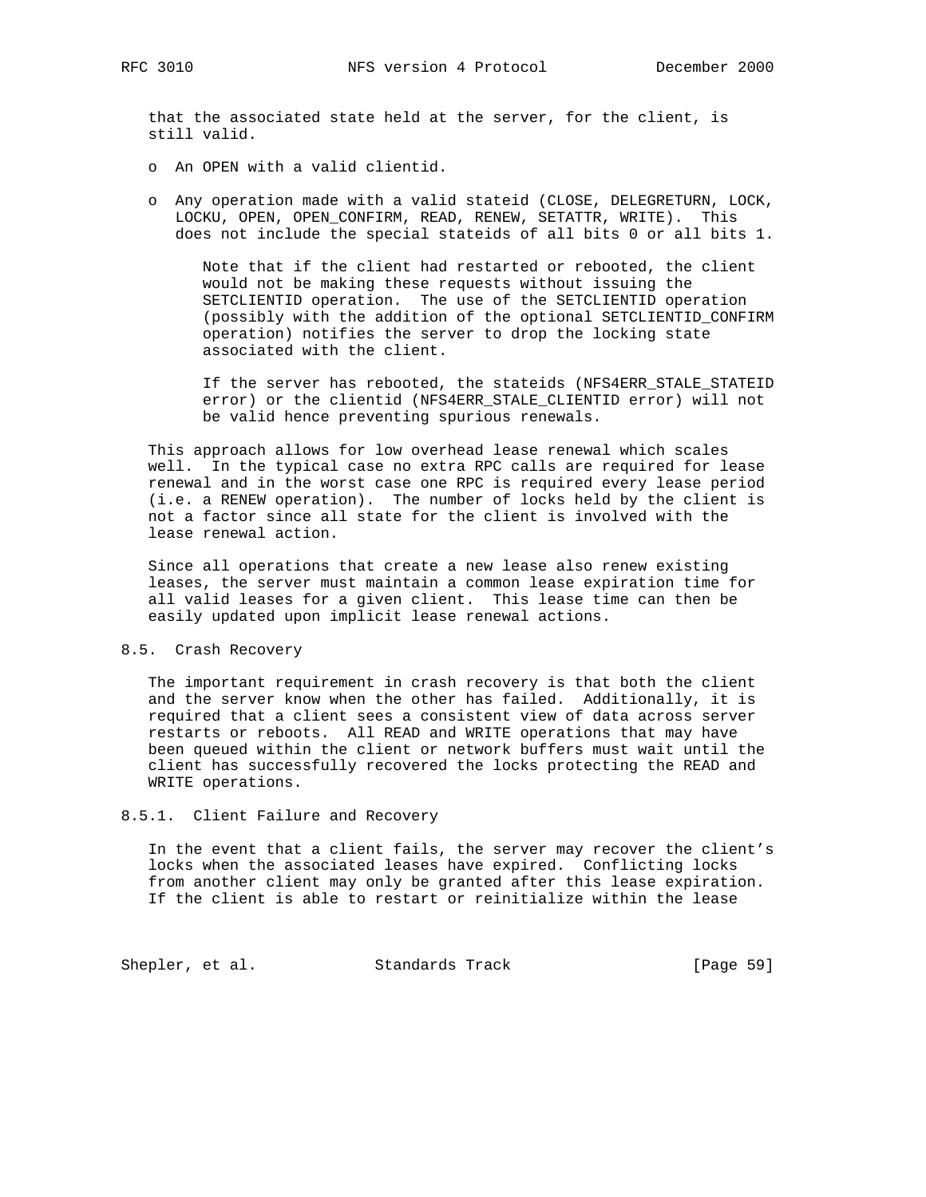that the associated state held at the server, for the client, is still valid.

- An OPEN with a valid clientid.

- Any operation made with a valid stateid (CLOSE, DELEGRETURN, LOCK, LOCKU, OPEN, OPEN_CONFIRM, READ, RENEW, SETATTR, WRITE). This does not include the special stateids of all bits 0 or all bits 1.

  Note that if the client had restarted or rebooted, the client would not be making these requests without issuing the SETCLIENTID operation. The use of the SETCLIENTID operation (possibly with the addition of the optional SETCLIENTID_CONFIRM operation) notifies the server to drop the locking state associated with the client.

  If the server has rebooted, the stateids (NFS4ERR_STALE_STATEID error) or the clientid (NFS4ERR_STALE_CLIENTID error) will not be valid hence preventing spurious renewals.

This approach allows for low overhead lease renewal which scales well. In the typical case no extra RPC calls are required for lease renewal and in the worst case one RPC is required every lease period (i.e. a RENEW operation). The number of locks held by the client is not a factor since all state for the client is involved with the lease renewal action.

Since all operations that create a new lease also renew existing leases, the server must maintain a common lease expiration time for all valid leases for a given client. This lease time can then be easily updated upon implicit lease renewal actions.

## 8.5. Crash Recovery

The important requirement in crash recovery is that both the client and the server know when the other has failed. Additionally, it is required that a client sees a consistent view of data across server restarts or reboots. All READ and WRITE operations that may have been queued within the client or network buffers must wait until the client has successfully recovered the locks protecting the READ and WRITE operations.

### 8.5.1. Client Failure and Recovery

In the event that a client fails, the server may recover the client's locks when the associated leases have expired. Conflicting locks from another client may only be granted after this lease expiration. If the client is able to restart or reinitialize within the lease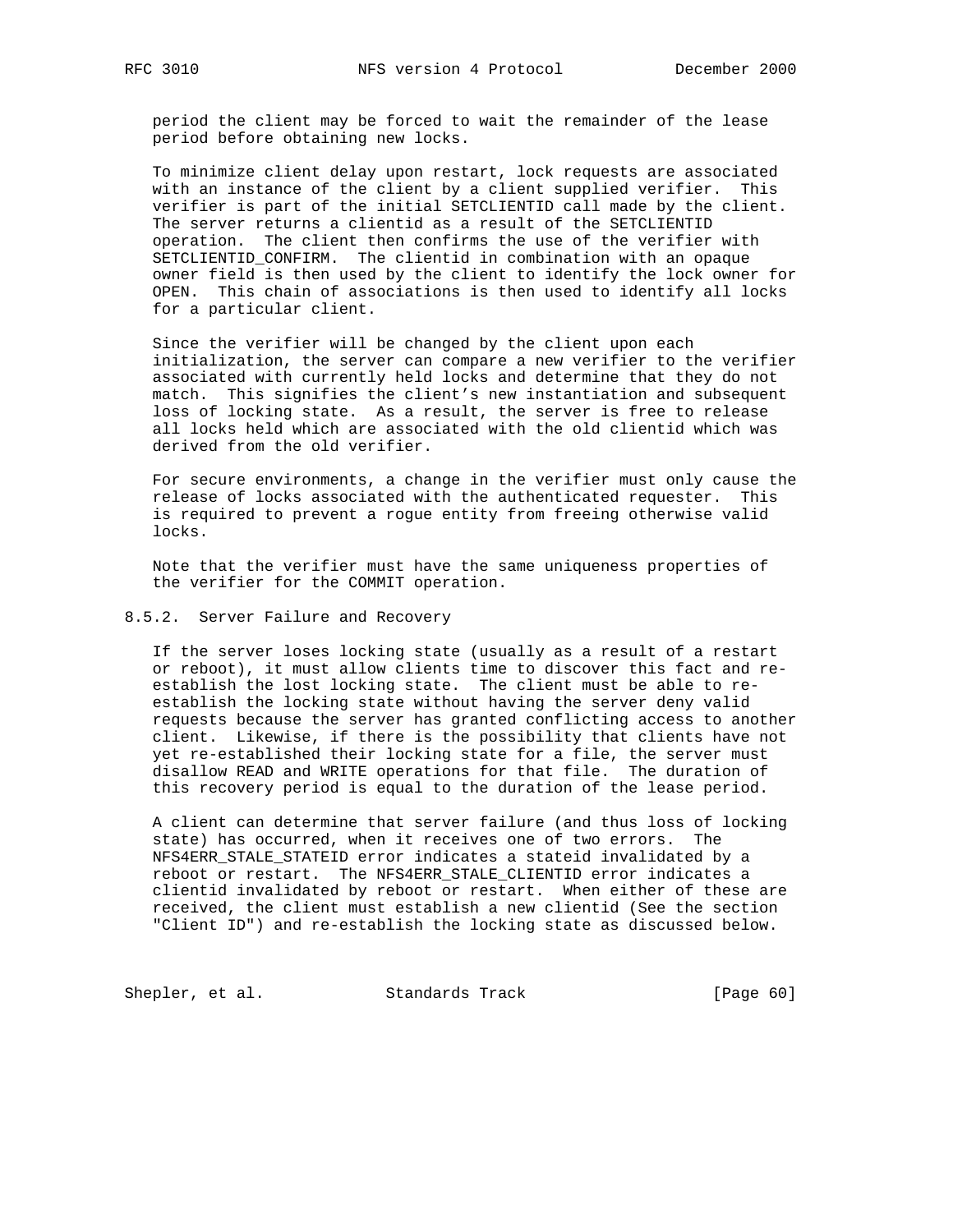period the client may be forced to wait the remainder of the lease period before obtaining new locks.

To minimize client delay upon restart, lock requests are associated with an instance of the client by a client supplied verifier. This verifier is part of the initial SETCLIENTID call made by the client. The server returns a clientid as a result of the SETCLIENTID operation. The client then confirms the use of the verifier with SETCLIENTID_CONFIRM. The clientid in combination with an opaque owner field is then used by the client to identify the lock owner for OPEN. This chain of associations is then used to identify all locks for a particular client.

Since the verifier will be changed by the client upon each initialization, the server can compare a new verifier to the verifier associated with currently held locks and determine that they do not match. This signifies the client's new instantiation and subsequent loss of locking state. As a result, the server is free to release all locks held which are associated with the old clientid which was derived from the old verifier.

For secure environments, a change in the verifier must only cause the release of locks associated with the authenticated requester. This is required to prevent a rogue entity from freeing otherwise valid locks.

Note that the verifier must have the same uniqueness properties of the verifier for the COMMIT operation.

### 8.5.2. Server Failure and Recovery

If the server loses locking state (usually as a result of a restart or reboot), it must allow clients time to discover this fact and re-establish the lost locking state. The client must be able to re-establish the locking state without having the server deny valid requests because the server has granted conflicting access to another client. Likewise, if there is the possibility that clients have not yet re-established their locking state for a file, the server must disallow READ and WRITE operations for that file. The duration of this recovery period is equal to the duration of the lease period.

A client can determine that server failure (and thus loss of locking state) has occurred, when it receives one of two errors. The NFS4ERR_STALE_STATEID error indicates a stateid invalidated by a reboot or restart. The NFS4ERR_STALE_CLIENTID error indicates a clientid invalidated by reboot or restart. When either of these are received, the client must establish a new clientid (See the section "Client ID") and re-establish the locking state as discussed below.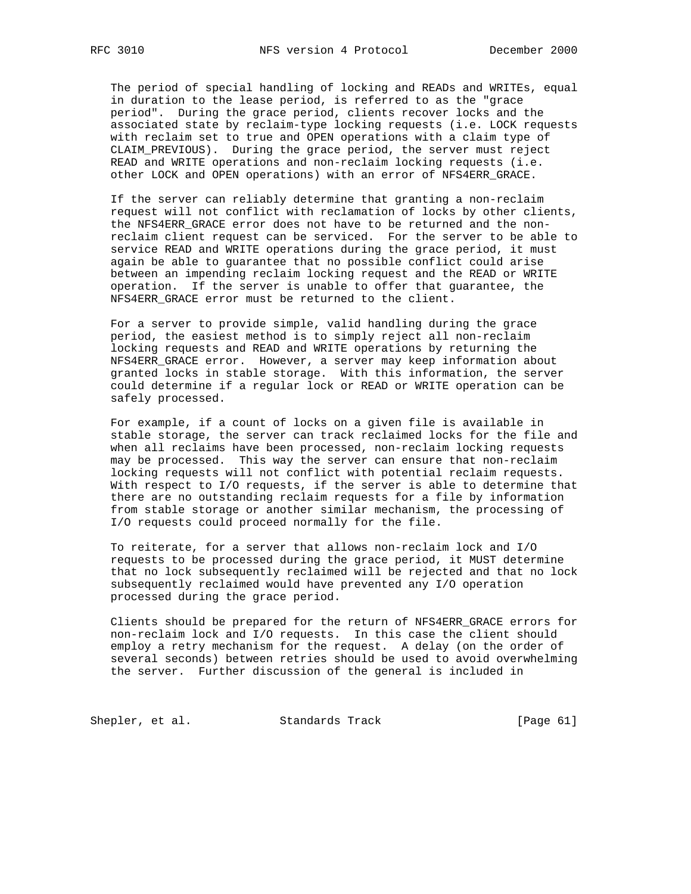The period of special handling of locking and READs and WRITEs, equal in duration to the lease period, is referred to as the "grace period". During the grace period, clients recover locks and the associated state by reclaim-type locking requests (i.e. LOCK requests with reclaim set to true and OPEN operations with a claim type of CLAIM_PREVIOUS). During the grace period, the server must reject READ and WRITE operations and non-reclaim locking requests (i.e. other LOCK and OPEN operations) with an error of NFS4ERR_GRACE.

If the server can reliably determine that granting a non-reclaim request will not conflict with reclamation of locks by other clients, the NFS4ERR_GRACE error does not have to be returned and the non-reclaim client request can be serviced. For the server to be able to service READ and WRITE operations during the grace period, it must again be able to guarantee that no possible conflict could arise between an impending reclaim locking request and the READ or WRITE operation. If the server is unable to offer that guarantee, the NFS4ERR_GRACE error must be returned to the client.

For a server to provide simple, valid handling during the grace period, the easiest method is to simply reject all non-reclaim locking requests and READ and WRITE operations by returning the NFS4ERR_GRACE error. However, a server may keep information about granted locks in stable storage. With this information, the server could determine if a regular lock or READ or WRITE operation can be safely processed.

For example, if a count of locks on a given file is available in stable storage, the server can track reclaimed locks for the file and when all reclaims have been processed, non-reclaim locking requests may be processed. This way the server can ensure that non-reclaim locking requests will not conflict with potential reclaim requests. With respect to I/O requests, if the server is able to determine that there are no outstanding reclaim requests for a file by information from stable storage or another similar mechanism, the processing of I/O requests could proceed normally for the file.

To reiterate, for a server that allows non-reclaim lock and I/O requests to be processed during the grace period, it MUST determine that no lock subsequently reclaimed will be rejected and that no lock subsequently reclaimed would have prevented any I/O operation processed during the grace period.

Clients should be prepared for the return of NFS4ERR_GRACE errors for non-reclaim lock and I/O requests. In this case the client should employ a retry mechanism for the request. A delay (on the order of several seconds) between retries should be used to avoid overwhelming the server. Further discussion of the general is included in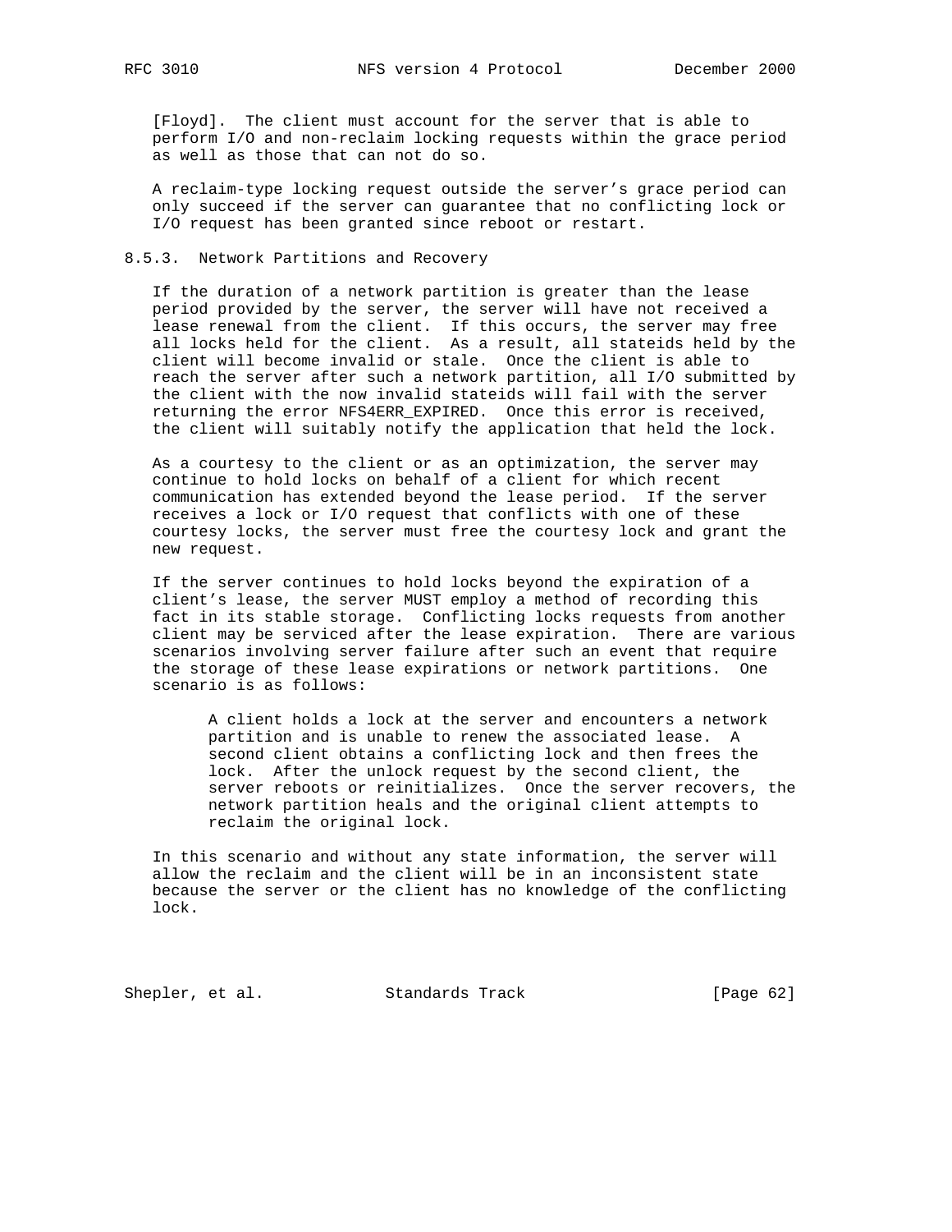[Floyd]. The client must account for the server that is able to perform I/O and non-reclaim locking requests within the grace period as well as those that can not do so.

A reclaim-type locking request outside the server's grace period can only succeed if the server can guarantee that no conflicting lock or I/O request has been granted since reboot or restart.

### 8.5.3. Network Partitions and Recovery

If the duration of a network partition is greater than the lease period provided by the server, the server will have not received a lease renewal from the client. If this occurs, the server may free all locks held for the client. As a result, all stateids held by the client will become invalid or stale. Once the client is able to reach the server after such a network partition, all I/O submitted by the client with the now invalid stateids will fail with the server returning the error NFS4ERR_EXPIRED. Once this error is received, the client will suitably notify the application that held the lock.

As a courtesy to the client or as an optimization, the server may continue to hold locks on behalf of a client for which recent communication has extended beyond the lease period. If the server receives a lock or I/O request that conflicts with one of these courtesy locks, the server must free the courtesy lock and grant the new request.

If the server continues to hold locks beyond the expiration of a client's lease, the server MUST employ a method of recording this fact in its stable storage. Conflicting locks requests from another client may be serviced after the lease expiration. There are various scenarios involving server failure after such an event that require the storage of these lease expirations or network partitions. One scenario is as follows:

> A client holds a lock at the server and encounters a network partition and is unable to renew the associated lease. A second client obtains a conflicting lock and then frees the lock. After the unlock request by the second client, the server reboots or reinitializes. Once the server recovers, the network partition heals and the original client attempts to reclaim the original lock.

In this scenario and without any state information, the server will allow the reclaim and the client will be in an inconsistent state because the server or the client has no knowledge of the conflicting lock.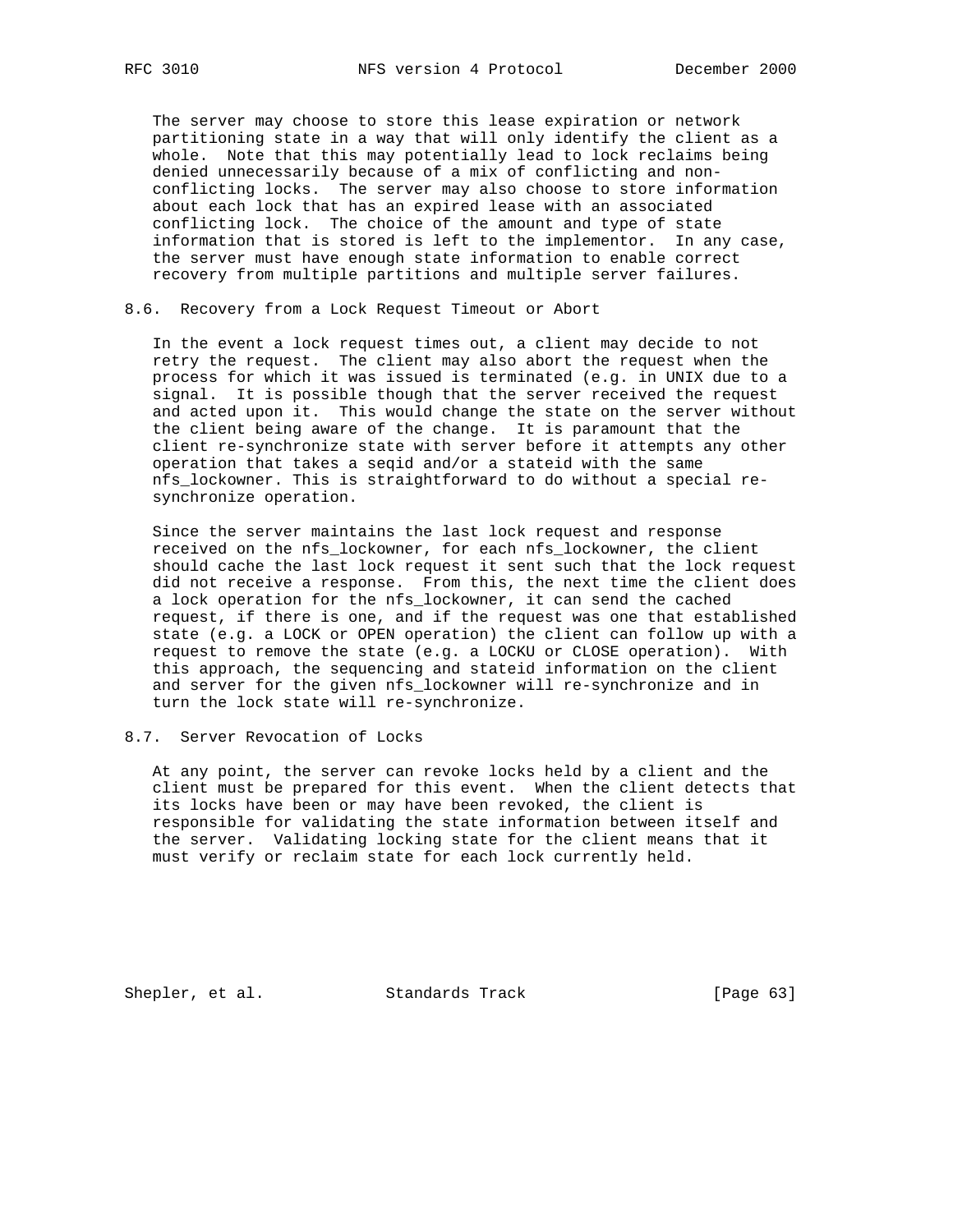The server may choose to store this lease expiration or network partitioning state in a way that will only identify the client as a whole. Note that this may potentially lead to lock reclaims being denied unnecessarily because of a mix of conflicting and non-conflicting locks. The server may also choose to store information about each lock that has an expired lease with an associated conflicting lock. The choice of the amount and type of state information that is stored is left to the implementor. In any case, the server must have enough state information to enable correct recovery from multiple partitions and multiple server failures.

### 8.6. Recovery from a Lock Request Timeout or Abort

In the event a lock request times out, a client may decide to not retry the request. The client may also abort the request when the process for which it was issued is terminated (e.g. in UNIX due to a signal. It is possible though that the server received the request and acted upon it. This would change the state on the server without the client being aware of the change. It is paramount that the client re-synchronize state with server before it attempts any other operation that takes a seqid and/or a stateid with the same nfs_lockowner. This is straightforward to do without a special re-synchronize operation.

Since the server maintains the last lock request and response received on the nfs_lockowner, for each nfs_lockowner, the client should cache the last lock request it sent such that the lock request did not receive a response. From this, the next time the client does a lock operation for the nfs_lockowner, it can send the cached request, if there is one, and if the request was one that established state (e.g. a LOCK or OPEN operation) the client can follow up with a request to remove the state (e.g. a LOCKU or CLOSE operation). With this approach, the sequencing and stateid information on the client and server for the given nfs_lockowner will re-synchronize and in turn the lock state will re-synchronize.

### 8.7. Server Revocation of Locks

At any point, the server can revoke locks held by a client and the client must be prepared for this event. When the client detects that its locks have been or may have been revoked, the client is responsible for validating the state information between itself and the server. Validating locking state for the client means that it must verify or reclaim state for each lock currently held.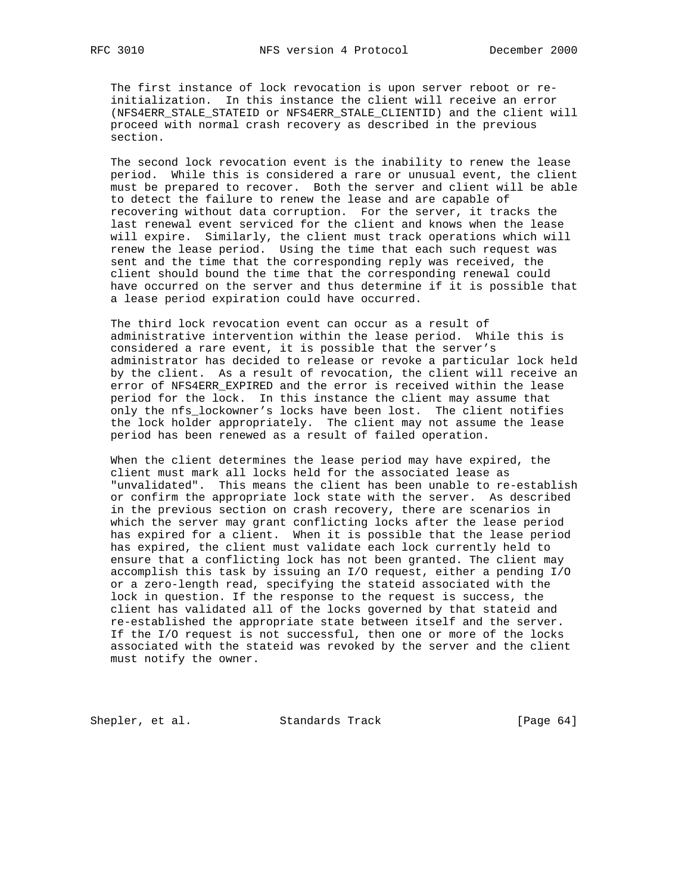The first instance of lock revocation is upon server reboot or re-initialization. In this instance the client will receive an error (NFS4ERR_STALE_STATEID or NFS4ERR_STALE_CLIENTID) and the client will proceed with normal crash recovery as described in the previous section.

The second lock revocation event is the inability to renew the lease period. While this is considered a rare or unusual event, the client must be prepared to recover. Both the server and client will be able to detect the failure to renew the lease and are capable of recovering without data corruption. For the server, it tracks the last renewal event serviced for the client and knows when the lease will expire. Similarly, the client must track operations which will renew the lease period. Using the time that each such request was sent and the time that the corresponding reply was received, the client should bound the time that the corresponding renewal could have occurred on the server and thus determine if it is possible that a lease period expiration could have occurred.

The third lock revocation event can occur as a result of administrative intervention within the lease period. While this is considered a rare event, it is possible that the server's administrator has decided to release or revoke a particular lock held by the client. As a result of revocation, the client will receive an error of NFS4ERR_EXPIRED and the error is received within the lease period for the lock. In this instance the client may assume that only the nfs_lockowner's locks have been lost. The client notifies the lock holder appropriately. The client may not assume the lease period has been renewed as a result of failed operation.

When the client determines the lease period may have expired, the client must mark all locks held for the associated lease as "unvalidated". This means the client has been unable to re-establish or confirm the appropriate lock state with the server. As described in the previous section on crash recovery, there are scenarios in which the server may grant conflicting locks after the lease period has expired for a client. When it is possible that the lease period has expired, the client must validate each lock currently held to ensure that a conflicting lock has not been granted. The client may accomplish this task by issuing an I/O request, either a pending I/O or a zero-length read, specifying the stateid associated with the lock in question. If the response to the request is success, the client has validated all of the locks governed by that stateid and re-established the appropriate state between itself and the server. If the I/O request is not successful, then one or more of the locks associated with the stateid was revoked by the server and the client must notify the owner.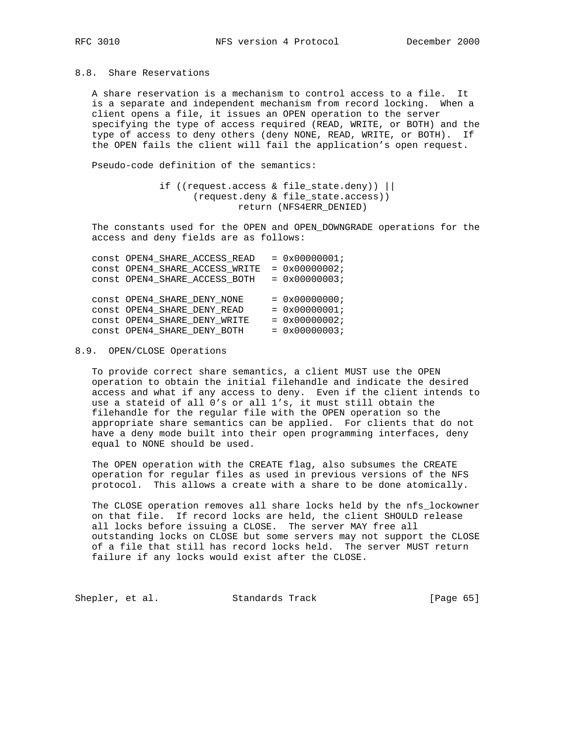## 8.8. Share Reservations

A share reservation is a mechanism to control access to a file. It is a separate and independent mechanism from record locking. When a client opens a file, it issues an OPEN operation to the server specifying the type of access required (READ, WRITE, or BOTH) and the type of access to deny others (deny NONE, READ, WRITE, or BOTH). If the OPEN fails the client will fail the application's open request.

Pseudo-code definition of the semantics:

```
          if ((request.access & file_state.deny)) ||
                (request.deny & file_state.access))
                        return (NFS4ERR_DENIED)
```

The constants used for the OPEN and OPEN_DOWNGRADE operations for the access and deny fields are as follows:

```
const OPEN4_SHARE_ACCESS_READ   = 0x00000001;
const OPEN4_SHARE_ACCESS_WRITE  = 0x00000002;
const OPEN4_SHARE_ACCESS_BOTH   = 0x00000003;

const OPEN4_SHARE_DENY_NONE     = 0x00000000;
const OPEN4_SHARE_DENY_READ     = 0x00000001;
const OPEN4_SHARE_DENY_WRITE    = 0x00000002;
const OPEN4_SHARE_DENY_BOTH     = 0x00000003;
```

## 8.9. OPEN/CLOSE Operations

To provide correct share semantics, a client MUST use the OPEN operation to obtain the initial filehandle and indicate the desired access and what if any access to deny. Even if the client intends to use a stateid of all 0's or all 1's, it must still obtain the filehandle for the regular file with the OPEN operation so the appropriate share semantics can be applied. For clients that do not have a deny mode built into their open programming interfaces, deny equal to NONE should be used.

The OPEN operation with the CREATE flag, also subsumes the CREATE operation for regular files as used in previous versions of the NFS protocol. This allows a create with a share to be done atomically.

The CLOSE operation removes all share locks held by the nfs_lockowner on that file. If record locks are held, the client SHOULD release all locks before issuing a CLOSE. The server MAY free all outstanding locks on CLOSE but some servers may not support the CLOSE of a file that still has record locks held. The server MUST return failure if any locks would exist after the CLOSE.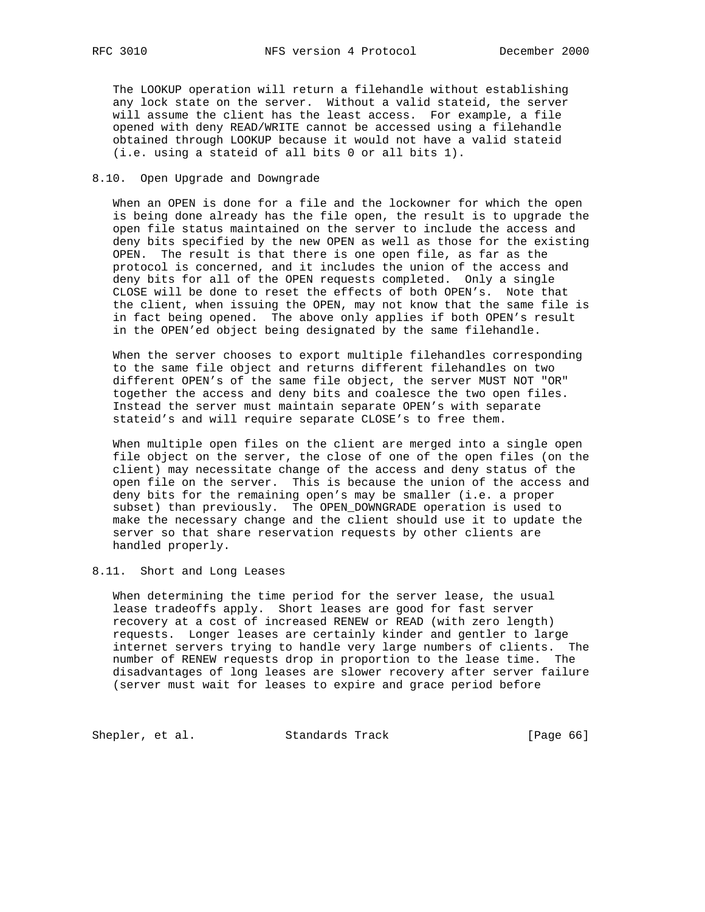The LOOKUP operation will return a filehandle without establishing any lock state on the server. Without a valid stateid, the server will assume the client has the least access. For example, a file opened with deny READ/WRITE cannot be accessed using a filehandle obtained through LOOKUP because it would not have a valid stateid (i.e. using a stateid of all bits 0 or all bits 1).

### 8.10. Open Upgrade and Downgrade

When an OPEN is done for a file and the lockowner for which the open is being done already has the file open, the result is to upgrade the open file status maintained on the server to include the access and deny bits specified by the new OPEN as well as those for the existing OPEN. The result is that there is one open file, as far as the protocol is concerned, and it includes the union of the access and deny bits for all of the OPEN requests completed. Only a single CLOSE will be done to reset the effects of both OPEN's. Note that the client, when issuing the OPEN, may not know that the same file is in fact being opened. The above only applies if both OPEN's result in the OPEN'ed object being designated by the same filehandle.

When the server chooses to export multiple filehandles corresponding to the same file object and returns different filehandles on two different OPEN's of the same file object, the server MUST NOT "OR" together the access and deny bits and coalesce the two open files. Instead the server must maintain separate OPEN's with separate stateid's and will require separate CLOSE's to free them.

When multiple open files on the client are merged into a single open file object on the server, the close of one of the open files (on the client) may necessitate change of the access and deny status of the open file on the server. This is because the union of the access and deny bits for the remaining open's may be smaller (i.e. a proper subset) than previously. The OPEN_DOWNGRADE operation is used to make the necessary change and the client should use it to update the server so that share reservation requests by other clients are handled properly.

### 8.11. Short and Long Leases

When determining the time period for the server lease, the usual lease tradeoffs apply. Short leases are good for fast server recovery at a cost of increased RENEW or READ (with zero length) requests. Longer leases are certainly kinder and gentler to large internet servers trying to handle very large numbers of clients. The number of RENEW requests drop in proportion to the lease time. The disadvantages of long leases are slower recovery after server failure (server must wait for leases to expire and grace period before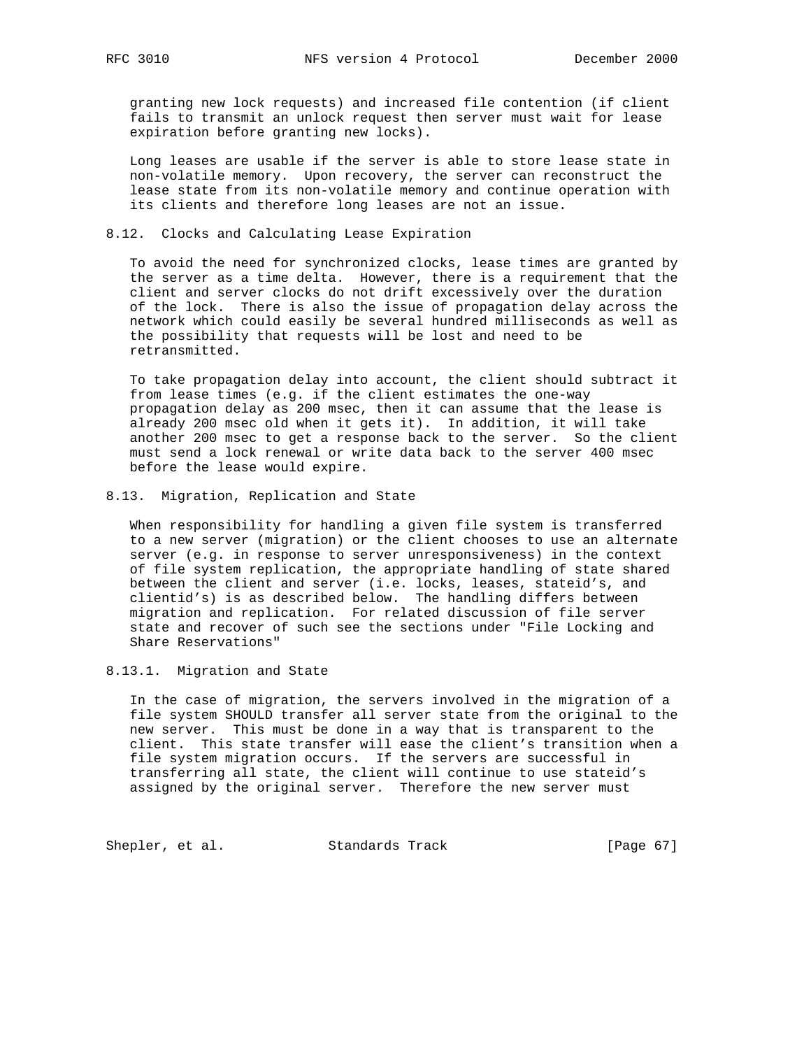granting new lock requests) and increased file contention (if client fails to transmit an unlock request then server must wait for lease expiration before granting new locks).

Long leases are usable if the server is able to store lease state in non-volatile memory. Upon recovery, the server can reconstruct the lease state from its non-volatile memory and continue operation with its clients and therefore long leases are not an issue.

### 8.12. Clocks and Calculating Lease Expiration

To avoid the need for synchronized clocks, lease times are granted by the server as a time delta. However, there is a requirement that the client and server clocks do not drift excessively over the duration of the lock. There is also the issue of propagation delay across the network which could easily be several hundred milliseconds as well as the possibility that requests will be lost and need to be retransmitted.

To take propagation delay into account, the client should subtract it from lease times (e.g. if the client estimates the one-way propagation delay as 200 msec, then it can assume that the lease is already 200 msec old when it gets it). In addition, it will take another 200 msec to get a response back to the server. So the client must send a lock renewal or write data back to the server 400 msec before the lease would expire.

### 8.13. Migration, Replication and State

When responsibility for handling a given file system is transferred to a new server (migration) or the client chooses to use an alternate server (e.g. in response to server unresponsiveness) in the context of file system replication, the appropriate handling of state shared between the client and server (i.e. locks, leases, stateid's, and clientid's) is as described below. The handling differs between migration and replication. For related discussion of file server state and recover of such see the sections under "File Locking and Share Reservations"

#### 8.13.1. Migration and State

In the case of migration, the servers involved in the migration of a file system SHOULD transfer all server state from the original to the new server. This must be done in a way that is transparent to the client. This state transfer will ease the client's transition when a file system migration occurs. If the servers are successful in transferring all state, the client will continue to use stateid's assigned by the original server. Therefore the new server must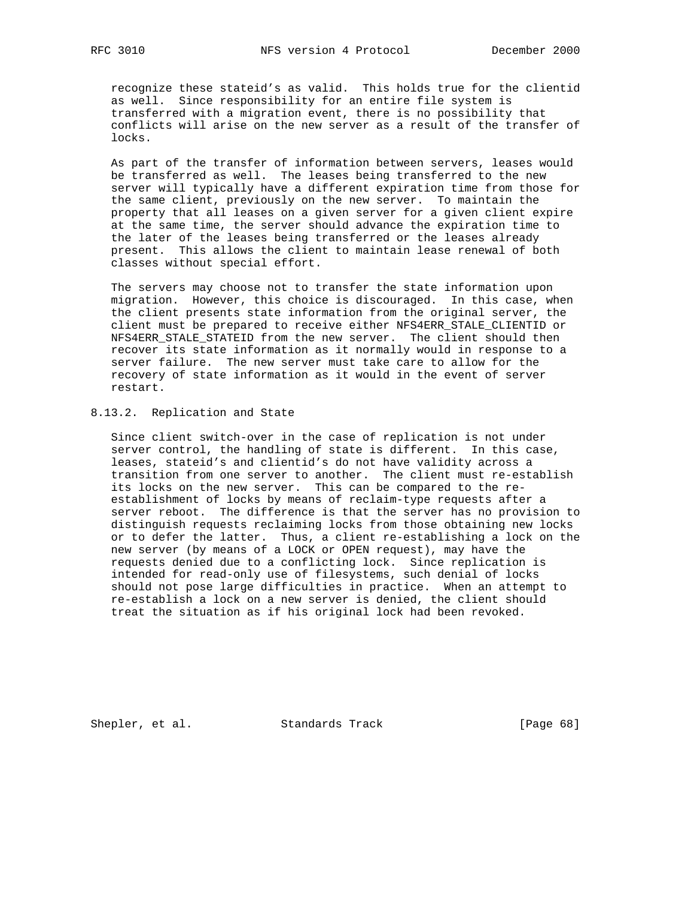recognize these stateid's as valid. This holds true for the clientid as well. Since responsibility for an entire file system is transferred with a migration event, there is no possibility that conflicts will arise on the new server as a result of the transfer of locks.

As part of the transfer of information between servers, leases would be transferred as well. The leases being transferred to the new server will typically have a different expiration time from those for the same client, previously on the new server. To maintain the property that all leases on a given server for a given client expire at the same time, the server should advance the expiration time to the later of the leases being transferred or the leases already present. This allows the client to maintain lease renewal of both classes without special effort.

The servers may choose not to transfer the state information upon migration. However, this choice is discouraged. In this case, when the client presents state information from the original server, the client must be prepared to receive either NFS4ERR_STALE_CLIENTID or NFS4ERR_STALE_STATEID from the new server. The client should then recover its state information as it normally would in response to a server failure. The new server must take care to allow for the recovery of state information as it would in the event of server restart.

### 8.13.2. Replication and State

Since client switch-over in the case of replication is not under server control, the handling of state is different. In this case, leases, stateid's and clientid's do not have validity across a transition from one server to another. The client must re-establish its locks on the new server. This can be compared to the re-establishment of locks by means of reclaim-type requests after a server reboot. The difference is that the server has no provision to distinguish requests reclaiming locks from those obtaining new locks or to defer the latter. Thus, a client re-establishing a lock on the new server (by means of a LOCK or OPEN request), may have the requests denied due to a conflicting lock. Since replication is intended for read-only use of filesystems, such denial of locks should not pose large difficulties in practice. When an attempt to re-establish a lock on a new server is denied, the client should treat the situation as if his original lock had been revoked.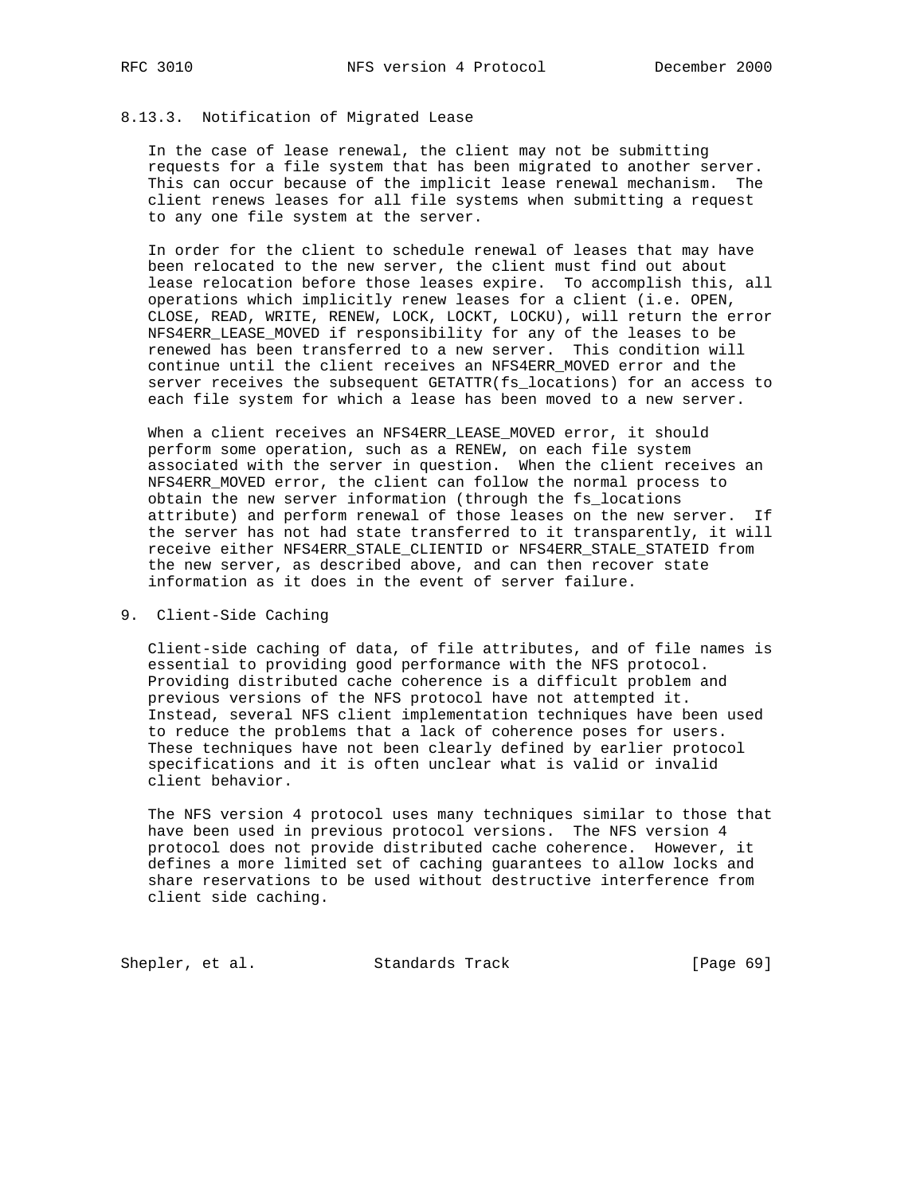### 8.13.3. Notification of Migrated Lease

In the case of lease renewal, the client may not be submitting requests for a file system that has been migrated to another server. This can occur because of the implicit lease renewal mechanism. The client renews leases for all file systems when submitting a request to any one file system at the server.

In order for the client to schedule renewal of leases that may have been relocated to the new server, the client must find out about lease relocation before those leases expire. To accomplish this, all operations which implicitly renew leases for a client (i.e. OPEN, CLOSE, READ, WRITE, RENEW, LOCK, LOCKT, LOCKU), will return the error NFS4ERR_LEASE_MOVED if responsibility for any of the leases to be renewed has been transferred to a new server. This condition will continue until the client receives an NFS4ERR_MOVED error and the server receives the subsequent GETATTR(fs_locations) for an access to each file system for which a lease has been moved to a new server.

When a client receives an NFS4ERR_LEASE_MOVED error, it should perform some operation, such as a RENEW, on each file system associated with the server in question. When the client receives an NFS4ERR_MOVED error, the client can follow the normal process to obtain the new server information (through the fs_locations attribute) and perform renewal of those leases on the new server. If the server has not had state transferred to it transparently, it will receive either NFS4ERR_STALE_CLIENTID or NFS4ERR_STALE_STATEID from the new server, as described above, and can then recover state information as it does in the event of server failure.

## 9. Client-Side Caching

Client-side caching of data, of file attributes, and of file names is essential to providing good performance with the NFS protocol. Providing distributed cache coherence is a difficult problem and previous versions of the NFS protocol have not attempted it. Instead, several NFS client implementation techniques have been used to reduce the problems that a lack of coherence poses for users. These techniques have not been clearly defined by earlier protocol specifications and it is often unclear what is valid or invalid client behavior.

The NFS version 4 protocol uses many techniques similar to those that have been used in previous protocol versions. The NFS version 4 protocol does not provide distributed cache coherence. However, it defines a more limited set of caching guarantees to allow locks and share reservations to be used without destructive interference from client side caching.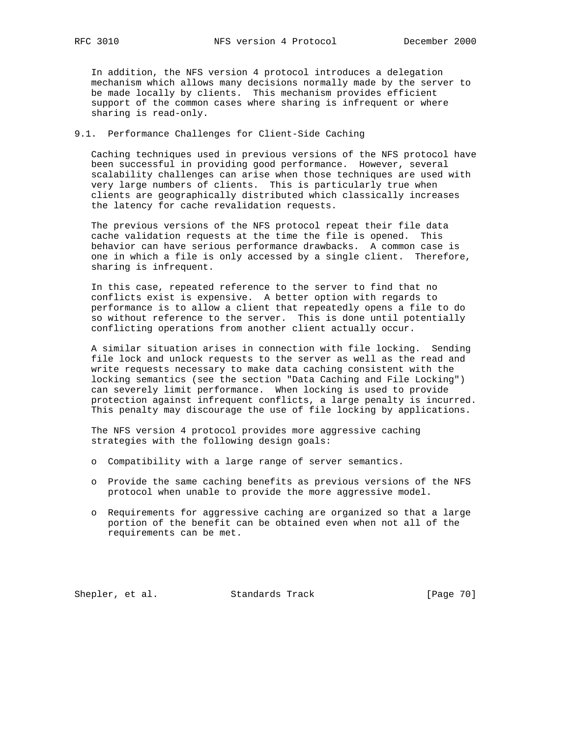In addition, the NFS version 4 protocol introduces a delegation mechanism which allows many decisions normally made by the server to be made locally by clients. This mechanism provides efficient support of the common cases where sharing is infrequent or where sharing is read-only.

## 9.1. Performance Challenges for Client-Side Caching

Caching techniques used in previous versions of the NFS protocol have been successful in providing good performance. However, several scalability challenges can arise when those techniques are used with very large numbers of clients. This is particularly true when clients are geographically distributed which classically increases the latency for cache revalidation requests.

The previous versions of the NFS protocol repeat their file data cache validation requests at the time the file is opened. This behavior can have serious performance drawbacks. A common case is one in which a file is only accessed by a single client. Therefore, sharing is infrequent.

In this case, repeated reference to the server to find that no conflicts exist is expensive. A better option with regards to performance is to allow a client that repeatedly opens a file to do so without reference to the server. This is done until potentially conflicting operations from another client actually occur.

A similar situation arises in connection with file locking. Sending file lock and unlock requests to the server as well as the read and write requests necessary to make data caching consistent with the locking semantics (see the section "Data Caching and File Locking") can severely limit performance. When locking is used to provide protection against infrequent conflicts, a large penalty is incurred. This penalty may discourage the use of file locking by applications.

The NFS version 4 protocol provides more aggressive caching strategies with the following design goals:

- Compatibility with a large range of server semantics.
- Provide the same caching benefits as previous versions of the NFS protocol when unable to provide the more aggressive model.
- Requirements for aggressive caching are organized so that a large portion of the benefit can be obtained even when not all of the requirements can be met.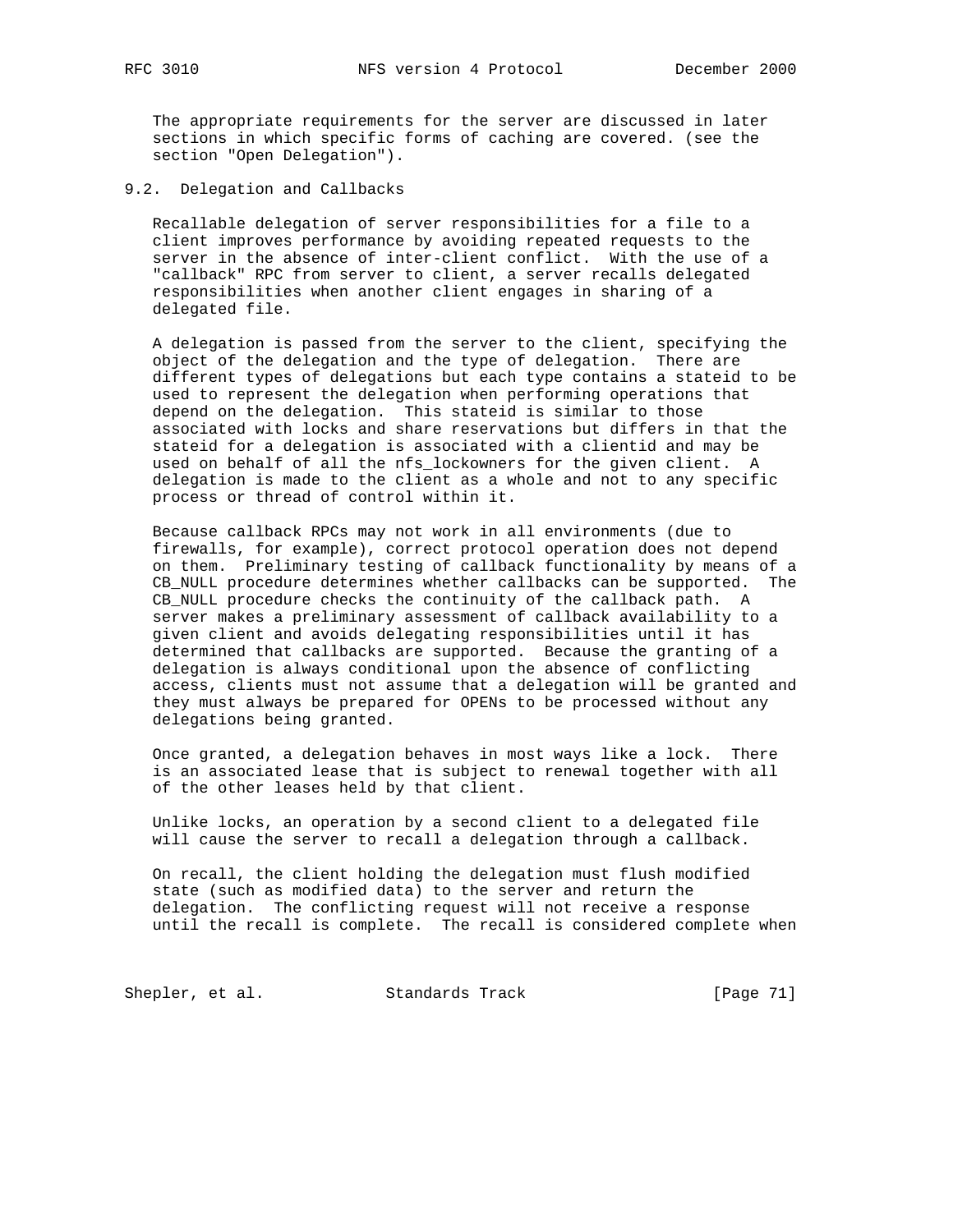The appropriate requirements for the server are discussed in later sections in which specific forms of caching are covered. (see the section "Open Delegation").

## 9.2. Delegation and Callbacks

Recallable delegation of server responsibilities for a file to a client improves performance by avoiding repeated requests to the server in the absence of inter-client conflict. With the use of a "callback" RPC from server to client, a server recalls delegated responsibilities when another client engages in sharing of a delegated file.

A delegation is passed from the server to the client, specifying the object of the delegation and the type of delegation. There are different types of delegations but each type contains a stateid to be used to represent the delegation when performing operations that depend on the delegation. This stateid is similar to those associated with locks and share reservations but differs in that the stateid for a delegation is associated with a clientid and may be used on behalf of all the nfs_lockowners for the given client. A delegation is made to the client as a whole and not to any specific process or thread of control within it.

Because callback RPCs may not work in all environments (due to firewalls, for example), correct protocol operation does not depend on them. Preliminary testing of callback functionality by means of a CB_NULL procedure determines whether callbacks can be supported. The CB_NULL procedure checks the continuity of the callback path. A server makes a preliminary assessment of callback availability to a given client and avoids delegating responsibilities until it has determined that callbacks are supported. Because the granting of a delegation is always conditional upon the absence of conflicting access, clients must not assume that a delegation will be granted and they must always be prepared for OPENs to be processed without any delegations being granted.

Once granted, a delegation behaves in most ways like a lock. There is an associated lease that is subject to renewal together with all of the other leases held by that client.

Unlike locks, an operation by a second client to a delegated file will cause the server to recall a delegation through a callback.

On recall, the client holding the delegation must flush modified state (such as modified data) to the server and return the delegation. The conflicting request will not receive a response until the recall is complete. The recall is considered complete when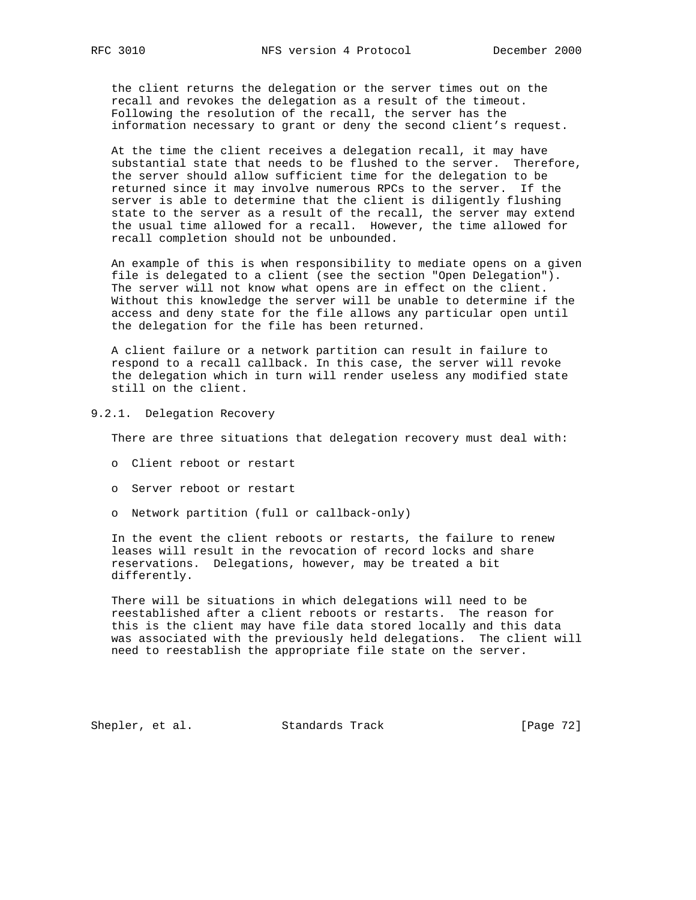the client returns the delegation or the server times out on the recall and revokes the delegation as a result of the timeout. Following the resolution of the recall, the server has the information necessary to grant or deny the second client's request.

At the time the client receives a delegation recall, it may have substantial state that needs to be flushed to the server. Therefore, the server should allow sufficient time for the delegation to be returned since it may involve numerous RPCs to the server. If the server is able to determine that the client is diligently flushing state to the server as a result of the recall, the server may extend the usual time allowed for a recall. However, the time allowed for recall completion should not be unbounded.

An example of this is when responsibility to mediate opens on a given file is delegated to a client (see the section "Open Delegation"). The server will not know what opens are in effect on the client. Without this knowledge the server will be unable to determine if the access and deny state for the file allows any particular open until the delegation for the file has been returned.

A client failure or a network partition can result in failure to respond to a recall callback. In this case, the server will revoke the delegation which in turn will render useless any modified state still on the client.

### 9.2.1. Delegation Recovery

There are three situations that delegation recovery must deal with:

- Client reboot or restart
- Server reboot or restart
- Network partition (full or callback-only)

In the event the client reboots or restarts, the failure to renew leases will result in the revocation of record locks and share reservations. Delegations, however, may be treated a bit differently.

There will be situations in which delegations will need to be reestablished after a client reboots or restarts. The reason for this is the client may have file data stored locally and this data was associated with the previously held delegations. The client will need to reestablish the appropriate file state on the server.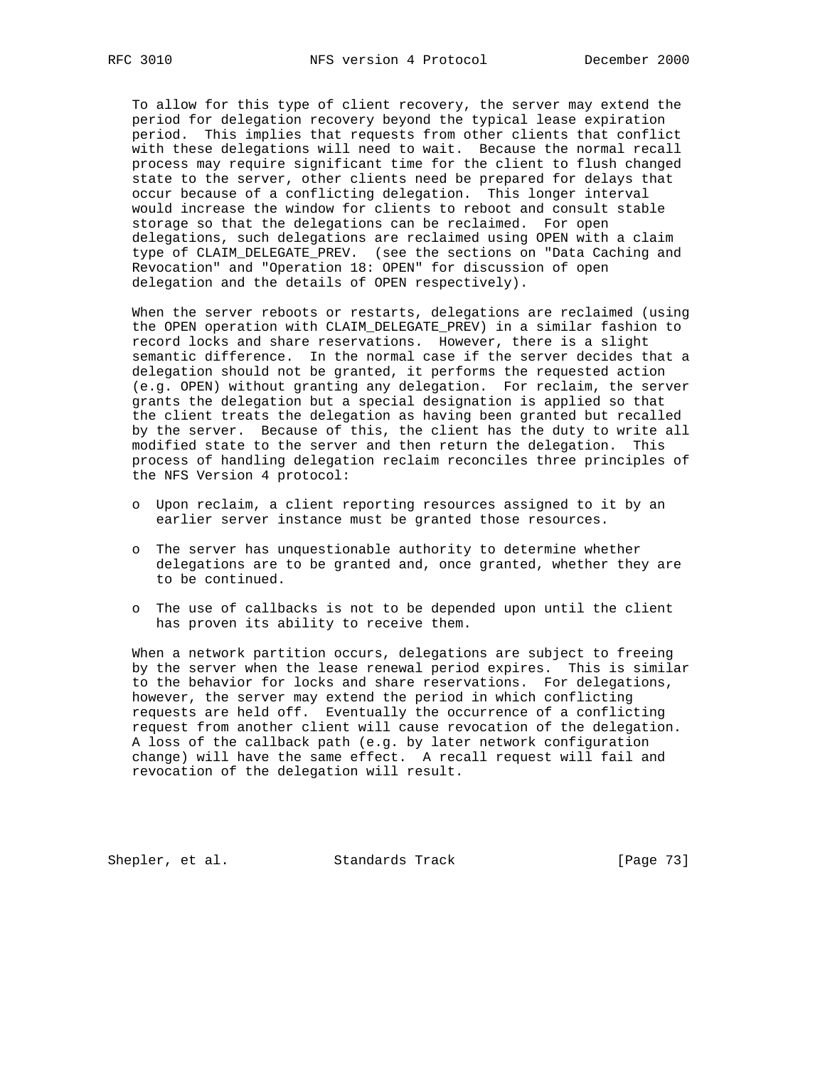To allow for this type of client recovery, the server may extend the period for delegation recovery beyond the typical lease expiration period. This implies that requests from other clients that conflict with these delegations will need to wait. Because the normal recall process may require significant time for the client to flush changed state to the server, other clients need be prepared for delays that occur because of a conflicting delegation. This longer interval would increase the window for clients to reboot and consult stable storage so that the delegations can be reclaimed. For open delegations, such delegations are reclaimed using OPEN with a claim type of CLAIM_DELEGATE_PREV. (see the sections on "Data Caching and Revocation" and "Operation 18: OPEN" for discussion of open delegation and the details of OPEN respectively).

When the server reboots or restarts, delegations are reclaimed (using the OPEN operation with CLAIM_DELEGATE_PREV) in a similar fashion to record locks and share reservations. However, there is a slight semantic difference. In the normal case if the server decides that a delegation should not be granted, it performs the requested action (e.g. OPEN) without granting any delegation. For reclaim, the server grants the delegation but a special designation is applied so that the client treats the delegation as having been granted but recalled by the server. Because of this, the client has the duty to write all modified state to the server and then return the delegation. This process of handling delegation reclaim reconciles three principles of the NFS Version 4 protocol:

- Upon reclaim, a client reporting resources assigned to it by an earlier server instance must be granted those resources.
- The server has unquestionable authority to determine whether delegations are to be granted and, once granted, whether they are to be continued.
- The use of callbacks is not to be depended upon until the client has proven its ability to receive them.

When a network partition occurs, delegations are subject to freeing by the server when the lease renewal period expires. This is similar to the behavior for locks and share reservations. For delegations, however, the server may extend the period in which conflicting requests are held off. Eventually the occurrence of a conflicting request from another client will cause revocation of the delegation. A loss of the callback path (e.g. by later network configuration change) will have the same effect. A recall request will fail and revocation of the delegation will result.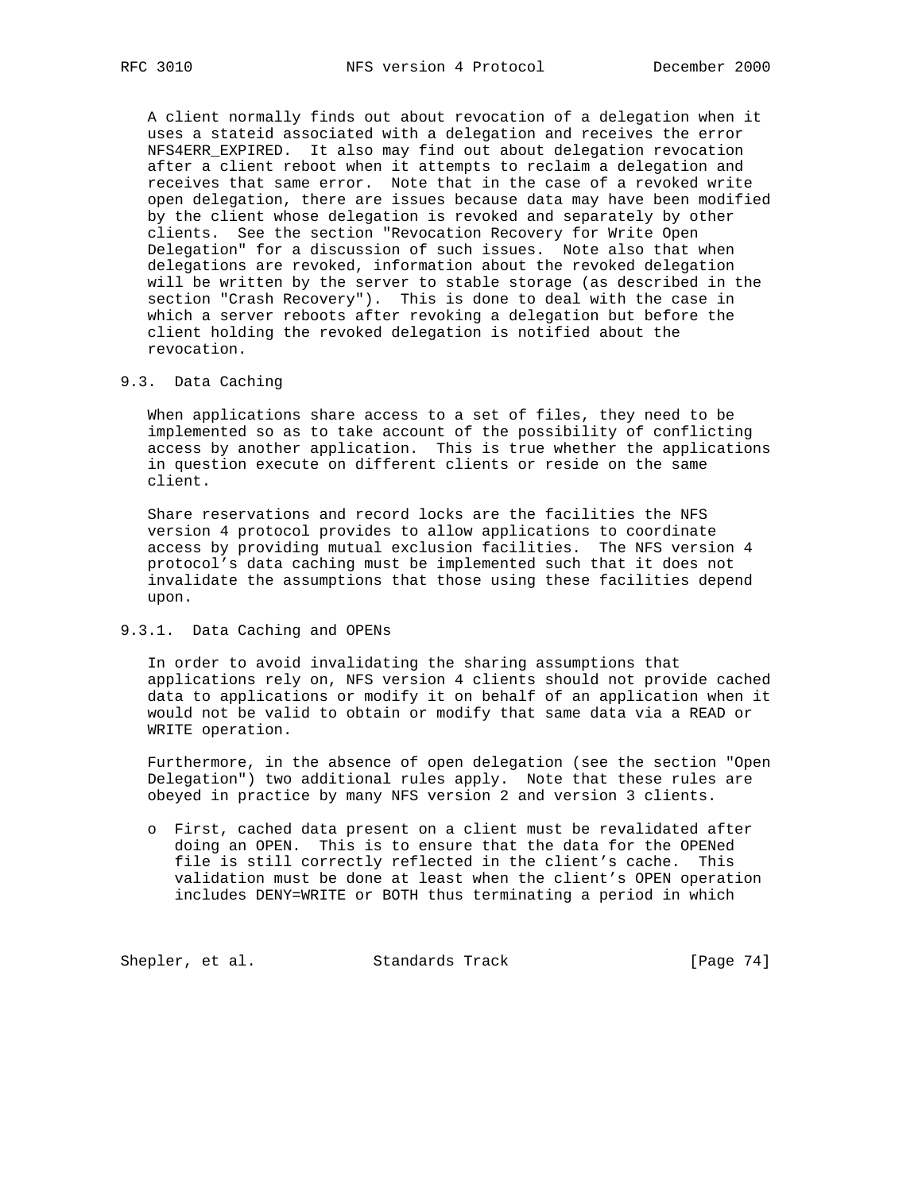A client normally finds out about revocation of a delegation when it uses a stateid associated with a delegation and receives the error NFS4ERR_EXPIRED. It also may find out about delegation revocation after a client reboot when it attempts to reclaim a delegation and receives that same error. Note that in the case of a revoked write open delegation, there are issues because data may have been modified by the client whose delegation is revoked and separately by other clients. See the section "Revocation Recovery for Write Open Delegation" for a discussion of such issues. Note also that when delegations are revoked, information about the revoked delegation will be written by the server to stable storage (as described in the section "Crash Recovery"). This is done to deal with the case in which a server reboots after revoking a delegation but before the client holding the revoked delegation is notified about the revocation.

### 9.3. Data Caching

When applications share access to a set of files, they need to be implemented so as to take account of the possibility of conflicting access by another application. This is true whether the applications in question execute on different clients or reside on the same client.

Share reservations and record locks are the facilities the NFS version 4 protocol provides to allow applications to coordinate access by providing mutual exclusion facilities. The NFS version 4 protocol's data caching must be implemented such that it does not invalidate the assumptions that those using these facilities depend upon.

#### 9.3.1. Data Caching and OPENs

In order to avoid invalidating the sharing assumptions that applications rely on, NFS version 4 clients should not provide cached data to applications or modify it on behalf of an application when it would not be valid to obtain or modify that same data via a READ or WRITE operation.

Furthermore, in the absence of open delegation (see the section "Open Delegation") two additional rules apply. Note that these rules are obeyed in practice by many NFS version 2 and version 3 clients.

- First, cached data present on a client must be revalidated after doing an OPEN. This is to ensure that the data for the OPENed file is still correctly reflected in the client's cache. This validation must be done at least when the client's OPEN operation includes DENY=WRITE or BOTH thus terminating a period in which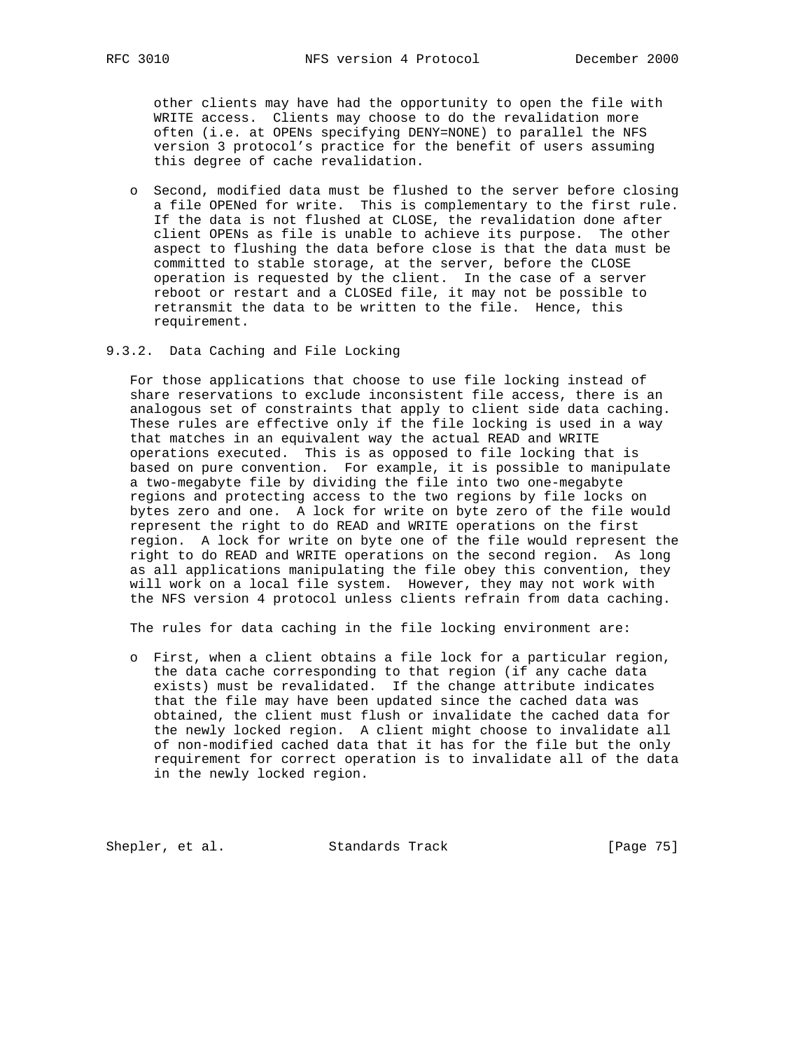other clients may have had the opportunity to open the file with WRITE access. Clients may choose to do the revalidation more often (i.e. at OPENs specifying DENY=NONE) to parallel the NFS version 3 protocol's practice for the benefit of users assuming this degree of cache revalidation.

- Second, modified data must be flushed to the server before closing a file OPENed for write. This is complementary to the first rule. If the data is not flushed at CLOSE, the revalidation done after client OPENs as file is unable to achieve its purpose. The other aspect to flushing the data before close is that the data must be committed to stable storage, at the server, before the CLOSE operation is requested by the client. In the case of a server reboot or restart and a CLOSEd file, it may not be possible to retransmit the data to be written to the file. Hence, this requirement.

### 9.3.2. Data Caching and File Locking

For those applications that choose to use file locking instead of share reservations to exclude inconsistent file access, there is an analogous set of constraints that apply to client side data caching. These rules are effective only if the file locking is used in a way that matches in an equivalent way the actual READ and WRITE operations executed. This is as opposed to file locking that is based on pure convention. For example, it is possible to manipulate a two-megabyte file by dividing the file into two one-megabyte regions and protecting access to the two regions by file locks on bytes zero and one. A lock for write on byte zero of the file would represent the right to do READ and WRITE operations on the first region. A lock for write on byte one of the file would represent the right to do READ and WRITE operations on the second region. As long as all applications manipulating the file obey this convention, they will work on a local file system. However, they may not work with the NFS version 4 protocol unless clients refrain from data caching.

The rules for data caching in the file locking environment are:

- First, when a client obtains a file lock for a particular region, the data cache corresponding to that region (if any cache data exists) must be revalidated. If the change attribute indicates that the file may have been updated since the cached data was obtained, the client must flush or invalidate the cached data for the newly locked region. A client might choose to invalidate all of non-modified cached data that it has for the file but the only requirement for correct operation is to invalidate all of the data in the newly locked region.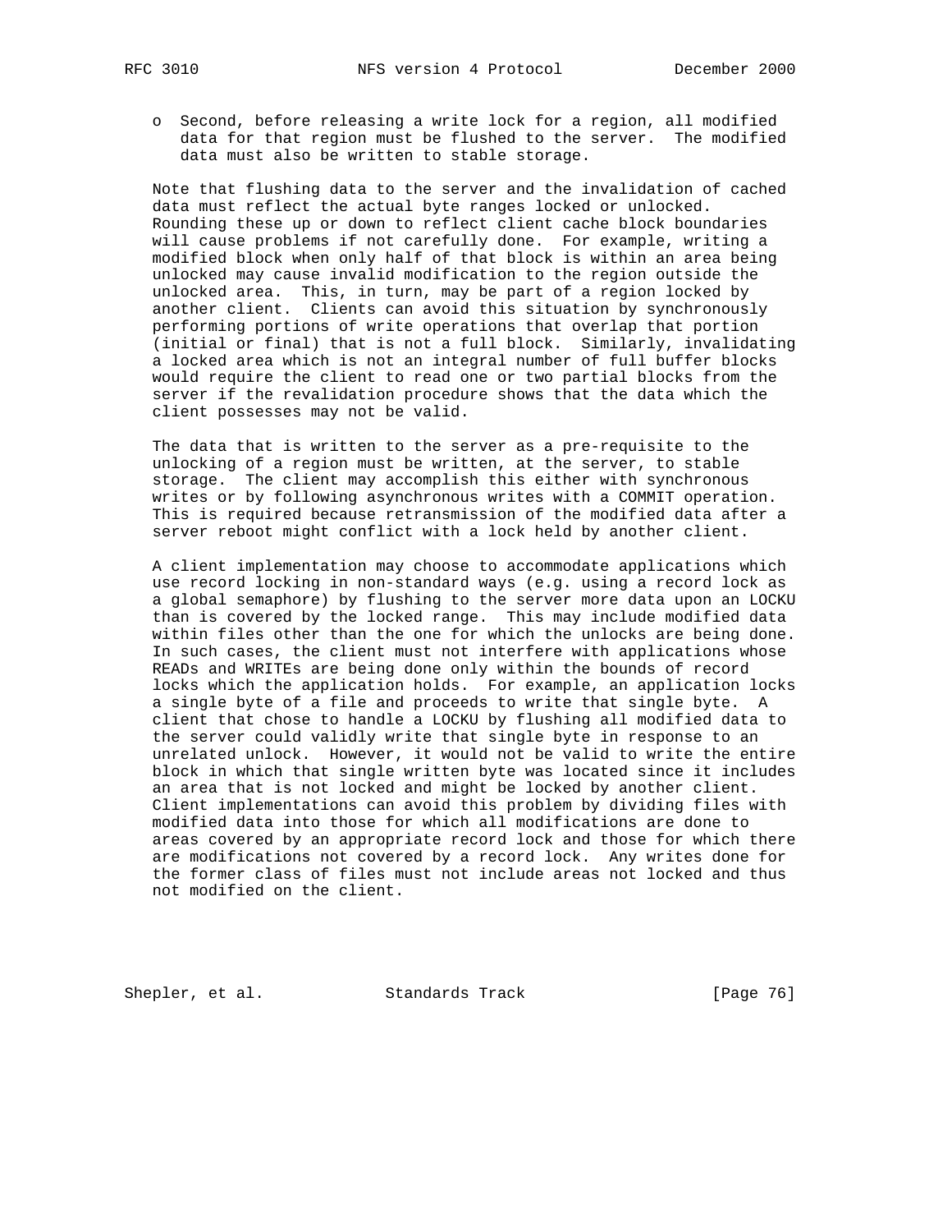- Second, before releasing a write lock for a region, all modified data for that region must be flushed to the server. The modified data must also be written to stable storage.

Note that flushing data to the server and the invalidation of cached data must reflect the actual byte ranges locked or unlocked. Rounding these up or down to reflect client cache block boundaries will cause problems if not carefully done. For example, writing a modified block when only half of that block is within an area being unlocked may cause invalid modification to the region outside the unlocked area. This, in turn, may be part of a region locked by another client. Clients can avoid this situation by synchronously performing portions of write operations that overlap that portion (initial or final) that is not a full block. Similarly, invalidating a locked area which is not an integral number of full buffer blocks would require the client to read one or two partial blocks from the server if the revalidation procedure shows that the data which the client possesses may not be valid.

The data that is written to the server as a pre-requisite to the unlocking of a region must be written, at the server, to stable storage. The client may accomplish this either with synchronous writes or by following asynchronous writes with a COMMIT operation. This is required because retransmission of the modified data after a server reboot might conflict with a lock held by another client.

A client implementation may choose to accommodate applications which use record locking in non-standard ways (e.g. using a record lock as a global semaphore) by flushing to the server more data upon an LOCKU than is covered by the locked range. This may include modified data within files other than the one for which the unlocks are being done. In such cases, the client must not interfere with applications whose READs and WRITEs are being done only within the bounds of record locks which the application holds. For example, an application locks a single byte of a file and proceeds to write that single byte. A client that chose to handle a LOCKU by flushing all modified data to the server could validly write that single byte in response to an unrelated unlock. However, it would not be valid to write the entire block in which that single written byte was located since it includes an area that is not locked and might be locked by another client. Client implementations can avoid this problem by dividing files with modified data into those for which all modifications are done to areas covered by an appropriate record lock and those for which there are modifications not covered by a record lock. Any writes done for the former class of files must not include areas not locked and thus not modified on the client.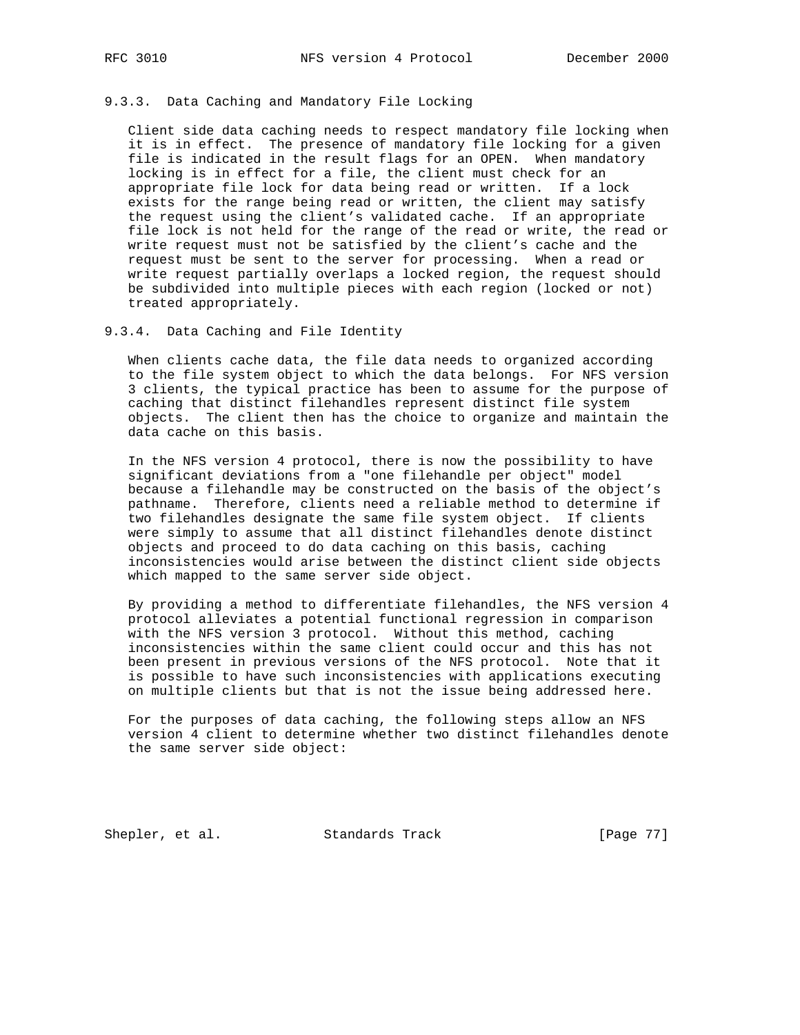### 9.3.3. Data Caching and Mandatory File Locking

Client side data caching needs to respect mandatory file locking when it is in effect. The presence of mandatory file locking for a given file is indicated in the result flags for an OPEN. When mandatory locking is in effect for a file, the client must check for an appropriate file lock for data being read or written. If a lock exists for the range being read or written, the client may satisfy the request using the client's validated cache. If an appropriate file lock is not held for the range of the read or write, the read or write request must not be satisfied by the client's cache and the request must be sent to the server for processing. When a read or write request partially overlaps a locked region, the request should be subdivided into multiple pieces with each region (locked or not) treated appropriately.

### 9.3.4. Data Caching and File Identity

When clients cache data, the file data needs to organized according to the file system object to which the data belongs. For NFS version 3 clients, the typical practice has been to assume for the purpose of caching that distinct filehandles represent distinct file system objects. The client then has the choice to organize and maintain the data cache on this basis.

In the NFS version 4 protocol, there is now the possibility to have significant deviations from a "one filehandle per object" model because a filehandle may be constructed on the basis of the object's pathname. Therefore, clients need a reliable method to determine if two filehandles designate the same file system object. If clients were simply to assume that all distinct filehandles denote distinct objects and proceed to do data caching on this basis, caching inconsistencies would arise between the distinct client side objects which mapped to the same server side object.

By providing a method to differentiate filehandles, the NFS version 4 protocol alleviates a potential functional regression in comparison with the NFS version 3 protocol. Without this method, caching inconsistencies within the same client could occur and this has not been present in previous versions of the NFS protocol. Note that it is possible to have such inconsistencies with applications executing on multiple clients but that is not the issue being addressed here.

For the purposes of data caching, the following steps allow an NFS version 4 client to determine whether two distinct filehandles denote the same server side object: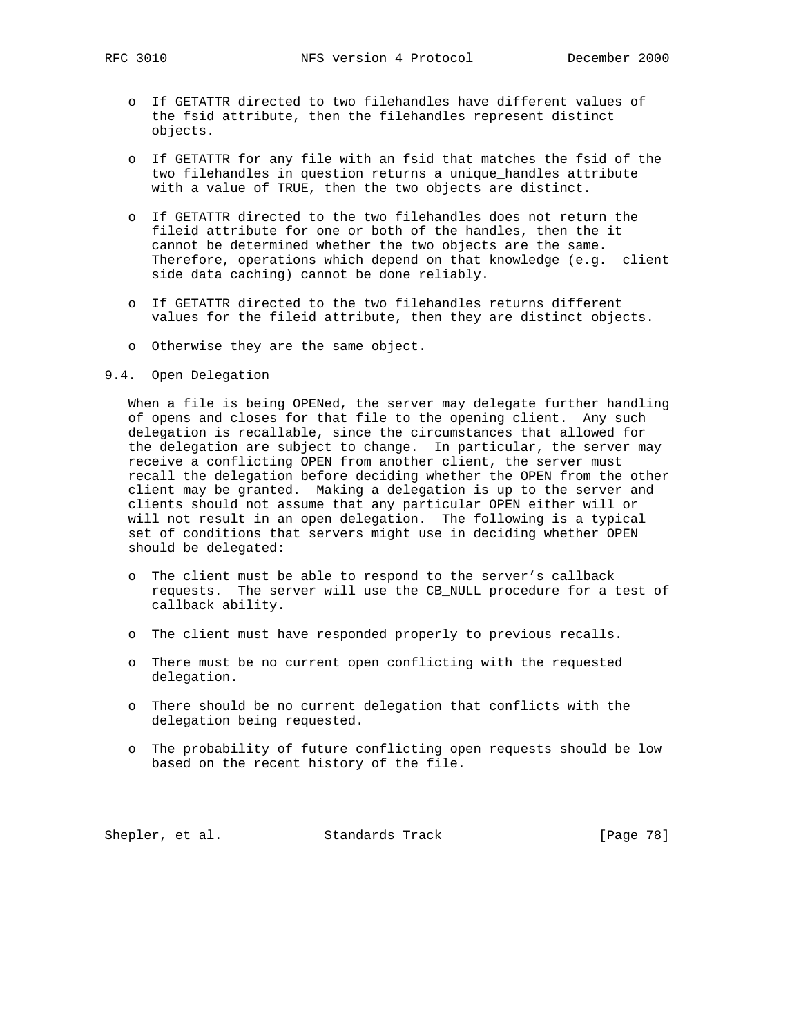- If GETATTR directed to two filehandles have different values of the fsid attribute, then the filehandles represent distinct objects.

- If GETATTR for any file with an fsid that matches the fsid of the two filehandles in question returns a unique_handles attribute with a value of TRUE, then the two objects are distinct.

- If GETATTR directed to the two filehandles does not return the fileid attribute for one or both of the handles, then the it cannot be determined whether the two objects are the same. Therefore, operations which depend on that knowledge (e.g. client side data caching) cannot be done reliably.

- If GETATTR directed to the two filehandles returns different values for the fileid attribute, then they are distinct objects.

- Otherwise they are the same object.

## 9.4. Open Delegation

When a file is being OPENed, the server may delegate further handling of opens and closes for that file to the opening client. Any such delegation is recallable, since the circumstances that allowed for the delegation are subject to change. In particular, the server may receive a conflicting OPEN from another client, the server must recall the delegation before deciding whether the OPEN from the other client may be granted. Making a delegation is up to the server and clients should not assume that any particular OPEN either will or will not result in an open delegation. The following is a typical set of conditions that servers might use in deciding whether OPEN should be delegated:

- The client must be able to respond to the server's callback requests. The server will use the CB_NULL procedure for a test of callback ability.

- The client must have responded properly to previous recalls.

- There must be no current open conflicting with the requested delegation.

- There should be no current delegation that conflicts with the delegation being requested.

- The probability of future conflicting open requests should be low based on the recent history of the file.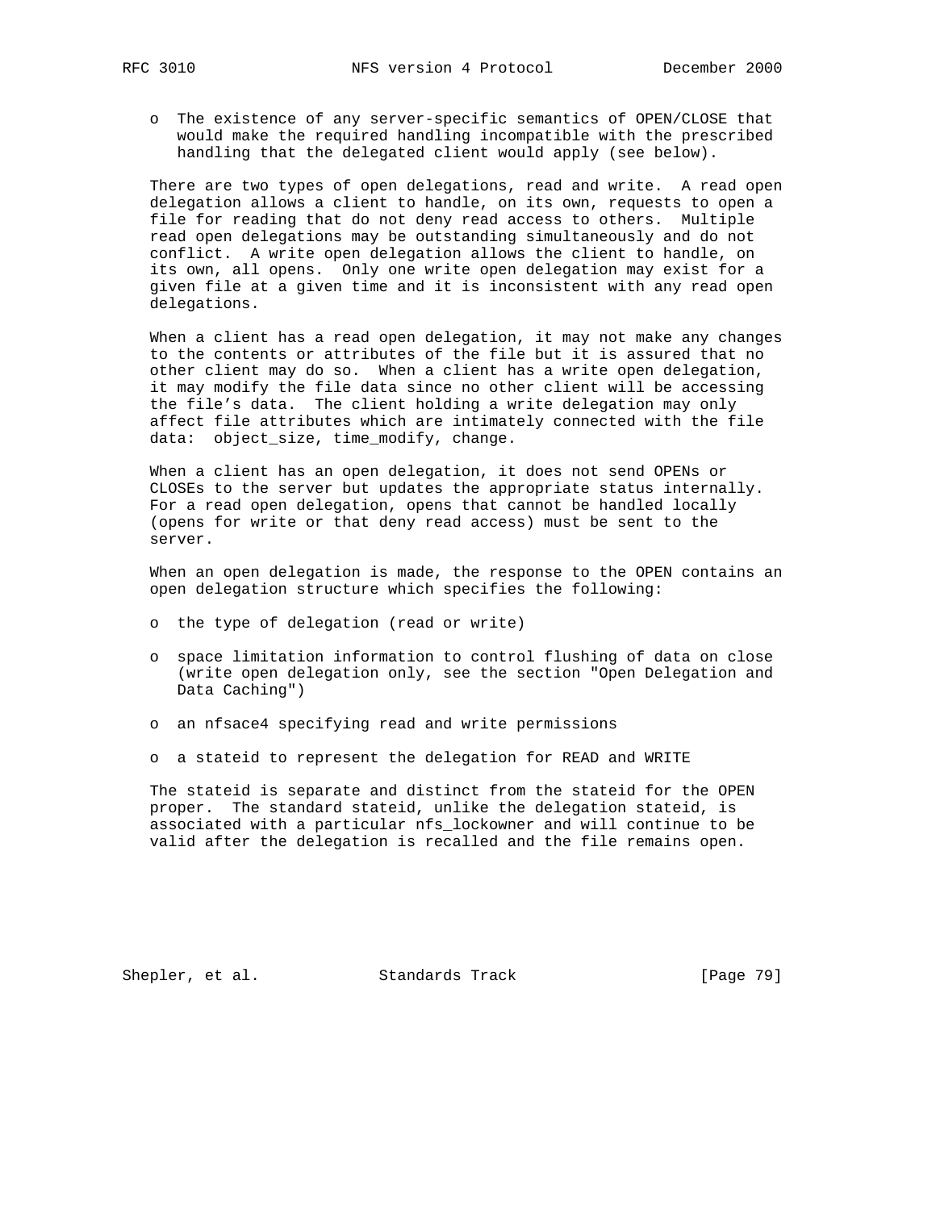- The existence of any server-specific semantics of OPEN/CLOSE that would make the required handling incompatible with the prescribed handling that the delegated client would apply (see below).

There are two types of open delegations, read and write. A read open delegation allows a client to handle, on its own, requests to open a file for reading that do not deny read access to others. Multiple read open delegations may be outstanding simultaneously and do not conflict. A write open delegation allows the client to handle, on its own, all opens. Only one write open delegation may exist for a given file at a given time and it is inconsistent with any read open delegations.

When a client has a read open delegation, it may not make any changes to the contents or attributes of the file but it is assured that no other client may do so. When a client has a write open delegation, it may modify the file data since no other client will be accessing the file's data. The client holding a write delegation may only affect file attributes which are intimately connected with the file data: object_size, time_modify, change.

When a client has an open delegation, it does not send OPENs or CLOSEs to the server but updates the appropriate status internally. For a read open delegation, opens that cannot be handled locally (opens for write or that deny read access) must be sent to the server.

When an open delegation is made, the response to the OPEN contains an open delegation structure which specifies the following:

- the type of delegation (read or write)
- space limitation information to control flushing of data on close (write open delegation only, see the section "Open Delegation and Data Caching")
- an nfsace4 specifying read and write permissions
- a stateid to represent the delegation for READ and WRITE

The stateid is separate and distinct from the stateid for the OPEN proper. The standard stateid, unlike the delegation stateid, is associated with a particular nfs_lockowner and will continue to be valid after the delegation is recalled and the file remains open.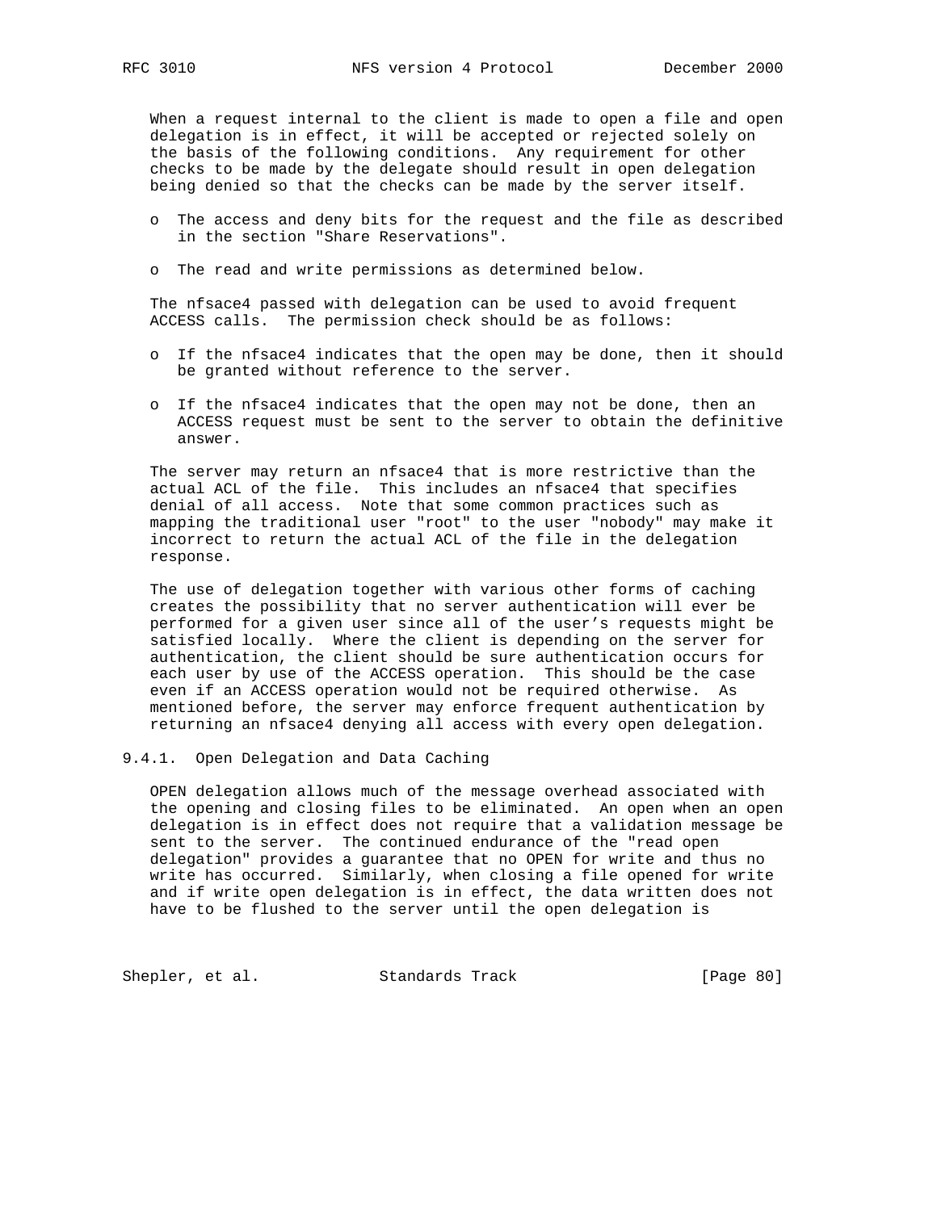When a request internal to the client is made to open a file and open delegation is in effect, it will be accepted or rejected solely on the basis of the following conditions. Any requirement for other checks to be made by the delegate should result in open delegation being denied so that the checks can be made by the server itself.

- The access and deny bits for the request and the file as described in the section "Share Reservations".
- The read and write permissions as determined below.

The nfsace4 passed with delegation can be used to avoid frequent ACCESS calls. The permission check should be as follows:

- If the nfsace4 indicates that the open may be done, then it should be granted without reference to the server.
- If the nfsace4 indicates that the open may not be done, then an ACCESS request must be sent to the server to obtain the definitive answer.

The server may return an nfsace4 that is more restrictive than the actual ACL of the file. This includes an nfsace4 that specifies denial of all access. Note that some common practices such as mapping the traditional user "root" to the user "nobody" may make it incorrect to return the actual ACL of the file in the delegation response.

The use of delegation together with various other forms of caching creates the possibility that no server authentication will ever be performed for a given user since all of the user's requests might be satisfied locally. Where the client is depending on the server for authentication, the client should be sure authentication occurs for each user by use of the ACCESS operation. This should be the case even if an ACCESS operation would not be required otherwise. As mentioned before, the server may enforce frequent authentication by returning an nfsace4 denying all access with every open delegation.

### 9.4.1. Open Delegation and Data Caching

OPEN delegation allows much of the message overhead associated with the opening and closing files to be eliminated. An open when an open delegation is in effect does not require that a validation message be sent to the server. The continued endurance of the "read open delegation" provides a guarantee that no OPEN for write and thus no write has occurred. Similarly, when closing a file opened for write and if write open delegation is in effect, the data written does not have to be flushed to the server until the open delegation is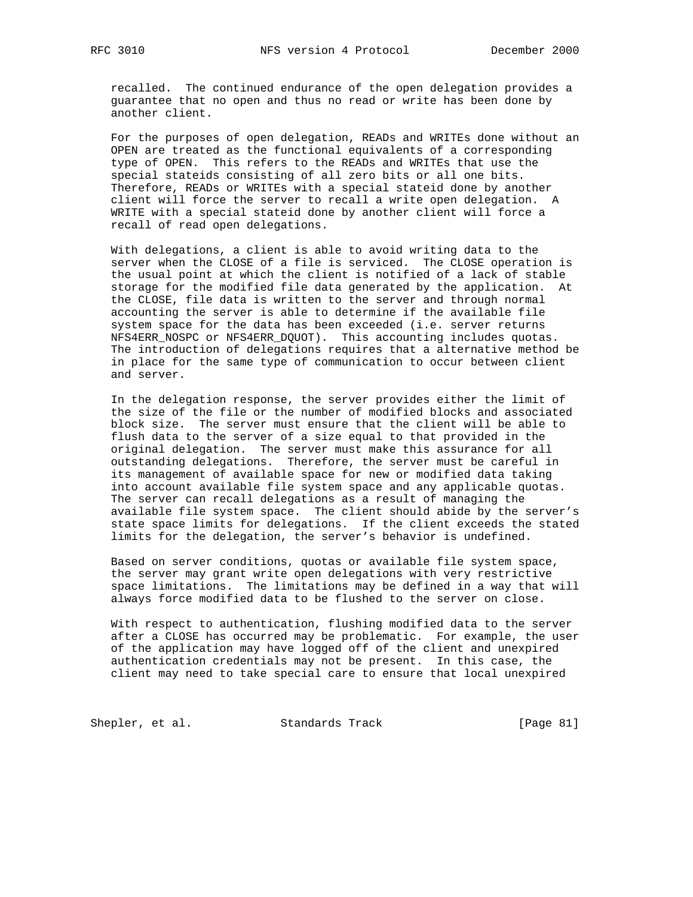recalled. The continued endurance of the open delegation provides a guarantee that no open and thus no read or write has been done by another client.

For the purposes of open delegation, READs and WRITEs done without an OPEN are treated as the functional equivalents of a corresponding type of OPEN. This refers to the READs and WRITEs that use the special stateids consisting of all zero bits or all one bits. Therefore, READs or WRITEs with a special stateid done by another client will force the server to recall a write open delegation. A WRITE with a special stateid done by another client will force a recall of read open delegations.

With delegations, a client is able to avoid writing data to the server when the CLOSE of a file is serviced. The CLOSE operation is the usual point at which the client is notified of a lack of stable storage for the modified file data generated by the application. At the CLOSE, file data is written to the server and through normal accounting the server is able to determine if the available file system space for the data has been exceeded (i.e. server returns NFS4ERR_NOSPC or NFS4ERR_DQUOT). This accounting includes quotas. The introduction of delegations requires that a alternative method be in place for the same type of communication to occur between client and server.

In the delegation response, the server provides either the limit of the size of the file or the number of modified blocks and associated block size. The server must ensure that the client will be able to flush data to the server of a size equal to that provided in the original delegation. The server must make this assurance for all outstanding delegations. Therefore, the server must be careful in its management of available space for new or modified data taking into account available file system space and any applicable quotas. The server can recall delegations as a result of managing the available file system space. The client should abide by the server's state space limits for delegations. If the client exceeds the stated limits for the delegation, the server's behavior is undefined.

Based on server conditions, quotas or available file system space, the server may grant write open delegations with very restrictive space limitations. The limitations may be defined in a way that will always force modified data to be flushed to the server on close.

With respect to authentication, flushing modified data to the server after a CLOSE has occurred may be problematic. For example, the user of the application may have logged off of the client and unexpired authentication credentials may not be present. In this case, the client may need to take special care to ensure that local unexpired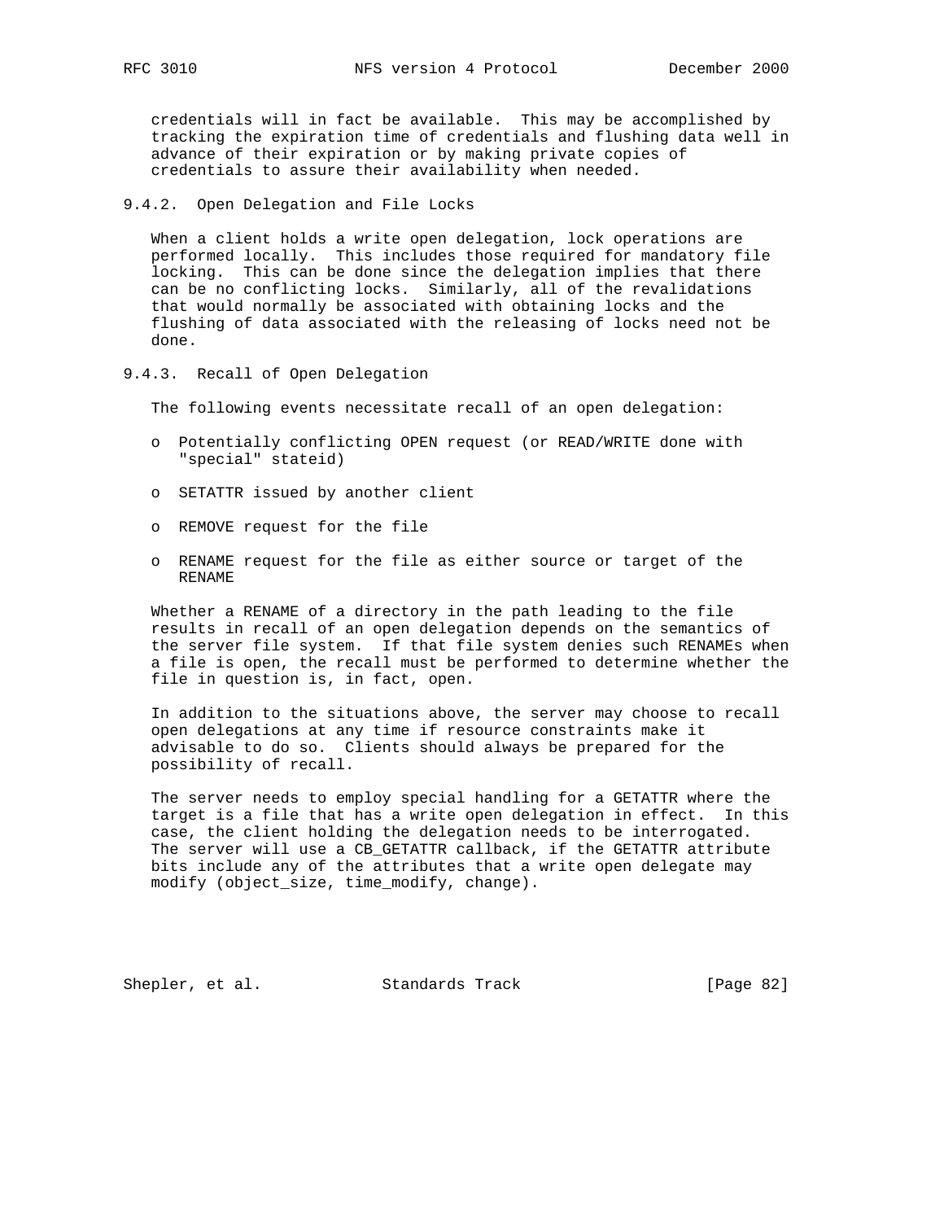credentials will in fact be available. This may be accomplished by tracking the expiration time of credentials and flushing data well in advance of their expiration or by making private copies of credentials to assure their availability when needed.

### 9.4.2. Open Delegation and File Locks

When a client holds a write open delegation, lock operations are performed locally. This includes those required for mandatory file locking. This can be done since the delegation implies that there can be no conflicting locks. Similarly, all of the revalidations that would normally be associated with obtaining locks and the flushing of data associated with the releasing of locks need not be done.

### 9.4.3. Recall of Open Delegation

The following events necessitate recall of an open delegation:

- Potentially conflicting OPEN request (or READ/WRITE done with "special" stateid)
- SETATTR issued by another client
- REMOVE request for the file
- RENAME request for the file as either source or target of the RENAME

Whether a RENAME of a directory in the path leading to the file results in recall of an open delegation depends on the semantics of the server file system. If that file system denies such RENAMEs when a file is open, the recall must be performed to determine whether the file in question is, in fact, open.

In addition to the situations above, the server may choose to recall open delegations at any time if resource constraints make it advisable to do so. Clients should always be prepared for the possibility of recall.

The server needs to employ special handling for a GETATTR where the target is a file that has a write open delegation in effect. In this case, the client holding the delegation needs to be interrogated. The server will use a CB_GETATTR callback, if the GETATTR attribute bits include any of the attributes that a write open delegate may modify (object_size, time_modify, change).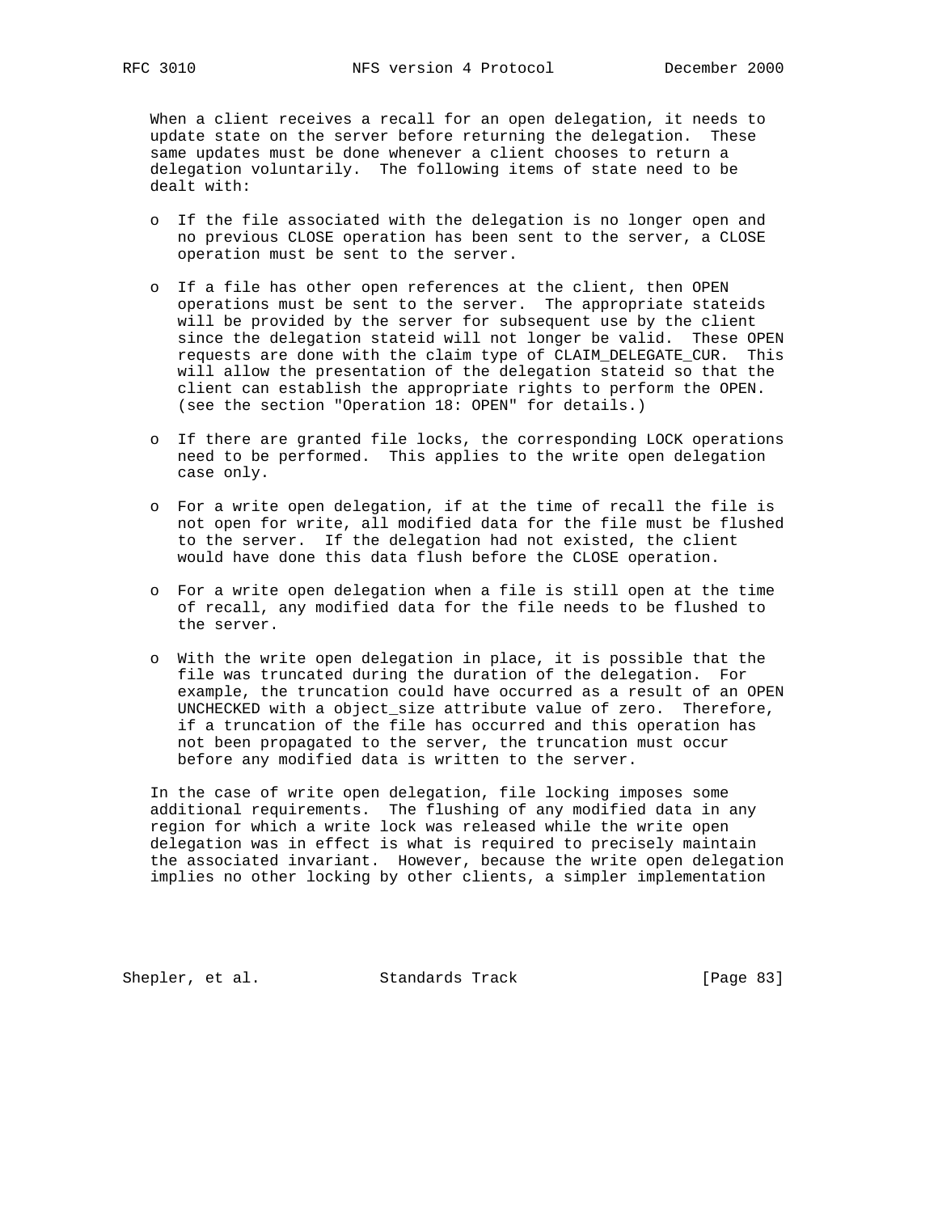When a client receives a recall for an open delegation, it needs to update state on the server before returning the delegation. These same updates must be done whenever a client chooses to return a delegation voluntarily. The following items of state need to be dealt with:

- If the file associated with the delegation is no longer open and no previous CLOSE operation has been sent to the server, a CLOSE operation must be sent to the server.

- If a file has other open references at the client, then OPEN operations must be sent to the server. The appropriate stateids will be provided by the server for subsequent use by the client since the delegation stateid will not longer be valid. These OPEN requests are done with the claim type of CLAIM_DELEGATE_CUR. This will allow the presentation of the delegation stateid so that the client can establish the appropriate rights to perform the OPEN. (see the section "Operation 18: OPEN" for details.)

- If there are granted file locks, the corresponding LOCK operations need to be performed. This applies to the write open delegation case only.

- For a write open delegation, if at the time of recall the file is not open for write, all modified data for the file must be flushed to the server. If the delegation had not existed, the client would have done this data flush before the CLOSE operation.

- For a write open delegation when a file is still open at the time of recall, any modified data for the file needs to be flushed to the server.

- With the write open delegation in place, it is possible that the file was truncated during the duration of the delegation. For example, the truncation could have occurred as a result of an OPEN UNCHECKED with a object_size attribute value of zero. Therefore, if a truncation of the file has occurred and this operation has not been propagated to the server, the truncation must occur before any modified data is written to the server.

In the case of write open delegation, file locking imposes some additional requirements. The flushing of any modified data in any region for which a write lock was released while the write open delegation was in effect is what is required to precisely maintain the associated invariant. However, because the write open delegation implies no other locking by other clients, a simpler implementation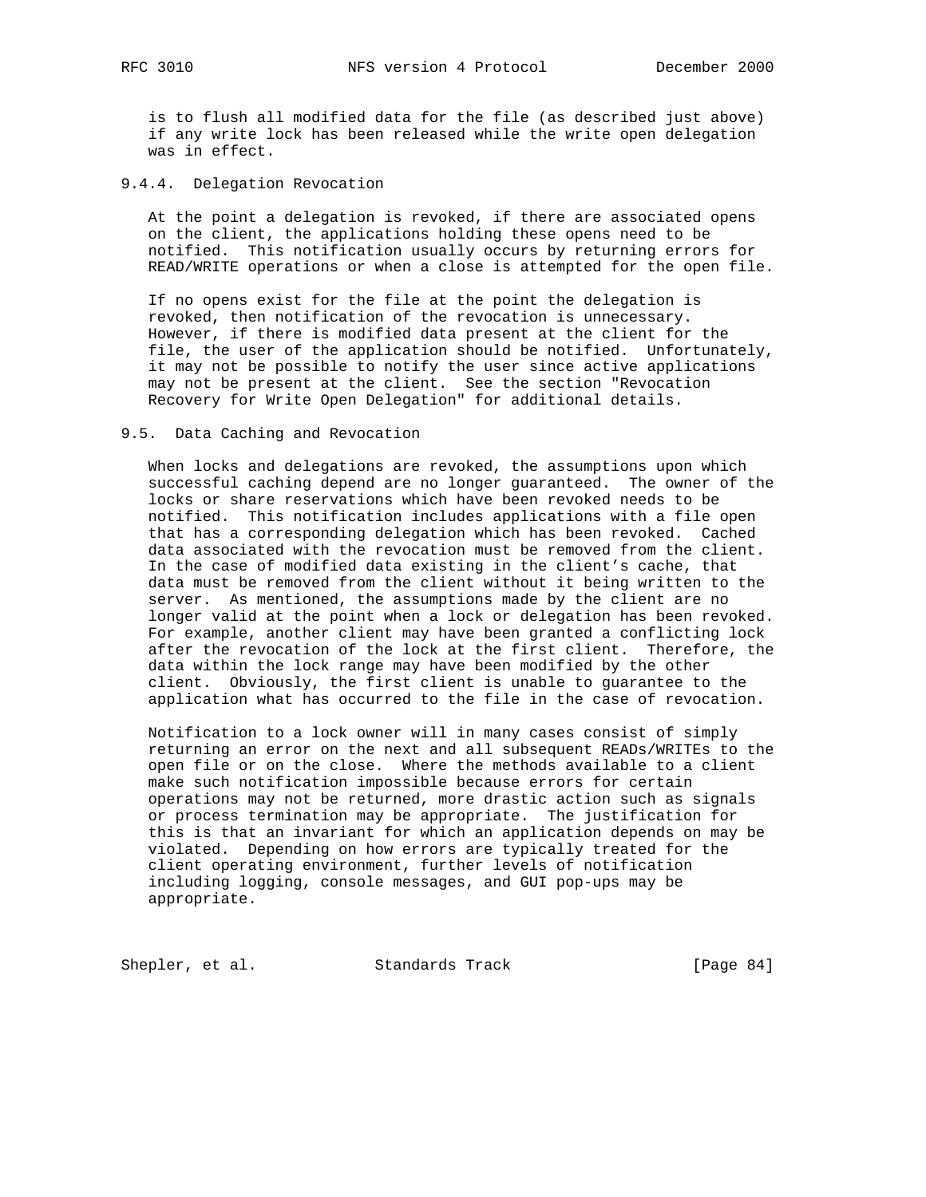is to flush all modified data for the file (as described just above) if any write lock has been released while the write open delegation was in effect.

#### 9.4.4. Delegation Revocation

At the point a delegation is revoked, if there are associated opens on the client, the applications holding these opens need to be notified. This notification usually occurs by returning errors for READ/WRITE operations or when a close is attempted for the open file.

If no opens exist for the file at the point the delegation is revoked, then notification of the revocation is unnecessary. However, if there is modified data present at the client for the file, the user of the application should be notified. Unfortunately, it may not be possible to notify the user since active applications may not be present at the client. See the section "Revocation Recovery for Write Open Delegation" for additional details.

### 9.5. Data Caching and Revocation

When locks and delegations are revoked, the assumptions upon which successful caching depend are no longer guaranteed. The owner of the locks or share reservations which have been revoked needs to be notified. This notification includes applications with a file open that has a corresponding delegation which has been revoked. Cached data associated with the revocation must be removed from the client. In the case of modified data existing in the client's cache, that data must be removed from the client without it being written to the server. As mentioned, the assumptions made by the client are no longer valid at the point when a lock or delegation has been revoked. For example, another client may have been granted a conflicting lock after the revocation of the lock at the first client. Therefore, the data within the lock range may have been modified by the other client. Obviously, the first client is unable to guarantee to the application what has occurred to the file in the case of revocation.

Notification to a lock owner will in many cases consist of simply returning an error on the next and all subsequent READs/WRITEs to the open file or on the close. Where the methods available to a client make such notification impossible because errors for certain operations may not be returned, more drastic action such as signals or process termination may be appropriate. The justification for this is that an invariant for which an application depends on may be violated. Depending on how errors are typically treated for the client operating environment, further levels of notification including logging, console messages, and GUI pop-ups may be appropriate.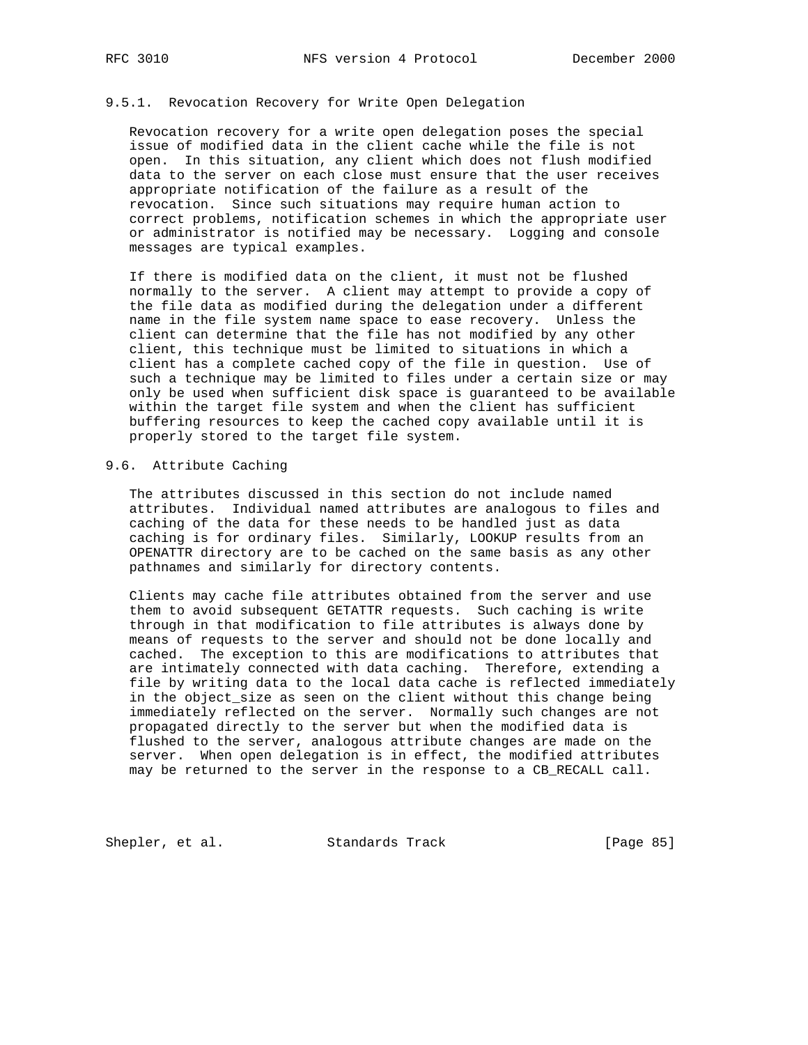### 9.5.1. Revocation Recovery for Write Open Delegation

Revocation recovery for a write open delegation poses the special issue of modified data in the client cache while the file is not open. In this situation, any client which does not flush modified data to the server on each close must ensure that the user receives appropriate notification of the failure as a result of the revocation. Since such situations may require human action to correct problems, notification schemes in which the appropriate user or administrator is notified may be necessary. Logging and console messages are typical examples.

If there is modified data on the client, it must not be flushed normally to the server. A client may attempt to provide a copy of the file data as modified during the delegation under a different name in the file system name space to ease recovery. Unless the client can determine that the file has not modified by any other client, this technique must be limited to situations in which a client has a complete cached copy of the file in question. Use of such a technique may be limited to files under a certain size or may only be used when sufficient disk space is guaranteed to be available within the target file system and when the client has sufficient buffering resources to keep the cached copy available until it is properly stored to the target file system.

## 9.6. Attribute Caching

The attributes discussed in this section do not include named attributes. Individual named attributes are analogous to files and caching of the data for these needs to be handled just as data caching is for ordinary files. Similarly, LOOKUP results from an OPENATTR directory are to be cached on the same basis as any other pathnames and similarly for directory contents.

Clients may cache file attributes obtained from the server and use them to avoid subsequent GETATTR requests. Such caching is write through in that modification to file attributes is always done by means of requests to the server and should not be done locally and cached. The exception to this are modifications to attributes that are intimately connected with data caching. Therefore, extending a file by writing data to the local data cache is reflected immediately in the object_size as seen on the client without this change being immediately reflected on the server. Normally such changes are not propagated directly to the server but when the modified data is flushed to the server, analogous attribute changes are made on the server. When open delegation is in effect, the modified attributes may be returned to the server in the response to a CB_RECALL call.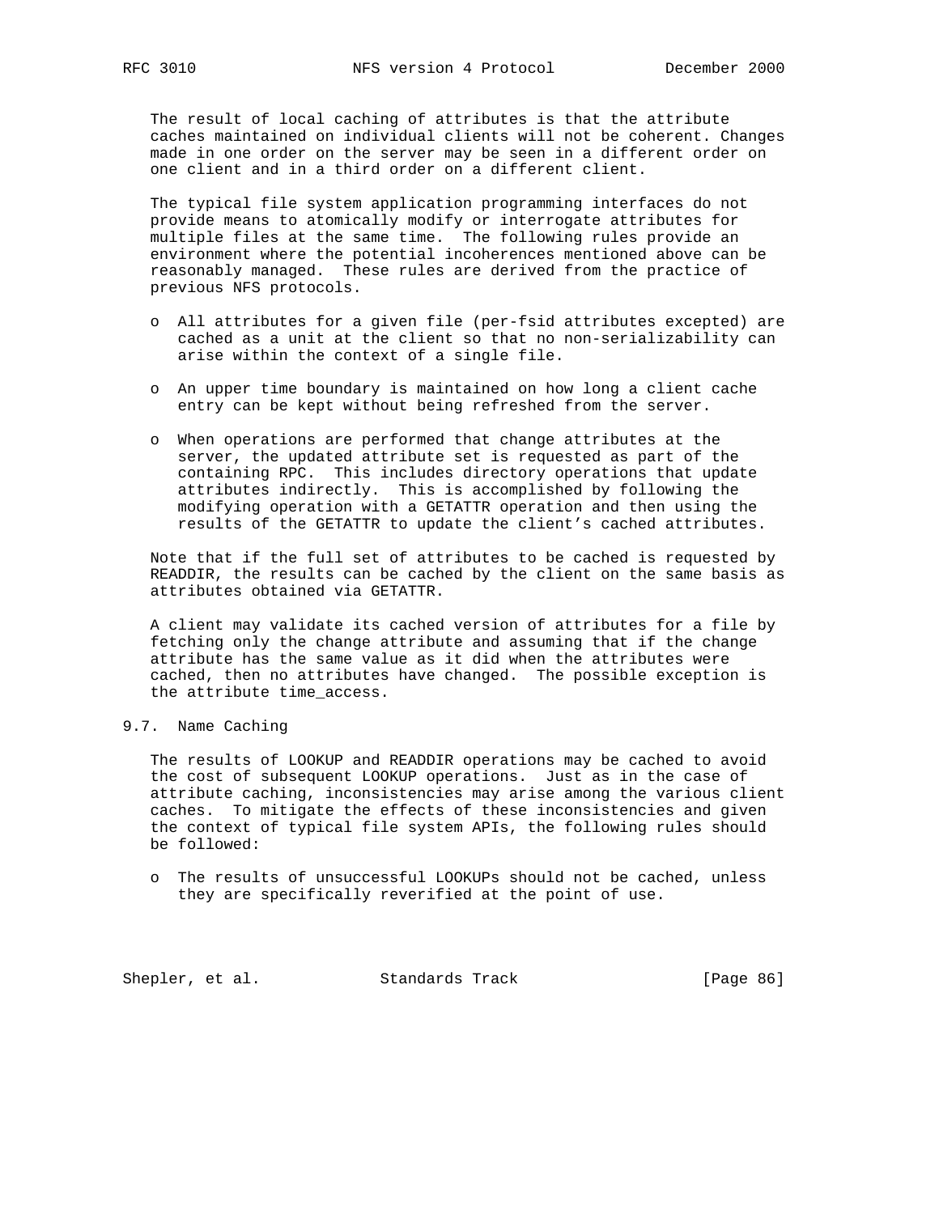The result of local caching of attributes is that the attribute caches maintained on individual clients will not be coherent. Changes made in one order on the server may be seen in a different order on one client and in a third order on a different client.

The typical file system application programming interfaces do not provide means to atomically modify or interrogate attributes for multiple files at the same time. The following rules provide an environment where the potential incoherences mentioned above can be reasonably managed. These rules are derived from the practice of previous NFS protocols.

- All attributes for a given file (per-fsid attributes excepted) are cached as a unit at the client so that no non-serializability can arise within the context of a single file.

- An upper time boundary is maintained on how long a client cache entry can be kept without being refreshed from the server.

- When operations are performed that change attributes at the server, the updated attribute set is requested as part of the containing RPC. This includes directory operations that update attributes indirectly. This is accomplished by following the modifying operation with a GETATTR operation and then using the results of the GETATTR to update the client's cached attributes.

Note that if the full set of attributes to be cached is requested by READDIR, the results can be cached by the client on the same basis as attributes obtained via GETATTR.

A client may validate its cached version of attributes for a file by fetching only the change attribute and assuming that if the change attribute has the same value as it did when the attributes were cached, then no attributes have changed. The possible exception is the attribute time_access.

## 9.7. Name Caching

The results of LOOKUP and READDIR operations may be cached to avoid the cost of subsequent LOOKUP operations. Just as in the case of attribute caching, inconsistencies may arise among the various client caches. To mitigate the effects of these inconsistencies and given the context of typical file system APIs, the following rules should be followed:

- The results of unsuccessful LOOKUPs should not be cached, unless they are specifically reverified at the point of use.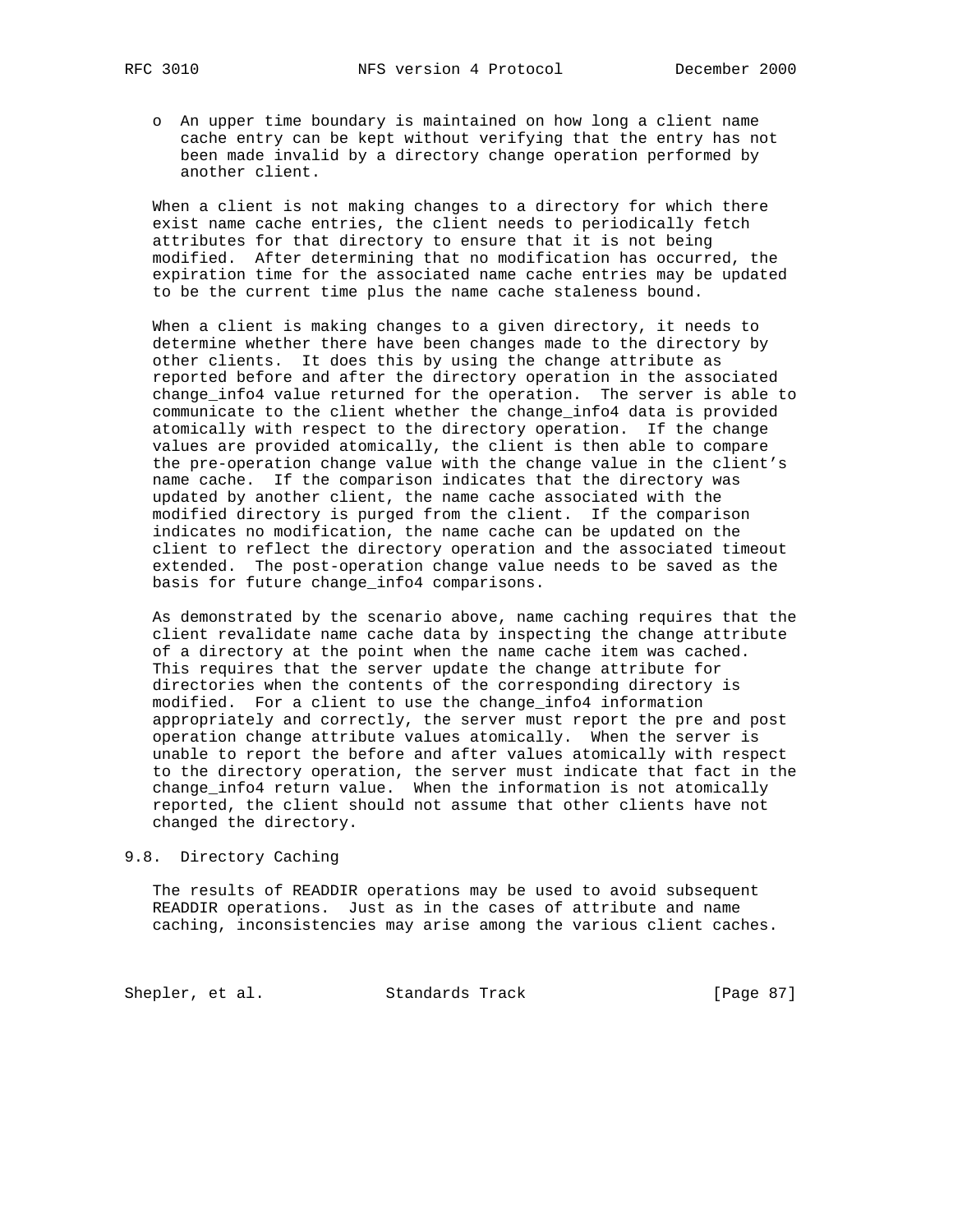- An upper time boundary is maintained on how long a client name cache entry can be kept without verifying that the entry has not been made invalid by a directory change operation performed by another client.

When a client is not making changes to a directory for which there exist name cache entries, the client needs to periodically fetch attributes for that directory to ensure that it is not being modified. After determining that no modification has occurred, the expiration time for the associated name cache entries may be updated to be the current time plus the name cache staleness bound.

When a client is making changes to a given directory, it needs to determine whether there have been changes made to the directory by other clients. It does this by using the change attribute as reported before and after the directory operation in the associated change_info4 value returned for the operation. The server is able to communicate to the client whether the change_info4 data is provided atomically with respect to the directory operation. If the change values are provided atomically, the client is then able to compare the pre-operation change value with the change value in the client's name cache. If the comparison indicates that the directory was updated by another client, the name cache associated with the modified directory is purged from the client. If the comparison indicates no modification, the name cache can be updated on the client to reflect the directory operation and the associated timeout extended. The post-operation change value needs to be saved as the basis for future change_info4 comparisons.

As demonstrated by the scenario above, name caching requires that the client revalidate name cache data by inspecting the change attribute of a directory at the point when the name cache item was cached. This requires that the server update the change attribute for directories when the contents of the corresponding directory is modified. For a client to use the change_info4 information appropriately and correctly, the server must report the pre and post operation change attribute values atomically. When the server is unable to report the before and after values atomically with respect to the directory operation, the server must indicate that fact in the change_info4 return value. When the information is not atomically reported, the client should not assume that other clients have not changed the directory.

## 9.8. Directory Caching

The results of READDIR operations may be used to avoid subsequent READDIR operations. Just as in the cases of attribute and name caching, inconsistencies may arise among the various client caches.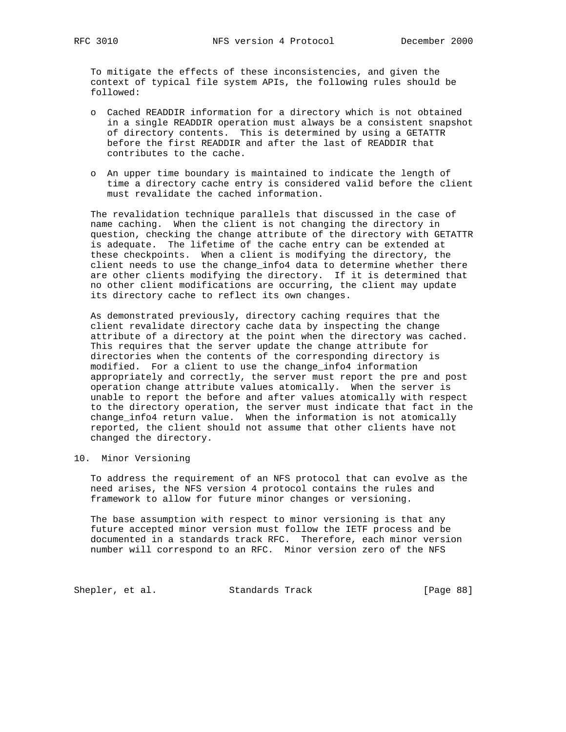To mitigate the effects of these inconsistencies, and given the context of typical file system APIs, the following rules should be followed:

- Cached READDIR information for a directory which is not obtained in a single READDIR operation must always be a consistent snapshot of directory contents. This is determined by using a GETATTR before the first READDIR and after the last of READDIR that contributes to the cache.

- An upper time boundary is maintained to indicate the length of time a directory cache entry is considered valid before the client must revalidate the cached information.

The revalidation technique parallels that discussed in the case of name caching. When the client is not changing the directory in question, checking the change attribute of the directory with GETATTR is adequate. The lifetime of the cache entry can be extended at these checkpoints. When a client is modifying the directory, the client needs to use the change_info4 data to determine whether there are other clients modifying the directory. If it is determined that no other client modifications are occurring, the client may update its directory cache to reflect its own changes.

As demonstrated previously, directory caching requires that the client revalidate directory cache data by inspecting the change attribute of a directory at the point when the directory was cached. This requires that the server update the change attribute for directories when the contents of the corresponding directory is modified. For a client to use the change_info4 information appropriately and correctly, the server must report the pre and post operation change attribute values atomically. When the server is unable to report the before and after values atomically with respect to the directory operation, the server must indicate that fact in the change_info4 return value. When the information is not atomically reported, the client should not assume that other clients have not changed the directory.

# 10. Minor Versioning

To address the requirement of an NFS protocol that can evolve as the need arises, the NFS version 4 protocol contains the rules and framework to allow for future minor changes or versioning.

The base assumption with respect to minor versioning is that any future accepted minor version must follow the IETF process and be documented in a standards track RFC. Therefore, each minor version number will correspond to an RFC. Minor version zero of the NFS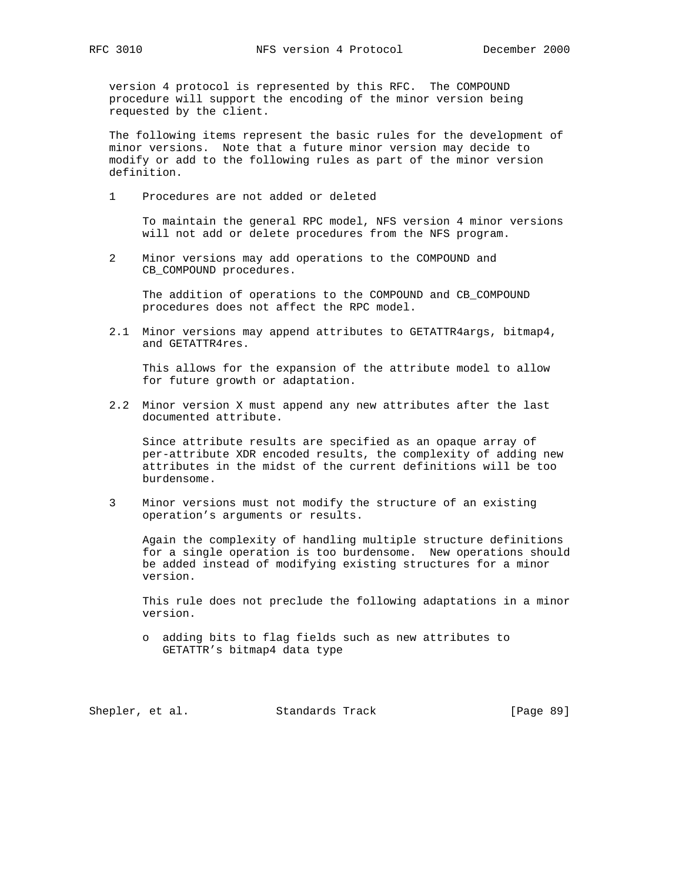version 4 protocol is represented by this RFC. The COMPOUND procedure will support the encoding of the minor version being requested by the client.

The following items represent the basic rules for the development of minor versions. Note that a future minor version may decide to modify or add to the following rules as part of the minor version definition.

1 Procedures are not added or deleted

   To maintain the general RPC model, NFS version 4 minor versions will not add or delete procedures from the NFS program.

2 Minor versions may add operations to the COMPOUND and CB_COMPOUND procedures.

   The addition of operations to the COMPOUND and CB_COMPOUND procedures does not affect the RPC model.

2.1 Minor versions may append attributes to GETATTR4args, bitmap4, and GETATTR4res.

   This allows for the expansion of the attribute model to allow for future growth or adaptation.

2.2 Minor version X must append any new attributes after the last documented attribute.

   Since attribute results are specified as an opaque array of per-attribute XDR encoded results, the complexity of adding new attributes in the midst of the current definitions will be too burdensome.

3 Minor versions must not modify the structure of an existing operation's arguments or results.

   Again the complexity of handling multiple structure definitions for a single operation is too burdensome. New operations should be added instead of modifying existing structures for a minor version.

   This rule does not preclude the following adaptations in a minor version.

   o adding bits to flag fields such as new attributes to GETATTR's bitmap4 data type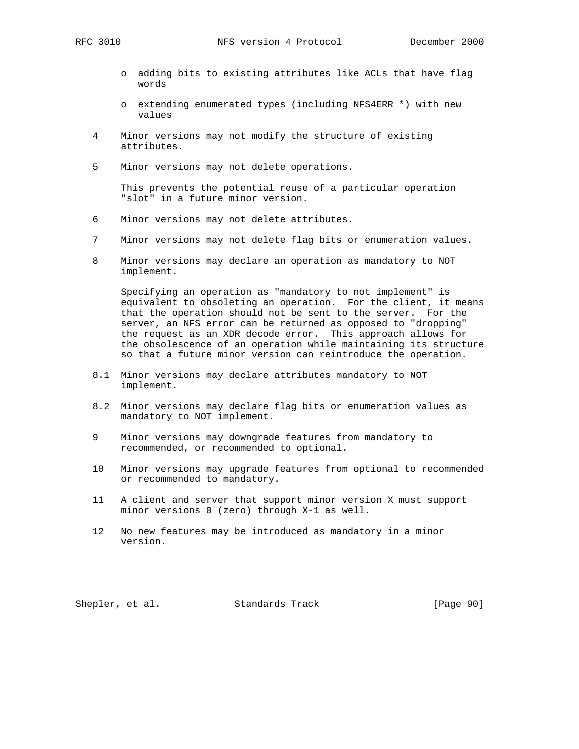- adding bits to existing attributes like ACLs that have flag words

- extending enumerated types (including NFS4ERR_*) with new values

4 Minor versions may not modify the structure of existing attributes.

5 Minor versions may not delete operations.

  This prevents the potential reuse of a particular operation "slot" in a future minor version.

6 Minor versions may not delete attributes.

7 Minor versions may not delete flag bits or enumeration values.

8 Minor versions may declare an operation as mandatory to NOT implement.

  Specifying an operation as "mandatory to not implement" is equivalent to obsoleting an operation. For the client, it means that the operation should not be sent to the server. For the server, an NFS error can be returned as opposed to "dropping" the request as an XDR decode error. This approach allows for the obsolescence of an operation while maintaining its structure so that a future minor version can reintroduce the operation.

8.1 Minor versions may declare attributes mandatory to NOT implement.

8.2 Minor versions may declare flag bits or enumeration values as mandatory to NOT implement.

9 Minor versions may downgrade features from mandatory to recommended, or recommended to optional.

10 Minor versions may upgrade features from optional to recommended or recommended to mandatory.

11 A client and server that support minor version X must support minor versions 0 (zero) through X-1 as well.

12 No new features may be introduced as mandatory in a minor version.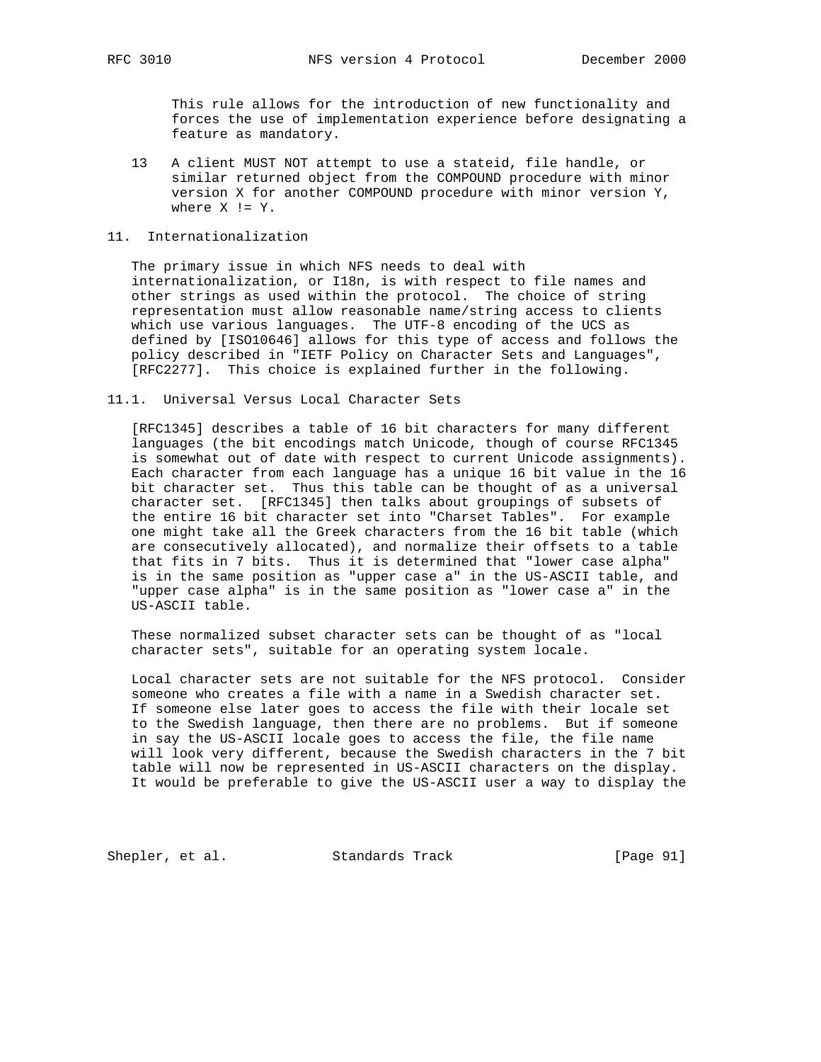This rule allows for the introduction of new functionality and forces the use of implementation experience before designating a feature as mandatory.

13 A client MUST NOT attempt to use a stateid, file handle, or similar returned object from the COMPOUND procedure with minor version X for another COMPOUND procedure with minor version Y, where X != Y.

## 11. Internationalization

The primary issue in which NFS needs to deal with internationalization, or I18n, is with respect to file names and other strings as used within the protocol. The choice of string representation must allow reasonable name/string access to clients which use various languages. The UTF-8 encoding of the UCS as defined by [ISO10646] allows for this type of access and follows the policy described in "IETF Policy on Character Sets and Languages", [RFC2277]. This choice is explained further in the following.

### 11.1. Universal Versus Local Character Sets

[RFC1345] describes a table of 16 bit characters for many different languages (the bit encodings match Unicode, though of course RFC1345 is somewhat out of date with respect to current Unicode assignments). Each character from each language has a unique 16 bit value in the 16 bit character set. Thus this table can be thought of as a universal character set. [RFC1345] then talks about groupings of subsets of the entire 16 bit character set into "Charset Tables". For example one might take all the Greek characters from the 16 bit table (which are consecutively allocated), and normalize their offsets to a table that fits in 7 bits. Thus it is determined that "lower case alpha" is in the same position as "upper case a" in the US-ASCII table, and "upper case alpha" is in the same position as "lower case a" in the US-ASCII table.

These normalized subset character sets can be thought of as "local character sets", suitable for an operating system locale.

Local character sets are not suitable for the NFS protocol. Consider someone who creates a file with a name in a Swedish character set. If someone else later goes to access the file with their locale set to the Swedish language, then there are no problems. But if someone in say the US-ASCII locale goes to access the file, the file name will look very different, because the Swedish characters in the 7 bit table will now be represented in US-ASCII characters on the display. It would be preferable to give the US-ASCII user a way to display the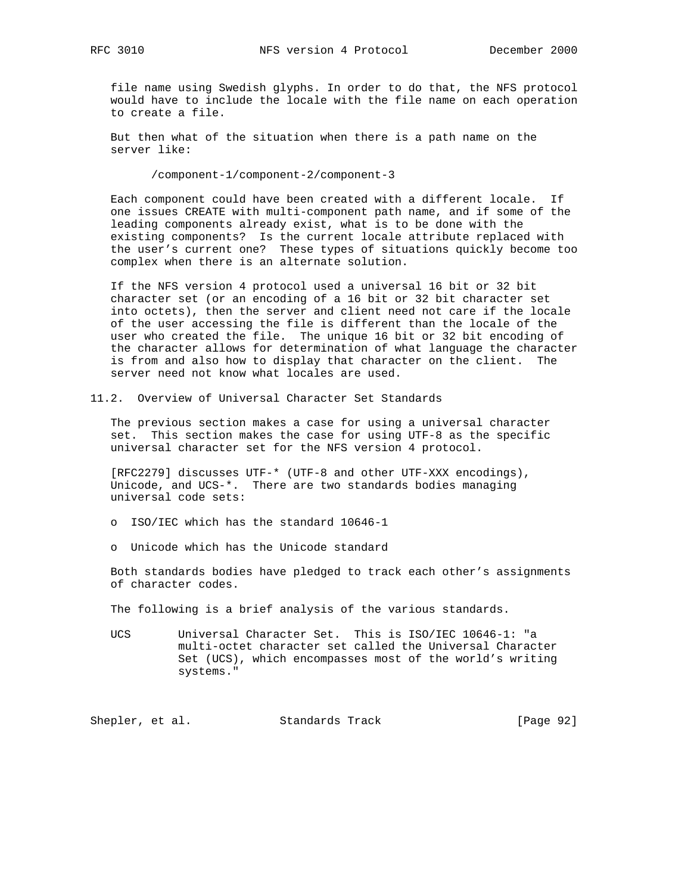file name using Swedish glyphs. In order to do that, the NFS protocol would have to include the locale with the file name on each operation to create a file.

But then what of the situation when there is a path name on the server like:

```
/component-1/component-2/component-3
```

Each component could have been created with a different locale. If one issues CREATE with multi-component path name, and if some of the leading components already exist, what is to be done with the existing components? Is the current locale attribute replaced with the user's current one? These types of situations quickly become too complex when there is an alternate solution.

If the NFS version 4 protocol used a universal 16 bit or 32 bit character set (or an encoding of a 16 bit or 32 bit character set into octets), then the server and client need not care if the locale of the user accessing the file is different than the locale of the user who created the file. The unique 16 bit or 32 bit encoding of the character allows for determination of what language the character is from and also how to display that character on the client. The server need not know what locales are used.

## 11.2. Overview of Universal Character Set Standards

The previous section makes a case for using a universal character set. This section makes the case for using UTF-8 as the specific universal character set for the NFS version 4 protocol.

[RFC2279] discusses UTF-* (UTF-8 and other UTF-XXX encodings), Unicode, and UCS-*. There are two standards bodies managing universal code sets:

- ISO/IEC which has the standard 10646-1
- Unicode which has the Unicode standard

Both standards bodies have pledged to track each other's assignments of character codes.

The following is a brief analysis of the various standards.

UCS Universal Character Set. This is ISO/IEC 10646-1: "a multi-octet character set called the Universal Character Set (UCS), which encompasses most of the world's writing systems."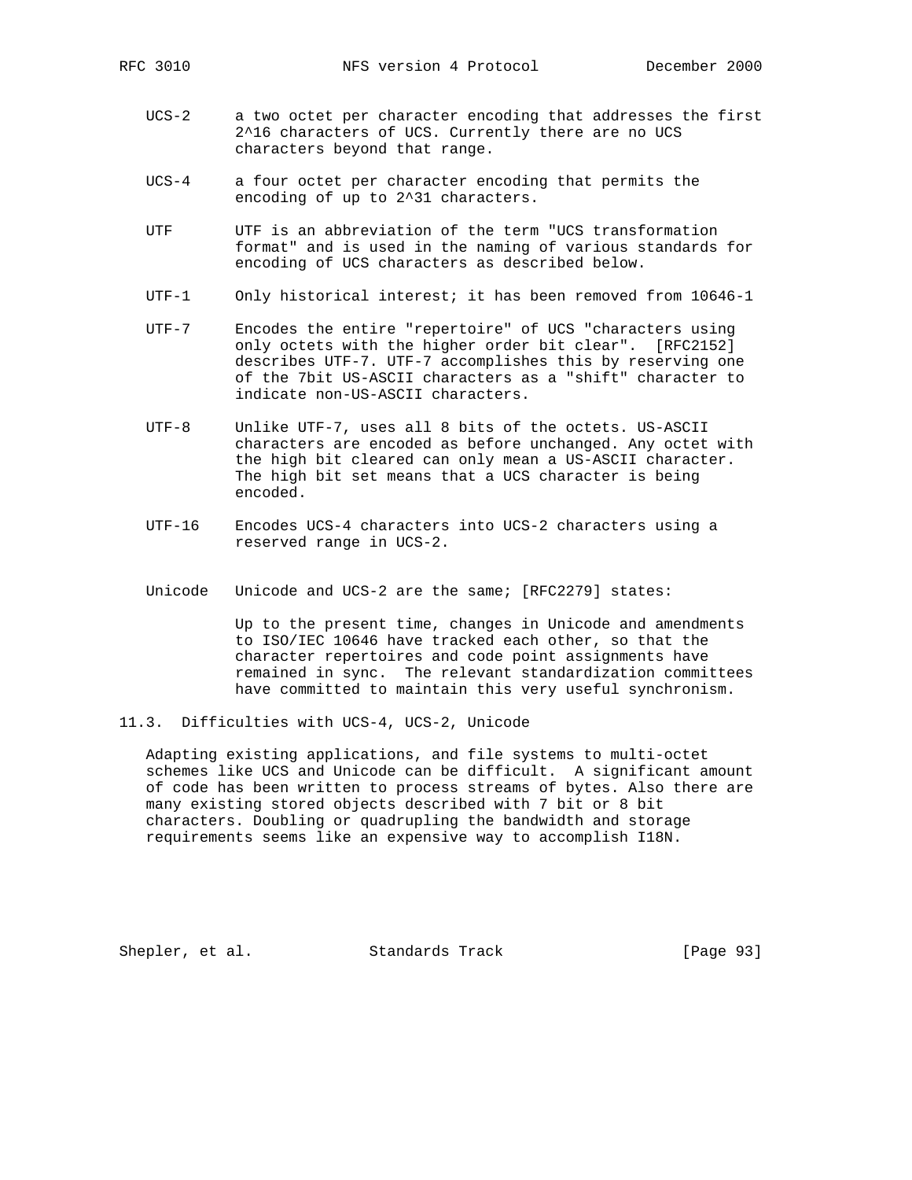UCS-2 a two octet per character encoding that addresses the first $2^{16}$ characters of UCS. Currently there are no UCS characters beyond that range.

UCS-4 a four octet per character encoding that permits the encoding of up to $2^{31}$ characters.

UTF UTF is an abbreviation of the term "UCS transformation format" and is used in the naming of various standards for encoding of UCS characters as described below.

UTF-1 Only historical interest; it has been removed from 10646-1

UTF-7 Encodes the entire "repertoire" of UCS "characters using only octets with the higher order bit clear". [RFC2152] describes UTF-7. UTF-7 accomplishes this by reserving one of the 7bit US-ASCII characters as a "shift" character to indicate non-US-ASCII characters.

UTF-8 Unlike UTF-7, uses all 8 bits of the octets. US-ASCII characters are encoded as before unchanged. Any octet with the high bit cleared can only mean a US-ASCII character. The high bit set means that a UCS character is being encoded.

UTF-16 Encodes UCS-4 characters into UCS-2 characters using a reserved range in UCS-2.

Unicode Unicode and UCS-2 are the same; [RFC2279] states:

> Up to the present time, changes in Unicode and amendments to ISO/IEC 10646 have tracked each other, so that the character repertoires and code point assignments have remained in sync. The relevant standardization committees have committed to maintain this very useful synchronism.

## 11.3. Difficulties with UCS-4, UCS-2, Unicode

Adapting existing applications, and file systems to multi-octet schemes like UCS and Unicode can be difficult. A significant amount of code has been written to process streams of bytes. Also there are many existing stored objects described with 7 bit or 8 bit characters. Doubling or quadrupling the bandwidth and storage requirements seems like an expensive way to accomplish I18N.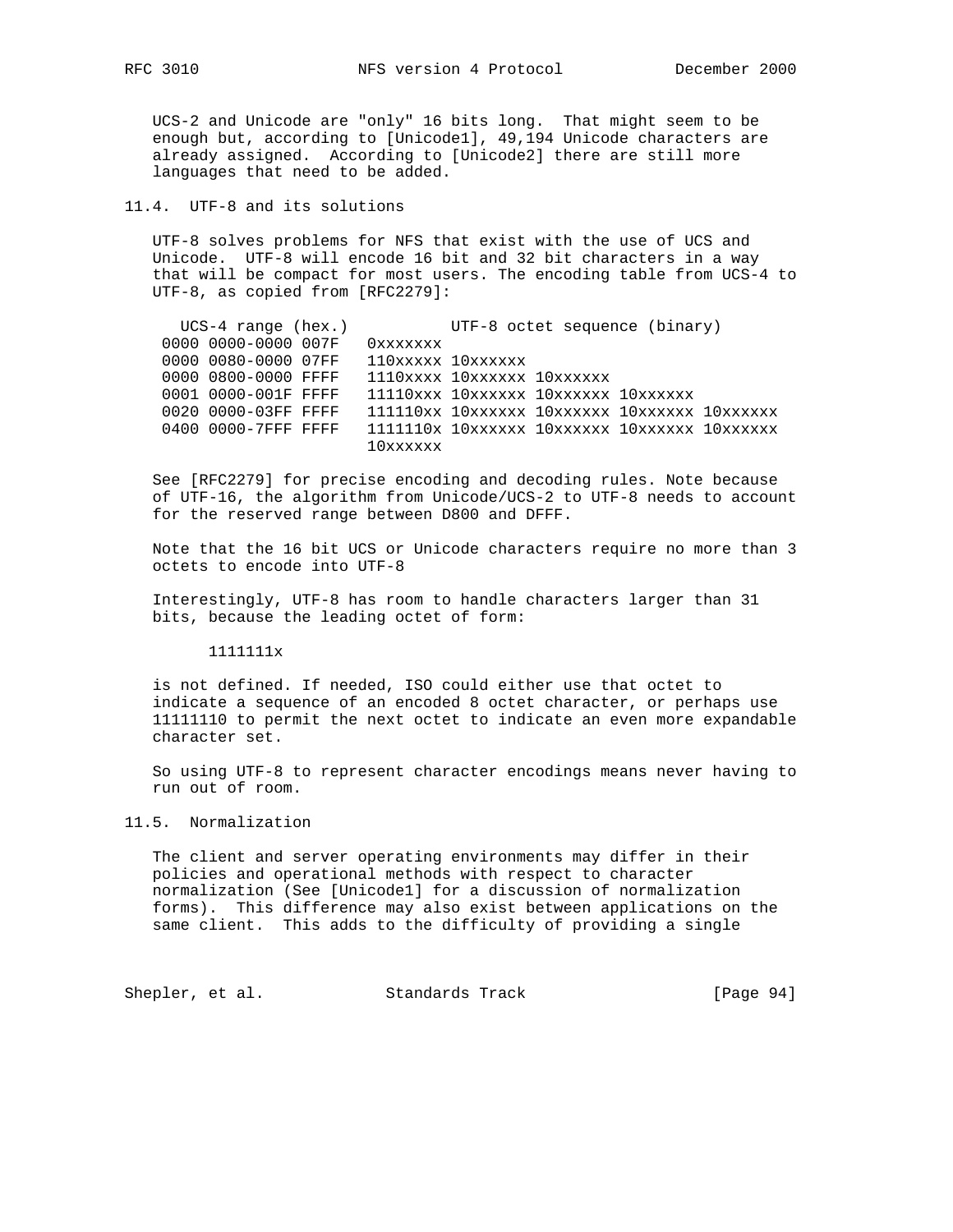UCS-2 and Unicode are "only" 16 bits long. That might seem to be enough but, according to [Unicode1], 49,194 Unicode characters are already assigned. According to [Unicode2] there are still more languages that need to be added.

## 11.4. UTF-8 and its solutions

UTF-8 solves problems for NFS that exist with the use of UCS and Unicode. UTF-8 will encode 16 bit and 32 bit characters in a way that will be compact for most users. The encoding table from UCS-4 to UTF-8, as copied from [RFC2279]:

```
   UCS-4 range (hex.)           UTF-8 octet sequence (binary)
 0000 0000-0000 007F   0xxxxxxx
 0000 0080-0000 07FF   110xxxxx 10xxxxxx
 0000 0800-0000 FFFF   1110xxxx 10xxxxxx 10xxxxxx
 0001 0000-001F FFFF   11110xxx 10xxxxxx 10xxxxxx 10xxxxxx
 0020 0000-03FF FFFF   111110xx 10xxxxxx 10xxxxxx 10xxxxxx 10xxxxxx
 0400 0000-7FFF FFFF   1111110x 10xxxxxx 10xxxxxx 10xxxxxx 10xxxxxx
                       10xxxxxx
```

See [RFC2279] for precise encoding and decoding rules. Note because of UTF-16, the algorithm from Unicode/UCS-2 to UTF-8 needs to account for the reserved range between D800 and DFFF.

Note that the 16 bit UCS or Unicode characters require no more than 3 octets to encode into UTF-8

Interestingly, UTF-8 has room to handle characters larger than 31 bits, because the leading octet of form:

```
1111111x
```

is not defined. If needed, ISO could either use that octet to indicate a sequence of an encoded 8 octet character, or perhaps use 11111110 to permit the next octet to indicate an even more expandable character set.

So using UTF-8 to represent character encodings means never having to run out of room.

## 11.5. Normalization

The client and server operating environments may differ in their policies and operational methods with respect to character normalization (See [Unicode1] for a discussion of normalization forms). This difference may also exist between applications on the same client. This adds to the difficulty of providing a single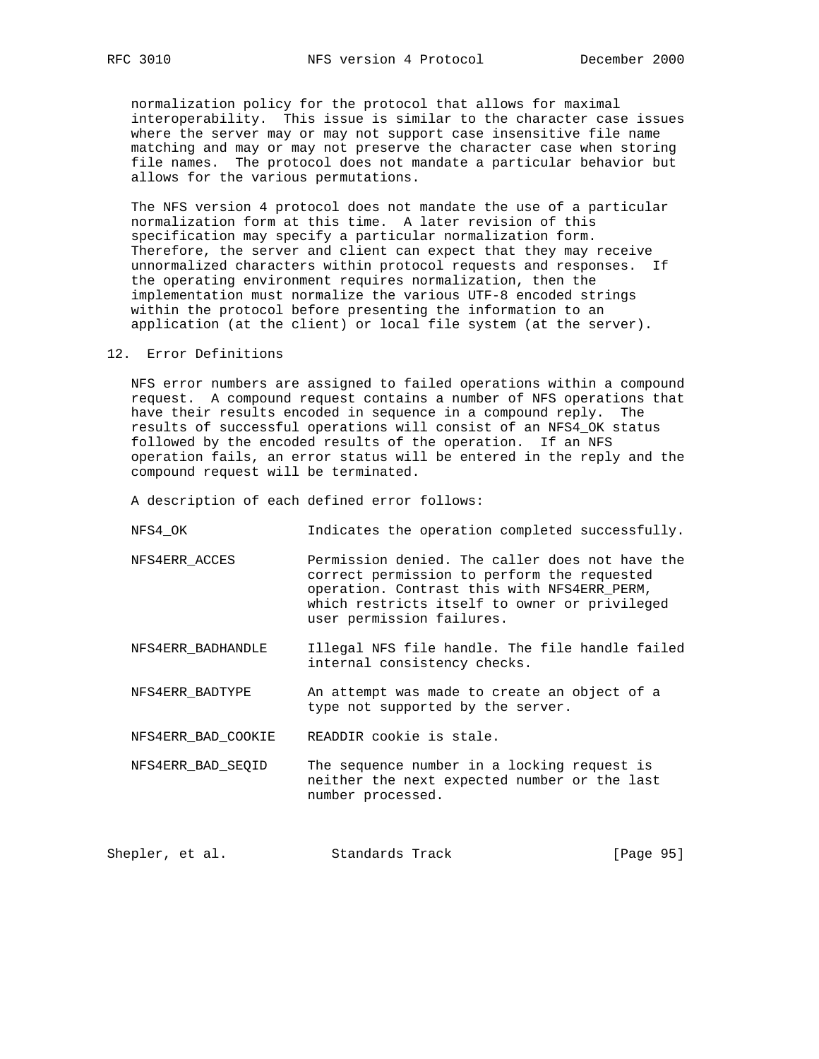normalization policy for the protocol that allows for maximal interoperability. This issue is similar to the character case issues where the server may or may not support case insensitive file name matching and may or may not preserve the character case when storing file names. The protocol does not mandate a particular behavior but allows for the various permutations.

The NFS version 4 protocol does not mandate the use of a particular normalization form at this time. A later revision of this specification may specify a particular normalization form. Therefore, the server and client can expect that they may receive unnormalized characters within protocol requests and responses. If the operating environment requires normalization, then the implementation must normalize the various UTF-8 encoded strings within the protocol before presenting the information to an application (at the client) or local file system (at the server).

## 12. Error Definitions

NFS error numbers are assigned to failed operations within a compound request. A compound request contains a number of NFS operations that have their results encoded in sequence in a compound reply. The results of successful operations will consist of an NFS4_OK status followed by the encoded results of the operation. If an NFS operation fails, an error status will be entered in the reply and the compound request will be terminated.

A description of each defined error follows:

NFS4_OK — Indicates the operation completed successfully.

NFS4ERR_ACCES — Permission denied. The caller does not have the correct permission to perform the requested operation. Contrast this with NFS4ERR_PERM, which restricts itself to owner or privileged user permission failures.

NFS4ERR_BADHANDLE — Illegal NFS file handle. The file handle failed internal consistency checks.

NFS4ERR_BADTYPE — An attempt was made to create an object of a type not supported by the server.

NFS4ERR_BAD_COOKIE — READDIR cookie is stale.

NFS4ERR_BAD_SEQID — The sequence number in a locking request is neither the next expected number or the last number processed.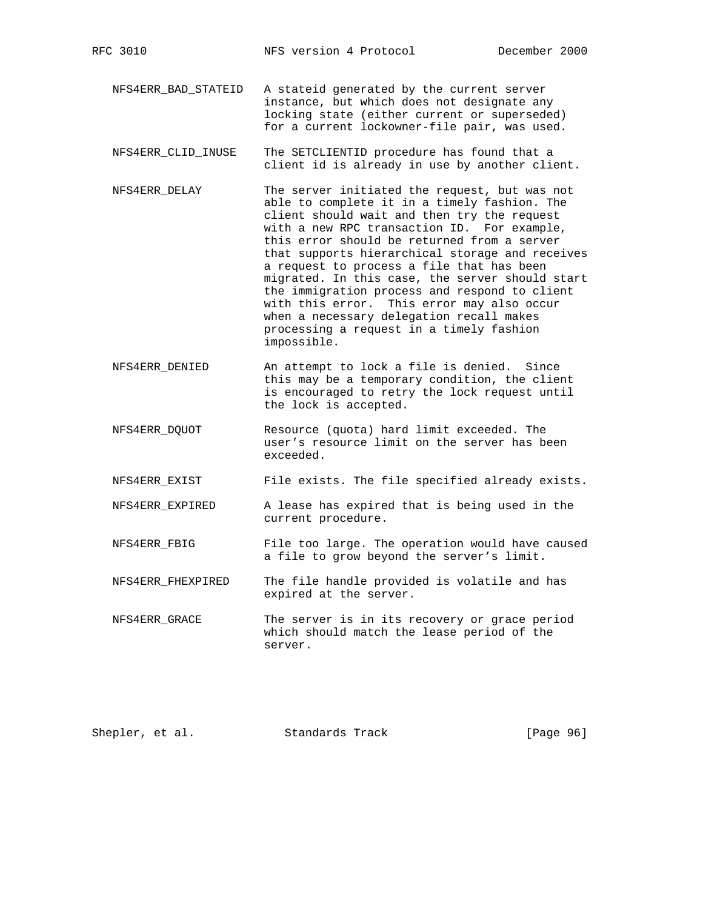NFS4ERR_BAD_STATEID A stateid generated by the current server instance, but which does not designate any locking state (either current or superseded) for a current lockowner-file pair, was used.

NFS4ERR_CLID_INUSE The SETCLIENTID procedure has found that a client id is already in use by another client.

NFS4ERR_DELAY The server initiated the request, but was not able to complete it in a timely fashion. The client should wait and then try the request with a new RPC transaction ID. For example, this error should be returned from a server that supports hierarchical storage and receives a request to process a file that has been migrated. In this case, the server should start the immigration process and respond to client with this error. This error may also occur when a necessary delegation recall makes processing a request in a timely fashion impossible.

NFS4ERR_DENIED An attempt to lock a file is denied. Since this may be a temporary condition, the client is encouraged to retry the lock request until the lock is accepted.

NFS4ERR_DQUOT Resource (quota) hard limit exceeded. The user's resource limit on the server has been exceeded.

NFS4ERR_EXIST File exists. The file specified already exists.

NFS4ERR_EXPIRED A lease has expired that is being used in the current procedure.

NFS4ERR_FBIG File too large. The operation would have caused a file to grow beyond the server's limit.

NFS4ERR_FHEXPIRED The file handle provided is volatile and has expired at the server.

NFS4ERR_GRACE The server is in its recovery or grace period which should match the lease period of the server.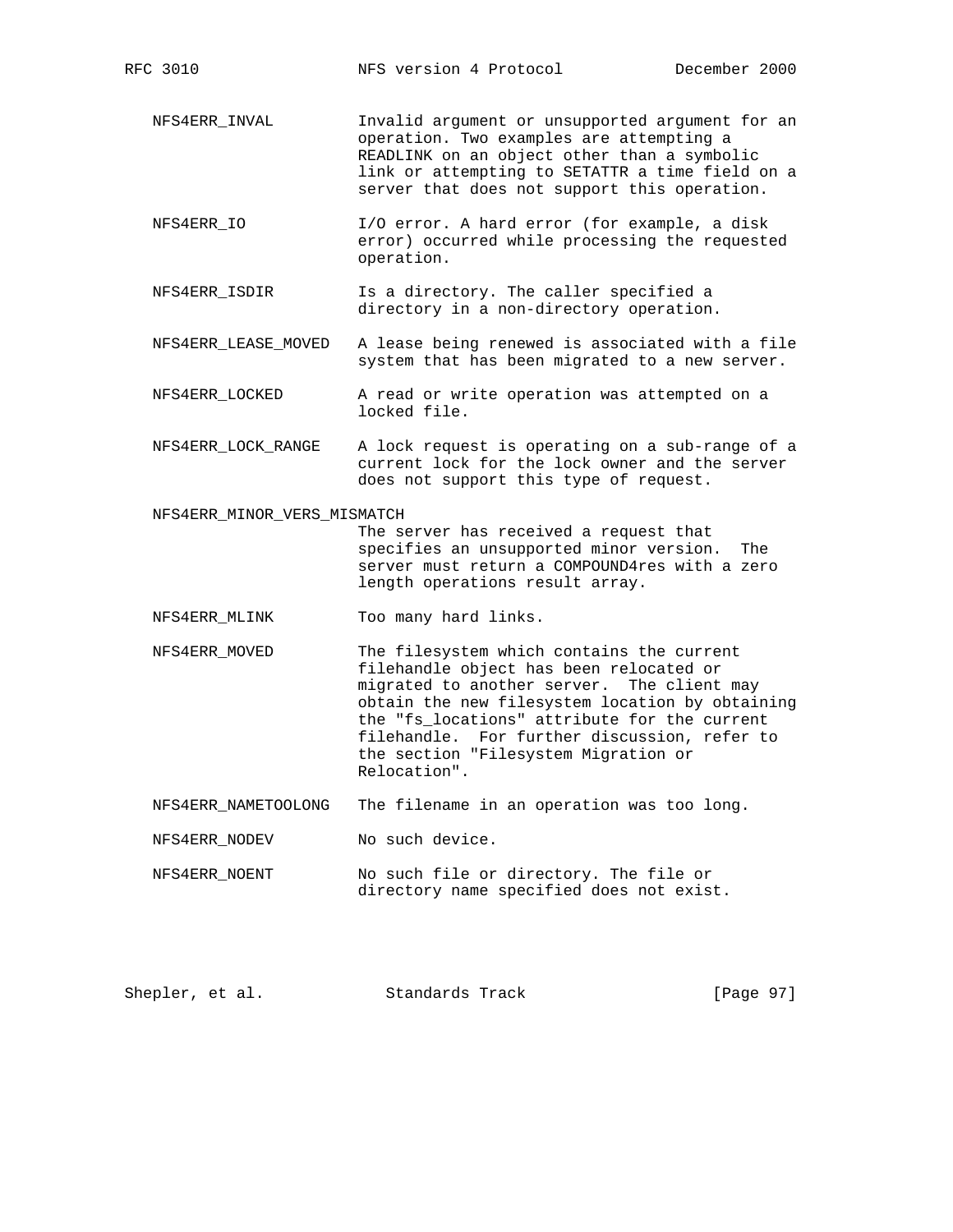NFS4ERR_INVAL — Invalid argument or unsupported argument for an operation. Two examples are attempting a READLINK on an object other than a symbolic link or attempting to SETATTR a time field on a server that does not support this operation.

NFS4ERR_IO — I/O error. A hard error (for example, a disk error) occurred while processing the requested operation.

NFS4ERR_ISDIR — Is a directory. The caller specified a directory in a non-directory operation.

NFS4ERR_LEASE_MOVED — A lease being renewed is associated with a file system that has been migrated to a new server.

NFS4ERR_LOCKED — A read or write operation was attempted on a locked file.

NFS4ERR_LOCK_RANGE — A lock request is operating on a sub-range of a current lock for the lock owner and the server does not support this type of request.

NFS4ERR_MINOR_VERS_MISMATCH — The server has received a request that specifies an unsupported minor version. The server must return a COMPOUND4res with a zero length operations result array.

NFS4ERR_MLINK — Too many hard links.

NFS4ERR_MOVED — The filesystem which contains the current filehandle object has been relocated or migrated to another server. The client may obtain the new filesystem location by obtaining the "fs_locations" attribute for the current filehandle. For further discussion, refer to the section "Filesystem Migration or Relocation".

NFS4ERR_NAMETOOLONG — The filename in an operation was too long.

NFS4ERR_NODEV — No such device.

NFS4ERR_NOENT — No such file or directory. The file or directory name specified does not exist.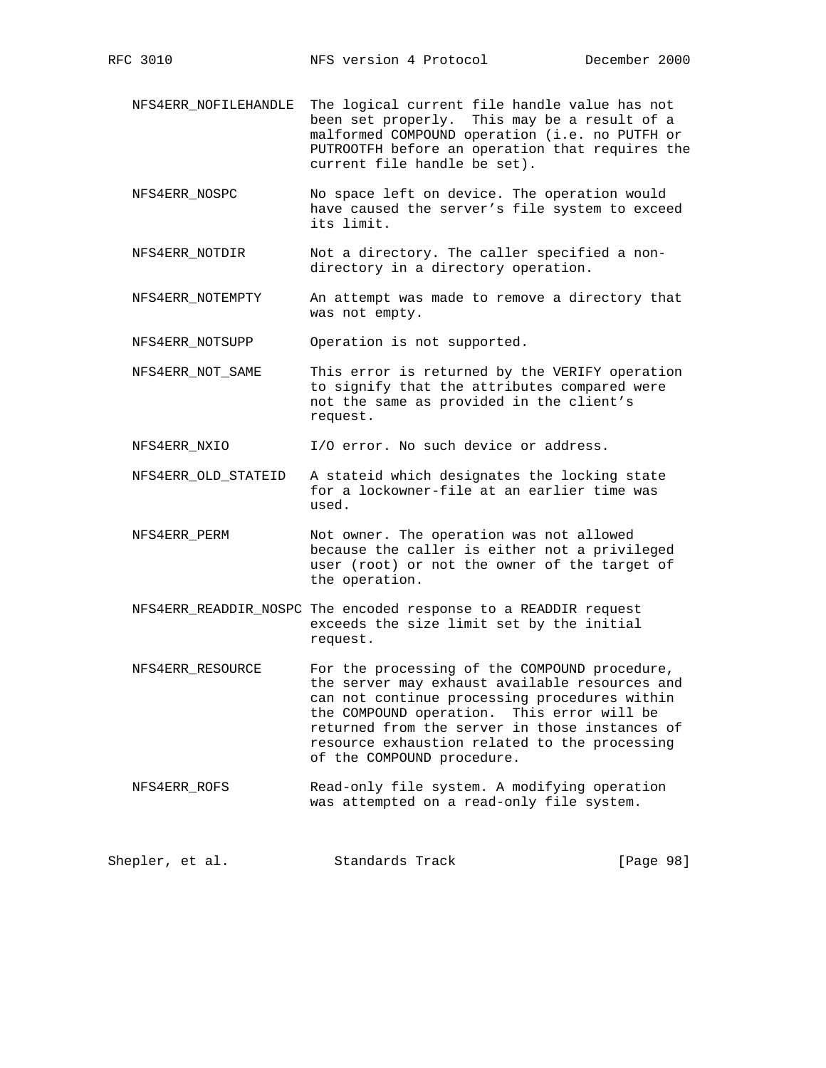NFS4ERR_NOFILEHANDLE The logical current file handle value has not been set properly. This may be a result of a malformed COMPOUND operation (i.e. no PUTFH or PUTROOTFH before an operation that requires the current file handle be set).

NFS4ERR_NOSPC No space left on device. The operation would have caused the server's file system to exceed its limit.

NFS4ERR_NOTDIR Not a directory. The caller specified a non-directory in a directory operation.

NFS4ERR_NOTEMPTY An attempt was made to remove a directory that was not empty.

NFS4ERR_NOTSUPP Operation is not supported.

NFS4ERR_NOT_SAME This error is returned by the VERIFY operation to signify that the attributes compared were not the same as provided in the client's request.

NFS4ERR_NXIO I/O error. No such device or address.

NFS4ERR_OLD_STATEID A stateid which designates the locking state for a lockowner-file at an earlier time was used.

NFS4ERR_PERM Not owner. The operation was not allowed because the caller is either not a privileged user (root) or not the owner of the target of the operation.

NFS4ERR_READDIR_NOSPC The encoded response to a READDIR request exceeds the size limit set by the initial request.

NFS4ERR_RESOURCE For the processing of the COMPOUND procedure, the server may exhaust available resources and can not continue processing procedures within the COMPOUND operation. This error will be returned from the server in those instances of resource exhaustion related to the processing of the COMPOUND procedure.

NFS4ERR_ROFS Read-only file system. A modifying operation was attempted on a read-only file system.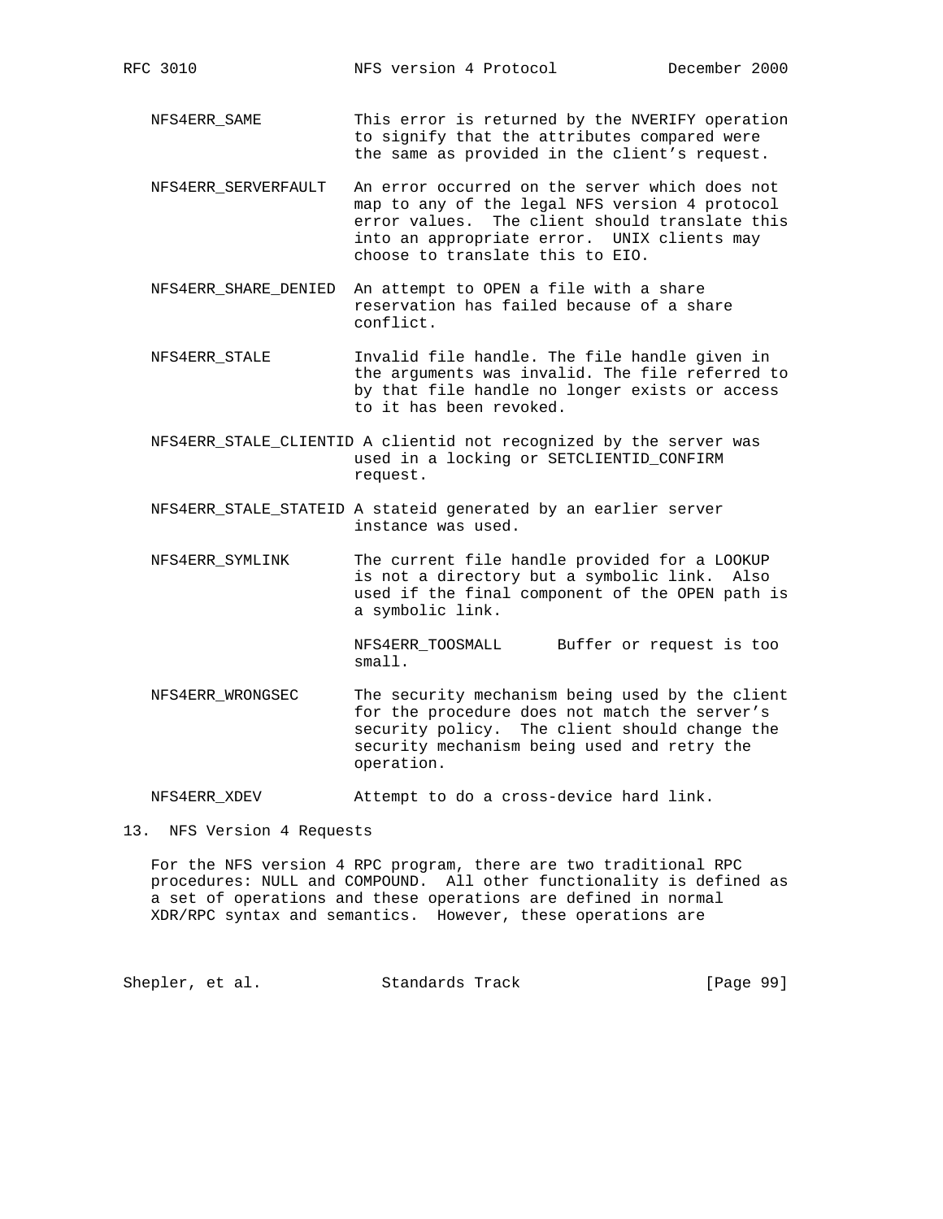NFS4ERR_SAME
: This error is returned by the NVERIFY operation to signify that the attributes compared were the same as provided in the client's request.

NFS4ERR_SERVERFAULT
: An error occurred on the server which does not map to any of the legal NFS version 4 protocol error values. The client should translate this into an appropriate error. UNIX clients may choose to translate this to EIO.

NFS4ERR_SHARE_DENIED
: An attempt to OPEN a file with a share reservation has failed because of a share conflict.

NFS4ERR_STALE
: Invalid file handle. The file handle given in the arguments was invalid. The file referred to by that file handle no longer exists or access to it has been revoked.

NFS4ERR_STALE_CLIENTID
: A clientid not recognized by the server was used in a locking or SETCLIENTID_CONFIRM request.

NFS4ERR_STALE_STATEID
: A stateid generated by an earlier server instance was used.

NFS4ERR_SYMLINK
: The current file handle provided for a LOOKUP is not a directory but a symbolic link. Also used if the final component of the OPEN path is a symbolic link.

NFS4ERR_TOOSMALL      Buffer or request is too small.

NFS4ERR_WRONGSEC
: The security mechanism being used by the client for the procedure does not match the server's security policy. The client should change the security mechanism being used and retry the operation.

NFS4ERR_XDEV
: Attempt to do a cross-device hard link.

## 13. NFS Version 4 Requests

For the NFS version 4 RPC program, there are two traditional RPC procedures: NULL and COMPOUND. All other functionality is defined as a set of operations and these operations are defined in normal XDR/RPC syntax and semantics. However, these operations are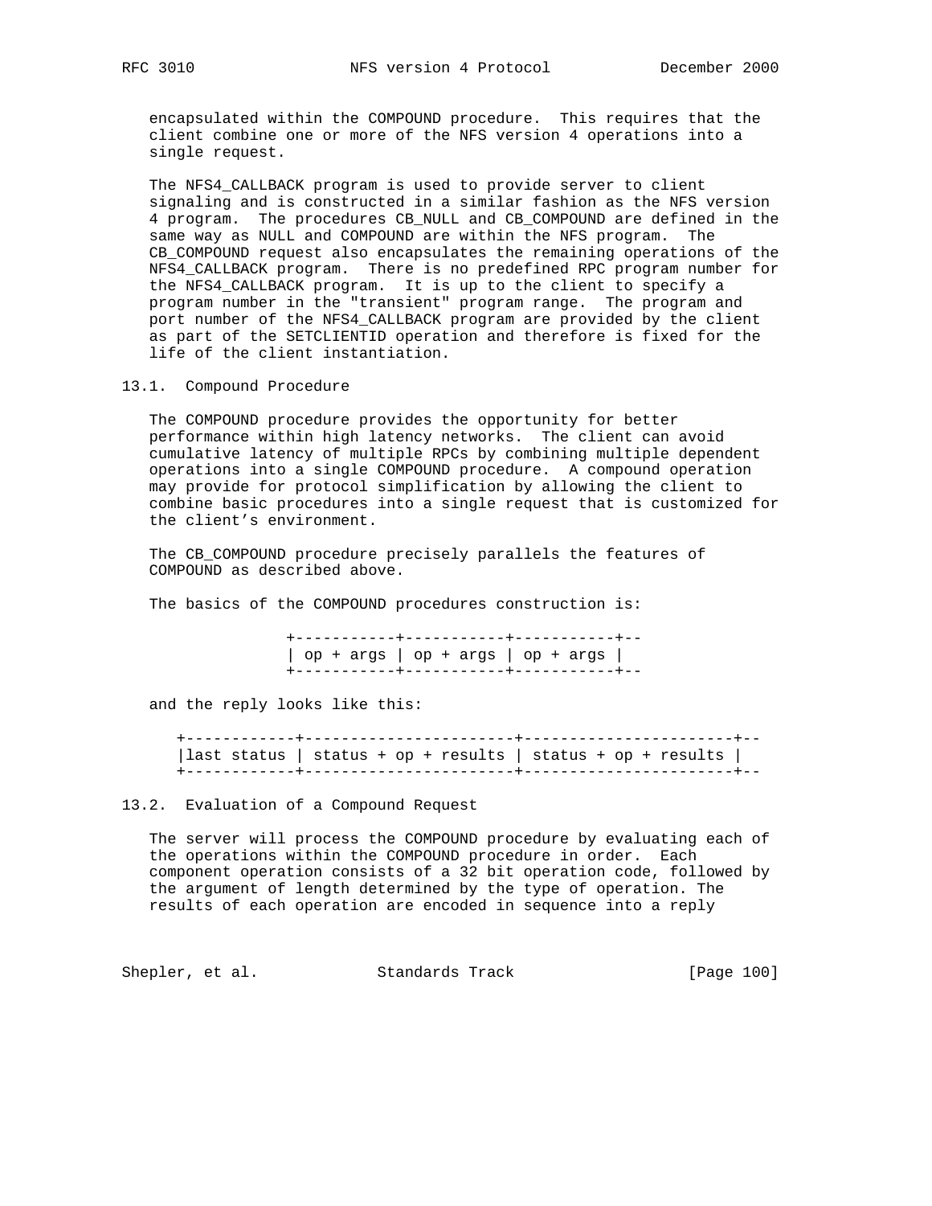encapsulated within the COMPOUND procedure. This requires that the client combine one or more of the NFS version 4 operations into a single request.

The NFS4_CALLBACK program is used to provide server to client signaling and is constructed in a similar fashion as the NFS version 4 program. The procedures CB_NULL and CB_COMPOUND are defined in the same way as NULL and COMPOUND are within the NFS program. The CB_COMPOUND request also encapsulates the remaining operations of the NFS4_CALLBACK program. There is no predefined RPC program number for the NFS4_CALLBACK program. It is up to the client to specify a program number in the "transient" program range. The program and port number of the NFS4_CALLBACK program are provided by the client as part of the SETCLIENTID operation and therefore is fixed for the life of the client instantiation.

## 13.1. Compound Procedure

The COMPOUND procedure provides the opportunity for better performance within high latency networks. The client can avoid cumulative latency of multiple RPCs by combining multiple dependent operations into a single COMPOUND procedure. A compound operation may provide for protocol simplification by allowing the client to combine basic procedures into a single request that is customized for the client's environment.

The CB_COMPOUND procedure precisely parallels the features of COMPOUND as described above.

The basics of the COMPOUND procedures construction is:

```
+-----------+-----------+-----------+--
| op + args | op + args | op + args |
+-----------+-----------+-----------+--
```

and the reply looks like this:

```
+------------+-----------------------+-----------------------+--
|last status | status + op + results | status + op + results |
+------------+-----------------------+-----------------------+--
```

## 13.2. Evaluation of a Compound Request

The server will process the COMPOUND procedure by evaluating each of the operations within the COMPOUND procedure in order. Each component operation consists of a 32 bit operation code, followed by the argument of length determined by the type of operation. The results of each operation are encoded in sequence into a reply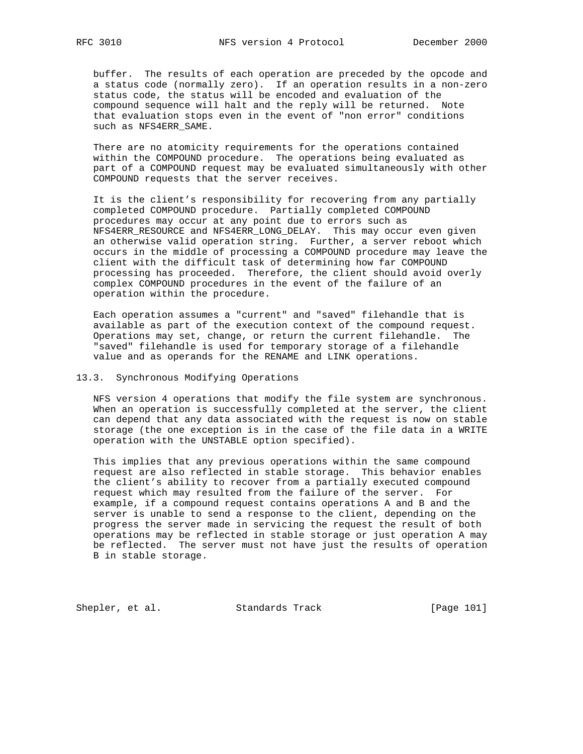buffer. The results of each operation are preceded by the opcode and a status code (normally zero). If an operation results in a non-zero status code, the status will be encoded and evaluation of the compound sequence will halt and the reply will be returned. Note that evaluation stops even in the event of "non error" conditions such as NFS4ERR_SAME.

There are no atomicity requirements for the operations contained within the COMPOUND procedure. The operations being evaluated as part of a COMPOUND request may be evaluated simultaneously with other COMPOUND requests that the server receives.

It is the client's responsibility for recovering from any partially completed COMPOUND procedure. Partially completed COMPOUND procedures may occur at any point due to errors such as NFS4ERR_RESOURCE and NFS4ERR_LONG_DELAY. This may occur even given an otherwise valid operation string. Further, a server reboot which occurs in the middle of processing a COMPOUND procedure may leave the client with the difficult task of determining how far COMPOUND processing has proceeded. Therefore, the client should avoid overly complex COMPOUND procedures in the event of the failure of an operation within the procedure.

Each operation assumes a "current" and "saved" filehandle that is available as part of the execution context of the compound request. Operations may set, change, or return the current filehandle. The "saved" filehandle is used for temporary storage of a filehandle value and as operands for the RENAME and LINK operations.

## 13.3. Synchronous Modifying Operations

NFS version 4 operations that modify the file system are synchronous. When an operation is successfully completed at the server, the client can depend that any data associated with the request is now on stable storage (the one exception is in the case of the file data in a WRITE operation with the UNSTABLE option specified).

This implies that any previous operations within the same compound request are also reflected in stable storage. This behavior enables the client's ability to recover from a partially executed compound request which may resulted from the failure of the server. For example, if a compound request contains operations A and B and the server is unable to send a response to the client, depending on the progress the server made in servicing the request the result of both operations may be reflected in stable storage or just operation A may be reflected. The server must not have just the results of operation B in stable storage.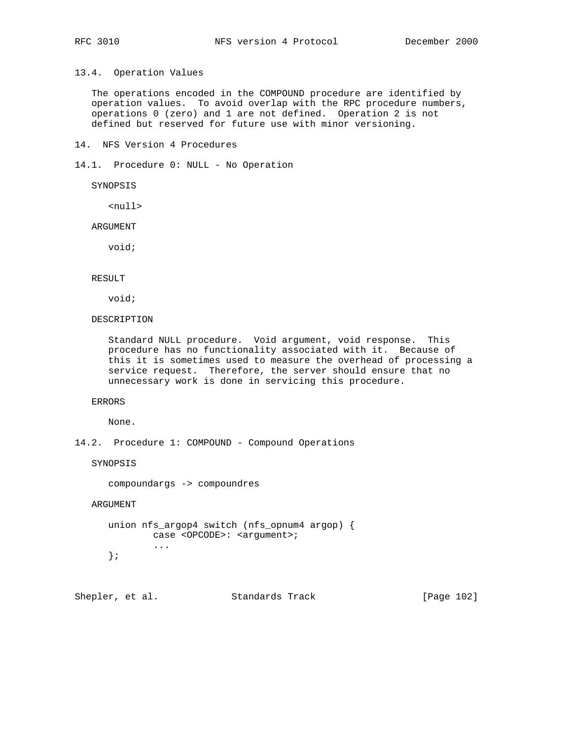## 13.4. Operation Values

The operations encoded in the COMPOUND procedure are identified by operation values. To avoid overlap with the RPC procedure numbers, operations 0 (zero) and 1 are not defined. Operation 2 is not defined but reserved for future use with minor versioning.

# 14. NFS Version 4 Procedures

## 14.1. Procedure 0: NULL - No Operation

SYNOPSIS

```
<null>
```

ARGUMENT

```
void;
```

RESULT

```
void;
```

DESCRIPTION

Standard NULL procedure. Void argument, void response. This procedure has no functionality associated with it. Because of this it is sometimes used to measure the overhead of processing a service request. Therefore, the server should ensure that no unnecessary work is done in servicing this procedure.

ERRORS

None.

## 14.2. Procedure 1: COMPOUND - Compound Operations

SYNOPSIS

```
compoundargs -> compoundres
```

ARGUMENT

```
union nfs_argop4 switch (nfs_opnum4 argop) {
        case <OPCODE>: <argument>;
        ...
};
```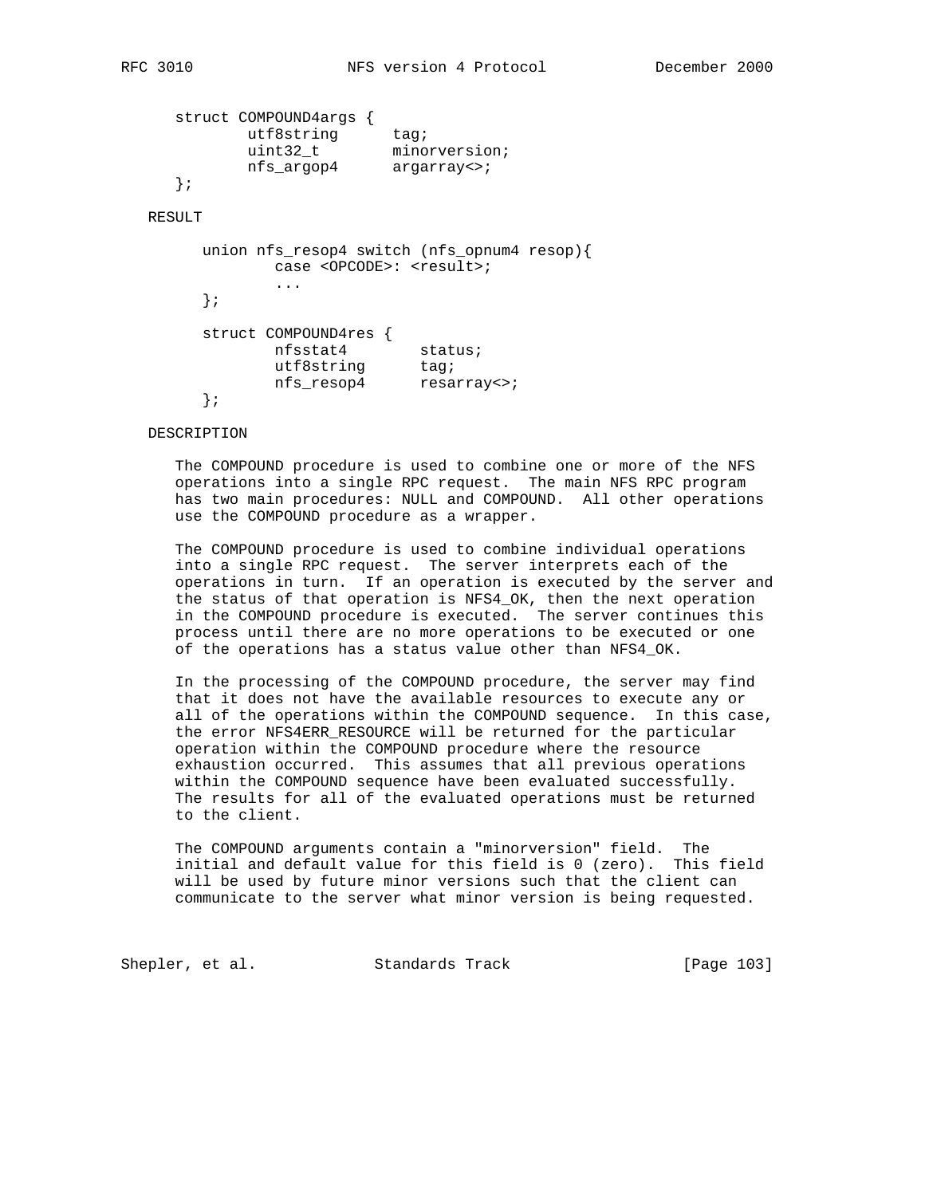```
struct COMPOUND4args {
        utf8string      tag;
        uint32_t        minorversion;
        nfs_argop4      argarray<>;
};
```

RESULT

```
union nfs_resop4 switch (nfs_opnum4 resop){
        case <OPCODE>: <result>;
        ...
};

struct COMPOUND4res {
        nfsstat4        status;
        utf8string      tag;
        nfs_resop4      resarray<>;
};
```

DESCRIPTION

The COMPOUND procedure is used to combine one or more of the NFS operations into a single RPC request. The main NFS RPC program has two main procedures: NULL and COMPOUND. All other operations use the COMPOUND procedure as a wrapper.

The COMPOUND procedure is used to combine individual operations into a single RPC request. The server interprets each of the operations in turn. If an operation is executed by the server and the status of that operation is NFS4_OK, then the next operation in the COMPOUND procedure is executed. The server continues this process until there are no more operations to be executed or one of the operations has a status value other than NFS4_OK.

In the processing of the COMPOUND procedure, the server may find that it does not have the available resources to execute any or all of the operations within the COMPOUND sequence. In this case, the error NFS4ERR_RESOURCE will be returned for the particular operation within the COMPOUND procedure where the resource exhaustion occurred. This assumes that all previous operations within the COMPOUND sequence have been evaluated successfully. The results for all of the evaluated operations must be returned to the client.

The COMPOUND arguments contain a "minorversion" field. The initial and default value for this field is 0 (zero). This field will be used by future minor versions such that the client can communicate to the server what minor version is being requested.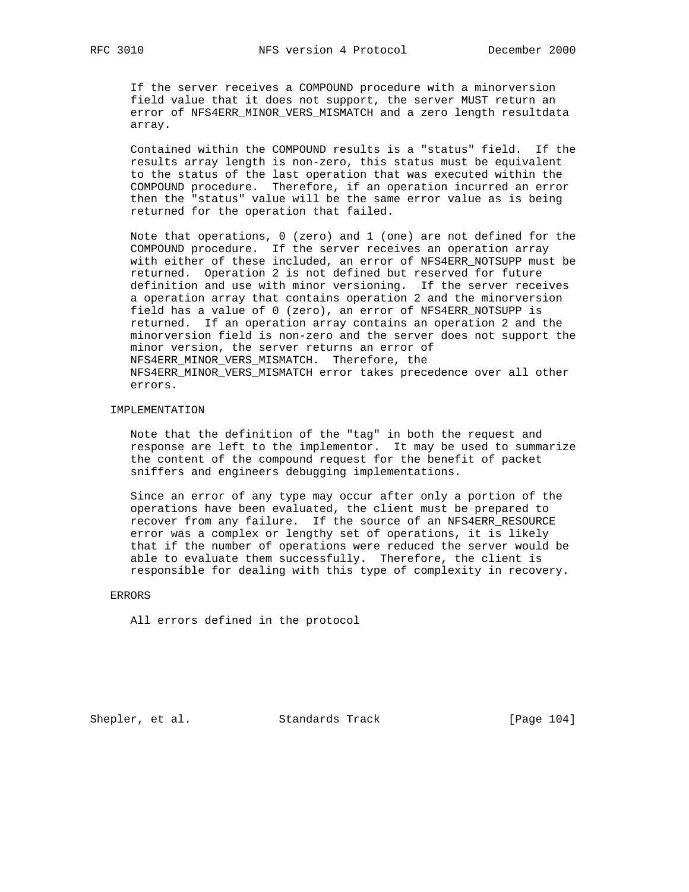If the server receives a COMPOUND procedure with a minorversion field value that it does not support, the server MUST return an error of NFS4ERR_MINOR_VERS_MISMATCH and a zero length resultdata array.

Contained within the COMPOUND results is a "status" field. If the results array length is non-zero, this status must be equivalent to the status of the last operation that was executed within the COMPOUND procedure. Therefore, if an operation incurred an error then the "status" value will be the same error value as is being returned for the operation that failed.

Note that operations, 0 (zero) and 1 (one) are not defined for the COMPOUND procedure. If the server receives an operation array with either of these included, an error of NFS4ERR_NOTSUPP must be returned. Operation 2 is not defined but reserved for future definition and use with minor versioning. If the server receives a operation array that contains operation 2 and the minorversion field has a value of 0 (zero), an error of NFS4ERR_NOTSUPP is returned. If an operation array contains an operation 2 and the minorversion field is non-zero and the server does not support the minor version, the server returns an error of NFS4ERR_MINOR_VERS_MISMATCH. Therefore, the NFS4ERR_MINOR_VERS_MISMATCH error takes precedence over all other errors.

IMPLEMENTATION

Note that the definition of the "tag" in both the request and response are left to the implementor. It may be used to summarize the content of the compound request for the benefit of packet sniffers and engineers debugging implementations.

Since an error of any type may occur after only a portion of the operations have been evaluated, the client must be prepared to recover from any failure. If the source of an NFS4ERR_RESOURCE error was a complex or lengthy set of operations, it is likely that if the number of operations were reduced the server would be able to evaluate them successfully. Therefore, the client is responsible for dealing with this type of complexity in recovery.

ERRORS

All errors defined in the protocol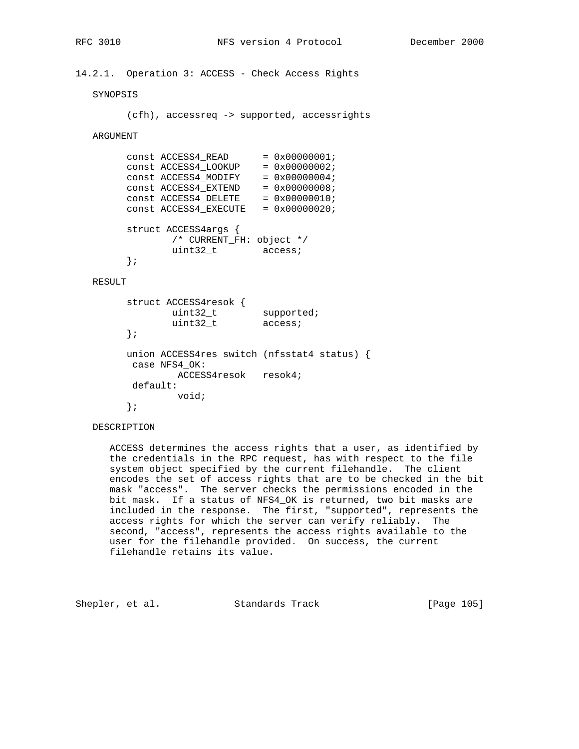### 14.2.1. Operation 3: ACCESS - Check Access Rights

SYNOPSIS

```
(cfh), accessreq -> supported, accessrights
```

ARGUMENT

```
const ACCESS4_READ      = 0x00000001;
const ACCESS4_LOOKUP    = 0x00000002;
const ACCESS4_MODIFY    = 0x00000004;
const ACCESS4_EXTEND    = 0x00000008;
const ACCESS4_DELETE    = 0x00000010;
const ACCESS4_EXECUTE   = 0x00000020;

struct ACCESS4args {
        /* CURRENT_FH: object */
        uint32_t        access;
};
```

RESULT

```
struct ACCESS4resok {
        uint32_t        supported;
        uint32_t        access;
};

union ACCESS4res switch (nfsstat4 status) {
 case NFS4_OK:
         ACCESS4resok   resok4;
 default:
         void;
};
```

DESCRIPTION

ACCESS determines the access rights that a user, as identified by the credentials in the RPC request, has with respect to the file system object specified by the current filehandle. The client encodes the set of access rights that are to be checked in the bit mask "access". The server checks the permissions encoded in the bit mask. If a status of NFS4_OK is returned, two bit masks are included in the response. The first, "supported", represents the access rights for which the server can verify reliably. The second, "access", represents the access rights available to the user for the filehandle provided. On success, the current filehandle retains its value.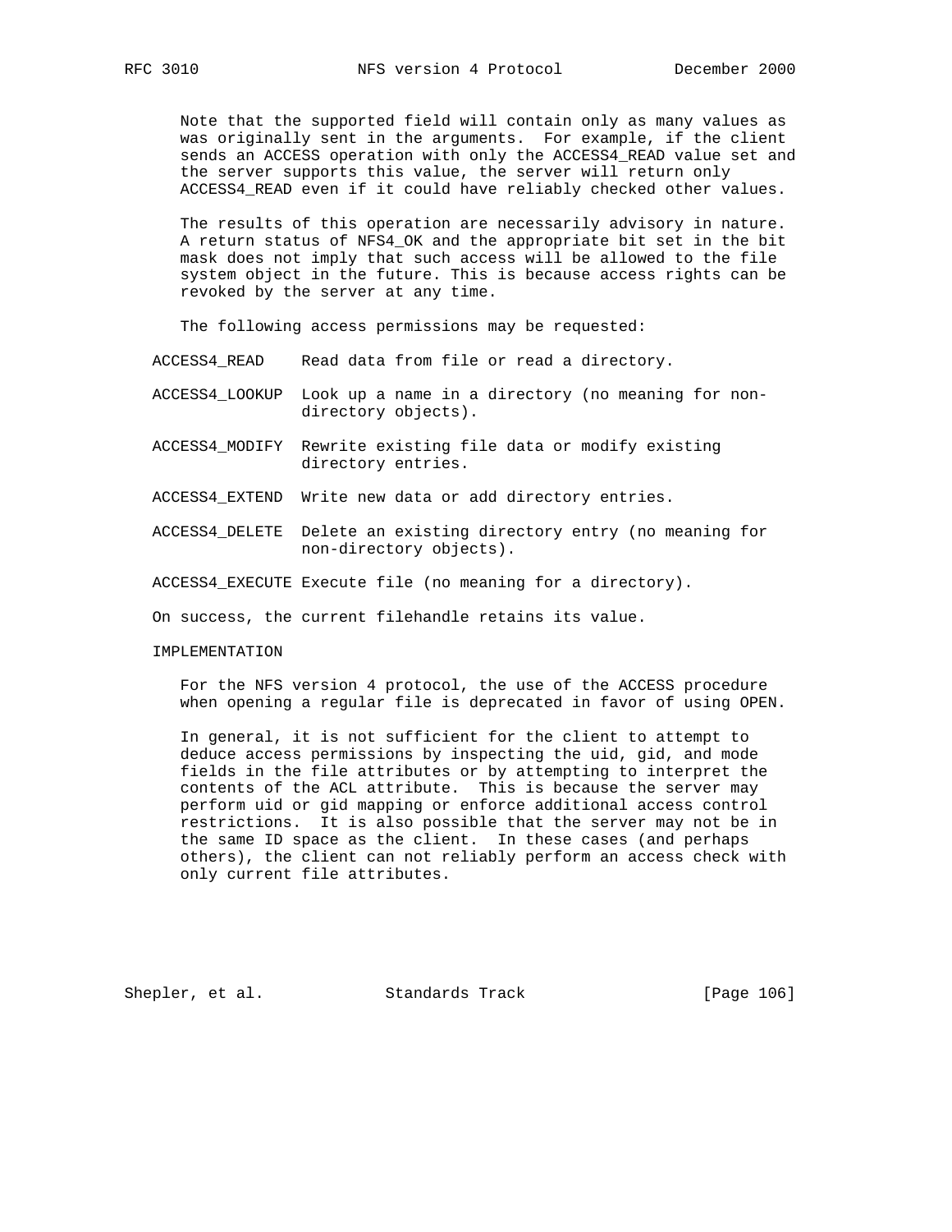Note that the supported field will contain only as many values as was originally sent in the arguments. For example, if the client sends an ACCESS operation with only the ACCESS4_READ value set and the server supports this value, the server will return only ACCESS4_READ even if it could have reliably checked other values.

The results of this operation are necessarily advisory in nature. A return status of NFS4_OK and the appropriate bit set in the bit mask does not imply that such access will be allowed to the file system object in the future. This is because access rights can be revoked by the server at any time.

The following access permissions may be requested:

- ACCESS4_READ — Read data from file or read a directory.
- ACCESS4_LOOKUP — Look up a name in a directory (no meaning for non-directory objects).
- ACCESS4_MODIFY — Rewrite existing file data or modify existing directory entries.
- ACCESS4_EXTEND — Write new data or add directory entries.
- ACCESS4_DELETE — Delete an existing directory entry (no meaning for non-directory objects).
- ACCESS4_EXECUTE — Execute file (no meaning for a directory).

On success, the current filehandle retains its value.

IMPLEMENTATION

For the NFS version 4 protocol, the use of the ACCESS procedure when opening a regular file is deprecated in favor of using OPEN.

In general, it is not sufficient for the client to attempt to deduce access permissions by inspecting the uid, gid, and mode fields in the file attributes or by attempting to interpret the contents of the ACL attribute. This is because the server may perform uid or gid mapping or enforce additional access control restrictions. It is also possible that the server may not be in the same ID space as the client. In these cases (and perhaps others), the client can not reliably perform an access check with only current file attributes.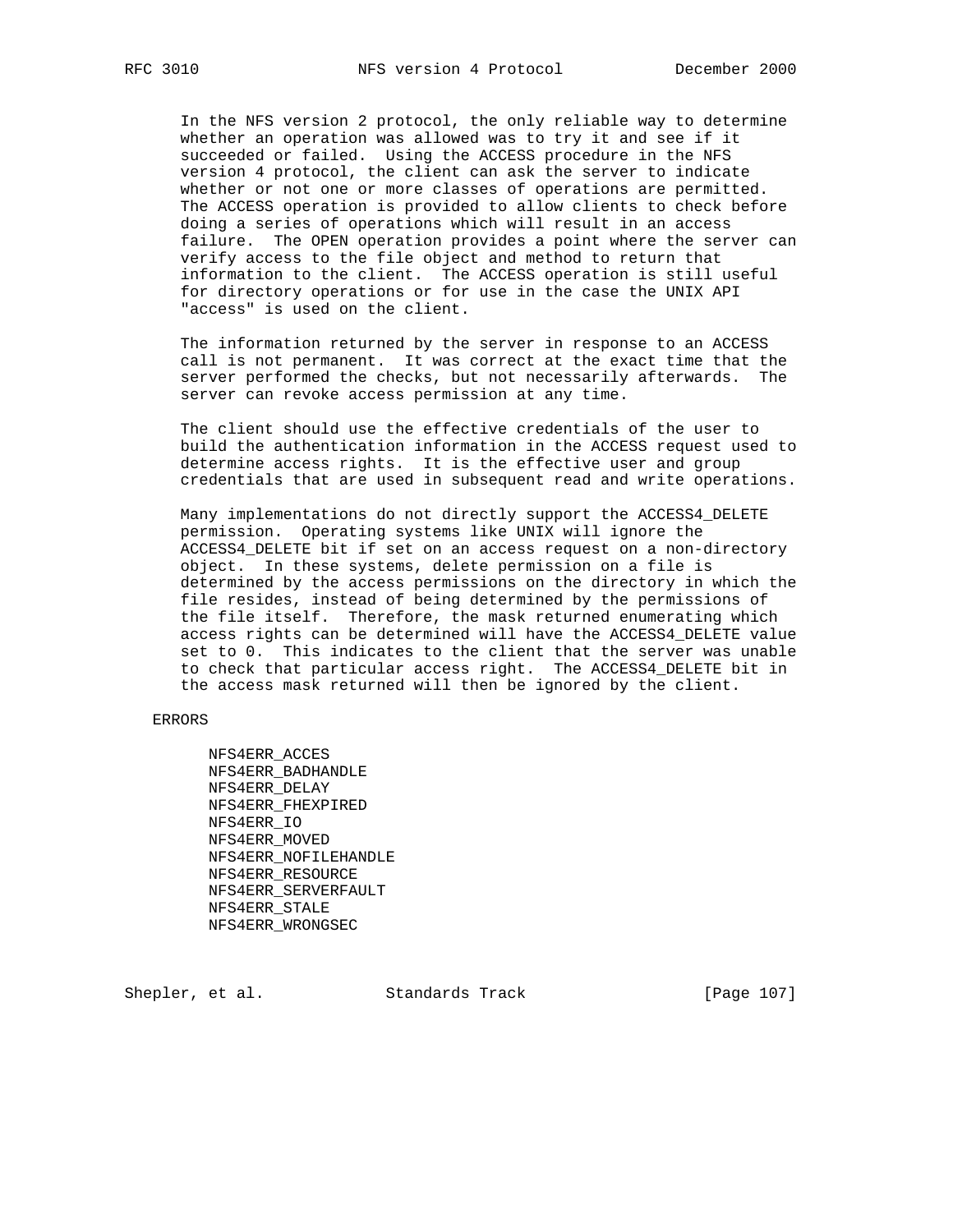In the NFS version 2 protocol, the only reliable way to determine whether an operation was allowed was to try it and see if it succeeded or failed. Using the ACCESS procedure in the NFS version 4 protocol, the client can ask the server to indicate whether or not one or more classes of operations are permitted. The ACCESS operation is provided to allow clients to check before doing a series of operations which will result in an access failure. The OPEN operation provides a point where the server can verify access to the file object and method to return that information to the client. The ACCESS operation is still useful for directory operations or for use in the case the UNIX API "access" is used on the client.

The information returned by the server in response to an ACCESS call is not permanent. It was correct at the exact time that the server performed the checks, but not necessarily afterwards. The server can revoke access permission at any time.

The client should use the effective credentials of the user to build the authentication information in the ACCESS request used to determine access rights. It is the effective user and group credentials that are used in subsequent read and write operations.

Many implementations do not directly support the ACCESS4_DELETE permission. Operating systems like UNIX will ignore the ACCESS4_DELETE bit if set on an access request on a non-directory object. In these systems, delete permission on a file is determined by the access permissions on the directory in which the file resides, instead of being determined by the permissions of the file itself. Therefore, the mask returned enumerating which access rights can be determined will have the ACCESS4_DELETE value set to 0. This indicates to the client that the server was unable to check that particular access right. The ACCESS4_DELETE bit in the access mask returned will then be ignored by the client.

ERRORS

NFS4ERR_ACCES
NFS4ERR_BADHANDLE
NFS4ERR_DELAY
NFS4ERR_FHEXPIRED
NFS4ERR_IO
NFS4ERR_MOVED
NFS4ERR_NOFILEHANDLE
NFS4ERR_RESOURCE
NFS4ERR_SERVERFAULT
NFS4ERR_STALE
NFS4ERR_WRONGSEC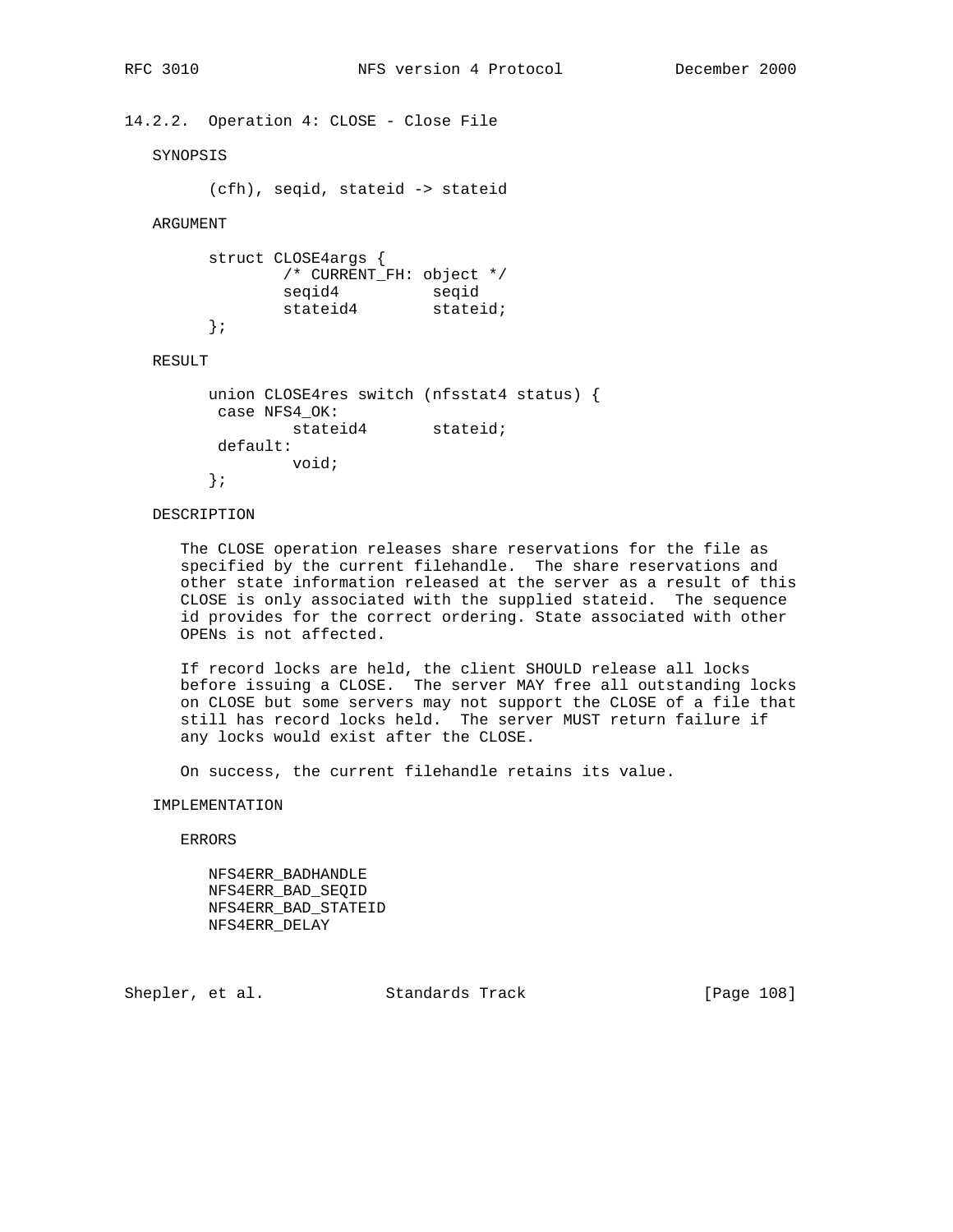### 14.2.2. Operation 4: CLOSE - Close File

SYNOPSIS

```
(cfh), seqid, stateid -> stateid
```

ARGUMENT

```
struct CLOSE4args {
        /* CURRENT_FH: object */
        seqid4          seqid
        stateid4        stateid;
};
```

RESULT

```
union CLOSE4res switch (nfsstat4 status) {
 case NFS4_OK:
         stateid4       stateid;
 default:
         void;
};
```

DESCRIPTION

The CLOSE operation releases share reservations for the file as specified by the current filehandle. The share reservations and other state information released at the server as a result of this CLOSE is only associated with the supplied stateid. The sequence id provides for the correct ordering. State associated with other OPENs is not affected.

If record locks are held, the client SHOULD release all locks before issuing a CLOSE. The server MAY free all outstanding locks on CLOSE but some servers may not support the CLOSE of a file that still has record locks held. The server MUST return failure if any locks would exist after the CLOSE.

On success, the current filehandle retains its value.

IMPLEMENTATION

ERRORS

NFS4ERR_BADHANDLE
NFS4ERR_BAD_SEQID
NFS4ERR_BAD_STATEID
NFS4ERR_DELAY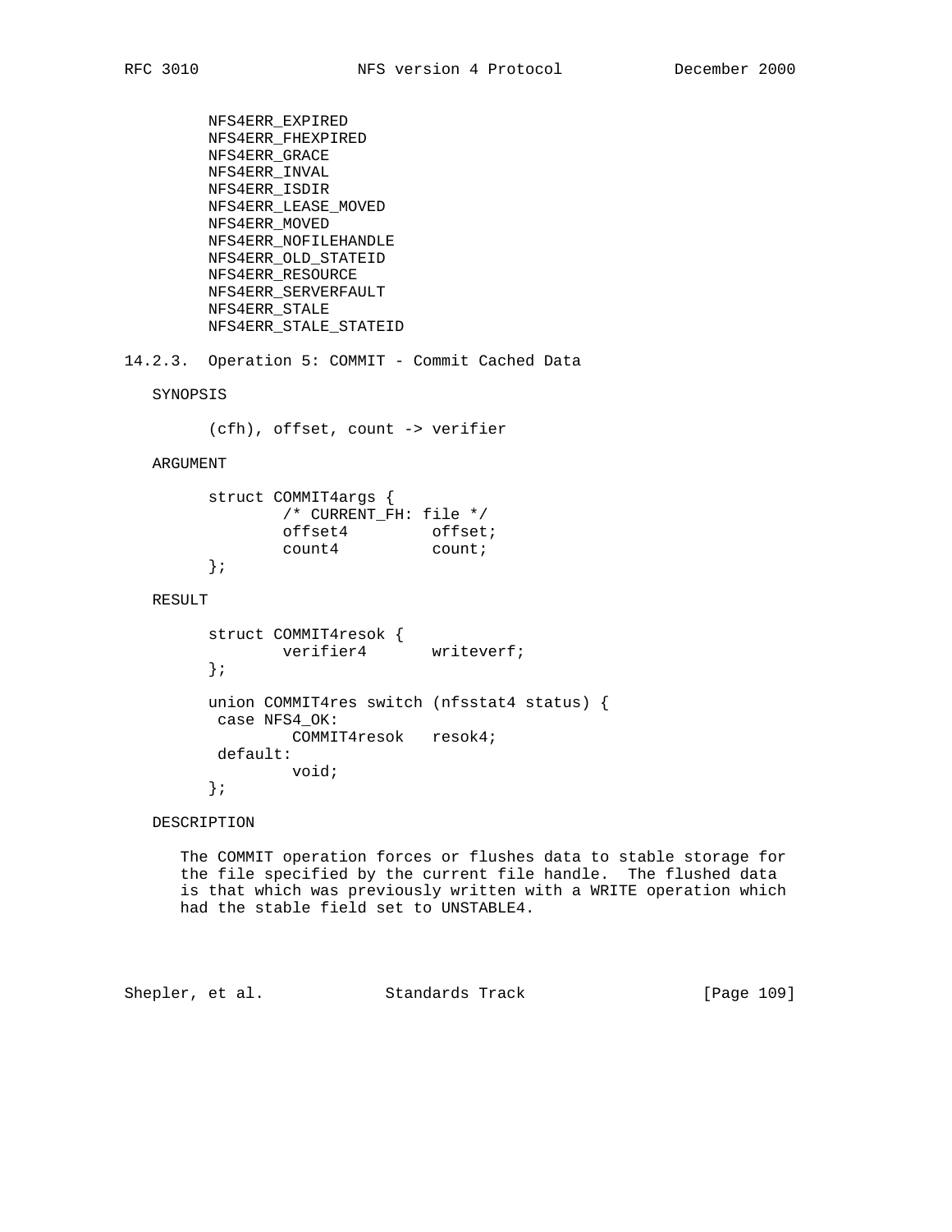NFS4ERR_EXPIRED
NFS4ERR_FHEXPIRED
NFS4ERR_GRACE
NFS4ERR_INVAL
NFS4ERR_ISDIR
NFS4ERR_LEASE_MOVED
NFS4ERR_MOVED
NFS4ERR_NOFILEHANDLE
NFS4ERR_OLD_STATEID
NFS4ERR_RESOURCE
NFS4ERR_SERVERFAULT
NFS4ERR_STALE
NFS4ERR_STALE_STATEID

### 14.2.3. Operation 5: COMMIT - Commit Cached Data

SYNOPSIS

```
(cfh), offset, count -> verifier
```

ARGUMENT

```
struct COMMIT4args {
        /* CURRENT_FH: file */
        offset4         offset;
        count4          count;
};
```

RESULT

```
struct COMMIT4resok {
        verifier4       writeverf;
};

union COMMIT4res switch (nfsstat4 status) {
 case NFS4_OK:
         COMMIT4resok   resok4;
 default:
         void;
};
```

DESCRIPTION

The COMMIT operation forces or flushes data to stable storage for the file specified by the current file handle. The flushed data is that which was previously written with a WRITE operation which had the stable field set to UNSTABLE4.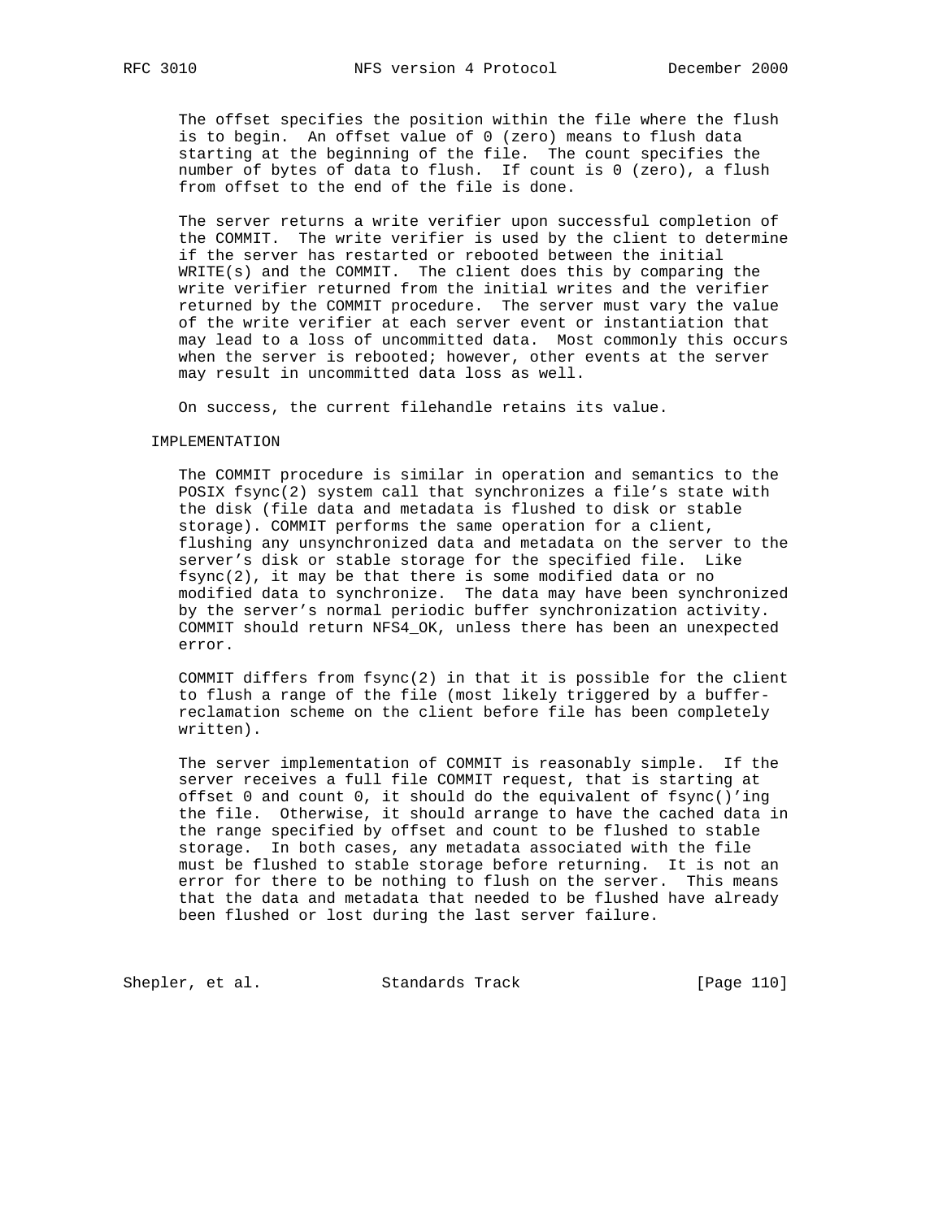The offset specifies the position within the file where the flush is to begin. An offset value of 0 (zero) means to flush data starting at the beginning of the file. The count specifies the number of bytes of data to flush. If count is 0 (zero), a flush from offset to the end of the file is done.

The server returns a write verifier upon successful completion of the COMMIT. The write verifier is used by the client to determine if the server has restarted or rebooted between the initial WRITE(s) and the COMMIT. The client does this by comparing the write verifier returned from the initial writes and the verifier returned by the COMMIT procedure. The server must vary the value of the write verifier at each server event or instantiation that may lead to a loss of uncommitted data. Most commonly this occurs when the server is rebooted; however, other events at the server may result in uncommitted data loss as well.

On success, the current filehandle retains its value.

IMPLEMENTATION

The COMMIT procedure is similar in operation and semantics to the POSIX fsync(2) system call that synchronizes a file's state with the disk (file data and metadata is flushed to disk or stable storage). COMMIT performs the same operation for a client, flushing any unsynchronized data and metadata on the server to the server's disk or stable storage for the specified file. Like fsync(2), it may be that there is some modified data or no modified data to synchronize. The data may have been synchronized by the server's normal periodic buffer synchronization activity. COMMIT should return NFS4_OK, unless there has been an unexpected error.

COMMIT differs from fsync(2) in that it is possible for the client to flush a range of the file (most likely triggered by a buffer-reclamation scheme on the client before file has been completely written).

The server implementation of COMMIT is reasonably simple. If the server receives a full file COMMIT request, that is starting at offset 0 and count 0, it should do the equivalent of fsync()'ing the file. Otherwise, it should arrange to have the cached data in the range specified by offset and count to be flushed to stable storage. In both cases, any metadata associated with the file must be flushed to stable storage before returning. It is not an error for there to be nothing to flush on the server. This means that the data and metadata that needed to be flushed have already been flushed or lost during the last server failure.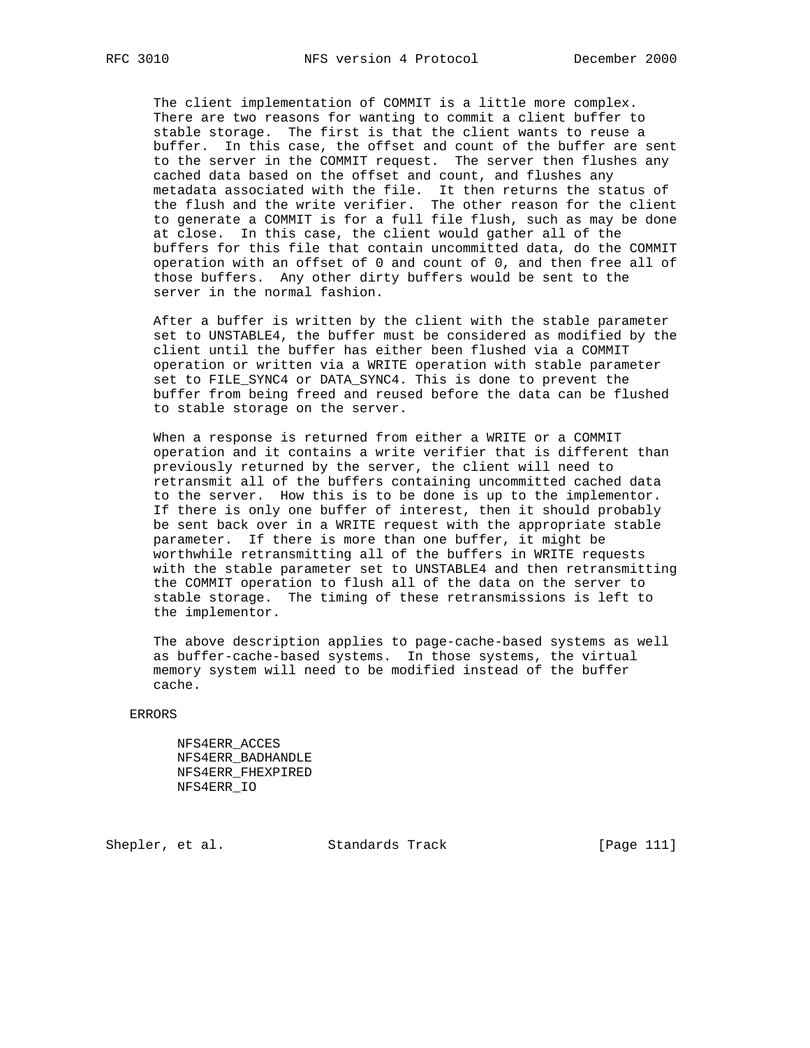The client implementation of COMMIT is a little more complex. There are two reasons for wanting to commit a client buffer to stable storage. The first is that the client wants to reuse a buffer. In this case, the offset and count of the buffer are sent to the server in the COMMIT request. The server then flushes any cached data based on the offset and count, and flushes any metadata associated with the file. It then returns the status of the flush and the write verifier. The other reason for the client to generate a COMMIT is for a full file flush, such as may be done at close. In this case, the client would gather all of the buffers for this file that contain uncommitted data, do the COMMIT operation with an offset of 0 and count of 0, and then free all of those buffers. Any other dirty buffers would be sent to the server in the normal fashion.

After a buffer is written by the client with the stable parameter set to UNSTABLE4, the buffer must be considered as modified by the client until the buffer has either been flushed via a COMMIT operation or written via a WRITE operation with stable parameter set to FILE_SYNC4 or DATA_SYNC4. This is done to prevent the buffer from being freed and reused before the data can be flushed to stable storage on the server.

When a response is returned from either a WRITE or a COMMIT operation and it contains a write verifier that is different than previously returned by the server, the client will need to retransmit all of the buffers containing uncommitted cached data to the server. How this is to be done is up to the implementor. If there is only one buffer of interest, then it should probably be sent back over in a WRITE request with the appropriate stable parameter. If there is more than one buffer, it might be worthwhile retransmitting all of the buffers in WRITE requests with the stable parameter set to UNSTABLE4 and then retransmitting the COMMIT operation to flush all of the data on the server to stable storage. The timing of these retransmissions is left to the implementor.

The above description applies to page-cache-based systems as well as buffer-cache-based systems. In those systems, the virtual memory system will need to be modified instead of the buffer cache.

ERRORS

NFS4ERR_ACCES
NFS4ERR_BADHANDLE
NFS4ERR_FHEXPIRED
NFS4ERR_IO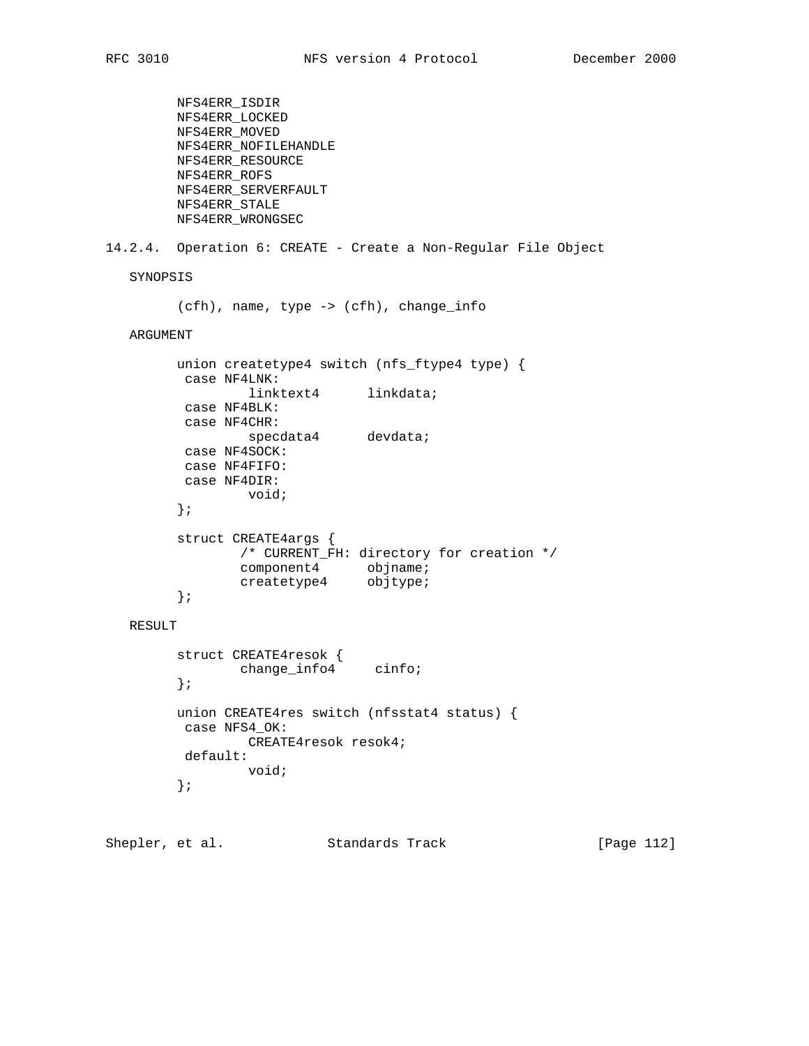NFS4ERR_ISDIR
NFS4ERR_LOCKED
NFS4ERR_MOVED
NFS4ERR_NOFILEHANDLE
NFS4ERR_RESOURCE
NFS4ERR_ROFS
NFS4ERR_SERVERFAULT
NFS4ERR_STALE
NFS4ERR_WRONGSEC

### 14.2.4. Operation 6: CREATE - Create a Non-Regular File Object

SYNOPSIS

```
(cfh), name, type -> (cfh), change_info
```

ARGUMENT

```
union createtype4 switch (nfs_ftype4 type) {
 case NF4LNK:
         linktext4      linkdata;
 case NF4BLK:
 case NF4CHR:
         specdata4      devdata;
 case NF4SOCK:
 case NF4FIFO:
 case NF4DIR:
         void;
};

struct CREATE4args {
        /* CURRENT_FH: directory for creation */
        component4      objname;
        createtype4     objtype;
};
```

RESULT

```
struct CREATE4resok {
        change_info4     cinfo;
};

union CREATE4res switch (nfsstat4 status) {
 case NFS4_OK:
         CREATE4resok resok4;
 default:
         void;
};
```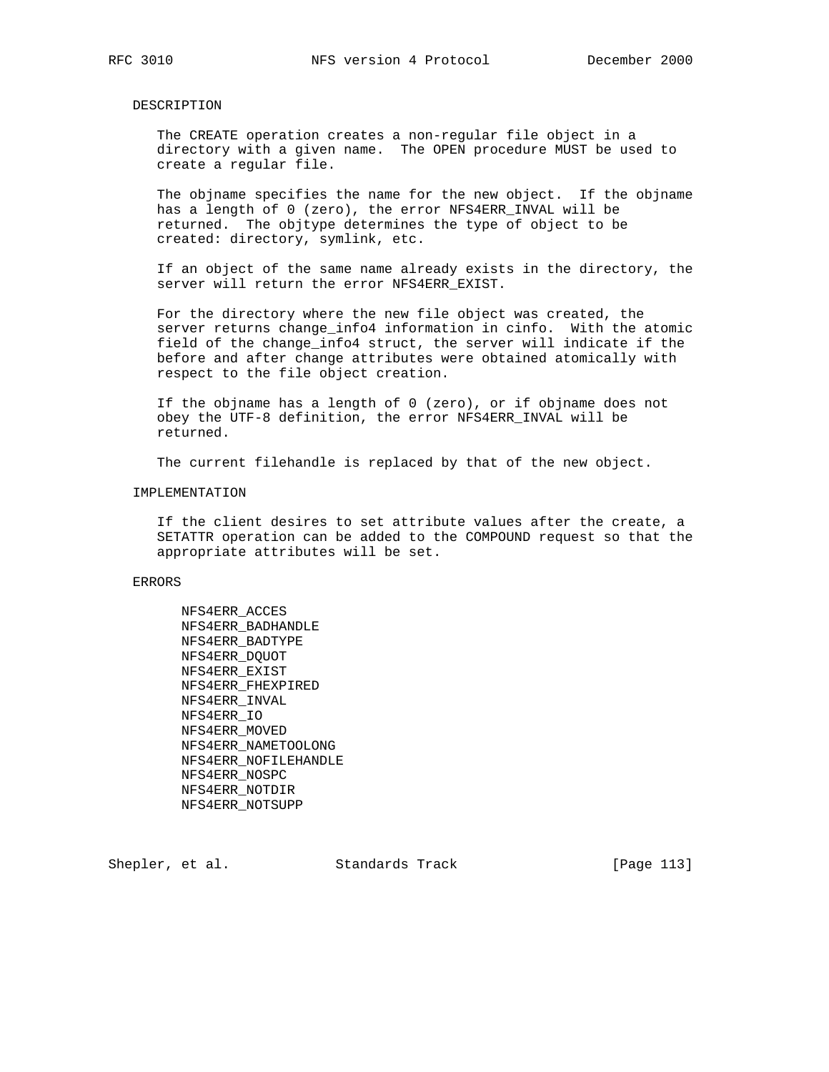### DESCRIPTION

The CREATE operation creates a non-regular file object in a directory with a given name. The OPEN procedure MUST be used to create a regular file.

The objname specifies the name for the new object. If the objname has a length of 0 (zero), the error NFS4ERR_INVAL will be returned. The objtype determines the type of object to be created: directory, symlink, etc.

If an object of the same name already exists in the directory, the server will return the error NFS4ERR_EXIST.

For the directory where the new file object was created, the server returns change_info4 information in cinfo. With the atomic field of the change_info4 struct, the server will indicate if the before and after change attributes were obtained atomically with respect to the file object creation.

If the objname has a length of 0 (zero), or if objname does not obey the UTF-8 definition, the error NFS4ERR_INVAL will be returned.

The current filehandle is replaced by that of the new object.

### IMPLEMENTATION

If the client desires to set attribute values after the create, a SETATTR operation can be added to the COMPOUND request so that the appropriate attributes will be set.

### ERRORS

NFS4ERR_ACCES
NFS4ERR_BADHANDLE
NFS4ERR_BADTYPE
NFS4ERR_DQUOT
NFS4ERR_EXIST
NFS4ERR_FHEXPIRED
NFS4ERR_INVAL
NFS4ERR_IO
NFS4ERR_MOVED
NFS4ERR_NAMETOOLONG
NFS4ERR_NOFILEHANDLE
NFS4ERR_NOSPC
NFS4ERR_NOTDIR
NFS4ERR_NOTSUPP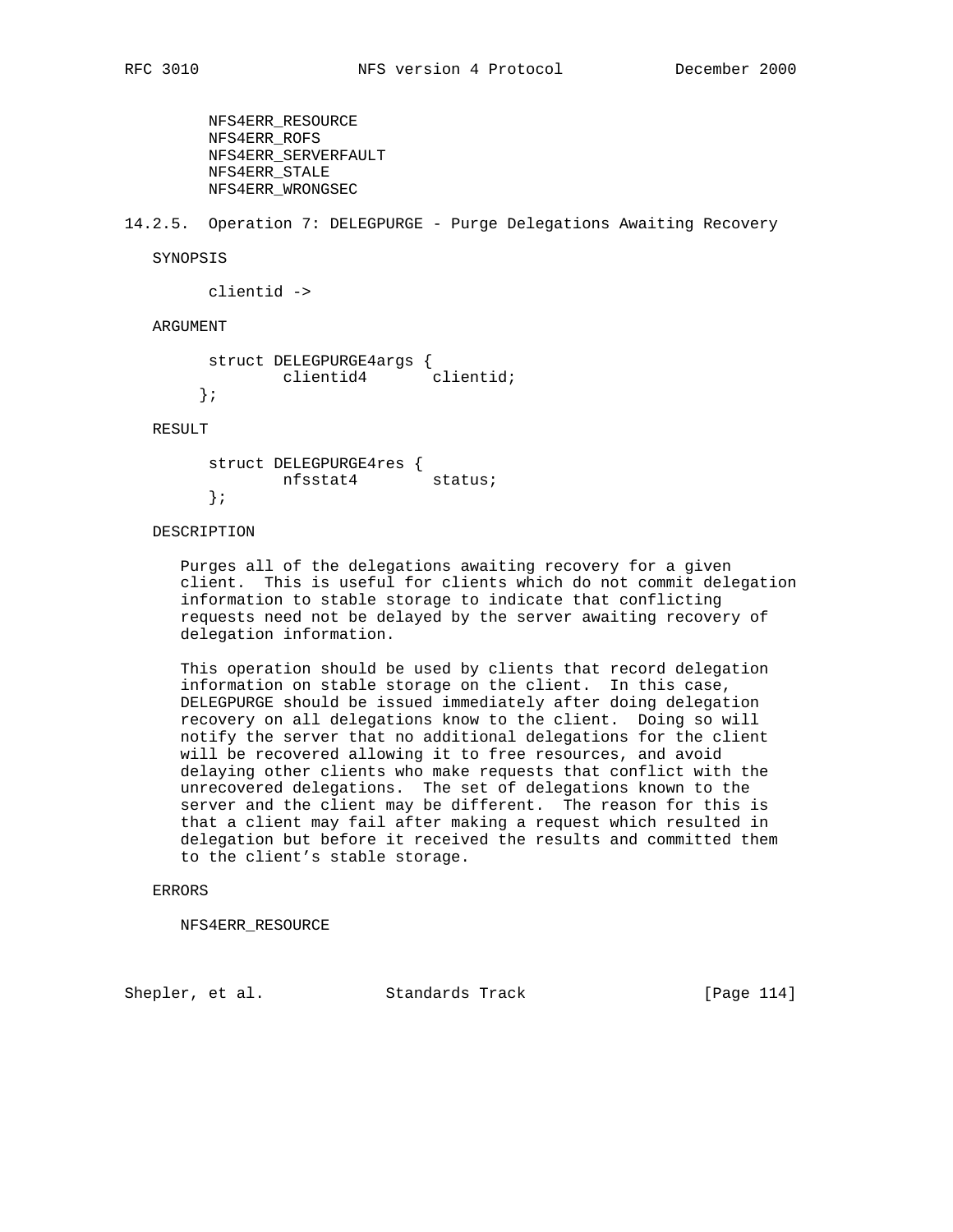NFS4ERR_RESOURCE
NFS4ERR_ROFS
NFS4ERR_SERVERFAULT
NFS4ERR_STALE
NFS4ERR_WRONGSEC

### 14.2.5. Operation 7: DELEGPURGE - Purge Delegations Awaiting Recovery

SYNOPSIS

```
clientid ->
```

ARGUMENT

```
struct DELEGPURGE4args {
        clientid4       clientid;
};
```

RESULT

```
struct DELEGPURGE4res {
        nfsstat4        status;
};
```

DESCRIPTION

Purges all of the delegations awaiting recovery for a given client. This is useful for clients which do not commit delegation information to stable storage to indicate that conflicting requests need not be delayed by the server awaiting recovery of delegation information.

This operation should be used by clients that record delegation information on stable storage on the client. In this case, DELEGPURGE should be issued immediately after doing delegation recovery on all delegations know to the client. Doing so will notify the server that no additional delegations for the client will be recovered allowing it to free resources, and avoid delaying other clients who make requests that conflict with the unrecovered delegations. The set of delegations known to the server and the client may be different. The reason for this is that a client may fail after making a request which resulted in delegation but before it received the results and committed them to the client's stable storage.

ERRORS

NFS4ERR_RESOURCE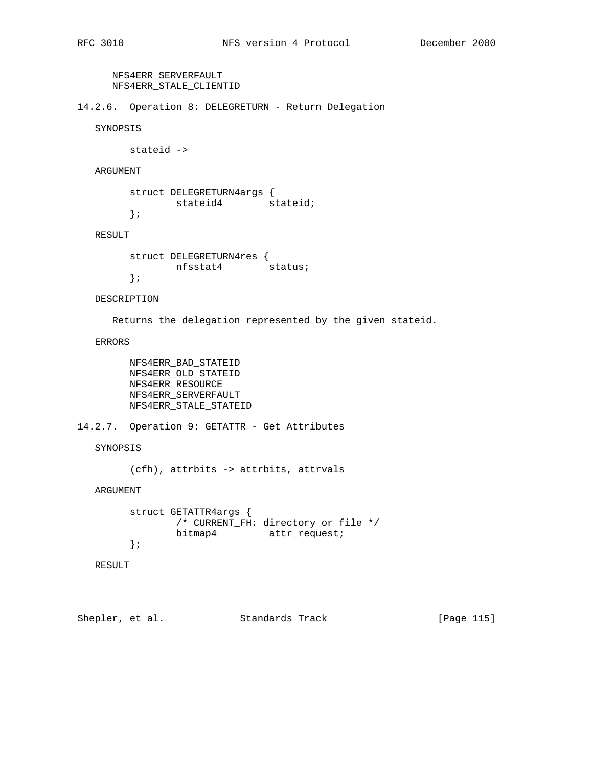NFS4ERR_SERVERFAULT
NFS4ERR_STALE_CLIENTID

### 14.2.6. Operation 8: DELEGRETURN - Return Delegation

SYNOPSIS

```
stateid ->
```

ARGUMENT

```
struct DELEGRETURN4args {
        stateid4        stateid;
};
```

RESULT

```
struct DELEGRETURN4res {
        nfsstat4        status;
};
```

DESCRIPTION

Returns the delegation represented by the given stateid.

ERRORS

NFS4ERR_BAD_STATEID
NFS4ERR_OLD_STATEID
NFS4ERR_RESOURCE
NFS4ERR_SERVERFAULT
NFS4ERR_STALE_STATEID

### 14.2.7. Operation 9: GETATTR - Get Attributes

SYNOPSIS

```
(cfh), attrbits -> attrbits, attrvals
```

ARGUMENT

```
struct GETATTR4args {
        /* CURRENT_FH: directory or file */
        bitmap4         attr_request;
};
```

RESULT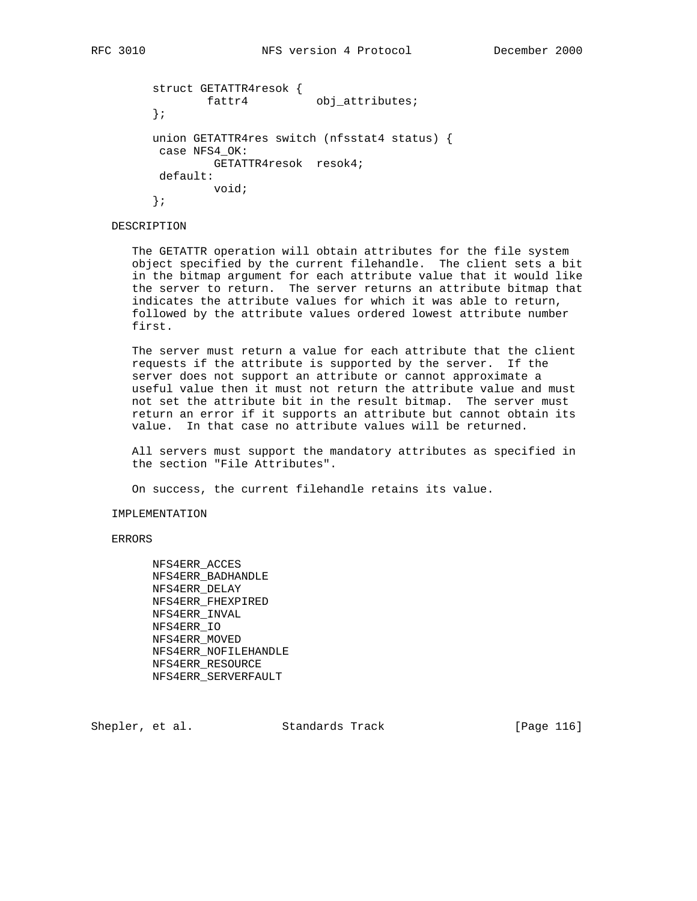```
struct GETATTR4resok {
        fattr4          obj_attributes;
};

union GETATTR4res switch (nfsstat4 status) {
 case NFS4_OK:
         GETATTR4resok  resok4;
 default:
         void;
};
```

DESCRIPTION

The GETATTR operation will obtain attributes for the file system object specified by the current filehandle. The client sets a bit in the bitmap argument for each attribute value that it would like the server to return. The server returns an attribute bitmap that indicates the attribute values for which it was able to return, followed by the attribute values ordered lowest attribute number first.

The server must return a value for each attribute that the client requests if the attribute is supported by the server. If the server does not support an attribute or cannot approximate a useful value then it must not return the attribute value and must not set the attribute bit in the result bitmap. The server must return an error if it supports an attribute but cannot obtain its value. In that case no attribute values will be returned.

All servers must support the mandatory attributes as specified in the section "File Attributes".

On success, the current filehandle retains its value.

IMPLEMENTATION

ERRORS

NFS4ERR_ACCES
NFS4ERR_BADHANDLE
NFS4ERR_DELAY
NFS4ERR_FHEXPIRED
NFS4ERR_INVAL
NFS4ERR_IO
NFS4ERR_MOVED
NFS4ERR_NOFILEHANDLE
NFS4ERR_RESOURCE
NFS4ERR_SERVERFAULT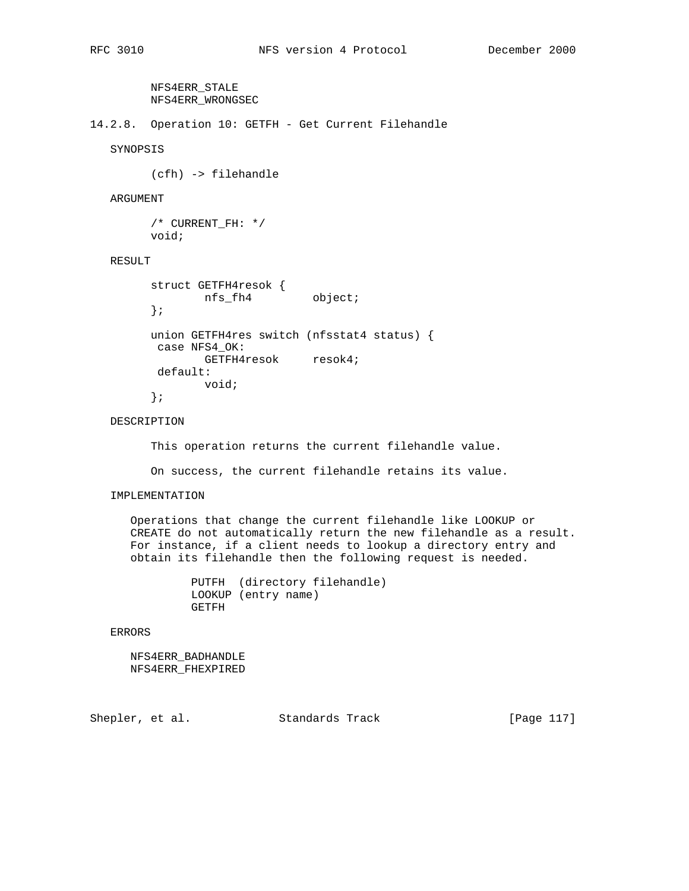NFS4ERR_STALE
NFS4ERR_WRONGSEC

### 14.2.8. Operation 10: GETFH - Get Current Filehandle

SYNOPSIS

```
(cfh) -> filehandle
```

ARGUMENT

```
/* CURRENT_FH: */
void;
```

RESULT

```
struct GETFH4resok {
        nfs_fh4         object;
};

union GETFH4res switch (nfsstat4 status) {
 case NFS4_OK:
        GETFH4resok     resok4;
 default:
        void;
};
```

DESCRIPTION

This operation returns the current filehandle value.

On success, the current filehandle retains its value.

IMPLEMENTATION

Operations that change the current filehandle like LOOKUP or CREATE do not automatically return the new filehandle as a result. For instance, if a client needs to lookup a directory entry and obtain its filehandle then the following request is needed.

```
PUTFH  (directory filehandle)
LOOKUP (entry name)
GETFH
```

ERRORS

NFS4ERR_BADHANDLE
NFS4ERR_FHEXPIRED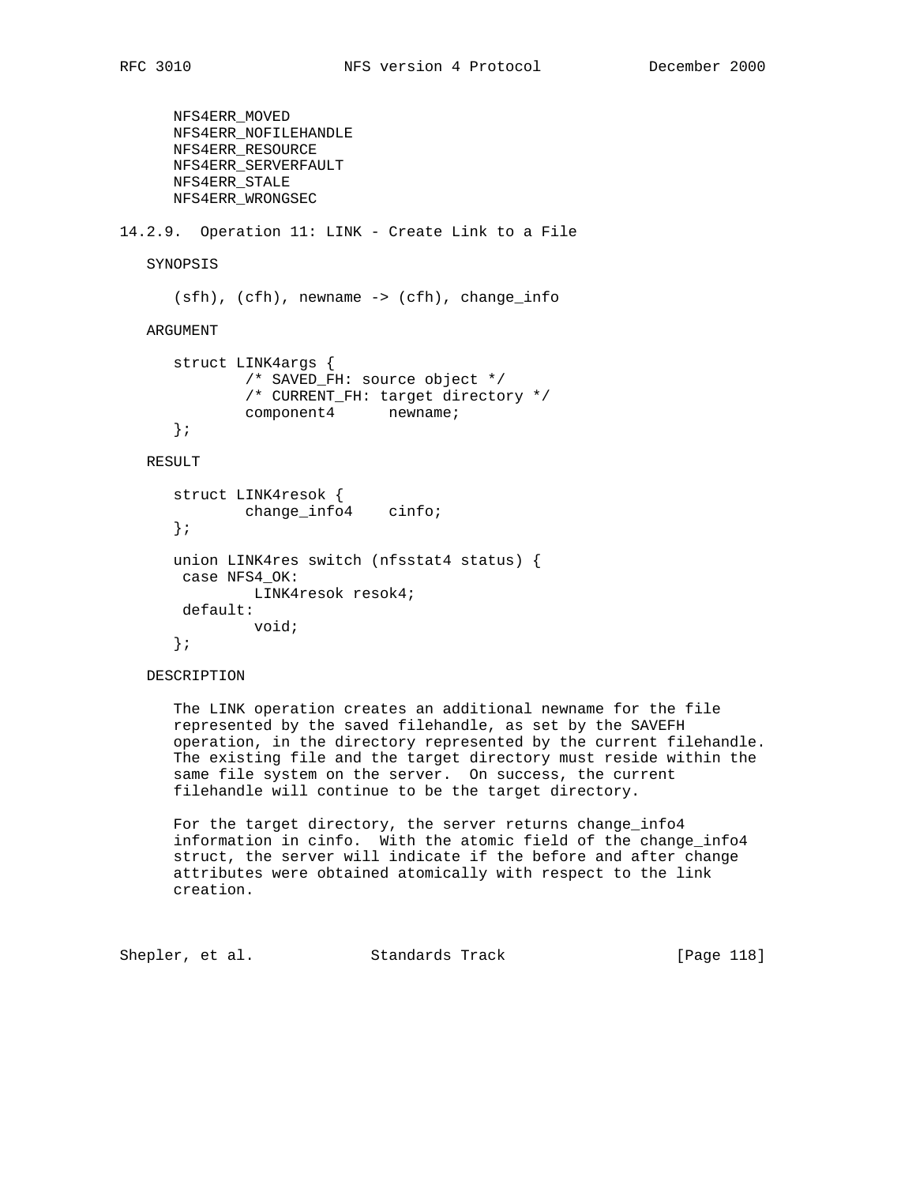NFS4ERR_MOVED
NFS4ERR_NOFILEHANDLE
NFS4ERR_RESOURCE
NFS4ERR_SERVERFAULT
NFS4ERR_STALE
NFS4ERR_WRONGSEC

### 14.2.9. Operation 11: LINK - Create Link to a File

SYNOPSIS

```
(sfh), (cfh), newname -> (cfh), change_info
```

ARGUMENT

```
struct LINK4args {
        /* SAVED_FH: source object */
        /* CURRENT_FH: target directory */
        component4      newname;
};
```

RESULT

```
struct LINK4resok {
        change_info4    cinfo;
};

union LINK4res switch (nfsstat4 status) {
 case NFS4_OK:
         LINK4resok resok4;
 default:
         void;
};
```

DESCRIPTION

The LINK operation creates an additional newname for the file represented by the saved filehandle, as set by the SAVEFH operation, in the directory represented by the current filehandle. The existing file and the target directory must reside within the same file system on the server. On success, the current filehandle will continue to be the target directory.

For the target directory, the server returns change_info4 information in cinfo. With the atomic field of the change_info4 struct, the server will indicate if the before and after change attributes were obtained atomically with respect to the link creation.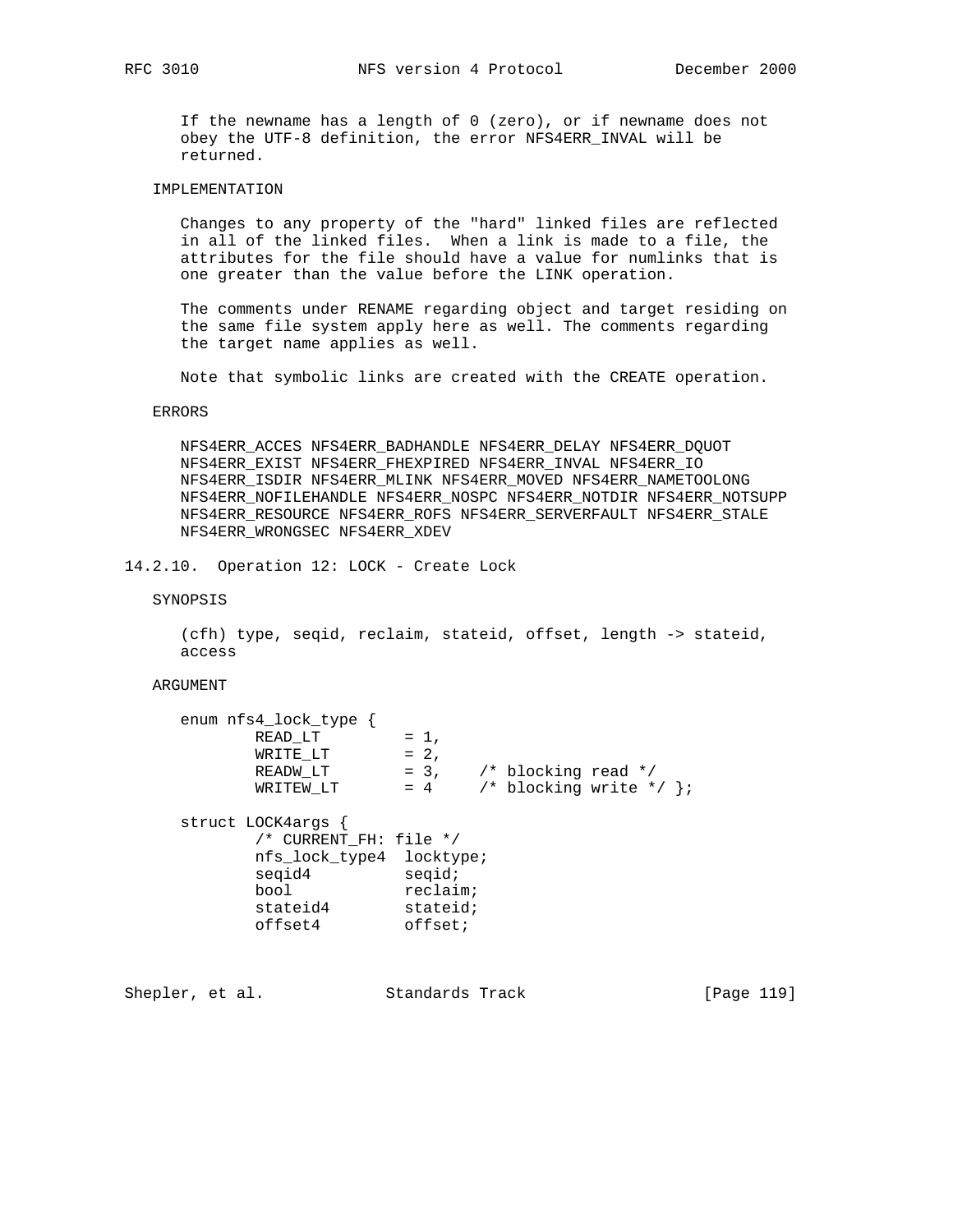If the newname has a length of 0 (zero), or if newname does not obey the UTF-8 definition, the error NFS4ERR_INVAL will be returned.

IMPLEMENTATION

Changes to any property of the "hard" linked files are reflected in all of the linked files. When a link is made to a file, the attributes for the file should have a value for numlinks that is one greater than the value before the LINK operation.

The comments under RENAME regarding object and target residing on the same file system apply here as well. The comments regarding the target name applies as well.

Note that symbolic links are created with the CREATE operation.

ERRORS

NFS4ERR_ACCES NFS4ERR_BADHANDLE NFS4ERR_DELAY NFS4ERR_DQUOT NFS4ERR_EXIST NFS4ERR_FHEXPIRED NFS4ERR_INVAL NFS4ERR_IO NFS4ERR_ISDIR NFS4ERR_MLINK NFS4ERR_MOVED NFS4ERR_NAMETOOLONG NFS4ERR_NOFILEHANDLE NFS4ERR_NOSPC NFS4ERR_NOTDIR NFS4ERR_NOTSUPP NFS4ERR_RESOURCE NFS4ERR_ROFS NFS4ERR_SERVERFAULT NFS4ERR_STALE NFS4ERR_WRONGSEC NFS4ERR_XDEV

## 14.2.10. Operation 12: LOCK - Create Lock

SYNOPSIS

(cfh) type, seqid, reclaim, stateid, offset, length -> stateid, access

ARGUMENT

```
enum nfs4_lock_type {
        READ_LT         = 1,
        WRITE_LT        = 2,
        READW_LT        = 3,    /* blocking read */
        WRITEW_LT       = 4     /* blocking write */ };

struct LOCK4args {
        /* CURRENT_FH: file */
        nfs_lock_type4  locktype;
        seqid4          seqid;
        bool            reclaim;
        stateid4        stateid;
        offset4         offset;
```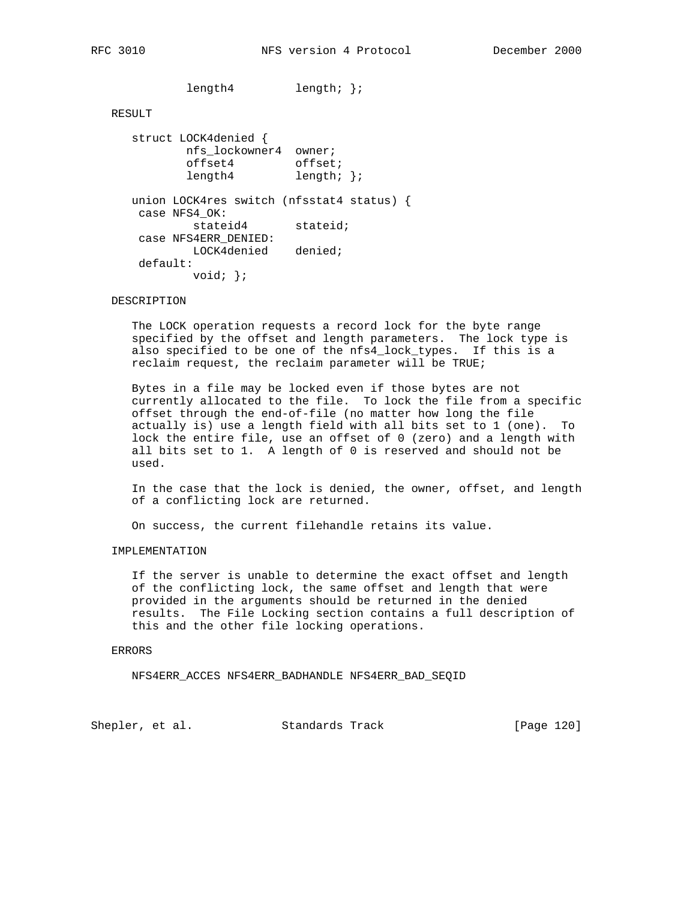```
            length4         length; };
```

RESULT

```
      struct LOCK4denied {
              nfs_lockowner4  owner;
              offset4         offset;
              length4         length; };

      union LOCK4res switch (nfsstat4 status) {
       case NFS4_OK:
               stateid4       stateid;
       case NFS4ERR_DENIED:
               LOCK4denied    denied;
       default:
               void; };
```

DESCRIPTION

The LOCK operation requests a record lock for the byte range specified by the offset and length parameters. The lock type is also specified to be one of the nfs4_lock_types. If this is a reclaim request, the reclaim parameter will be TRUE;

Bytes in a file may be locked even if those bytes are not currently allocated to the file. To lock the file from a specific offset through the end-of-file (no matter how long the file actually is) use a length field with all bits set to 1 (one). To lock the entire file, use an offset of 0 (zero) and a length with all bits set to 1. A length of 0 is reserved and should not be used.

In the case that the lock is denied, the owner, offset, and length of a conflicting lock are returned.

On success, the current filehandle retains its value.

IMPLEMENTATION

If the server is unable to determine the exact offset and length of the conflicting lock, the same offset and length that were provided in the arguments should be returned in the denied results. The File Locking section contains a full description of this and the other file locking operations.

ERRORS

NFS4ERR_ACCES NFS4ERR_BADHANDLE NFS4ERR_BAD_SEQID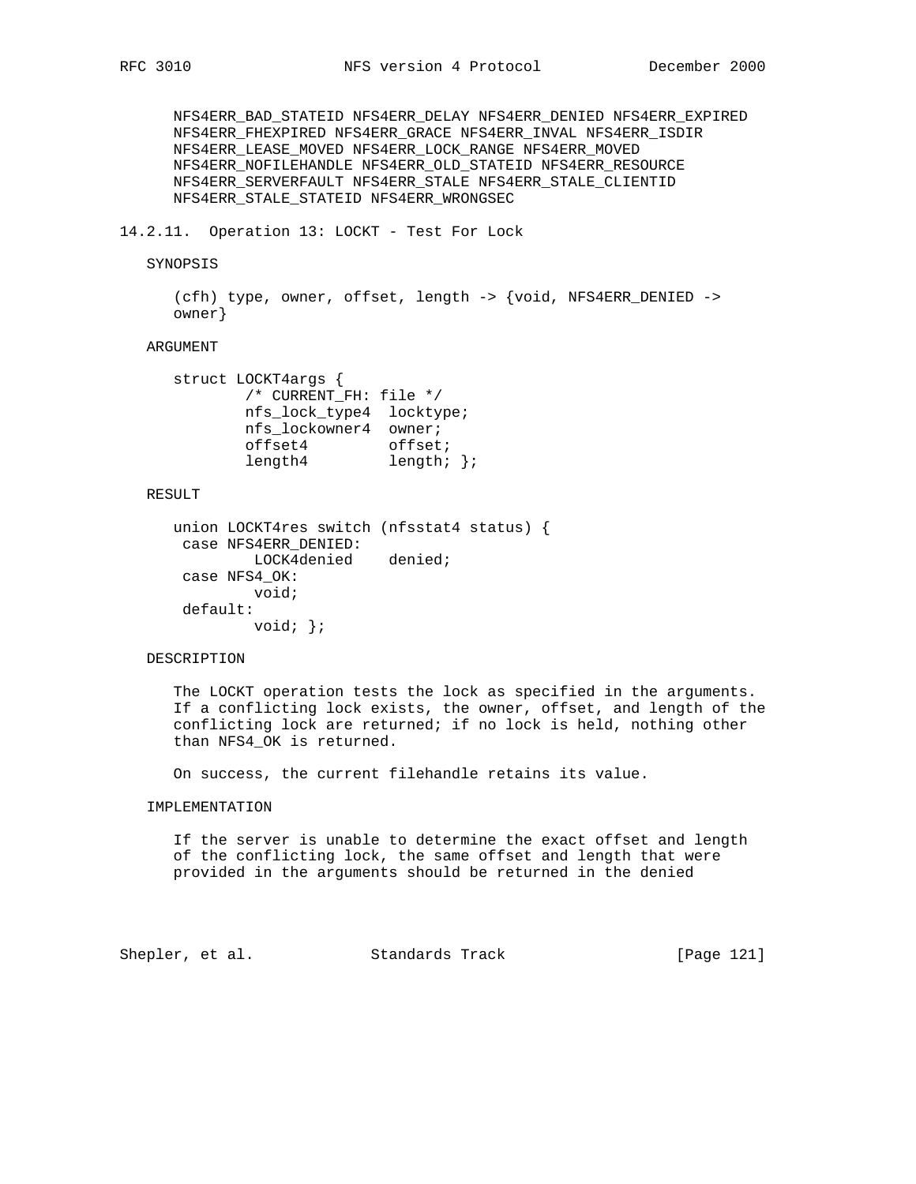NFS4ERR_BAD_STATEID NFS4ERR_DELAY NFS4ERR_DENIED NFS4ERR_EXPIRED
NFS4ERR_FHEXPIRED NFS4ERR_GRACE NFS4ERR_INVAL NFS4ERR_ISDIR
NFS4ERR_LEASE_MOVED NFS4ERR_LOCK_RANGE NFS4ERR_MOVED
NFS4ERR_NOFILEHANDLE NFS4ERR_OLD_STATEID NFS4ERR_RESOURCE
NFS4ERR_SERVERFAULT NFS4ERR_STALE NFS4ERR_STALE_CLIENTID
NFS4ERR_STALE_STATEID NFS4ERR_WRONGSEC

### 14.2.11. Operation 13: LOCKT - Test For Lock

SYNOPSIS

(cfh) type, owner, offset, length -> {void, NFS4ERR_DENIED -> owner}

ARGUMENT

```
struct LOCKT4args {
        /* CURRENT_FH: file */
        nfs_lock_type4  locktype;
        nfs_lockowner4  owner;
        offset4         offset;
        length4         length; };
```

RESULT

```
union LOCKT4res switch (nfsstat4 status) {
 case NFS4ERR_DENIED:
         LOCK4denied    denied;
 case NFS4_OK:
         void;
 default:
         void; };
```

DESCRIPTION

The LOCKT operation tests the lock as specified in the arguments. If a conflicting lock exists, the owner, offset, and length of the conflicting lock are returned; if no lock is held, nothing other than NFS4_OK is returned.

On success, the current filehandle retains its value.

IMPLEMENTATION

If the server is unable to determine the exact offset and length of the conflicting lock, the same offset and length that were provided in the arguments should be returned in the denied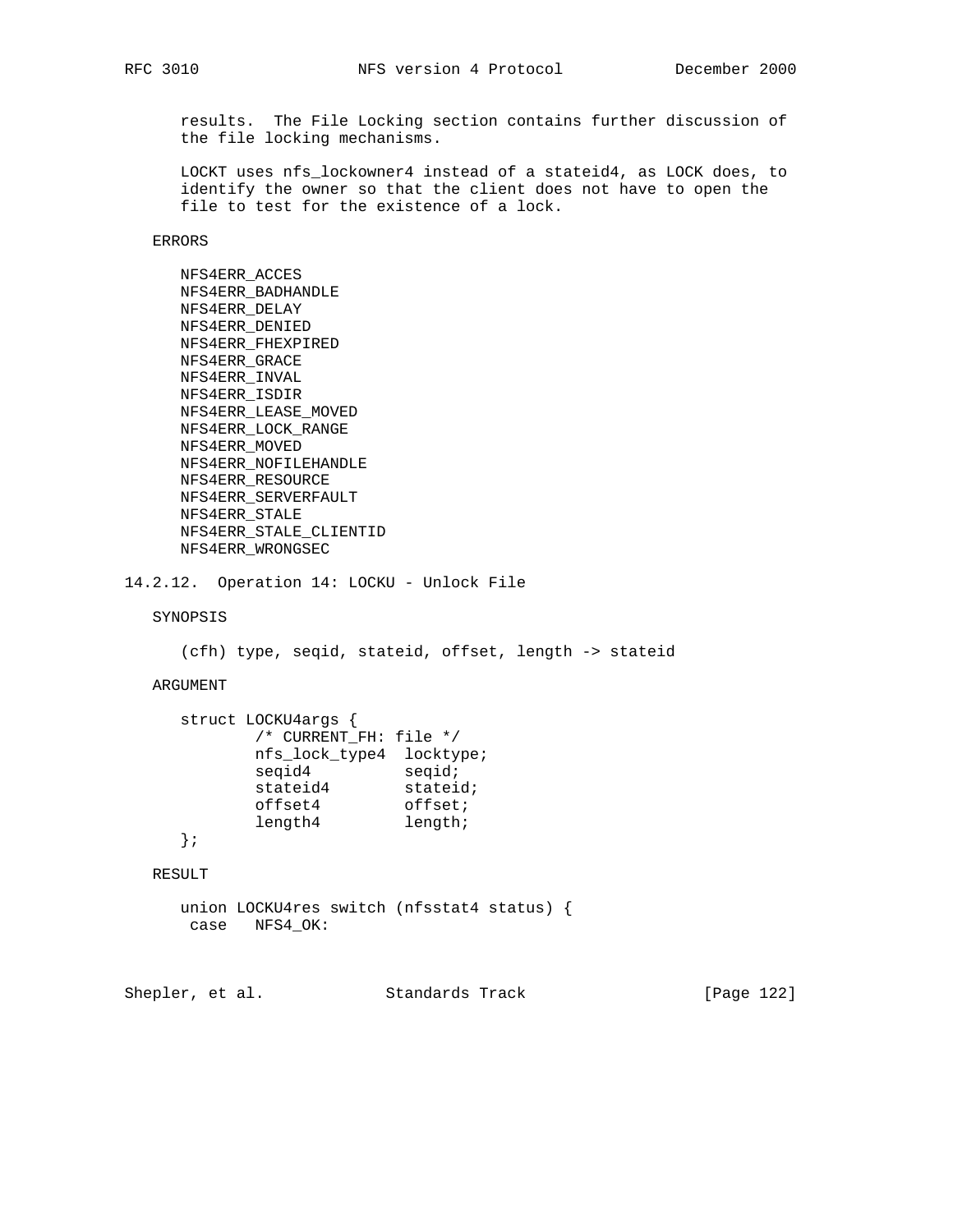results. The File Locking section contains further discussion of the file locking mechanisms.

LOCKT uses nfs_lockowner4 instead of a stateid4, as LOCK does, to identify the owner so that the client does not have to open the file to test for the existence of a lock.

ERRORS

NFS4ERR_ACCES
NFS4ERR_BADHANDLE
NFS4ERR_DELAY
NFS4ERR_DENIED
NFS4ERR_FHEXPIRED
NFS4ERR_GRACE
NFS4ERR_INVAL
NFS4ERR_ISDIR
NFS4ERR_LEASE_MOVED
NFS4ERR_LOCK_RANGE
NFS4ERR_MOVED
NFS4ERR_NOFILEHANDLE
NFS4ERR_RESOURCE
NFS4ERR_SERVERFAULT
NFS4ERR_STALE
NFS4ERR_STALE_CLIENTID
NFS4ERR_WRONGSEC

### 14.2.12. Operation 14: LOCKU - Unlock File

SYNOPSIS

(cfh) type, seqid, stateid, offset, length -> stateid

ARGUMENT

```
struct LOCKU4args {
        /* CURRENT_FH: file */
        nfs_lock_type4  locktype;
        seqid4          seqid;
        stateid4        stateid;
        offset4         offset;
        length4         length;
};
```

RESULT

```
union LOCKU4res switch (nfsstat4 status) {
 case   NFS4_OK:
```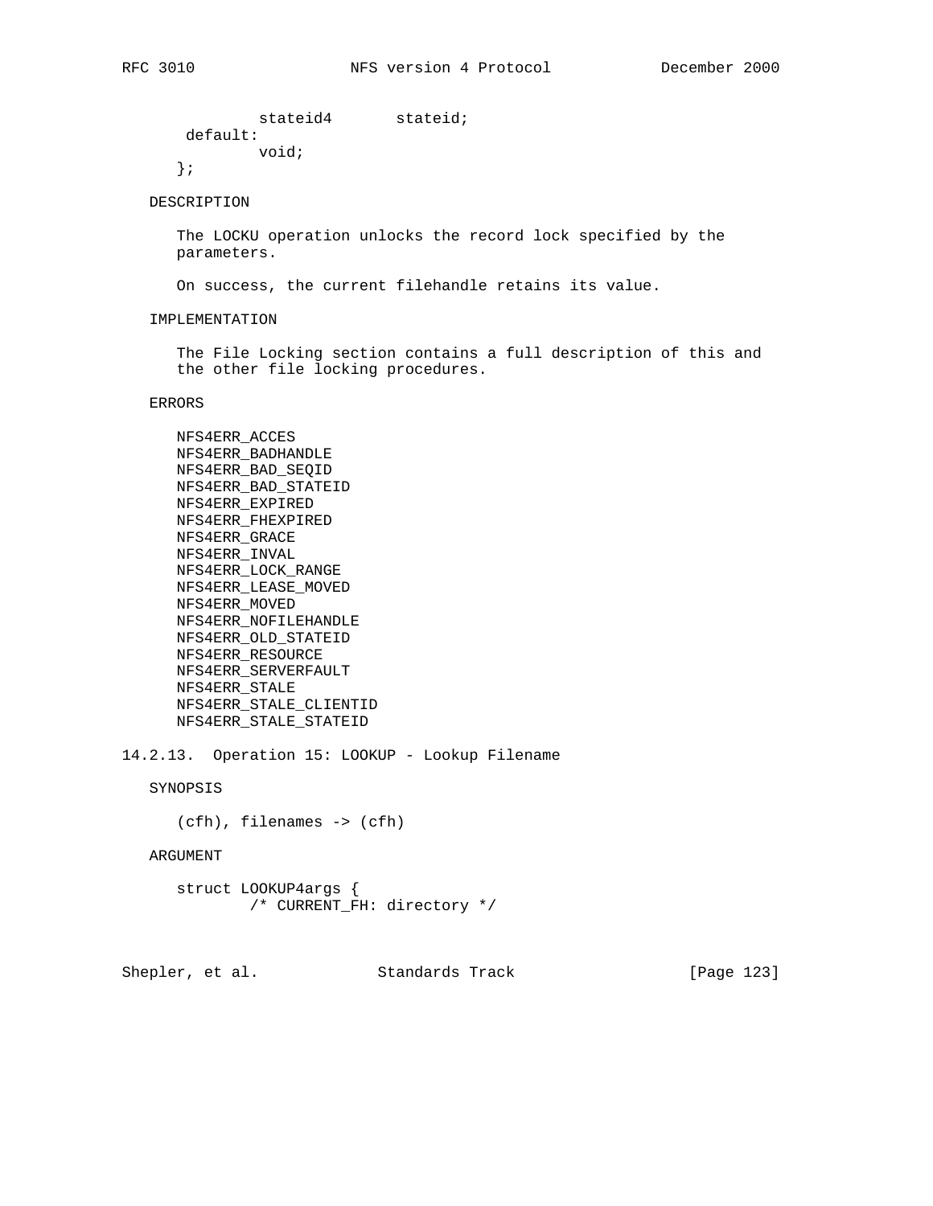```
                stateid4       stateid;
        default:
                void;
       };
```

DESCRIPTION

The LOCKU operation unlocks the record lock specified by the parameters.

On success, the current filehandle retains its value.

IMPLEMENTATION

The File Locking section contains a full description of this and the other file locking procedures.

ERRORS

NFS4ERR_ACCES
NFS4ERR_BADHANDLE
NFS4ERR_BAD_SEQID
NFS4ERR_BAD_STATEID
NFS4ERR_EXPIRED
NFS4ERR_FHEXPIRED
NFS4ERR_GRACE
NFS4ERR_INVAL
NFS4ERR_LOCK_RANGE
NFS4ERR_LEASE_MOVED
NFS4ERR_MOVED
NFS4ERR_NOFILEHANDLE
NFS4ERR_OLD_STATEID
NFS4ERR_RESOURCE
NFS4ERR_SERVERFAULT
NFS4ERR_STALE
NFS4ERR_STALE_CLIENTID
NFS4ERR_STALE_STATEID

### 14.2.13. Operation 15: LOOKUP - Lookup Filename

SYNOPSIS

(cfh), filenames -> (cfh)

ARGUMENT

```
       struct LOOKUP4args {
               /* CURRENT_FH: directory */
```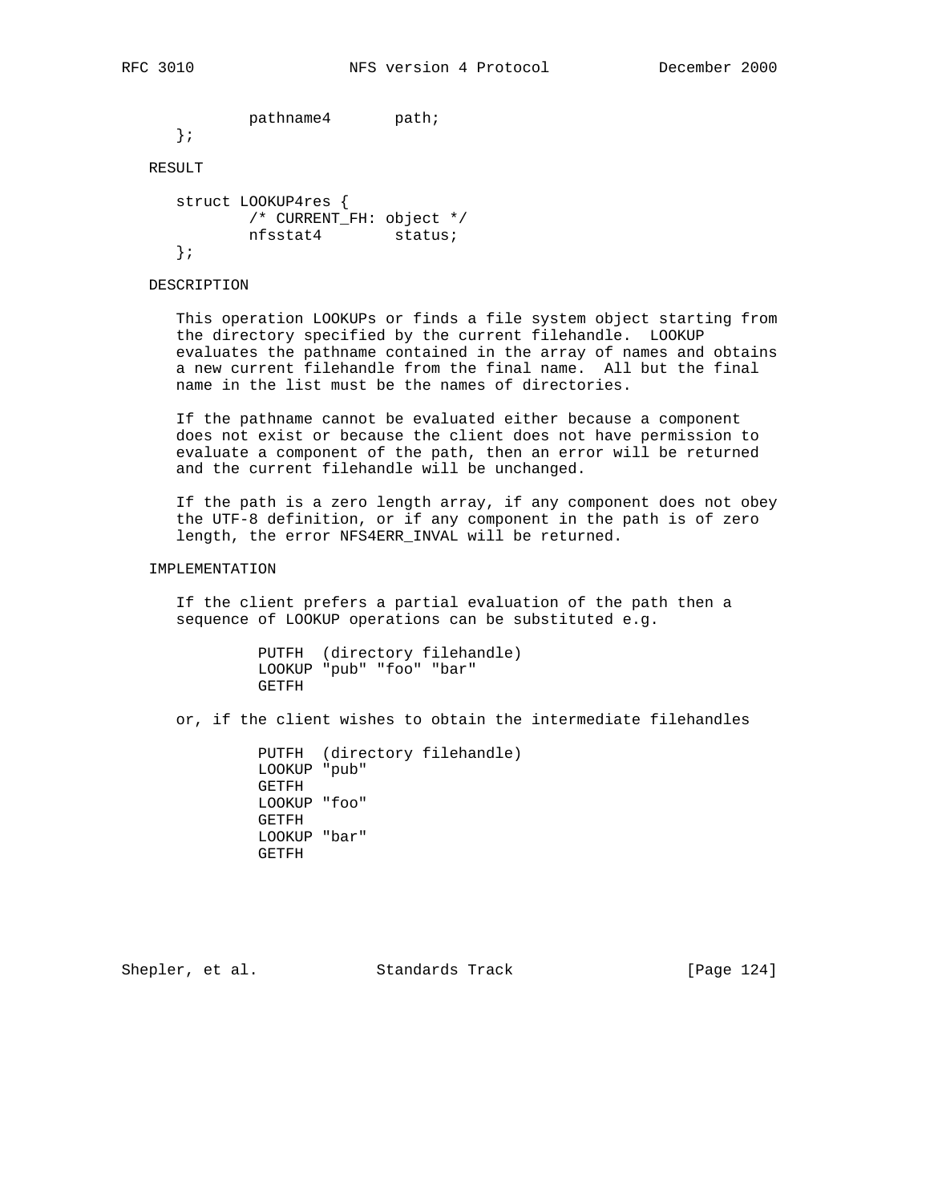```
           pathname4       path;
   };
```

RESULT

```
   struct LOOKUP4res {
           /* CURRENT_FH: object */
           nfsstat4        status;
   };
```

DESCRIPTION

This operation LOOKUPs or finds a file system object starting from the directory specified by the current filehandle. LOOKUP evaluates the pathname contained in the array of names and obtains a new current filehandle from the final name. All but the final name in the list must be the names of directories.

If the pathname cannot be evaluated either because a component does not exist or because the client does not have permission to evaluate a component of the path, then an error will be returned and the current filehandle will be unchanged.

If the path is a zero length array, if any component does not obey the UTF-8 definition, or if any component in the path is of zero length, the error NFS4ERR_INVAL will be returned.

IMPLEMENTATION

If the client prefers a partial evaluation of the path then a sequence of LOOKUP operations can be substituted e.g.

```
         PUTFH  (directory filehandle)
         LOOKUP "pub" "foo" "bar"
         GETFH
```

or, if the client wishes to obtain the intermediate filehandles

```
         PUTFH  (directory filehandle)
         LOOKUP "pub"
         GETFH
         LOOKUP "foo"
         GETFH
         LOOKUP "bar"
         GETFH
```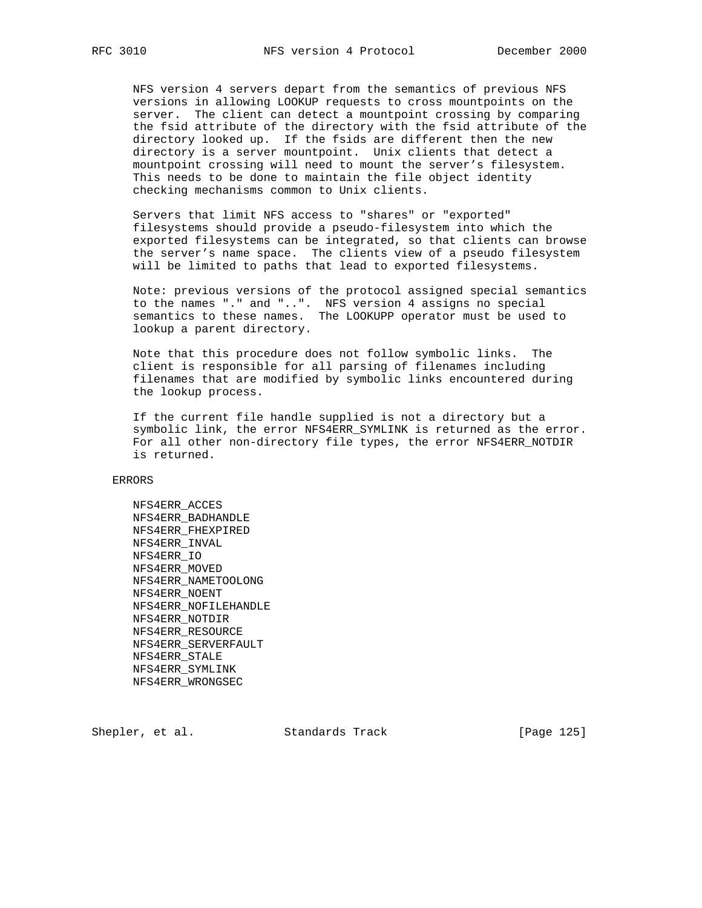NFS version 4 servers depart from the semantics of previous NFS versions in allowing LOOKUP requests to cross mountpoints on the server. The client can detect a mountpoint crossing by comparing the fsid attribute of the directory with the fsid attribute of the directory looked up. If the fsids are different then the new directory is a server mountpoint. Unix clients that detect a mountpoint crossing will need to mount the server's filesystem. This needs to be done to maintain the file object identity checking mechanisms common to Unix clients.

Servers that limit NFS access to "shares" or "exported" filesystems should provide a pseudo-filesystem into which the exported filesystems can be integrated, so that clients can browse the server's name space. The clients view of a pseudo filesystem will be limited to paths that lead to exported filesystems.

Note: previous versions of the protocol assigned special semantics to the names "." and "..". NFS version 4 assigns no special semantics to these names. The LOOKUPP operator must be used to lookup a parent directory.

Note that this procedure does not follow symbolic links. The client is responsible for all parsing of filenames including filenames that are modified by symbolic links encountered during the lookup process.

If the current file handle supplied is not a directory but a symbolic link, the error NFS4ERR_SYMLINK is returned as the error. For all other non-directory file types, the error NFS4ERR_NOTDIR is returned.

ERRORS

NFS4ERR_ACCES
NFS4ERR_BADHANDLE
NFS4ERR_FHEXPIRED
NFS4ERR_INVAL
NFS4ERR_IO
NFS4ERR_MOVED
NFS4ERR_NAMETOOLONG
NFS4ERR_NOENT
NFS4ERR_NOFILEHANDLE
NFS4ERR_NOTDIR
NFS4ERR_RESOURCE
NFS4ERR_SERVERFAULT
NFS4ERR_STALE
NFS4ERR_SYMLINK
NFS4ERR_WRONGSEC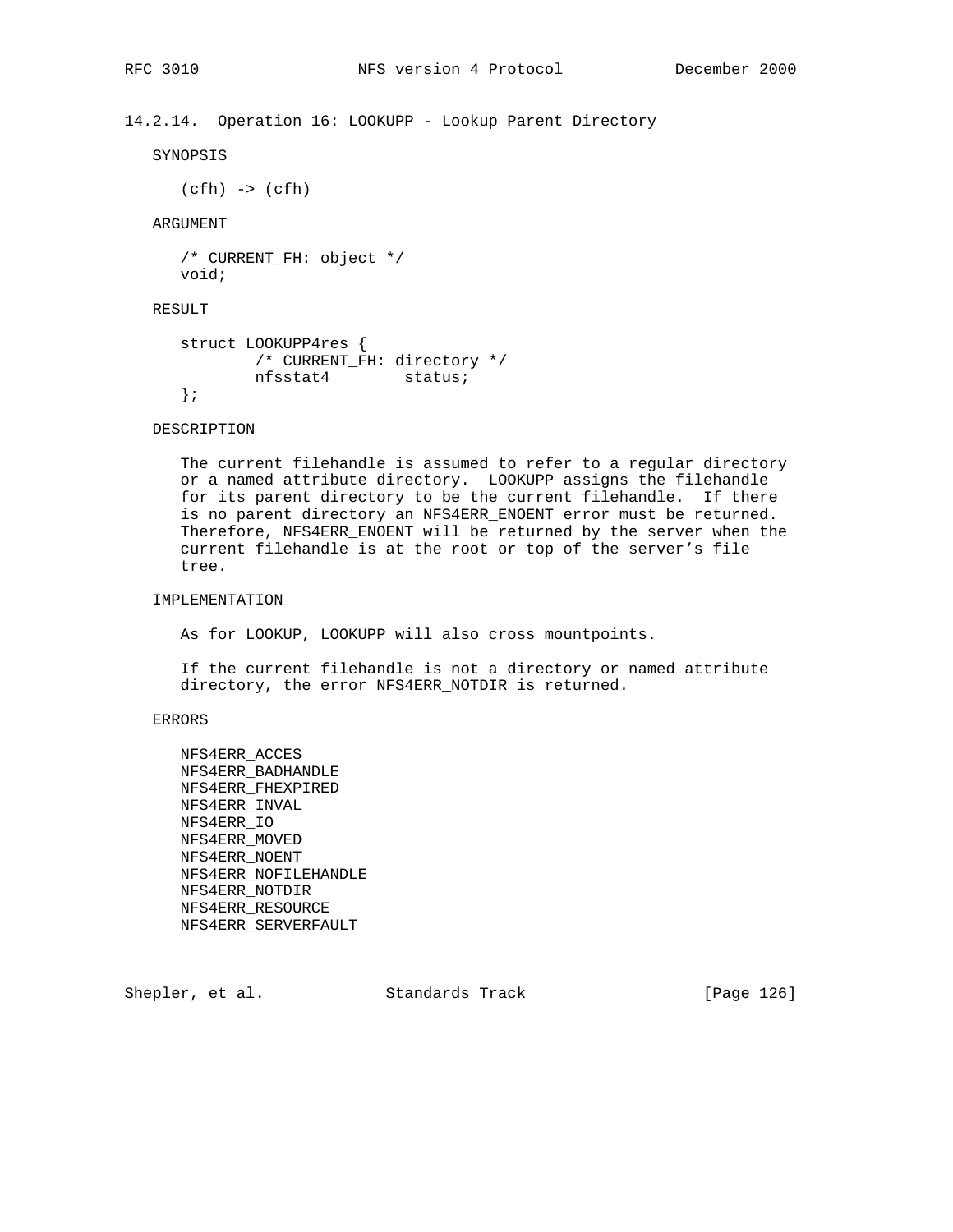### 14.2.14. Operation 16: LOOKUPP - Lookup Parent Directory

SYNOPSIS

```
(cfh) -> (cfh)
```

ARGUMENT

```
/* CURRENT_FH: object */
void;
```

RESULT

```
struct LOOKUPP4res {
        /* CURRENT_FH: directory */
        nfsstat4        status;
};
```

DESCRIPTION

The current filehandle is assumed to refer to a regular directory or a named attribute directory. LOOKUPP assigns the filehandle for its parent directory to be the current filehandle. If there is no parent directory an NFS4ERR_ENOENT error must be returned. Therefore, NFS4ERR_ENOENT will be returned by the server when the current filehandle is at the root or top of the server's file tree.

IMPLEMENTATION

As for LOOKUP, LOOKUPP will also cross mountpoints.

If the current filehandle is not a directory or named attribute directory, the error NFS4ERR_NOTDIR is returned.

ERRORS

NFS4ERR_ACCES
NFS4ERR_BADHANDLE
NFS4ERR_FHEXPIRED
NFS4ERR_INVAL
NFS4ERR_IO
NFS4ERR_MOVED
NFS4ERR_NOENT
NFS4ERR_NOFILEHANDLE
NFS4ERR_NOTDIR
NFS4ERR_RESOURCE
NFS4ERR_SERVERFAULT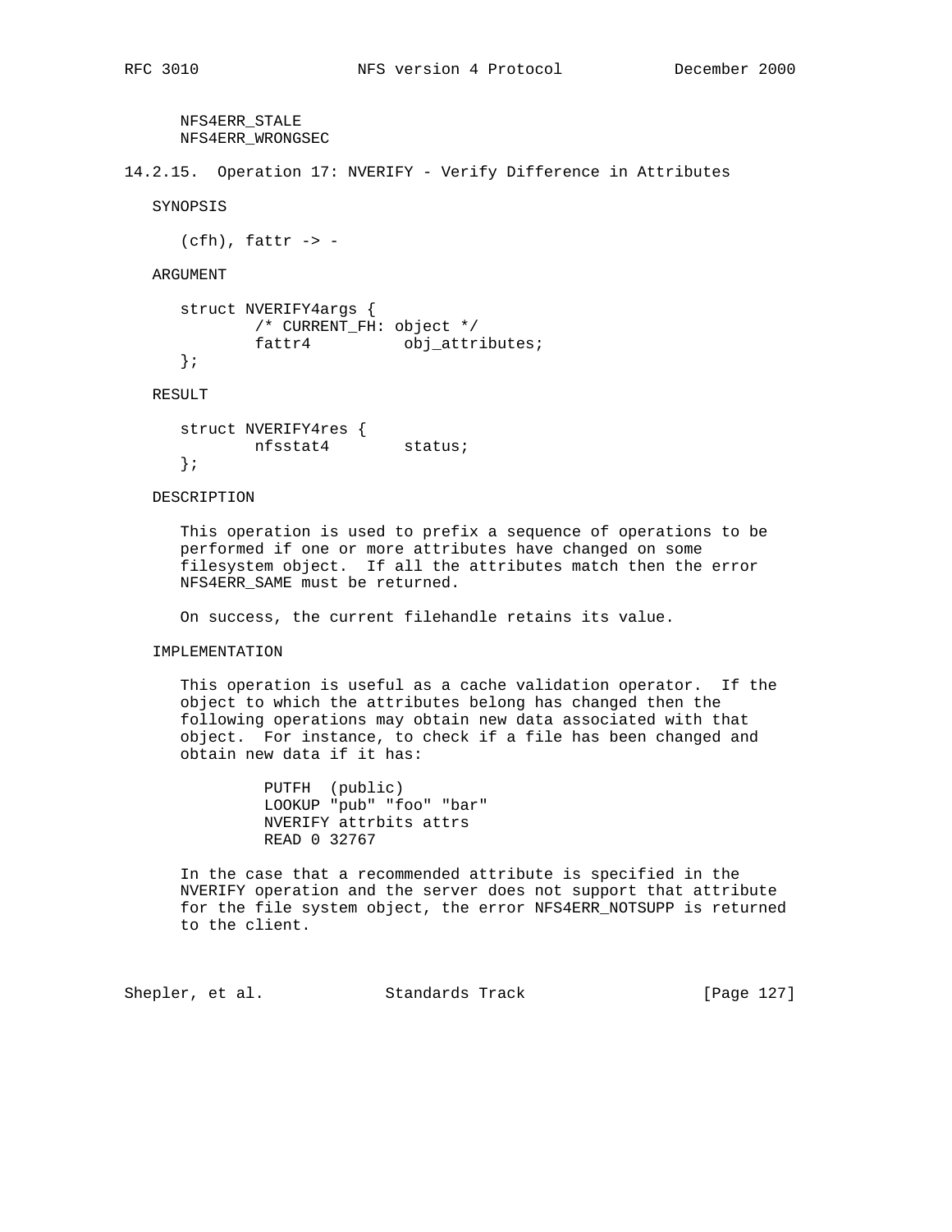NFS4ERR_STALE
NFS4ERR_WRONGSEC

### 14.2.15. Operation 17: NVERIFY - Verify Difference in Attributes

SYNOPSIS

```
(cfh), fattr -> -
```

ARGUMENT

```
struct NVERIFY4args {
        /* CURRENT_FH: object */
        fattr4          obj_attributes;
};
```

RESULT

```
struct NVERIFY4res {
        nfsstat4        status;
};
```

DESCRIPTION

This operation is used to prefix a sequence of operations to be performed if one or more attributes have changed on some filesystem object. If all the attributes match then the error NFS4ERR_SAME must be returned.

On success, the current filehandle retains its value.

IMPLEMENTATION

This operation is useful as a cache validation operator. If the object to which the attributes belong has changed then the following operations may obtain new data associated with that object. For instance, to check if a file has been changed and obtain new data if it has:

```
PUTFH  (public)
LOOKUP "pub" "foo" "bar"
NVERIFY attrbits attrs
READ 0 32767
```

In the case that a recommended attribute is specified in the NVERIFY operation and the server does not support that attribute for the file system object, the error NFS4ERR_NOTSUPP is returned to the client.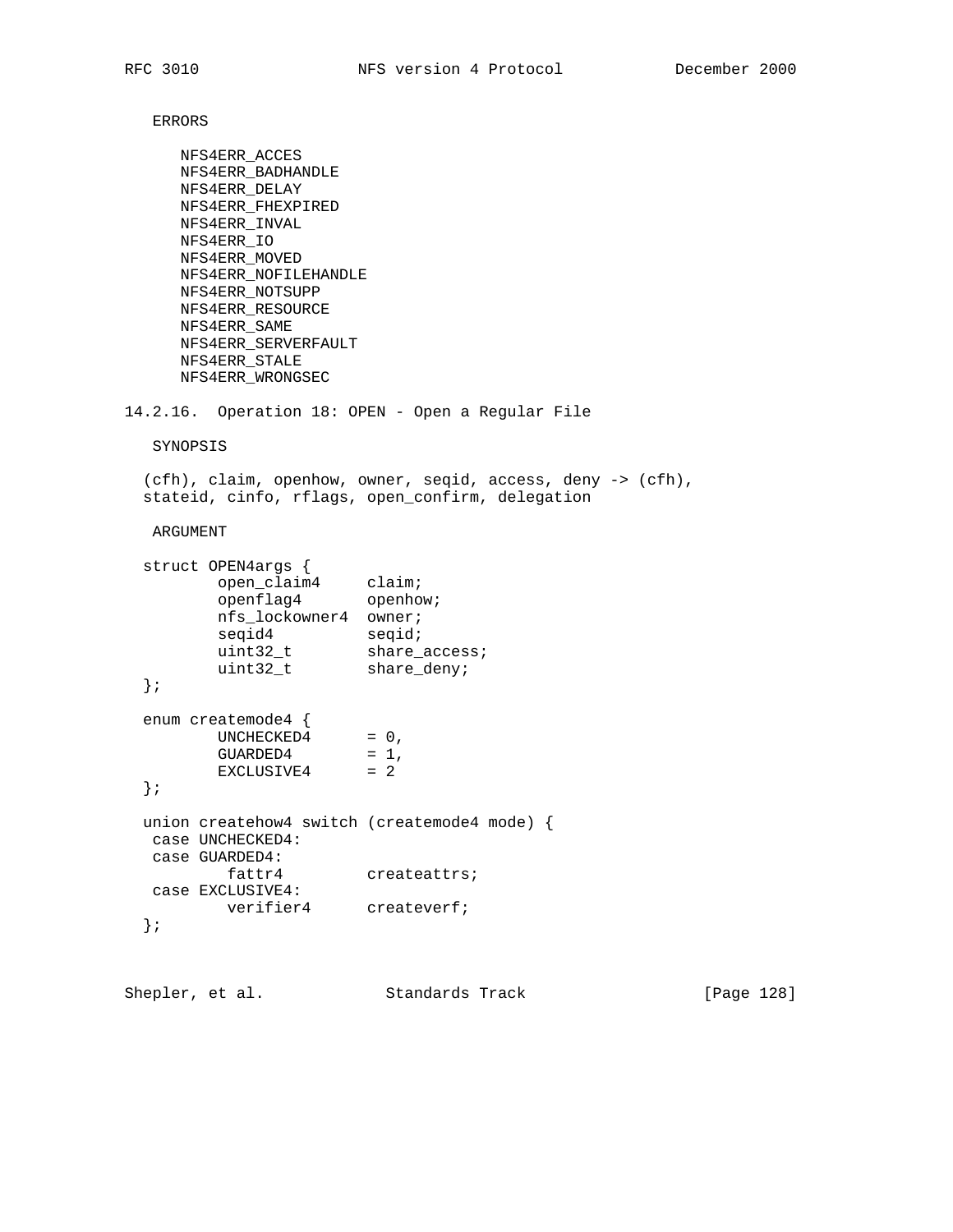ERRORS

NFS4ERR_ACCES
NFS4ERR_BADHANDLE
NFS4ERR_DELAY
NFS4ERR_FHEXPIRED
NFS4ERR_INVAL
NFS4ERR_IO
NFS4ERR_MOVED
NFS4ERR_NOFILEHANDLE
NFS4ERR_NOTSUPP
NFS4ERR_RESOURCE
NFS4ERR_SAME
NFS4ERR_SERVERFAULT
NFS4ERR_STALE
NFS4ERR_WRONGSEC

### 14.2.16. Operation 18: OPEN - Open a Regular File

SYNOPSIS

```
(cfh), claim, openhow, owner, seqid, access, deny -> (cfh),
stateid, cinfo, rflags, open_confirm, delegation
```

ARGUMENT

```
struct OPEN4args {
        open_claim4     claim;
        openflag4       openhow;
        nfs_lockowner4  owner;
        seqid4          seqid;
        uint32_t        share_access;
        uint32_t        share_deny;
};

enum createmode4 {
        UNCHECKED4      = 0,
        GUARDED4        = 1,
        EXCLUSIVE4      = 2
};

union createhow4 switch (createmode4 mode) {
 case UNCHECKED4:
 case GUARDED4:
         fattr4         createattrs;
 case EXCLUSIVE4:
         verifier4      createverf;
};
```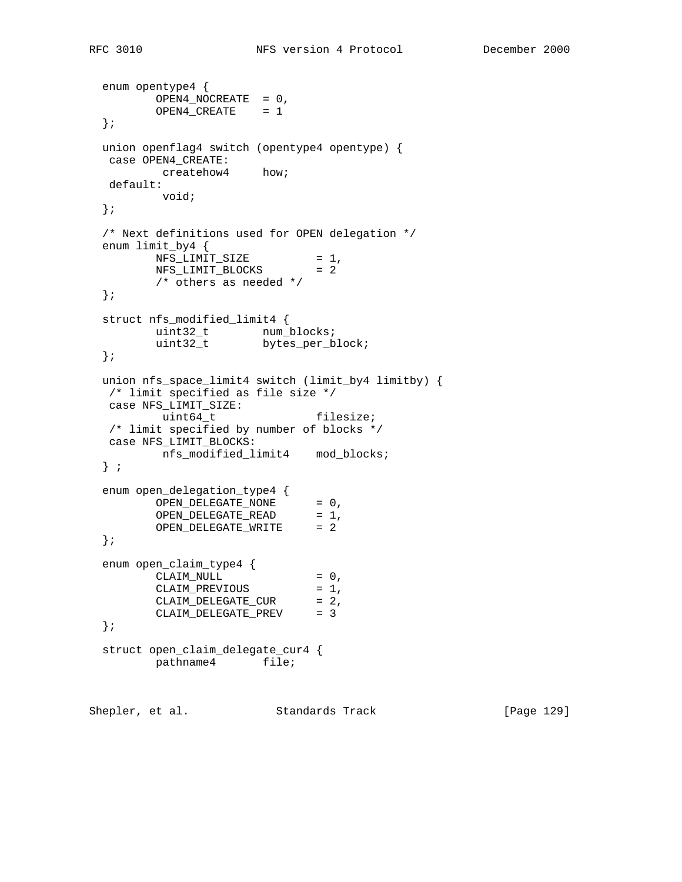```
   enum opentype4 {
           OPEN4_NOCREATE  = 0,
           OPEN4_CREATE    = 1
   };

   union openflag4 switch (opentype4 opentype) {
    case OPEN4_CREATE:
            createhow4     how;
    default:
            void;
   };

   /* Next definitions used for OPEN delegation */
   enum limit_by4 {
           NFS_LIMIT_SIZE          = 1,
           NFS_LIMIT_BLOCKS        = 2
           /* others as needed */
   };

   struct nfs_modified_limit4 {
           uint32_t        num_blocks;
           uint32_t        bytes_per_block;
   };

   union nfs_space_limit4 switch (limit_by4 limitby) {
    /* limit specified as file size */
    case NFS_LIMIT_SIZE:
            uint64_t               filesize;
    /* limit specified by number of blocks */
    case NFS_LIMIT_BLOCKS:
            nfs_modified_limit4    mod_blocks;
   } ;

   enum open_delegation_type4 {
           OPEN_DELEGATE_NONE      = 0,
           OPEN_DELEGATE_READ      = 1,
           OPEN_DELEGATE_WRITE     = 2
   };

   enum open_claim_type4 {
           CLAIM_NULL              = 0,
           CLAIM_PREVIOUS          = 1,
           CLAIM_DELEGATE_CUR      = 2,
           CLAIM_DELEGATE_PREV     = 3
   };

   struct open_claim_delegate_cur4 {
           pathname4       file;
```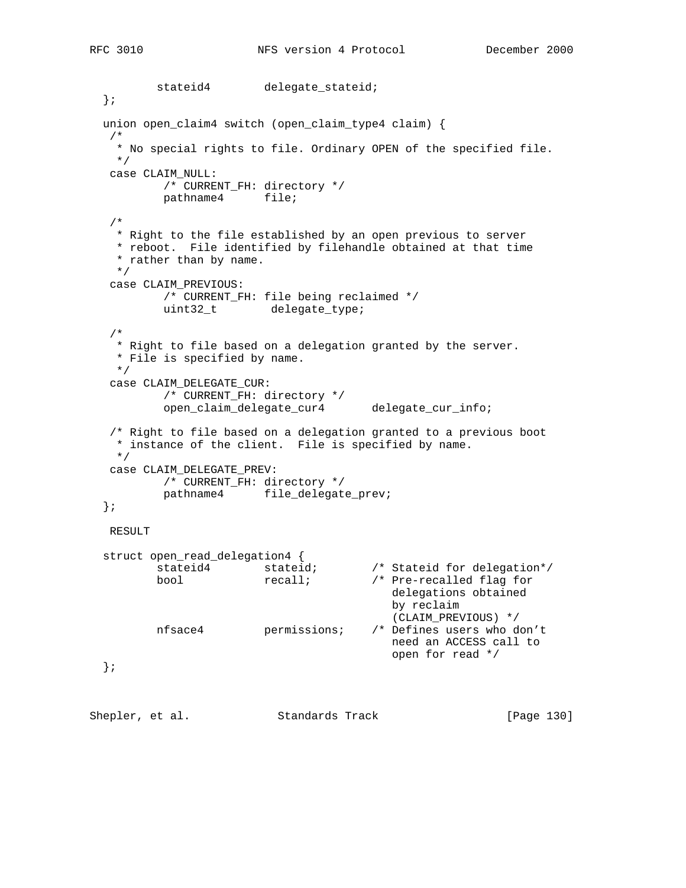```
           stateid4        delegate_stateid;
   };

   union open_claim4 switch (open_claim_type4 claim) {
    /*
     * No special rights to file. Ordinary OPEN of the specified file.
     */
    case CLAIM_NULL:
            /* CURRENT_FH: directory */
            pathname4      file;

    /*
     * Right to the file established by an open previous to server
     * reboot.  File identified by filehandle obtained at that time
     * rather than by name.
     */
    case CLAIM_PREVIOUS:
            /* CURRENT_FH: file being reclaimed */
            uint32_t        delegate_type;

    /*
     * Right to file based on a delegation granted by the server.
     * File is specified by name.
     */
    case CLAIM_DELEGATE_CUR:
            /* CURRENT_FH: directory */
            open_claim_delegate_cur4       delegate_cur_info;

    /* Right to file based on a delegation granted to a previous boot
     * instance of the client.  File is specified by name.
     */
    case CLAIM_DELEGATE_PREV:
            /* CURRENT_FH: directory */
            pathname4      file_delegate_prev;
   };

    RESULT

   struct open_read_delegation4 {
           stateid4        stateid;        /* Stateid for delegation*/
           bool            recall;         /* Pre-recalled flag for
                                              delegations obtained
                                              by reclaim
                                              (CLAIM_PREVIOUS) */
           nfsace4         permissions;    /* Defines users who don't
                                              need an ACCESS call to
                                              open for read */
   };
```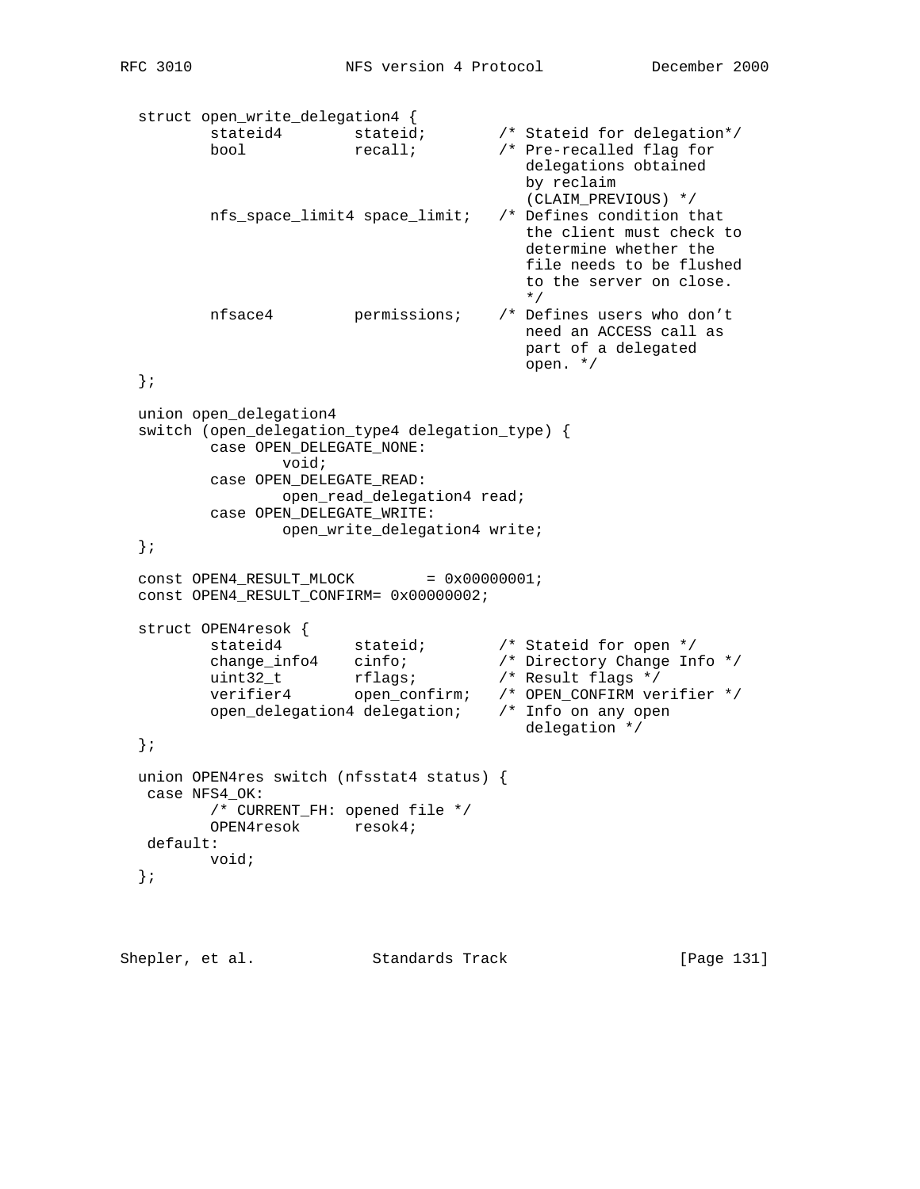```
struct open_write_delegation4 {
        stateid4       stateid;        /* Stateid for delegation*/
        bool           recall;         /* Pre-recalled flag for
                                          delegations obtained
                                          by reclaim
                                          (CLAIM_PREVIOUS) */
        nfs_space_limit4 space_limit;  /* Defines condition that
                                          the client must check to
                                          determine whether the
                                          file needs to be flushed
                                          to the server on close.
                                          */
        nfsace4        permissions;    /* Defines users who don't
                                          need an ACCESS call as
                                          part of a delegated
                                          open. */
};

union open_delegation4
switch (open_delegation_type4 delegation_type) {
        case OPEN_DELEGATE_NONE:
                void;
        case OPEN_DELEGATE_READ:
                open_read_delegation4 read;
        case OPEN_DELEGATE_WRITE:
                open_write_delegation4 write;
};

const OPEN4_RESULT_MLOCK        = 0x00000001;
const OPEN4_RESULT_CONFIRM= 0x00000002;

struct OPEN4resok {
        stateid4        stateid;        /* Stateid for open */
        change_info4    cinfo;          /* Directory Change Info */
        uint32_t        rflags;         /* Result flags */
        verifier4       open_confirm;   /* OPEN_CONFIRM verifier */
        open_delegation4 delegation;    /* Info on any open
                                           delegation */
};

union OPEN4res switch (nfsstat4 status) {
 case NFS4_OK:
        /* CURRENT_FH: opened file */
        OPEN4resok      resok4;
 default:
        void;
};
```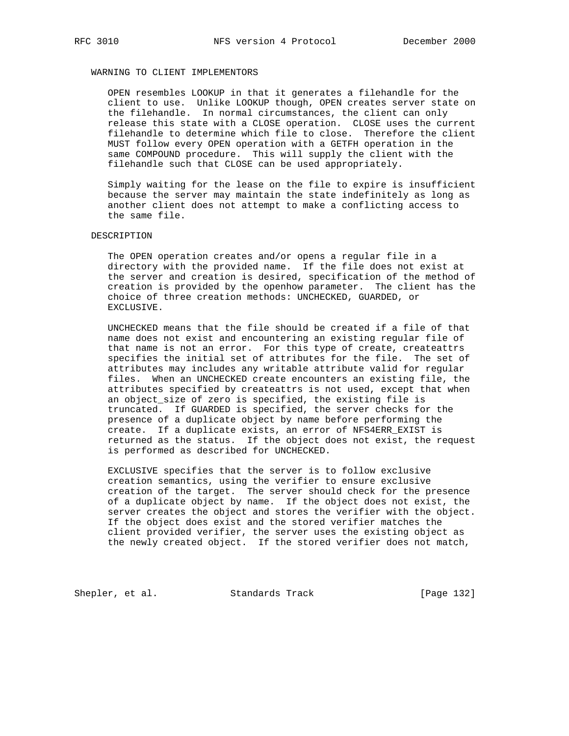WARNING TO CLIENT IMPLEMENTORS

OPEN resembles LOOKUP in that it generates a filehandle for the client to use. Unlike LOOKUP though, OPEN creates server state on the filehandle. In normal circumstances, the client can only release this state with a CLOSE operation. CLOSE uses the current filehandle to determine which file to close. Therefore the client MUST follow every OPEN operation with a GETFH operation in the same COMPOUND procedure. This will supply the client with the filehandle such that CLOSE can be used appropriately.

Simply waiting for the lease on the file to expire is insufficient because the server may maintain the state indefinitely as long as another client does not attempt to make a conflicting access to the same file.

DESCRIPTION

The OPEN operation creates and/or opens a regular file in a directory with the provided name. If the file does not exist at the server and creation is desired, specification of the method of creation is provided by the openhow parameter. The client has the choice of three creation methods: UNCHECKED, GUARDED, or EXCLUSIVE.

UNCHECKED means that the file should be created if a file of that name does not exist and encountering an existing regular file of that name is not an error. For this type of create, createattrs specifies the initial set of attributes for the file. The set of attributes may includes any writable attribute valid for regular files. When an UNCHECKED create encounters an existing file, the attributes specified by createattrs is not used, except that when an object_size of zero is specified, the existing file is truncated. If GUARDED is specified, the server checks for the presence of a duplicate object by name before performing the create. If a duplicate exists, an error of NFS4ERR_EXIST is returned as the status. If the object does not exist, the request is performed as described for UNCHECKED.

EXCLUSIVE specifies that the server is to follow exclusive creation semantics, using the verifier to ensure exclusive creation of the target. The server should check for the presence of a duplicate object by name. If the object does not exist, the server creates the object and stores the verifier with the object. If the object does exist and the stored verifier matches the client provided verifier, the server uses the existing object as the newly created object. If the stored verifier does not match,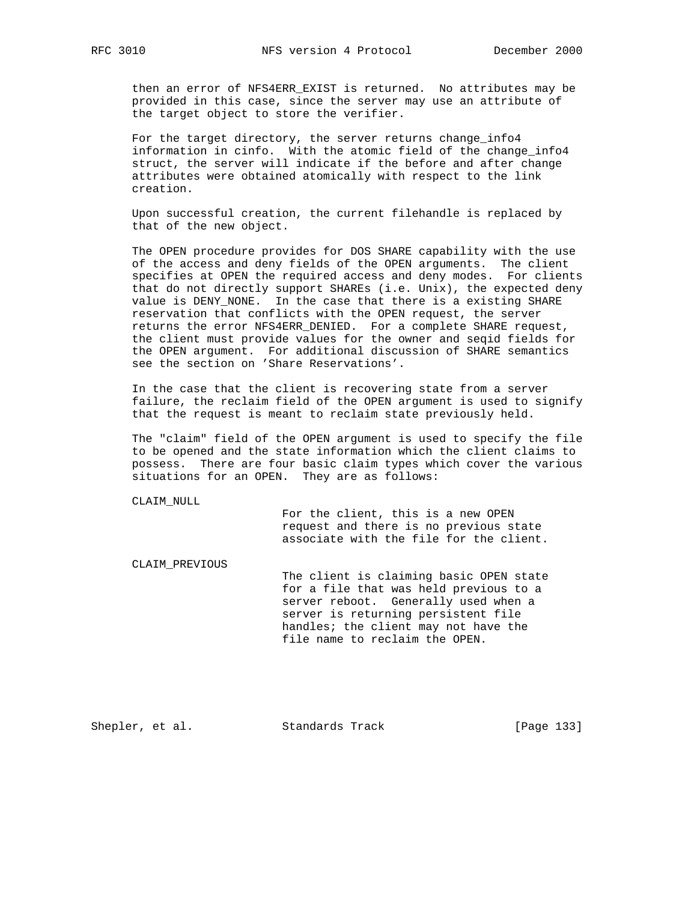then an error of NFS4ERR_EXIST is returned. No attributes may be provided in this case, since the server may use an attribute of the target object to store the verifier.

For the target directory, the server returns change_info4 information in cinfo. With the atomic field of the change_info4 struct, the server will indicate if the before and after change attributes were obtained atomically with respect to the link creation.

Upon successful creation, the current filehandle is replaced by that of the new object.

The OPEN procedure provides for DOS SHARE capability with the use of the access and deny fields of the OPEN arguments. The client specifies at OPEN the required access and deny modes. For clients that do not directly support SHAREs (i.e. Unix), the expected deny value is DENY_NONE. In the case that there is a existing SHARE reservation that conflicts with the OPEN request, the server returns the error NFS4ERR_DENIED. For a complete SHARE request, the client must provide values for the owner and seqid fields for the OPEN argument. For additional discussion of SHARE semantics see the section on 'Share Reservations'.

In the case that the client is recovering state from a server failure, the reclaim field of the OPEN argument is used to signify that the request is meant to reclaim state previously held.

The "claim" field of the OPEN argument is used to specify the file to be opened and the state information which the client claims to possess. There are four basic claim types which cover the various situations for an OPEN. They are as follows:

CLAIM_NULL
: For the client, this is a new OPEN request and there is no previous state associate with the file for the client.

CLAIM_PREVIOUS
: The client is claiming basic OPEN state for a file that was held previous to a server reboot. Generally used when a server is returning persistent file handles; the client may not have the file name to reclaim the OPEN.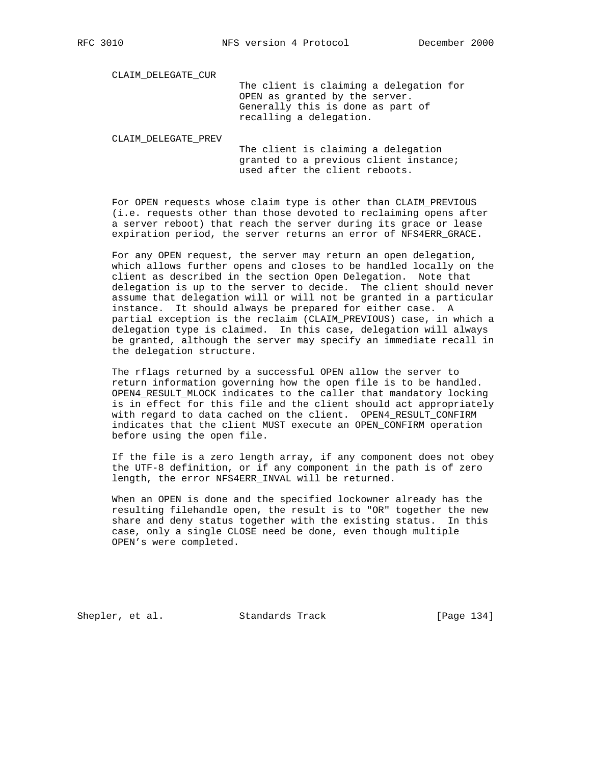CLAIM_DELEGATE_CUR

The client is claiming a delegation for OPEN as granted by the server. Generally this is done as part of recalling a delegation.

CLAIM_DELEGATE_PREV

The client is claiming a delegation granted to a previous client instance; used after the client reboots.

For OPEN requests whose claim type is other than CLAIM_PREVIOUS (i.e. requests other than those devoted to reclaiming opens after a server reboot) that reach the server during its grace or lease expiration period, the server returns an error of NFS4ERR_GRACE.

For any OPEN request, the server may return an open delegation, which allows further opens and closes to be handled locally on the client as described in the section Open Delegation. Note that delegation is up to the server to decide. The client should never assume that delegation will or will not be granted in a particular instance. It should always be prepared for either case. A partial exception is the reclaim (CLAIM_PREVIOUS) case, in which a delegation type is claimed. In this case, delegation will always be granted, although the server may specify an immediate recall in the delegation structure.

The rflags returned by a successful OPEN allow the server to return information governing how the open file is to be handled. OPEN4_RESULT_MLOCK indicates to the caller that mandatory locking is in effect for this file and the client should act appropriately with regard to data cached on the client. OPEN4_RESULT_CONFIRM indicates that the client MUST execute an OPEN_CONFIRM operation before using the open file.

If the file is a zero length array, if any component does not obey the UTF-8 definition, or if any component in the path is of zero length, the error NFS4ERR_INVAL will be returned.

When an OPEN is done and the specified lockowner already has the resulting filehandle open, the result is to "OR" together the new share and deny status together with the existing status. In this case, only a single CLOSE need be done, even though multiple OPEN's were completed.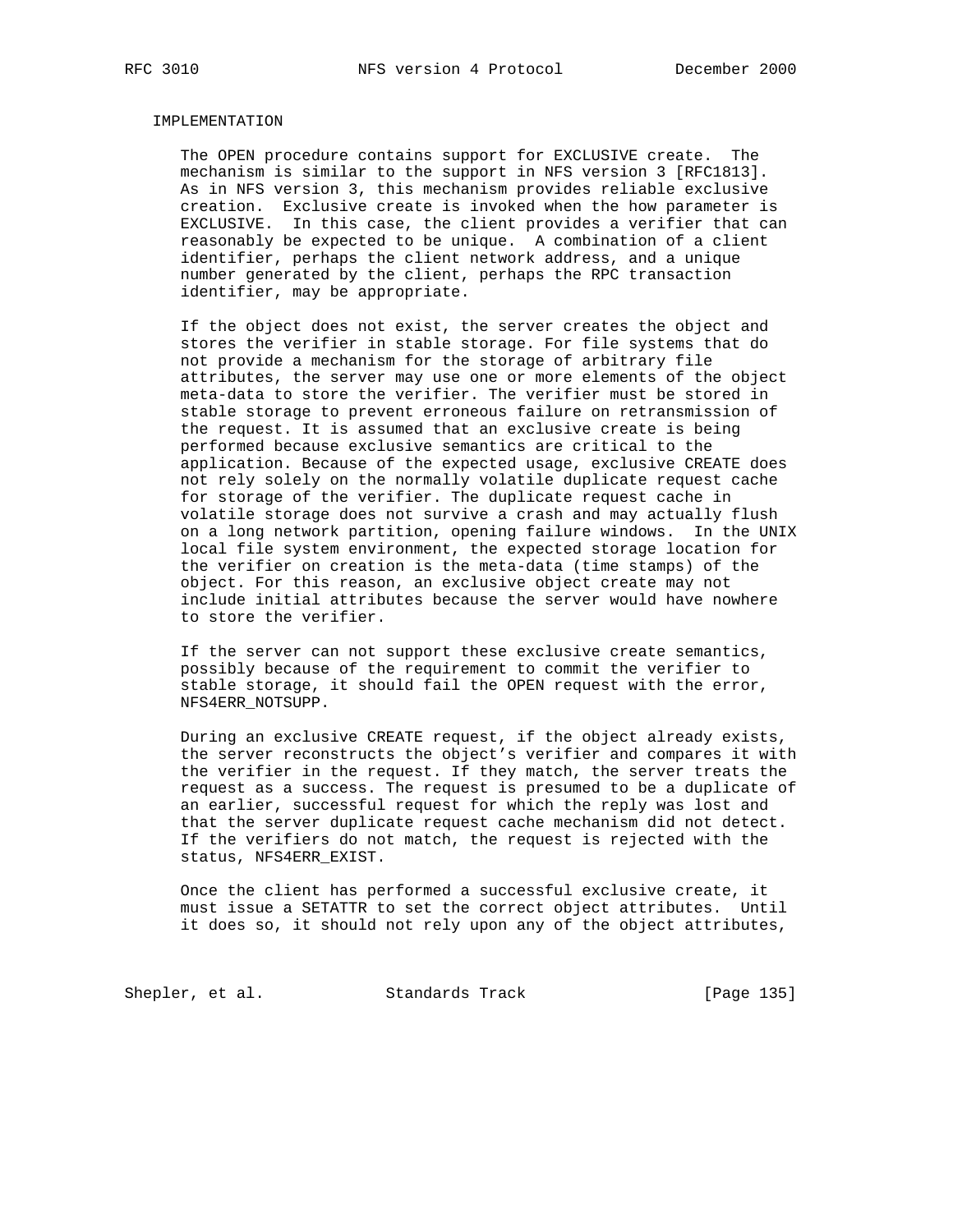IMPLEMENTATION

The OPEN procedure contains support for EXCLUSIVE create. The mechanism is similar to the support in NFS version 3 [RFC1813]. As in NFS version 3, this mechanism provides reliable exclusive creation. Exclusive create is invoked when the how parameter is EXCLUSIVE. In this case, the client provides a verifier that can reasonably be expected to be unique. A combination of a client identifier, perhaps the client network address, and a unique number generated by the client, perhaps the RPC transaction identifier, may be appropriate.

If the object does not exist, the server creates the object and stores the verifier in stable storage. For file systems that do not provide a mechanism for the storage of arbitrary file attributes, the server may use one or more elements of the object meta-data to store the verifier. The verifier must be stored in stable storage to prevent erroneous failure on retransmission of the request. It is assumed that an exclusive create is being performed because exclusive semantics are critical to the application. Because of the expected usage, exclusive CREATE does not rely solely on the normally volatile duplicate request cache for storage of the verifier. The duplicate request cache in volatile storage does not survive a crash and may actually flush on a long network partition, opening failure windows. In the UNIX local file system environment, the expected storage location for the verifier on creation is the meta-data (time stamps) of the object. For this reason, an exclusive object create may not include initial attributes because the server would have nowhere to store the verifier.

If the server can not support these exclusive create semantics, possibly because of the requirement to commit the verifier to stable storage, it should fail the OPEN request with the error, NFS4ERR_NOTSUPP.

During an exclusive CREATE request, if the object already exists, the server reconstructs the object's verifier and compares it with the verifier in the request. If they match, the server treats the request as a success. The request is presumed to be a duplicate of an earlier, successful request for which the reply was lost and that the server duplicate request cache mechanism did not detect. If the verifiers do not match, the request is rejected with the status, NFS4ERR_EXIST.

Once the client has performed a successful exclusive create, it must issue a SETATTR to set the correct object attributes. Until it does so, it should not rely upon any of the object attributes,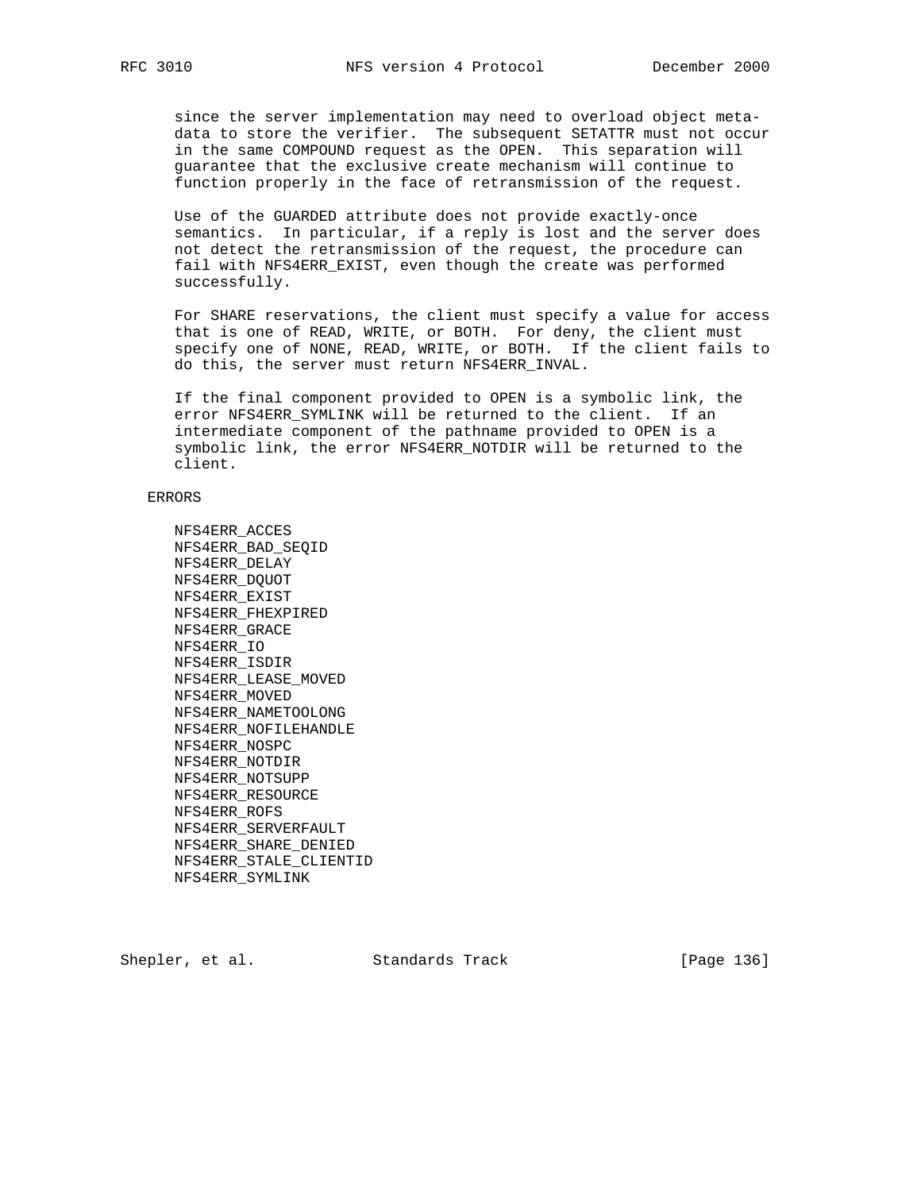since the server implementation may need to overload object meta-data to store the verifier. The subsequent SETATTR must not occur in the same COMPOUND request as the OPEN. This separation will guarantee that the exclusive create mechanism will continue to function properly in the face of retransmission of the request.

Use of the GUARDED attribute does not provide exactly-once semantics. In particular, if a reply is lost and the server does not detect the retransmission of the request, the procedure can fail with NFS4ERR_EXIST, even though the create was performed successfully.

For SHARE reservations, the client must specify a value for access that is one of READ, WRITE, or BOTH. For deny, the client must specify one of NONE, READ, WRITE, or BOTH. If the client fails to do this, the server must return NFS4ERR_INVAL.

If the final component provided to OPEN is a symbolic link, the error NFS4ERR_SYMLINK will be returned to the client. If an intermediate component of the pathname provided to OPEN is a symbolic link, the error NFS4ERR_NOTDIR will be returned to the client.

ERRORS

NFS4ERR_ACCES
NFS4ERR_BAD_SEQID
NFS4ERR_DELAY
NFS4ERR_DQUOT
NFS4ERR_EXIST
NFS4ERR_FHEXPIRED
NFS4ERR_GRACE
NFS4ERR_IO
NFS4ERR_ISDIR
NFS4ERR_LEASE_MOVED
NFS4ERR_MOVED
NFS4ERR_NAMETOOLONG
NFS4ERR_NOFILEHANDLE
NFS4ERR_NOSPC
NFS4ERR_NOTDIR
NFS4ERR_NOTSUPP
NFS4ERR_RESOURCE
NFS4ERR_ROFS
NFS4ERR_SERVERFAULT
NFS4ERR_SHARE_DENIED
NFS4ERR_STALE_CLIENTID
NFS4ERR_SYMLINK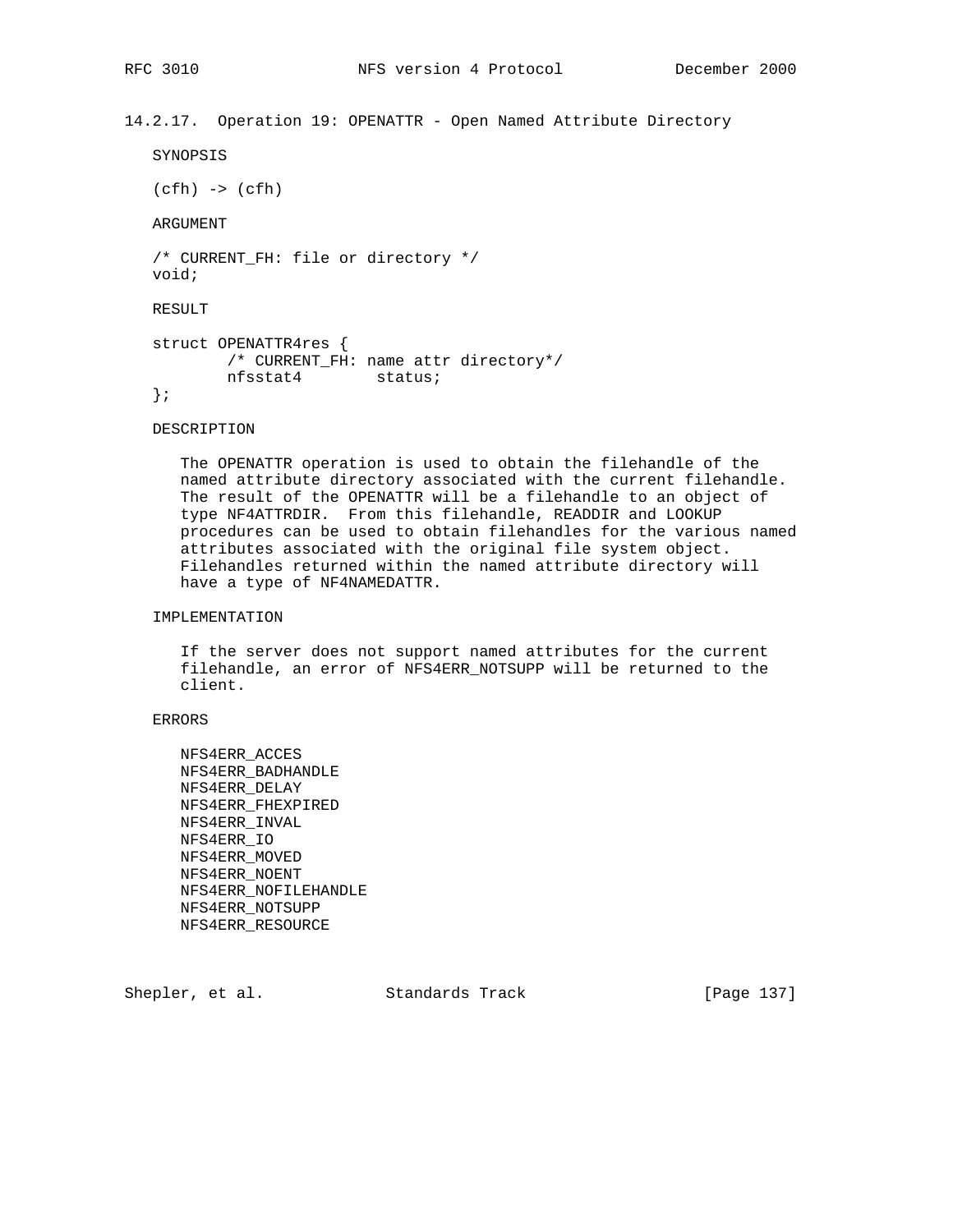### 14.2.17. Operation 19: OPENATTR - Open Named Attribute Directory

SYNOPSIS

```
(cfh) -> (cfh)
```

ARGUMENT

```
/* CURRENT_FH: file or directory */
void;
```

RESULT

```
struct OPENATTR4res {
        /* CURRENT_FH: name attr directory*/
        nfsstat4        status;
};
```

DESCRIPTION

The OPENATTR operation is used to obtain the filehandle of the named attribute directory associated with the current filehandle. The result of the OPENATTR will be a filehandle to an object of type NF4ATTRDIR. From this filehandle, READDIR and LOOKUP procedures can be used to obtain filehandles for the various named attributes associated with the original file system object. Filehandles returned within the named attribute directory will have a type of NF4NAMEDATTR.

IMPLEMENTATION

If the server does not support named attributes for the current filehandle, an error of NFS4ERR_NOTSUPP will be returned to the client.

ERRORS

NFS4ERR_ACCES
NFS4ERR_BADHANDLE
NFS4ERR_DELAY
NFS4ERR_FHEXPIRED
NFS4ERR_INVAL
NFS4ERR_IO
NFS4ERR_MOVED
NFS4ERR_NOENT
NFS4ERR_NOFILEHANDLE
NFS4ERR_NOTSUPP
NFS4ERR_RESOURCE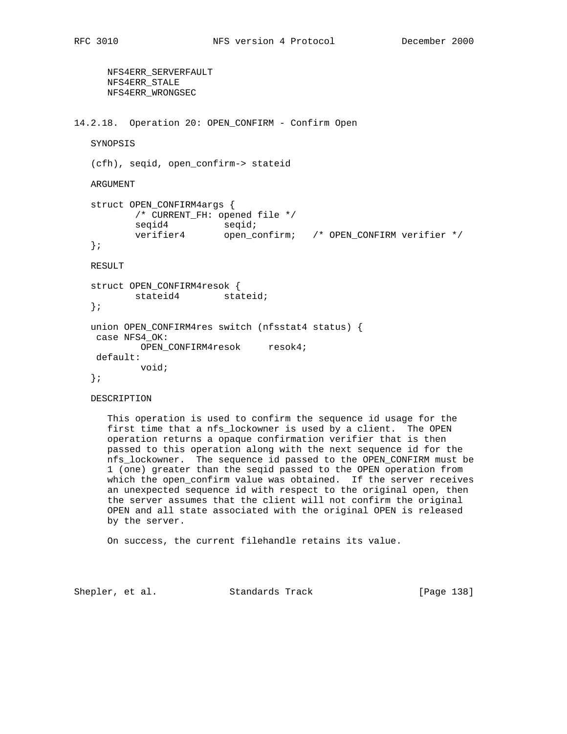NFS4ERR_SERVERFAULT
NFS4ERR_STALE
NFS4ERR_WRONGSEC

### 14.2.18. Operation 20: OPEN_CONFIRM - Confirm Open

SYNOPSIS

(cfh), seqid, open_confirm-> stateid

ARGUMENT

```
struct OPEN_CONFIRM4args {
        /* CURRENT_FH: opened file */
        seqid4          seqid;
        verifier4       open_confirm;   /* OPEN_CONFIRM verifier */
};
```

RESULT

```
struct OPEN_CONFIRM4resok {
        stateid4        stateid;
};

union OPEN_CONFIRM4res switch (nfsstat4 status) {
 case NFS4_OK:
         OPEN_CONFIRM4resok     resok4;
 default:
         void;
};
```

DESCRIPTION

This operation is used to confirm the sequence id usage for the first time that a nfs_lockowner is used by a client. The OPEN operation returns a opaque confirmation verifier that is then passed to this operation along with the next sequence id for the nfs_lockowner. The sequence id passed to the OPEN_CONFIRM must be 1 (one) greater than the seqid passed to the OPEN operation from which the open_confirm value was obtained. If the server receives an unexpected sequence id with respect to the original open, then the server assumes that the client will not confirm the original OPEN and all state associated with the original OPEN is released by the server.

On success, the current filehandle retains its value.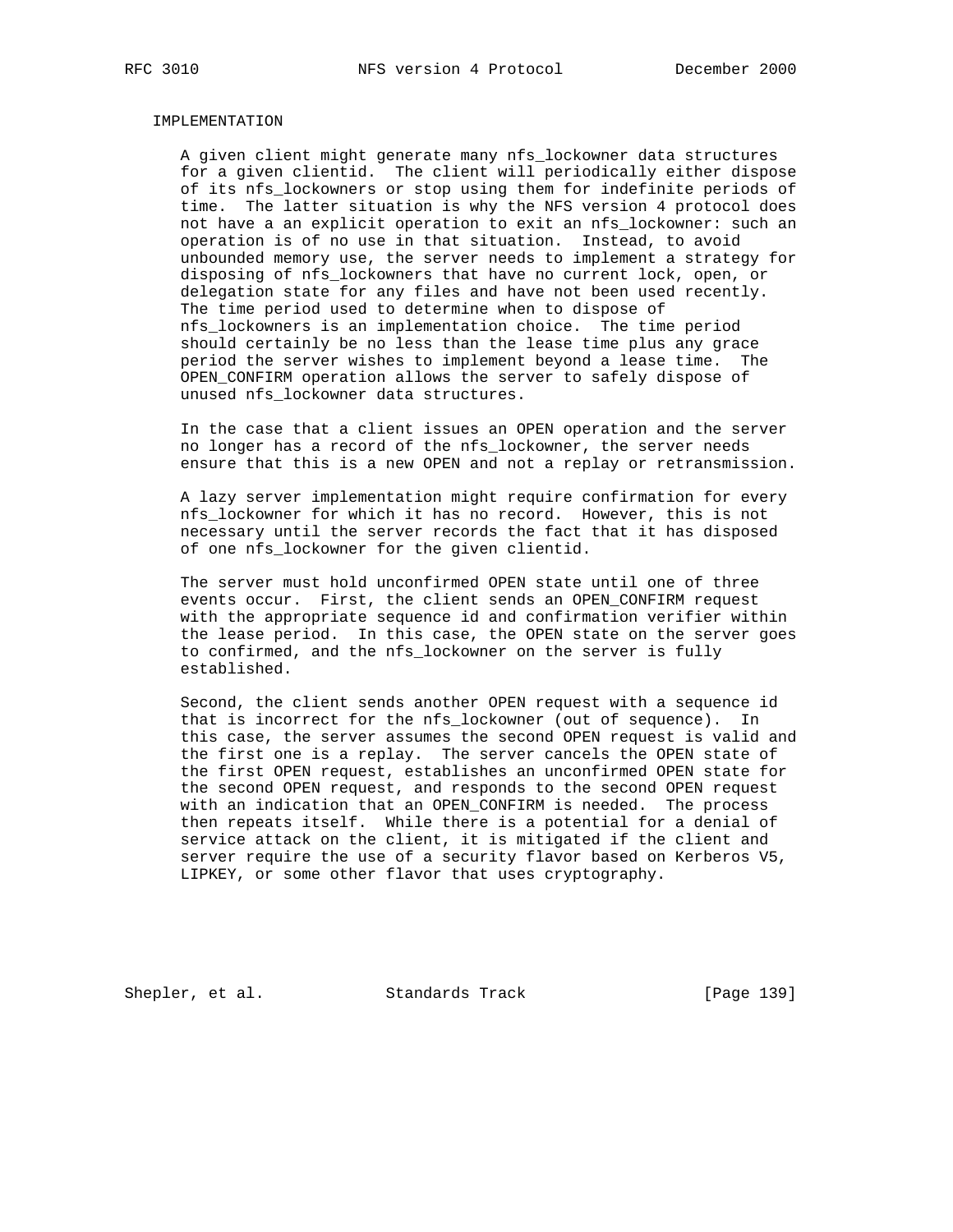IMPLEMENTATION

A given client might generate many nfs_lockowner data structures for a given clientid. The client will periodically either dispose of its nfs_lockowners or stop using them for indefinite periods of time. The latter situation is why the NFS version 4 protocol does not have a an explicit operation to exit an nfs_lockowner: such an operation is of no use in that situation. Instead, to avoid unbounded memory use, the server needs to implement a strategy for disposing of nfs_lockowners that have no current lock, open, or delegation state for any files and have not been used recently. The time period used to determine when to dispose of nfs_lockowners is an implementation choice. The time period should certainly be no less than the lease time plus any grace period the server wishes to implement beyond a lease time. The OPEN_CONFIRM operation allows the server to safely dispose of unused nfs_lockowner data structures.

In the case that a client issues an OPEN operation and the server no longer has a record of the nfs_lockowner, the server needs ensure that this is a new OPEN and not a replay or retransmission.

A lazy server implementation might require confirmation for every nfs_lockowner for which it has no record. However, this is not necessary until the server records the fact that it has disposed of one nfs_lockowner for the given clientid.

The server must hold unconfirmed OPEN state until one of three events occur. First, the client sends an OPEN_CONFIRM request with the appropriate sequence id and confirmation verifier within the lease period. In this case, the OPEN state on the server goes to confirmed, and the nfs_lockowner on the server is fully established.

Second, the client sends another OPEN request with a sequence id that is incorrect for the nfs_lockowner (out of sequence). In this case, the server assumes the second OPEN request is valid and the first one is a replay. The server cancels the OPEN state of the first OPEN request, establishes an unconfirmed OPEN state for the second OPEN request, and responds to the second OPEN request with an indication that an OPEN_CONFIRM is needed. The process then repeats itself. While there is a potential for a denial of service attack on the client, it is mitigated if the client and server require the use of a security flavor based on Kerberos V5, LIPKEY, or some other flavor that uses cryptography.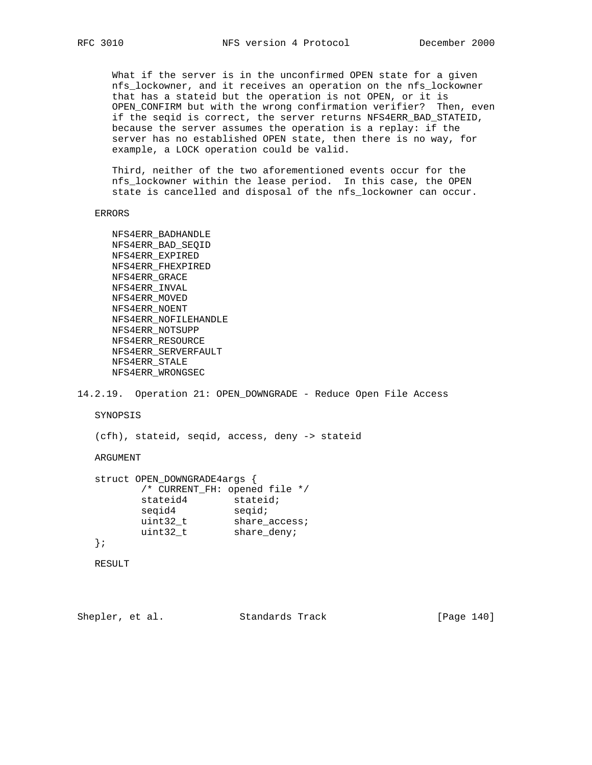What if the server is in the unconfirmed OPEN state for a given nfs_lockowner, and it receives an operation on the nfs_lockowner that has a stateid but the operation is not OPEN, or it is OPEN_CONFIRM but with the wrong confirmation verifier? Then, even if the seqid is correct, the server returns NFS4ERR_BAD_STATEID, because the server assumes the operation is a replay: if the server has no established OPEN state, then there is no way, for example, a LOCK operation could be valid.

Third, neither of the two aforementioned events occur for the nfs_lockowner within the lease period. In this case, the OPEN state is cancelled and disposal of the nfs_lockowner can occur.

ERRORS

NFS4ERR_BADHANDLE
NFS4ERR_BAD_SEQID
NFS4ERR_EXPIRED
NFS4ERR_FHEXPIRED
NFS4ERR_GRACE
NFS4ERR_INVAL
NFS4ERR_MOVED
NFS4ERR_NOENT
NFS4ERR_NOFILEHANDLE
NFS4ERR_NOTSUPP
NFS4ERR_RESOURCE
NFS4ERR_SERVERFAULT
NFS4ERR_STALE
NFS4ERR_WRONGSEC

### 14.2.19. Operation 21: OPEN_DOWNGRADE - Reduce Open File Access

SYNOPSIS

(cfh), stateid, seqid, access, deny -> stateid

ARGUMENT

```
struct OPEN_DOWNGRADE4args {
        /* CURRENT_FH: opened file */
        stateid4        stateid;
        seqid4          seqid;
        uint32_t        share_access;
        uint32_t        share_deny;
};
```

RESULT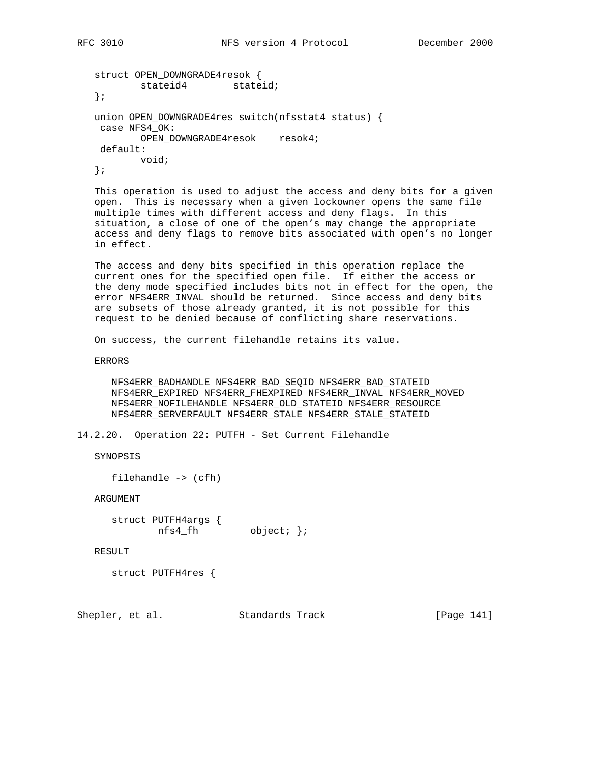```
struct OPEN_DOWNGRADE4resok {
        stateid4        stateid;
};

union OPEN_DOWNGRADE4res switch(nfsstat4 status) {
 case NFS4_OK:
        OPEN_DOWNGRADE4resok    resok4;
 default:
        void;
};
```

This operation is used to adjust the access and deny bits for a given open. This is necessary when a given lockowner opens the same file multiple times with different access and deny flags. In this situation, a close of one of the open's may change the appropriate access and deny flags to remove bits associated with open's no longer in effect.

The access and deny bits specified in this operation replace the current ones for the specified open file. If either the access or the deny mode specified includes bits not in effect for the open, the error NFS4ERR_INVAL should be returned. Since access and deny bits are subsets of those already granted, it is not possible for this request to be denied because of conflicting share reservations.

On success, the current filehandle retains its value.

ERRORS

NFS4ERR_BADHANDLE NFS4ERR_BAD_SEQID NFS4ERR_BAD_STATEID NFS4ERR_EXPIRED NFS4ERR_FHEXPIRED NFS4ERR_INVAL NFS4ERR_MOVED NFS4ERR_NOFILEHANDLE NFS4ERR_OLD_STATEID NFS4ERR_RESOURCE NFS4ERR_SERVERFAULT NFS4ERR_STALE NFS4ERR_STALE_STATEID

## 14.2.20. Operation 22: PUTFH - Set Current Filehandle

SYNOPSIS

```
filehandle -> (cfh)
```

ARGUMENT

```
struct PUTFH4args {
        nfs4_fh         object; };
```

RESULT

```
struct PUTFH4res {
```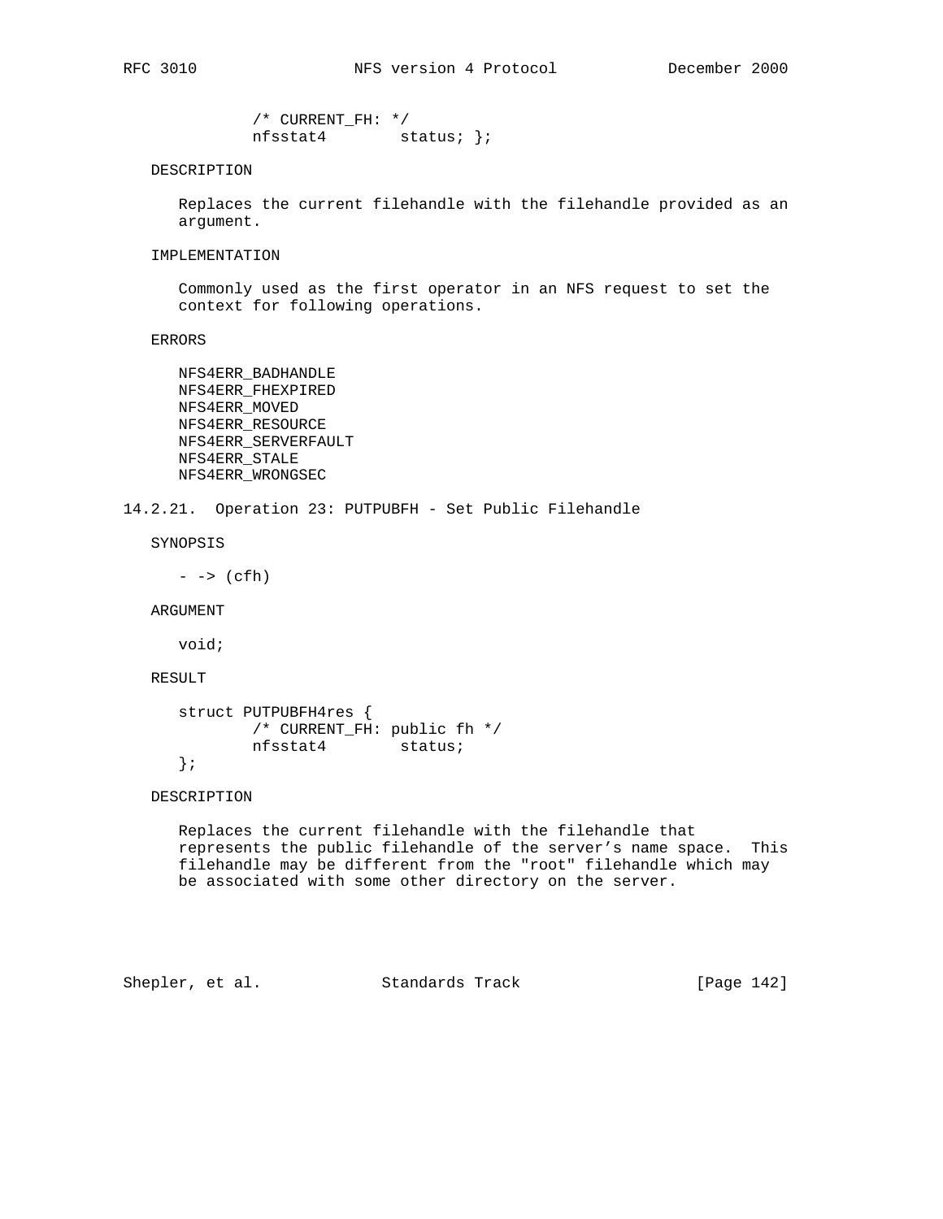```
        /* CURRENT_FH: */
        nfsstat4        status; };
```

DESCRIPTION

Replaces the current filehandle with the filehandle provided as an argument.

IMPLEMENTATION

Commonly used as the first operator in an NFS request to set the context for following operations.

ERRORS

NFS4ERR_BADHANDLE
NFS4ERR_FHEXPIRED
NFS4ERR_MOVED
NFS4ERR_RESOURCE
NFS4ERR_SERVERFAULT
NFS4ERR_STALE
NFS4ERR_WRONGSEC

### 14.2.21. Operation 23: PUTPUBFH - Set Public Filehandle

SYNOPSIS

```
- -> (cfh)
```

ARGUMENT

```
void;
```

RESULT

```
struct PUTPUBFH4res {
        /* CURRENT_FH: public fh */
        nfsstat4        status;
};
```

DESCRIPTION

Replaces the current filehandle with the filehandle that represents the public filehandle of the server's name space. This filehandle may be different from the "root" filehandle which may be associated with some other directory on the server.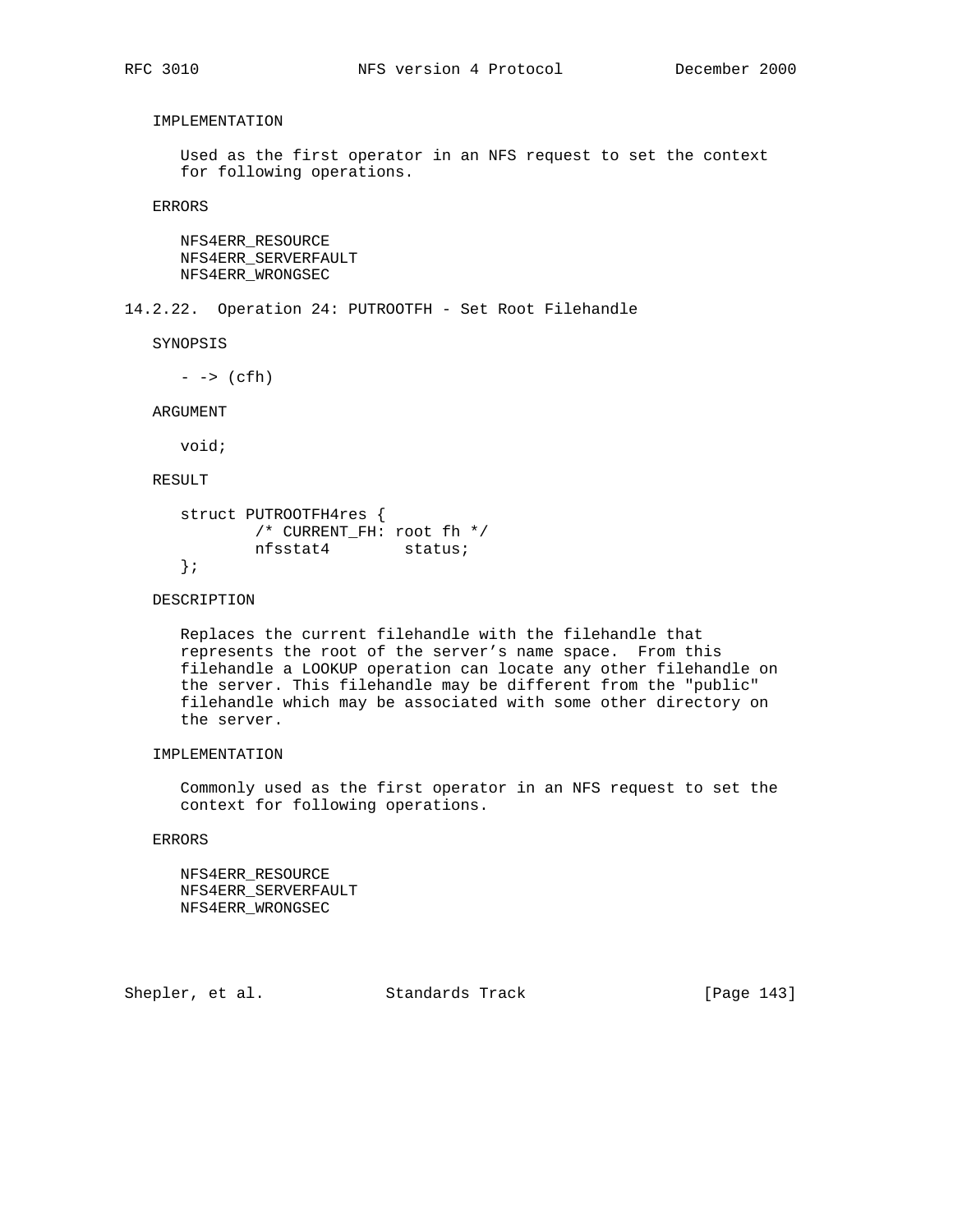IMPLEMENTATION

Used as the first operator in an NFS request to set the context for following operations.

ERRORS

NFS4ERR_RESOURCE
NFS4ERR_SERVERFAULT
NFS4ERR_WRONGSEC

### 14.2.22. Operation 24: PUTROOTFH - Set Root Filehandle

SYNOPSIS

```
- -> (cfh)
```

ARGUMENT

```
void;
```

RESULT

```
struct PUTROOTFH4res {
        /* CURRENT_FH: root fh */
        nfsstat4        status;
};
```

DESCRIPTION

Replaces the current filehandle with the filehandle that represents the root of the server's name space. From this filehandle a LOOKUP operation can locate any other filehandle on the server. This filehandle may be different from the "public" filehandle which may be associated with some other directory on the server.

IMPLEMENTATION

Commonly used as the first operator in an NFS request to set the context for following operations.

ERRORS

NFS4ERR_RESOURCE
NFS4ERR_SERVERFAULT
NFS4ERR_WRONGSEC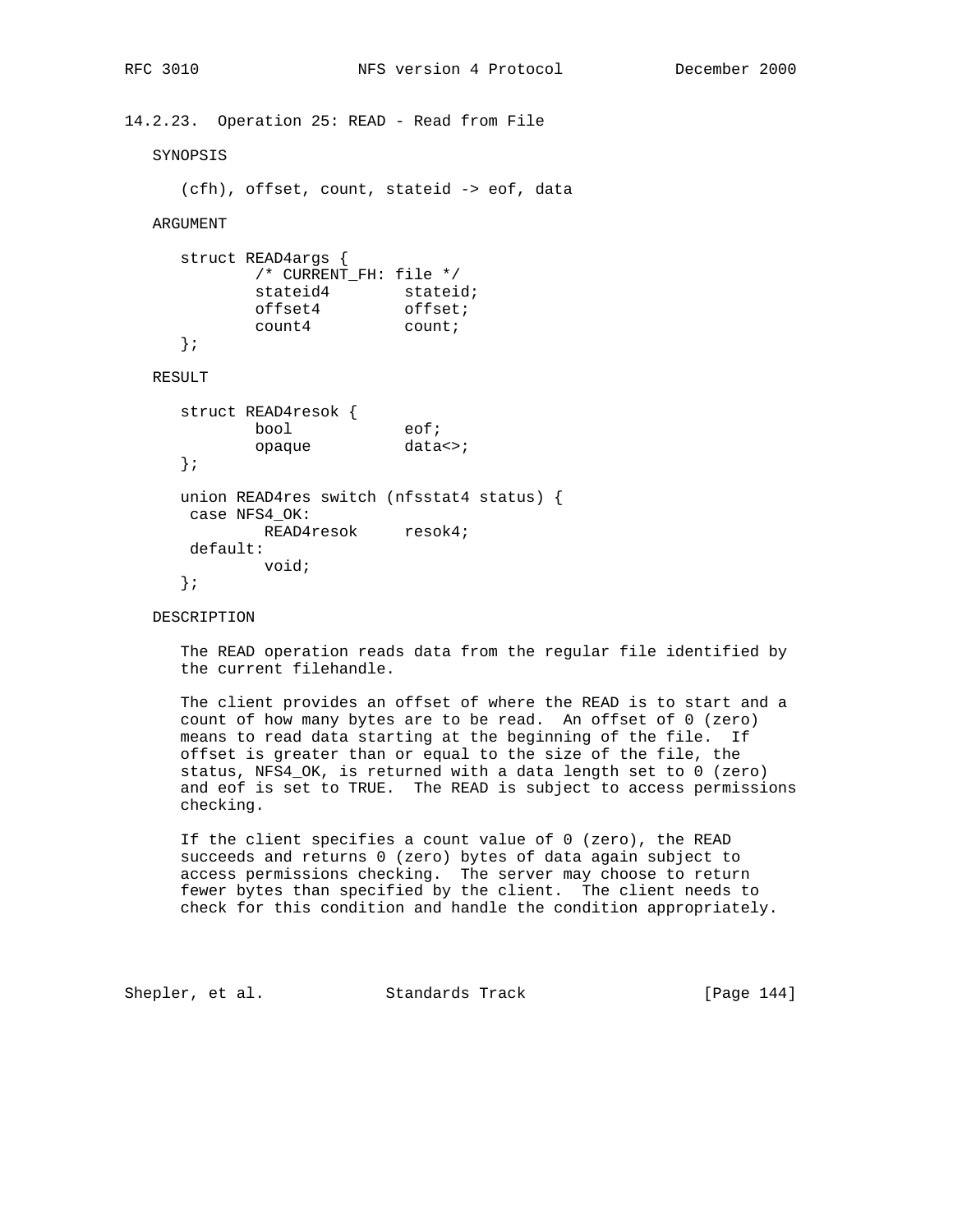### 14.2.23. Operation 25: READ - Read from File

SYNOPSIS

```
(cfh), offset, count, stateid -> eof, data
```

ARGUMENT

```
struct READ4args {
        /* CURRENT_FH: file */
        stateid4        stateid;
        offset4         offset;
        count4          count;
};
```

RESULT

```
struct READ4resok {
        bool            eof;
        opaque          data<>;
};

union READ4res switch (nfsstat4 status) {
 case NFS4_OK:
         READ4resok     resok4;
 default:
         void;
};
```

DESCRIPTION

The READ operation reads data from the regular file identified by the current filehandle.

The client provides an offset of where the READ is to start and a count of how many bytes are to be read. An offset of 0 (zero) means to read data starting at the beginning of the file. If offset is greater than or equal to the size of the file, the status, NFS4_OK, is returned with a data length set to 0 (zero) and eof is set to TRUE. The READ is subject to access permissions checking.

If the client specifies a count value of 0 (zero), the READ succeeds and returns 0 (zero) bytes of data again subject to access permissions checking. The server may choose to return fewer bytes than specified by the client. The client needs to check for this condition and handle the condition appropriately.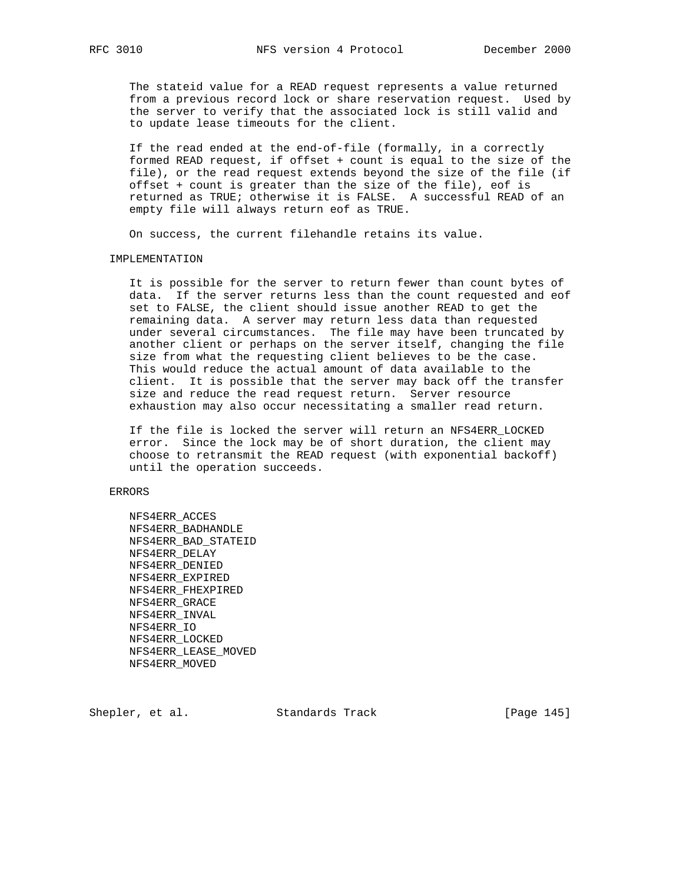The stateid value for a READ request represents a value returned from a previous record lock or share reservation request. Used by the server to verify that the associated lock is still valid and to update lease timeouts for the client.

If the read ended at the end-of-file (formally, in a correctly formed READ request, if offset + count is equal to the size of the file), or the read request extends beyond the size of the file (if offset + count is greater than the size of the file), eof is returned as TRUE; otherwise it is FALSE. A successful READ of an empty file will always return eof as TRUE.

On success, the current filehandle retains its value.

### IMPLEMENTATION

It is possible for the server to return fewer than count bytes of data. If the server returns less than the count requested and eof set to FALSE, the client should issue another READ to get the remaining data. A server may return less data than requested under several circumstances. The file may have been truncated by another client or perhaps on the server itself, changing the file size from what the requesting client believes to be the case. This would reduce the actual amount of data available to the client. It is possible that the server may back off the transfer size and reduce the read request return. Server resource exhaustion may also occur necessitating a smaller read return.

If the file is locked the server will return an NFS4ERR_LOCKED error. Since the lock may be of short duration, the client may choose to retransmit the READ request (with exponential backoff) until the operation succeeds.

### ERRORS

NFS4ERR_ACCES
NFS4ERR_BADHANDLE
NFS4ERR_BAD_STATEID
NFS4ERR_DELAY
NFS4ERR_DENIED
NFS4ERR_EXPIRED
NFS4ERR_FHEXPIRED
NFS4ERR_GRACE
NFS4ERR_INVAL
NFS4ERR_IO
NFS4ERR_LOCKED
NFS4ERR_LEASE_MOVED
NFS4ERR_MOVED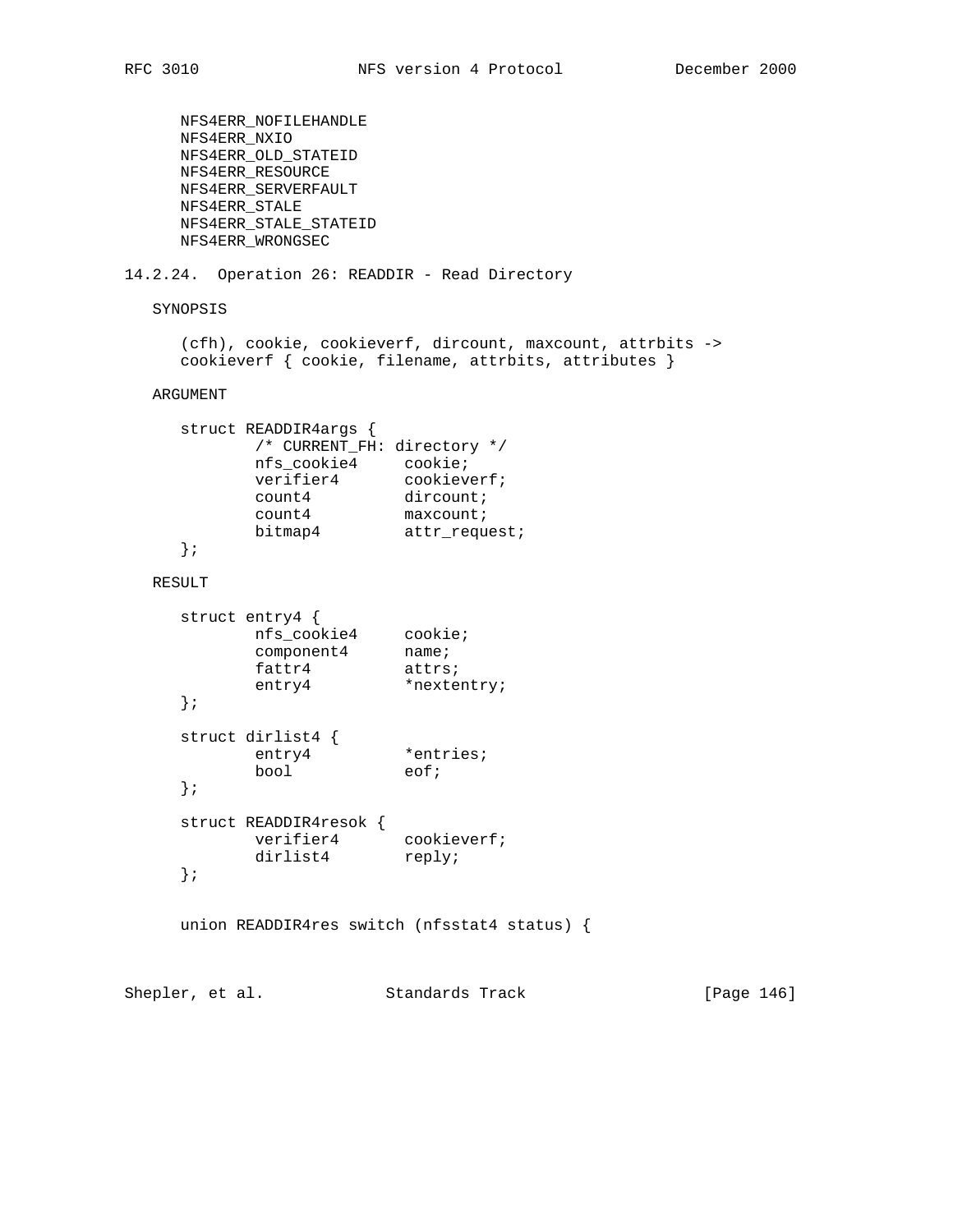```
NFS4ERR_NOFILEHANDLE
NFS4ERR_NXIO
NFS4ERR_OLD_STATEID
NFS4ERR_RESOURCE
NFS4ERR_SERVERFAULT
NFS4ERR_STALE
NFS4ERR_STALE_STATEID
NFS4ERR_WRONGSEC
```

### 14.2.24. Operation 26: READDIR - Read Directory

SYNOPSIS

```
(cfh), cookie, cookieverf, dircount, maxcount, attrbits ->
cookieverf { cookie, filename, attrbits, attributes }
```

ARGUMENT

```
struct READDIR4args {
        /* CURRENT_FH: directory */
        nfs_cookie4     cookie;
        verifier4       cookieverf;
        count4          dircount;
        count4          maxcount;
        bitmap4         attr_request;
};
```

RESULT

```
struct entry4 {
        nfs_cookie4     cookie;
        component4      name;
        fattr4          attrs;
        entry4          *nextentry;
};

struct dirlist4 {
        entry4          *entries;
        bool            eof;
};

struct READDIR4resok {
        verifier4       cookieverf;
        dirlist4        reply;
};


union READDIR4res switch (nfsstat4 status) {
```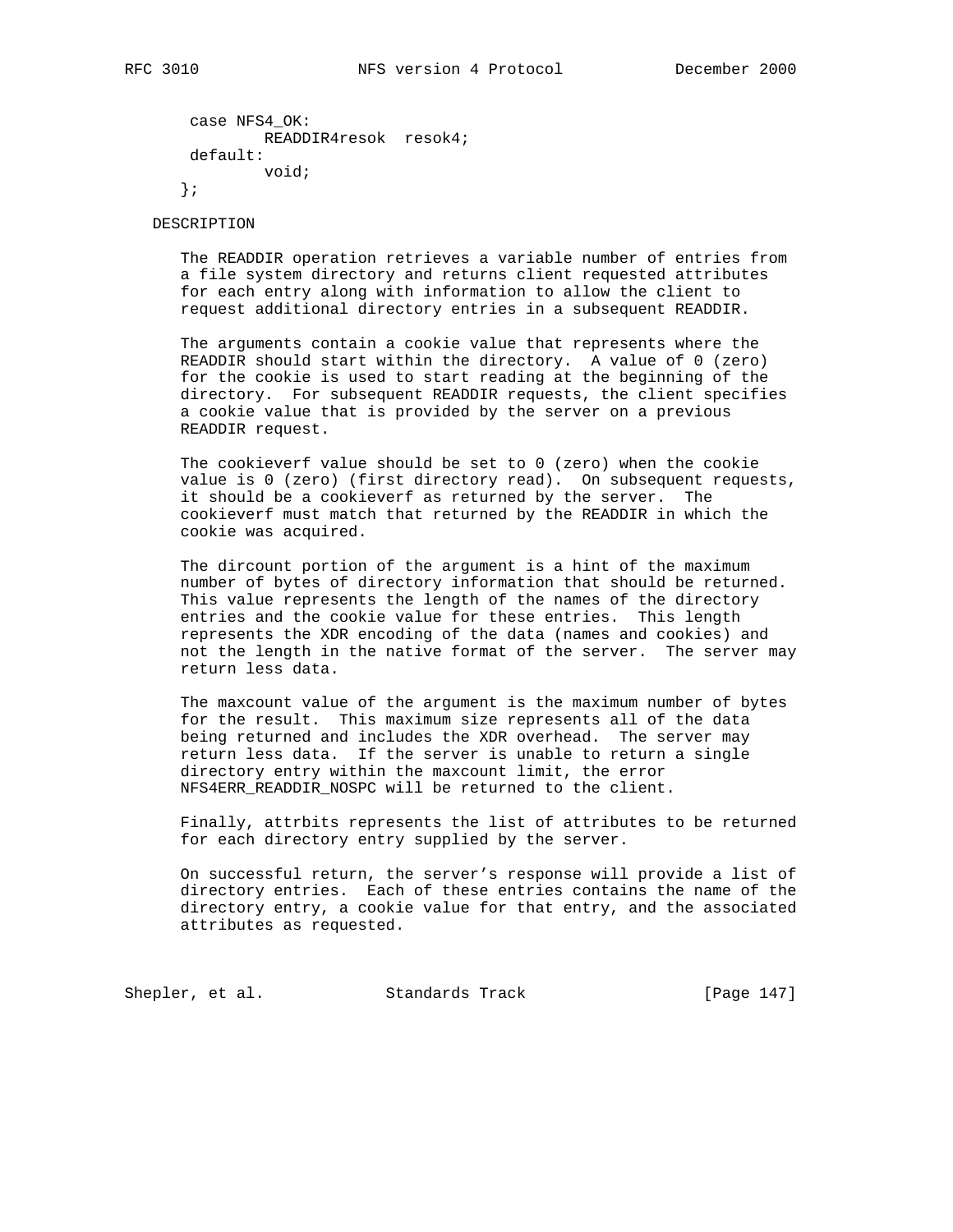```
        case NFS4_OK:
                READDIR4resok  resok4;
        default:
                void;
       };
```

DESCRIPTION

The READDIR operation retrieves a variable number of entries from a file system directory and returns client requested attributes for each entry along with information to allow the client to request additional directory entries in a subsequent READDIR.

The arguments contain a cookie value that represents where the READDIR should start within the directory. A value of 0 (zero) for the cookie is used to start reading at the beginning of the directory. For subsequent READDIR requests, the client specifies a cookie value that is provided by the server on a previous READDIR request.

The cookieverf value should be set to 0 (zero) when the cookie value is 0 (zero) (first directory read). On subsequent requests, it should be a cookieverf as returned by the server. The cookieverf must match that returned by the READDIR in which the cookie was acquired.

The dircount portion of the argument is a hint of the maximum number of bytes of directory information that should be returned. This value represents the length of the names of the directory entries and the cookie value for these entries. This length represents the XDR encoding of the data (names and cookies) and not the length in the native format of the server. The server may return less data.

The maxcount value of the argument is the maximum number of bytes for the result. This maximum size represents all of the data being returned and includes the XDR overhead. The server may return less data. If the server is unable to return a single directory entry within the maxcount limit, the error NFS4ERR_READDIR_NOSPC will be returned to the client.

Finally, attrbits represents the list of attributes to be returned for each directory entry supplied by the server.

On successful return, the server's response will provide a list of directory entries. Each of these entries contains the name of the directory entry, a cookie value for that entry, and the associated attributes as requested.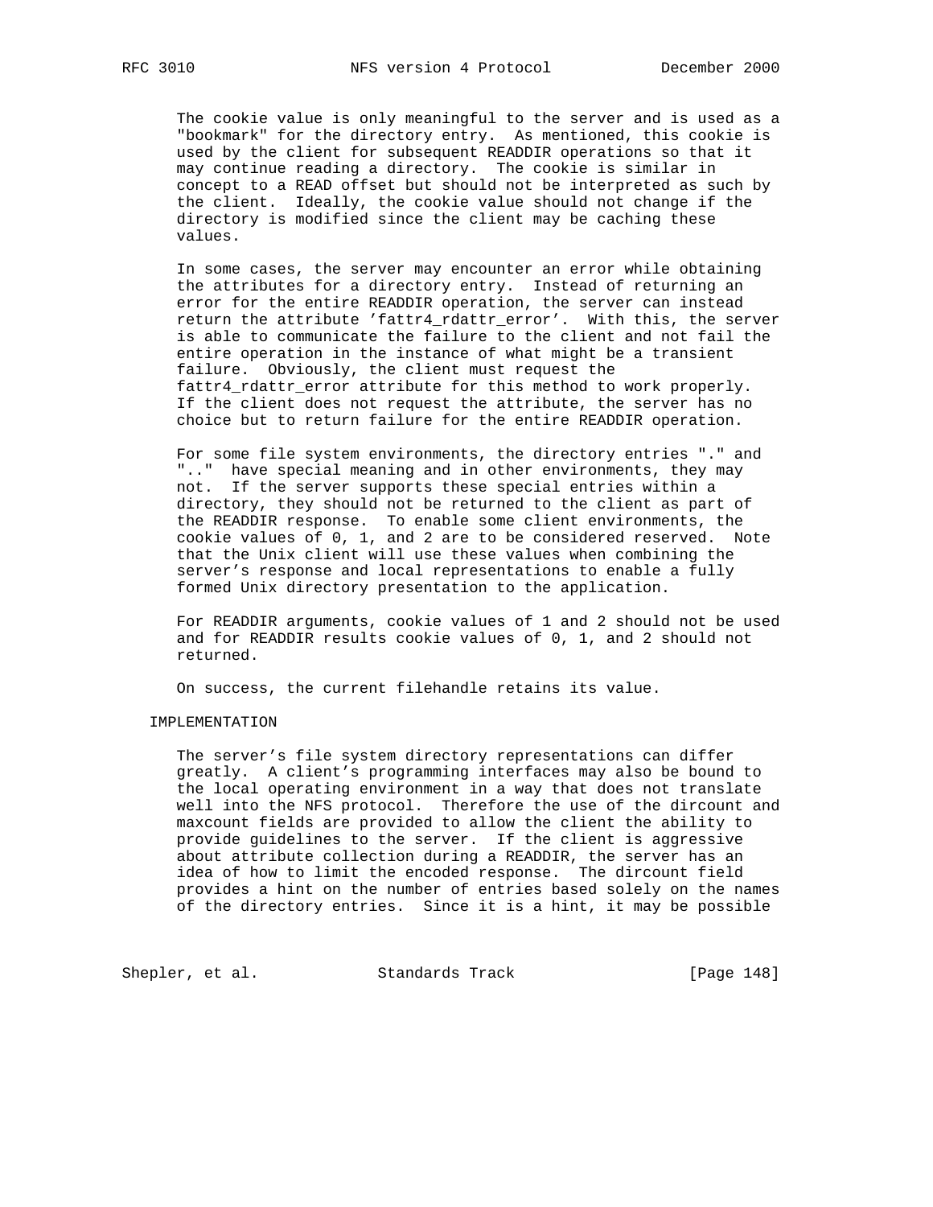The cookie value is only meaningful to the server and is used as a "bookmark" for the directory entry. As mentioned, this cookie is used by the client for subsequent READDIR operations so that it may continue reading a directory. The cookie is similar in concept to a READ offset but should not be interpreted as such by the client. Ideally, the cookie value should not change if the directory is modified since the client may be caching these values.

In some cases, the server may encounter an error while obtaining the attributes for a directory entry. Instead of returning an error for the entire READDIR operation, the server can instead return the attribute 'fattr4_rdattr_error'. With this, the server is able to communicate the failure to the client and not fail the entire operation in the instance of what might be a transient failure. Obviously, the client must request the fattr4_rdattr_error attribute for this method to work properly. If the client does not request the attribute, the server has no choice but to return failure for the entire READDIR operation.

For some file system environments, the directory entries "." and ".." have special meaning and in other environments, they may not. If the server supports these special entries within a directory, they should not be returned to the client as part of the READDIR response. To enable some client environments, the cookie values of 0, 1, and 2 are to be considered reserved. Note that the Unix client will use these values when combining the server's response and local representations to enable a fully formed Unix directory presentation to the application.

For READDIR arguments, cookie values of 1 and 2 should not be used and for READDIR results cookie values of 0, 1, and 2 should not returned.

On success, the current filehandle retains its value.

IMPLEMENTATION

The server's file system directory representations can differ greatly. A client's programming interfaces may also be bound to the local operating environment in a way that does not translate well into the NFS protocol. Therefore the use of the dircount and maxcount fields are provided to allow the client the ability to provide guidelines to the server. If the client is aggressive about attribute collection during a READDIR, the server has an idea of how to limit the encoded response. The dircount field provides a hint on the number of entries based solely on the names of the directory entries. Since it is a hint, it may be possible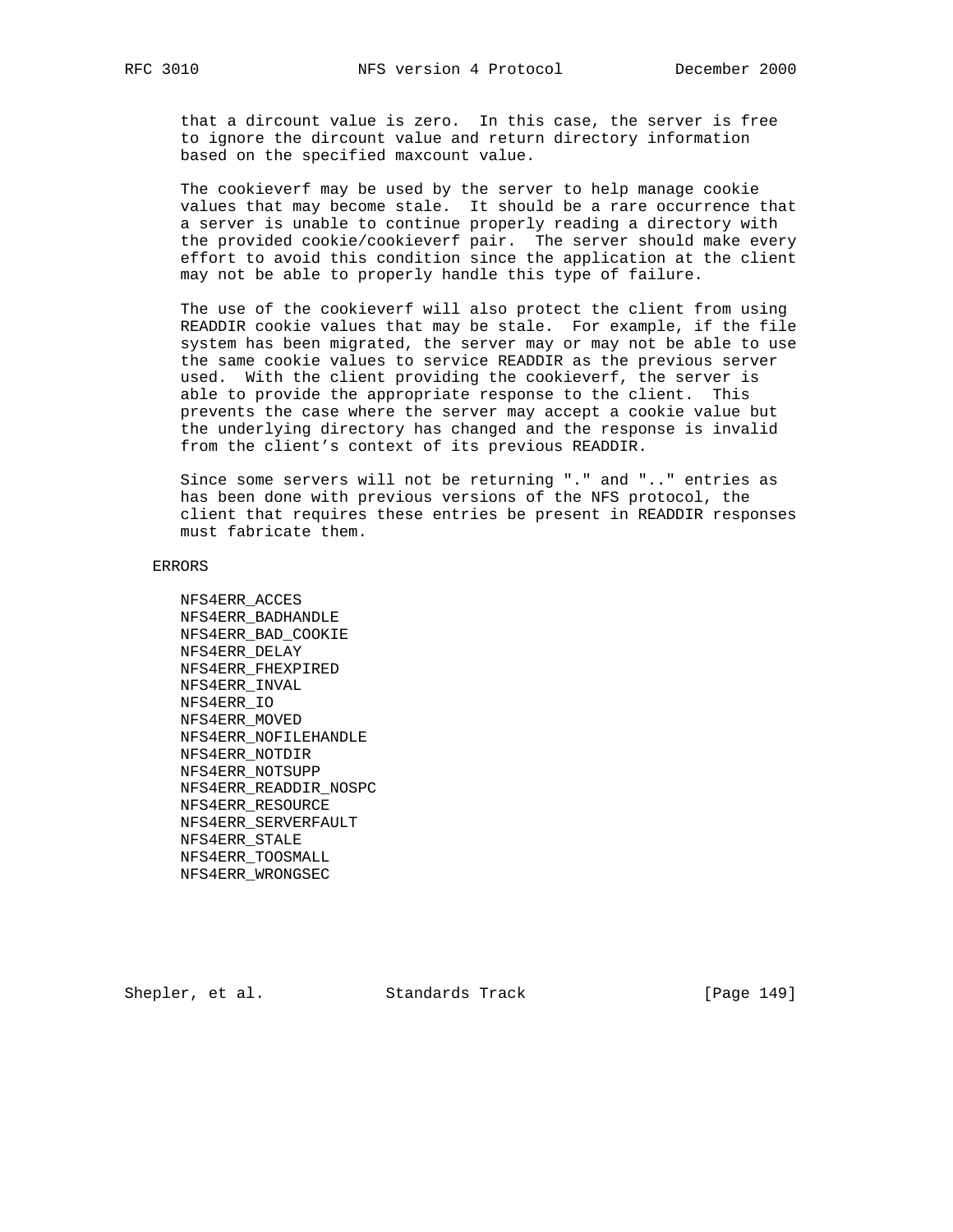that a dircount value is zero. In this case, the server is free to ignore the dircount value and return directory information based on the specified maxcount value.

The cookieverf may be used by the server to help manage cookie values that may become stale. It should be a rare occurrence that a server is unable to continue properly reading a directory with the provided cookie/cookieverf pair. The server should make every effort to avoid this condition since the application at the client may not be able to properly handle this type of failure.

The use of the cookieverf will also protect the client from using READDIR cookie values that may be stale. For example, if the file system has been migrated, the server may or may not be able to use the same cookie values to service READDIR as the previous server used. With the client providing the cookieverf, the server is able to provide the appropriate response to the client. This prevents the case where the server may accept a cookie value but the underlying directory has changed and the response is invalid from the client's context of its previous READDIR.

Since some servers will not be returning "." and ".." entries as has been done with previous versions of the NFS protocol, the client that requires these entries be present in READDIR responses must fabricate them.

ERRORS

NFS4ERR_ACCES
NFS4ERR_BADHANDLE
NFS4ERR_BAD_COOKIE
NFS4ERR_DELAY
NFS4ERR_FHEXPIRED
NFS4ERR_INVAL
NFS4ERR_IO
NFS4ERR_MOVED
NFS4ERR_NOFILEHANDLE
NFS4ERR_NOTDIR
NFS4ERR_NOTSUPP
NFS4ERR_READDIR_NOSPC
NFS4ERR_RESOURCE
NFS4ERR_SERVERFAULT
NFS4ERR_STALE
NFS4ERR_TOOSMALL
NFS4ERR_WRONGSEC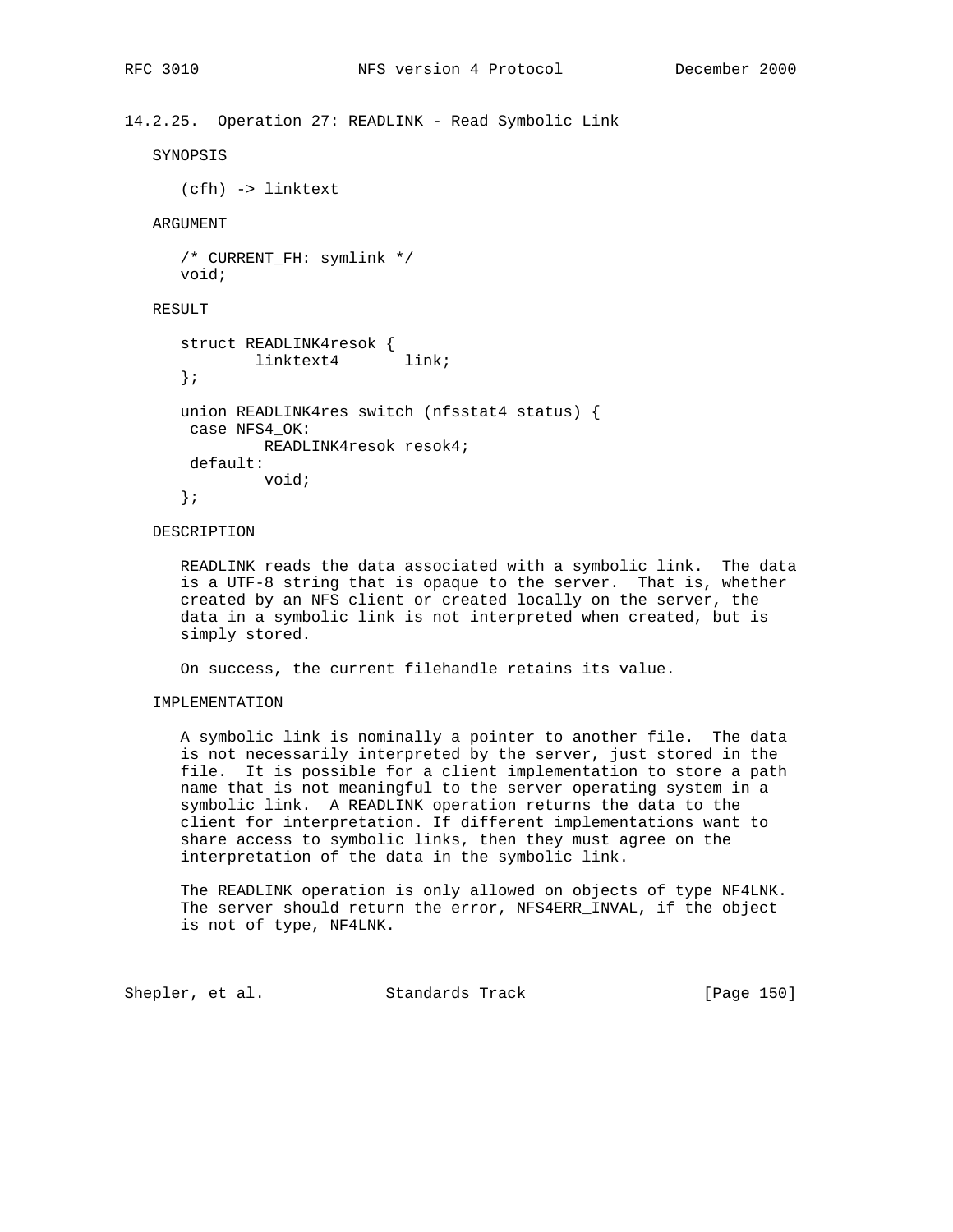### 14.2.25. Operation 27: READLINK - Read Symbolic Link

SYNOPSIS

```
(cfh) -> linktext
```

ARGUMENT

```
/* CURRENT_FH: symlink */
void;
```

RESULT

```
struct READLINK4resok {
        linktext4       link;
};

union READLINK4res switch (nfsstat4 status) {
 case NFS4_OK:
         READLINK4resok resok4;
 default:
         void;
};
```

DESCRIPTION

READLINK reads the data associated with a symbolic link. The data is a UTF-8 string that is opaque to the server. That is, whether created by an NFS client or created locally on the server, the data in a symbolic link is not interpreted when created, but is simply stored.

On success, the current filehandle retains its value.

IMPLEMENTATION

A symbolic link is nominally a pointer to another file. The data is not necessarily interpreted by the server, just stored in the file. It is possible for a client implementation to store a path name that is not meaningful to the server operating system in a symbolic link. A READLINK operation returns the data to the client for interpretation. If different implementations want to share access to symbolic links, then they must agree on the interpretation of the data in the symbolic link.

The READLINK operation is only allowed on objects of type NF4LNK. The server should return the error, NFS4ERR_INVAL, if the object is not of type, NF4LNK.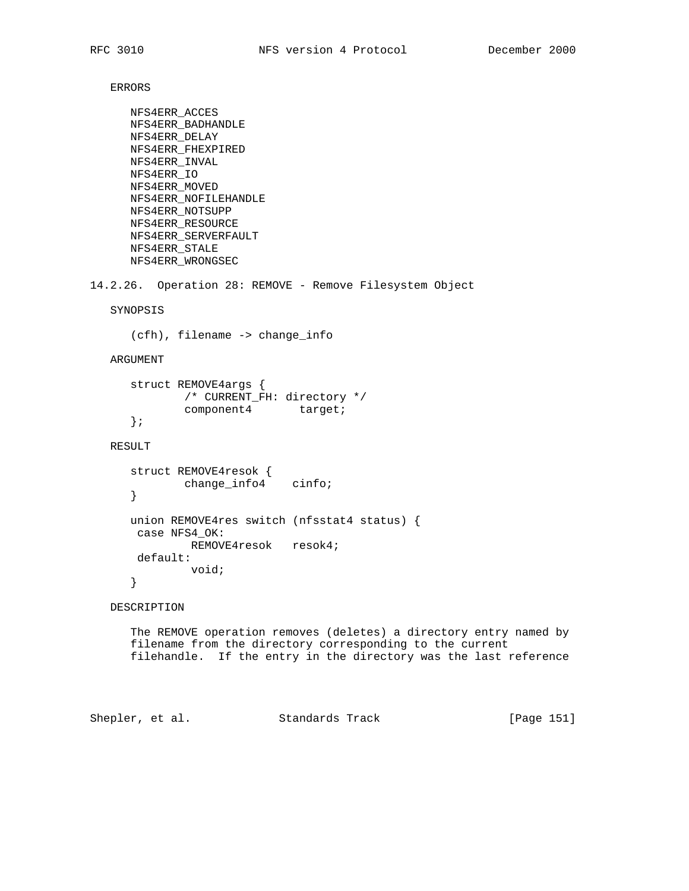ERRORS

NFS4ERR_ACCES
NFS4ERR_BADHANDLE
NFS4ERR_DELAY
NFS4ERR_FHEXPIRED
NFS4ERR_INVAL
NFS4ERR_IO
NFS4ERR_MOVED
NFS4ERR_NOFILEHANDLE
NFS4ERR_NOTSUPP
NFS4ERR_RESOURCE
NFS4ERR_SERVERFAULT
NFS4ERR_STALE
NFS4ERR_WRONGSEC

### 14.2.26. Operation 28: REMOVE - Remove Filesystem Object

SYNOPSIS

```
(cfh), filename -> change_info
```

ARGUMENT

```
struct REMOVE4args {
        /* CURRENT_FH: directory */
        component4       target;
};
```

RESULT

```
struct REMOVE4resok {
        change_info4    cinfo;
}

union REMOVE4res switch (nfsstat4 status) {
 case NFS4_OK:
         REMOVE4resok   resok4;
 default:
         void;
}
```

DESCRIPTION

The REMOVE operation removes (deletes) a directory entry named by filename from the directory corresponding to the current filehandle. If the entry in the directory was the last reference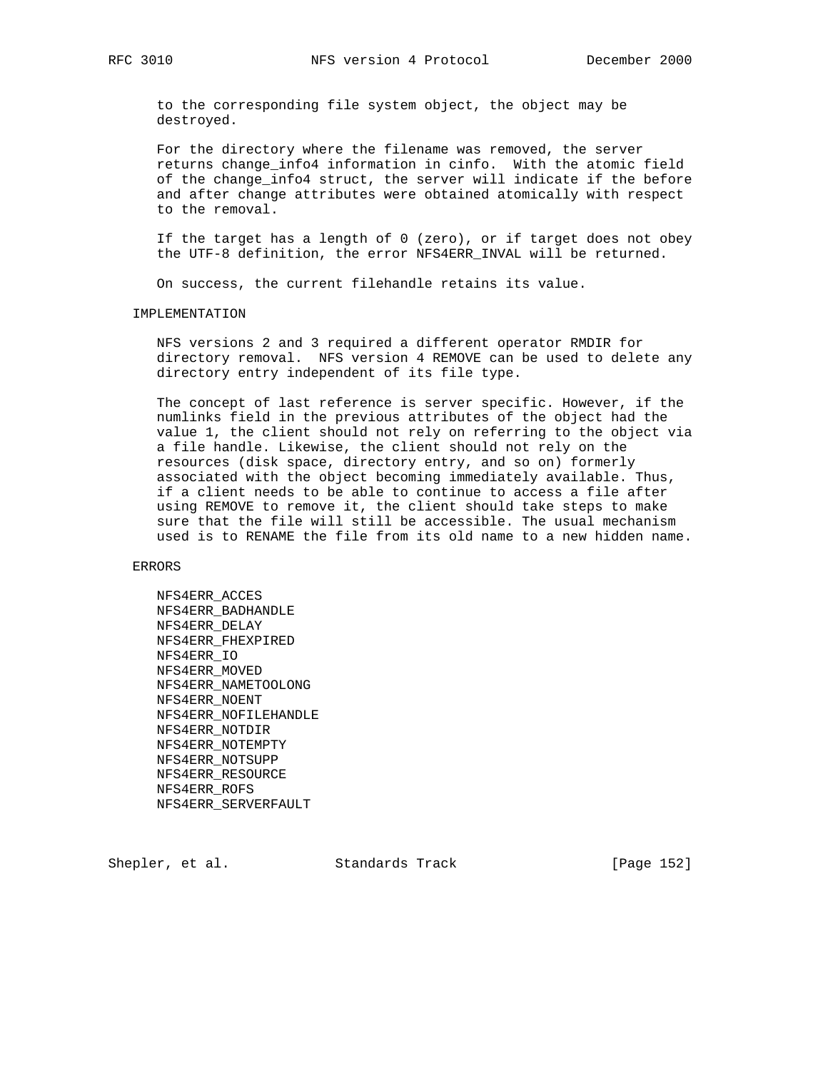to the corresponding file system object, the object may be destroyed.

For the directory where the filename was removed, the server returns change_info4 information in cinfo. With the atomic field of the change_info4 struct, the server will indicate if the before and after change attributes were obtained atomically with respect to the removal.

If the target has a length of 0 (zero), or if target does not obey the UTF-8 definition, the error NFS4ERR_INVAL will be returned.

On success, the current filehandle retains its value.

IMPLEMENTATION

NFS versions 2 and 3 required a different operator RMDIR for directory removal. NFS version 4 REMOVE can be used to delete any directory entry independent of its file type.

The concept of last reference is server specific. However, if the numlinks field in the previous attributes of the object had the value 1, the client should not rely on referring to the object via a file handle. Likewise, the client should not rely on the resources (disk space, directory entry, and so on) formerly associated with the object becoming immediately available. Thus, if a client needs to be able to continue to access a file after using REMOVE to remove it, the client should take steps to make sure that the file will still be accessible. The usual mechanism used is to RENAME the file from its old name to a new hidden name.

ERRORS

NFS4ERR_ACCES
NFS4ERR_BADHANDLE
NFS4ERR_DELAY
NFS4ERR_FHEXPIRED
NFS4ERR_IO
NFS4ERR_MOVED
NFS4ERR_NAMETOOLONG
NFS4ERR_NOENT
NFS4ERR_NOFILEHANDLE
NFS4ERR_NOTDIR
NFS4ERR_NOTEMPTY
NFS4ERR_NOTSUPP
NFS4ERR_RESOURCE
NFS4ERR_ROFS
NFS4ERR_SERVERFAULT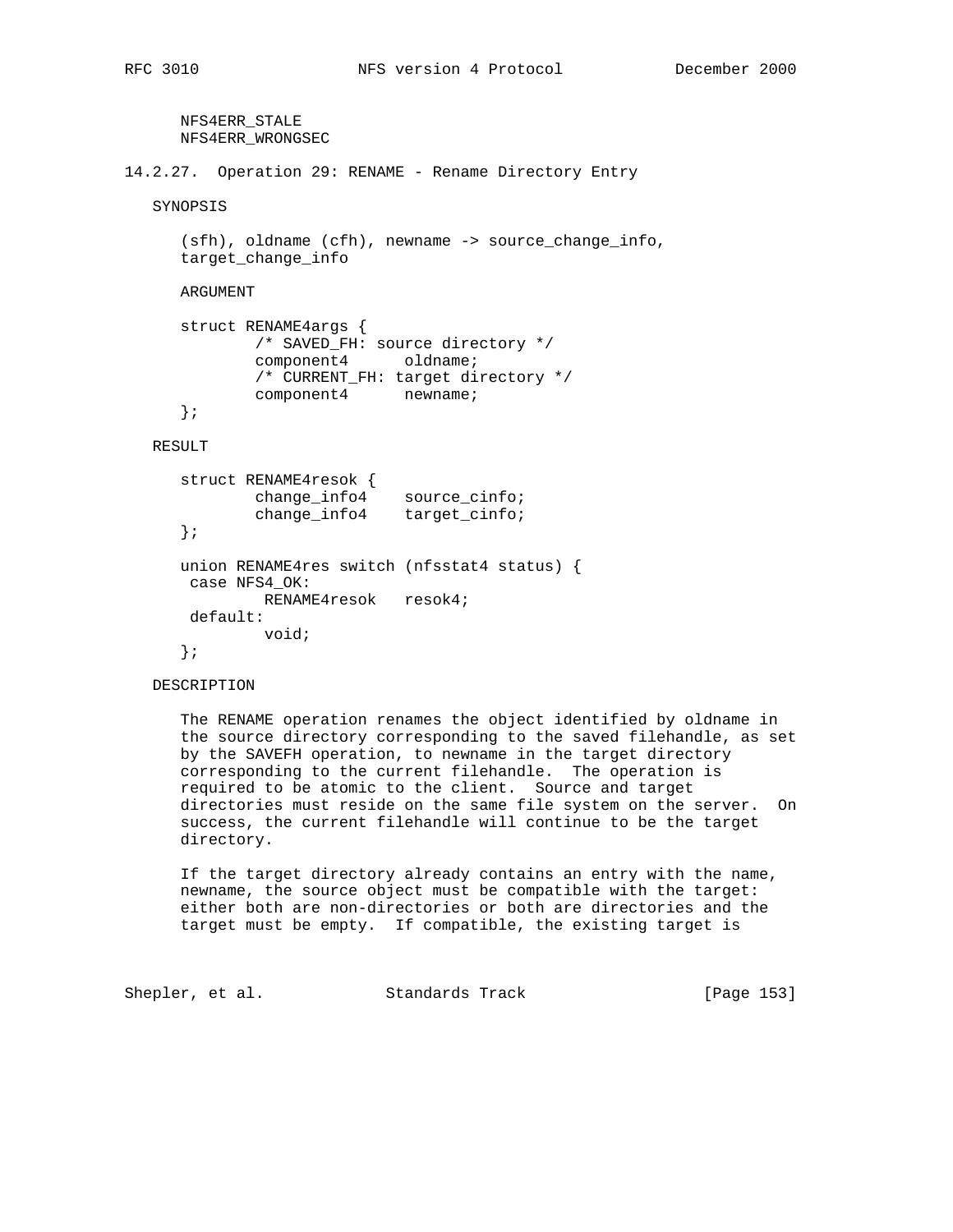NFS4ERR_STALE
NFS4ERR_WRONGSEC

### 14.2.27. Operation 29: RENAME - Rename Directory Entry

SYNOPSIS

(sfh), oldname (cfh), newname -> source_change_info, target_change_info

ARGUMENT

```
struct RENAME4args {
        /* SAVED_FH: source directory */
        component4      oldname;
        /* CURRENT_FH: target directory */
        component4      newname;
};
```

RESULT

```
struct RENAME4resok {
        change_info4    source_cinfo;
        change_info4    target_cinfo;
};

union RENAME4res switch (nfsstat4 status) {
 case NFS4_OK:
         RENAME4resok   resok4;
 default:
         void;
};
```

DESCRIPTION

The RENAME operation renames the object identified by oldname in the source directory corresponding to the saved filehandle, as set by the SAVEFH operation, to newname in the target directory corresponding to the current filehandle. The operation is required to be atomic to the client. Source and target directories must reside on the same file system on the server. On success, the current filehandle will continue to be the target directory.

If the target directory already contains an entry with the name, newname, the source object must be compatible with the target: either both are non-directories or both are directories and the target must be empty. If compatible, the existing target is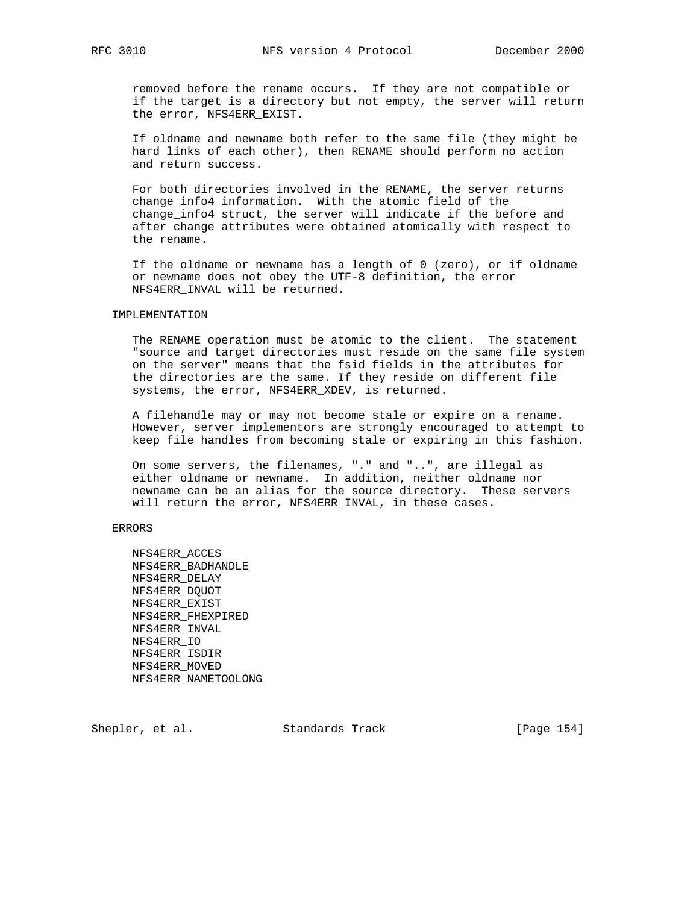removed before the rename occurs. If they are not compatible or if the target is a directory but not empty, the server will return the error, NFS4ERR_EXIST.

If oldname and newname both refer to the same file (they might be hard links of each other), then RENAME should perform no action and return success.

For both directories involved in the RENAME, the server returns change_info4 information. With the atomic field of the change_info4 struct, the server will indicate if the before and after change attributes were obtained atomically with respect to the rename.

If the oldname or newname has a length of 0 (zero), or if oldname or newname does not obey the UTF-8 definition, the error NFS4ERR_INVAL will be returned.

### IMPLEMENTATION

The RENAME operation must be atomic to the client. The statement "source and target directories must reside on the same file system on the server" means that the fsid fields in the attributes for the directories are the same. If they reside on different file systems, the error, NFS4ERR_XDEV, is returned.

A filehandle may or may not become stale or expire on a rename. However, server implementors are strongly encouraged to attempt to keep file handles from becoming stale or expiring in this fashion.

On some servers, the filenames, "." and "..", are illegal as either oldname or newname. In addition, neither oldname nor newname can be an alias for the source directory. These servers will return the error, NFS4ERR_INVAL, in these cases.

### ERRORS

NFS4ERR_ACCES
NFS4ERR_BADHANDLE
NFS4ERR_DELAY
NFS4ERR_DQUOT
NFS4ERR_EXIST
NFS4ERR_FHEXPIRED
NFS4ERR_INVAL
NFS4ERR_IO
NFS4ERR_ISDIR
NFS4ERR_MOVED
NFS4ERR_NAMETOOLONG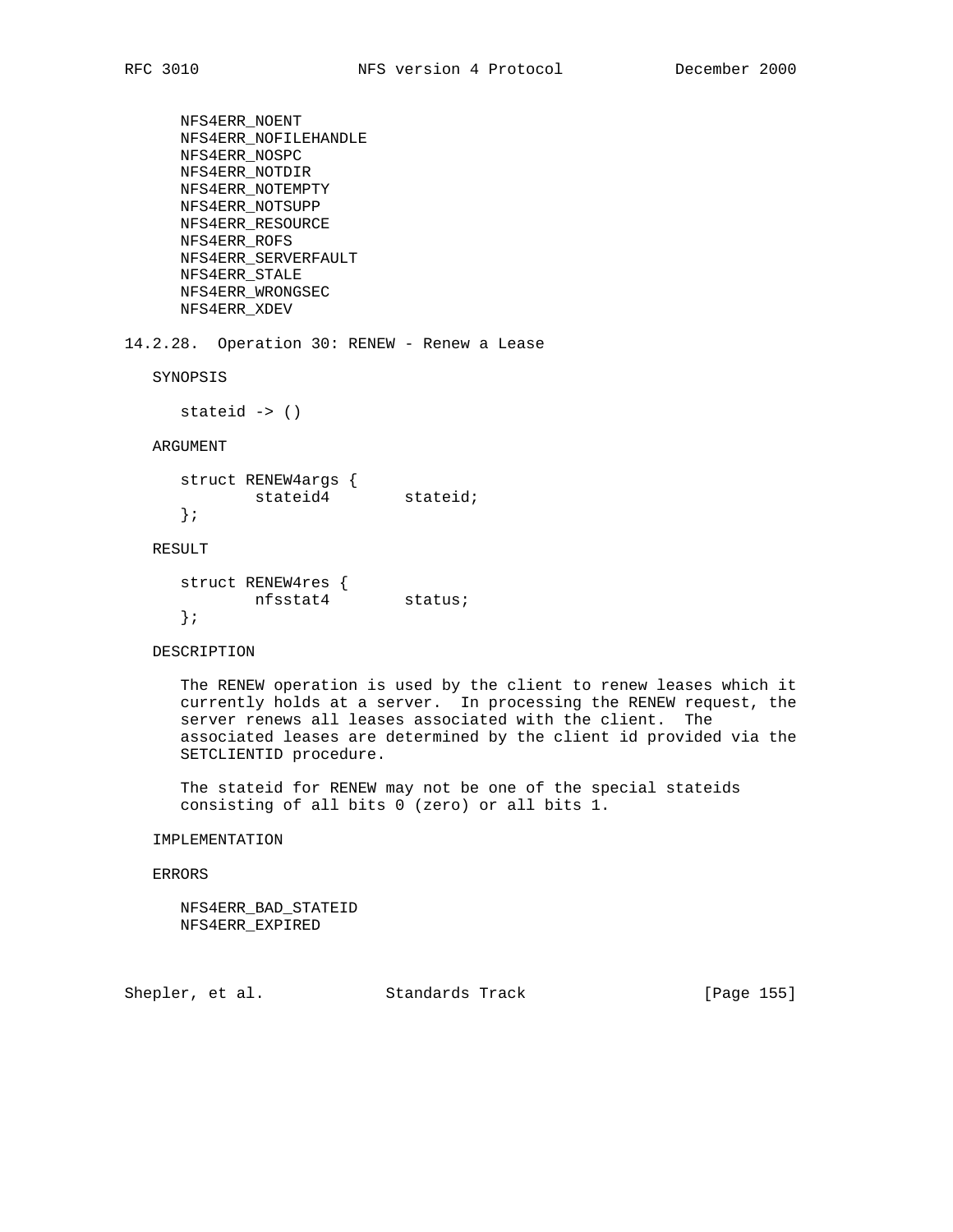NFS4ERR_NOENT
NFS4ERR_NOFILEHANDLE
NFS4ERR_NOSPC
NFS4ERR_NOTDIR
NFS4ERR_NOTEMPTY
NFS4ERR_NOTSUPP
NFS4ERR_RESOURCE
NFS4ERR_ROFS
NFS4ERR_SERVERFAULT
NFS4ERR_STALE
NFS4ERR_WRONGSEC
NFS4ERR_XDEV

### 14.2.28. Operation 30: RENEW - Renew a Lease

SYNOPSIS

```
stateid -> ()
```

ARGUMENT

```
struct RENEW4args {
        stateid4        stateid;
};
```

RESULT

```
struct RENEW4res {
        nfsstat4        status;
};
```

DESCRIPTION

The RENEW operation is used by the client to renew leases which it currently holds at a server. In processing the RENEW request, the server renews all leases associated with the client. The associated leases are determined by the client id provided via the SETCLIENTID procedure.

The stateid for RENEW may not be one of the special stateids consisting of all bits 0 (zero) or all bits 1.

IMPLEMENTATION

ERRORS

NFS4ERR_BAD_STATEID
NFS4ERR_EXPIRED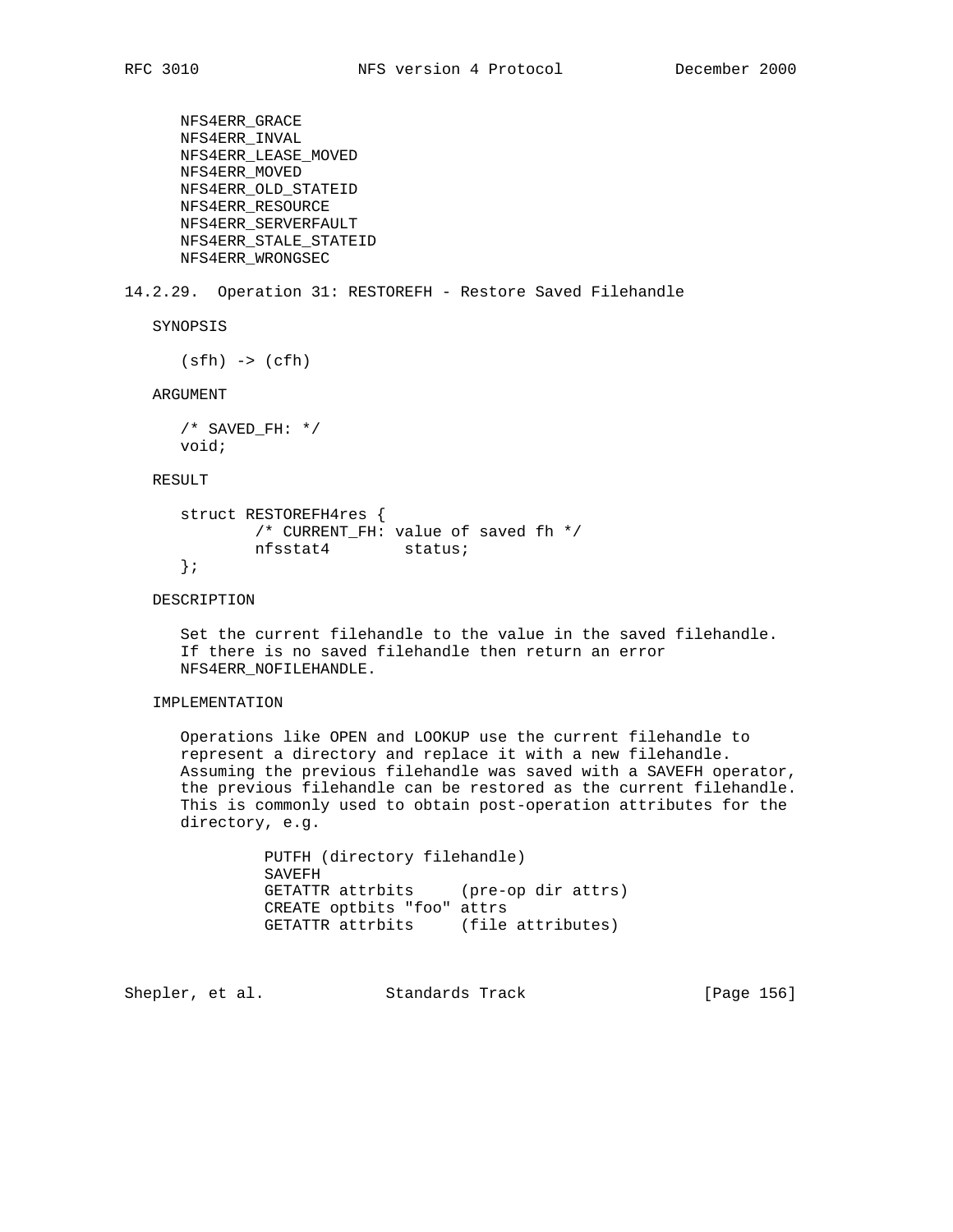NFS4ERR_GRACE
NFS4ERR_INVAL
NFS4ERR_LEASE_MOVED
NFS4ERR_MOVED
NFS4ERR_OLD_STATEID
NFS4ERR_RESOURCE
NFS4ERR_SERVERFAULT
NFS4ERR_STALE_STATEID
NFS4ERR_WRONGSEC

### 14.2.29. Operation 31: RESTOREFH - Restore Saved Filehandle

SYNOPSIS

```
(sfh) -> (cfh)
```

ARGUMENT

```
/* SAVED_FH: */
void;
```

RESULT

```
struct RESTOREFH4res {
        /* CURRENT_FH: value of saved fh */
        nfsstat4        status;
};
```

DESCRIPTION

Set the current filehandle to the value in the saved filehandle. If there is no saved filehandle then return an error NFS4ERR_NOFILEHANDLE.

IMPLEMENTATION

Operations like OPEN and LOOKUP use the current filehandle to represent a directory and replace it with a new filehandle. Assuming the previous filehandle was saved with a SAVEFH operator, the previous filehandle can be restored as the current filehandle. This is commonly used to obtain post-operation attributes for the directory, e.g.

```
PUTFH (directory filehandle)
SAVEFH
GETATTR attrbits     (pre-op dir attrs)
CREATE optbits "foo" attrs
GETATTR attrbits     (file attributes)
```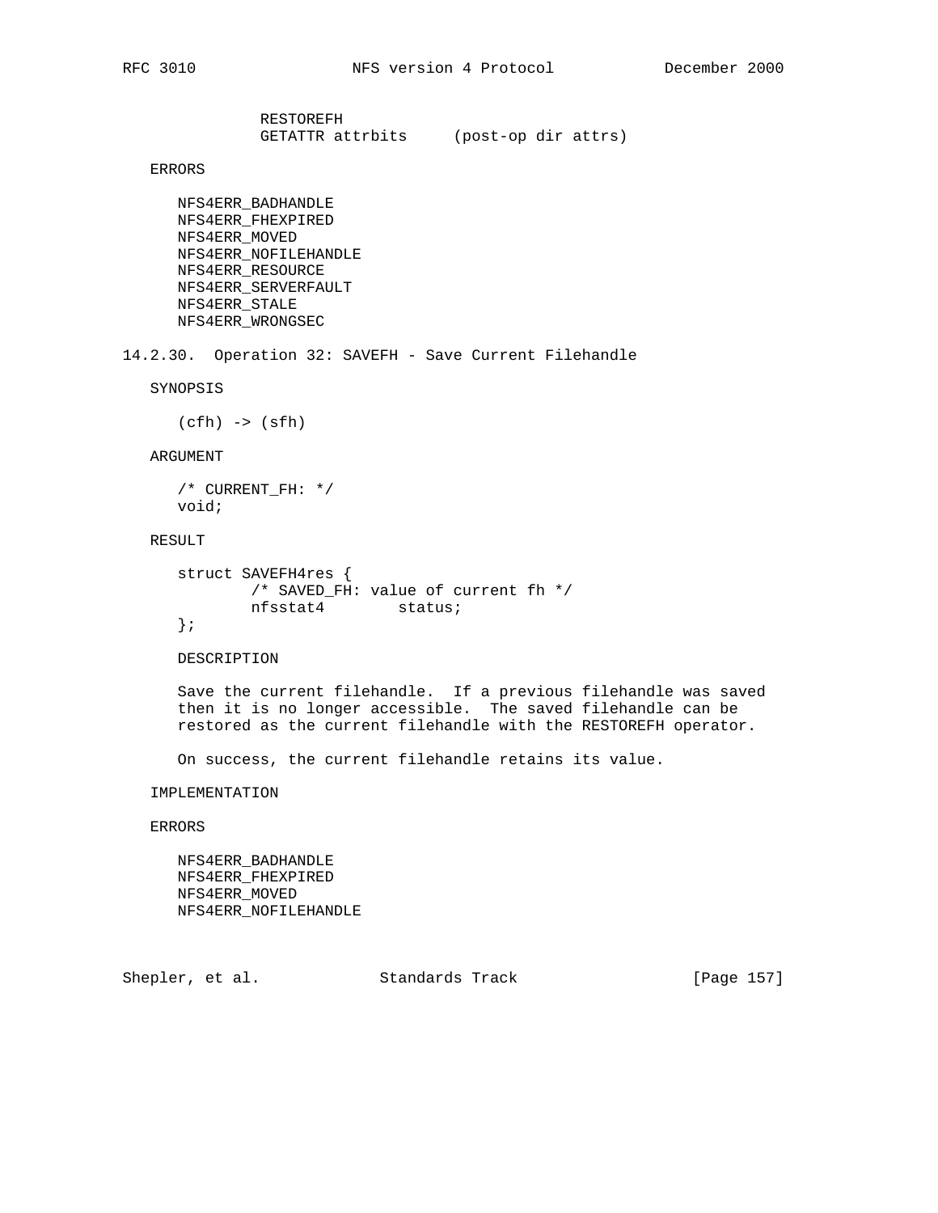```
RESTOREFH
GETATTR attrbits     (post-op dir attrs)
```

ERRORS

NFS4ERR_BADHANDLE
NFS4ERR_FHEXPIRED
NFS4ERR_MOVED
NFS4ERR_NOFILEHANDLE
NFS4ERR_RESOURCE
NFS4ERR_SERVERFAULT
NFS4ERR_STALE
NFS4ERR_WRONGSEC

### 14.2.30. Operation 32: SAVEFH - Save Current Filehandle

SYNOPSIS

(cfh) -> (sfh)

ARGUMENT

```
/* CURRENT_FH: */
void;
```

RESULT

```
struct SAVEFH4res {
        /* SAVED_FH: value of current fh */
        nfsstat4        status;
};
```

DESCRIPTION

Save the current filehandle. If a previous filehandle was saved then it is no longer accessible. The saved filehandle can be restored as the current filehandle with the RESTOREFH operator.

On success, the current filehandle retains its value.

IMPLEMENTATION

ERRORS

NFS4ERR_BADHANDLE
NFS4ERR_FHEXPIRED
NFS4ERR_MOVED
NFS4ERR_NOFILEHANDLE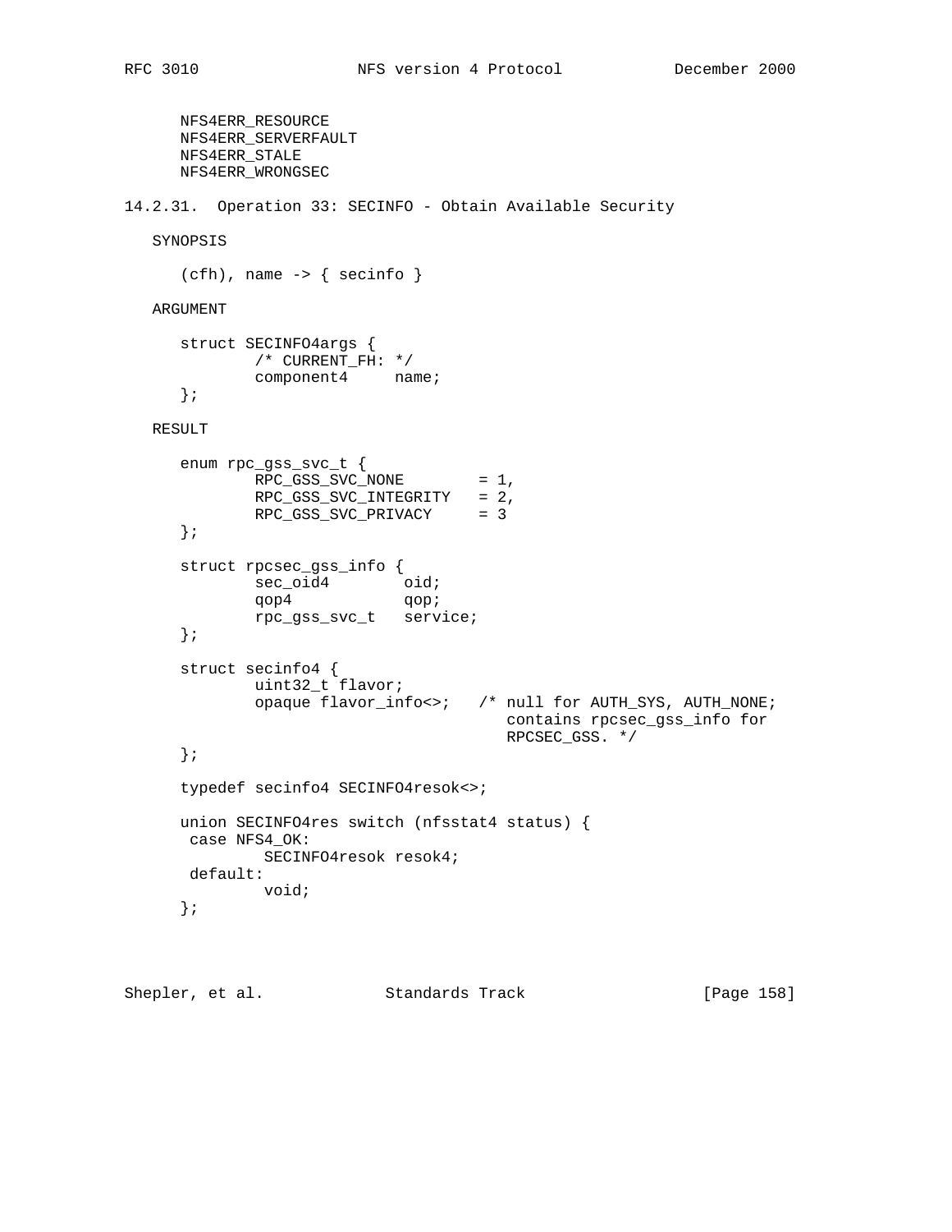NFS4ERR_RESOURCE
NFS4ERR_SERVERFAULT
NFS4ERR_STALE
NFS4ERR_WRONGSEC

### 14.2.31. Operation 33: SECINFO - Obtain Available Security

SYNOPSIS

```
(cfh), name -> { secinfo }
```

ARGUMENT

```
struct SECINFO4args {
        /* CURRENT_FH: */
        component4     name;
};
```

RESULT

```
enum rpc_gss_svc_t {
        RPC_GSS_SVC_NONE        = 1,
        RPC_GSS_SVC_INTEGRITY   = 2,
        RPC_GSS_SVC_PRIVACY     = 3
};

struct rpcsec_gss_info {
        sec_oid4        oid;
        qop4            qop;
        rpc_gss_svc_t   service;
};

struct secinfo4 {
        uint32_t flavor;
        opaque flavor_info<>;   /* null for AUTH_SYS, AUTH_NONE;
                                   contains rpcsec_gss_info for
                                   RPCSEC_GSS. */
};

typedef secinfo4 SECINFO4resok<>;

union SECINFO4res switch (nfsstat4 status) {
 case NFS4_OK:
         SECINFO4resok resok4;
 default:
         void;
};
```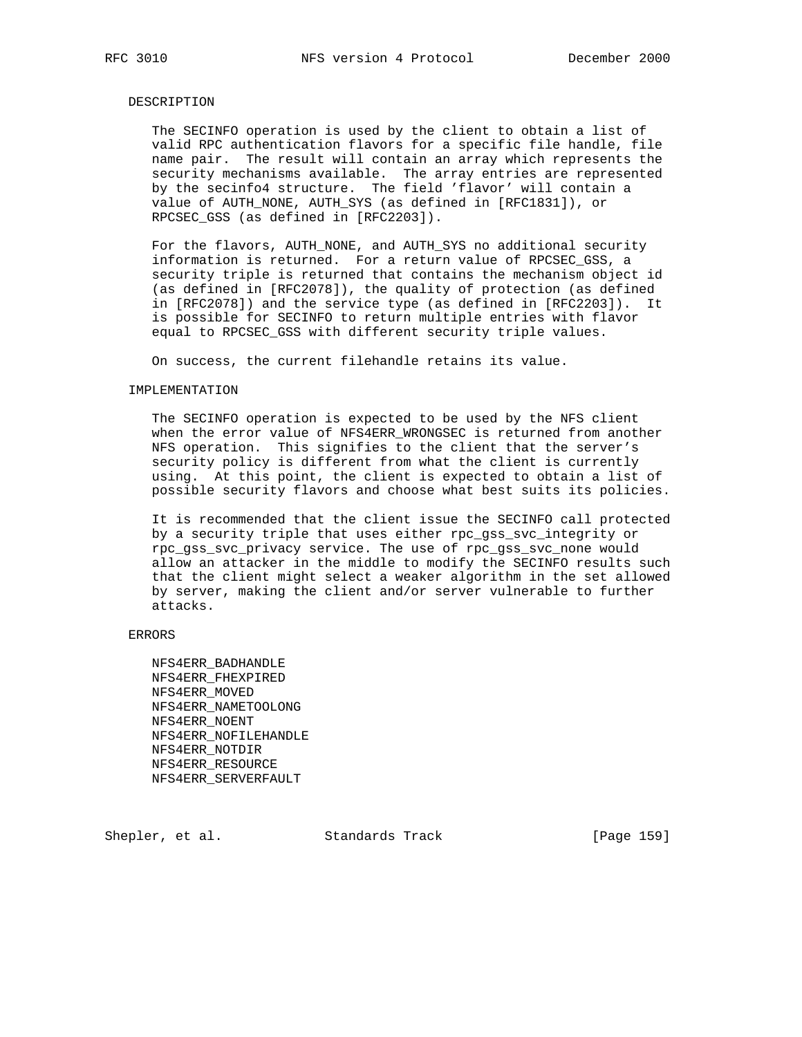DESCRIPTION

The SECINFO operation is used by the client to obtain a list of valid RPC authentication flavors for a specific file handle, file name pair. The result will contain an array which represents the security mechanisms available. The array entries are represented by the secinfo4 structure. The field 'flavor' will contain a value of AUTH_NONE, AUTH_SYS (as defined in [RFC1831]), or RPCSEC_GSS (as defined in [RFC2203]).

For the flavors, AUTH_NONE, and AUTH_SYS no additional security information is returned. For a return value of RPCSEC_GSS, a security triple is returned that contains the mechanism object id (as defined in [RFC2078]), the quality of protection (as defined in [RFC2078]) and the service type (as defined in [RFC2203]). It is possible for SECINFO to return multiple entries with flavor equal to RPCSEC_GSS with different security triple values.

On success, the current filehandle retains its value.

IMPLEMENTATION

The SECINFO operation is expected to be used by the NFS client when the error value of NFS4ERR_WRONGSEC is returned from another NFS operation. This signifies to the client that the server's security policy is different from what the client is currently using. At this point, the client is expected to obtain a list of possible security flavors and choose what best suits its policies.

It is recommended that the client issue the SECINFO call protected by a security triple that uses either rpc_gss_svc_integrity or rpc_gss_svc_privacy service. The use of rpc_gss_svc_none would allow an attacker in the middle to modify the SECINFO results such that the client might select a weaker algorithm in the set allowed by server, making the client and/or server vulnerable to further attacks.

ERRORS

NFS4ERR_BADHANDLE
NFS4ERR_FHEXPIRED
NFS4ERR_MOVED
NFS4ERR_NAMETOOLONG
NFS4ERR_NOENT
NFS4ERR_NOFILEHANDLE
NFS4ERR_NOTDIR
NFS4ERR_RESOURCE
NFS4ERR_SERVERFAULT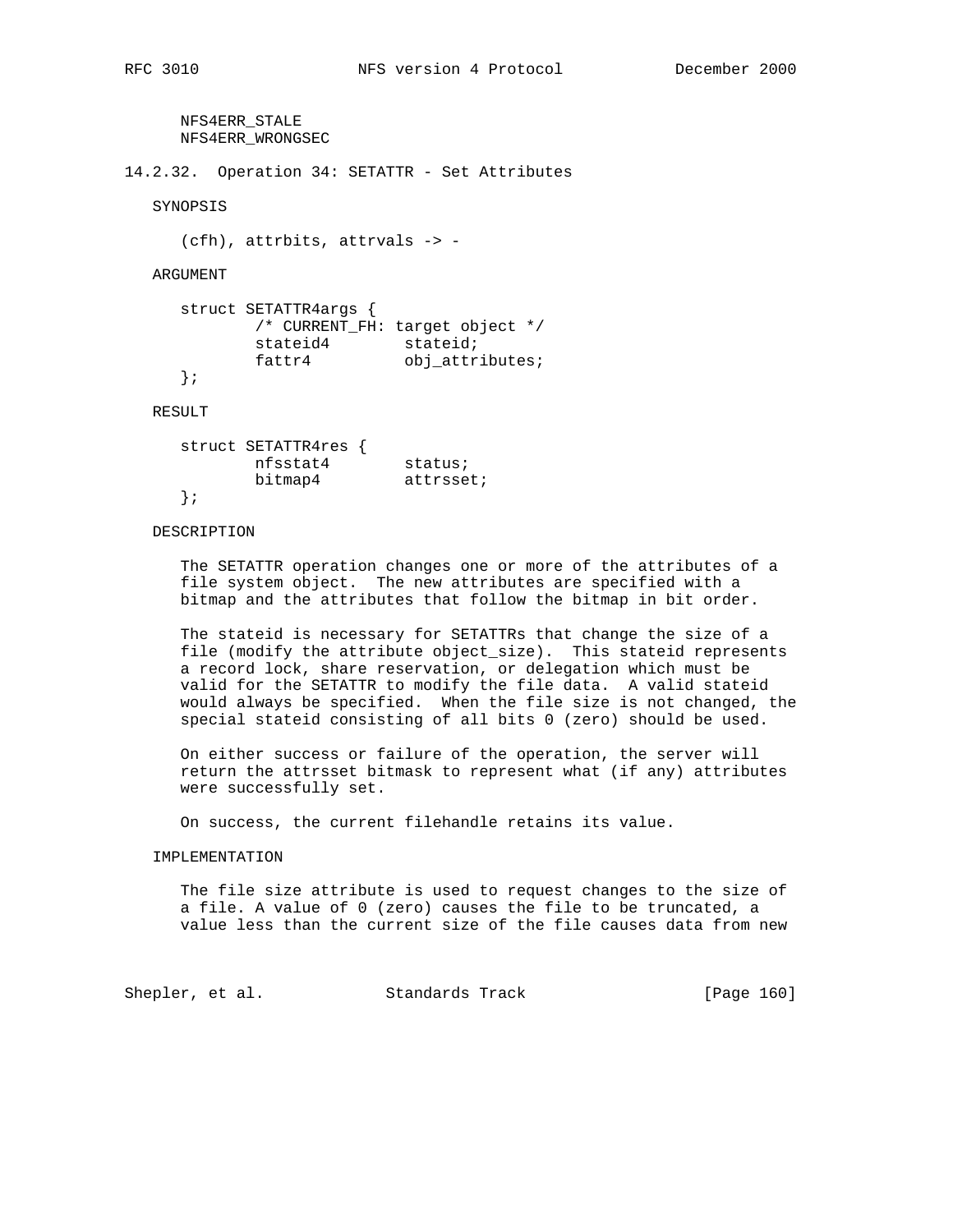NFS4ERR_STALE
NFS4ERR_WRONGSEC

### 14.2.32. Operation 34: SETATTR - Set Attributes

SYNOPSIS

```
(cfh), attrbits, attrvals -> -
```

ARGUMENT

```
struct SETATTR4args {
        /* CURRENT_FH: target object */
        stateid4        stateid;
        fattr4          obj_attributes;
};
```

RESULT

```
struct SETATTR4res {
        nfsstat4        status;
        bitmap4         attrsset;
};
```

DESCRIPTION

The SETATTR operation changes one or more of the attributes of a file system object. The new attributes are specified with a bitmap and the attributes that follow the bitmap in bit order.

The stateid is necessary for SETATTRs that change the size of a file (modify the attribute object_size). This stateid represents a record lock, share reservation, or delegation which must be valid for the SETATTR to modify the file data. A valid stateid would always be specified. When the file size is not changed, the special stateid consisting of all bits 0 (zero) should be used.

On either success or failure of the operation, the server will return the attrsset bitmask to represent what (if any) attributes were successfully set.

On success, the current filehandle retains its value.

IMPLEMENTATION

The file size attribute is used to request changes to the size of a file. A value of 0 (zero) causes the file to be truncated, a value less than the current size of the file causes data from new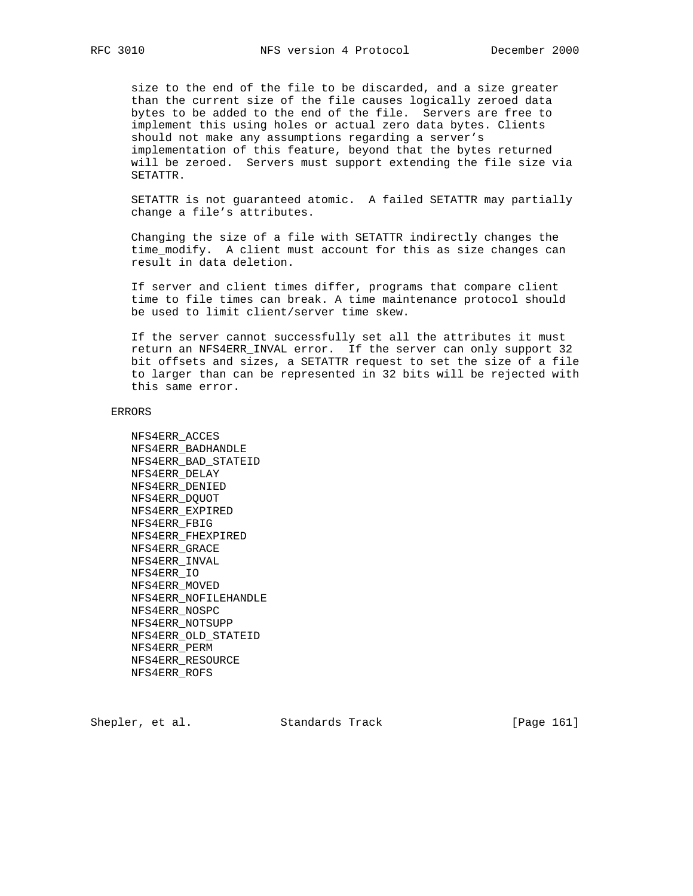size to the end of the file to be discarded, and a size greater than the current size of the file causes logically zeroed data bytes to be added to the end of the file. Servers are free to implement this using holes or actual zero data bytes. Clients should not make any assumptions regarding a server's implementation of this feature, beyond that the bytes returned will be zeroed. Servers must support extending the file size via SETATTR.

SETATTR is not guaranteed atomic. A failed SETATTR may partially change a file's attributes.

Changing the size of a file with SETATTR indirectly changes the time_modify. A client must account for this as size changes can result in data deletion.

If server and client times differ, programs that compare client time to file times can break. A time maintenance protocol should be used to limit client/server time skew.

If the server cannot successfully set all the attributes it must return an NFS4ERR_INVAL error. If the server can only support 32 bit offsets and sizes, a SETATTR request to set the size of a file to larger than can be represented in 32 bits will be rejected with this same error.

ERRORS

NFS4ERR_ACCES
NFS4ERR_BADHANDLE
NFS4ERR_BAD_STATEID
NFS4ERR_DELAY
NFS4ERR_DENIED
NFS4ERR_DQUOT
NFS4ERR_EXPIRED
NFS4ERR_FBIG
NFS4ERR_FHEXPIRED
NFS4ERR_GRACE
NFS4ERR_INVAL
NFS4ERR_IO
NFS4ERR_MOVED
NFS4ERR_NOFILEHANDLE
NFS4ERR_NOSPC
NFS4ERR_NOTSUPP
NFS4ERR_OLD_STATEID
NFS4ERR_PERM
NFS4ERR_RESOURCE
NFS4ERR_ROFS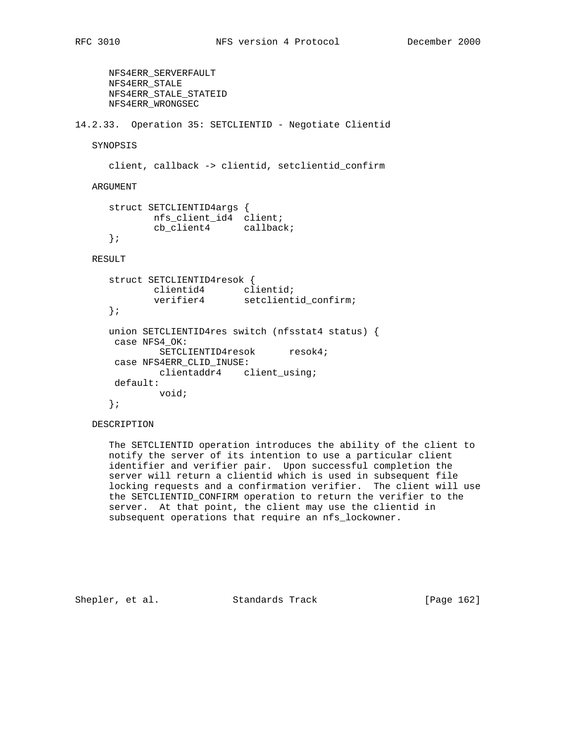NFS4ERR_SERVERFAULT
NFS4ERR_STALE
NFS4ERR_STALE_STATEID
NFS4ERR_WRONGSEC

### 14.2.33. Operation 35: SETCLIENTID - Negotiate Clientid

SYNOPSIS

```
client, callback -> clientid, setclientid_confirm
```

ARGUMENT

```
struct SETCLIENTID4args {
        nfs_client_id4  client;
        cb_client4      callback;
};
```

RESULT

```
struct SETCLIENTID4resok {
        clientid4       clientid;
        verifier4       setclientid_confirm;
};

union SETCLIENTID4res switch (nfsstat4 status) {
 case NFS4_OK:
         SETCLIENTID4resok      resok4;
 case NFS4ERR_CLID_INUSE:
         clientaddr4    client_using;
 default:
         void;
};
```

DESCRIPTION

The SETCLIENTID operation introduces the ability of the client to notify the server of its intention to use a particular client identifier and verifier pair. Upon successful completion the server will return a clientid which is used in subsequent file locking requests and a confirmation verifier. The client will use the SETCLIENTID_CONFIRM operation to return the verifier to the server. At that point, the client may use the clientid in subsequent operations that require an nfs_lockowner.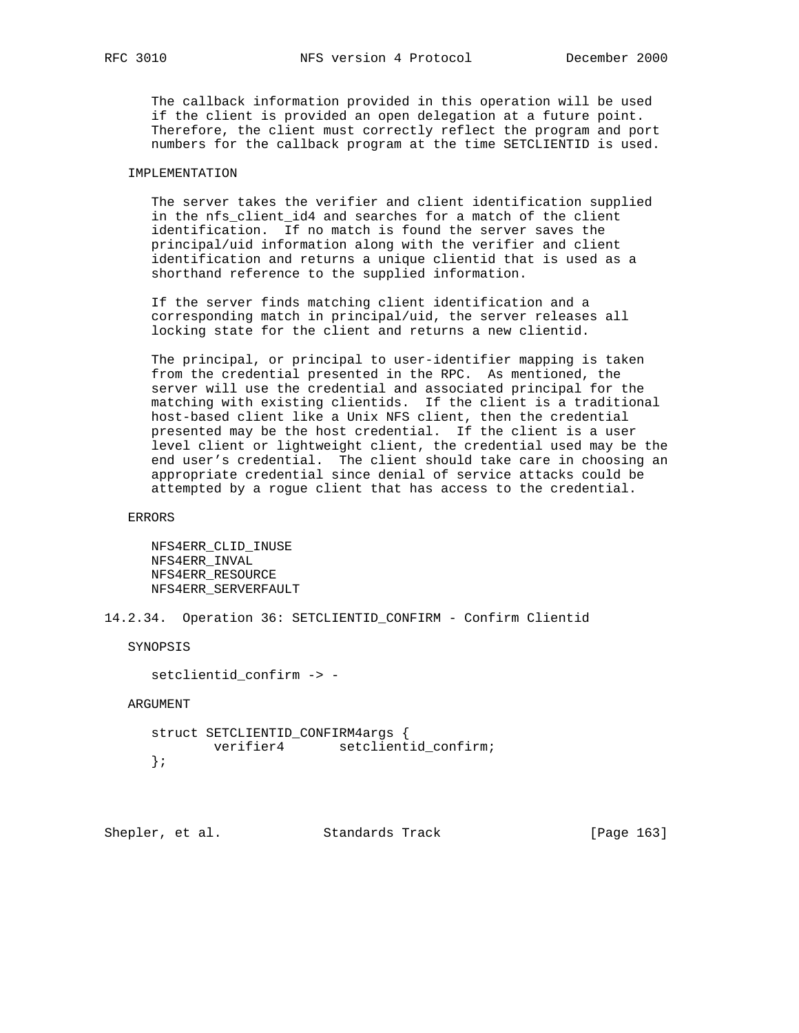The callback information provided in this operation will be used if the client is provided an open delegation at a future point. Therefore, the client must correctly reflect the program and port numbers for the callback program at the time SETCLIENTID is used.

IMPLEMENTATION

The server takes the verifier and client identification supplied in the nfs_client_id4 and searches for a match of the client identification. If no match is found the server saves the principal/uid information along with the verifier and client identification and returns a unique clientid that is used as a shorthand reference to the supplied information.

If the server finds matching client identification and a corresponding match in principal/uid, the server releases all locking state for the client and returns a new clientid.

The principal, or principal to user-identifier mapping is taken from the credential presented in the RPC. As mentioned, the server will use the credential and associated principal for the matching with existing clientids. If the client is a traditional host-based client like a Unix NFS client, then the credential presented may be the host credential. If the client is a user level client or lightweight client, the credential used may be the end user's credential. The client should take care in choosing an appropriate credential since denial of service attacks could be attempted by a rogue client that has access to the credential.

ERRORS

NFS4ERR_CLID_INUSE
NFS4ERR_INVAL
NFS4ERR_RESOURCE
NFS4ERR_SERVERFAULT

### 14.2.34. Operation 36: SETCLIENTID_CONFIRM - Confirm Clientid

SYNOPSIS

```
setclientid_confirm -> -
```

ARGUMENT

```
struct SETCLIENTID_CONFIRM4args {
        verifier4       setclientid_confirm;
};
```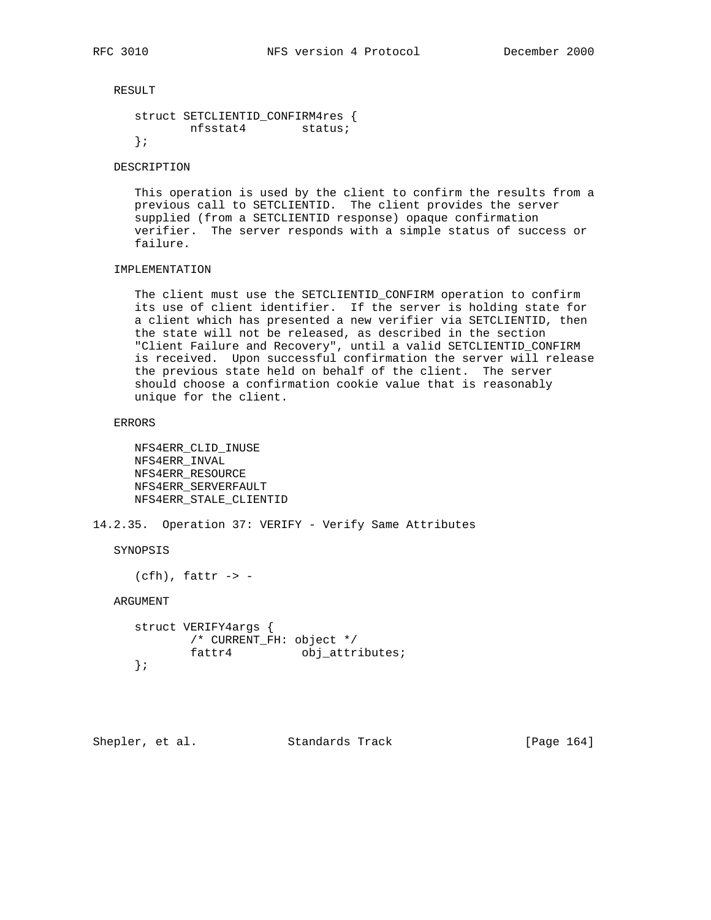RESULT

```
struct SETCLIENTID_CONFIRM4res {
        nfsstat4        status;
};
```

DESCRIPTION

This operation is used by the client to confirm the results from a previous call to SETCLIENTID. The client provides the server supplied (from a SETCLIENTID response) opaque confirmation verifier. The server responds with a simple status of success or failure.

IMPLEMENTATION

The client must use the SETCLIENTID_CONFIRM operation to confirm its use of client identifier. If the server is holding state for a client which has presented a new verifier via SETCLIENTID, then the state will not be released, as described in the section "Client Failure and Recovery", until a valid SETCLIENTID_CONFIRM is received. Upon successful confirmation the server will release the previous state held on behalf of the client. The server should choose a confirmation cookie value that is reasonably unique for the client.

ERRORS

NFS4ERR_CLID_INUSE
NFS4ERR_INVAL
NFS4ERR_RESOURCE
NFS4ERR_SERVERFAULT
NFS4ERR_STALE_CLIENTID

### 14.2.35. Operation 37: VERIFY - Verify Same Attributes

SYNOPSIS

```
(cfh), fattr -> -
```

ARGUMENT

```
struct VERIFY4args {
        /* CURRENT_FH: object */
        fattr4          obj_attributes;
};
```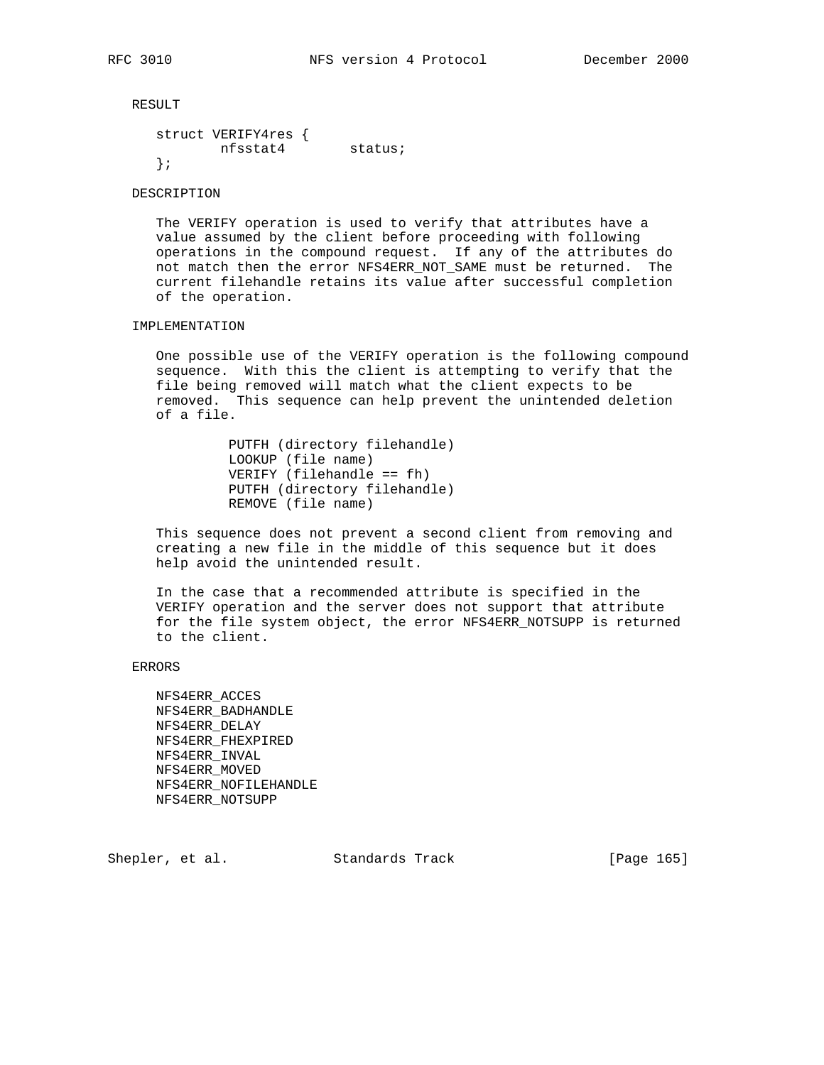RESULT

```
struct VERIFY4res {
        nfsstat4        status;
};
```

DESCRIPTION

The VERIFY operation is used to verify that attributes have a value assumed by the client before proceeding with following operations in the compound request. If any of the attributes do not match then the error NFS4ERR_NOT_SAME must be returned. The current filehandle retains its value after successful completion of the operation.

IMPLEMENTATION

One possible use of the VERIFY operation is the following compound sequence. With this the client is attempting to verify that the file being removed will match what the client expects to be removed. This sequence can help prevent the unintended deletion of a file.

```
PUTFH (directory filehandle)
LOOKUP (file name)
VERIFY (filehandle == fh)
PUTFH (directory filehandle)
REMOVE (file name)
```

This sequence does not prevent a second client from removing and creating a new file in the middle of this sequence but it does help avoid the unintended result.

In the case that a recommended attribute is specified in the VERIFY operation and the server does not support that attribute for the file system object, the error NFS4ERR_NOTSUPP is returned to the client.

ERRORS

NFS4ERR_ACCES
NFS4ERR_BADHANDLE
NFS4ERR_DELAY
NFS4ERR_FHEXPIRED
NFS4ERR_INVAL
NFS4ERR_MOVED
NFS4ERR_NOFILEHANDLE
NFS4ERR_NOTSUPP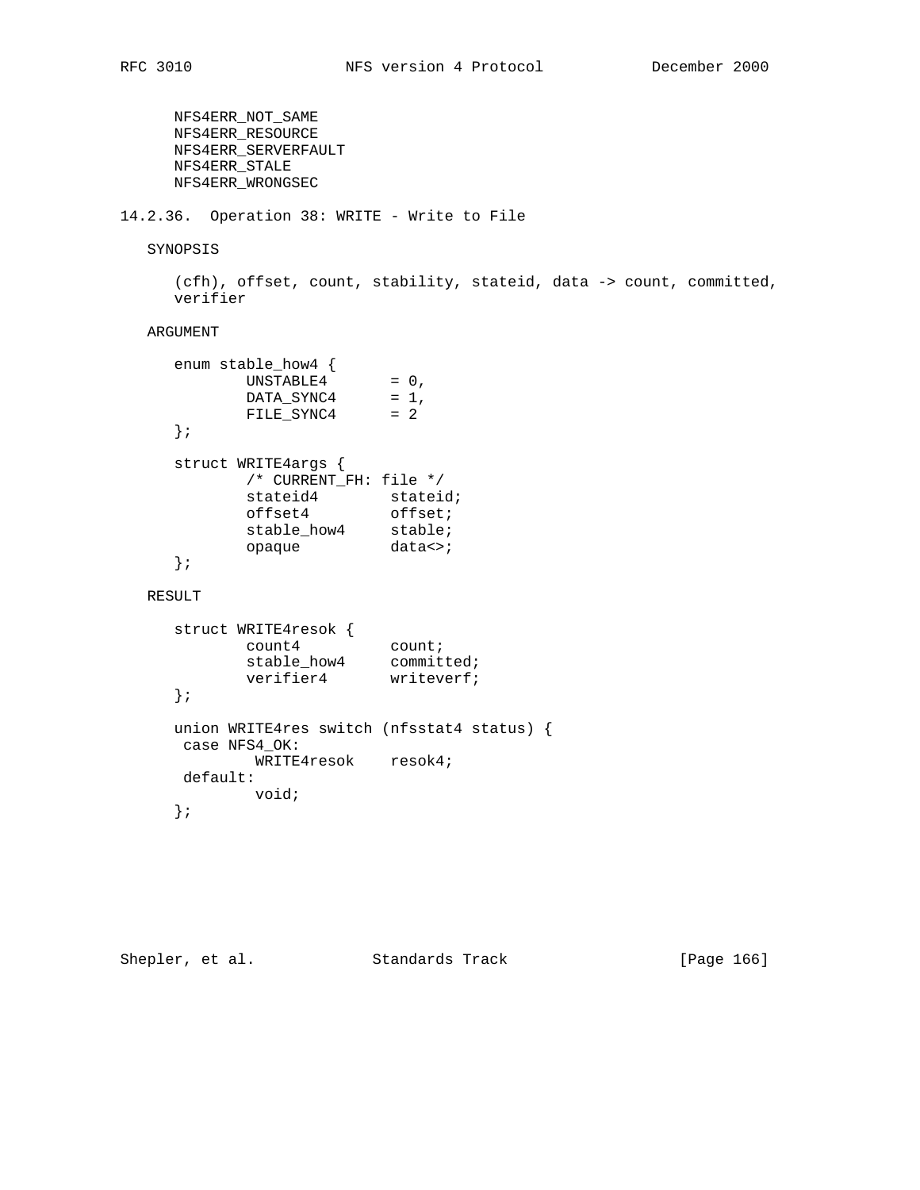NFS4ERR_NOT_SAME
NFS4ERR_RESOURCE
NFS4ERR_SERVERFAULT
NFS4ERR_STALE
NFS4ERR_WRONGSEC

### 14.2.36. Operation 38: WRITE - Write to File

SYNOPSIS

(cfh), offset, count, stability, stateid, data -> count, committed, verifier

ARGUMENT

```
enum stable_how4 {
        UNSTABLE4       = 0,
        DATA_SYNC4      = 1,
        FILE_SYNC4      = 2
};

struct WRITE4args {
        /* CURRENT_FH: file */
        stateid4        stateid;
        offset4         offset;
        stable_how4     stable;
        opaque          data<>;
};
```

RESULT

```
struct WRITE4resok {
        count4          count;
        stable_how4     committed;
        verifier4       writeverf;
};

union WRITE4res switch (nfsstat4 status) {
 case NFS4_OK:
         WRITE4resok    resok4;
 default:
         void;
};
```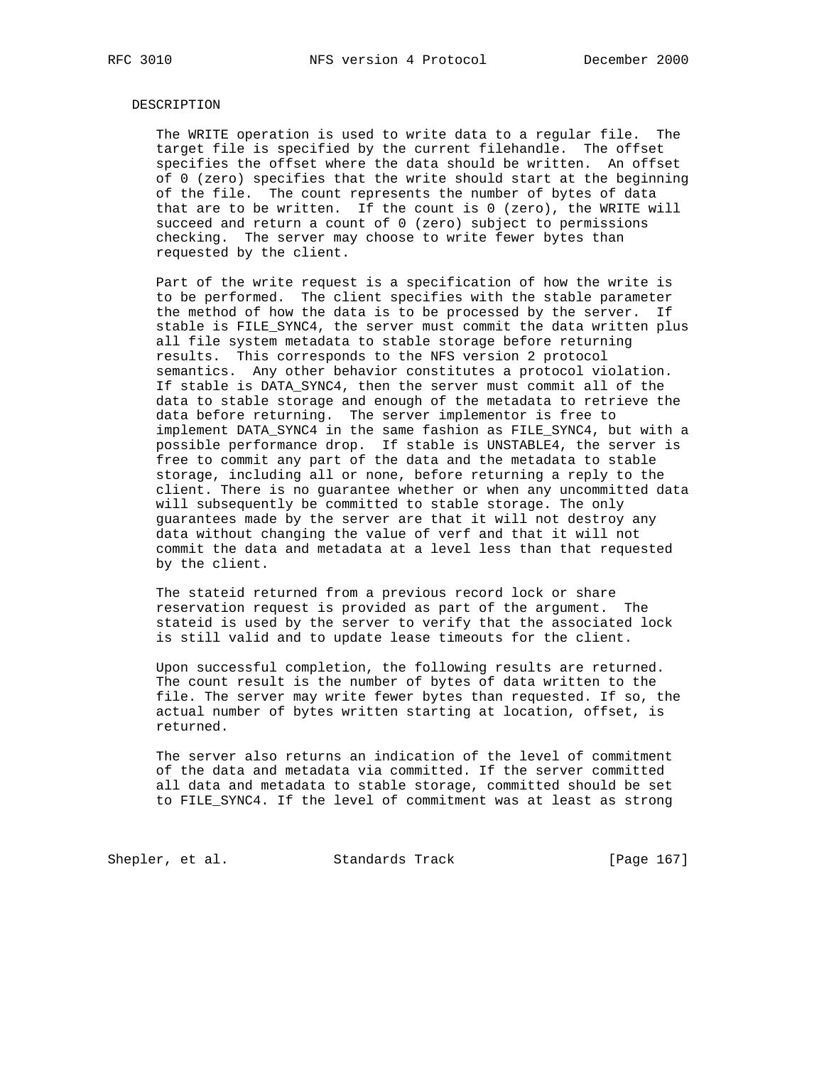DESCRIPTION

The WRITE operation is used to write data to a regular file. The target file is specified by the current filehandle. The offset specifies the offset where the data should be written. An offset of 0 (zero) specifies that the write should start at the beginning of the file. The count represents the number of bytes of data that are to be written. If the count is 0 (zero), the WRITE will succeed and return a count of 0 (zero) subject to permissions checking. The server may choose to write fewer bytes than requested by the client.

Part of the write request is a specification of how the write is to be performed. The client specifies with the stable parameter the method of how the data is to be processed by the server. If stable is FILE_SYNC4, the server must commit the data written plus all file system metadata to stable storage before returning results. This corresponds to the NFS version 2 protocol semantics. Any other behavior constitutes a protocol violation. If stable is DATA_SYNC4, then the server must commit all of the data to stable storage and enough of the metadata to retrieve the data before returning. The server implementor is free to implement DATA_SYNC4 in the same fashion as FILE_SYNC4, but with a possible performance drop. If stable is UNSTABLE4, the server is free to commit any part of the data and the metadata to stable storage, including all or none, before returning a reply to the client. There is no guarantee whether or when any uncommitted data will subsequently be committed to stable storage. The only guarantees made by the server are that it will not destroy any data without changing the value of verf and that it will not commit the data and metadata at a level less than that requested by the client.

The stateid returned from a previous record lock or share reservation request is provided as part of the argument. The stateid is used by the server to verify that the associated lock is still valid and to update lease timeouts for the client.

Upon successful completion, the following results are returned. The count result is the number of bytes of data written to the file. The server may write fewer bytes than requested. If so, the actual number of bytes written starting at location, offset, is returned.

The server also returns an indication of the level of commitment of the data and metadata via committed. If the server committed all data and metadata to stable storage, committed should be set to FILE_SYNC4. If the level of commitment was at least as strong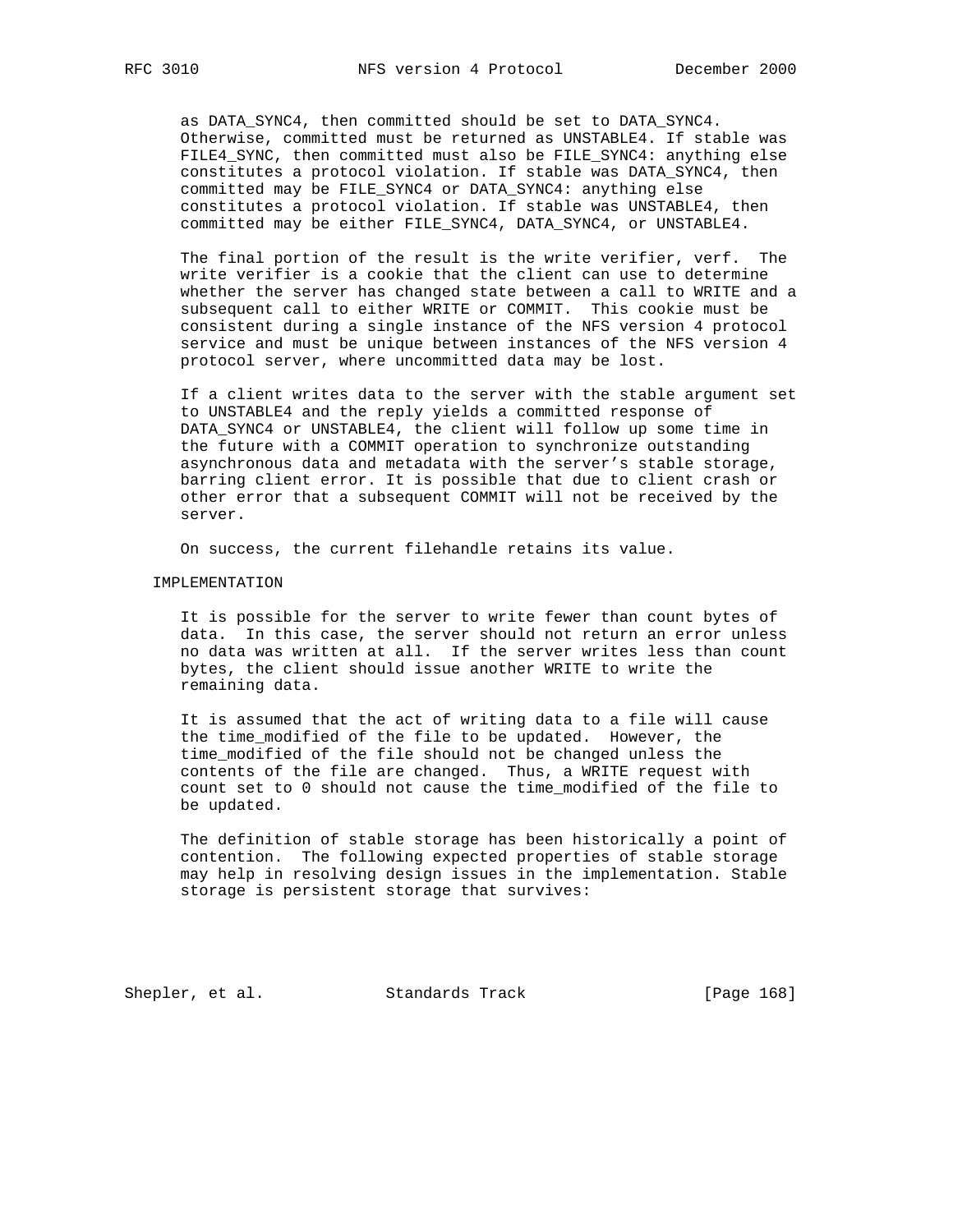as DATA_SYNC4, then committed should be set to DATA_SYNC4. Otherwise, committed must be returned as UNSTABLE4. If stable was FILE4_SYNC, then committed must also be FILE_SYNC4: anything else constitutes a protocol violation. If stable was DATA_SYNC4, then committed may be FILE_SYNC4 or DATA_SYNC4: anything else constitutes a protocol violation. If stable was UNSTABLE4, then committed may be either FILE_SYNC4, DATA_SYNC4, or UNSTABLE4.

The final portion of the result is the write verifier, verf. The write verifier is a cookie that the client can use to determine whether the server has changed state between a call to WRITE and a subsequent call to either WRITE or COMMIT. This cookie must be consistent during a single instance of the NFS version 4 protocol service and must be unique between instances of the NFS version 4 protocol server, where uncommitted data may be lost.

If a client writes data to the server with the stable argument set to UNSTABLE4 and the reply yields a committed response of DATA_SYNC4 or UNSTABLE4, the client will follow up some time in the future with a COMMIT operation to synchronize outstanding asynchronous data and metadata with the server's stable storage, barring client error. It is possible that due to client crash or other error that a subsequent COMMIT will not be received by the server.

On success, the current filehandle retains its value.

IMPLEMENTATION

It is possible for the server to write fewer than count bytes of data. In this case, the server should not return an error unless no data was written at all. If the server writes less than count bytes, the client should issue another WRITE to write the remaining data.

It is assumed that the act of writing data to a file will cause the time_modified of the file to be updated. However, the time_modified of the file should not be changed unless the contents of the file are changed. Thus, a WRITE request with count set to 0 should not cause the time_modified of the file to be updated.

The definition of stable storage has been historically a point of contention. The following expected properties of stable storage may help in resolving design issues in the implementation. Stable storage is persistent storage that survives: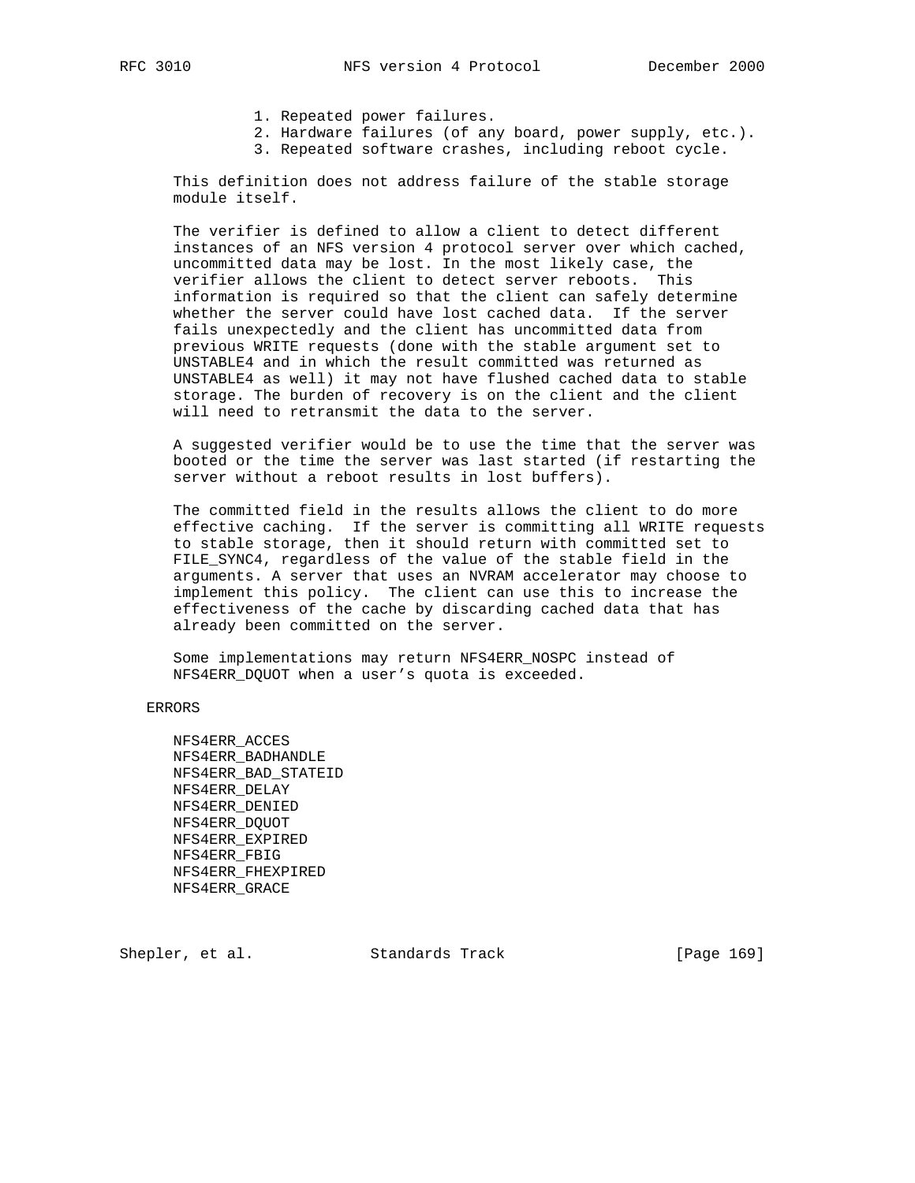1. Repeated power failures.
2. Hardware failures (of any board, power supply, etc.).
3. Repeated software crashes, including reboot cycle.

This definition does not address failure of the stable storage module itself.

The verifier is defined to allow a client to detect different instances of an NFS version 4 protocol server over which cached, uncommitted data may be lost. In the most likely case, the verifier allows the client to detect server reboots. This information is required so that the client can safely determine whether the server could have lost cached data. If the server fails unexpectedly and the client has uncommitted data from previous WRITE requests (done with the stable argument set to UNSTABLE4 and in which the result committed was returned as UNSTABLE4 as well) it may not have flushed cached data to stable storage. The burden of recovery is on the client and the client will need to retransmit the data to the server.

A suggested verifier would be to use the time that the server was booted or the time the server was last started (if restarting the server without a reboot results in lost buffers).

The committed field in the results allows the client to do more effective caching. If the server is committing all WRITE requests to stable storage, then it should return with committed set to FILE_SYNC4, regardless of the value of the stable field in the arguments. A server that uses an NVRAM accelerator may choose to implement this policy. The client can use this to increase the effectiveness of the cache by discarding cached data that has already been committed on the server.

Some implementations may return NFS4ERR_NOSPC instead of NFS4ERR_DQUOT when a user's quota is exceeded.

ERRORS

NFS4ERR_ACCES
NFS4ERR_BADHANDLE
NFS4ERR_BAD_STATEID
NFS4ERR_DELAY
NFS4ERR_DENIED
NFS4ERR_DQUOT
NFS4ERR_EXPIRED
NFS4ERR_FBIG
NFS4ERR_FHEXPIRED
NFS4ERR_GRACE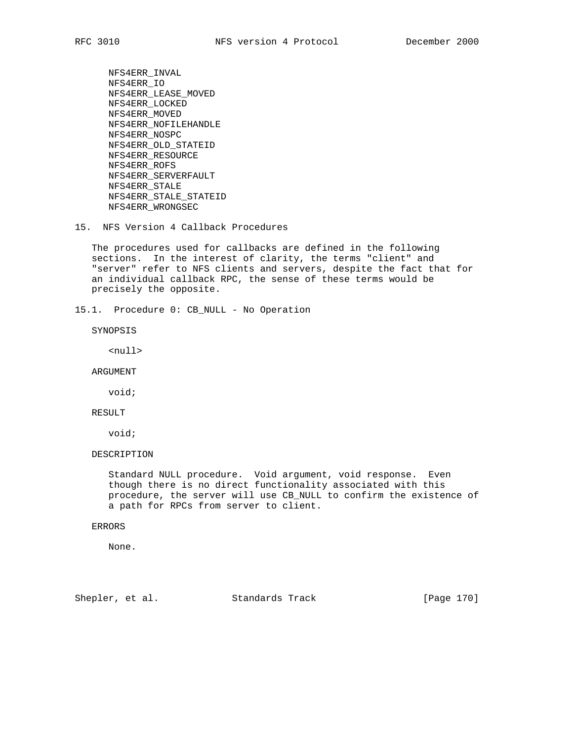NFS4ERR_INVAL
NFS4ERR_IO
NFS4ERR_LEASE_MOVED
NFS4ERR_LOCKED
NFS4ERR_MOVED
NFS4ERR_NOFILEHANDLE
NFS4ERR_NOSPC
NFS4ERR_OLD_STATEID
NFS4ERR_RESOURCE
NFS4ERR_ROFS
NFS4ERR_SERVERFAULT
NFS4ERR_STALE
NFS4ERR_STALE_STATEID
NFS4ERR_WRONGSEC

# 15. NFS Version 4 Callback Procedures

The procedures used for callbacks are defined in the following sections. In the interest of clarity, the terms "client" and "server" refer to NFS clients and servers, despite the fact that for an individual callback RPC, the sense of these terms would be precisely the opposite.

## 15.1. Procedure 0: CB_NULL - No Operation

SYNOPSIS

```
<null>
```

ARGUMENT

```
void;
```

RESULT

```
void;
```

DESCRIPTION

Standard NULL procedure. Void argument, void response. Even though there is no direct functionality associated with this procedure, the server will use CB_NULL to confirm the existence of a path for RPCs from server to client.

ERRORS

None.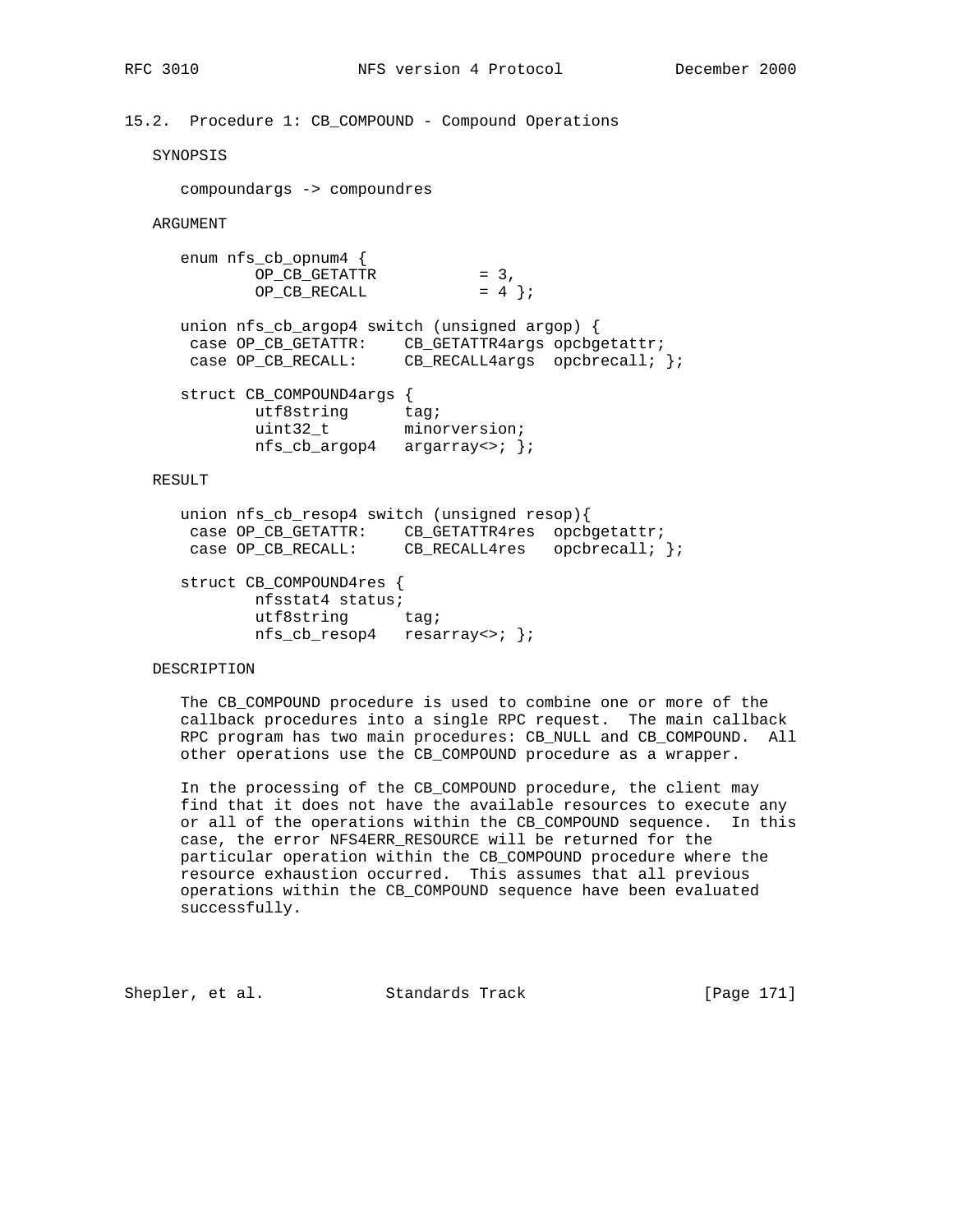## 15.2. Procedure 1: CB_COMPOUND - Compound Operations

SYNOPSIS

```
compoundargs -> compoundres
```

ARGUMENT

```
enum nfs_cb_opnum4 {
        OP_CB_GETATTR           = 3,
        OP_CB_RECALL            = 4 };

union nfs_cb_argop4 switch (unsigned argop) {
 case OP_CB_GETATTR:    CB_GETATTR4args opcbgetattr;
 case OP_CB_RECALL:     CB_RECALL4args  opcbrecall; };

struct CB_COMPOUND4args {
        utf8string      tag;
        uint32_t        minorversion;
        nfs_cb_argop4   argarray<>; };
```

RESULT

```
union nfs_cb_resop4 switch (unsigned resop){
 case OP_CB_GETATTR:    CB_GETATTR4res  opcbgetattr;
 case OP_CB_RECALL:     CB_RECALL4res   opcbrecall; };

struct CB_COMPOUND4res {
        nfsstat4 status;
        utf8string      tag;
        nfs_cb_resop4   resarray<>; };
```

DESCRIPTION

The CB_COMPOUND procedure is used to combine one or more of the callback procedures into a single RPC request. The main callback RPC program has two main procedures: CB_NULL and CB_COMPOUND. All other operations use the CB_COMPOUND procedure as a wrapper.

In the processing of the CB_COMPOUND procedure, the client may find that it does not have the available resources to execute any or all of the operations within the CB_COMPOUND sequence. In this case, the error NFS4ERR_RESOURCE will be returned for the particular operation within the CB_COMPOUND procedure where the resource exhaustion occurred. This assumes that all previous operations within the CB_COMPOUND sequence have been evaluated successfully.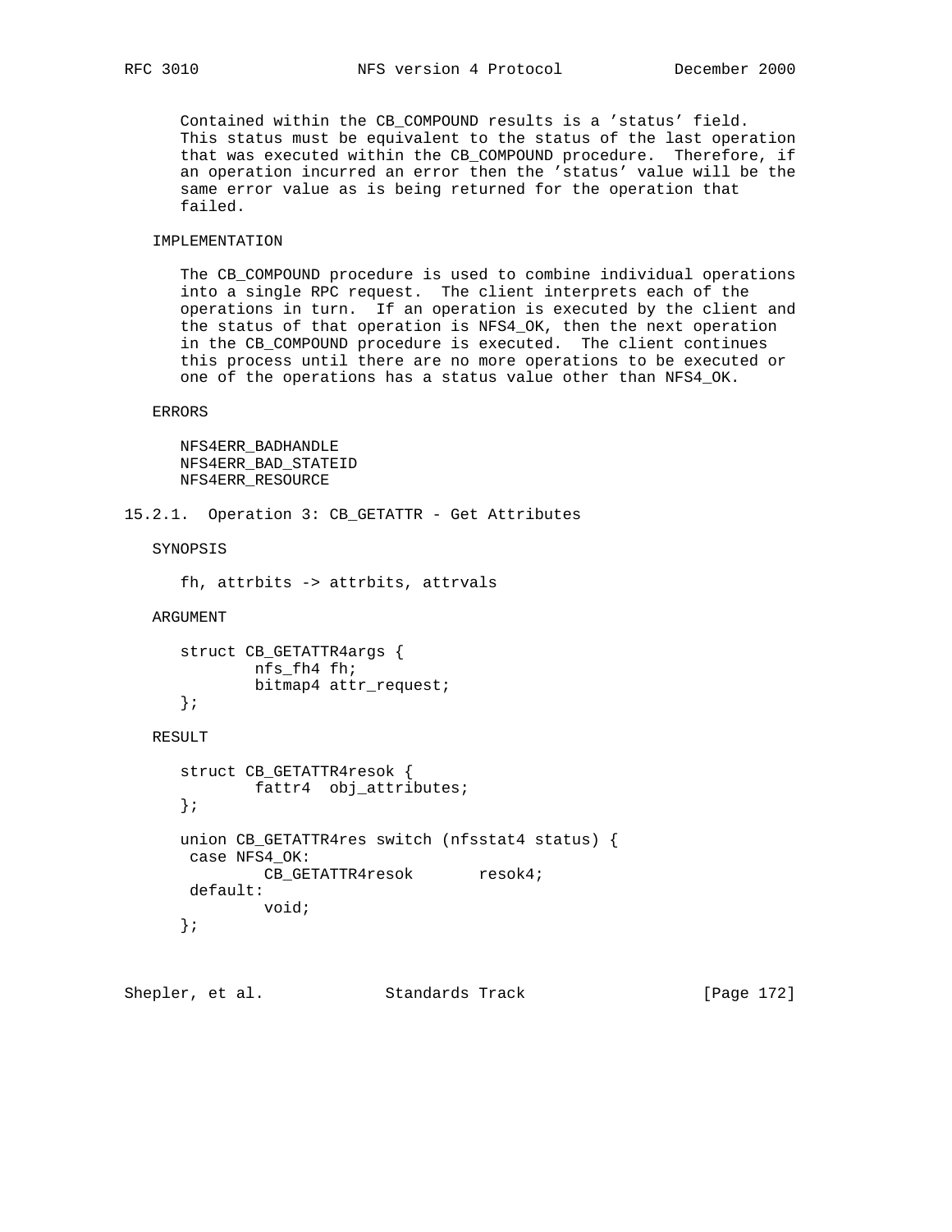Contained within the CB_COMPOUND results is a 'status' field. This status must be equivalent to the status of the last operation that was executed within the CB_COMPOUND procedure. Therefore, if an operation incurred an error then the 'status' value will be the same error value as is being returned for the operation that failed.

IMPLEMENTATION

The CB_COMPOUND procedure is used to combine individual operations into a single RPC request. The client interprets each of the operations in turn. If an operation is executed by the client and the status of that operation is NFS4_OK, then the next operation in the CB_COMPOUND procedure is executed. The client continues this process until there are no more operations to be executed or one of the operations has a status value other than NFS4_OK.

ERRORS

NFS4ERR_BADHANDLE
NFS4ERR_BAD_STATEID
NFS4ERR_RESOURCE

### 15.2.1. Operation 3: CB_GETATTR - Get Attributes

SYNOPSIS

```
fh, attrbits -> attrbits, attrvals
```

ARGUMENT

```
struct CB_GETATTR4args {
        nfs_fh4 fh;
        bitmap4 attr_request;
};
```

RESULT

```
struct CB_GETATTR4resok {
        fattr4  obj_attributes;
};

union CB_GETATTR4res switch (nfsstat4 status) {
 case NFS4_OK:
         CB_GETATTR4resok       resok4;
 default:
         void;
};
```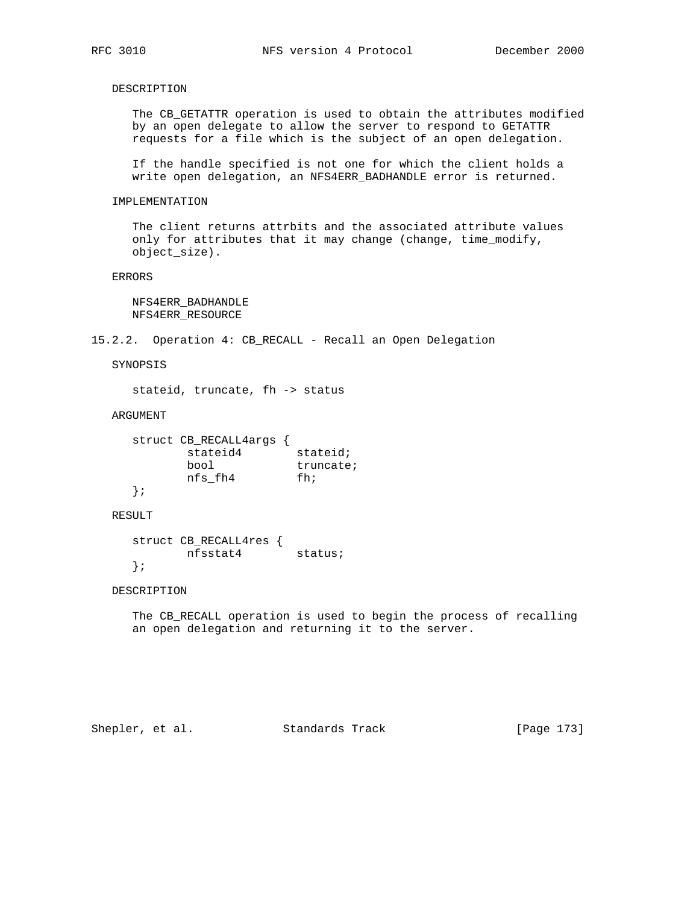DESCRIPTION

The CB_GETATTR operation is used to obtain the attributes modified by an open delegate to allow the server to respond to GETATTR requests for a file which is the subject of an open delegation.

If the handle specified is not one for which the client holds a write open delegation, an NFS4ERR_BADHANDLE error is returned.

IMPLEMENTATION

The client returns attrbits and the associated attribute values only for attributes that it may change (change, time_modify, object_size).

ERRORS

NFS4ERR_BADHANDLE
NFS4ERR_RESOURCE

### 15.2.2. Operation 4: CB_RECALL - Recall an Open Delegation

SYNOPSIS

stateid, truncate, fh -> status

ARGUMENT

```
struct CB_RECALL4args {
        stateid4        stateid;
        bool            truncate;
        nfs_fh4         fh;
};
```

RESULT

```
struct CB_RECALL4res {
        nfsstat4        status;
};
```

DESCRIPTION

The CB_RECALL operation is used to begin the process of recalling an open delegation and returning it to the server.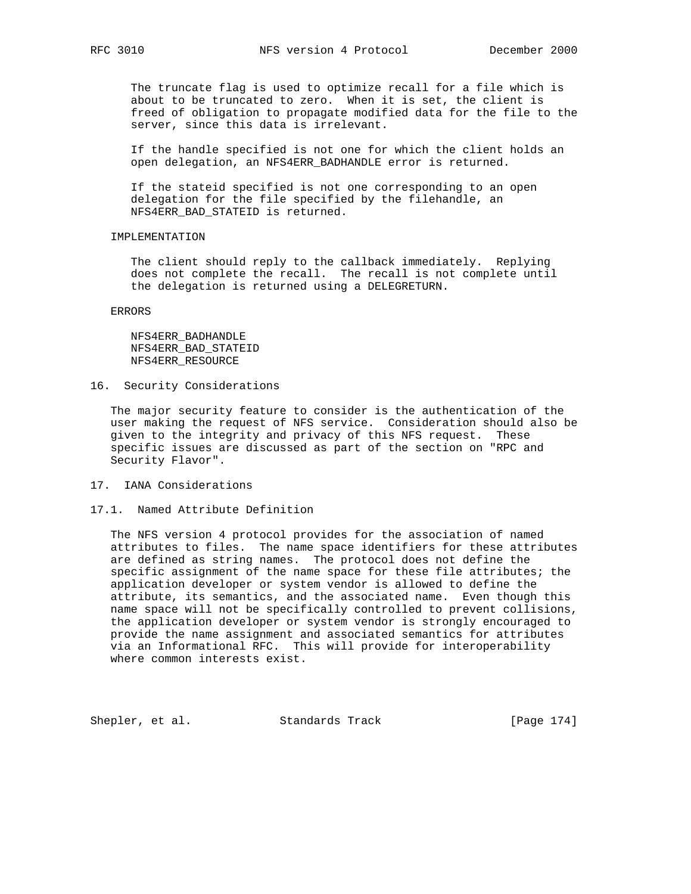The truncate flag is used to optimize recall for a file which is about to be truncated to zero. When it is set, the client is freed of obligation to propagate modified data for the file to the server, since this data is irrelevant.

If the handle specified is not one for which the client holds an open delegation, an NFS4ERR_BADHANDLE error is returned.

If the stateid specified is not one corresponding to an open delegation for the file specified by the filehandle, an NFS4ERR_BAD_STATEID is returned.

IMPLEMENTATION

The client should reply to the callback immediately. Replying does not complete the recall. The recall is not complete until the delegation is returned using a DELEGRETURN.

ERRORS

NFS4ERR_BADHANDLE
NFS4ERR_BAD_STATEID
NFS4ERR_RESOURCE

# 16. Security Considerations

The major security feature to consider is the authentication of the user making the request of NFS service. Consideration should also be given to the integrity and privacy of this NFS request. These specific issues are discussed as part of the section on "RPC and Security Flavor".

# 17. IANA Considerations

## 17.1. Named Attribute Definition

The NFS version 4 protocol provides for the association of named attributes to files. The name space identifiers for these attributes are defined as string names. The protocol does not define the specific assignment of the name space for these file attributes; the application developer or system vendor is allowed to define the attribute, its semantics, and the associated name. Even though this name space will not be specifically controlled to prevent collisions, the application developer or system vendor is strongly encouraged to provide the name assignment and associated semantics for attributes via an Informational RFC. This will provide for interoperability where common interests exist.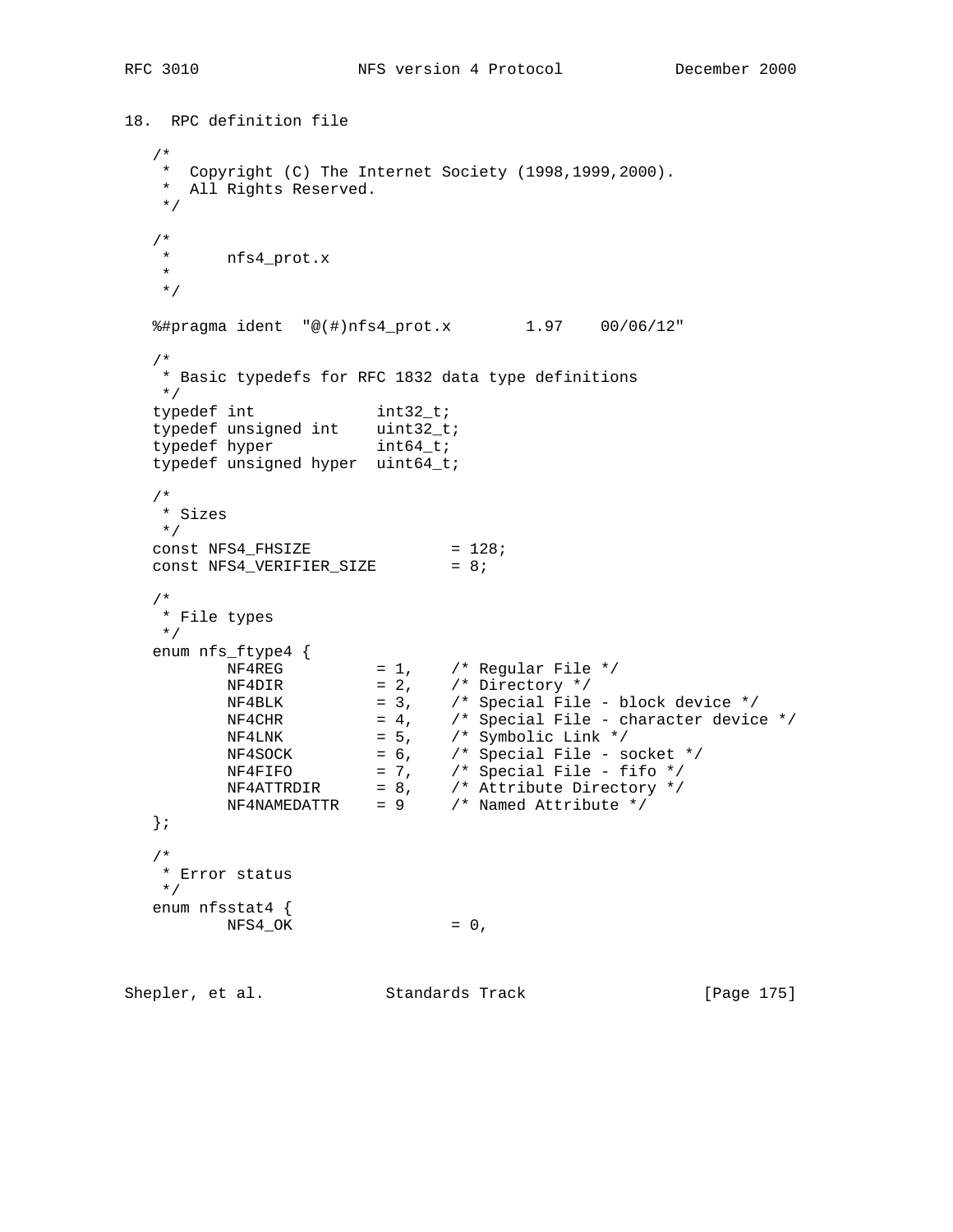## 18. RPC definition file

```
/*
 *  Copyright (C) The Internet Society (1998,1999,2000).
 *  All Rights Reserved.
 */

/*
 *      nfs4_prot.x
 *
 */

%#pragma ident  "@(#)nfs4_prot.x        1.97    00/06/12"

/*
 * Basic typedefs for RFC 1832 data type definitions
 */
typedef int             int32_t;
typedef unsigned int    uint32_t;
typedef hyper           int64_t;
typedef unsigned hyper  uint64_t;

/*
 * Sizes
 */
const NFS4_FHSIZE               = 128;
const NFS4_VERIFIER_SIZE        = 8;

/*
 * File types
 */
enum nfs_ftype4 {
        NF4REG          = 1,    /* Regular File */
        NF4DIR          = 2,    /* Directory */
        NF4BLK          = 3,    /* Special File - block device */
        NF4CHR          = 4,    /* Special File - character device */
        NF4LNK          = 5,    /* Symbolic Link */
        NF4SOCK         = 6,    /* Special File - socket */
        NF4FIFO         = 7,    /* Special File - fifo */
        NF4ATTRDIR      = 8,    /* Attribute Directory */
        NF4NAMEDATTR    = 9     /* Named Attribute */
};

/*
 * Error status
 */
enum nfsstat4 {
        NFS4_OK                 = 0,
```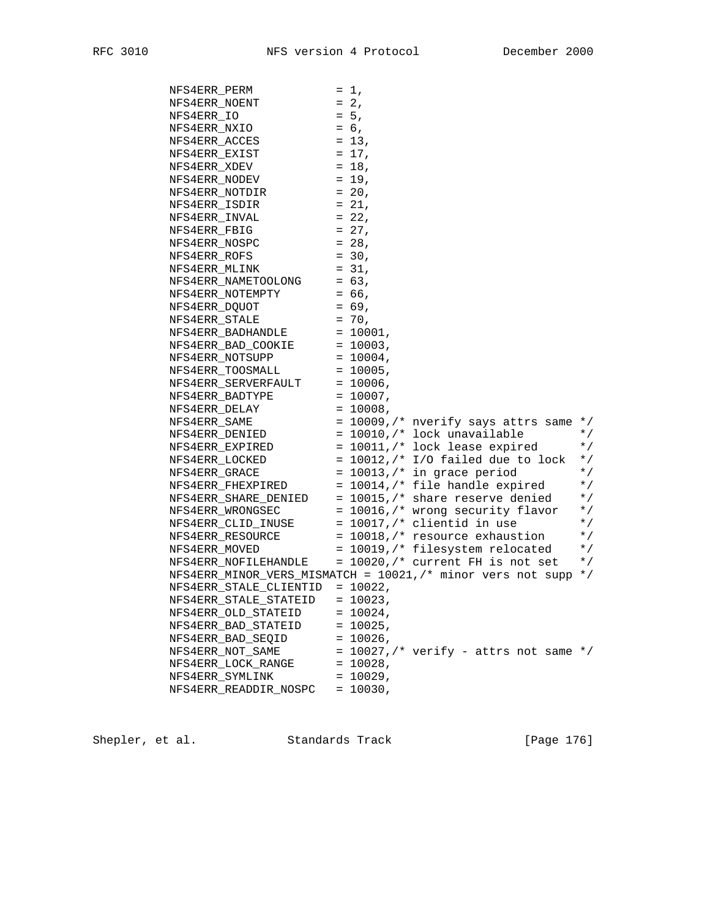```
        NFS4ERR_PERM            = 1,
        NFS4ERR_NOENT           = 2,
        NFS4ERR_IO              = 5,
        NFS4ERR_NXIO            = 6,
        NFS4ERR_ACCES           = 13,
        NFS4ERR_EXIST           = 17,
        NFS4ERR_XDEV            = 18,
        NFS4ERR_NODEV           = 19,
        NFS4ERR_NOTDIR          = 20,
        NFS4ERR_ISDIR           = 21,
        NFS4ERR_INVAL           = 22,
        NFS4ERR_FBIG            = 27,
        NFS4ERR_NOSPC           = 28,
        NFS4ERR_ROFS            = 30,
        NFS4ERR_MLINK           = 31,
        NFS4ERR_NAMETOOLONG     = 63,
        NFS4ERR_NOTEMPTY        = 66,
        NFS4ERR_DQUOT           = 69,
        NFS4ERR_STALE           = 70,
        NFS4ERR_BADHANDLE       = 10001,
        NFS4ERR_BAD_COOKIE      = 10003,
        NFS4ERR_NOTSUPP         = 10004,
        NFS4ERR_TOOSMALL        = 10005,
        NFS4ERR_SERVERFAULT     = 10006,
        NFS4ERR_BADTYPE         = 10007,
        NFS4ERR_DELAY           = 10008,
        NFS4ERR_SAME            = 10009,/* nverify says attrs same */
        NFS4ERR_DENIED          = 10010,/* lock unavailable        */
        NFS4ERR_EXPIRED         = 10011,/* lock lease expired      */
        NFS4ERR_LOCKED          = 10012,/* I/O failed due to lock  */
        NFS4ERR_GRACE           = 10013,/* in grace period         */
        NFS4ERR_FHEXPIRED       = 10014,/* file handle expired     */
        NFS4ERR_SHARE_DENIED    = 10015,/* share reserve denied    */
        NFS4ERR_WRONGSEC        = 10016,/* wrong security flavor   */
        NFS4ERR_CLID_INUSE      = 10017,/* clientid in use         */
        NFS4ERR_RESOURCE        = 10018,/* resource exhaustion     */
        NFS4ERR_MOVED           = 10019,/* filesystem relocated    */
        NFS4ERR_NOFILEHANDLE    = 10020,/* current FH is not set   */
        NFS4ERR_MINOR_VERS_MISMATCH = 10021,/* minor vers not supp */
        NFS4ERR_STALE_CLIENTID  = 10022,
        NFS4ERR_STALE_STATEID   = 10023,
        NFS4ERR_OLD_STATEID     = 10024,
        NFS4ERR_BAD_STATEID     = 10025,
        NFS4ERR_BAD_SEQID       = 10026,
        NFS4ERR_NOT_SAME        = 10027,/* verify - attrs not same */
        NFS4ERR_LOCK_RANGE      = 10028,
        NFS4ERR_SYMLINK         = 10029,
        NFS4ERR_READDIR_NOSPC   = 10030,
```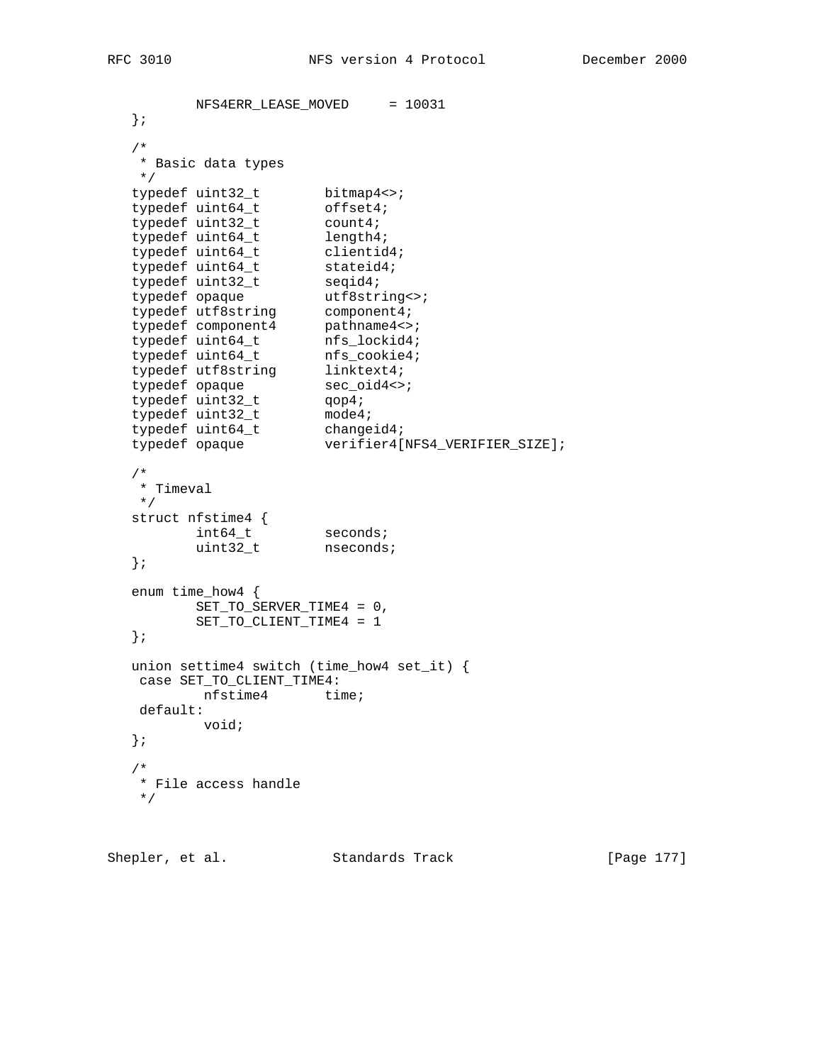```
           NFS4ERR_LEASE_MOVED     = 10031
   };

   /*
    * Basic data types
    */
   typedef uint32_t        bitmap4<>;
   typedef uint64_t        offset4;
   typedef uint32_t        count4;
   typedef uint64_t        length4;
   typedef uint64_t        clientid4;
   typedef uint64_t        stateid4;
   typedef uint32_t        seqid4;
   typedef opaque          utf8string<>;
   typedef utf8string      component4;
   typedef component4      pathname4<>;
   typedef uint64_t        nfs_lockid4;
   typedef uint64_t        nfs_cookie4;
   typedef utf8string      linktext4;
   typedef opaque          sec_oid4<>;
   typedef uint32_t        qop4;
   typedef uint32_t        mode4;
   typedef uint64_t        changeid4;
   typedef opaque          verifier4[NFS4_VERIFIER_SIZE];

   /*
    * Timeval
    */
   struct nfstime4 {
           int64_t         seconds;
           uint32_t        nseconds;
   };

   enum time_how4 {
           SET_TO_SERVER_TIME4 = 0,
           SET_TO_CLIENT_TIME4 = 1
   };

   union settime4 switch (time_how4 set_it) {
    case SET_TO_CLIENT_TIME4:
            nfstime4       time;
    default:
            void;
   };

   /*
    * File access handle
    */
```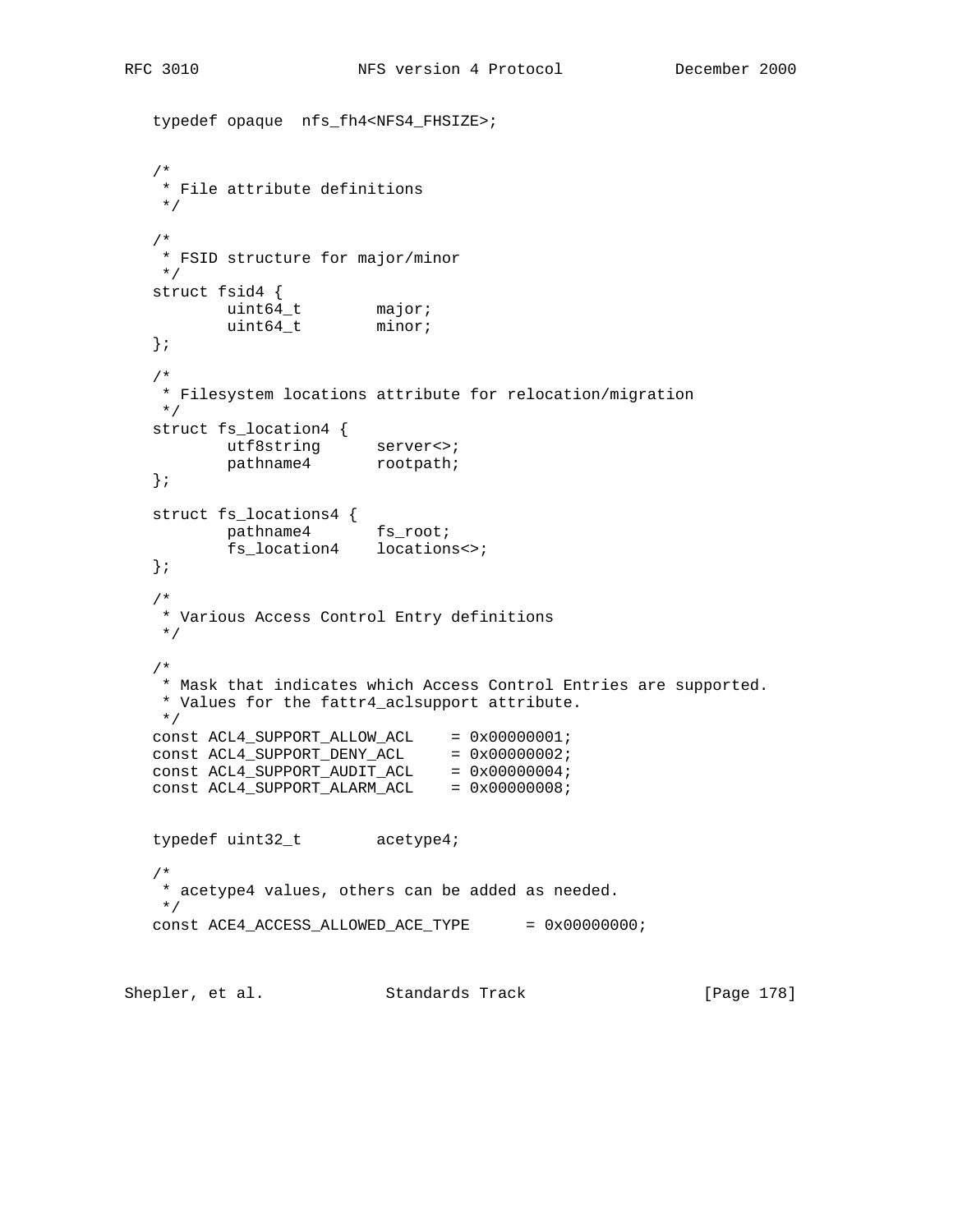```
   typedef opaque  nfs_fh4<NFS4_FHSIZE>;


   /*
    * File attribute definitions
    */

   /*
    * FSID structure for major/minor
    */
   struct fsid4 {
           uint64_t        major;
           uint64_t        minor;
   };

   /*
    * Filesystem locations attribute for relocation/migration
    */
   struct fs_location4 {
           utf8string      server<>;
           pathname4       rootpath;
   };

   struct fs_locations4 {
           pathname4       fs_root;
           fs_location4    locations<>;
   };

   /*
    * Various Access Control Entry definitions
    */

   /*
    * Mask that indicates which Access Control Entries are supported.
    * Values for the fattr4_aclsupport attribute.
    */
   const ACL4_SUPPORT_ALLOW_ACL    = 0x00000001;
   const ACL4_SUPPORT_DENY_ACL     = 0x00000002;
   const ACL4_SUPPORT_AUDIT_ACL    = 0x00000004;
   const ACL4_SUPPORT_ALARM_ACL    = 0x00000008;


   typedef uint32_t        acetype4;

   /*
    * acetype4 values, others can be added as needed.
    */
   const ACE4_ACCESS_ALLOWED_ACE_TYPE      = 0x00000000;
```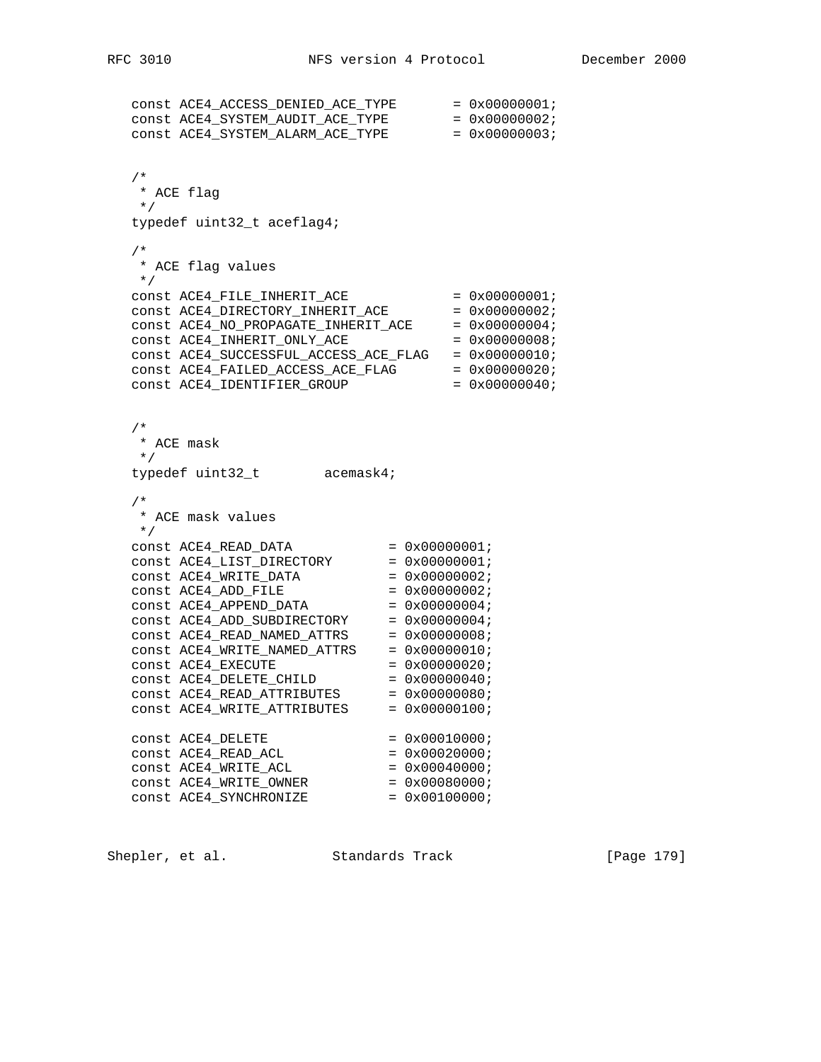```
   const ACE4_ACCESS_DENIED_ACE_TYPE       = 0x00000001;
   const ACE4_SYSTEM_AUDIT_ACE_TYPE        = 0x00000002;
   const ACE4_SYSTEM_ALARM_ACE_TYPE        = 0x00000003;


   /*
    * ACE flag
    */
   typedef uint32_t aceflag4;

   /*
    * ACE flag values
    */
   const ACE4_FILE_INHERIT_ACE             = 0x00000001;
   const ACE4_DIRECTORY_INHERIT_ACE        = 0x00000002;
   const ACE4_NO_PROPAGATE_INHERIT_ACE     = 0x00000004;
   const ACE4_INHERIT_ONLY_ACE             = 0x00000008;
   const ACE4_SUCCESSFUL_ACCESS_ACE_FLAG   = 0x00000010;
   const ACE4_FAILED_ACCESS_ACE_FLAG       = 0x00000020;
   const ACE4_IDENTIFIER_GROUP             = 0x00000040;


   /*
    * ACE mask
    */
   typedef uint32_t        acemask4;

   /*
    * ACE mask values
    */
   const ACE4_READ_DATA            = 0x00000001;
   const ACE4_LIST_DIRECTORY       = 0x00000001;
   const ACE4_WRITE_DATA           = 0x00000002;
   const ACE4_ADD_FILE             = 0x00000002;
   const ACE4_APPEND_DATA          = 0x00000004;
   const ACE4_ADD_SUBDIRECTORY     = 0x00000004;
   const ACE4_READ_NAMED_ATTRS     = 0x00000008;
   const ACE4_WRITE_NAMED_ATTRS    = 0x00000010;
   const ACE4_EXECUTE              = 0x00000020;
   const ACE4_DELETE_CHILD         = 0x00000040;
   const ACE4_READ_ATTRIBUTES      = 0x00000080;
   const ACE4_WRITE_ATTRIBUTES     = 0x00000100;

   const ACE4_DELETE               = 0x00010000;
   const ACE4_READ_ACL             = 0x00020000;
   const ACE4_WRITE_ACL            = 0x00040000;
   const ACE4_WRITE_OWNER          = 0x00080000;
   const ACE4_SYNCHRONIZE          = 0x00100000;
```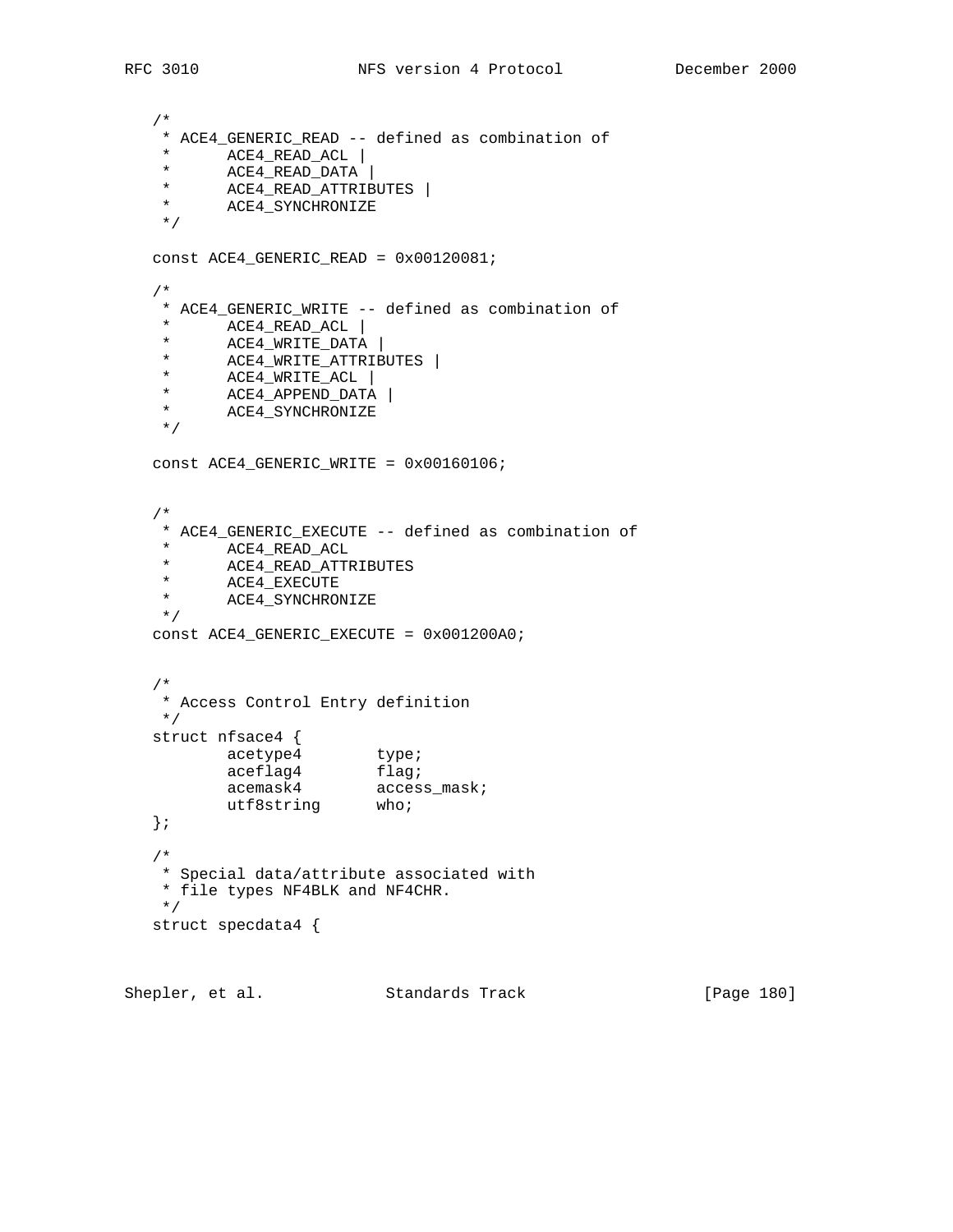```
   /*
    * ACE4_GENERIC_READ -- defined as combination of
    *      ACE4_READ_ACL |
    *      ACE4_READ_DATA |
    *      ACE4_READ_ATTRIBUTES |
    *      ACE4_SYNCHRONIZE
    */

   const ACE4_GENERIC_READ = 0x00120081;

   /*
    * ACE4_GENERIC_WRITE -- defined as combination of
    *      ACE4_READ_ACL |
    *      ACE4_WRITE_DATA |
    *      ACE4_WRITE_ATTRIBUTES |
    *      ACE4_WRITE_ACL |
    *      ACE4_APPEND_DATA |
    *      ACE4_SYNCHRONIZE
    */

   const ACE4_GENERIC_WRITE = 0x00160106;


   /*
    * ACE4_GENERIC_EXECUTE -- defined as combination of
    *      ACE4_READ_ACL
    *      ACE4_READ_ATTRIBUTES
    *      ACE4_EXECUTE
    *      ACE4_SYNCHRONIZE
    */
   const ACE4_GENERIC_EXECUTE = 0x001200A0;


   /*
    * Access Control Entry definition
    */
   struct nfsace4 {
           acetype4        type;
           aceflag4        flag;
           acemask4        access_mask;
           utf8string      who;
   };

   /*
    * Special data/attribute associated with
    * file types NF4BLK and NF4CHR.
    */
   struct specdata4 {
```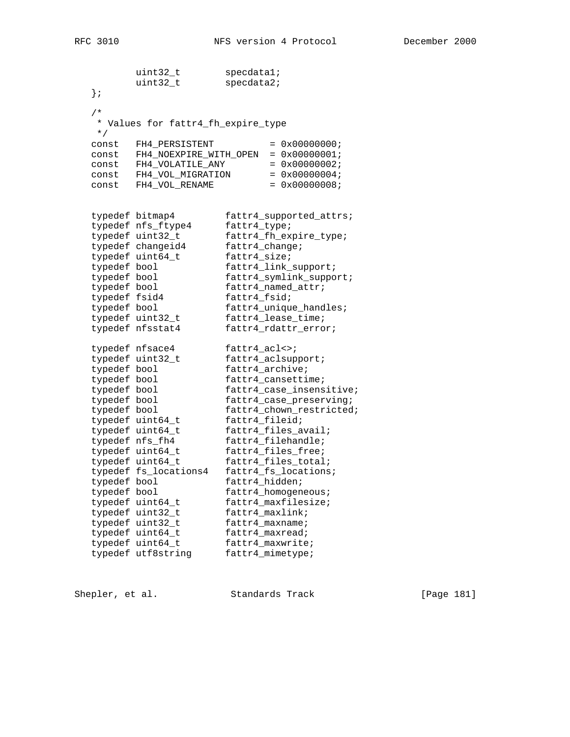```
           uint32_t        specdata1;
           uint32_t        specdata2;
   };

   /*
    * Values for fattr4_fh_expire_type
    */
   const   FH4_PERSISTENT          = 0x00000000;
   const   FH4_NOEXPIRE_WITH_OPEN  = 0x00000001;
   const   FH4_VOLATILE_ANY        = 0x00000002;
   const   FH4_VOL_MIGRATION       = 0x00000004;
   const   FH4_VOL_RENAME          = 0x00000008;


   typedef bitmap4         fattr4_supported_attrs;
   typedef nfs_ftype4      fattr4_type;
   typedef uint32_t        fattr4_fh_expire_type;
   typedef changeid4       fattr4_change;
   typedef uint64_t        fattr4_size;
   typedef bool            fattr4_link_support;
   typedef bool            fattr4_symlink_support;
   typedef bool            fattr4_named_attr;
   typedef fsid4           fattr4_fsid;
   typedef bool            fattr4_unique_handles;
   typedef uint32_t        fattr4_lease_time;
   typedef nfsstat4        fattr4_rdattr_error;

   typedef nfsace4         fattr4_acl<>;
   typedef uint32_t        fattr4_aclsupport;
   typedef bool            fattr4_archive;
   typedef bool            fattr4_cansettime;
   typedef bool            fattr4_case_insensitive;
   typedef bool            fattr4_case_preserving;
   typedef bool            fattr4_chown_restricted;
   typedef uint64_t        fattr4_fileid;
   typedef uint64_t        fattr4_files_avail;
   typedef nfs_fh4         fattr4_filehandle;
   typedef uint64_t        fattr4_files_free;
   typedef uint64_t        fattr4_files_total;
   typedef fs_locations4   fattr4_fs_locations;
   typedef bool            fattr4_hidden;
   typedef bool            fattr4_homogeneous;
   typedef uint64_t        fattr4_maxfilesize;
   typedef uint32_t        fattr4_maxlink;
   typedef uint32_t        fattr4_maxname;
   typedef uint64_t        fattr4_maxread;
   typedef uint64_t        fattr4_maxwrite;
   typedef utf8string      fattr4_mimetype;
```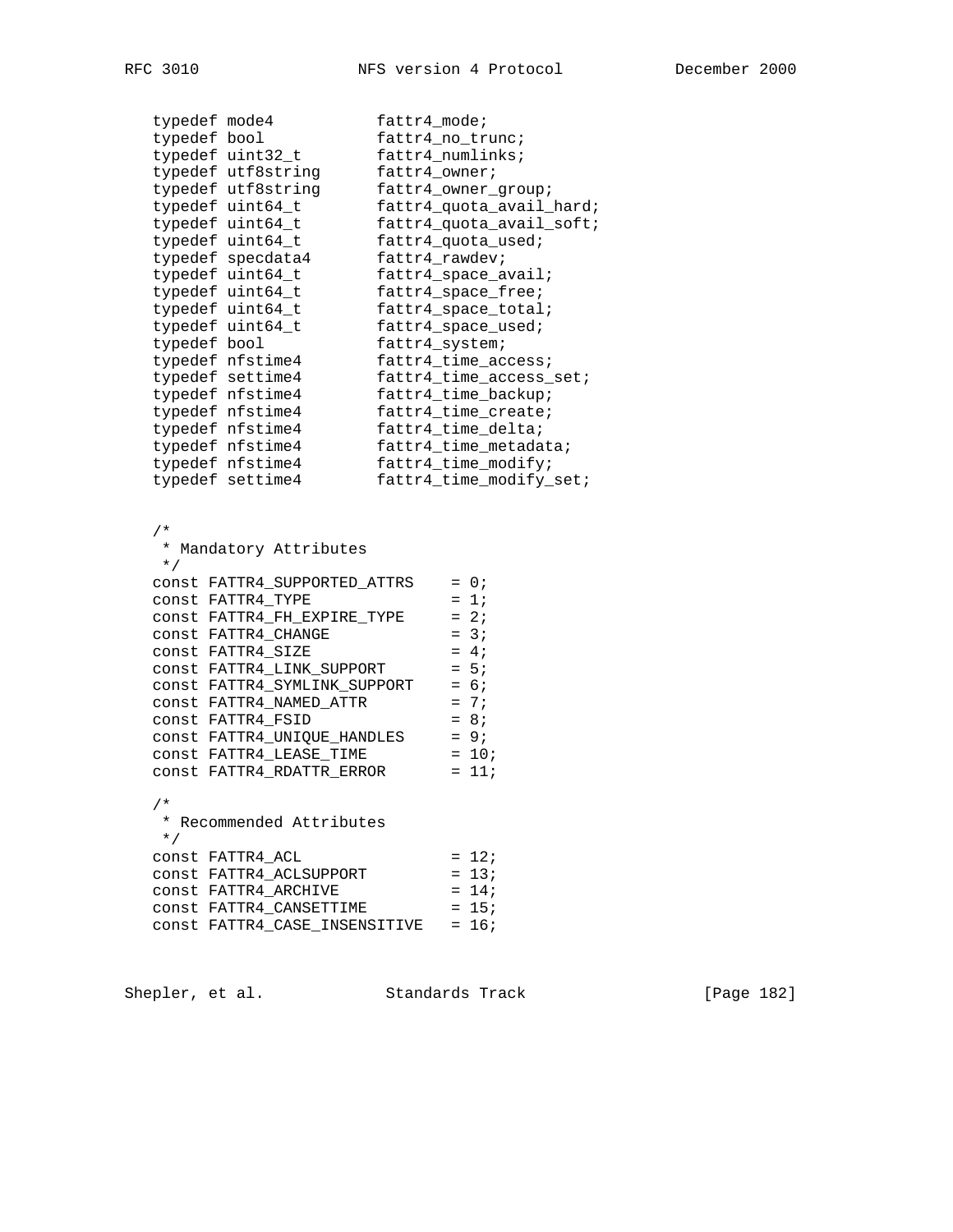```
typedef mode4           fattr4_mode;
typedef bool            fattr4_no_trunc;
typedef uint32_t        fattr4_numlinks;
typedef utf8string      fattr4_owner;
typedef utf8string      fattr4_owner_group;
typedef uint64_t        fattr4_quota_avail_hard;
typedef uint64_t        fattr4_quota_avail_soft;
typedef uint64_t        fattr4_quota_used;
typedef specdata4       fattr4_rawdev;
typedef uint64_t        fattr4_space_avail;
typedef uint64_t        fattr4_space_free;
typedef uint64_t        fattr4_space_total;
typedef uint64_t        fattr4_space_used;
typedef bool            fattr4_system;
typedef nfstime4        fattr4_time_access;
typedef settime4        fattr4_time_access_set;
typedef nfstime4        fattr4_time_backup;
typedef nfstime4        fattr4_time_create;
typedef nfstime4        fattr4_time_delta;
typedef nfstime4        fattr4_time_metadata;
typedef nfstime4        fattr4_time_modify;
typedef settime4        fattr4_time_modify_set;


/*
 * Mandatory Attributes
 */
const FATTR4_SUPPORTED_ATTRS    = 0;
const FATTR4_TYPE               = 1;
const FATTR4_FH_EXPIRE_TYPE     = 2;
const FATTR4_CHANGE             = 3;
const FATTR4_SIZE               = 4;
const FATTR4_LINK_SUPPORT       = 5;
const FATTR4_SYMLINK_SUPPORT    = 6;
const FATTR4_NAMED_ATTR         = 7;
const FATTR4_FSID               = 8;
const FATTR4_UNIQUE_HANDLES     = 9;
const FATTR4_LEASE_TIME         = 10;
const FATTR4_RDATTR_ERROR       = 11;

/*
 * Recommended Attributes
 */
const FATTR4_ACL                = 12;
const FATTR4_ACLSUPPORT         = 13;
const FATTR4_ARCHIVE            = 14;
const FATTR4_CANSETTIME         = 15;
const FATTR4_CASE_INSENSITIVE   = 16;
```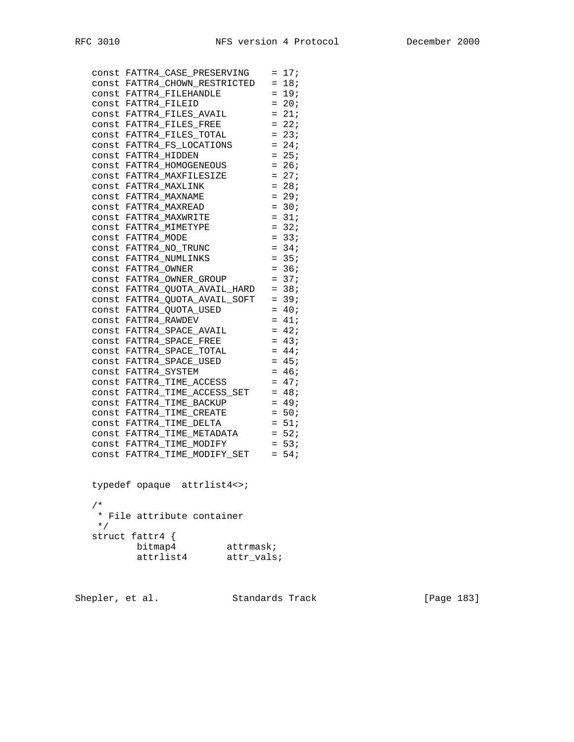```
   const FATTR4_CASE_PRESERVING    = 17;
   const FATTR4_CHOWN_RESTRICTED   = 18;
   const FATTR4_FILEHANDLE         = 19;
   const FATTR4_FILEID             = 20;
   const FATTR4_FILES_AVAIL        = 21;
   const FATTR4_FILES_FREE         = 22;
   const FATTR4_FILES_TOTAL        = 23;
   const FATTR4_FS_LOCATIONS       = 24;
   const FATTR4_HIDDEN             = 25;
   const FATTR4_HOMOGENEOUS        = 26;
   const FATTR4_MAXFILESIZE        = 27;
   const FATTR4_MAXLINK            = 28;
   const FATTR4_MAXNAME            = 29;
   const FATTR4_MAXREAD            = 30;
   const FATTR4_MAXWRITE           = 31;
   const FATTR4_MIMETYPE           = 32;
   const FATTR4_MODE               = 33;
   const FATTR4_NO_TRUNC           = 34;
   const FATTR4_NUMLINKS           = 35;
   const FATTR4_OWNER              = 36;
   const FATTR4_OWNER_GROUP        = 37;
   const FATTR4_QUOTA_AVAIL_HARD   = 38;
   const FATTR4_QUOTA_AVAIL_SOFT   = 39;
   const FATTR4_QUOTA_USED         = 40;
   const FATTR4_RAWDEV             = 41;
   const FATTR4_SPACE_AVAIL        = 42;
   const FATTR4_SPACE_FREE         = 43;
   const FATTR4_SPACE_TOTAL        = 44;
   const FATTR4_SPACE_USED         = 45;
   const FATTR4_SYSTEM             = 46;
   const FATTR4_TIME_ACCESS        = 47;
   const FATTR4_TIME_ACCESS_SET    = 48;
   const FATTR4_TIME_BACKUP        = 49;
   const FATTR4_TIME_CREATE        = 50;
   const FATTR4_TIME_DELTA         = 51;
   const FATTR4_TIME_METADATA      = 52;
   const FATTR4_TIME_MODIFY        = 53;
   const FATTR4_TIME_MODIFY_SET    = 54;


   typedef opaque  attrlist4<>;

   /*
    * File attribute container
    */
   struct fattr4 {
           bitmap4         attrmask;
           attrlist4       attr_vals;
```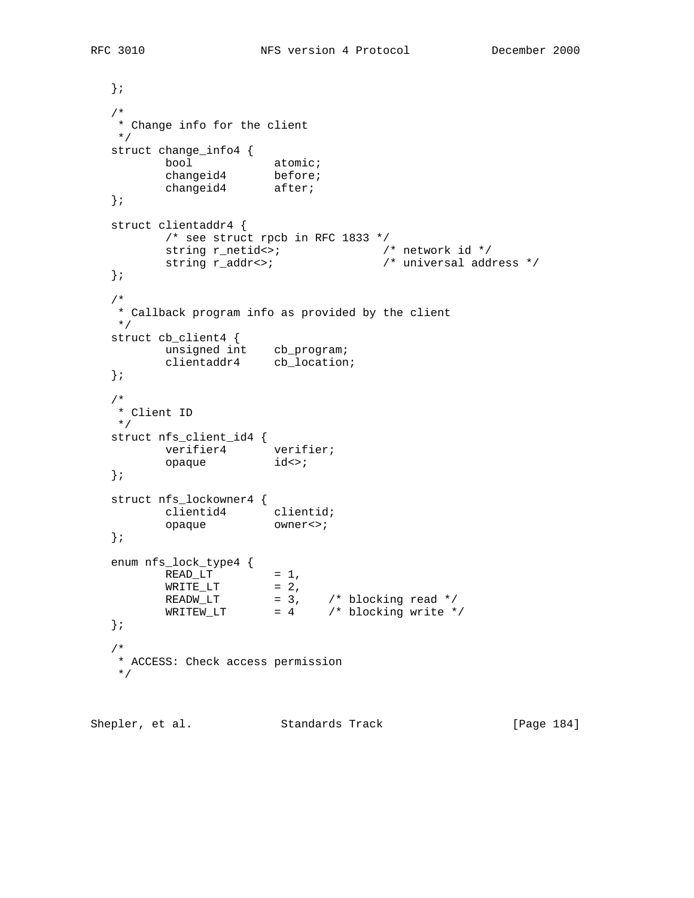```
   };

   /*
    * Change info for the client
    */
   struct change_info4 {
           bool            atomic;
           changeid4       before;
           changeid4       after;
   };

   struct clientaddr4 {
           /* see struct rpcb in RFC 1833 */
           string r_netid<>;               /* network id */
           string r_addr<>;                /* universal address */
   };

   /*
    * Callback program info as provided by the client
    */
   struct cb_client4 {
           unsigned int    cb_program;
           clientaddr4     cb_location;
   };

   /*
    * Client ID
    */
   struct nfs_client_id4 {
           verifier4       verifier;
           opaque          id<>;
   };

   struct nfs_lockowner4 {
           clientid4       clientid;
           opaque          owner<>;
   };

   enum nfs_lock_type4 {
           READ_LT         = 1,
           WRITE_LT        = 2,
           READW_LT        = 3,    /* blocking read */
           WRITEW_LT       = 4     /* blocking write */
   };

   /*
    * ACCESS: Check access permission
    */
```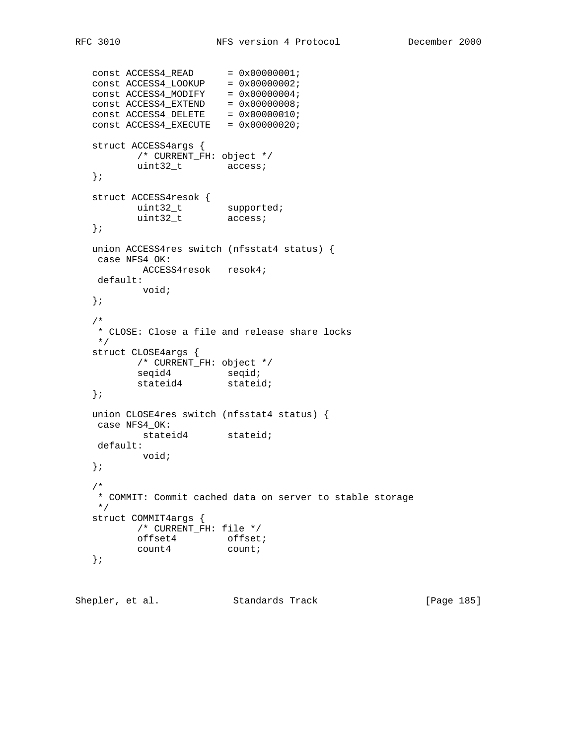```
   const ACCESS4_READ      = 0x00000001;
   const ACCESS4_LOOKUP    = 0x00000002;
   const ACCESS4_MODIFY    = 0x00000004;
   const ACCESS4_EXTEND    = 0x00000008;
   const ACCESS4_DELETE    = 0x00000010;
   const ACCESS4_EXECUTE   = 0x00000020;

   struct ACCESS4args {
           /* CURRENT_FH: object */
           uint32_t        access;
   };

   struct ACCESS4resok {
           uint32_t        supported;
           uint32_t        access;
   };

   union ACCESS4res switch (nfsstat4 status) {
    case NFS4_OK:
            ACCESS4resok   resok4;
    default:
            void;
   };

   /*
    * CLOSE: Close a file and release share locks
    */
   struct CLOSE4args {
           /* CURRENT_FH: object */
           seqid4          seqid;
           stateid4        stateid;
   };

   union CLOSE4res switch (nfsstat4 status) {
    case NFS4_OK:
            stateid4       stateid;
    default:
            void;
   };

   /*
    * COMMIT: Commit cached data on server to stable storage
    */
   struct COMMIT4args {
           /* CURRENT_FH: file */
           offset4         offset;
           count4          count;
   };
```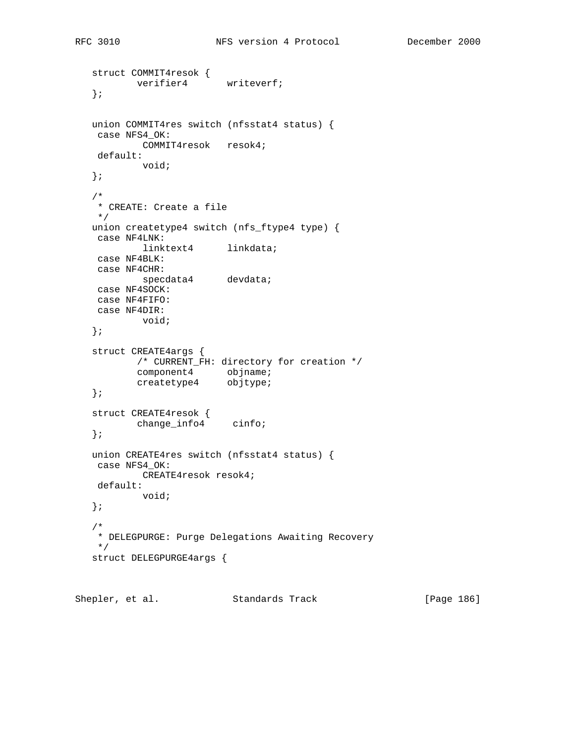```
   struct COMMIT4resok {
           verifier4       writeverf;
   };


   union COMMIT4res switch (nfsstat4 status) {
    case NFS4_OK:
            COMMIT4resok   resok4;
    default:
            void;
   };

   /*
    * CREATE: Create a file
    */
   union createtype4 switch (nfs_ftype4 type) {
    case NF4LNK:
            linktext4      linkdata;
    case NF4BLK:
    case NF4CHR:
            specdata4      devdata;
    case NF4SOCK:
    case NF4FIFO:
    case NF4DIR:
            void;
   };

   struct CREATE4args {
           /* CURRENT_FH: directory for creation */
           component4      objname;
           createtype4     objtype;
   };

   struct CREATE4resok {
           change_info4     cinfo;
   };

   union CREATE4res switch (nfsstat4 status) {
    case NFS4_OK:
            CREATE4resok resok4;
    default:
            void;
   };

   /*
    * DELEGPURGE: Purge Delegations Awaiting Recovery
    */
   struct DELEGPURGE4args {
```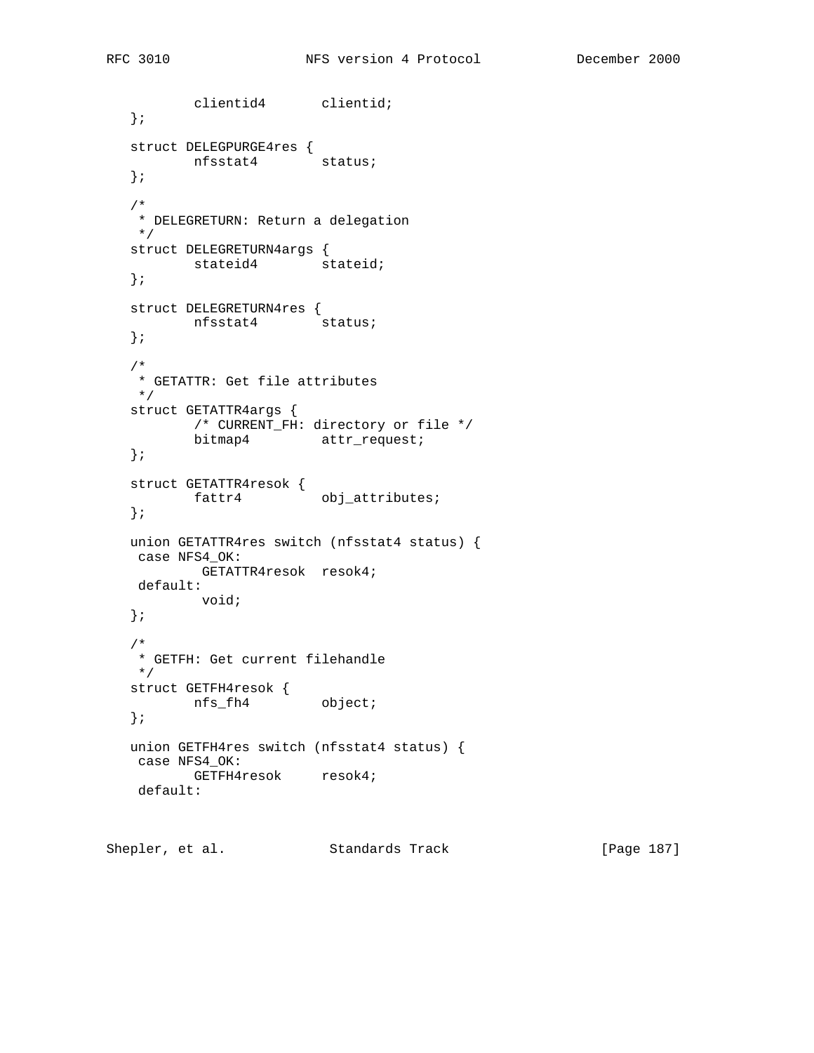```
           clientid4       clientid;
   };

   struct DELEGPURGE4res {
           nfsstat4        status;
   };

   /*
    * DELEGRETURN: Return a delegation
    */
   struct DELEGRETURN4args {
           stateid4        stateid;
   };

   struct DELEGRETURN4res {
           nfsstat4        status;
   };

   /*
    * GETATTR: Get file attributes
    */
   struct GETATTR4args {
           /* CURRENT_FH: directory or file */
           bitmap4         attr_request;
   };

   struct GETATTR4resok {
           fattr4          obj_attributes;
   };

   union GETATTR4res switch (nfsstat4 status) {
    case NFS4_OK:
            GETATTR4resok  resok4;
    default:
            void;
   };

   /*
    * GETFH: Get current filehandle
    */
   struct GETFH4resok {
           nfs_fh4         object;
   };

   union GETFH4res switch (nfsstat4 status) {
    case NFS4_OK:
           GETFH4resok     resok4;
    default:
```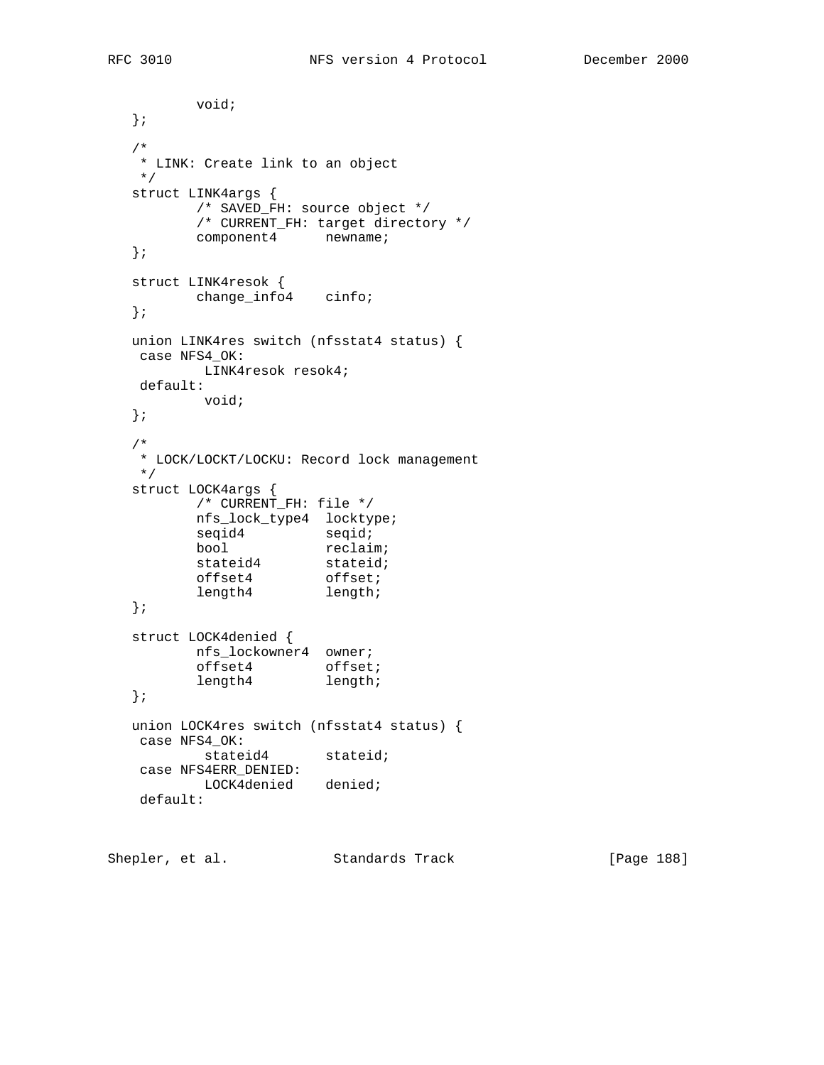```
           void;
   };

   /*
    * LINK: Create link to an object
    */
   struct LINK4args {
           /* SAVED_FH: source object */
           /* CURRENT_FH: target directory */
           component4      newname;
   };

   struct LINK4resok {
           change_info4    cinfo;
   };

   union LINK4res switch (nfsstat4 status) {
    case NFS4_OK:
            LINK4resok resok4;
    default:
            void;
   };

   /*
    * LOCK/LOCKT/LOCKU: Record lock management
    */
   struct LOCK4args {
           /* CURRENT_FH: file */
           nfs_lock_type4  locktype;
           seqid4          seqid;
           bool            reclaim;
           stateid4        stateid;
           offset4         offset;
           length4         length;
   };

   struct LOCK4denied {
           nfs_lockowner4  owner;
           offset4         offset;
           length4         length;
   };

   union LOCK4res switch (nfsstat4 status) {
    case NFS4_OK:
            stateid4       stateid;
    case NFS4ERR_DENIED:
            LOCK4denied    denied;
    default:
```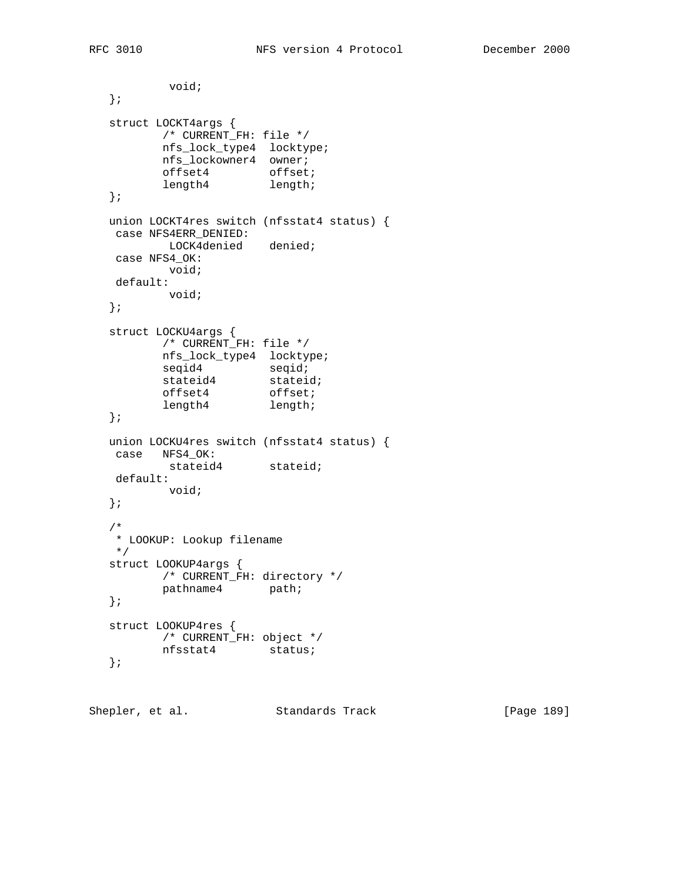```
           void;
   };

   struct LOCKT4args {
           /* CURRENT_FH: file */
           nfs_lock_type4  locktype;
           nfs_lockowner4  owner;
           offset4         offset;
           length4         length;
   };

   union LOCKT4res switch (nfsstat4 status) {
    case NFS4ERR_DENIED:
            LOCK4denied    denied;
    case NFS4_OK:
            void;
    default:
            void;
   };

   struct LOCKU4args {
           /* CURRENT_FH: file */
           nfs_lock_type4  locktype;
           seqid4          seqid;
           stateid4        stateid;
           offset4         offset;
           length4         length;
   };

   union LOCKU4res switch (nfsstat4 status) {
    case   NFS4_OK:
            stateid4       stateid;
    default:
            void;
   };

   /*
    * LOOKUP: Lookup filename
    */
   struct LOOKUP4args {
           /* CURRENT_FH: directory */
           pathname4       path;
   };

   struct LOOKUP4res {
           /* CURRENT_FH: object */
           nfsstat4        status;
   };
```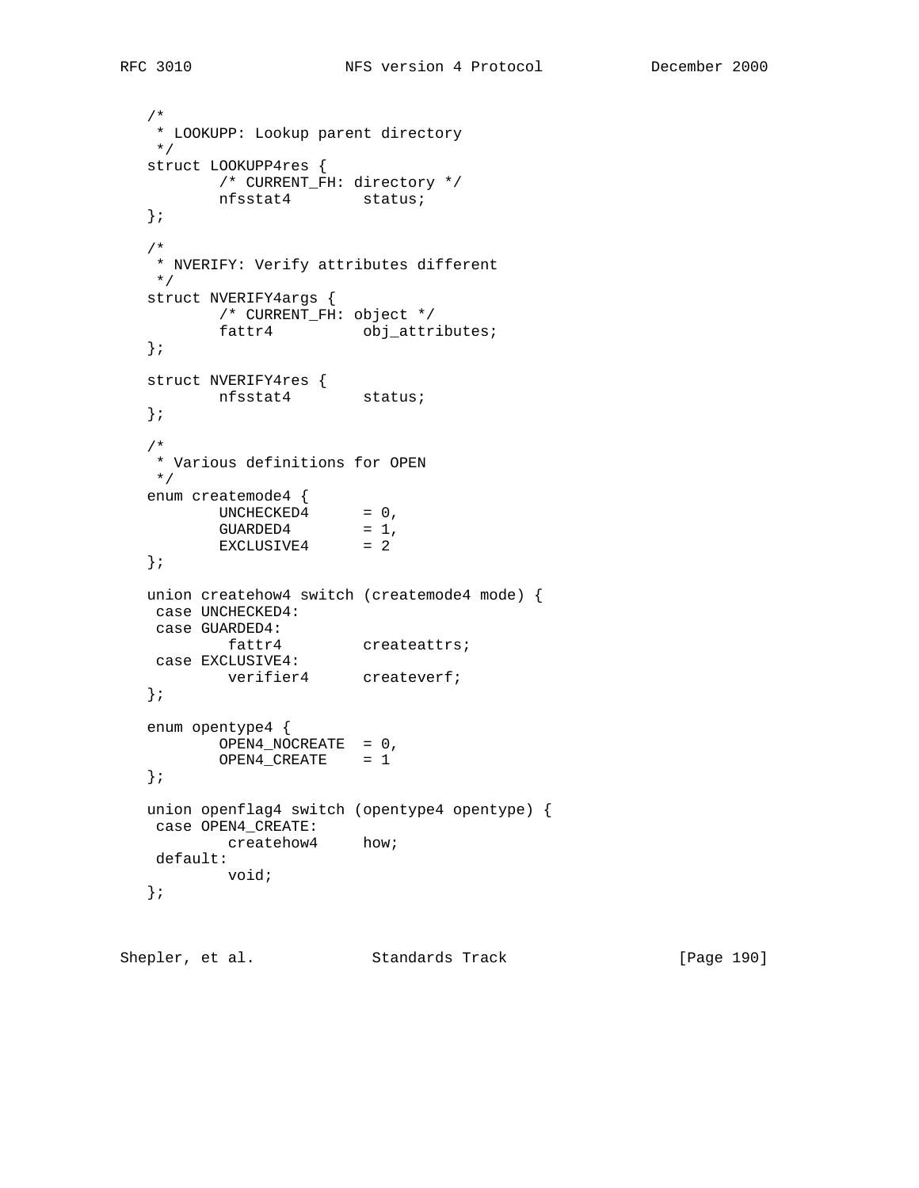```
   /*
    * LOOKUPP: Lookup parent directory
    */
   struct LOOKUPP4res {
           /* CURRENT_FH: directory */
           nfsstat4        status;
   };

   /*
    * NVERIFY: Verify attributes different
    */
   struct NVERIFY4args {
           /* CURRENT_FH: object */
           fattr4          obj_attributes;
   };

   struct NVERIFY4res {
           nfsstat4        status;
   };

   /*
    * Various definitions for OPEN
    */
   enum createmode4 {
           UNCHECKED4      = 0,
           GUARDED4        = 1,
           EXCLUSIVE4      = 2
   };

   union createhow4 switch (createmode4 mode) {
    case UNCHECKED4:
    case GUARDED4:
            fattr4         createattrs;
    case EXCLUSIVE4:
            verifier4      createverf;
   };

   enum opentype4 {
           OPEN4_NOCREATE  = 0,
           OPEN4_CREATE    = 1
   };

   union openflag4 switch (opentype4 opentype) {
    case OPEN4_CREATE:
            createhow4     how;
    default:
            void;
   };
```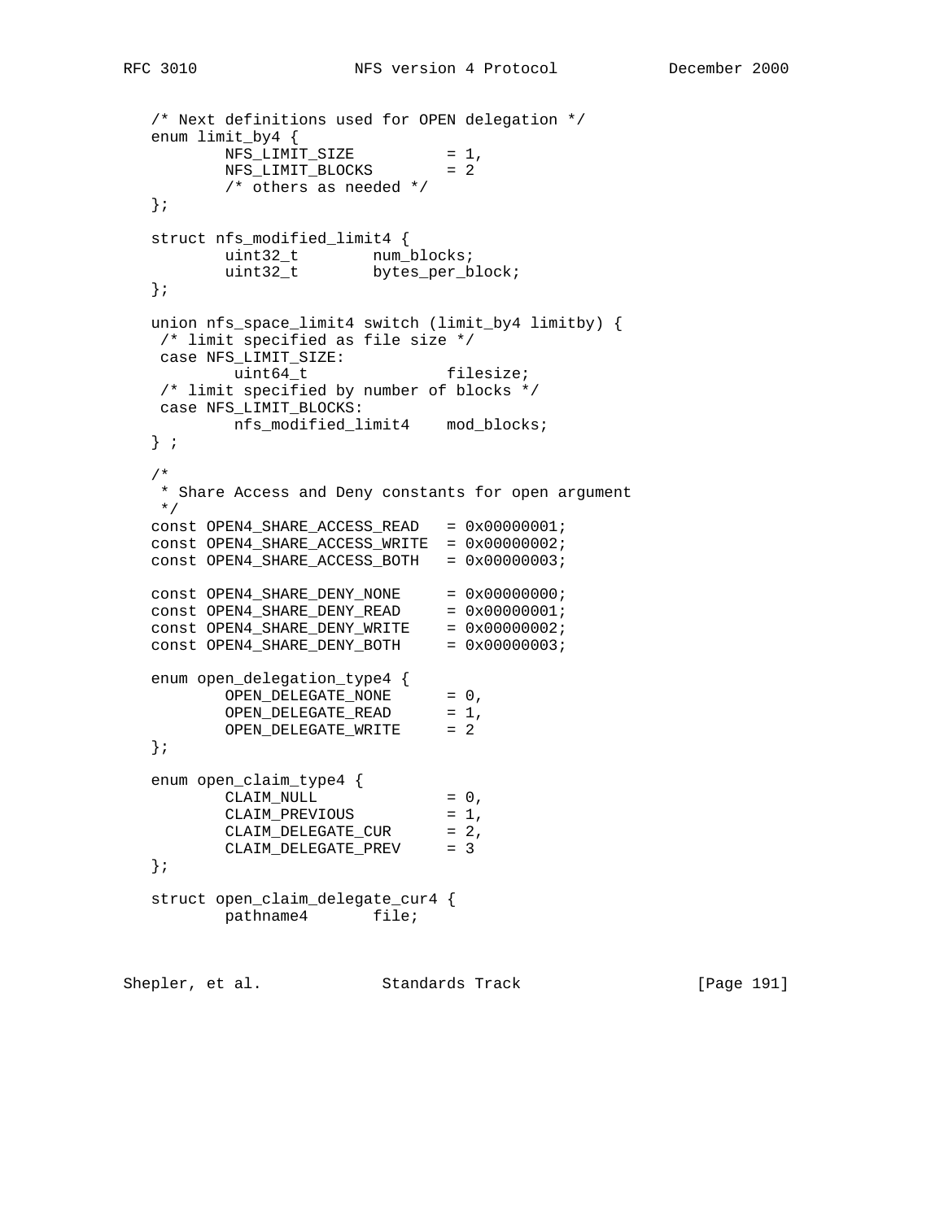```
   /* Next definitions used for OPEN delegation */
   enum limit_by4 {
           NFS_LIMIT_SIZE          = 1,
           NFS_LIMIT_BLOCKS        = 2
           /* others as needed */
   };

   struct nfs_modified_limit4 {
           uint32_t        num_blocks;
           uint32_t        bytes_per_block;
   };

   union nfs_space_limit4 switch (limit_by4 limitby) {
    /* limit specified as file size */
    case NFS_LIMIT_SIZE:
            uint64_t               filesize;
    /* limit specified by number of blocks */
    case NFS_LIMIT_BLOCKS:
            nfs_modified_limit4    mod_blocks;
   } ;

   /*
    * Share Access and Deny constants for open argument
    */
   const OPEN4_SHARE_ACCESS_READ   = 0x00000001;
   const OPEN4_SHARE_ACCESS_WRITE  = 0x00000002;
   const OPEN4_SHARE_ACCESS_BOTH   = 0x00000003;

   const OPEN4_SHARE_DENY_NONE     = 0x00000000;
   const OPEN4_SHARE_DENY_READ     = 0x00000001;
   const OPEN4_SHARE_DENY_WRITE    = 0x00000002;
   const OPEN4_SHARE_DENY_BOTH     = 0x00000003;

   enum open_delegation_type4 {
           OPEN_DELEGATE_NONE      = 0,
           OPEN_DELEGATE_READ      = 1,
           OPEN_DELEGATE_WRITE     = 2
   };

   enum open_claim_type4 {
           CLAIM_NULL              = 0,
           CLAIM_PREVIOUS          = 1,
           CLAIM_DELEGATE_CUR      = 2,
           CLAIM_DELEGATE_PREV     = 3
   };

   struct open_claim_delegate_cur4 {
           pathname4       file;
```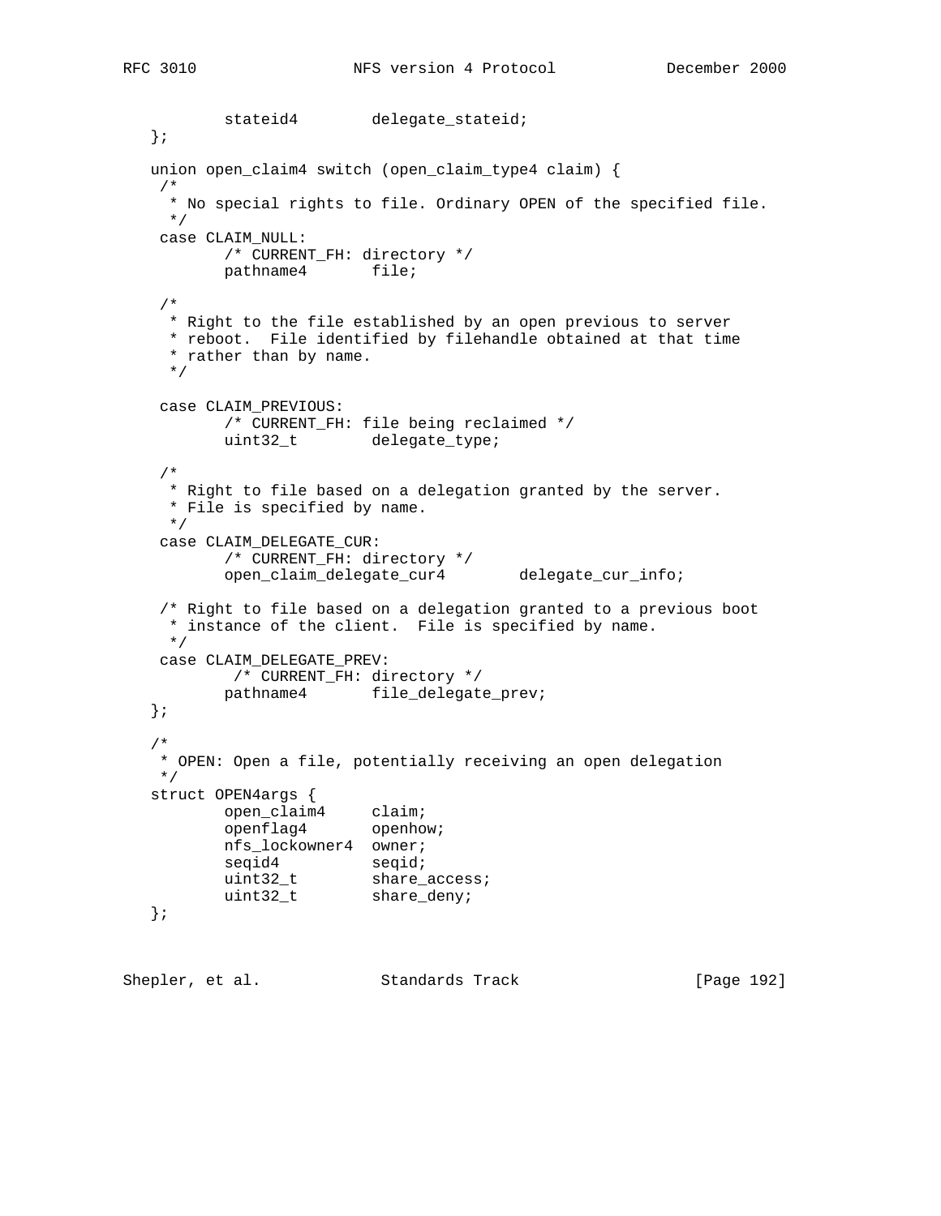```
           stateid4        delegate_stateid;
   };

   union open_claim4 switch (open_claim_type4 claim) {
    /*
     * No special rights to file. Ordinary OPEN of the specified file.
     */
    case CLAIM_NULL:
           /* CURRENT_FH: directory */
           pathname4       file;

    /*
     * Right to the file established by an open previous to server
     * reboot.  File identified by filehandle obtained at that time
     * rather than by name.
     */

    case CLAIM_PREVIOUS:
           /* CURRENT_FH: file being reclaimed */
           uint32_t        delegate_type;

    /*
     * Right to file based on a delegation granted by the server.
     * File is specified by name.
     */
    case CLAIM_DELEGATE_CUR:
           /* CURRENT_FH: directory */
           open_claim_delegate_cur4        delegate_cur_info;

    /* Right to file based on a delegation granted to a previous boot
     * instance of the client.  File is specified by name.
     */
    case CLAIM_DELEGATE_PREV:
            /* CURRENT_FH: directory */
           pathname4       file_delegate_prev;
   };

   /*
    * OPEN: Open a file, potentially receiving an open delegation
    */
   struct OPEN4args {
           open_claim4     claim;
           openflag4       openhow;
           nfs_lockowner4  owner;
           seqid4          seqid;
           uint32_t        share_access;
           uint32_t        share_deny;
   };
```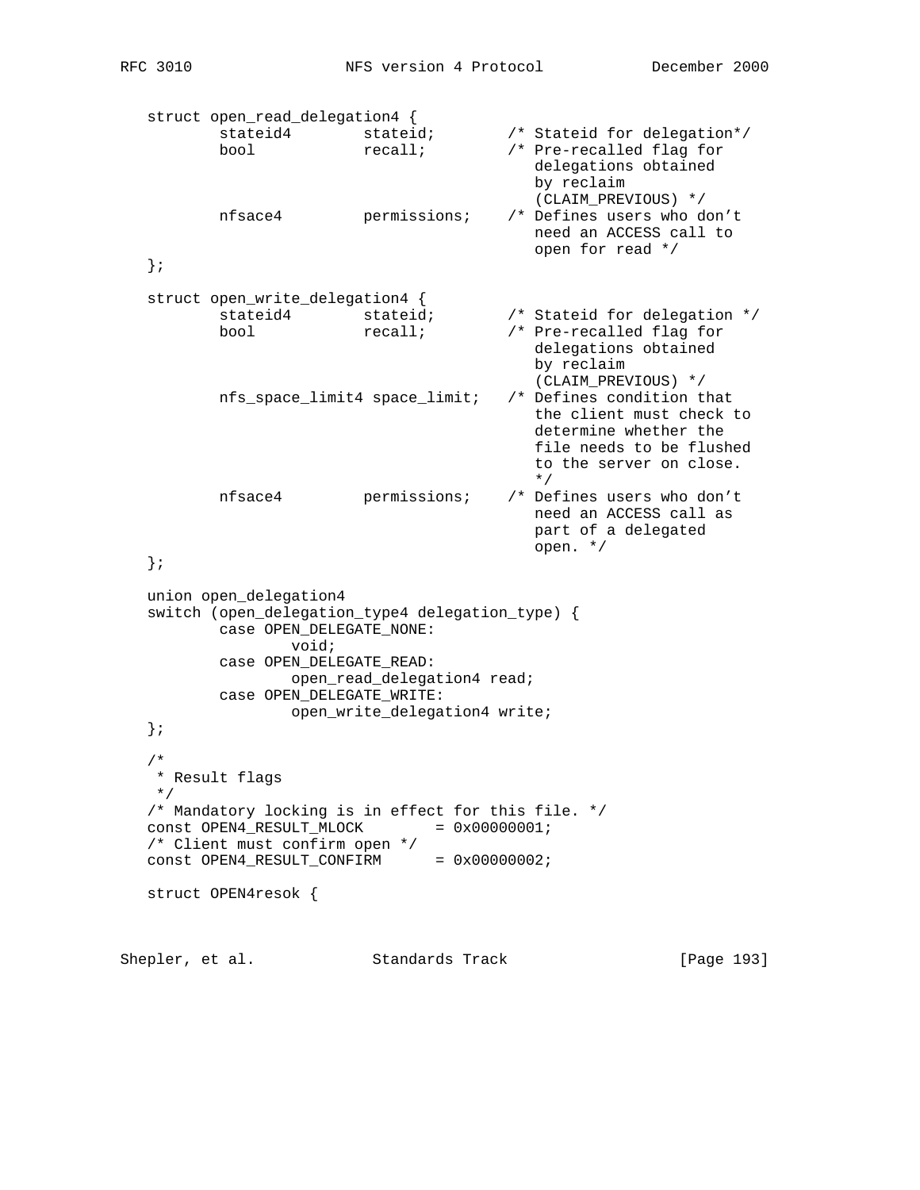```
   struct open_read_delegation4 {
           stateid4        stateid;        /* Stateid for delegation*/
           bool            recall;         /* Pre-recalled flag for
                                              delegations obtained
                                              by reclaim
                                              (CLAIM_PREVIOUS) */
           nfsace4         permissions;    /* Defines users who don't
                                              need an ACCESS call to
                                              open for read */
   };

   struct open_write_delegation4 {
           stateid4        stateid;        /* Stateid for delegation */
           bool            recall;         /* Pre-recalled flag for
                                              delegations obtained
                                              by reclaim
                                              (CLAIM_PREVIOUS) */
           nfs_space_limit4 space_limit;   /* Defines condition that
                                              the client must check to
                                              determine whether the
                                              file needs to be flushed
                                              to the server on close.
                                              */
           nfsace4         permissions;    /* Defines users who don't
                                              need an ACCESS call as
                                              part of a delegated
                                              open. */
   };

   union open_delegation4
   switch (open_delegation_type4 delegation_type) {
           case OPEN_DELEGATE_NONE:
                   void;
           case OPEN_DELEGATE_READ:
                   open_read_delegation4 read;
           case OPEN_DELEGATE_WRITE:
                   open_write_delegation4 write;
   };

   /*
    * Result flags
    */
   /* Mandatory locking is in effect for this file. */
   const OPEN4_RESULT_MLOCK        = 0x00000001;
   /* Client must confirm open */
   const OPEN4_RESULT_CONFIRM      = 0x00000002;

   struct OPEN4resok {
```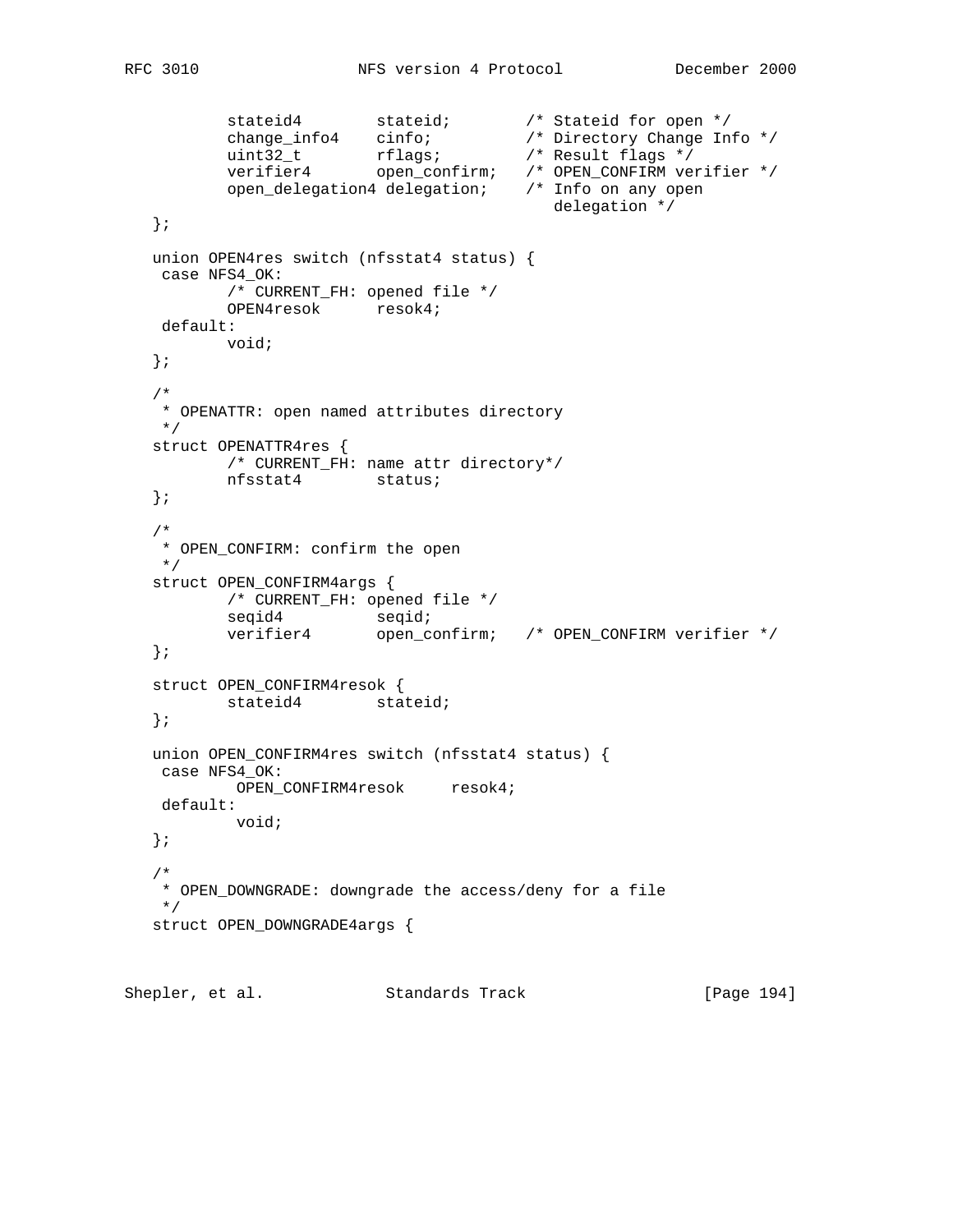```
           stateid4        stateid;        /* Stateid for open */
           change_info4    cinfo;          /* Directory Change Info */
           uint32_t        rflags;         /* Result flags */
           verifier4       open_confirm;   /* OPEN_CONFIRM verifier */
           open_delegation4 delegation;    /* Info on any open
                                              delegation */
   };

   union OPEN4res switch (nfsstat4 status) {
    case NFS4_OK:
           /* CURRENT_FH: opened file */
           OPEN4resok      resok4;
    default:
           void;
   };

   /*
    * OPENATTR: open named attributes directory
    */
   struct OPENATTR4res {
           /* CURRENT_FH: name attr directory*/
           nfsstat4        status;
   };

   /*
    * OPEN_CONFIRM: confirm the open
    */
   struct OPEN_CONFIRM4args {
           /* CURRENT_FH: opened file */
           seqid4          seqid;
           verifier4       open_confirm;   /* OPEN_CONFIRM verifier */
   };

   struct OPEN_CONFIRM4resok {
           stateid4        stateid;
   };

   union OPEN_CONFIRM4res switch (nfsstat4 status) {
    case NFS4_OK:
            OPEN_CONFIRM4resok     resok4;
    default:
            void;
   };

   /*
    * OPEN_DOWNGRADE: downgrade the access/deny for a file
    */
   struct OPEN_DOWNGRADE4args {
```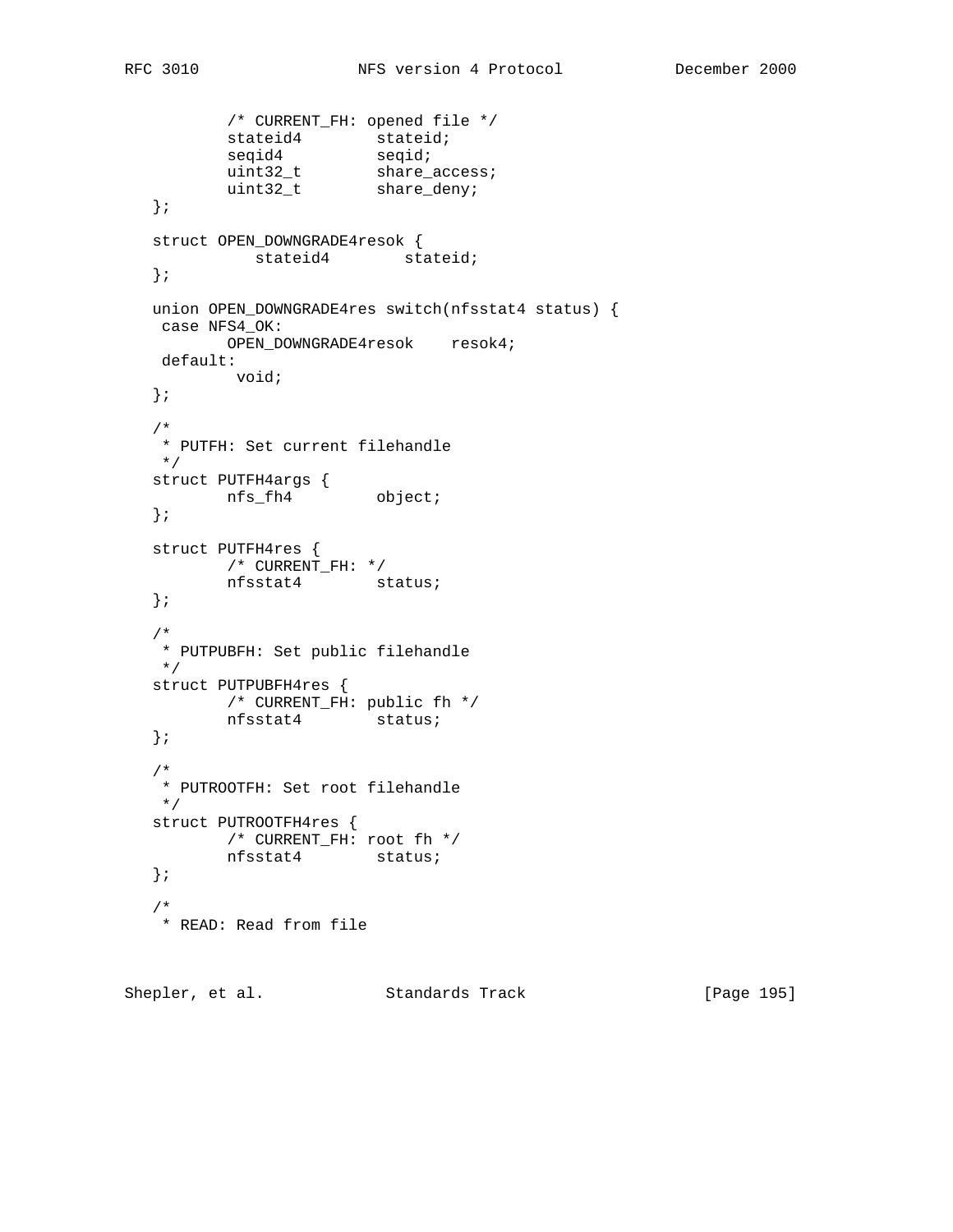```
           /* CURRENT_FH: opened file */
           stateid4        stateid;
           seqid4          seqid;
           uint32_t        share_access;
           uint32_t        share_deny;
   };

   struct OPEN_DOWNGRADE4resok {
              stateid4        stateid;
   };

   union OPEN_DOWNGRADE4res switch(nfsstat4 status) {
    case NFS4_OK:
           OPEN_DOWNGRADE4resok    resok4;
    default:
            void;
   };

   /*
    * PUTFH: Set current filehandle
    */
   struct PUTFH4args {
           nfs_fh4         object;
   };

   struct PUTFH4res {
           /* CURRENT_FH: */
           nfsstat4        status;
   };

   /*
    * PUTPUBFH: Set public filehandle
    */
   struct PUTPUBFH4res {
           /* CURRENT_FH: public fh */
           nfsstat4        status;
   };

   /*
    * PUTROOTFH: Set root filehandle
    */
   struct PUTROOTFH4res {
           /* CURRENT_FH: root fh */
           nfsstat4        status;
   };

   /*
    * READ: Read from file
```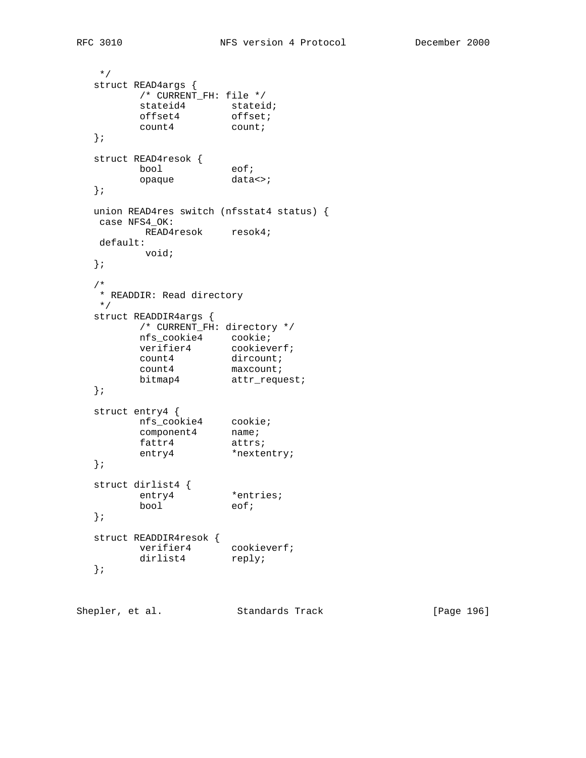```
    */
   struct READ4args {
           /* CURRENT_FH: file */
           stateid4        stateid;
           offset4         offset;
           count4          count;
   };

   struct READ4resok {
           bool            eof;
           opaque          data<>;
   };

   union READ4res switch (nfsstat4 status) {
    case NFS4_OK:
            READ4resok     resok4;
    default:
            void;
   };

   /*
    * READDIR: Read directory
    */
   struct READDIR4args {
           /* CURRENT_FH: directory */
           nfs_cookie4     cookie;
           verifier4       cookieverf;
           count4          dircount;
           count4          maxcount;
           bitmap4         attr_request;
   };

   struct entry4 {
           nfs_cookie4     cookie;
           component4      name;
           fattr4          attrs;
           entry4          *nextentry;
   };

   struct dirlist4 {
           entry4          *entries;
           bool            eof;
   };

   struct READDIR4resok {
           verifier4       cookieverf;
           dirlist4        reply;
   };
```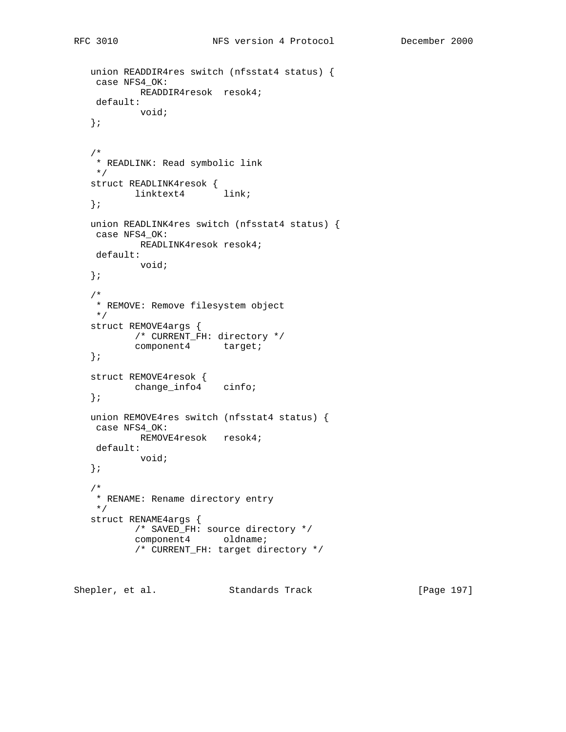```
   union READDIR4res switch (nfsstat4 status) {
    case NFS4_OK:
            READDIR4resok  resok4;
    default:
            void;
   };


   /*
    * READLINK: Read symbolic link
    */
   struct READLINK4resok {
           linktext4       link;
   };

   union READLINK4res switch (nfsstat4 status) {
    case NFS4_OK:
            READLINK4resok resok4;
    default:
            void;
   };

   /*
    * REMOVE: Remove filesystem object
    */
   struct REMOVE4args {
           /* CURRENT_FH: directory */
           component4      target;
   };

   struct REMOVE4resok {
           change_info4    cinfo;
   };

   union REMOVE4res switch (nfsstat4 status) {
    case NFS4_OK:
            REMOVE4resok   resok4;
    default:
            void;
   };

   /*
    * RENAME: Rename directory entry
    */
   struct RENAME4args {
           /* SAVED_FH: source directory */
           component4      oldname;
           /* CURRENT_FH: target directory */
```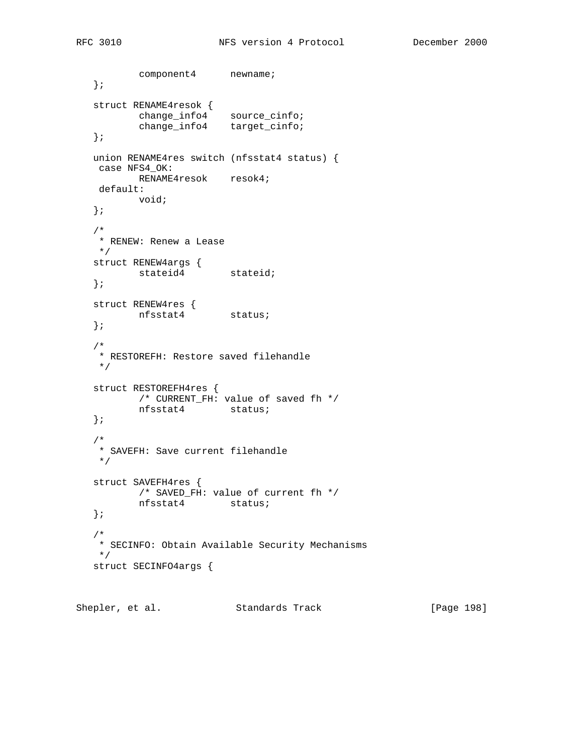```
           component4      newname;
   };

   struct RENAME4resok {
           change_info4    source_cinfo;
           change_info4    target_cinfo;
   };

   union RENAME4res switch (nfsstat4 status) {
    case NFS4_OK:
           RENAME4resok    resok4;
    default:
           void;
   };

   /*
    * RENEW: Renew a Lease
    */
   struct RENEW4args {
           stateid4        stateid;
   };

   struct RENEW4res {
           nfsstat4        status;
   };

   /*
    * RESTOREFH: Restore saved filehandle
    */

   struct RESTOREFH4res {
           /* CURRENT_FH: value of saved fh */
           nfsstat4        status;
   };

   /*
    * SAVEFH: Save current filehandle
    */

   struct SAVEFH4res {
           /* SAVED_FH: value of current fh */
           nfsstat4        status;
   };

   /*
    * SECINFO: Obtain Available Security Mechanisms
    */
   struct SECINFO4args {
```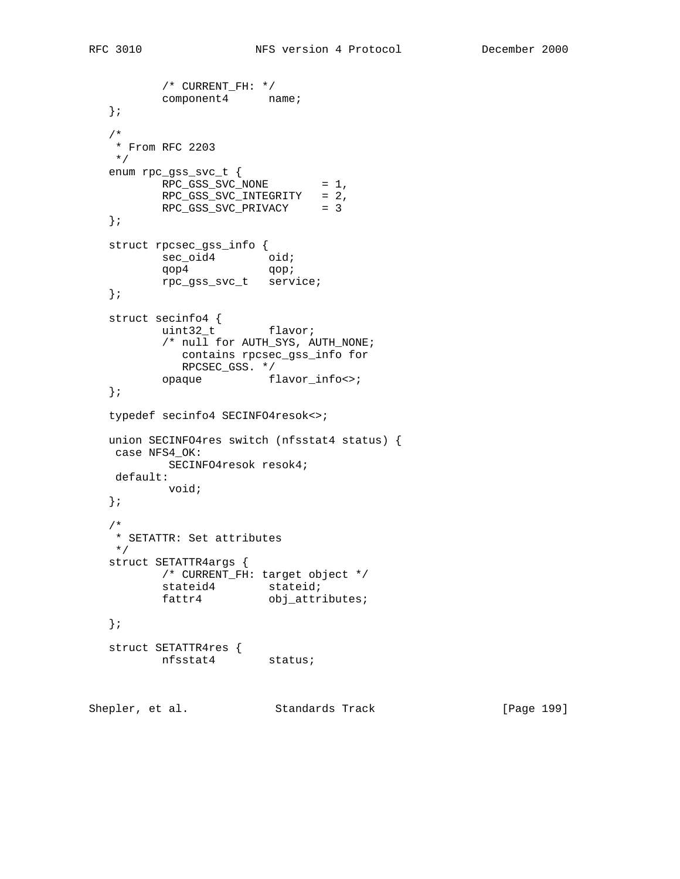```
        /* CURRENT_FH: */
        component4      name;
};

/*
 * From RFC 2203
 */
enum rpc_gss_svc_t {
        RPC_GSS_SVC_NONE        = 1,
        RPC_GSS_SVC_INTEGRITY   = 2,
        RPC_GSS_SVC_PRIVACY     = 3
};

struct rpcsec_gss_info {
        sec_oid4        oid;
        qop4            qop;
        rpc_gss_svc_t   service;
};

struct secinfo4 {
        uint32_t        flavor;
        /* null for AUTH_SYS, AUTH_NONE;
           contains rpcsec_gss_info for
           RPCSEC_GSS. */
        opaque          flavor_info<>;
};

typedef secinfo4 SECINFO4resok<>;

union SECINFO4res switch (nfsstat4 status) {
 case NFS4_OK:
         SECINFO4resok resok4;
 default:
         void;
};

/*
 * SETATTR: Set attributes
 */
struct SETATTR4args {
        /* CURRENT_FH: target object */
        stateid4        stateid;
        fattr4          obj_attributes;

};

struct SETATTR4res {
        nfsstat4        status;
```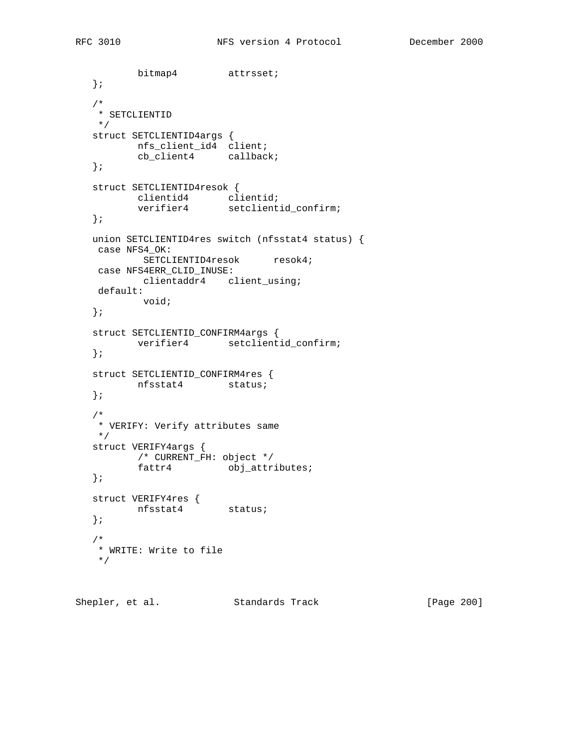```
        bitmap4         attrsset;
};

/*
 * SETCLIENTID
 */
struct SETCLIENTID4args {
        nfs_client_id4  client;
        cb_client4      callback;
};

struct SETCLIENTID4resok {
        clientid4       clientid;
        verifier4       setclientid_confirm;
};

union SETCLIENTID4res switch (nfsstat4 status) {
 case NFS4_OK:
         SETCLIENTID4resok      resok4;
 case NFS4ERR_CLID_INUSE:
         clientaddr4    client_using;
 default:
         void;
};

struct SETCLIENTID_CONFIRM4args {
        verifier4       setclientid_confirm;
};

struct SETCLIENTID_CONFIRM4res {
        nfsstat4        status;
};

/*
 * VERIFY: Verify attributes same
 */
struct VERIFY4args {
        /* CURRENT_FH: object */
        fattr4          obj_attributes;
};

struct VERIFY4res {
        nfsstat4        status;
};

/*
 * WRITE: Write to file
 */
```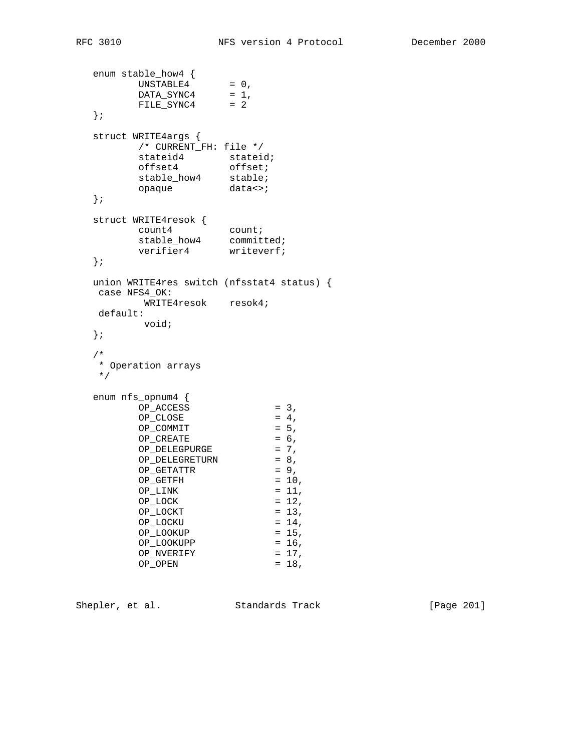```
   enum stable_how4 {
           UNSTABLE4       = 0,
           DATA_SYNC4      = 1,
           FILE_SYNC4      = 2
   };

   struct WRITE4args {
           /* CURRENT_FH: file */
           stateid4        stateid;
           offset4         offset;
           stable_how4     stable;
           opaque          data<>;
   };

   struct WRITE4resok {
           count4          count;
           stable_how4     committed;
           verifier4       writeverf;
   };

   union WRITE4res switch (nfsstat4 status) {
    case NFS4_OK:
            WRITE4resok    resok4;
    default:
            void;
   };

   /*
    * Operation arrays
    */

   enum nfs_opnum4 {
           OP_ACCESS               = 3,
           OP_CLOSE                = 4,
           OP_COMMIT               = 5,
           OP_CREATE               = 6,
           OP_DELEGPURGE           = 7,
           OP_DELEGRETURN          = 8,
           OP_GETATTR              = 9,
           OP_GETFH                = 10,
           OP_LINK                 = 11,
           OP_LOCK                 = 12,
           OP_LOCKT                = 13,
           OP_LOCKU                = 14,
           OP_LOOKUP               = 15,
           OP_LOOKUPP              = 16,
           OP_NVERIFY              = 17,
           OP_OPEN                 = 18,
```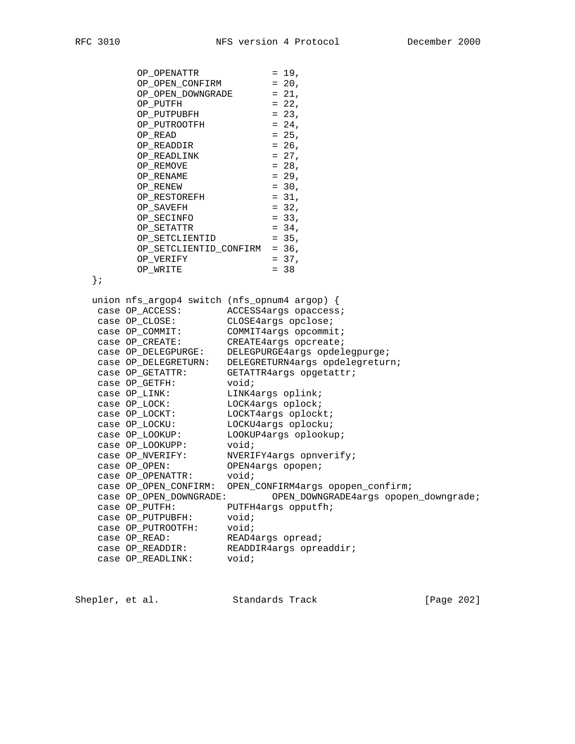```
        OP_OPENATTR            = 19,
        OP_OPEN_CONFIRM        = 20,
        OP_OPEN_DOWNGRADE      = 21,
        OP_PUTFH               = 22,
        OP_PUTPUBFH            = 23,
        OP_PUTROOTFH           = 24,
        OP_READ                = 25,
        OP_READDIR             = 26,
        OP_READLINK            = 27,
        OP_REMOVE              = 28,
        OP_RENAME              = 29,
        OP_RENEW               = 30,
        OP_RESTOREFH           = 31,
        OP_SAVEFH              = 32,
        OP_SECINFO             = 33,
        OP_SETATTR             = 34,
        OP_SETCLIENTID         = 35,
        OP_SETCLIENTID_CONFIRM  = 36,
        OP_VERIFY              = 37,
        OP_WRITE               = 38
   };

   union nfs_argop4 switch (nfs_opnum4 argop) {
    case OP_ACCESS:        ACCESS4args opaccess;
    case OP_CLOSE:         CLOSE4args opclose;
    case OP_COMMIT:        COMMIT4args opcommit;
    case OP_CREATE:        CREATE4args opcreate;
    case OP_DELEGPURGE:    DELEGPURGE4args opdelegpurge;
    case OP_DELEGRETURN:   DELEGRETURN4args opdelegreturn;
    case OP_GETATTR:       GETATTR4args opgetattr;
    case OP_GETFH:         void;
    case OP_LINK:          LINK4args oplink;
    case OP_LOCK:          LOCK4args oplock;
    case OP_LOCKT:         LOCKT4args oplockt;
    case OP_LOCKU:         LOCKU4args oplocku;
    case OP_LOOKUP:        LOOKUP4args oplookup;
    case OP_LOOKUPP:       void;
    case OP_NVERIFY:       NVERIFY4args opnverify;
    case OP_OPEN:          OPEN4args opopen;
    case OP_OPENATTR:      void;
    case OP_OPEN_CONFIRM:  OPEN_CONFIRM4args opopen_confirm;
    case OP_OPEN_DOWNGRADE:        OPEN_DOWNGRADE4args opopen_downgrade;
    case OP_PUTFH:         PUTFH4args opputfh;
    case OP_PUTPUBFH:      void;
    case OP_PUTROOTFH:     void;
    case OP_READ:          READ4args opread;
    case OP_READDIR:       READDIR4args opreaddir;
    case OP_READLINK:      void;
```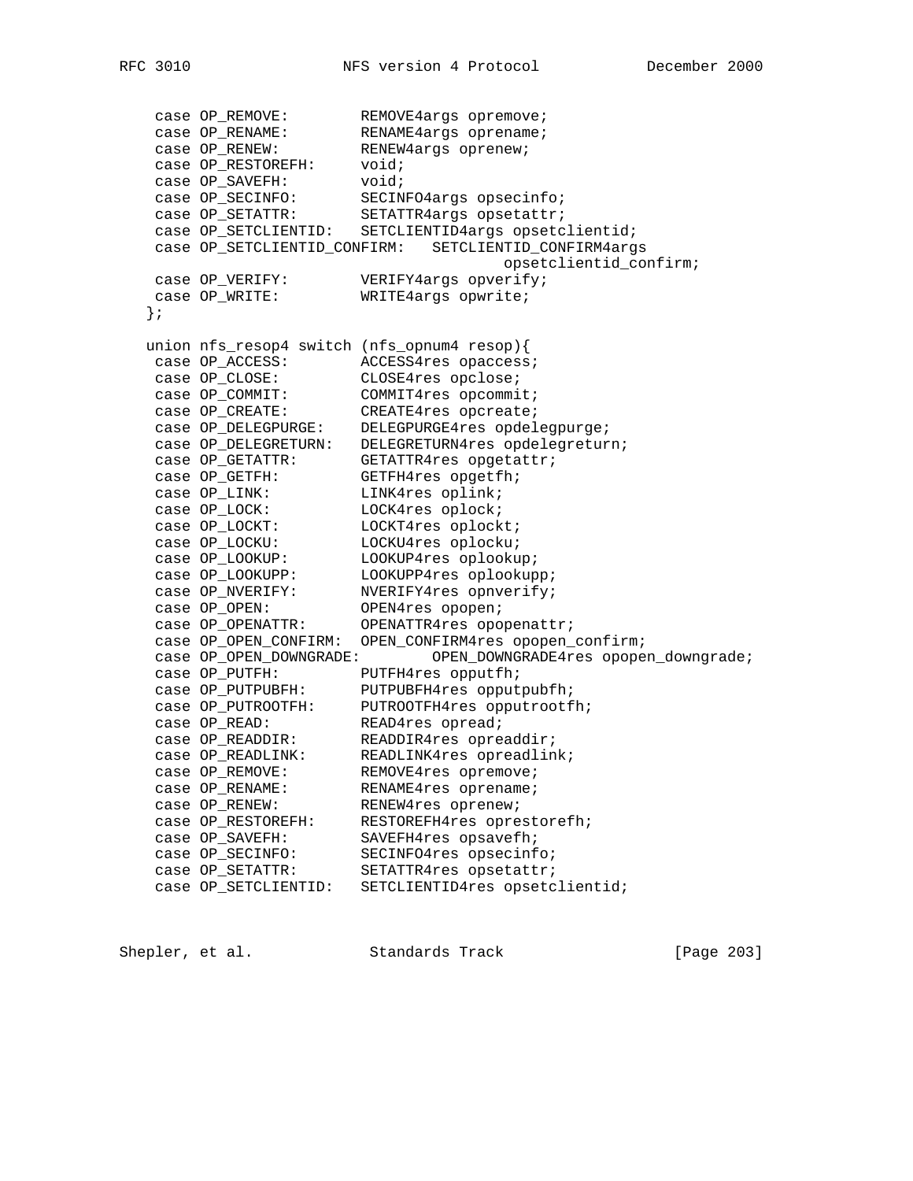```
    case OP_REMOVE:        REMOVE4args opremove;
    case OP_RENAME:        RENAME4args oprename;
    case OP_RENEW:         RENEW4args oprenew;
    case OP_RESTOREFH:     void;
    case OP_SAVEFH:        void;
    case OP_SECINFO:       SECINFO4args opsecinfo;
    case OP_SETATTR:       SETATTR4args opsetattr;
    case OP_SETCLIENTID:   SETCLIENTID4args opsetclientid;
    case OP_SETCLIENTID_CONFIRM:   SETCLIENTID_CONFIRM4args
                                        opsetclientid_confirm;
    case OP_VERIFY:        VERIFY4args opverify;
    case OP_WRITE:         WRITE4args opwrite;
   };

   union nfs_resop4 switch (nfs_opnum4 resop){
    case OP_ACCESS:        ACCESS4res opaccess;
    case OP_CLOSE:         CLOSE4res opclose;
    case OP_COMMIT:        COMMIT4res opcommit;
    case OP_CREATE:        CREATE4res opcreate;
    case OP_DELEGPURGE:    DELEGPURGE4res opdelegpurge;
    case OP_DELEGRETURN:   DELEGRETURN4res opdelegreturn;
    case OP_GETATTR:       GETATTR4res opgetattr;
    case OP_GETFH:         GETFH4res opgetfh;
    case OP_LINK:          LINK4res oplink;
    case OP_LOCK:          LOCK4res oplock;
    case OP_LOCKT:         LOCKT4res oplockt;
    case OP_LOCKU:         LOCKU4res oplocku;
    case OP_LOOKUP:        LOOKUP4res oplookup;
    case OP_LOOKUPP:       LOOKUPP4res oplookupp;
    case OP_NVERIFY:       NVERIFY4res opnverify;
    case OP_OPEN:          OPEN4res opopen;
    case OP_OPENATTR:      OPENATTR4res opopenattr;
    case OP_OPEN_CONFIRM:  OPEN_CONFIRM4res opopen_confirm;
    case OP_OPEN_DOWNGRADE:        OPEN_DOWNGRADE4res opopen_downgrade;
    case OP_PUTFH:         PUTFH4res opputfh;
    case OP_PUTPUBFH:      PUTPUBFH4res opputpubfh;
    case OP_PUTROOTFH:     PUTROOTFH4res opputrootfh;
    case OP_READ:          READ4res opread;
    case OP_READDIR:       READDIR4res opreaddir;
    case OP_READLINK:      READLINK4res opreadlink;
    case OP_REMOVE:        REMOVE4res opremove;
    case OP_RENAME:        RENAME4res oprename;
    case OP_RENEW:         RENEW4res oprenew;
    case OP_RESTOREFH:     RESTOREFH4res oprestorefh;
    case OP_SAVEFH:        SAVEFH4res opsavefh;
    case OP_SECINFO:       SECINFO4res opsecinfo;
    case OP_SETATTR:       SETATTR4res opsetattr;
    case OP_SETCLIENTID:   SETCLIENTID4res opsetclientid;
```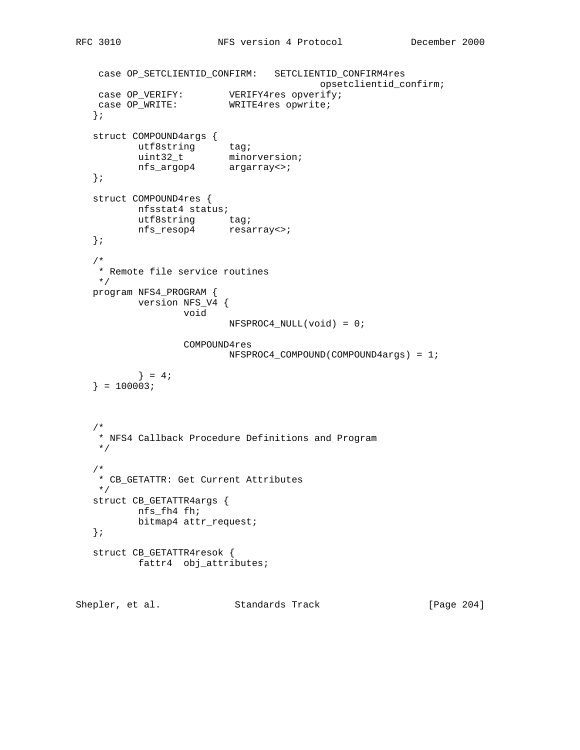```
    case OP_SETCLIENTID_CONFIRM:   SETCLIENTID_CONFIRM4res
                                        opsetclientid_confirm;
    case OP_VERIFY:        VERIFY4res opverify;
    case OP_WRITE:         WRITE4res opwrite;
   };

   struct COMPOUND4args {
           utf8string      tag;
           uint32_t        minorversion;
           nfs_argop4      argarray<>;
   };

   struct COMPOUND4res {
           nfsstat4 status;
           utf8string      tag;
           nfs_resop4      resarray<>;
   };

   /*
    * Remote file service routines
    */
   program NFS4_PROGRAM {
           version NFS_V4 {
                   void
                           NFSPROC4_NULL(void) = 0;

                   COMPOUND4res
                           NFSPROC4_COMPOUND(COMPOUND4args) = 1;

           } = 4;
   } = 100003;



   /*
    * NFS4 Callback Procedure Definitions and Program
    */

   /*
    * CB_GETATTR: Get Current Attributes
    */
   struct CB_GETATTR4args {
           nfs_fh4 fh;
           bitmap4 attr_request;
   };

   struct CB_GETATTR4resok {
           fattr4  obj_attributes;
```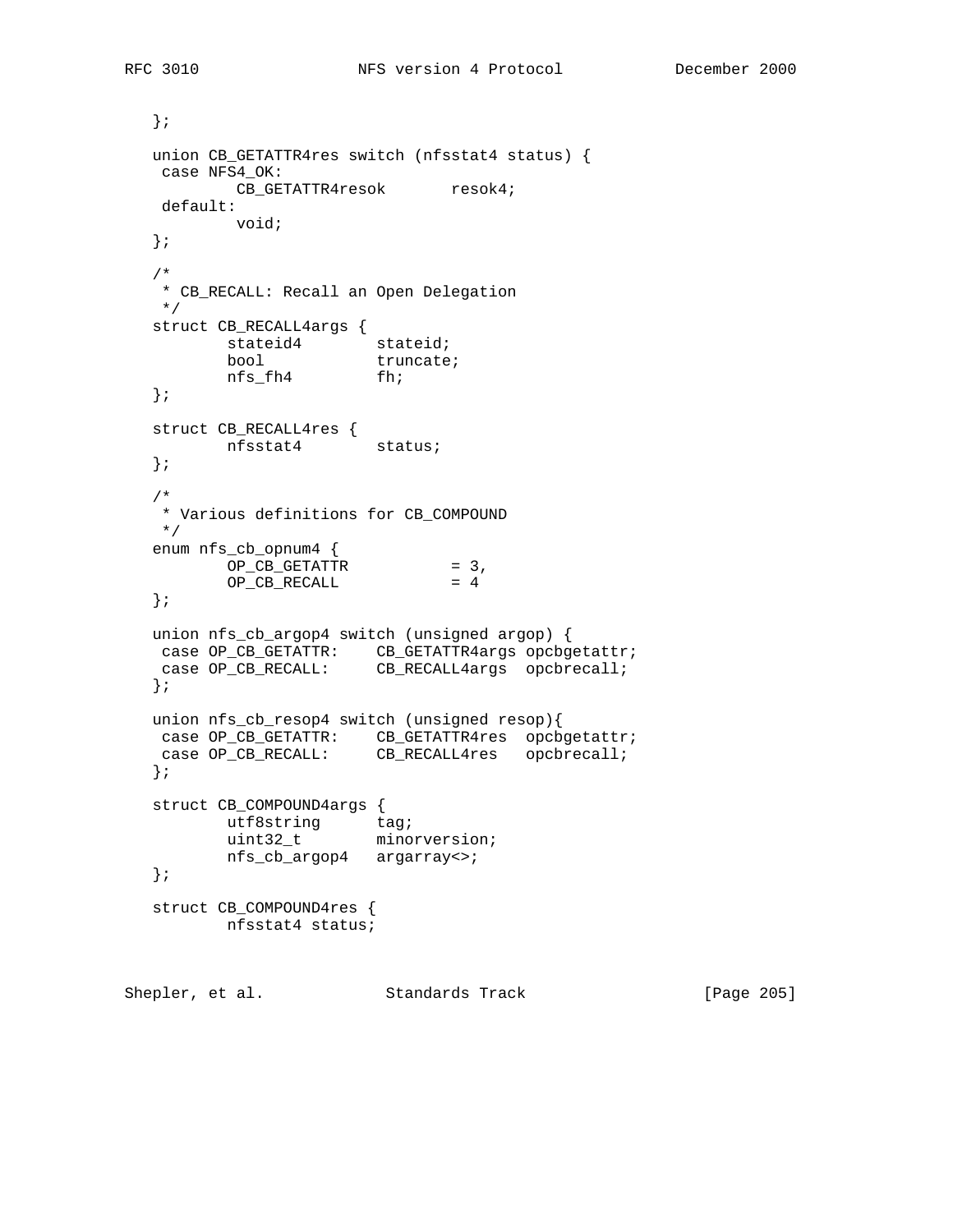```
   };

   union CB_GETATTR4res switch (nfsstat4 status) {
    case NFS4_OK:
            CB_GETATTR4resok       resok4;
    default:
            void;
   };

   /*
    * CB_RECALL: Recall an Open Delegation
    */
   struct CB_RECALL4args {
           stateid4        stateid;
           bool            truncate;
           nfs_fh4         fh;
   };

   struct CB_RECALL4res {
           nfsstat4        status;
   };

   /*
    * Various definitions for CB_COMPOUND
    */
   enum nfs_cb_opnum4 {
           OP_CB_GETATTR           = 3,
           OP_CB_RECALL            = 4
   };

   union nfs_cb_argop4 switch (unsigned argop) {
    case OP_CB_GETATTR:    CB_GETATTR4args opcbgetattr;
    case OP_CB_RECALL:     CB_RECALL4args  opcbrecall;
   };

   union nfs_cb_resop4 switch (unsigned resop){
    case OP_CB_GETATTR:    CB_GETATTR4res  opcbgetattr;
    case OP_CB_RECALL:     CB_RECALL4res   opcbrecall;
   };

   struct CB_COMPOUND4args {
           utf8string      tag;
           uint32_t        minorversion;
           nfs_cb_argop4   argarray<>;
   };

   struct CB_COMPOUND4res {
           nfsstat4 status;
```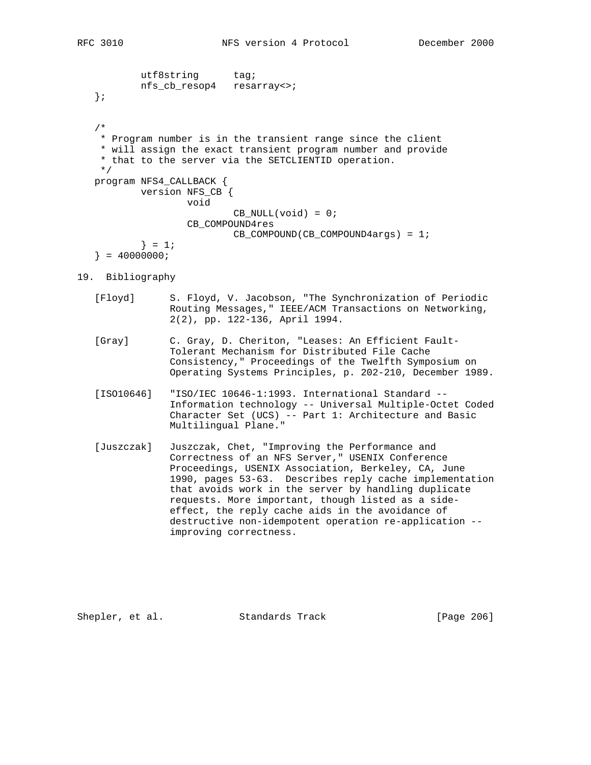```
        utf8string      tag;
        nfs_cb_resop4   resarray<>;
};


/*
 * Program number is in the transient range since the client
 * will assign the exact transient program number and provide
 * that to the server via the SETCLIENTID operation.
 */
program NFS4_CALLBACK {
        version NFS_CB {
                void
                        CB_NULL(void) = 0;
                CB_COMPOUND4res
                        CB_COMPOUND(CB_COMPOUND4args) = 1;
        } = 1;
} = 40000000;
```

## 19. Bibliography

[Floyd] S. Floyd, V. Jacobson, "The Synchronization of Periodic Routing Messages," IEEE/ACM Transactions on Networking, 2(2), pp. 122-136, April 1994.

[Gray] C. Gray, D. Cheriton, "Leases: An Efficient Fault-Tolerant Mechanism for Distributed File Cache Consistency," Proceedings of the Twelfth Symposium on Operating Systems Principles, p. 202-210, December 1989.

[ISO10646] "ISO/IEC 10646-1:1993. International Standard -- Information technology -- Universal Multiple-Octet Coded Character Set (UCS) -- Part 1: Architecture and Basic Multilingual Plane."

[Juszczak] Juszczak, Chet, "Improving the Performance and Correctness of an NFS Server," USENIX Conference Proceedings, USENIX Association, Berkeley, CA, June 1990, pages 53-63. Describes reply cache implementation that avoids work in the server by handling duplicate requests. More important, though listed as a side-effect, the reply cache aids in the avoidance of destructive non-idempotent operation re-application -- improving correctness.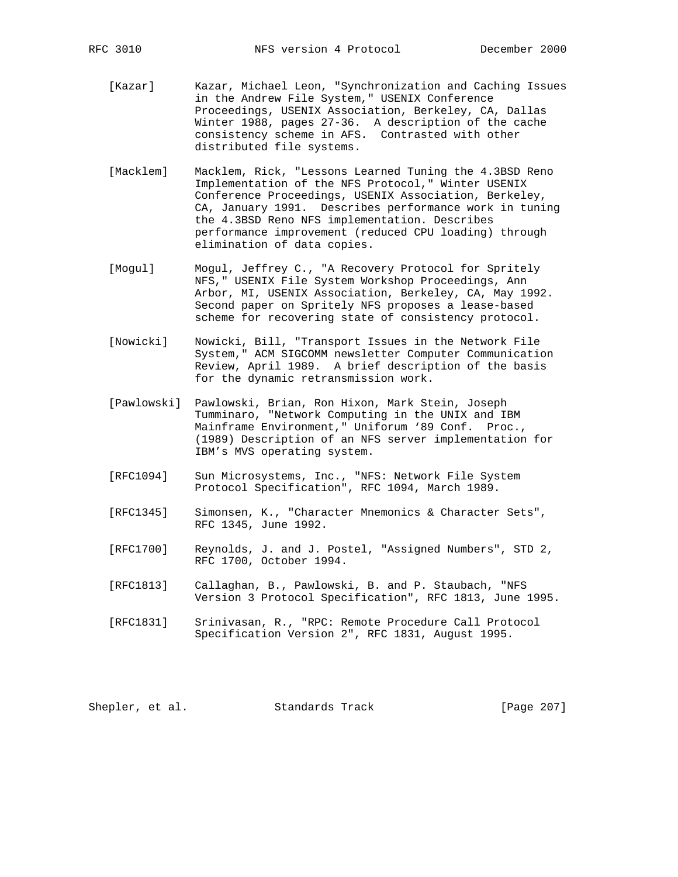[Kazar] Kazar, Michael Leon, "Synchronization and Caching Issues in the Andrew File System," USENIX Conference Proceedings, USENIX Association, Berkeley, CA, Dallas Winter 1988, pages 27-36. A description of the cache consistency scheme in AFS. Contrasted with other distributed file systems.

[Macklem] Macklem, Rick, "Lessons Learned Tuning the 4.3BSD Reno Implementation of the NFS Protocol," Winter USENIX Conference Proceedings, USENIX Association, Berkeley, CA, January 1991. Describes performance work in tuning the 4.3BSD Reno NFS implementation. Describes performance improvement (reduced CPU loading) through elimination of data copies.

[Mogul] Mogul, Jeffrey C., "A Recovery Protocol for Spritely NFS," USENIX File System Workshop Proceedings, Ann Arbor, MI, USENIX Association, Berkeley, CA, May 1992. Second paper on Spritely NFS proposes a lease-based scheme for recovering state of consistency protocol.

[Nowicki] Nowicki, Bill, "Transport Issues in the Network File System," ACM SIGCOMM newsletter Computer Communication Review, April 1989. A brief description of the basis for the dynamic retransmission work.

[Pawlowski] Pawlowski, Brian, Ron Hixon, Mark Stein, Joseph Tumminaro, "Network Computing in the UNIX and IBM Mainframe Environment," Uniforum ‘89 Conf. Proc., (1989) Description of an NFS server implementation for IBM’s MVS operating system.

[RFC1094] Sun Microsystems, Inc., "NFS: Network File System Protocol Specification", RFC 1094, March 1989.

[RFC1345] Simonsen, K., "Character Mnemonics & Character Sets", RFC 1345, June 1992.

[RFC1700] Reynolds, J. and J. Postel, "Assigned Numbers", STD 2, RFC 1700, October 1994.

[RFC1813] Callaghan, B., Pawlowski, B. and P. Staubach, "NFS Version 3 Protocol Specification", RFC 1813, June 1995.

[RFC1831] Srinivasan, R., "RPC: Remote Procedure Call Protocol Specification Version 2", RFC 1831, August 1995.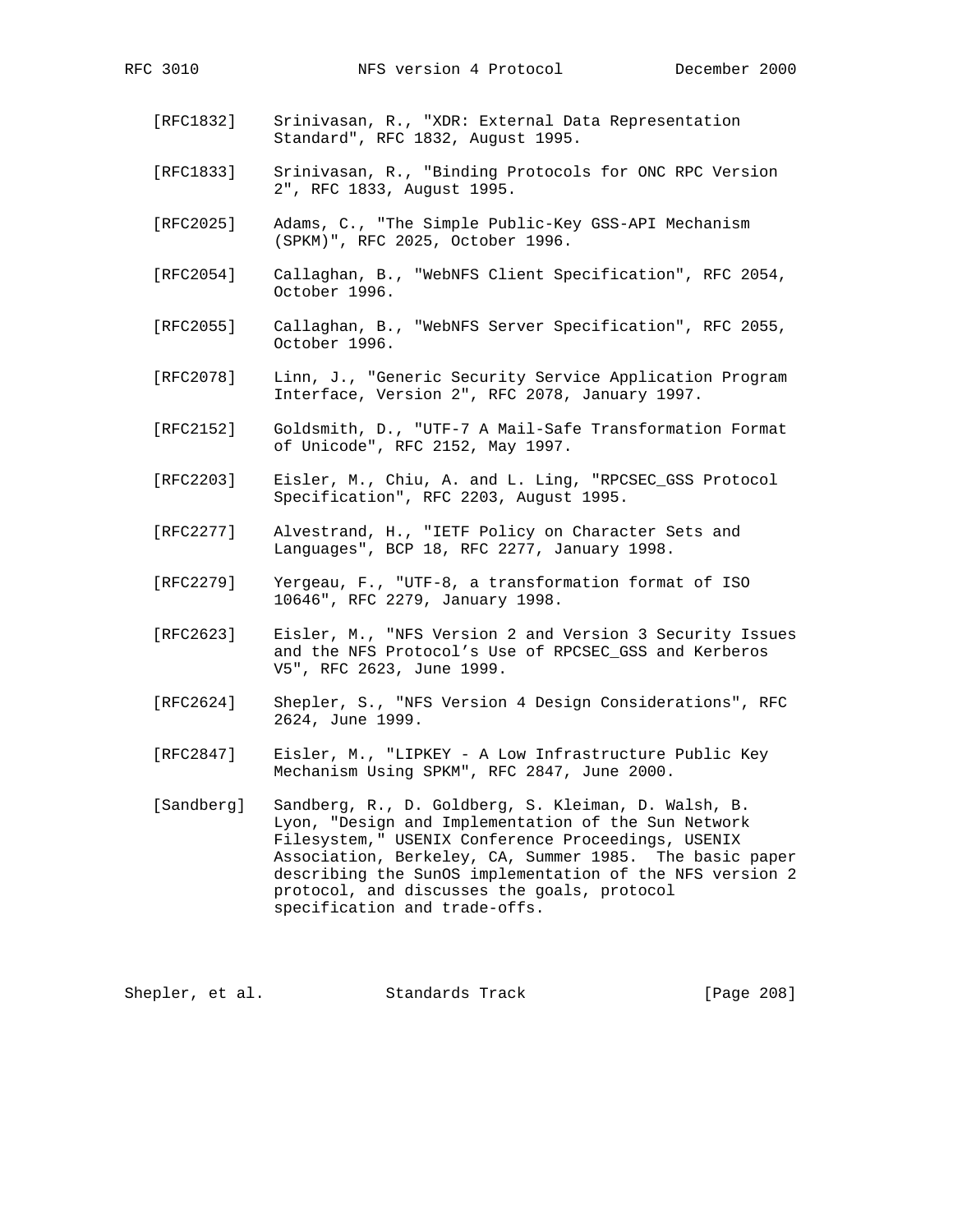[RFC1832] Srinivasan, R., "XDR: External Data Representation Standard", RFC 1832, August 1995.

[RFC1833] Srinivasan, R., "Binding Protocols for ONC RPC Version 2", RFC 1833, August 1995.

[RFC2025] Adams, C., "The Simple Public-Key GSS-API Mechanism (SPKM)", RFC 2025, October 1996.

[RFC2054] Callaghan, B., "WebNFS Client Specification", RFC 2054, October 1996.

[RFC2055] Callaghan, B., "WebNFS Server Specification", RFC 2055, October 1996.

[RFC2078] Linn, J., "Generic Security Service Application Program Interface, Version 2", RFC 2078, January 1997.

[RFC2152] Goldsmith, D., "UTF-7 A Mail-Safe Transformation Format of Unicode", RFC 2152, May 1997.

[RFC2203] Eisler, M., Chiu, A. and L. Ling, "RPCSEC_GSS Protocol Specification", RFC 2203, August 1995.

[RFC2277] Alvestrand, H., "IETF Policy on Character Sets and Languages", BCP 18, RFC 2277, January 1998.

[RFC2279] Yergeau, F., "UTF-8, a transformation format of ISO 10646", RFC 2279, January 1998.

[RFC2623] Eisler, M., "NFS Version 2 and Version 3 Security Issues and the NFS Protocol's Use of RPCSEC_GSS and Kerberos V5", RFC 2623, June 1999.

[RFC2624] Shepler, S., "NFS Version 4 Design Considerations", RFC 2624, June 1999.

[RFC2847] Eisler, M., "LIPKEY - A Low Infrastructure Public Key Mechanism Using SPKM", RFC 2847, June 2000.

[Sandberg] Sandberg, R., D. Goldberg, S. Kleiman, D. Walsh, B. Lyon, "Design and Implementation of the Sun Network Filesystem," USENIX Conference Proceedings, USENIX Association, Berkeley, CA, Summer 1985. The basic paper describing the SunOS implementation of the NFS version 2 protocol, and discusses the goals, protocol specification and trade-offs.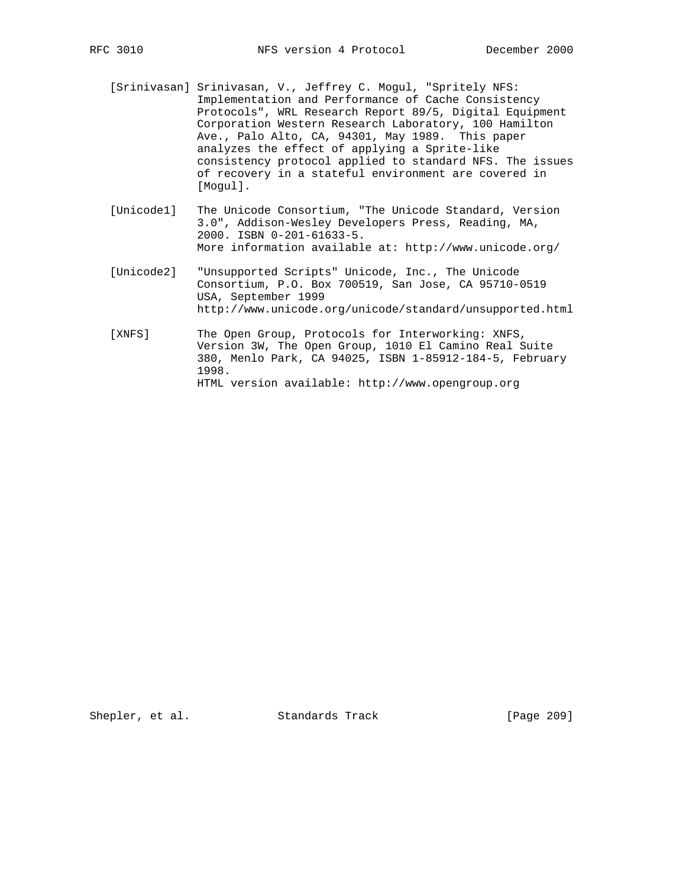[Srinivasan] Srinivasan, V., Jeffrey C. Mogul, "Spritely NFS: Implementation and Performance of Cache Consistency Protocols", WRL Research Report 89/5, Digital Equipment Corporation Western Research Laboratory, 100 Hamilton Ave., Palo Alto, CA, 94301, May 1989. This paper analyzes the effect of applying a Sprite-like consistency protocol applied to standard NFS. The issues of recovery in a stateful environment are covered in [Mogul].

[Unicode1] The Unicode Consortium, "The Unicode Standard, Version 3.0", Addison-Wesley Developers Press, Reading, MA, 2000. ISBN 0-201-61633-5. More information available at: http://www.unicode.org/

[Unicode2] "Unsupported Scripts" Unicode, Inc., The Unicode Consortium, P.O. Box 700519, San Jose, CA 95710-0519 USA, September 1999 http://www.unicode.org/unicode/standard/unsupported.html

[XNFS] The Open Group, Protocols for Interworking: XNFS, Version 3W, The Open Group, 1010 El Camino Real Suite 380, Menlo Park, CA 94025, ISBN 1-85912-184-5, February 1998. HTML version available: http://www.opengroup.org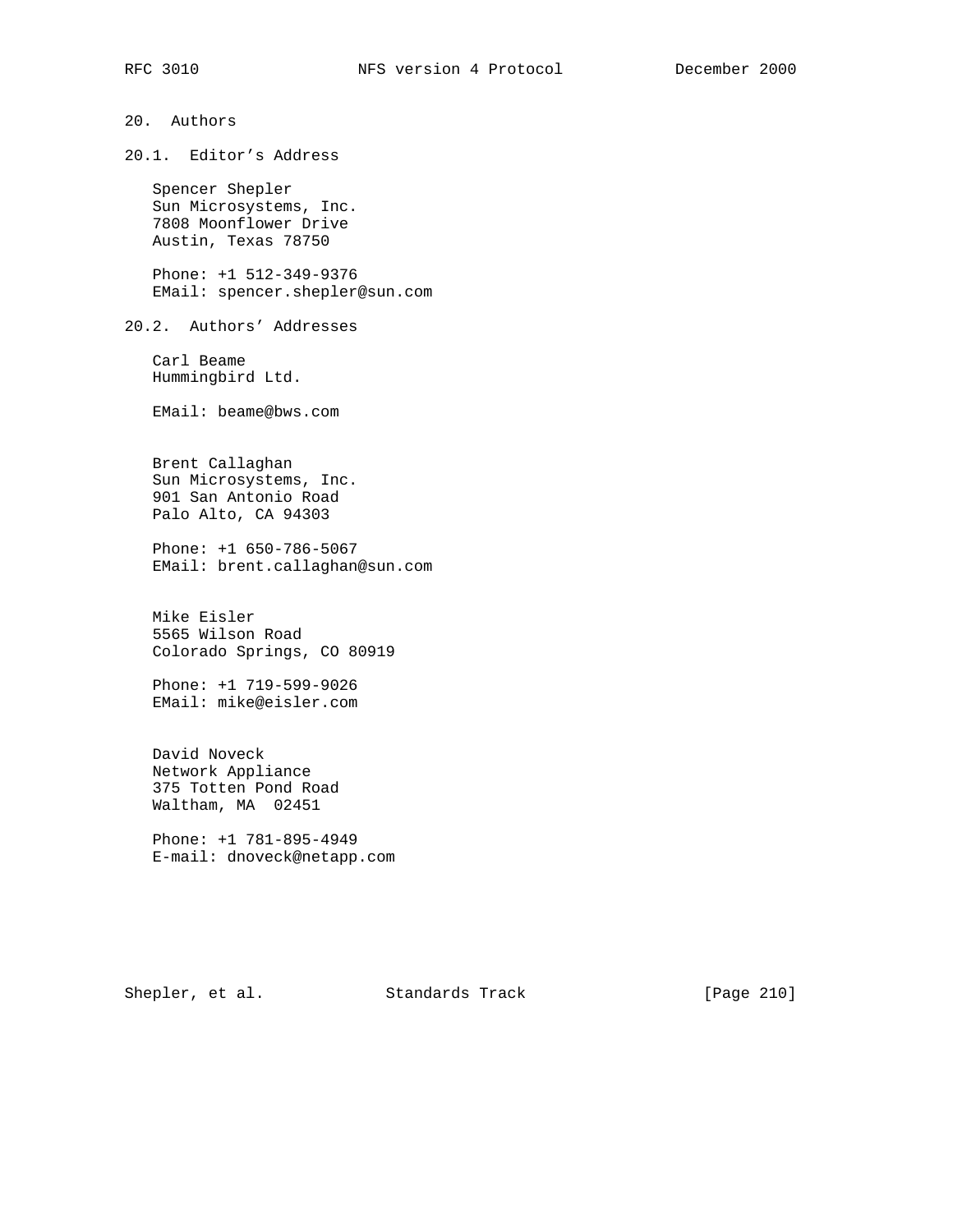# 20. Authors

## 20.1. Editor's Address

Spencer Shepler
Sun Microsystems, Inc.
7808 Moonflower Drive
Austin, Texas 78750

Phone: +1 512-349-9376
EMail: spencer.shepler@sun.com

## 20.2. Authors' Addresses

Carl Beame
Hummingbird Ltd.

EMail: beame@bws.com

Brent Callaghan
Sun Microsystems, Inc.
901 San Antonio Road
Palo Alto, CA 94303

Phone: +1 650-786-5067
EMail: brent.callaghan@sun.com

Mike Eisler
5565 Wilson Road
Colorado Springs, CO 80919

Phone: +1 719-599-9026
EMail: mike@eisler.com

David Noveck
Network Appliance
375 Totten Pond Road
Waltham, MA  02451

Phone: +1 781-895-4949
E-mail: dnoveck@netapp.com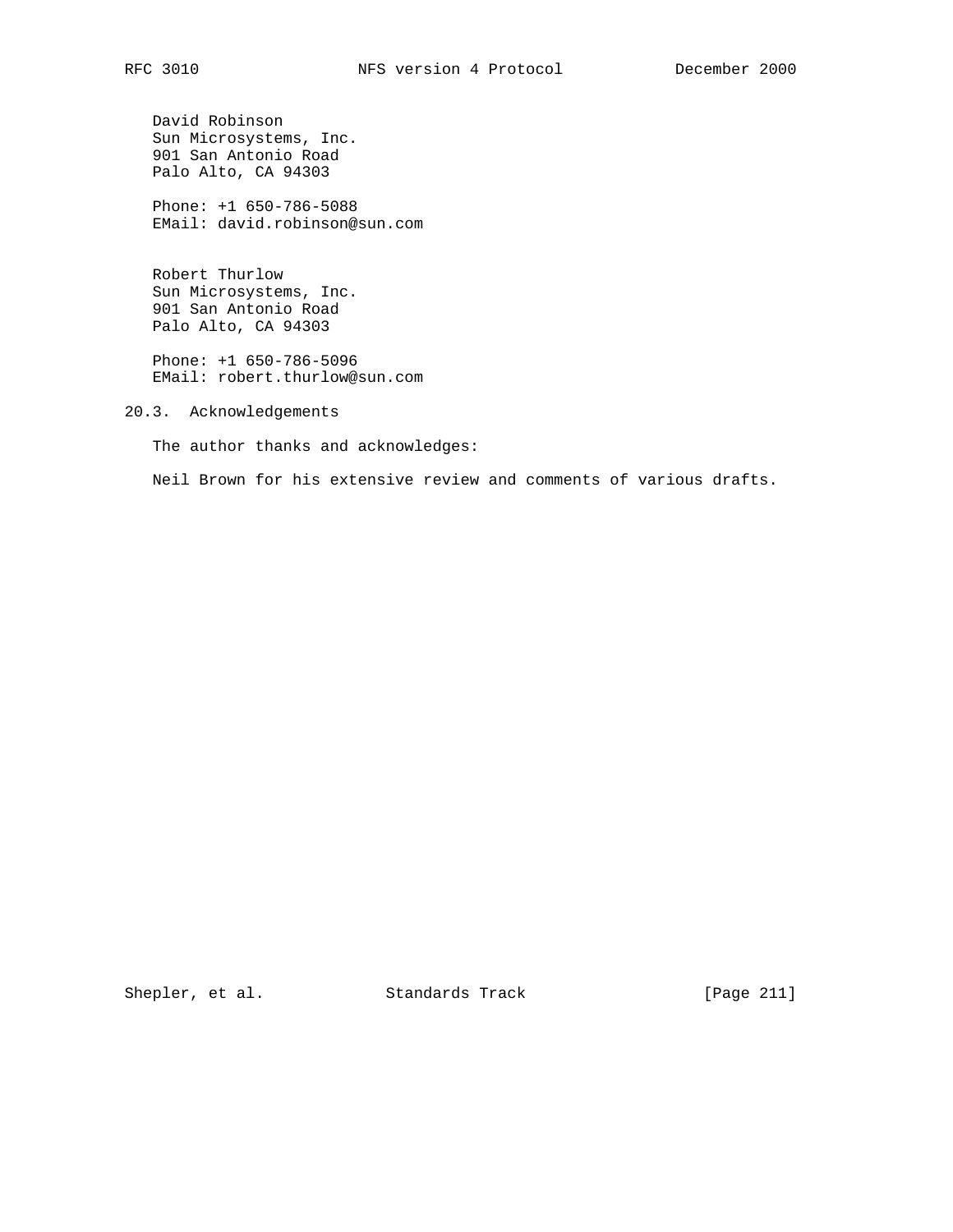David Robinson
Sun Microsystems, Inc.
901 San Antonio Road
Palo Alto, CA 94303

Phone: +1 650-786-5088
EMail: david.robinson@sun.com

Robert Thurlow
Sun Microsystems, Inc.
901 San Antonio Road
Palo Alto, CA 94303

Phone: +1 650-786-5096
EMail: robert.thurlow@sun.com

## 20.3. Acknowledgements

The author thanks and acknowledges:

Neil Brown for his extensive review and comments of various drafts.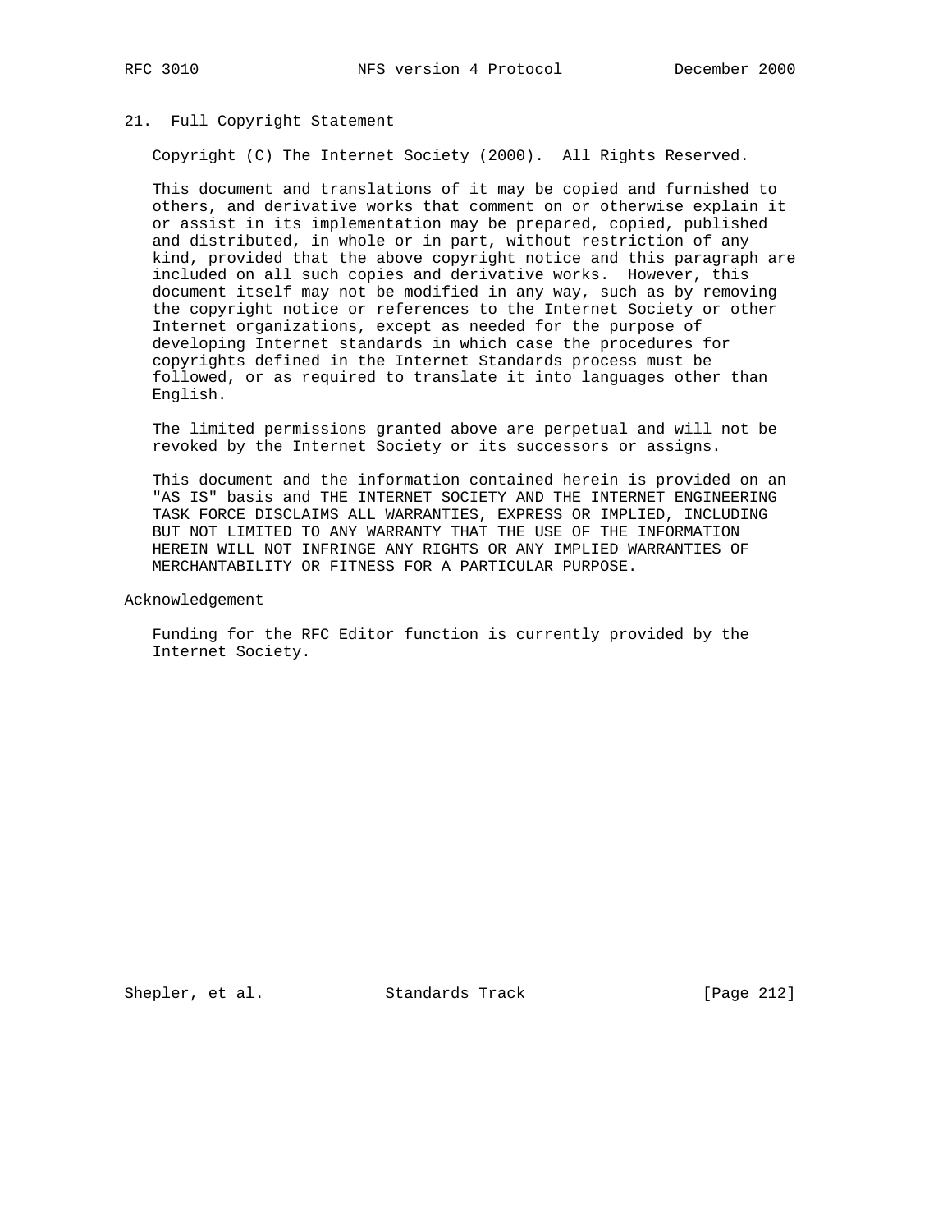## 21. Full Copyright Statement

Copyright (C) The Internet Society (2000). All Rights Reserved.

This document and translations of it may be copied and furnished to others, and derivative works that comment on or otherwise explain it or assist in its implementation may be prepared, copied, published and distributed, in whole or in part, without restriction of any kind, provided that the above copyright notice and this paragraph are included on all such copies and derivative works. However, this document itself may not be modified in any way, such as by removing the copyright notice or references to the Internet Society or other Internet organizations, except as needed for the purpose of developing Internet standards in which case the procedures for copyrights defined in the Internet Standards process must be followed, or as required to translate it into languages other than English.

The limited permissions granted above are perpetual and will not be revoked by the Internet Society or its successors or assigns.

This document and the information contained herein is provided on an "AS IS" basis and THE INTERNET SOCIETY AND THE INTERNET ENGINEERING TASK FORCE DISCLAIMS ALL WARRANTIES, EXPRESS OR IMPLIED, INCLUDING BUT NOT LIMITED TO ANY WARRANTY THAT THE USE OF THE INFORMATION HEREIN WILL NOT INFRINGE ANY RIGHTS OR ANY IMPLIED WARRANTIES OF MERCHANTABILITY OR FITNESS FOR A PARTICULAR PURPOSE.

## Acknowledgement

Funding for the RFC Editor function is currently provided by the Internet Society.